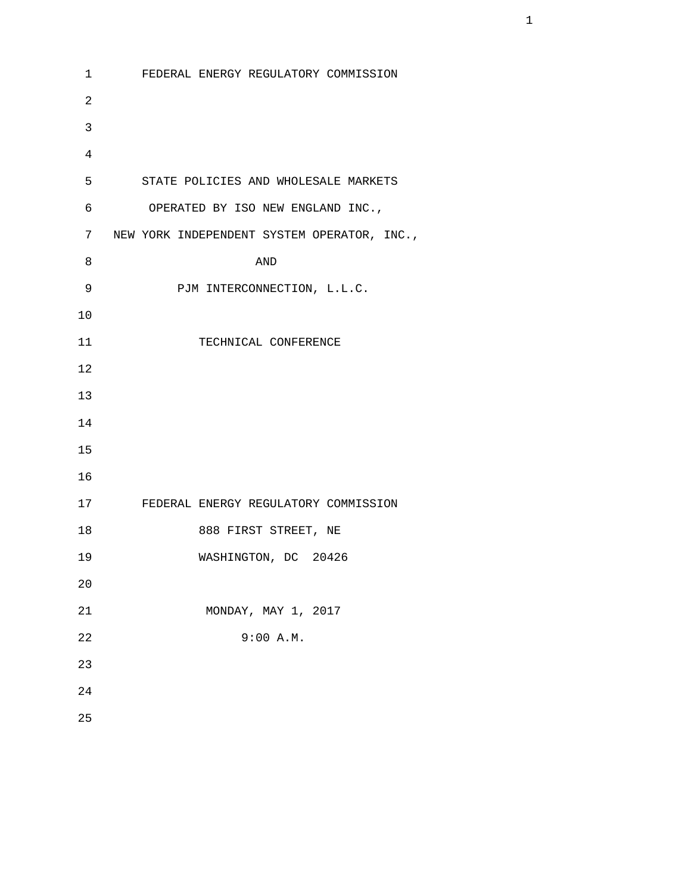FEDERAL ENERGY REGULATORY COMMISSION

STATE POLICIES AND WHOLESALE MARKETS

OPERATED BY ISO NEW ENGLAND INC.,

NEW YORK INDEPENDENT SYSTEM OPERATOR, INC.,

AND

PJM INTERCONNECTION, L.L.C.

TECHNICAL CONFERENCE

FEDERAL ENERGY REGULATORY COMMISSION

888 FIRST STREET, NE

WASHINGTON, DC 20426

MONDAY, MAY 1, 2017

9:00 A.M.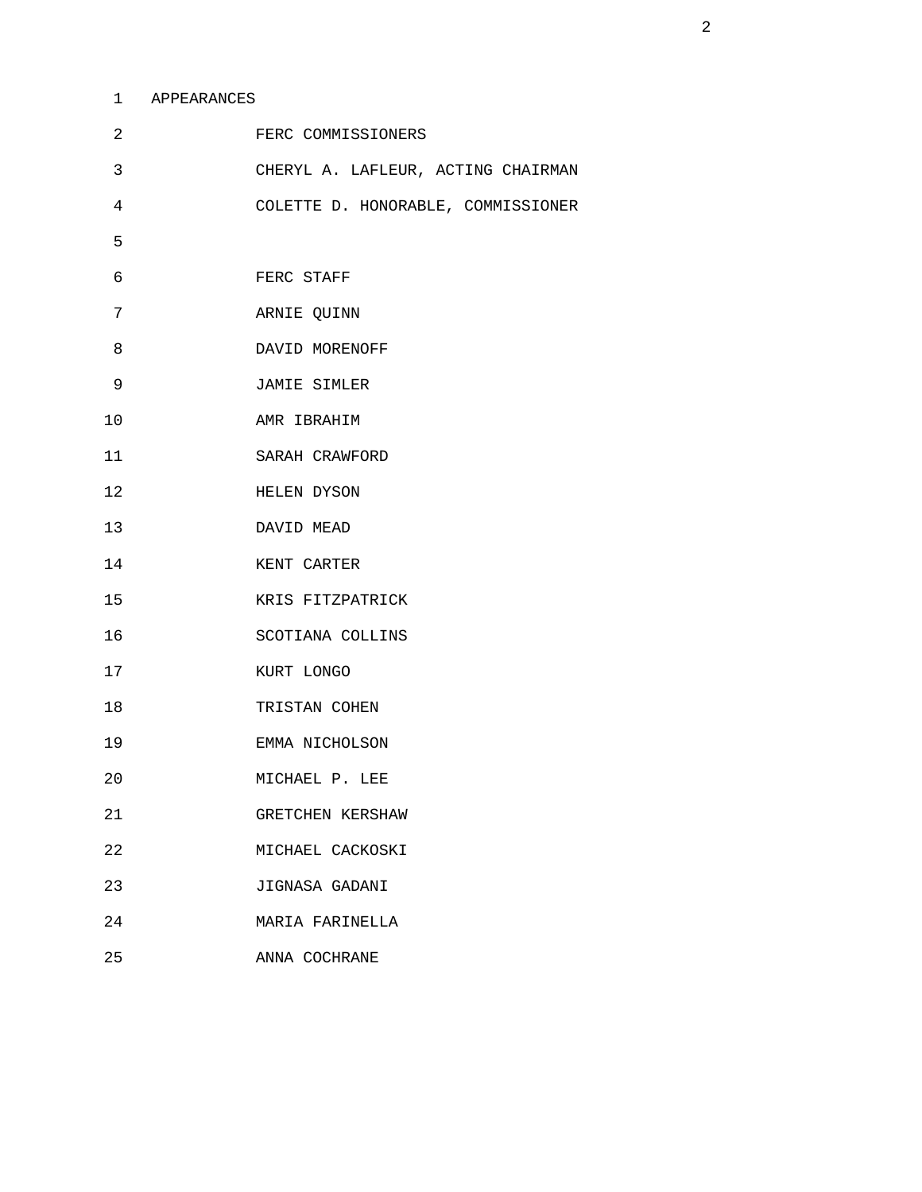APPEARANCES

FERC COMMISSIONERS

CHERYL A. LAFLEUR, ACTING CHAIRMAN

COLETTE D. HONORABLE, COMMISSIONER

FERC STAFF

ARNIE QUINN

DAVID MORENOFF

JAMIE SIMLER

AMR IBRAHIM

SARAH CRAWFORD

HELEN DYSON

DAVID MEAD

KENT CARTER

KRIS FITZPATRICK

SCOTIANA COLLINS

KURT LONGO

TRISTAN COHEN

EMMA NICHOLSON

MICHAEL P. LEE

GRETCHEN KERSHAW

MICHAEL CACKOSKI

JIGNASA GADANI

MARIA FARINELLA

ANNA COCHRANE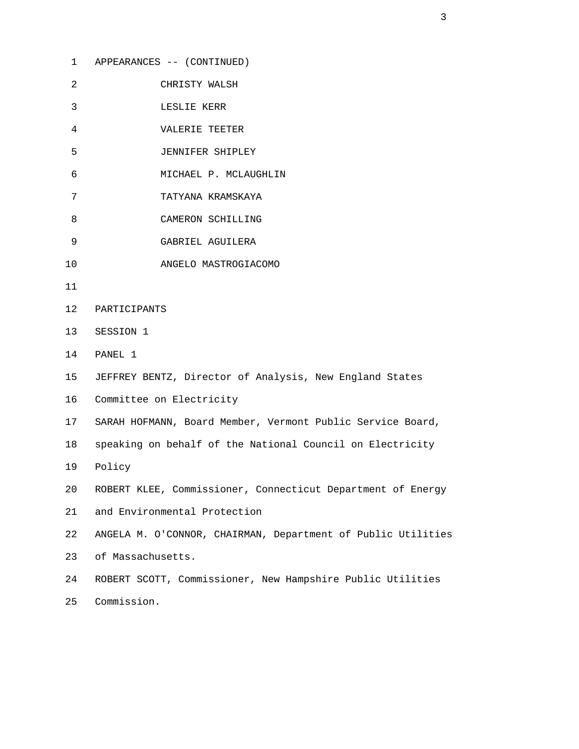APPEARANCES -- (CONTINUED)

CHRISTY WALSH

LESLIE KERR

VALERIE TEETER

JENNIFER SHIPLEY

MICHAEL P. MCLAUGHLIN

TATYANA KRAMSKAYA

CAMERON SCHILLING

GABRIEL AGUILERA

ANGELO MASTROGIACOMO

PARTICIPANTS

SESSION 1

PANEL 1

JEFFREY BENTZ, Director of Analysis, New England States Committee on Electricity

SARAH HOFMANN, Board Member, Vermont Public Service Board, speaking on behalf of the National Council on Electricity Policy

ROBERT KLEE, Commissioner, Connecticut Department of Energy and Environmental Protection

ANGELA M. O'CONNOR, CHAIRMAN, Department of Public Utilities of Massachusetts.

ROBERT SCOTT, Commissioner, New Hampshire Public Utilities Commission.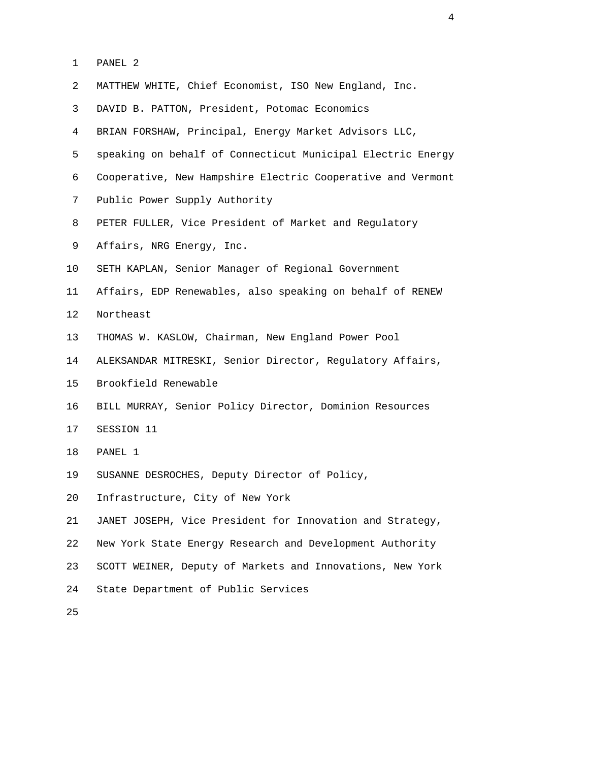PANEL 2

MATTHEW WHITE, Chief Economist, ISO New England, Inc.

DAVID B. PATTON, President, Potomac Economics

BRIAN FORSHAW, Principal, Energy Market Advisors LLC, speaking on behalf of Connecticut Municipal Electric Energy Cooperative, New Hampshire Electric Cooperative and Vermont Public Power Supply Authority

PETER FULLER, Vice President of Market and Regulatory Affairs, NRG Energy, Inc.

SETH KAPLAN, Senior Manager of Regional Government Affairs, EDP Renewables, also speaking on behalf of RENEW Northeast

THOMAS W. KASLOW, Chairman, New England Power Pool

ALEKSANDAR MITRESKI, Senior Director, Regulatory Affairs, Brookfield Renewable

BILL MURRAY, Senior Policy Director, Dominion Resources

SESSION 11

PANEL 1

SUSANNE DESROCHES, Deputy Director of Policy, Infrastructure, City of New York

JANET JOSEPH, Vice President for Innovation and Strategy, New York State Energy Research and Development Authority

SCOTT WEINER, Deputy of Markets and Innovations, New York State Department of Public Services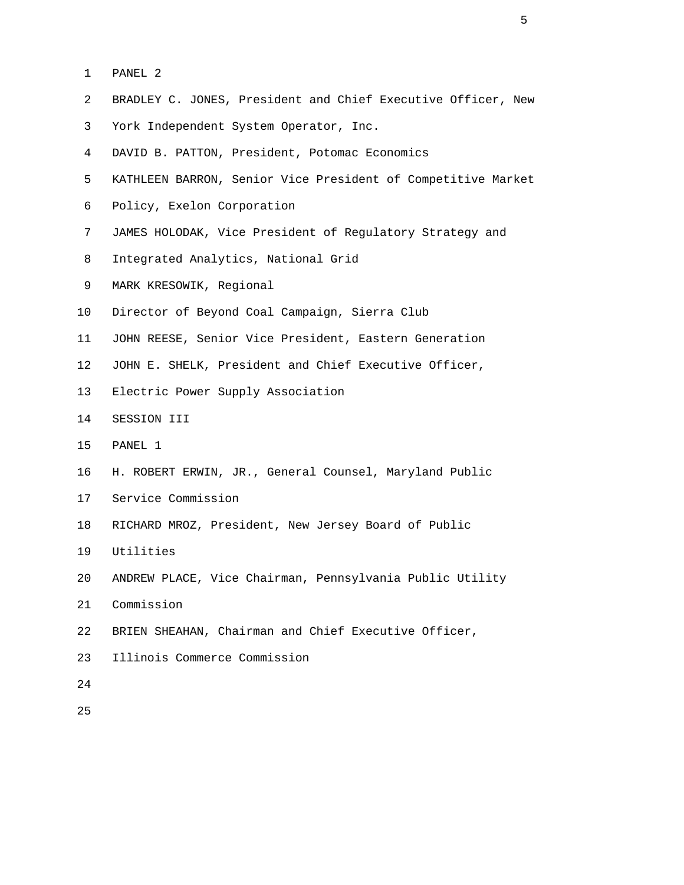PANEL 2

BRADLEY C. JONES, President and Chief Executive Officer, New York Independent System Operator, Inc.

DAVID B. PATTON, President, Potomac Economics

KATHLEEN BARRON, Senior Vice President of Competitive Market Policy, Exelon Corporation

JAMES HOLODAK, Vice President of Regulatory Strategy and Integrated Analytics, National Grid

MARK KRESOWIK, Regional Director of Beyond Coal Campaign, Sierra Club

JOHN REESE, Senior Vice President, Eastern Generation

JOHN E. SHELK, President and Chief Executive Officer, Electric Power Supply Association

SESSION III

PANEL 1

H. ROBERT ERWIN, JR., General Counsel, Maryland Public Service Commission

RICHARD MROZ, President, New Jersey Board of Public Utilities

ANDREW PLACE, Vice Chairman, Pennsylvania Public Utility Commission

BRIEN SHEAHAN, Chairman and Chief Executive Officer, Illinois Commerce Commission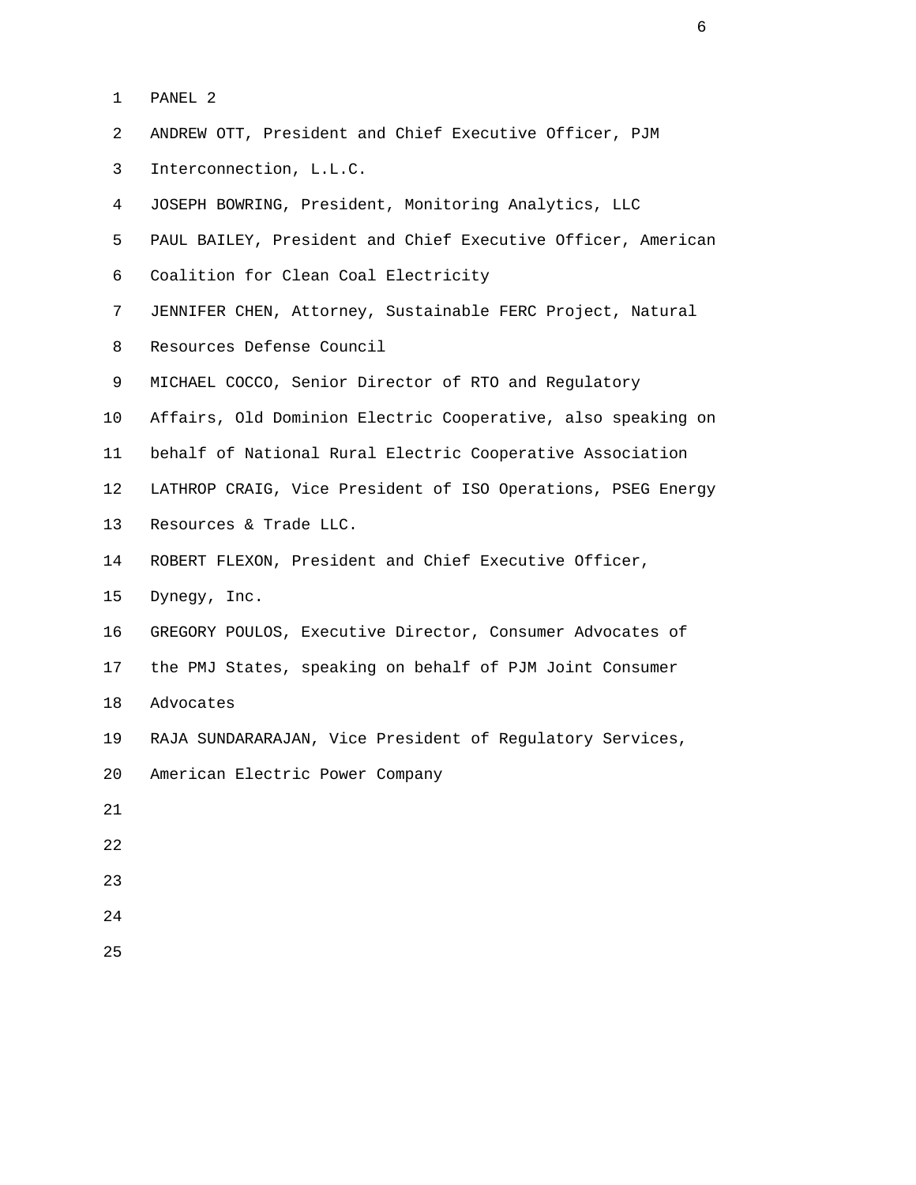PANEL 2

ANDREW OTT, President and Chief Executive Officer, PJM Interconnection, L.L.C.

JOSEPH BOWRING, President, Monitoring Analytics, LLC

PAUL BAILEY, President and Chief Executive Officer, American Coalition for Clean Coal Electricity

JENNIFER CHEN, Attorney, Sustainable FERC Project, Natural Resources Defense Council

MICHAEL COCCO, Senior Director of RTO and Regulatory Affairs, Old Dominion Electric Cooperative, also speaking on behalf of National Rural Electric Cooperative Association

LATHROP CRAIG, Vice President of ISO Operations, PSEG Energy Resources & Trade LLC.

ROBERT FLEXON, President and Chief Executive Officer, Dynegy, Inc.

GREGORY POULOS, Executive Director, Consumer Advocates of the PMJ States, speaking on behalf of PJM Joint Consumer Advocates

RAJA SUNDARARAJAN, Vice President of Regulatory Services, American Electric Power Company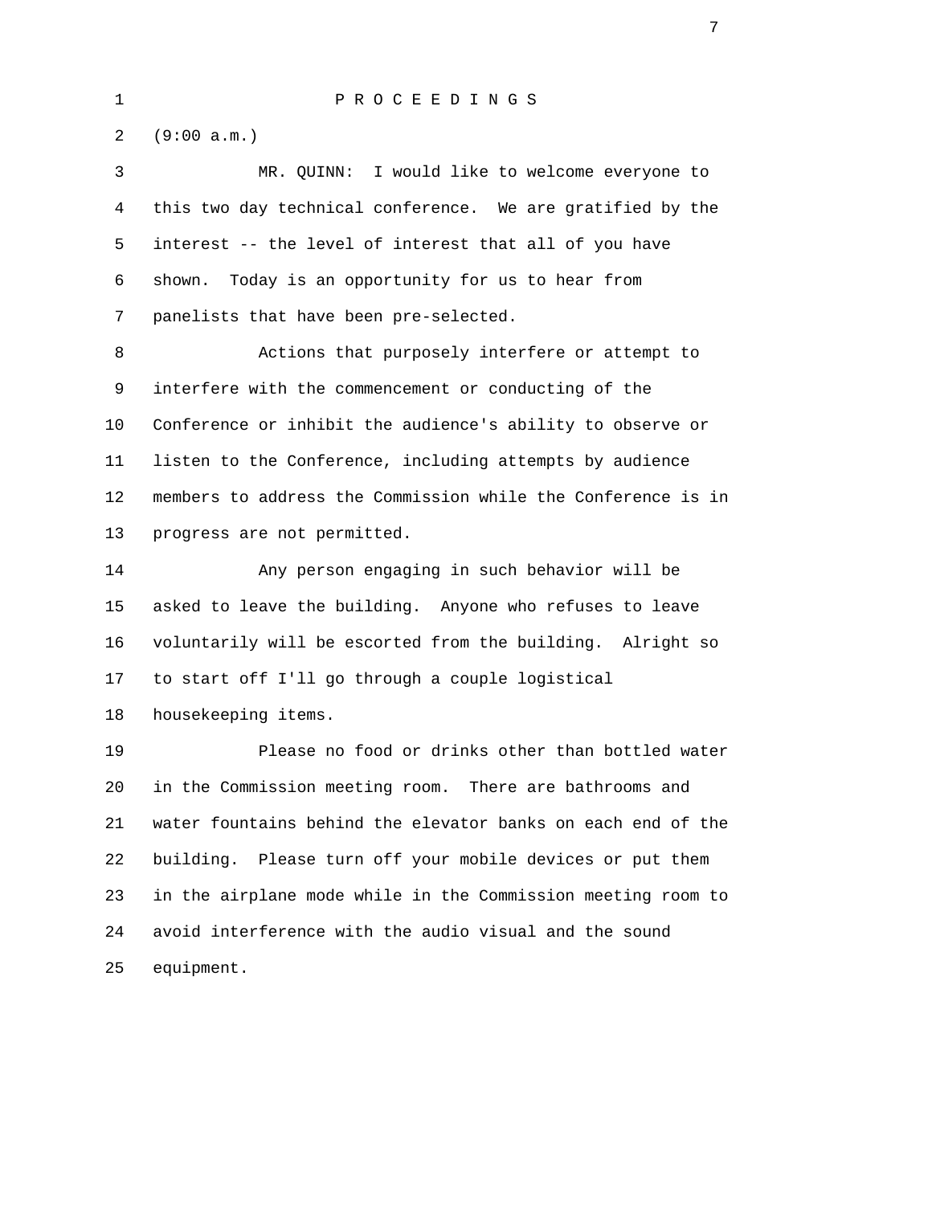P R O C E E D I N G S

(9:00 a.m.)

MR. QUINN: I would like to welcome everyone to this two day technical conference. We are gratified by the interest -- the level of interest that all of you have shown. Today is an opportunity for us to hear from panelists that have been pre-selected.

Actions that purposely interfere or attempt to interfere with the commencement or conducting of the Conference or inhibit the audience's ability to observe or listen to the Conference, including attempts by audience members to address the Commission while the Conference is in progress are not permitted.

Any person engaging in such behavior will be asked to leave the building. Anyone who refuses to leave voluntarily will be escorted from the building. Alright so to start off I'll go through a couple logistical housekeeping items.

Please no food or drinks other than bottled water in the Commission meeting room. There are bathrooms and water fountains behind the elevator banks on each end of the building. Please turn off your mobile devices or put them in the airplane mode while in the Commission meeting room to avoid interference with the audio visual and the sound equipment.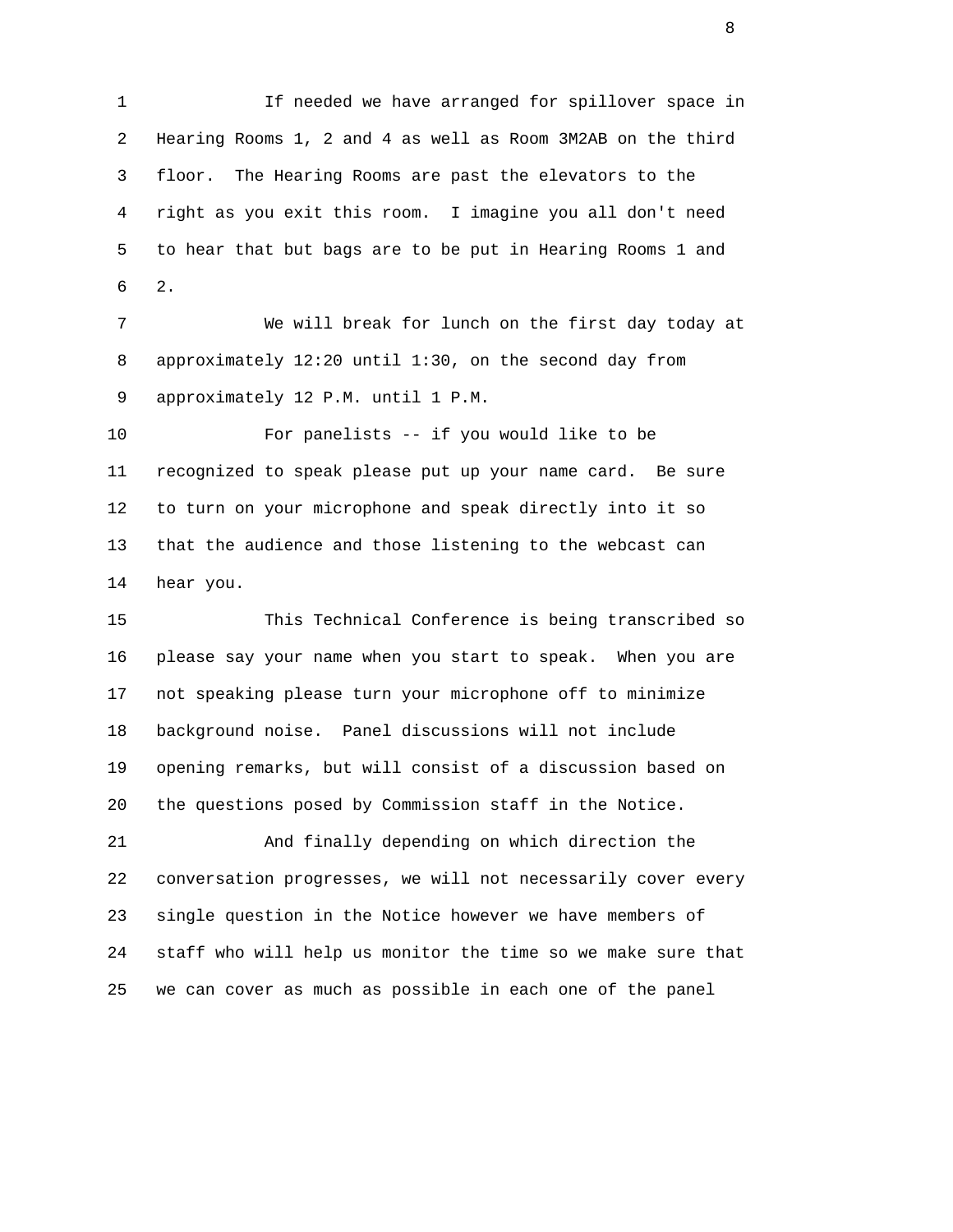If needed we have arranged for spillover space in Hearing Rooms 1, 2 and 4 as well as Room 3M2AB on the third floor. The Hearing Rooms are past the elevators to the right as you exit this room. I imagine you all don't need to hear that but bags are to be put in Hearing Rooms 1 and 2.

We will break for lunch on the first day today at approximately 12:20 until 1:30, on the second day from approximately 12 P.M. until 1 P.M.

For panelists -- if you would like to be recognized to speak please put up your name card. Be sure to turn on your microphone and speak directly into it so that the audience and those listening to the webcast can hear you.

This Technical Conference is being transcribed so please say your name when you start to speak. When you are not speaking please turn your microphone off to minimize background noise. Panel discussions will not include opening remarks, but will consist of a discussion based on the questions posed by Commission staff in the Notice.

And finally depending on which direction the conversation progresses, we will not necessarily cover every single question in the Notice however we have members of staff who will help us monitor the time so we make sure that we can cover as much as possible in each one of the panel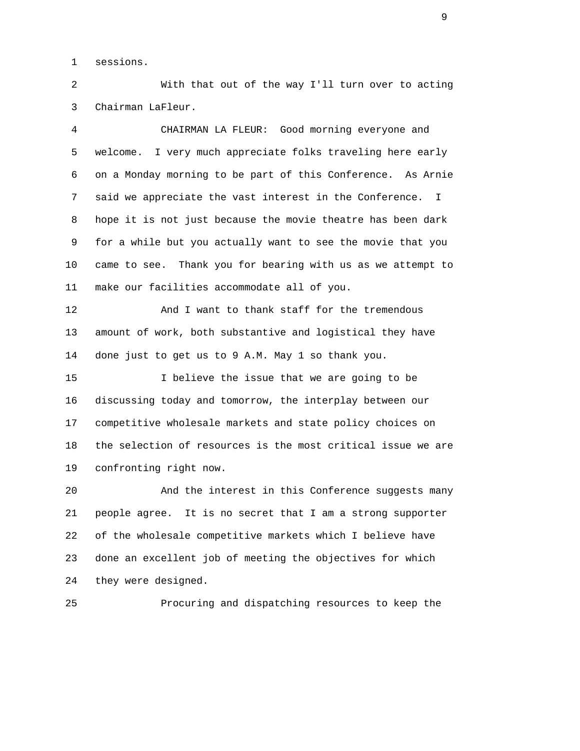sessions.

With that out of the way I'll turn over to acting Chairman LaFleur.

CHAIRMAN LA FLEUR: Good morning everyone and welcome. I very much appreciate folks traveling here early on a Monday morning to be part of this Conference. As Arnie said we appreciate the vast interest in the Conference. I hope it is not just because the movie theatre has been dark for a while but you actually want to see the movie that you came to see. Thank you for bearing with us as we attempt to make our facilities accommodate all of you.

And I want to thank staff for the tremendous amount of work, both substantive and logistical they have done just to get us to 9 A.M. May 1 so thank you.

I believe the issue that we are going to be discussing today and tomorrow, the interplay between our competitive wholesale markets and state policy choices on the selection of resources is the most critical issue we are confronting right now.

And the interest in this Conference suggests many people agree. It is no secret that I am a strong supporter of the wholesale competitive markets which I believe have done an excellent job of meeting the objectives for which they were designed.

Procuring and dispatching resources to keep the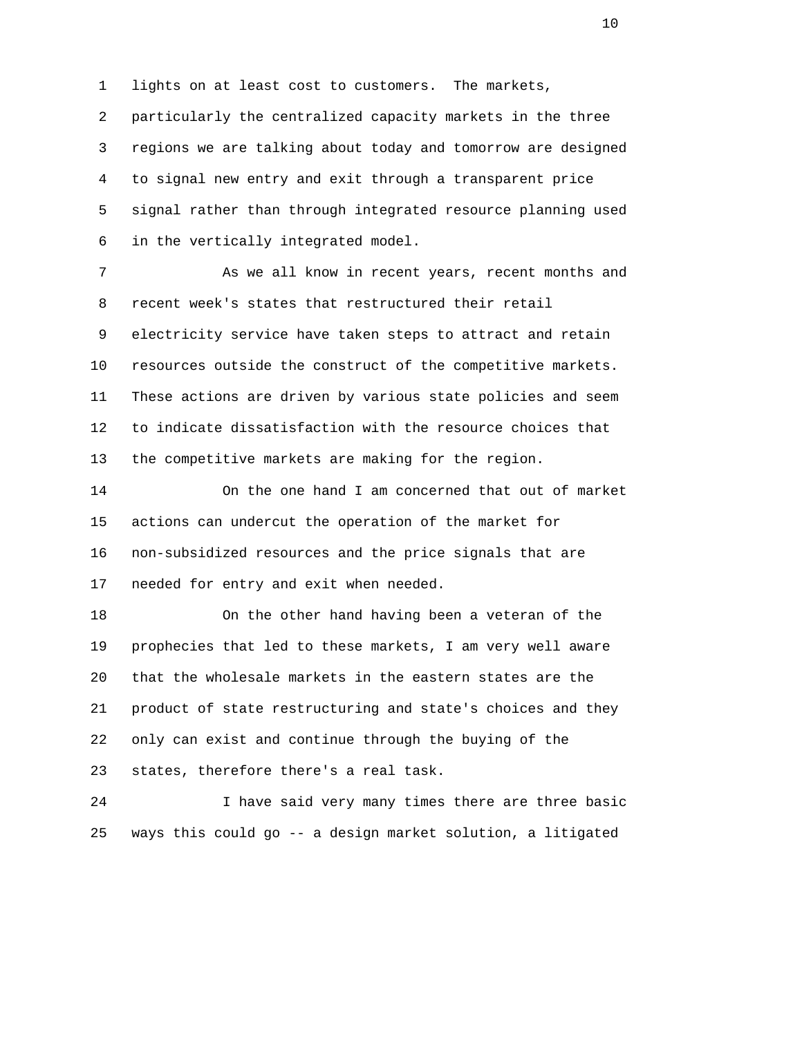lights on at least cost to customers. The markets, particularly the centralized capacity markets in the three regions we are talking about today and tomorrow are designed to signal new entry and exit through a transparent price signal rather than through integrated resource planning used in the vertically integrated model.

As we all know in recent years, recent months and recent week's states that restructured their retail electricity service have taken steps to attract and retain resources outside the construct of the competitive markets. These actions are driven by various state policies and seem to indicate dissatisfaction with the resource choices that the competitive markets are making for the region.

On the one hand I am concerned that out of market actions can undercut the operation of the market for non-subsidized resources and the price signals that are needed for entry and exit when needed.

On the other hand having been a veteran of the prophecies that led to these markets, I am very well aware that the wholesale markets in the eastern states are the product of state restructuring and state's choices and they only can exist and continue through the buying of the states, therefore there's a real task.

I have said very many times there are three basic ways this could go -- a design market solution, a litigated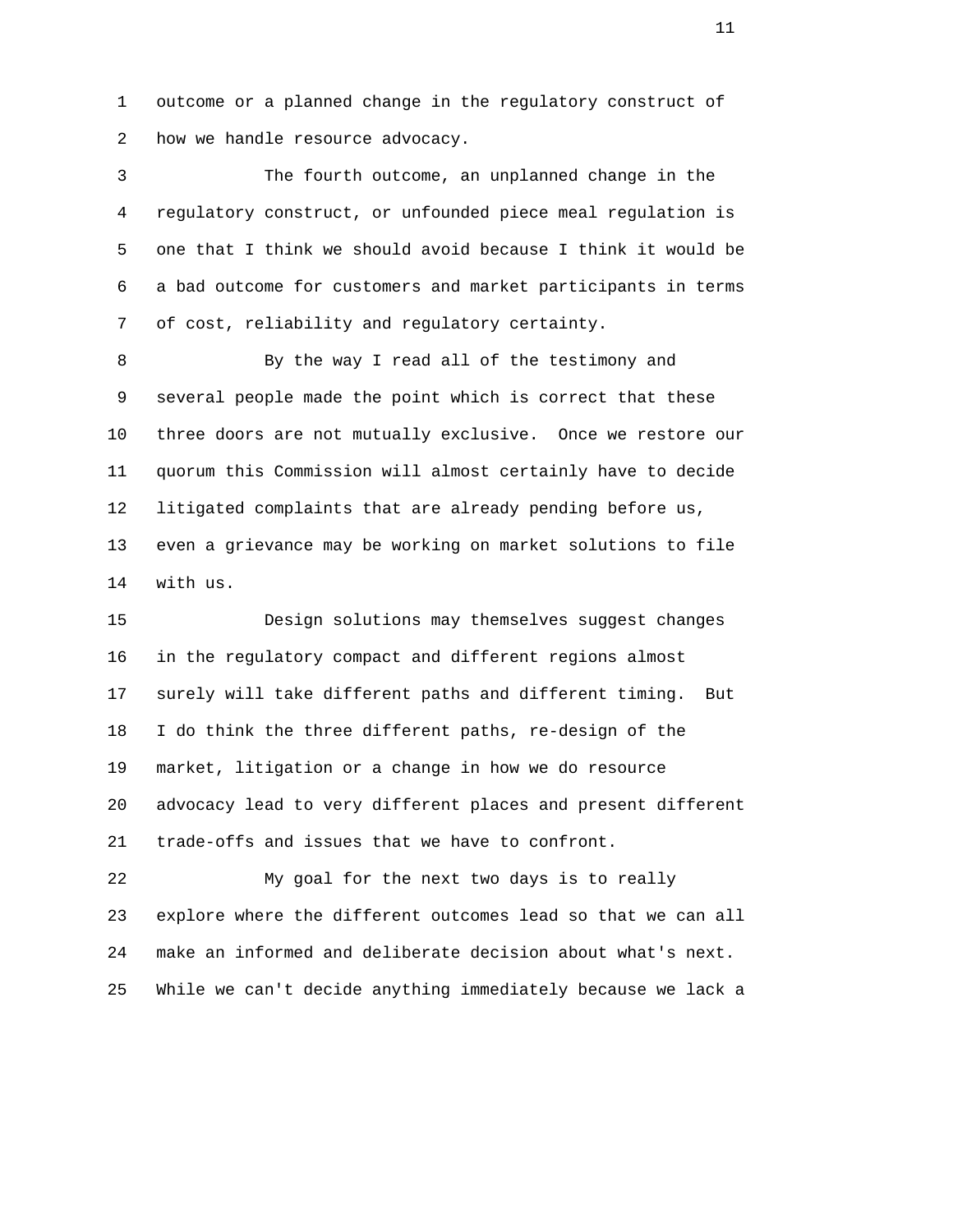outcome or a planned change in the regulatory construct of how we handle resource advocacy.

The fourth outcome, an unplanned change in the regulatory construct, or unfounded piece meal regulation is one that I think we should avoid because I think it would be a bad outcome for customers and market participants in terms of cost, reliability and regulatory certainty.

By the way I read all of the testimony and several people made the point which is correct that these three doors are not mutually exclusive. Once we restore our quorum this Commission will almost certainly have to decide litigated complaints that are already pending before us, even a grievance may be working on market solutions to file with us.

Design solutions may themselves suggest changes in the regulatory compact and different regions almost surely will take different paths and different timing. But I do think the three different paths, re-design of the market, litigation or a change in how we do resource advocacy lead to very different places and present different trade-offs and issues that we have to confront.

My goal for the next two days is to really explore where the different outcomes lead so that we can all make an informed and deliberate decision about what's next. While we can't decide anything immediately because we lack a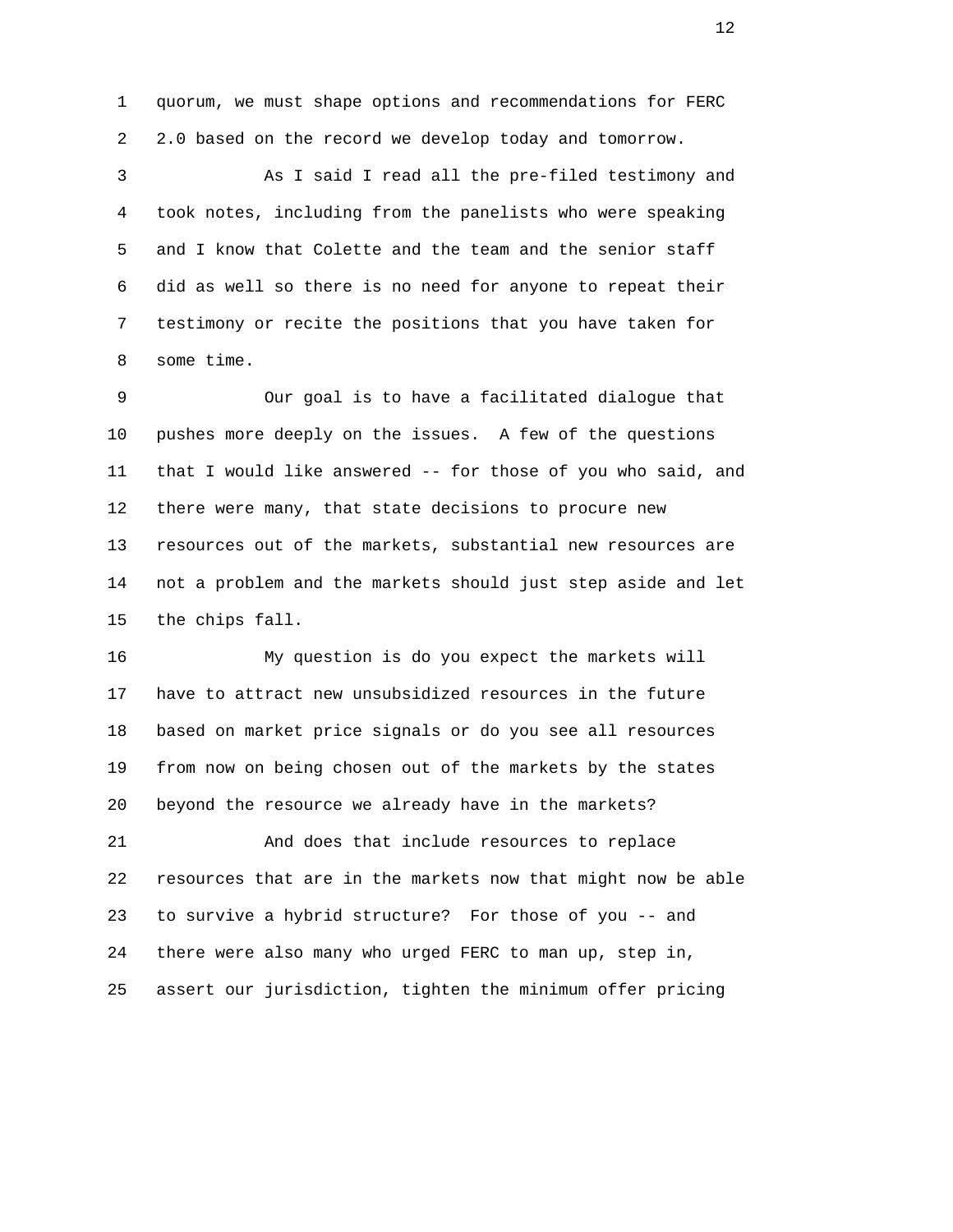quorum, we must shape options and recommendations for FERC 2.0 based on the record we develop today and tomorrow.

As I said I read all the pre-filed testimony and took notes, including from the panelists who were speaking and I know that Colette and the team and the senior staff did as well so there is no need for anyone to repeat their testimony or recite the positions that you have taken for some time.

Our goal is to have a facilitated dialogue that pushes more deeply on the issues. A few of the questions that I would like answered -- for those of you who said, and there were many, that state decisions to procure new resources out of the markets, substantial new resources are not a problem and the markets should just step aside and let the chips fall.

My question is do you expect the markets will have to attract new unsubsidized resources in the future based on market price signals or do you see all resources from now on being chosen out of the markets by the states beyond the resource we already have in the markets?

And does that include resources to replace resources that are in the markets now that might now be able to survive a hybrid structure? For those of you -- and there were also many who urged FERC to man up, step in, assert our jurisdiction, tighten the minimum offer pricing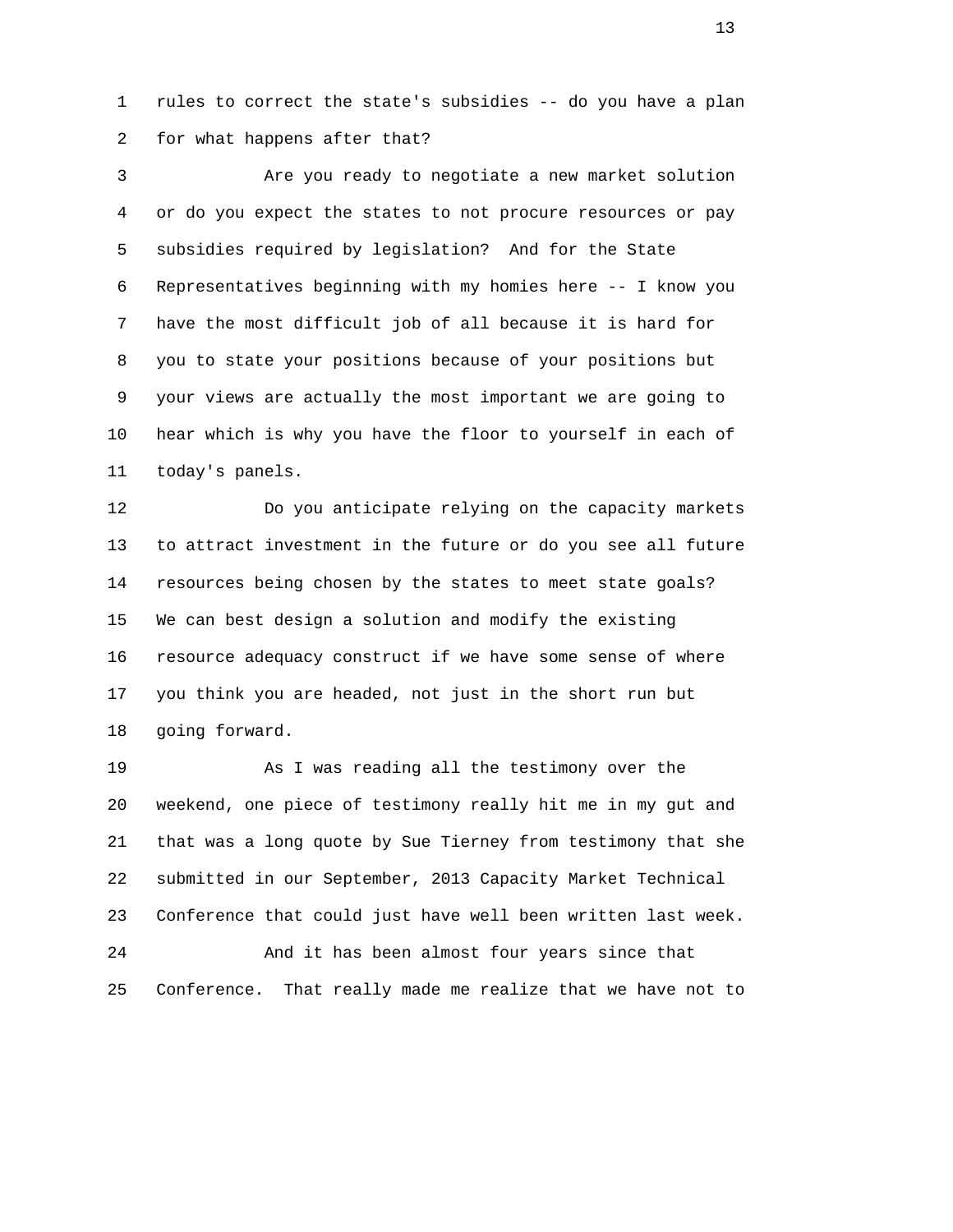rules to correct the state's subsidies -- do you have a plan for what happens after that?

Are you ready to negotiate a new market solution or do you expect the states to not procure resources or pay subsidies required by legislation? And for the State Representatives beginning with my homies here -- I know you have the most difficult job of all because it is hard for you to state your positions because of your positions but your views are actually the most important we are going to hear which is why you have the floor to yourself in each of today's panels.

Do you anticipate relying on the capacity markets to attract investment in the future or do you see all future resources being chosen by the states to meet state goals? We can best design a solution and modify the existing resource adequacy construct if we have some sense of where you think you are headed, not just in the short run but going forward.

As I was reading all the testimony over the weekend, one piece of testimony really hit me in my gut and that was a long quote by Sue Tierney from testimony that she submitted in our September, 2013 Capacity Market Technical Conference that could just have well been written last week.

And it has been almost four years since that Conference. That really made me realize that we have not to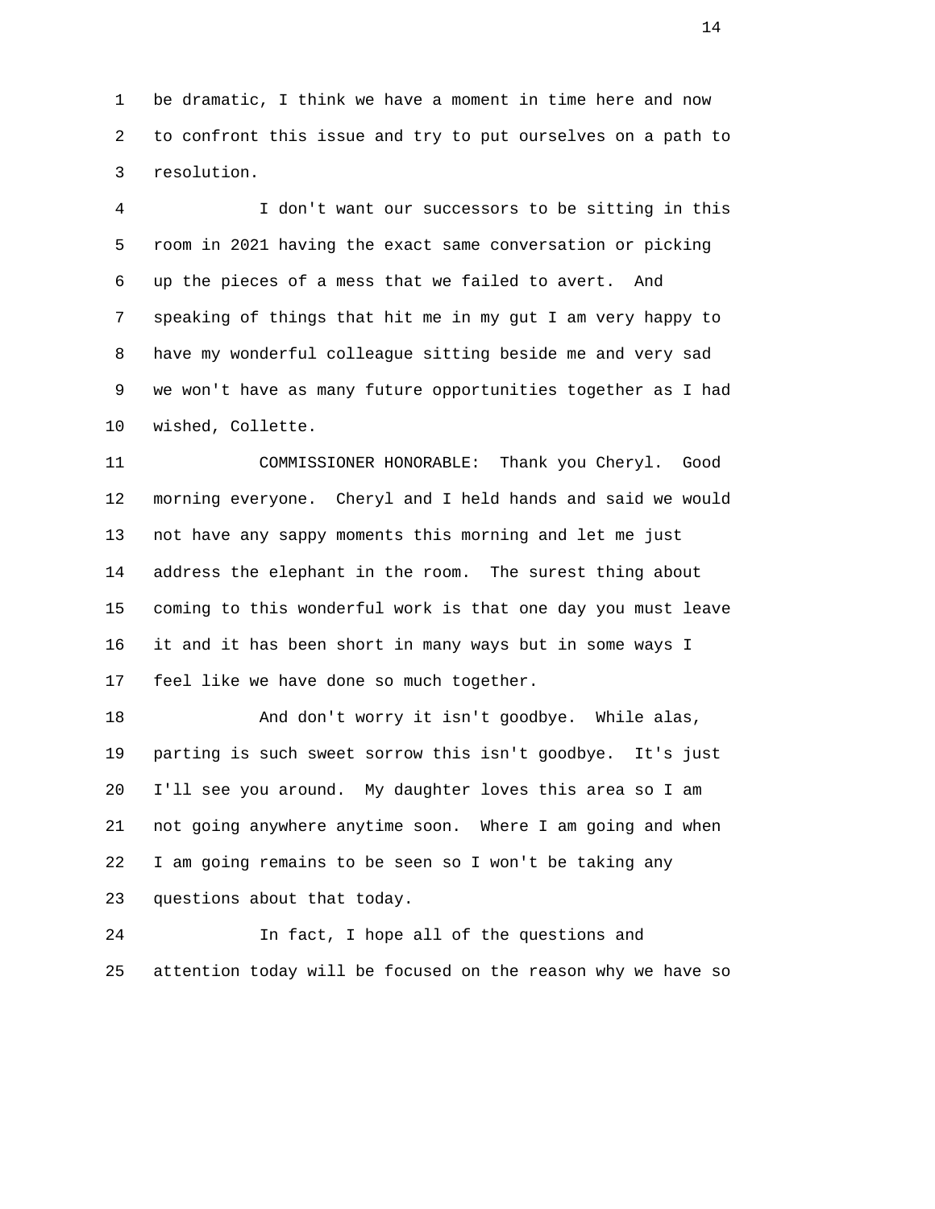be dramatic, I think we have a moment in time here and now to confront this issue and try to put ourselves on a path to resolution.

I don't want our successors to be sitting in this room in 2021 having the exact same conversation or picking up the pieces of a mess that we failed to avert. And speaking of things that hit me in my gut I am very happy to have my wonderful colleague sitting beside me and very sad we won't have as many future opportunities together as I had wished, Collette.

COMMISSIONER HONORABLE: Thank you Cheryl. Good morning everyone. Cheryl and I held hands and said we would not have any sappy moments this morning and let me just address the elephant in the room. The surest thing about coming to this wonderful work is that one day you must leave it and it has been short in many ways but in some ways I feel like we have done so much together.

And don't worry it isn't goodbye. While alas, parting is such sweet sorrow this isn't goodbye. It's just I'll see you around. My daughter loves this area so I am not going anywhere anytime soon. Where I am going and when I am going remains to be seen so I won't be taking any questions about that today.

In fact, I hope all of the questions and attention today will be focused on the reason why we have so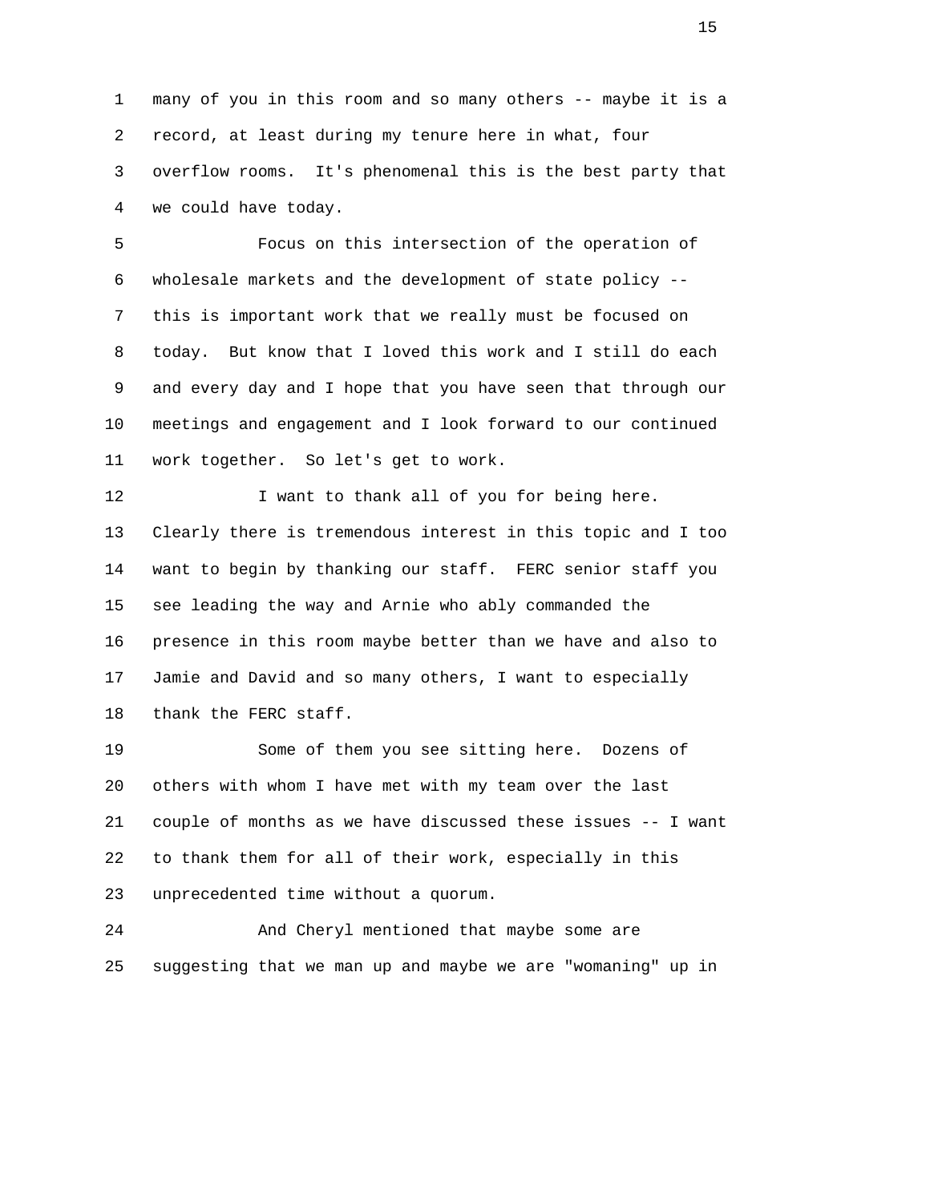many of you in this room and so many others -- maybe it is a record, at least during my tenure here in what, four overflow rooms. It's phenomenal this is the best party that we could have today.

Focus on this intersection of the operation of wholesale markets and the development of state policy -- this is important work that we really must be focused on today. But know that I loved this work and I still do each and every day and I hope that you have seen that through our meetings and engagement and I look forward to our continued work together. So let's get to work.

I want to thank all of you for being here. Clearly there is tremendous interest in this topic and I too want to begin by thanking our staff. FERC senior staff you see leading the way and Arnie who ably commanded the presence in this room maybe better than we have and also to Jamie and David and so many others, I want to especially thank the FERC staff.

Some of them you see sitting here. Dozens of others with whom I have met with my team over the last couple of months as we have discussed these issues -- I want to thank them for all of their work, especially in this unprecedented time without a quorum.

And Cheryl mentioned that maybe some are suggesting that we man up and maybe we are "womaning" up in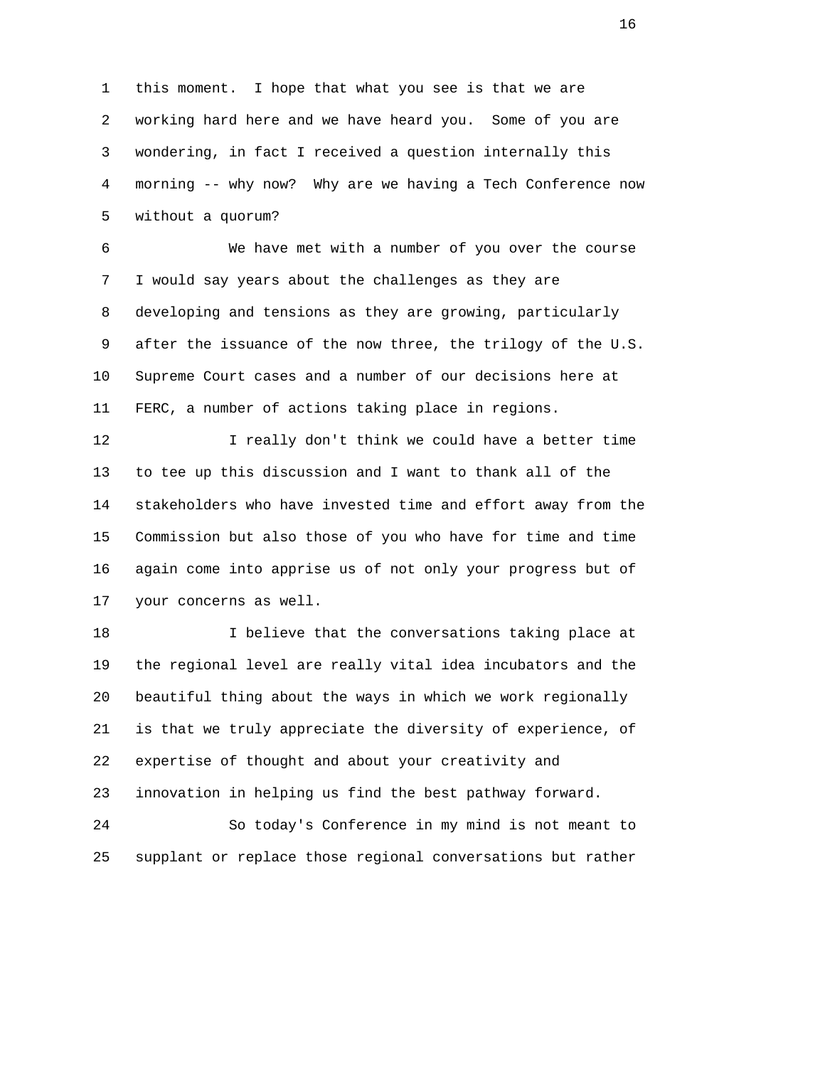this moment. I hope that what you see is that we are working hard here and we have heard you. Some of you are wondering, in fact I received a question internally this morning -- why now? Why are we having a Tech Conference now without a quorum?

We have met with a number of you over the course I would say years about the challenges as they are developing and tensions as they are growing, particularly after the issuance of the now three, the trilogy of the U.S. Supreme Court cases and a number of our decisions here at FERC, a number of actions taking place in regions.

I really don't think we could have a better time to tee up this discussion and I want to thank all of the stakeholders who have invested time and effort away from the Commission but also those of you who have for time and time again come into apprise us of not only your progress but of your concerns as well.

I believe that the conversations taking place at the regional level are really vital idea incubators and the beautiful thing about the ways in which we work regionally is that we truly appreciate the diversity of experience, of expertise of thought and about your creativity and innovation in helping us find the best pathway forward.

So today's Conference in my mind is not meant to supplant or replace those regional conversations but rather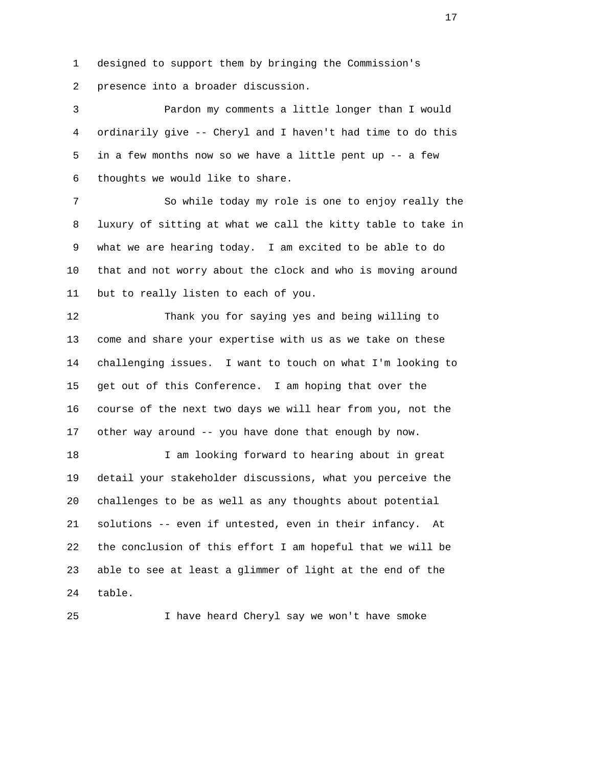designed to support them by bringing the Commission's presence into a broader discussion.

Pardon my comments a little longer than I would ordinarily give -- Cheryl and I haven't had time to do this in a few months now so we have a little pent up -- a few thoughts we would like to share.

So while today my role is one to enjoy really the luxury of sitting at what we call the kitty table to take in what we are hearing today. I am excited to be able to do that and not worry about the clock and who is moving around but to really listen to each of you.

Thank you for saying yes and being willing to come and share your expertise with us as we take on these challenging issues. I want to touch on what I'm looking to get out of this Conference. I am hoping that over the course of the next two days we will hear from you, not the other way around -- you have done that enough by now.

I am looking forward to hearing about in great detail your stakeholder discussions, what you perceive the challenges to be as well as any thoughts about potential solutions -- even if untested, even in their infancy. At the conclusion of this effort I am hopeful that we will be able to see at least a glimmer of light at the end of the table.

I have heard Cheryl say we won't have smoke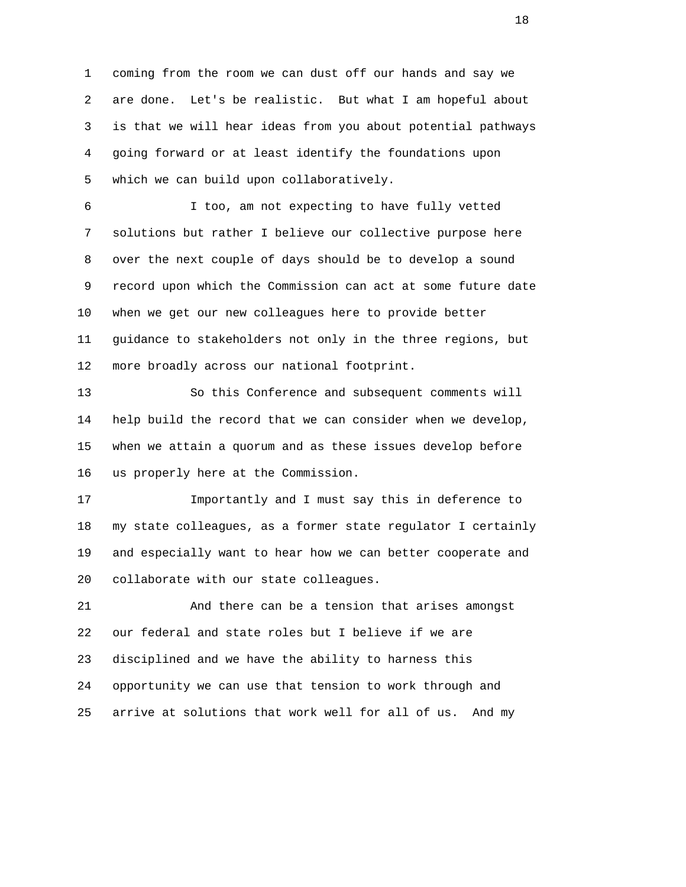coming from the room we can dust off our hands and say we are done. Let's be realistic. But what I am hopeful about is that we will hear ideas from you about potential pathways going forward or at least identify the foundations upon which we can build upon collaboratively.

I too, am not expecting to have fully vetted solutions but rather I believe our collective purpose here over the next couple of days should be to develop a sound record upon which the Commission can act at some future date when we get our new colleagues here to provide better guidance to stakeholders not only in the three regions, but more broadly across our national footprint.

So this Conference and subsequent comments will help build the record that we can consider when we develop, when we attain a quorum and as these issues develop before us properly here at the Commission.

Importantly and I must say this in deference to my state colleagues, as a former state regulator I certainly and especially want to hear how we can better cooperate and collaborate with our state colleagues.

And there can be a tension that arises amongst our federal and state roles but I believe if we are disciplined and we have the ability to harness this opportunity we can use that tension to work through and arrive at solutions that work well for all of us. And my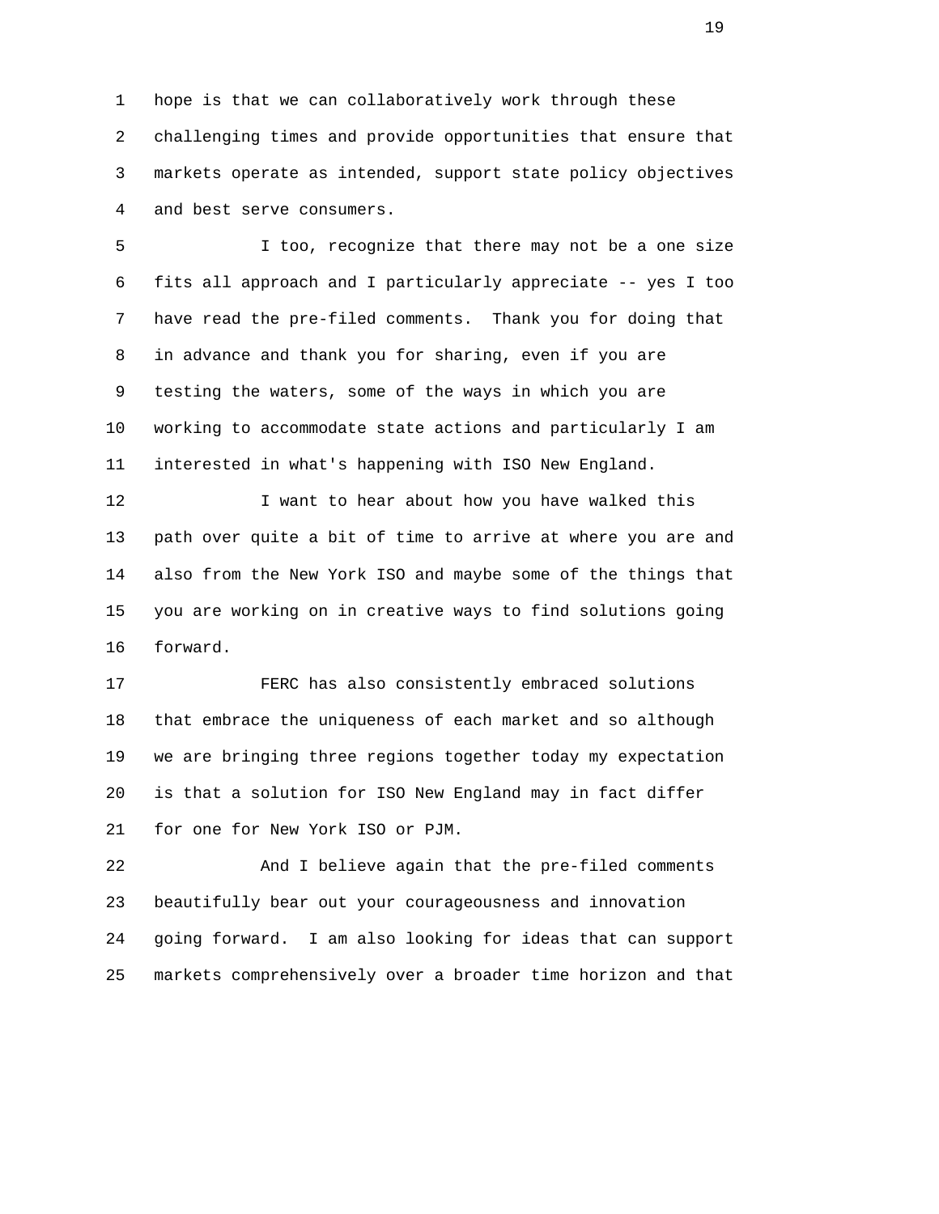hope is that we can collaboratively work through these challenging times and provide opportunities that ensure that markets operate as intended, support state policy objectives and best serve consumers.

I too, recognize that there may not be a one size fits all approach and I particularly appreciate -- yes I too have read the pre-filed comments. Thank you for doing that in advance and thank you for sharing, even if you are testing the waters, some of the ways in which you are working to accommodate state actions and particularly I am interested in what's happening with ISO New England.

I want to hear about how you have walked this path over quite a bit of time to arrive at where you are and also from the New York ISO and maybe some of the things that you are working on in creative ways to find solutions going forward.

FERC has also consistently embraced solutions that embrace the uniqueness of each market and so although we are bringing three regions together today my expectation is that a solution for ISO New England may in fact differ for one for New York ISO or PJM.

And I believe again that the pre-filed comments beautifully bear out your courageousness and innovation going forward. I am also looking for ideas that can support markets comprehensively over a broader time horizon and that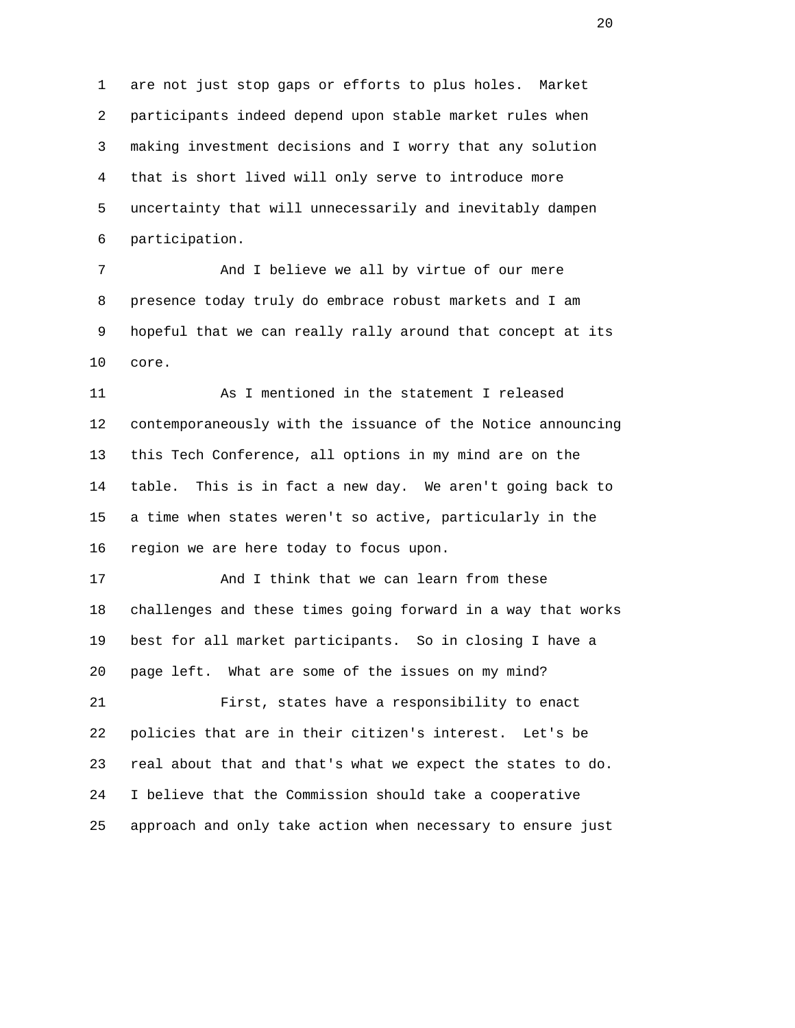are not just stop gaps or efforts to plus holes. Market participants indeed depend upon stable market rules when making investment decisions and I worry that any solution that is short lived will only serve to introduce more uncertainty that will unnecessarily and inevitably dampen participation.

And I believe we all by virtue of our mere presence today truly do embrace robust markets and I am hopeful that we can really rally around that concept at its core.

As I mentioned in the statement I released contemporaneously with the issuance of the Notice announcing this Tech Conference, all options in my mind are on the table. This is in fact a new day. We aren't going back to a time when states weren't so active, particularly in the region we are here today to focus upon.

And I think that we can learn from these challenges and these times going forward in a way that works best for all market participants. So in closing I have a page left. What are some of the issues on my mind?

First, states have a responsibility to enact policies that are in their citizen's interest. Let's be real about that and that's what we expect the states to do. I believe that the Commission should take a cooperative approach and only take action when necessary to ensure just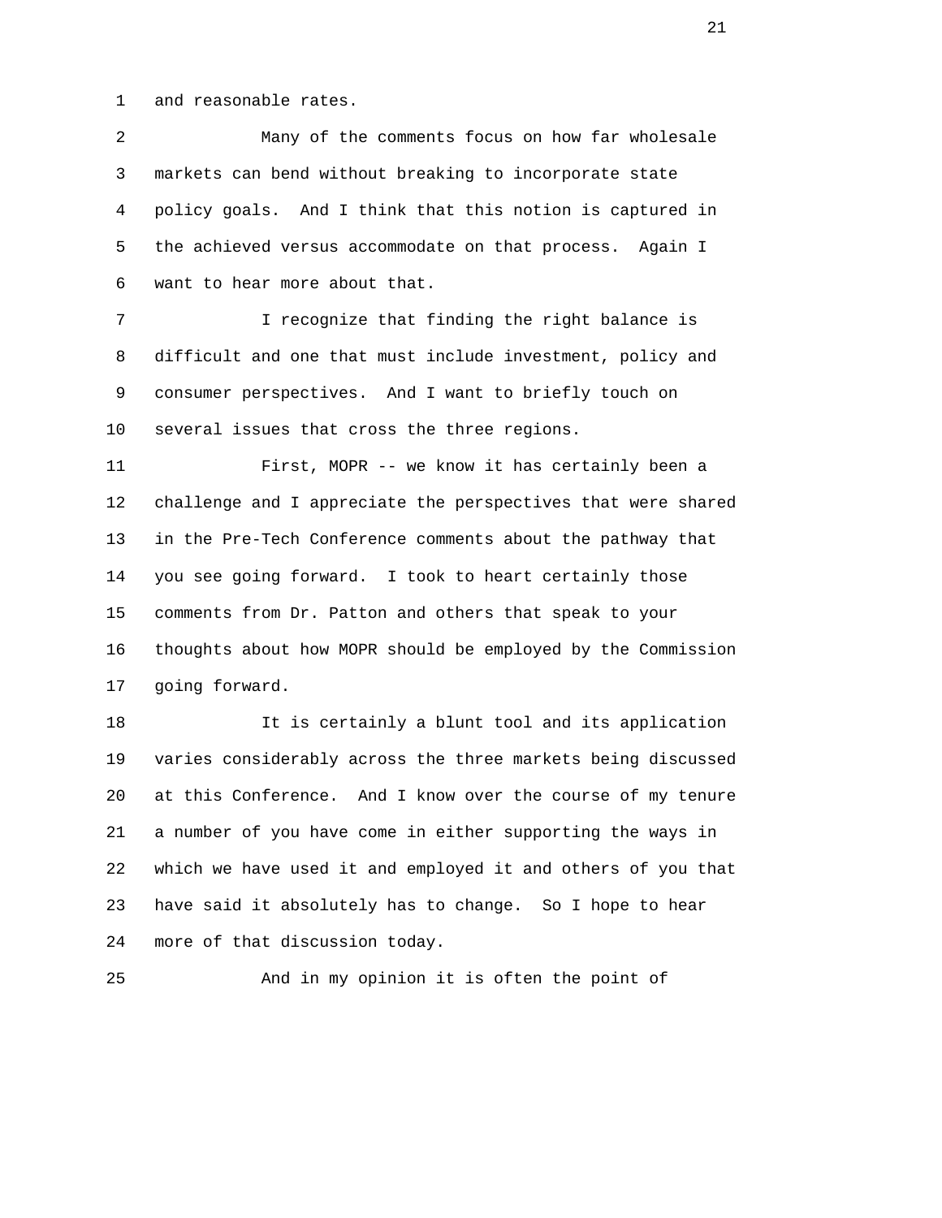and reasonable rates.

Many of the comments focus on how far wholesale markets can bend without breaking to incorporate state policy goals. And I think that this notion is captured in the achieved versus accommodate on that process. Again I want to hear more about that.

I recognize that finding the right balance is difficult and one that must include investment, policy and consumer perspectives. And I want to briefly touch on several issues that cross the three regions.

First, MOPR -- we know it has certainly been a challenge and I appreciate the perspectives that were shared in the Pre-Tech Conference comments about the pathway that you see going forward. I took to heart certainly those comments from Dr. Patton and others that speak to your thoughts about how MOPR should be employed by the Commission going forward.

It is certainly a blunt tool and its application varies considerably across the three markets being discussed at this Conference. And I know over the course of my tenure a number of you have come in either supporting the ways in which we have used it and employed it and others of you that have said it absolutely has to change. So I hope to hear more of that discussion today.

And in my opinion it is often the point of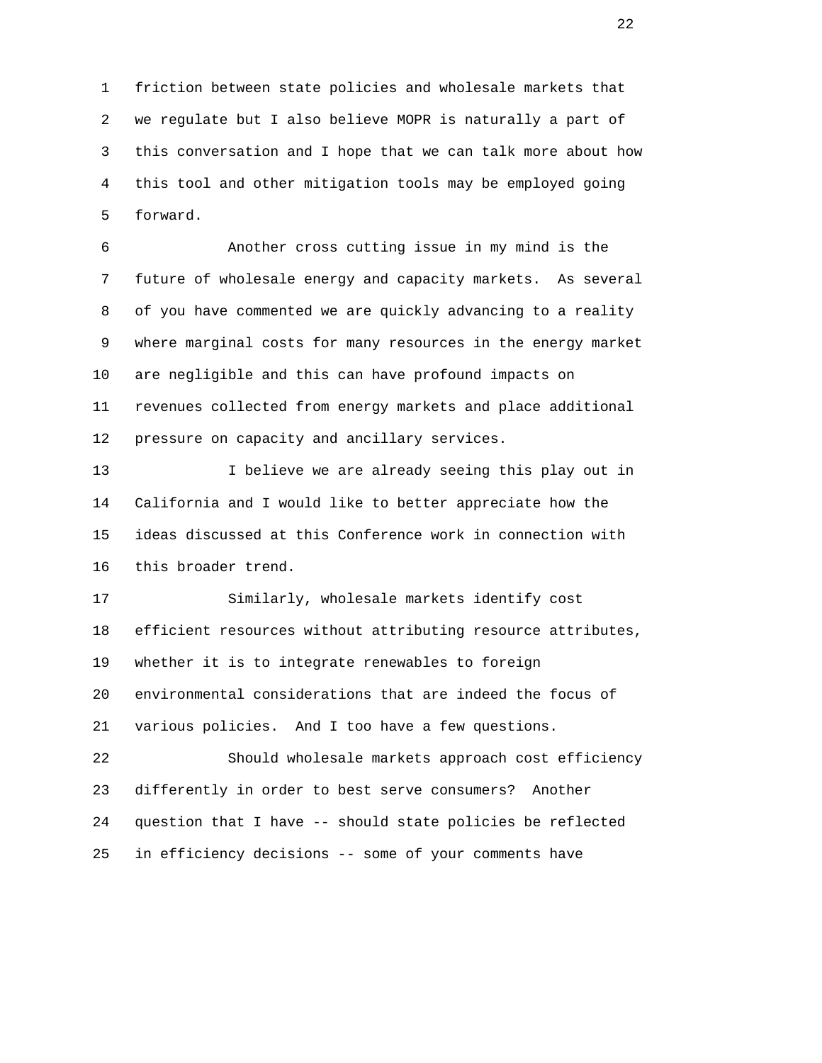friction between state policies and wholesale markets that we regulate but I also believe MOPR is naturally a part of this conversation and I hope that we can talk more about how this tool and other mitigation tools may be employed going forward.

Another cross cutting issue in my mind is the future of wholesale energy and capacity markets. As several of you have commented we are quickly advancing to a reality where marginal costs for many resources in the energy market are negligible and this can have profound impacts on revenues collected from energy markets and place additional pressure on capacity and ancillary services.

I believe we are already seeing this play out in California and I would like to better appreciate how the ideas discussed at this Conference work in connection with this broader trend.

Similarly, wholesale markets identify cost efficient resources without attributing resource attributes, whether it is to integrate renewables to foreign environmental considerations that are indeed the focus of various policies. And I too have a few questions.

Should wholesale markets approach cost efficiency differently in order to best serve consumers? Another question that I have -- should state policies be reflected in efficiency decisions -- some of your comments have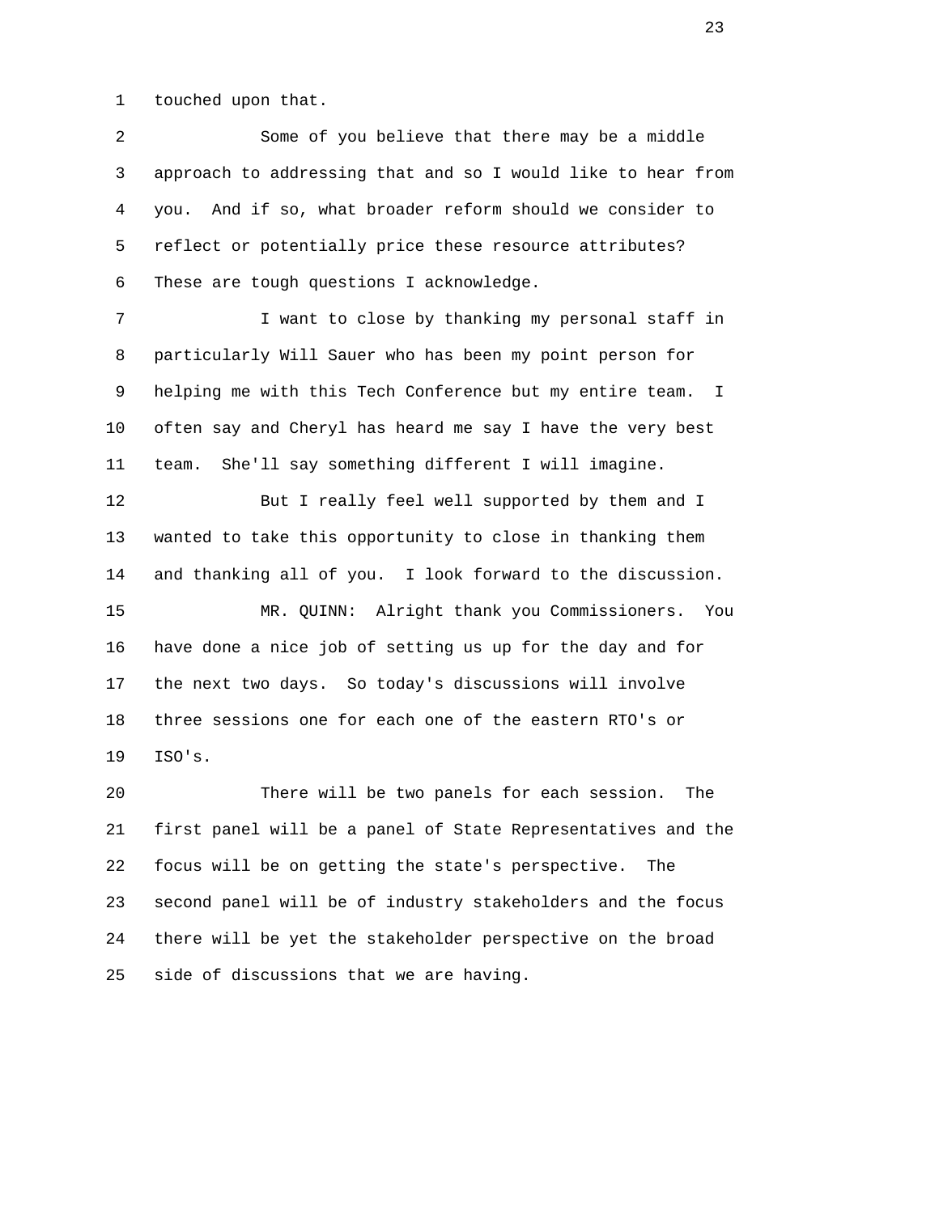touched upon that.

Some of you believe that there may be a middle approach to addressing that and so I would like to hear from you. And if so, what broader reform should we consider to reflect or potentially price these resource attributes? These are tough questions I acknowledge.

I want to close by thanking my personal staff in particularly Will Sauer who has been my point person for helping me with this Tech Conference but my entire team. I often say and Cheryl has heard me say I have the very best team. She'll say something different I will imagine.

But I really feel well supported by them and I wanted to take this opportunity to close in thanking them and thanking all of you. I look forward to the discussion.

MR. QUINN: Alright thank you Commissioners. You have done a nice job of setting us up for the day and for the next two days. So today's discussions will involve three sessions one for each one of the eastern RTO's or ISO's.

There will be two panels for each session. The first panel will be a panel of State Representatives and the focus will be on getting the state's perspective. The second panel will be of industry stakeholders and the focus there will be yet the stakeholder perspective on the broad side of discussions that we are having.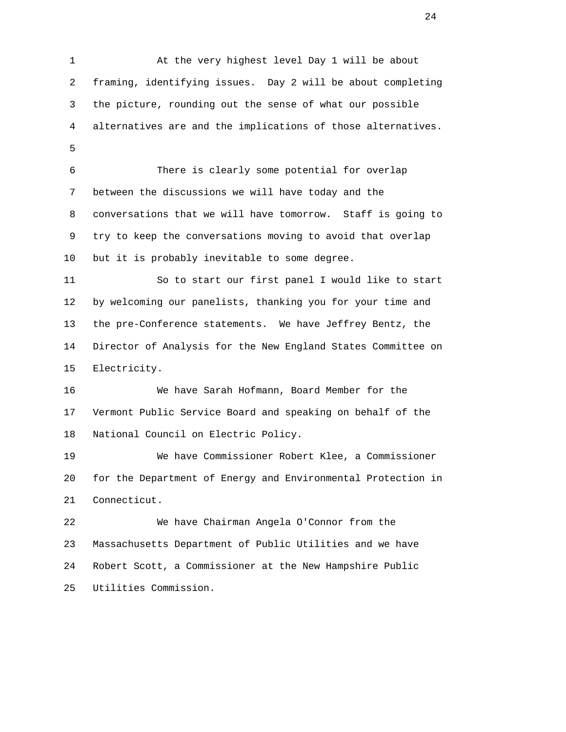At the very highest level Day 1 will be about framing, identifying issues. Day 2 will be about completing the picture, rounding out the sense of what our possible alternatives are and the implications of those alternatives.

There is clearly some potential for overlap between the discussions we will have today and the conversations that we will have tomorrow. Staff is going to try to keep the conversations moving to avoid that overlap but it is probably inevitable to some degree.

So to start our first panel I would like to start by welcoming our panelists, thanking you for your time and the pre-Conference statements. We have Jeffrey Bentz, the Director of Analysis for the New England States Committee on Electricity.

We have Sarah Hofmann, Board Member for the Vermont Public Service Board and speaking on behalf of the National Council on Electric Policy.

We have Commissioner Robert Klee, a Commissioner for the Department of Energy and Environmental Protection in Connecticut.

We have Chairman Angela O'Connor from the Massachusetts Department of Public Utilities and we have Robert Scott, a Commissioner at the New Hampshire Public Utilities Commission.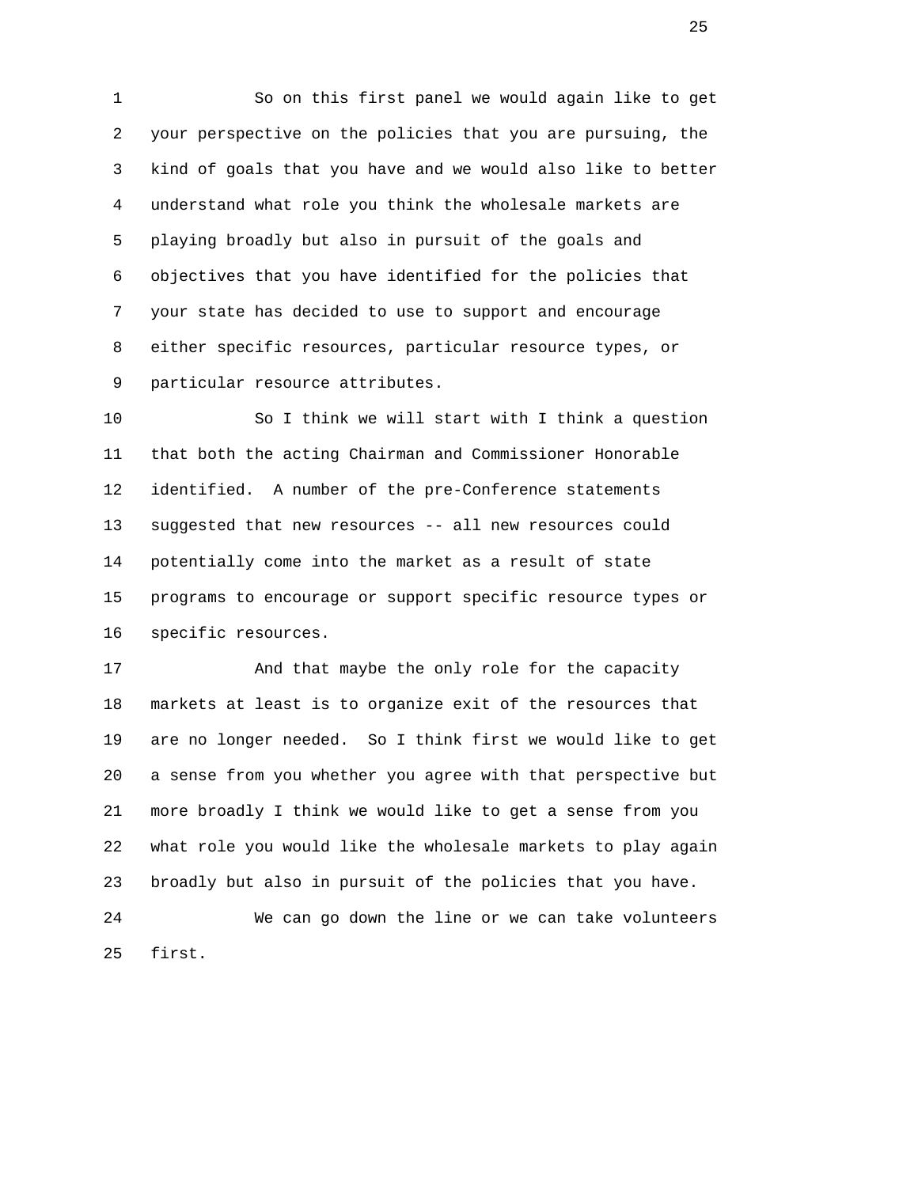So on this first panel we would again like to get your perspective on the policies that you are pursuing, the kind of goals that you have and we would also like to better understand what role you think the wholesale markets are playing broadly but also in pursuit of the goals and objectives that you have identified for the policies that your state has decided to use to support and encourage either specific resources, particular resource types, or particular resource attributes.

So I think we will start with I think a question that both the acting Chairman and Commissioner Honorable identified. A number of the pre-Conference statements suggested that new resources -- all new resources could potentially come into the market as a result of state programs to encourage or support specific resource types or specific resources.

And that maybe the only role for the capacity markets at least is to organize exit of the resources that are no longer needed. So I think first we would like to get a sense from you whether you agree with that perspective but more broadly I think we would like to get a sense from you what role you would like the wholesale markets to play again broadly but also in pursuit of the policies that you have.

We can go down the line or we can take volunteers first.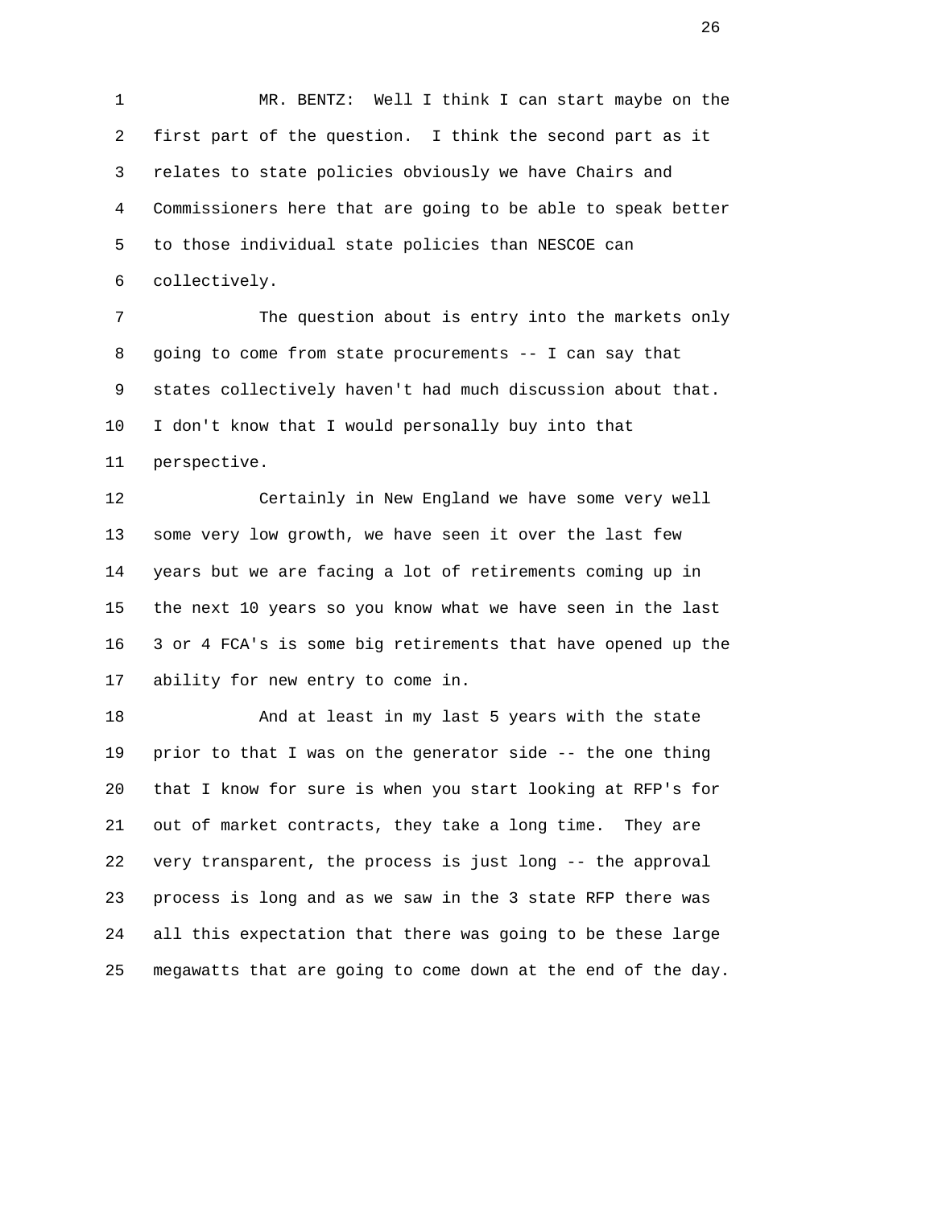MR. BENTZ: Well I think I can start maybe on the first part of the question. I think the second part as it relates to state policies obviously we have Chairs and Commissioners here that are going to be able to speak better to those individual state policies than NESCOE can collectively.

The question about is entry into the markets only going to come from state procurements -- I can say that states collectively haven't had much discussion about that. I don't know that I would personally buy into that perspective.

Certainly in New England we have some very well some very low growth, we have seen it over the last few years but we are facing a lot of retirements coming up in the next 10 years so you know what we have seen in the last 3 or 4 FCA's is some big retirements that have opened up the ability for new entry to come in.

And at least in my last 5 years with the state prior to that I was on the generator side -- the one thing that I know for sure is when you start looking at RFP's for out of market contracts, they take a long time. They are very transparent, the process is just long -- the approval process is long and as we saw in the 3 state RFP there was all this expectation that there was going to be these large megawatts that are going to come down at the end of the day.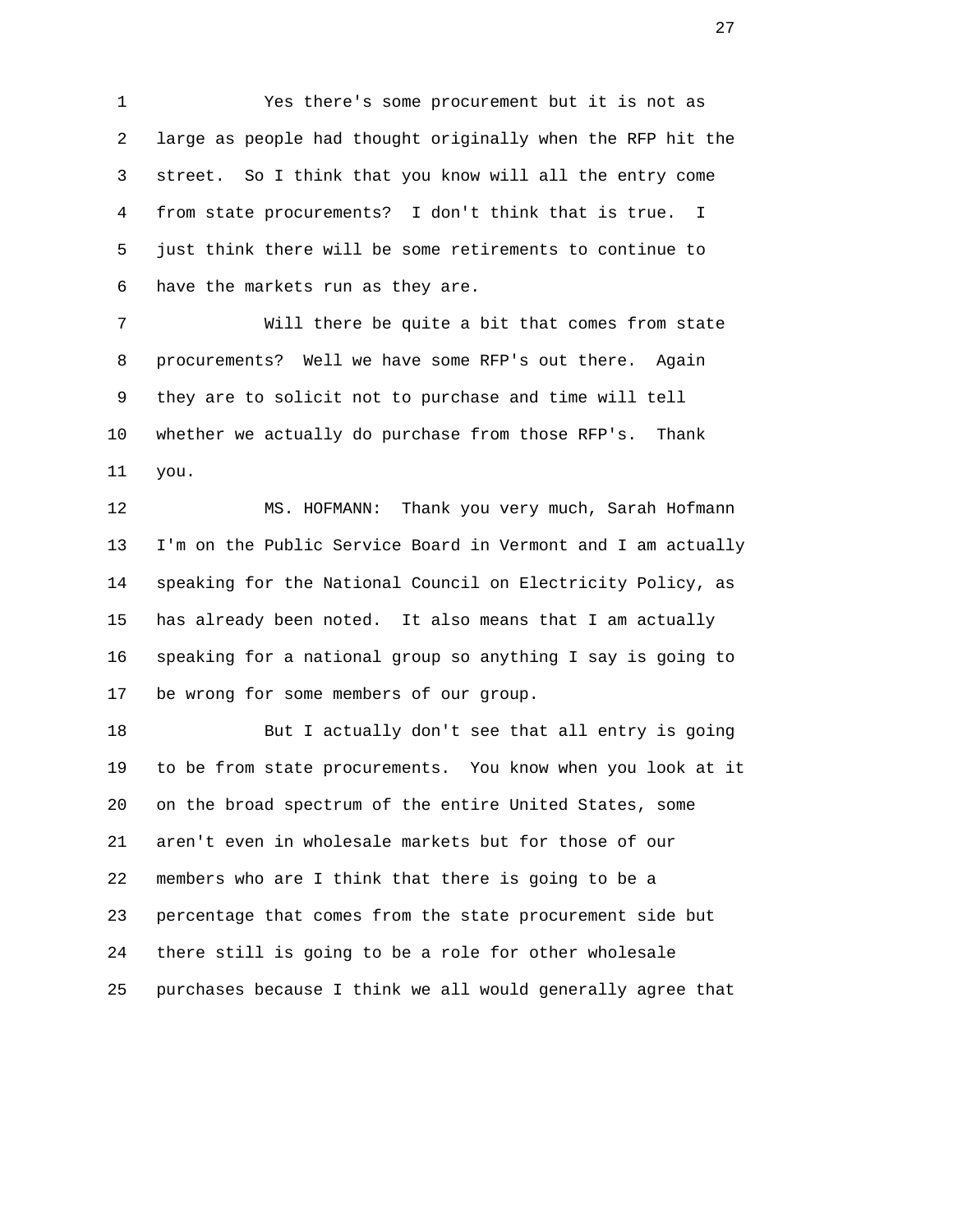Yes there's some procurement but it is not as large as people had thought originally when the RFP hit the street. So I think that you know will all the entry come from state procurements? I don't think that is true. I just think there will be some retirements to continue to have the markets run as they are.

Will there be quite a bit that comes from state procurements? Well we have some RFP's out there. Again they are to solicit not to purchase and time will tell whether we actually do purchase from those RFP's. Thank you.

MS. HOFMANN: Thank you very much, Sarah Hofmann I'm on the Public Service Board in Vermont and I am actually speaking for the National Council on Electricity Policy, as has already been noted. It also means that I am actually speaking for a national group so anything I say is going to be wrong for some members of our group.

But I actually don't see that all entry is going to be from state procurements. You know when you look at it on the broad spectrum of the entire United States, some aren't even in wholesale markets but for those of our members who are I think that there is going to be a percentage that comes from the state procurement side but there still is going to be a role for other wholesale purchases because I think we all would generally agree that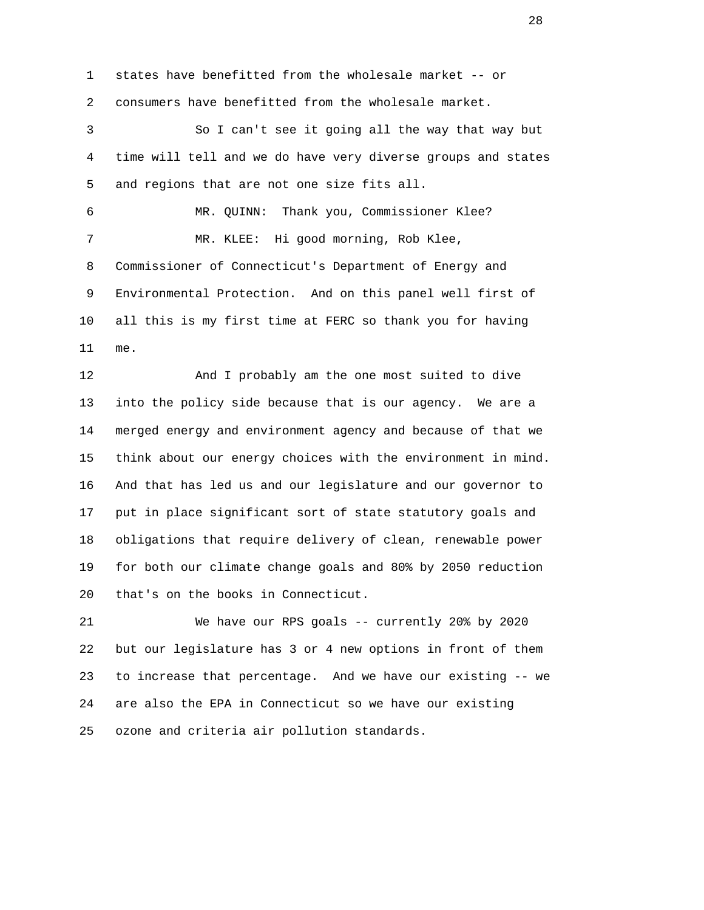states have benefitted from the wholesale market -- or consumers have benefitted from the wholesale market.

So I can't see it going all the way that way but time will tell and we do have very diverse groups and states and regions that are not one size fits all.

MR. QUINN: Thank you, Commissioner Klee?

MR. KLEE: Hi good morning, Rob Klee, Commissioner of Connecticut's Department of Energy and Environmental Protection. And on this panel well first of all this is my first time at FERC so thank you for having me.

And I probably am the one most suited to dive into the policy side because that is our agency. We are a merged energy and environment agency and because of that we think about our energy choices with the environment in mind. And that has led us and our legislature and our governor to put in place significant sort of state statutory goals and obligations that require delivery of clean, renewable power for both our climate change goals and 80% by 2050 reduction that's on the books in Connecticut.

We have our RPS goals -- currently 20% by 2020 but our legislature has 3 or 4 new options in front of them to increase that percentage. And we have our existing -- we are also the EPA in Connecticut so we have our existing ozone and criteria air pollution standards.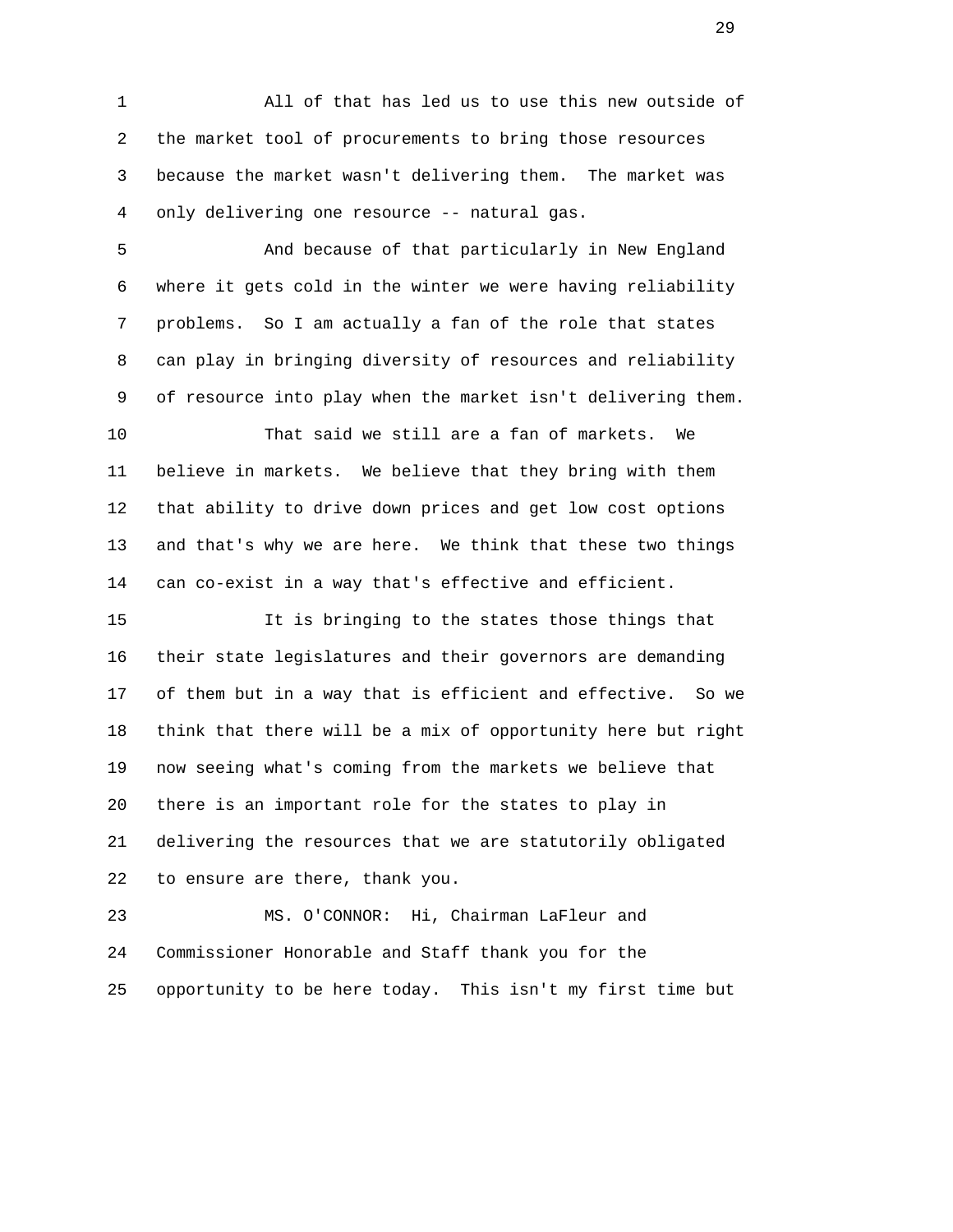All of that has led us to use this new outside of the market tool of procurements to bring those resources because the market wasn't delivering them. The market was only delivering one resource -- natural gas.

And because of that particularly in New England where it gets cold in the winter we were having reliability problems. So I am actually a fan of the role that states can play in bringing diversity of resources and reliability of resource into play when the market isn't delivering them.

That said we still are a fan of markets. We believe in markets. We believe that they bring with them that ability to drive down prices and get low cost options and that's why we are here. We think that these two things can co-exist in a way that's effective and efficient.

It is bringing to the states those things that their state legislatures and their governors are demanding of them but in a way that is efficient and effective. So we think that there will be a mix of opportunity here but right now seeing what's coming from the markets we believe that there is an important role for the states to play in delivering the resources that we are statutorily obligated to ensure are there, thank you.

MS. O'CONNOR: Hi, Chairman LaFleur and Commissioner Honorable and Staff thank you for the opportunity to be here today. This isn't my first time but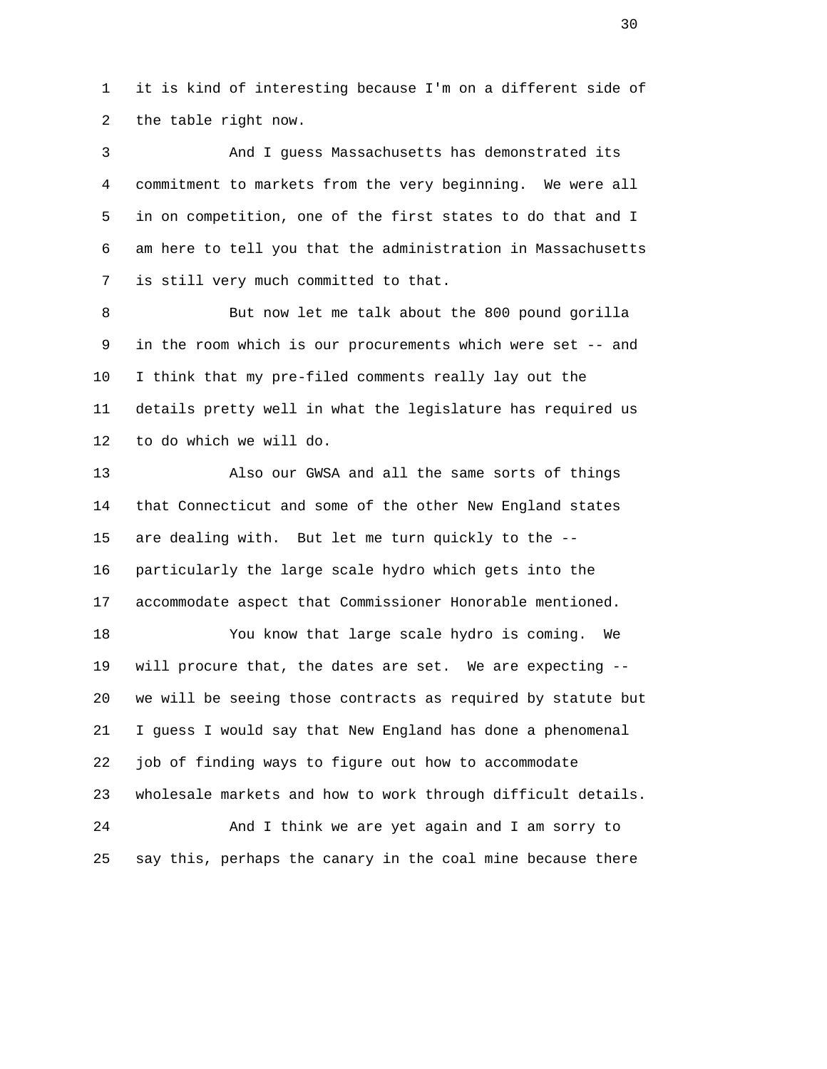1 it is kind of interesting because I'm on a different side of
2 the table right now.

3 And I guess Massachusetts has demonstrated its
4 commitment to markets from the very beginning. We were all
5 in on competition, one of the first states to do that and I
6 am here to tell you that the administration in Massachusetts
7 is still very much committed to that.

8 But now let me talk about the 800 pound gorilla
9 in the room which is our procurements which were set -- and
10 I think that my pre-filed comments really lay out the
11 details pretty well in what the legislature has required us
12 to do which we will do.

13 Also our GWSA and all the same sorts of things
14 that Connecticut and some of the other New England states
15 are dealing with. But let me turn quickly to the --
16 particularly the large scale hydro which gets into the
17 accommodate aspect that Commissioner Honorable mentioned.

18 You know that large scale hydro is coming. We
19 will procure that, the dates are set. We are expecting --
20 we will be seeing those contracts as required by statute but
21 I guess I would say that New England has done a phenomenal
22 job of finding ways to figure out how to accommodate
23 wholesale markets and how to work through difficult details.

24 And I think we are yet again and I am sorry to
25 say this, perhaps the canary in the coal mine because there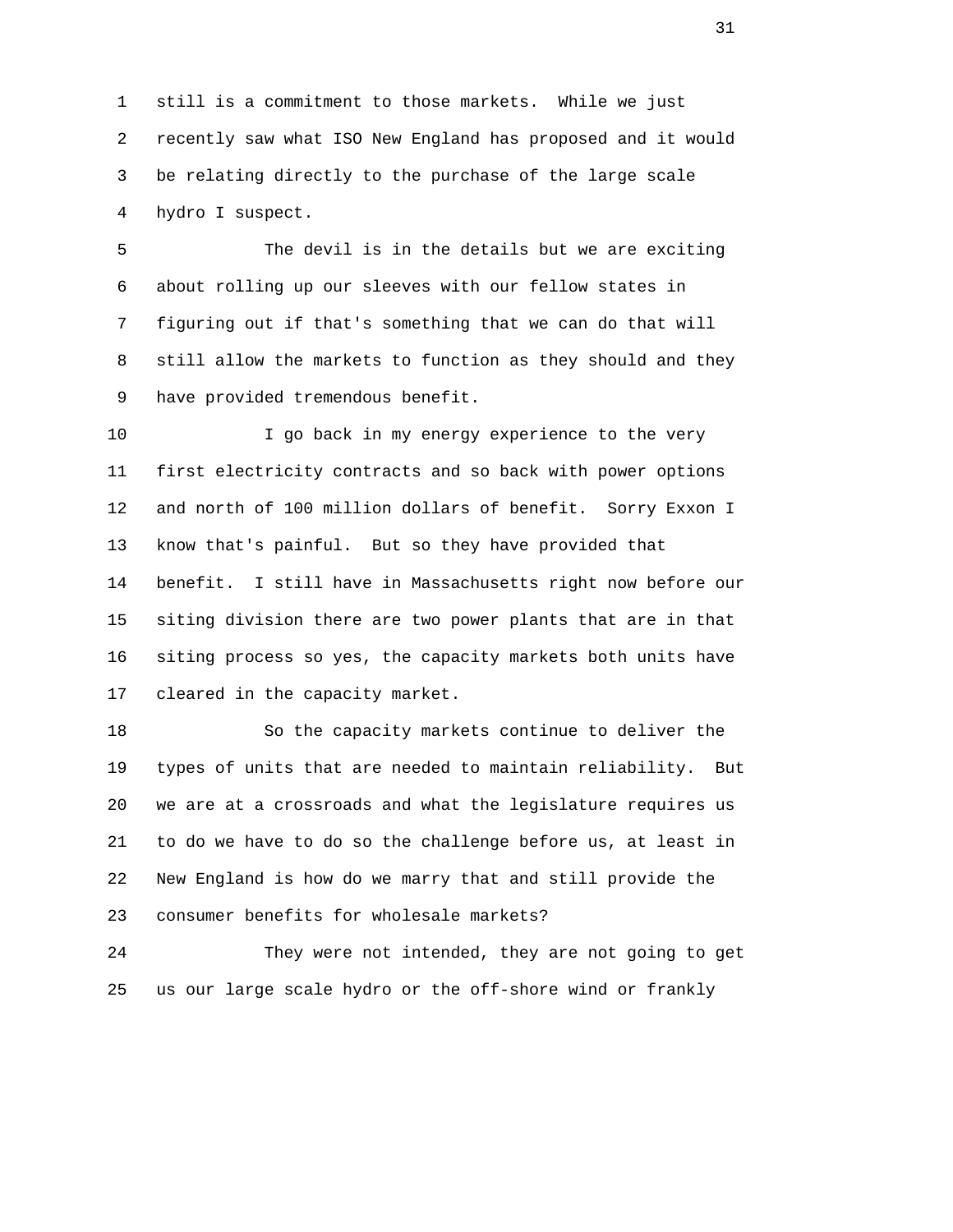still is a commitment to those markets. While we just recently saw what ISO New England has proposed and it would be relating directly to the purchase of the large scale hydro I suspect.

The devil is in the details but we are exciting about rolling up our sleeves with our fellow states in figuring out if that's something that we can do that will still allow the markets to function as they should and they have provided tremendous benefit.

I go back in my energy experience to the very first electricity contracts and so back with power options and north of 100 million dollars of benefit. Sorry Exxon I know that's painful. But so they have provided that benefit. I still have in Massachusetts right now before our siting division there are two power plants that are in that siting process so yes, the capacity markets both units have cleared in the capacity market.

So the capacity markets continue to deliver the types of units that are needed to maintain reliability. But we are at a crossroads and what the legislature requires us to do we have to do so the challenge before us, at least in New England is how do we marry that and still provide the consumer benefits for wholesale markets?

They were not intended, they are not going to get us our large scale hydro or the off-shore wind or frankly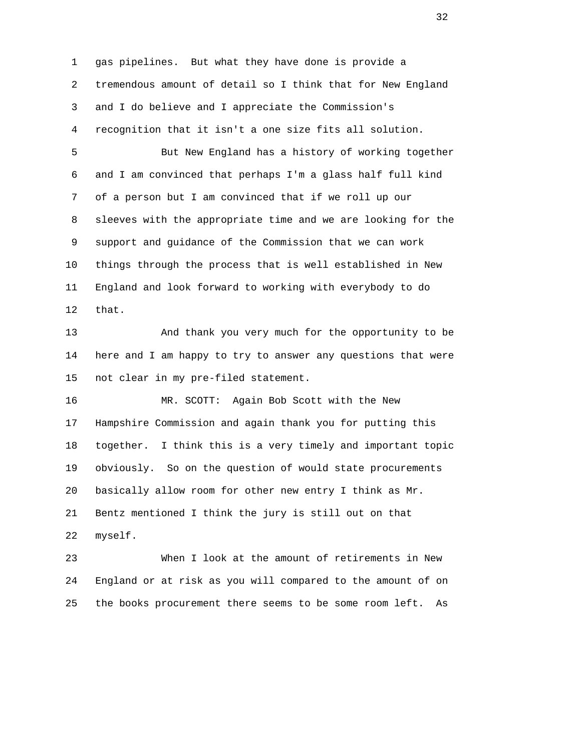gas pipelines. But what they have done is provide a tremendous amount of detail so I think that for New England and I do believe and I appreciate the Commission's recognition that it isn't a one size fits all solution.

But New England has a history of working together and I am convinced that perhaps I'm a glass half full kind of a person but I am convinced that if we roll up our sleeves with the appropriate time and we are looking for the support and guidance of the Commission that we can work things through the process that is well established in New England and look forward to working with everybody to do that.

And thank you very much for the opportunity to be here and I am happy to try to answer any questions that were not clear in my pre-filed statement.

MR. SCOTT: Again Bob Scott with the New Hampshire Commission and again thank you for putting this together. I think this is a very timely and important topic obviously. So on the question of would state procurements basically allow room for other new entry I think as Mr. Bentz mentioned I think the jury is still out on that myself.

When I look at the amount of retirements in New England or at risk as you will compared to the amount of on the books procurement there seems to be some room left. As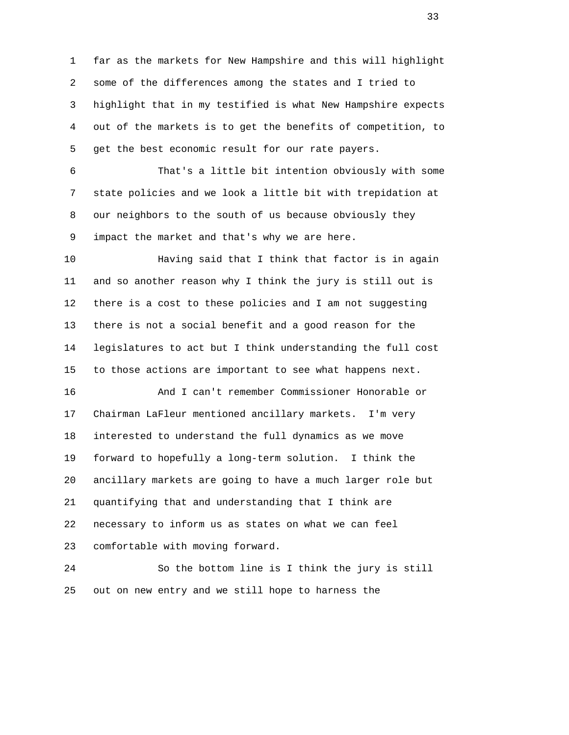1 far as the markets for New Hampshire and this will highlight
2 some of the differences among the states and I tried to
3 highlight that in my testified is what New Hampshire expects
4 out of the markets is to get the benefits of competition, to
5 get the best economic result for our rate payers.

6 That's a little bit intention obviously with some
7 state policies and we look a little bit with trepidation at
8 our neighbors to the south of us because obviously they
9 impact the market and that's why we are here.

10 Having said that I think that factor is in again
11 and so another reason why I think the jury is still out is
12 there is a cost to these policies and I am not suggesting
13 there is not a social benefit and a good reason for the
14 legislatures to act but I think understanding the full cost
15 to those actions are important to see what happens next.

16 And I can't remember Commissioner Honorable or
17 Chairman LaFleur mentioned ancillary markets. I'm very
18 interested to understand the full dynamics as we move
19 forward to hopefully a long-term solution. I think the
20 ancillary markets are going to have a much larger role but
21 quantifying that and understanding that I think are
22 necessary to inform us as states on what we can feel
23 comfortable with moving forward.

24 So the bottom line is I think the jury is still
25 out on new entry and we still hope to harness the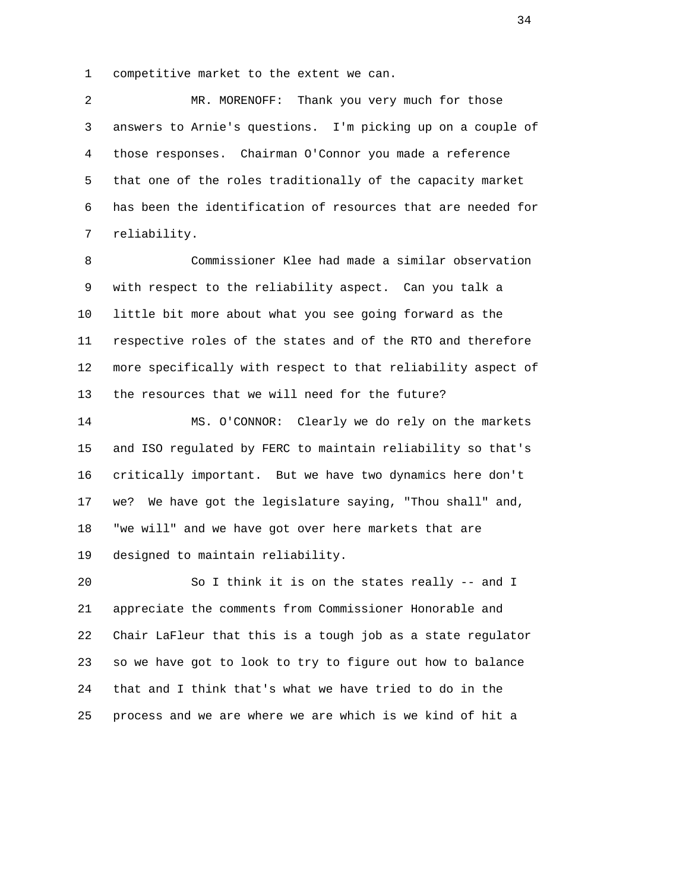competitive market to the extent we can.

MR. MORENOFF: Thank you very much for those answers to Arnie's questions. I'm picking up on a couple of those responses. Chairman O'Connor you made a reference that one of the roles traditionally of the capacity market has been the identification of resources that are needed for reliability.

Commissioner Klee had made a similar observation with respect to the reliability aspect. Can you talk a little bit more about what you see going forward as the respective roles of the states and of the RTO and therefore more specifically with respect to that reliability aspect of the resources that we will need for the future?

MS. O'CONNOR: Clearly we do rely on the markets and ISO regulated by FERC to maintain reliability so that's critically important. But we have two dynamics here don't we? We have got the legislature saying, "Thou shall" and, "we will" and we have got over here markets that are designed to maintain reliability.

So I think it is on the states really -- and I appreciate the comments from Commissioner Honorable and Chair LaFleur that this is a tough job as a state regulator so we have got to look to try to figure out how to balance that and I think that's what we have tried to do in the process and we are where we are which is we kind of hit a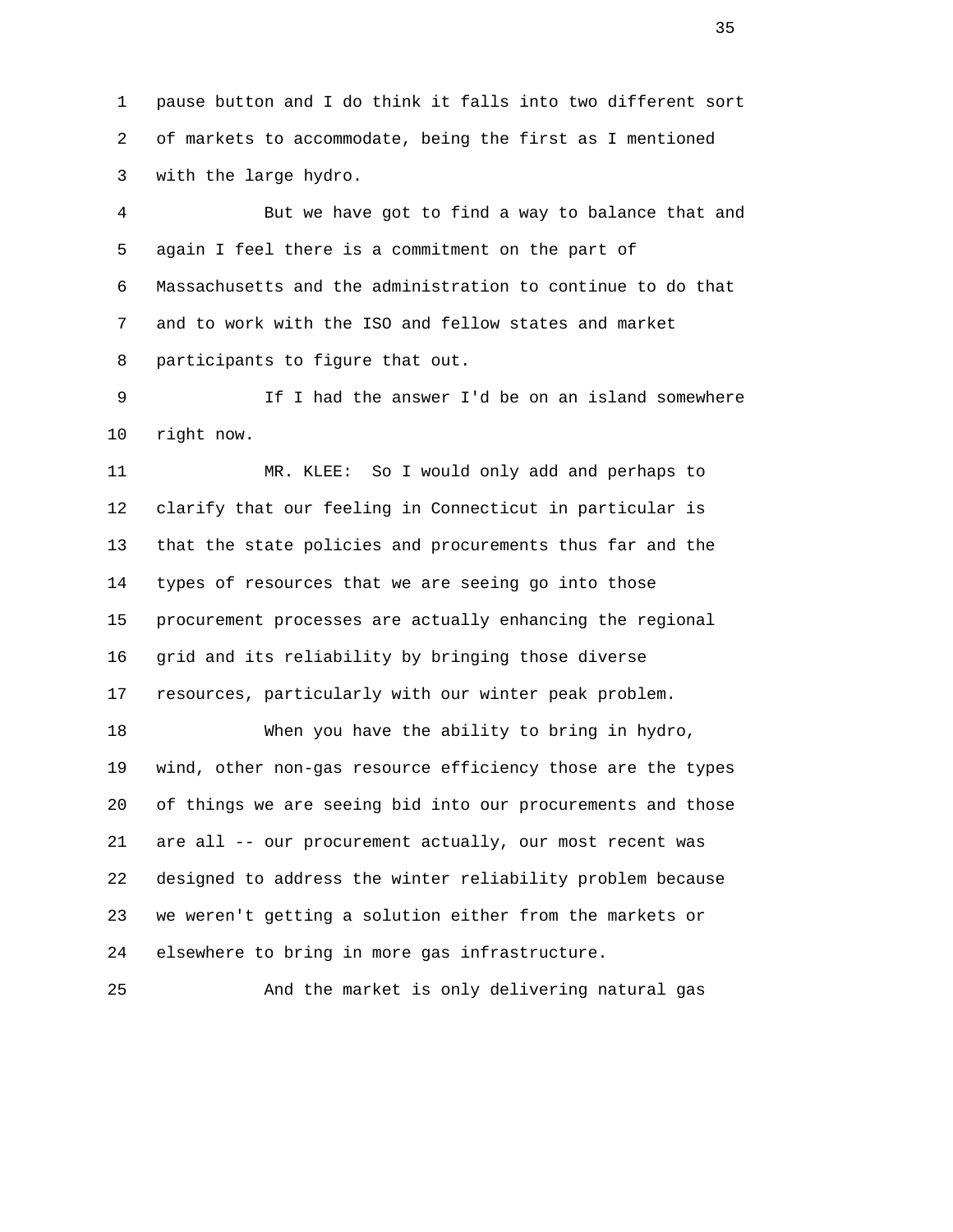pause button and I do think it falls into two different sort of markets to accommodate, being the first as I mentioned with the large hydro.

But we have got to find a way to balance that and again I feel there is a commitment on the part of Massachusetts and the administration to continue to do that and to work with the ISO and fellow states and market participants to figure that out.

If I had the answer I'd be on an island somewhere right now.

MR. KLEE: So I would only add and perhaps to clarify that our feeling in Connecticut in particular is that the state policies and procurements thus far and the types of resources that we are seeing go into those procurement processes are actually enhancing the regional grid and its reliability by bringing those diverse resources, particularly with our winter peak problem.

When you have the ability to bring in hydro, wind, other non-gas resource efficiency those are the types of things we are seeing bid into our procurements and those are all -- our procurement actually, our most recent was designed to address the winter reliability problem because we weren't getting a solution either from the markets or elsewhere to bring in more gas infrastructure.

And the market is only delivering natural gas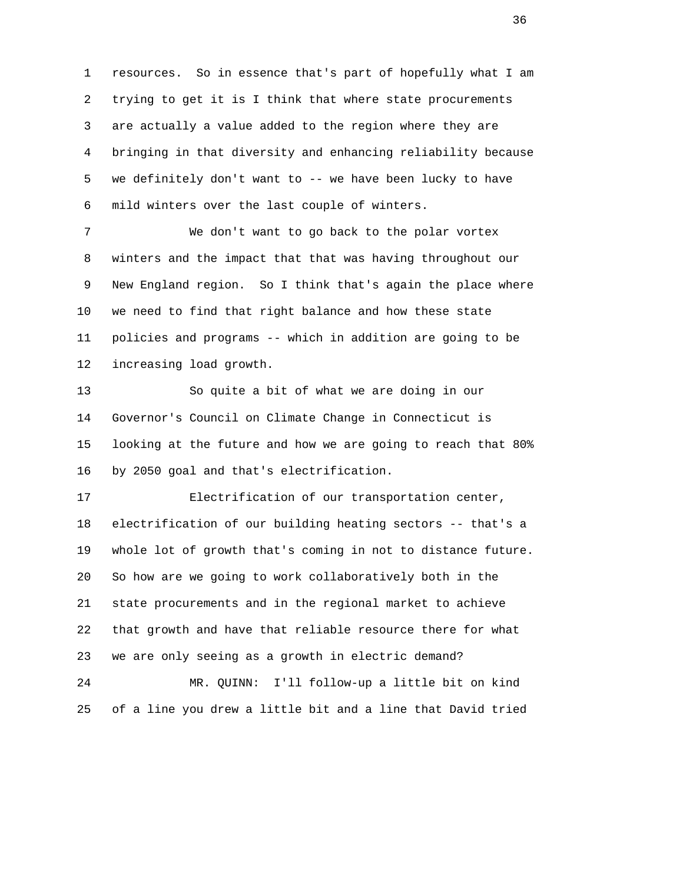resources. So in essence that's part of hopefully what I am trying to get it is I think that where state procurements are actually a value added to the region where they are bringing in that diversity and enhancing reliability because we definitely don't want to -- we have been lucky to have mild winters over the last couple of winters.

We don't want to go back to the polar vortex winters and the impact that that was having throughout our New England region. So I think that's again the place where we need to find that right balance and how these state policies and programs -- which in addition are going to be increasing load growth.

So quite a bit of what we are doing in our Governor's Council on Climate Change in Connecticut is looking at the future and how we are going to reach that 80% by 2050 goal and that's electrification.

Electrification of our transportation center, electrification of our building heating sectors -- that's a whole lot of growth that's coming in not to distance future. So how are we going to work collaboratively both in the state procurements and in the regional market to achieve that growth and have that reliable resource there for what we are only seeing as a growth in electric demand?

MR. QUINN: I'll follow-up a little bit on kind of a line you drew a little bit and a line that David tried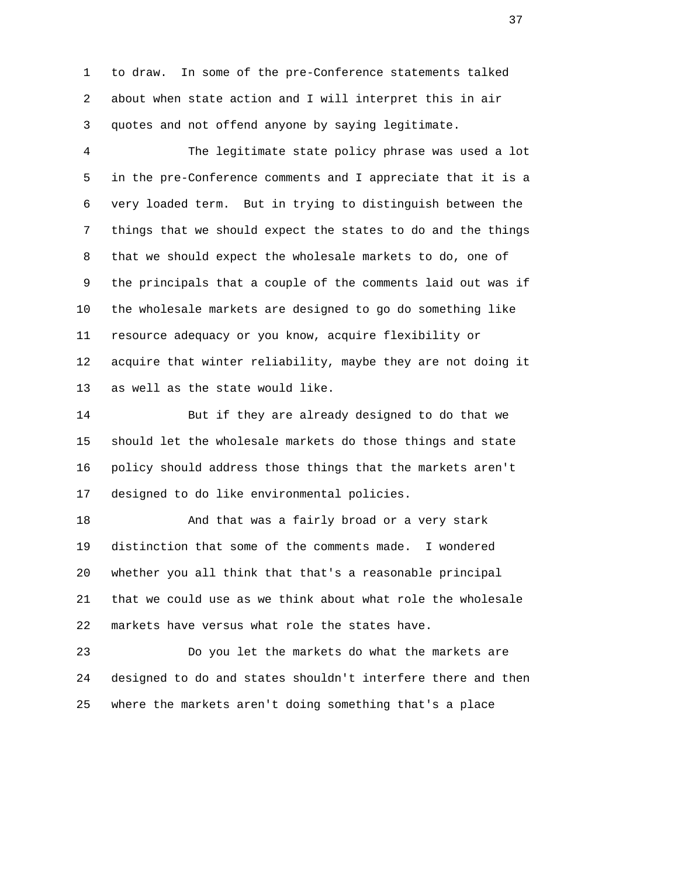to draw. In some of the pre-Conference statements talked about when state action and I will interpret this in air quotes and not offend anyone by saying legitimate.

The legitimate state policy phrase was used a lot in the pre-Conference comments and I appreciate that it is a very loaded term. But in trying to distinguish between the things that we should expect the states to do and the things that we should expect the wholesale markets to do, one of the principals that a couple of the comments laid out was if the wholesale markets are designed to go do something like resource adequacy or you know, acquire flexibility or acquire that winter reliability, maybe they are not doing it as well as the state would like.

But if they are already designed to do that we should let the wholesale markets do those things and state policy should address those things that the markets aren't designed to do like environmental policies.

And that was a fairly broad or a very stark distinction that some of the comments made. I wondered whether you all think that that's a reasonable principal that we could use as we think about what role the wholesale markets have versus what role the states have.

Do you let the markets do what the markets are designed to do and states shouldn't interfere there and then where the markets aren't doing something that's a place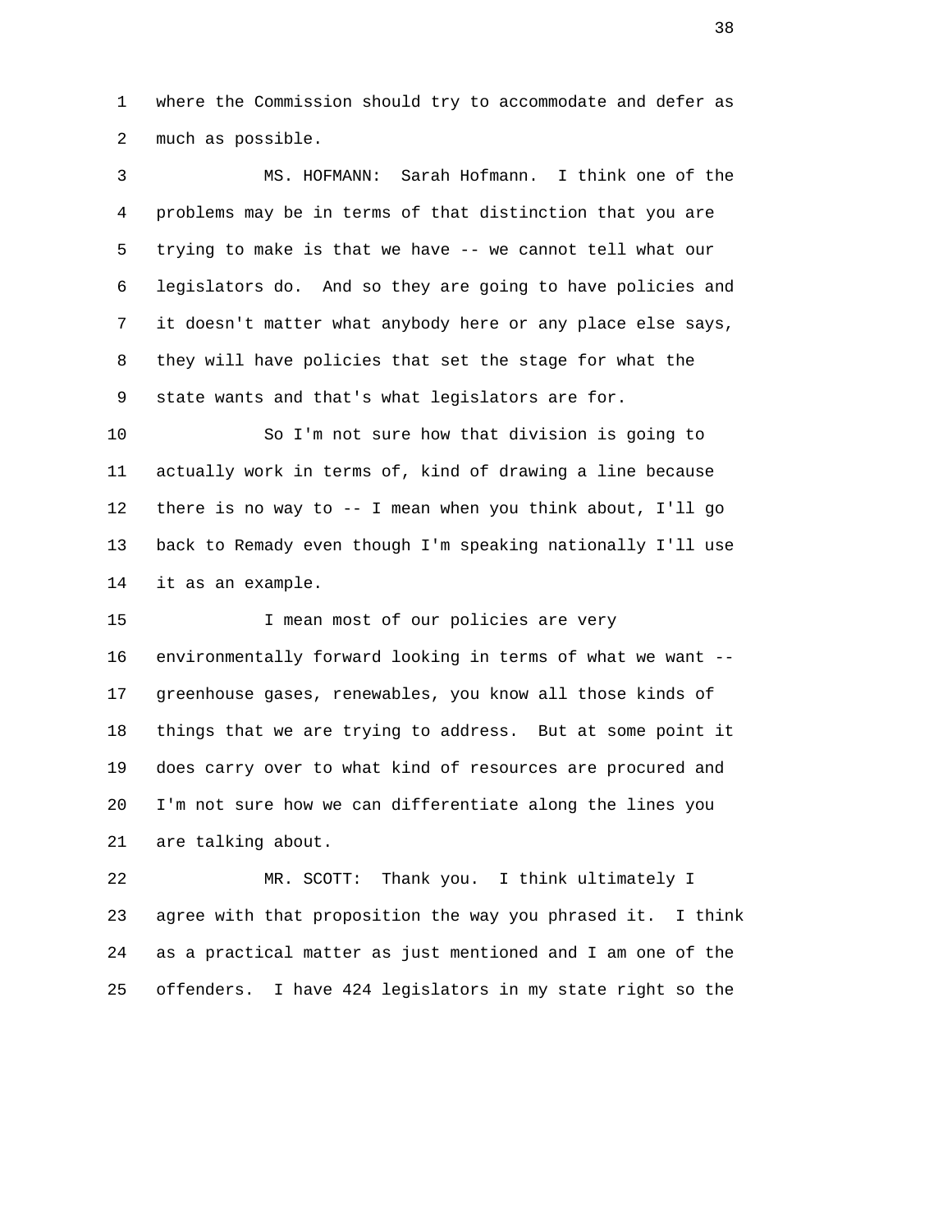where the Commission should try to accommodate and defer as much as possible.

MS. HOFMANN: Sarah Hofmann. I think one of the problems may be in terms of that distinction that you are trying to make is that we have -- we cannot tell what our legislators do. And so they are going to have policies and it doesn't matter what anybody here or any place else says, they will have policies that set the stage for what the state wants and that's what legislators are for.

So I'm not sure how that division is going to actually work in terms of, kind of drawing a line because there is no way to -- I mean when you think about, I'll go back to Remady even though I'm speaking nationally I'll use it as an example.

I mean most of our policies are very environmentally forward looking in terms of what we want -- greenhouse gases, renewables, you know all those kinds of things that we are trying to address. But at some point it does carry over to what kind of resources are procured and I'm not sure how we can differentiate along the lines you are talking about.

MR. SCOTT: Thank you. I think ultimately I agree with that proposition the way you phrased it. I think as a practical matter as just mentioned and I am one of the offenders. I have 424 legislators in my state right so the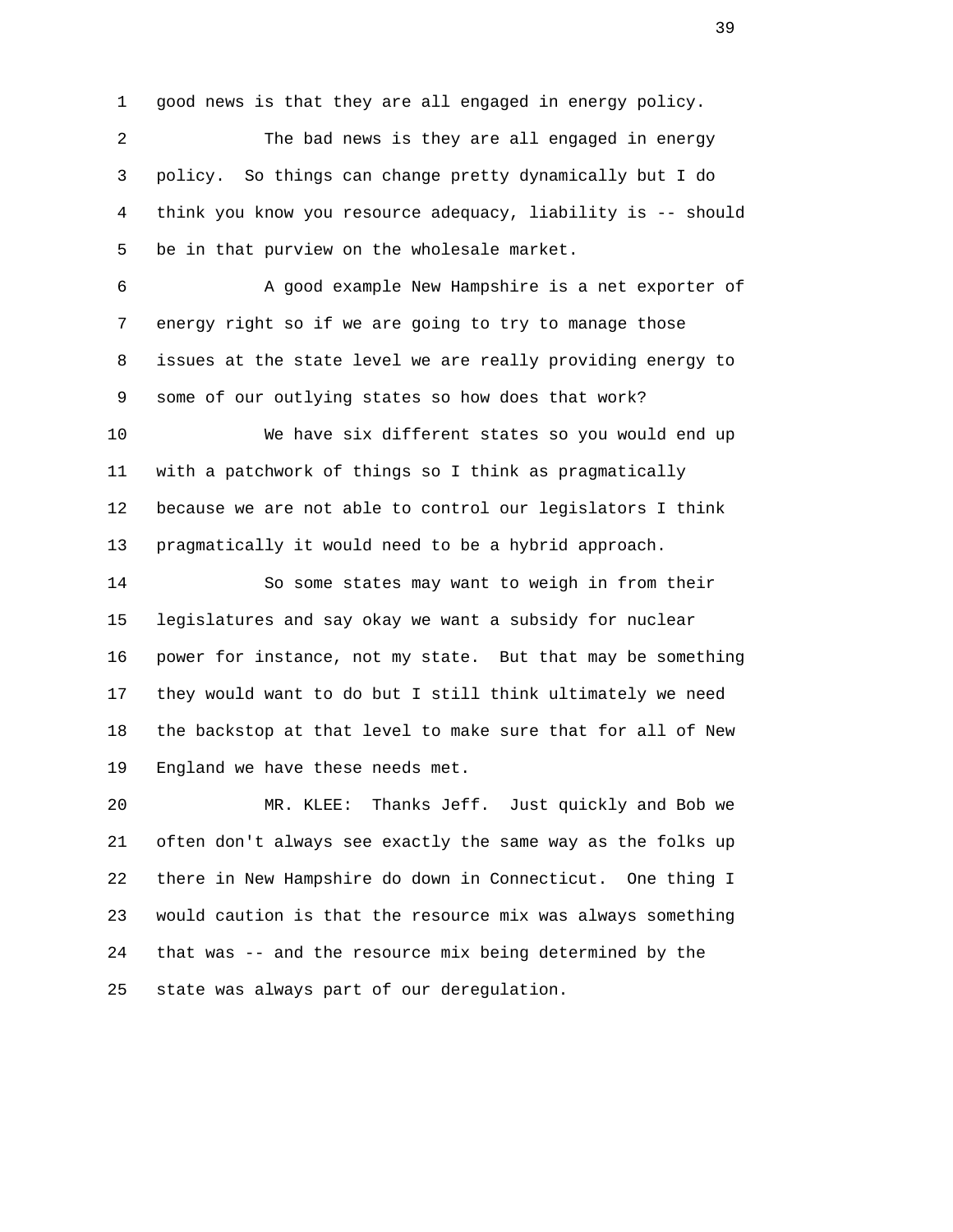good news is that they are all engaged in energy policy.

The bad news is they are all engaged in energy policy. So things can change pretty dynamically but I do think you know you resource adequacy, liability is -- should be in that purview on the wholesale market.

A good example New Hampshire is a net exporter of energy right so if we are going to try to manage those issues at the state level we are really providing energy to some of our outlying states so how does that work?

We have six different states so you would end up with a patchwork of things so I think as pragmatically because we are not able to control our legislators I think pragmatically it would need to be a hybrid approach.

So some states may want to weigh in from their legislatures and say okay we want a subsidy for nuclear power for instance, not my state. But that may be something they would want to do but I still think ultimately we need the backstop at that level to make sure that for all of New England we have these needs met.

MR. KLEE: Thanks Jeff. Just quickly and Bob we often don't always see exactly the same way as the folks up there in New Hampshire do down in Connecticut. One thing I would caution is that the resource mix was always something that was -- and the resource mix being determined by the state was always part of our deregulation.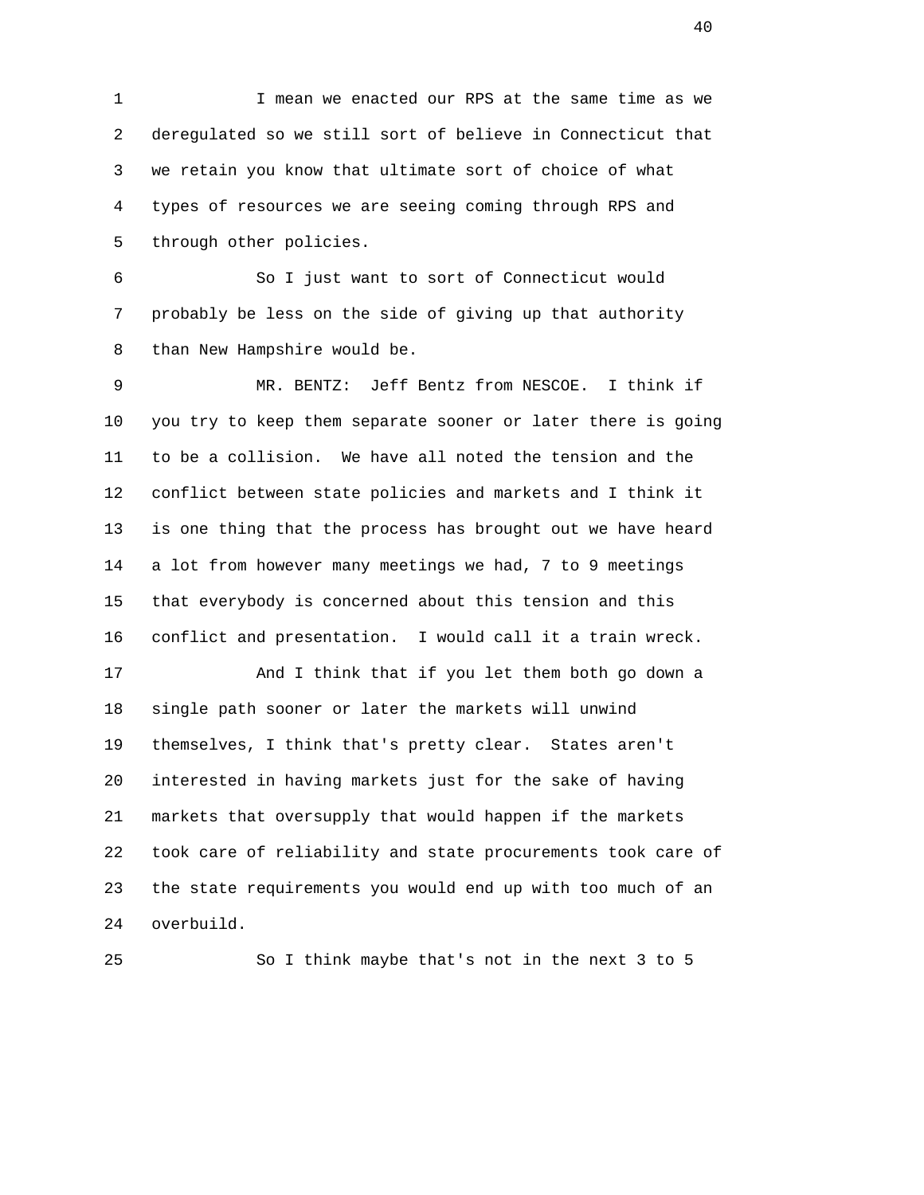I mean we enacted our RPS at the same time as we deregulated so we still sort of believe in Connecticut that we retain you know that ultimate sort of choice of what types of resources we are seeing coming through RPS and through other policies.

So I just want to sort of Connecticut would probably be less on the side of giving up that authority than New Hampshire would be.

MR. BENTZ: Jeff Bentz from NESCOE. I think if you try to keep them separate sooner or later there is going to be a collision. We have all noted the tension and the conflict between state policies and markets and I think it is one thing that the process has brought out we have heard a lot from however many meetings we had, 7 to 9 meetings that everybody is concerned about this tension and this conflict and presentation. I would call it a train wreck.

And I think that if you let them both go down a single path sooner or later the markets will unwind themselves, I think that's pretty clear. States aren't interested in having markets just for the sake of having markets that oversupply that would happen if the markets took care of reliability and state procurements took care of the state requirements you would end up with too much of an overbuild.

So I think maybe that's not in the next 3 to 5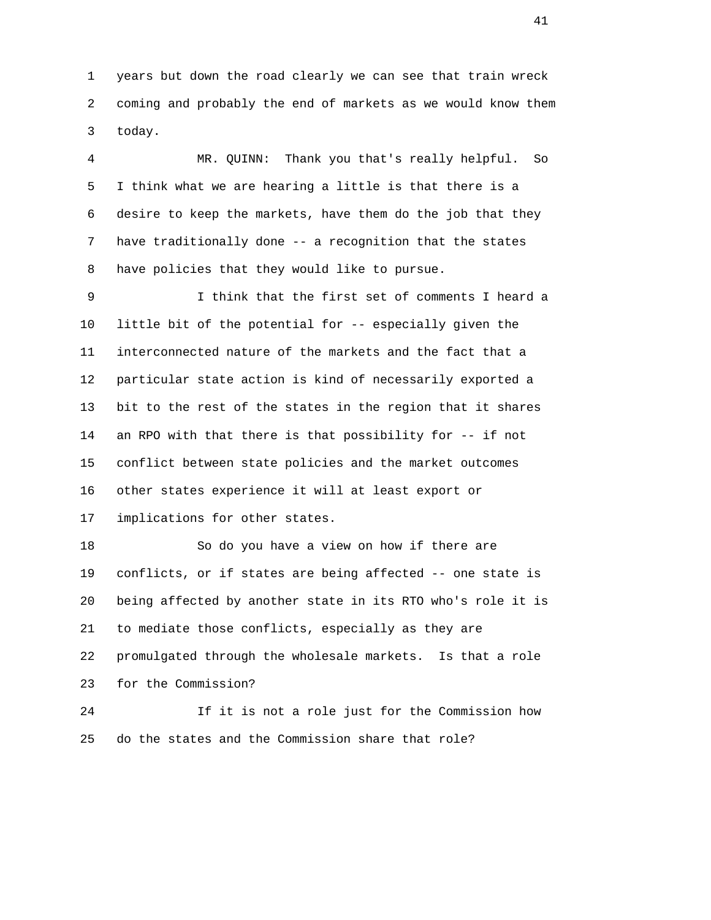years but down the road clearly we can see that train wreck coming and probably the end of markets as we would know them today.

MR. QUINN: Thank you that's really helpful. So I think what we are hearing a little is that there is a desire to keep the markets, have them do the job that they have traditionally done -- a recognition that the states have policies that they would like to pursue.

I think that the first set of comments I heard a little bit of the potential for -- especially given the interconnected nature of the markets and the fact that a particular state action is kind of necessarily exported a bit to the rest of the states in the region that it shares an RPO with that there is that possibility for -- if not conflict between state policies and the market outcomes other states experience it will at least export or implications for other states.

So do you have a view on how if there are conflicts, or if states are being affected -- one state is being affected by another state in its RTO who's role it is to mediate those conflicts, especially as they are promulgated through the wholesale markets. Is that a role for the Commission?

If it is not a role just for the Commission how do the states and the Commission share that role?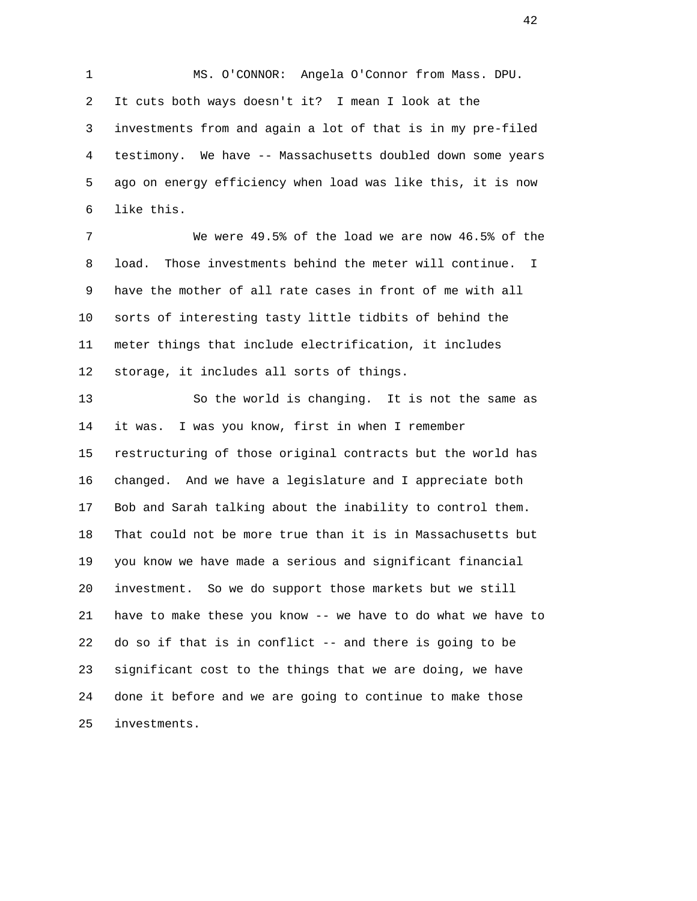MS. O'CONNOR: Angela O'Connor from Mass. DPU. It cuts both ways doesn't it? I mean I look at the investments from and again a lot of that is in my pre-filed testimony. We have -- Massachusetts doubled down some years ago on energy efficiency when load was like this, it is now like this.

We were 49.5% of the load we are now 46.5% of the load. Those investments behind the meter will continue. I have the mother of all rate cases in front of me with all sorts of interesting tasty little tidbits of behind the meter things that include electrification, it includes storage, it includes all sorts of things.

So the world is changing. It is not the same as it was. I was you know, first in when I remember restructuring of those original contracts but the world has changed. And we have a legislature and I appreciate both Bob and Sarah talking about the inability to control them. That could not be more true than it is in Massachusetts but you know we have made a serious and significant financial investment. So we do support those markets but we still have to make these you know -- we have to do what we have to do so if that is in conflict -- and there is going to be significant cost to the things that we are doing, we have done it before and we are going to continue to make those investments.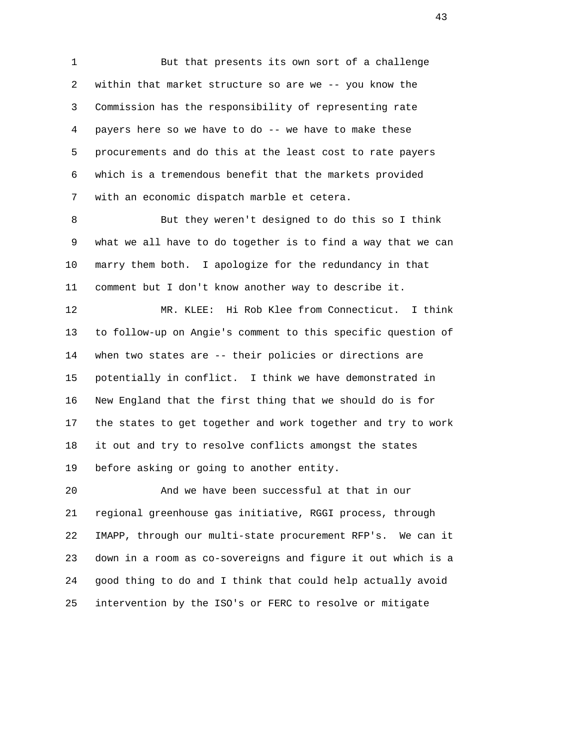But that presents its own sort of a challenge within that market structure so are we -- you know the Commission has the responsibility of representing rate payers here so we have to do -- we have to make these procurements and do this at the least cost to rate payers which is a tremendous benefit that the markets provided with an economic dispatch marble et cetera.

But they weren't designed to do this so I think what we all have to do together is to find a way that we can marry them both. I apologize for the redundancy in that comment but I don't know another way to describe it.

MR. KLEE: Hi Rob Klee from Connecticut. I think to follow-up on Angie's comment to this specific question of when two states are -- their policies or directions are potentially in conflict. I think we have demonstrated in New England that the first thing that we should do is for the states to get together and work together and try to work it out and try to resolve conflicts amongst the states before asking or going to another entity.

And we have been successful at that in our regional greenhouse gas initiative, RGGI process, through IMAPP, through our multi-state procurement RFP's. We can it down in a room as co-sovereigns and figure it out which is a good thing to do and I think that could help actually avoid intervention by the ISO's or FERC to resolve or mitigate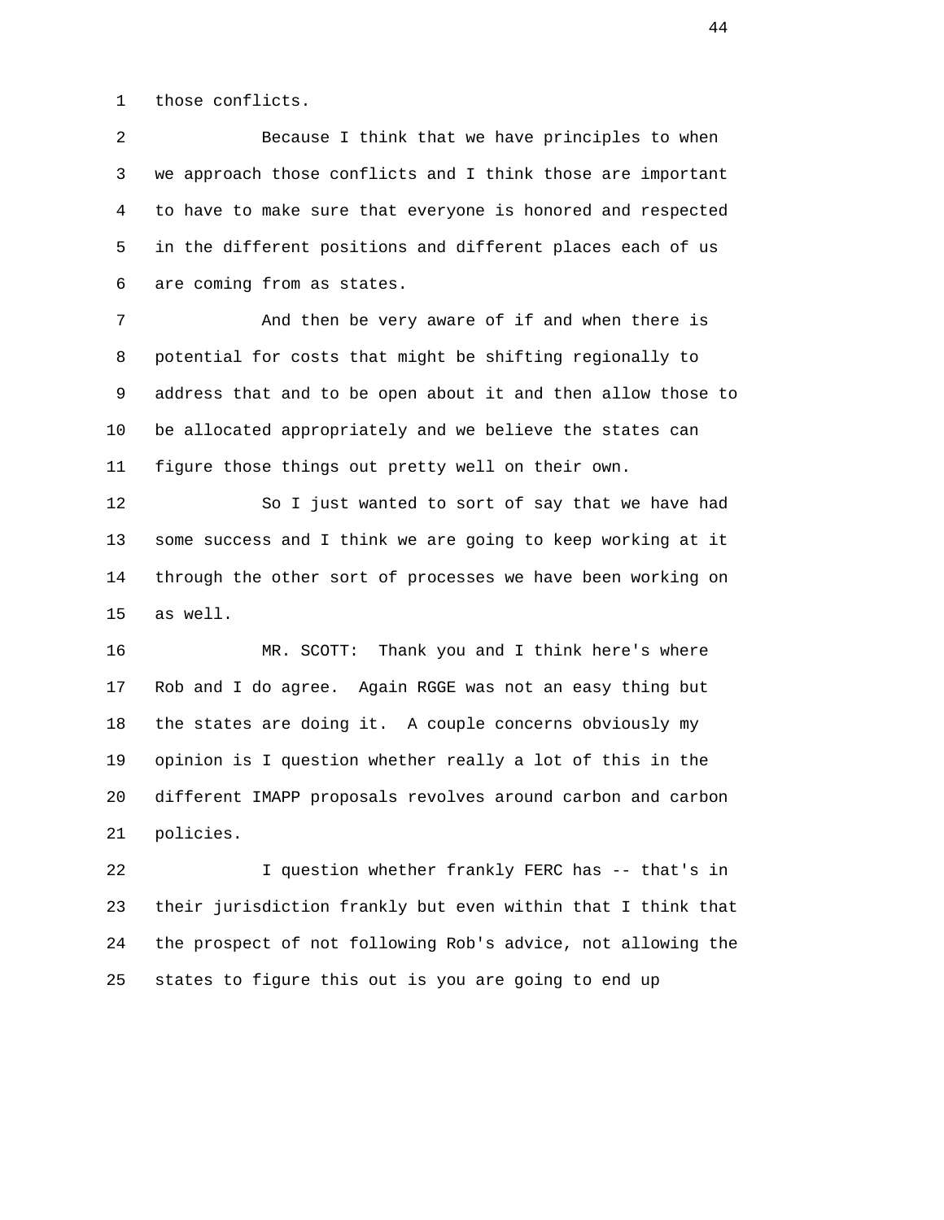those conflicts.

Because I think that we have principles to when we approach those conflicts and I think those are important to have to make sure that everyone is honored and respected in the different positions and different places each of us are coming from as states.

And then be very aware of if and when there is potential for costs that might be shifting regionally to address that and to be open about it and then allow those to be allocated appropriately and we believe the states can figure those things out pretty well on their own.

So I just wanted to sort of say that we have had some success and I think we are going to keep working at it through the other sort of processes we have been working on as well.

MR. SCOTT: Thank you and I think here's where Rob and I do agree. Again RGGE was not an easy thing but the states are doing it. A couple concerns obviously my opinion is I question whether really a lot of this in the different IMAPP proposals revolves around carbon and carbon policies.

I question whether frankly FERC has -- that's in their jurisdiction frankly but even within that I think that the prospect of not following Rob's advice, not allowing the states to figure this out is you are going to end up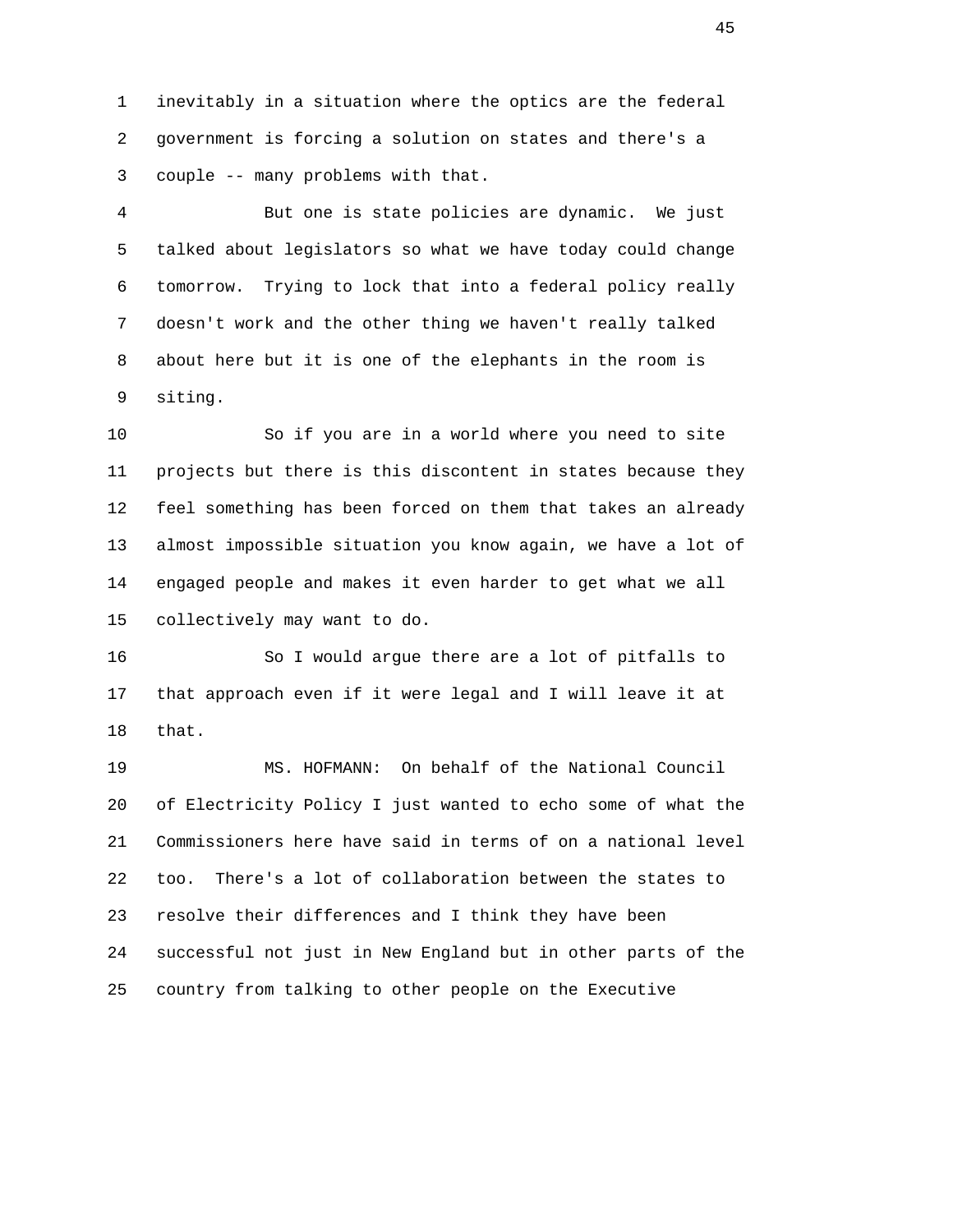inevitably in a situation where the optics are the federal government is forcing a solution on states and there's a couple -- many problems with that.

But one is state policies are dynamic. We just talked about legislators so what we have today could change tomorrow. Trying to lock that into a federal policy really doesn't work and the other thing we haven't really talked about here but it is one of the elephants in the room is siting.

So if you are in a world where you need to site projects but there is this discontent in states because they feel something has been forced on them that takes an already almost impossible situation you know again, we have a lot of engaged people and makes it even harder to get what we all collectively may want to do.

So I would argue there are a lot of pitfalls to that approach even if it were legal and I will leave it at that.

MS. HOFMANN: On behalf of the National Council of Electricity Policy I just wanted to echo some of what the Commissioners here have said in terms of on a national level too. There's a lot of collaboration between the states to resolve their differences and I think they have been successful not just in New England but in other parts of the country from talking to other people on the Executive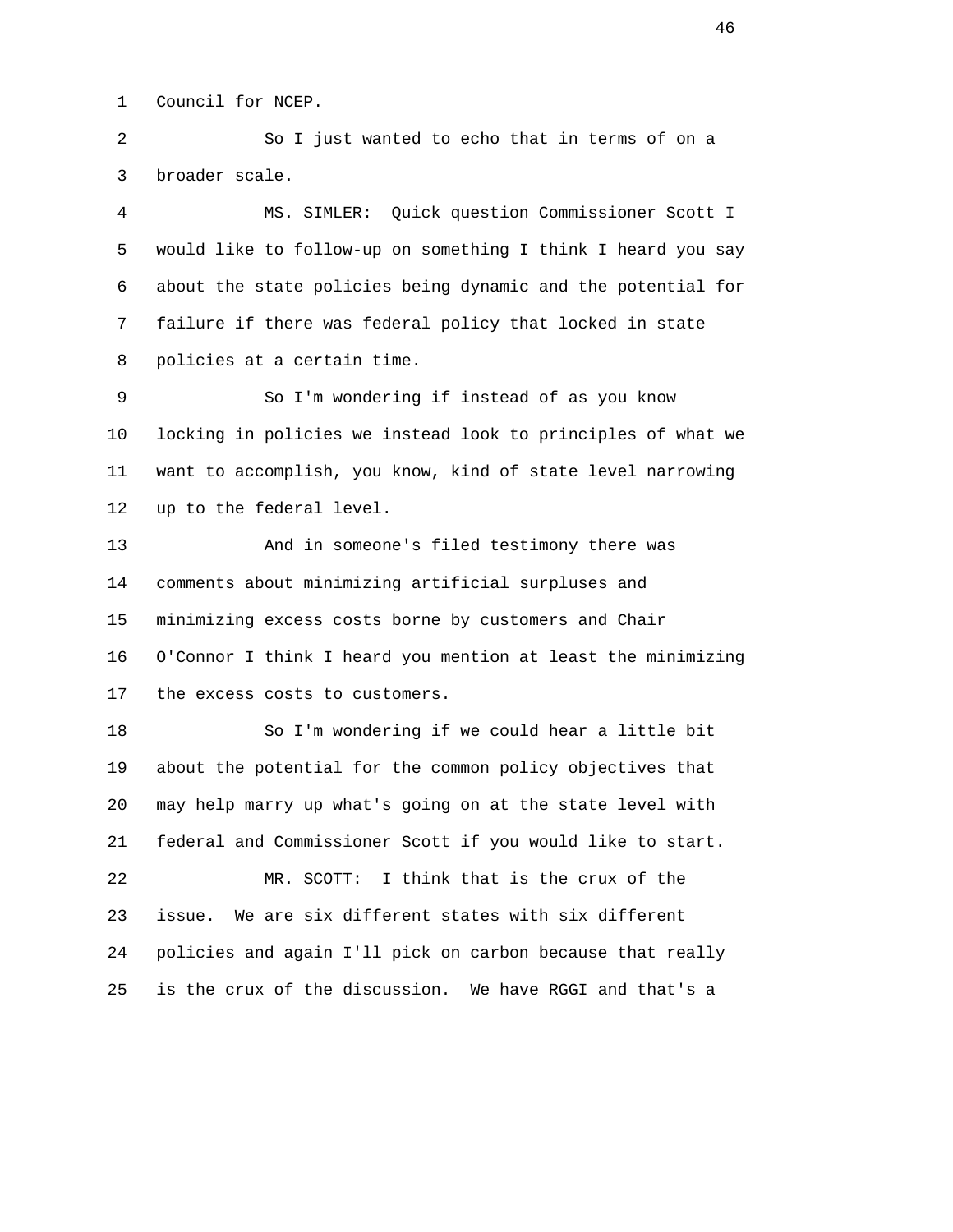Council for NCEP.

So I just wanted to echo that in terms of on a broader scale.

MS. SIMLER: Quick question Commissioner Scott I would like to follow-up on something I think I heard you say about the state policies being dynamic and the potential for failure if there was federal policy that locked in state policies at a certain time.

So I'm wondering if instead of as you know locking in policies we instead look to principles of what we want to accomplish, you know, kind of state level narrowing up to the federal level.

And in someone's filed testimony there was comments about minimizing artificial surpluses and minimizing excess costs borne by customers and Chair O'Connor I think I heard you mention at least the minimizing the excess costs to customers.

So I'm wondering if we could hear a little bit about the potential for the common policy objectives that may help marry up what's going on at the state level with federal and Commissioner Scott if you would like to start.

MR. SCOTT: I think that is the crux of the issue. We are six different states with six different policies and again I'll pick on carbon because that really is the crux of the discussion. We have RGGI and that's a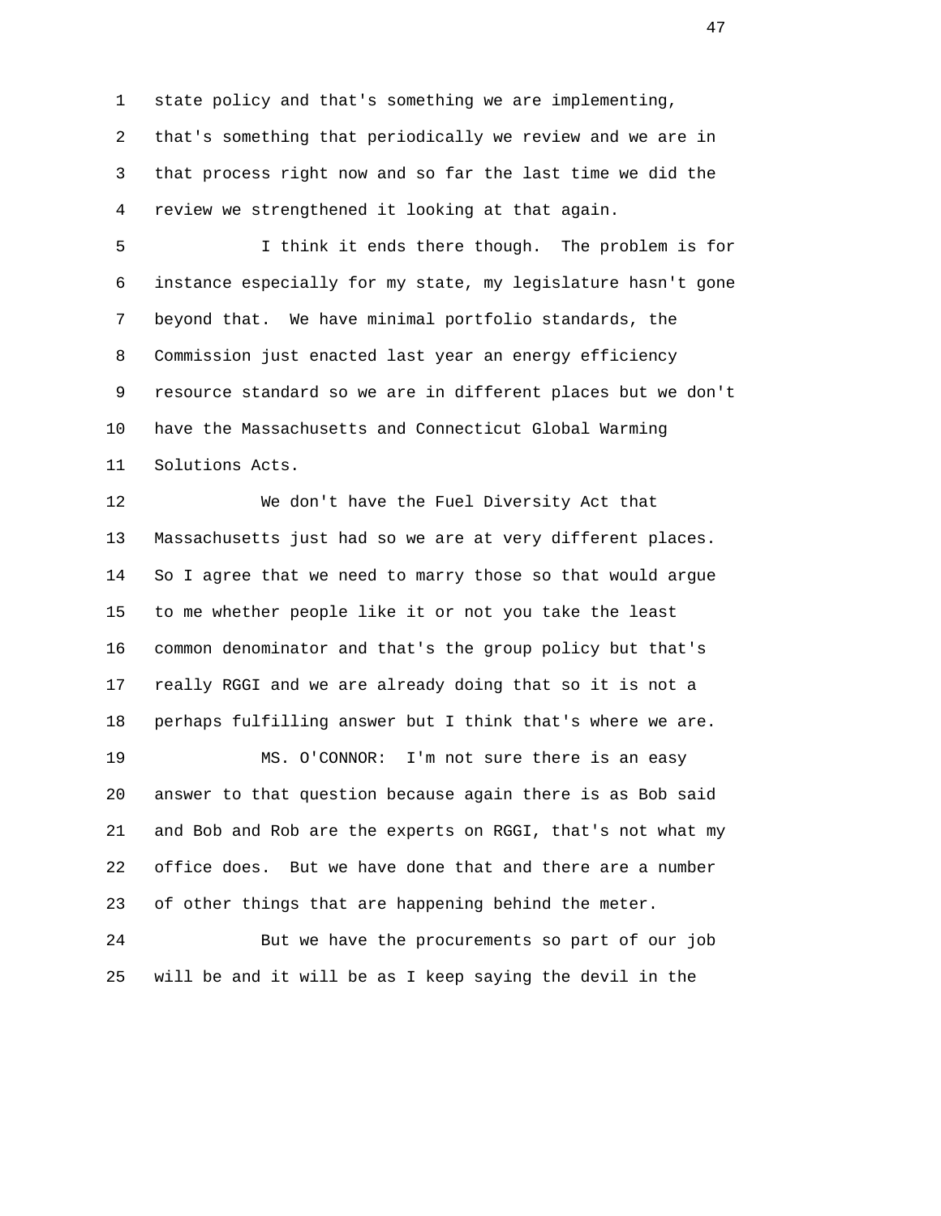state policy and that's something we are implementing, that's something that periodically we review and we are in that process right now and so far the last time we did the review we strengthened it looking at that again.

I think it ends there though. The problem is for instance especially for my state, my legislature hasn't gone beyond that. We have minimal portfolio standards, the Commission just enacted last year an energy efficiency resource standard so we are in different places but we don't have the Massachusetts and Connecticut Global Warming Solutions Acts.

We don't have the Fuel Diversity Act that Massachusetts just had so we are at very different places. So I agree that we need to marry those so that would argue to me whether people like it or not you take the least common denominator and that's the group policy but that's really RGGI and we are already doing that so it is not a perhaps fulfilling answer but I think that's where we are.

MS. O'CONNOR: I'm not sure there is an easy answer to that question because again there is as Bob said and Bob and Rob are the experts on RGGI, that's not what my office does. But we have done that and there are a number of other things that are happening behind the meter.

But we have the procurements so part of our job will be and it will be as I keep saying the devil in the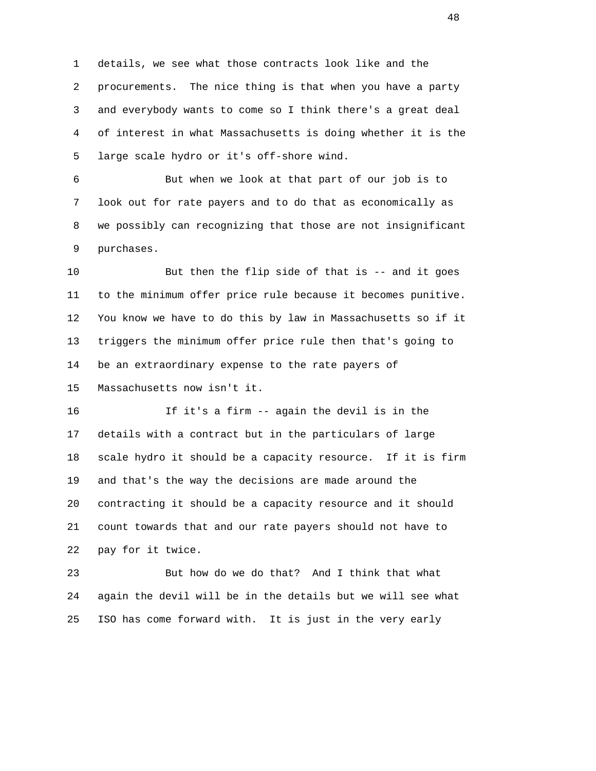details, we see what those contracts look like and the procurements. The nice thing is that when you have a party and everybody wants to come so I think there's a great deal of interest in what Massachusetts is doing whether it is the large scale hydro or it's off-shore wind.

But when we look at that part of our job is to look out for rate payers and to do that as economically as we possibly can recognizing that those are not insignificant purchases.

But then the flip side of that is -- and it goes to the minimum offer price rule because it becomes punitive. You know we have to do this by law in Massachusetts so if it triggers the minimum offer price rule then that's going to be an extraordinary expense to the rate payers of Massachusetts now isn't it.

If it's a firm -- again the devil is in the details with a contract but in the particulars of large scale hydro it should be a capacity resource. If it is firm and that's the way the decisions are made around the contracting it should be a capacity resource and it should count towards that and our rate payers should not have to pay for it twice.

But how do we do that? And I think that what again the devil will be in the details but we will see what ISO has come forward with. It is just in the very early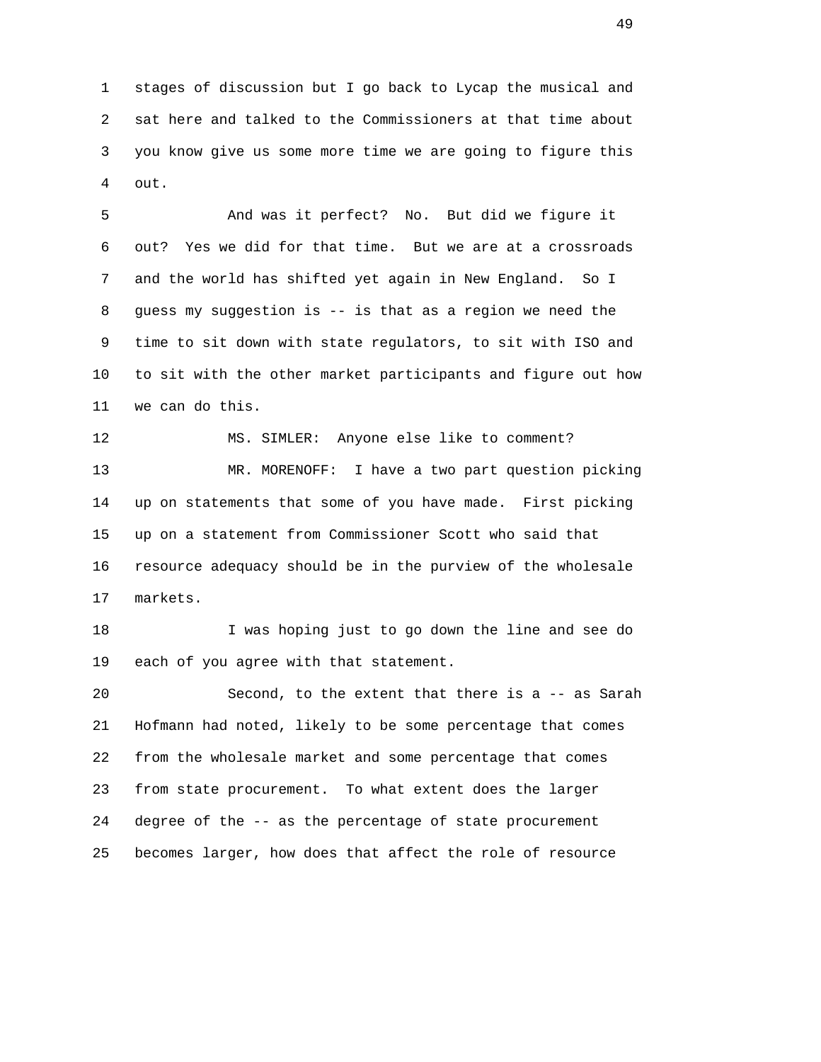1 stages of discussion but I go back to Lycap the musical and
2 sat here and talked to the Commissioners at that time about
3 you know give us some more time we are going to figure this
4 out.

5 And was it perfect? No. But did we figure it
6 out? Yes we did for that time. But we are at a crossroads
7 and the world has shifted yet again in New England. So I
8 guess my suggestion is -- is that as a region we need the
9 time to sit down with state regulators, to sit with ISO and
10 to sit with the other market participants and figure out how
11 we can do this.

12 MS. SIMLER: Anyone else like to comment?

13 MR. MORENOFF: I have a two part question picking
14 up on statements that some of you have made. First picking
15 up on a statement from Commissioner Scott who said that
16 resource adequacy should be in the purview of the wholesale
17 markets.

18 I was hoping just to go down the line and see do
19 each of you agree with that statement.

20 Second, to the extent that there is a -- as Sarah
21 Hofmann had noted, likely to be some percentage that comes
22 from the wholesale market and some percentage that comes
23 from state procurement. To what extent does the larger
24 degree of the -- as the percentage of state procurement
25 becomes larger, how does that affect the role of resource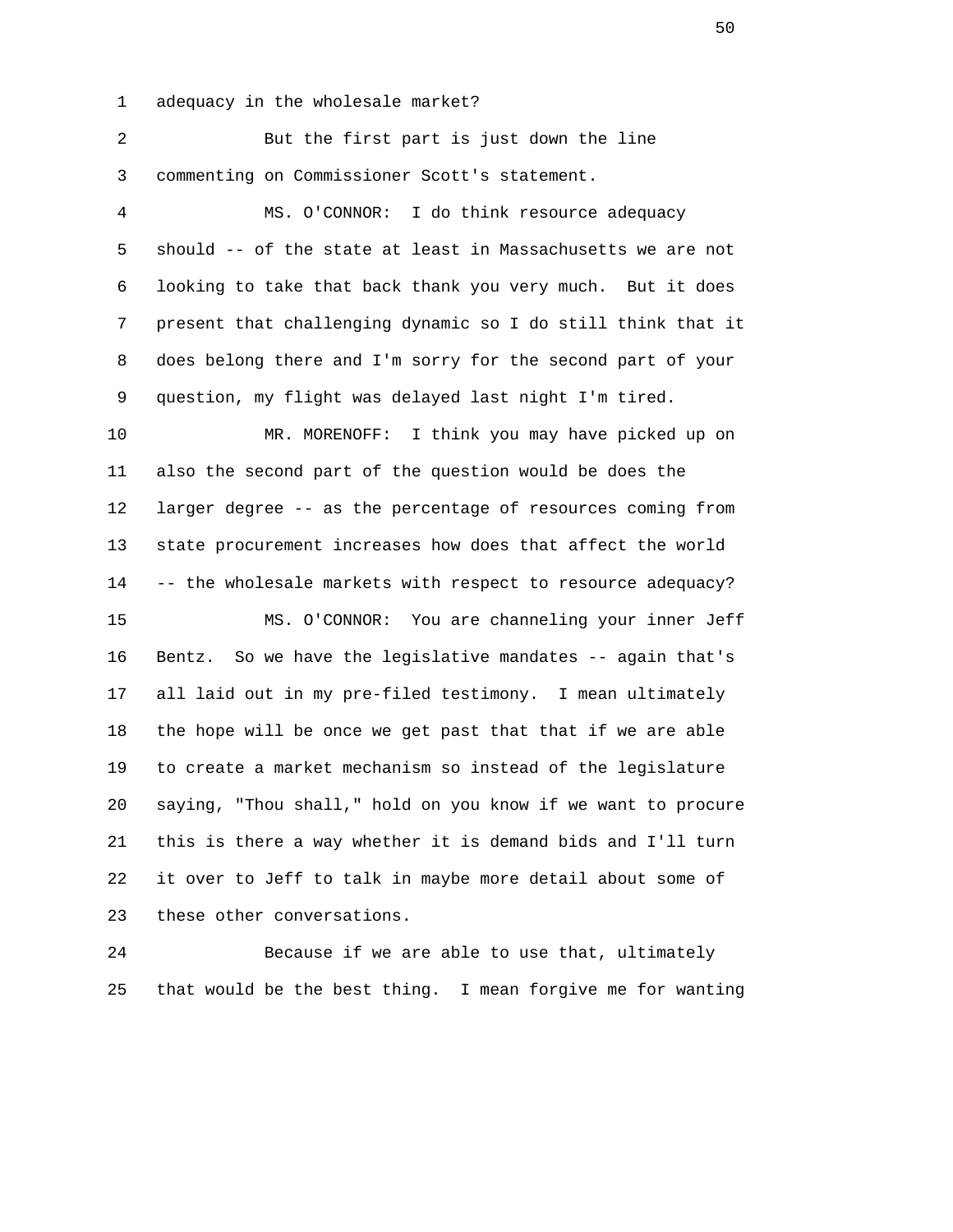adequacy in the wholesale market?

But the first part is just down the line commenting on Commissioner Scott's statement.

MS. O'CONNOR: I do think resource adequacy should -- of the state at least in Massachusetts we are not looking to take that back thank you very much. But it does present that challenging dynamic so I do still think that it does belong there and I'm sorry for the second part of your question, my flight was delayed last night I'm tired.

MR. MORENOFF: I think you may have picked up on also the second part of the question would be does the larger degree -- as the percentage of resources coming from state procurement increases how does that affect the world -- the wholesale markets with respect to resource adequacy?

MS. O'CONNOR: You are channeling your inner Jeff Bentz. So we have the legislative mandates -- again that's all laid out in my pre-filed testimony. I mean ultimately the hope will be once we get past that that if we are able to create a market mechanism so instead of the legislature saying, "Thou shall," hold on you know if we want to procure this is there a way whether it is demand bids and I'll turn it over to Jeff to talk in maybe more detail about some of these other conversations.

Because if we are able to use that, ultimately that would be the best thing. I mean forgive me for wanting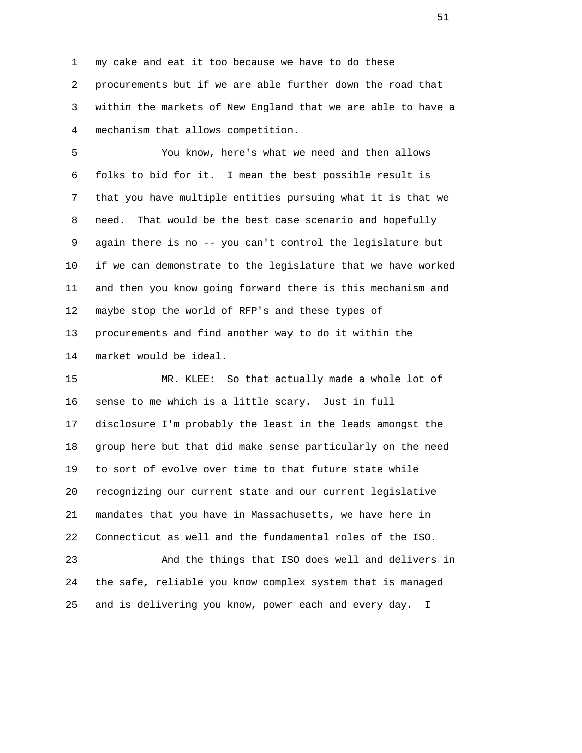my cake and eat it too because we have to do these procurements but if we are able further down the road that within the markets of New England that we are able to have a mechanism that allows competition.

You know, here's what we need and then allows folks to bid for it. I mean the best possible result is that you have multiple entities pursuing what it is that we need. That would be the best case scenario and hopefully again there is no -- you can't control the legislature but if we can demonstrate to the legislature that we have worked and then you know going forward there is this mechanism and maybe stop the world of RFP's and these types of procurements and find another way to do it within the market would be ideal.

MR. KLEE: So that actually made a whole lot of sense to me which is a little scary. Just in full disclosure I'm probably the least in the leads amongst the group here but that did make sense particularly on the need to sort of evolve over time to that future state while recognizing our current state and our current legislative mandates that you have in Massachusetts, we have here in Connecticut as well and the fundamental roles of the ISO.

And the things that ISO does well and delivers in the safe, reliable you know complex system that is managed and is delivering you know, power each and every day. I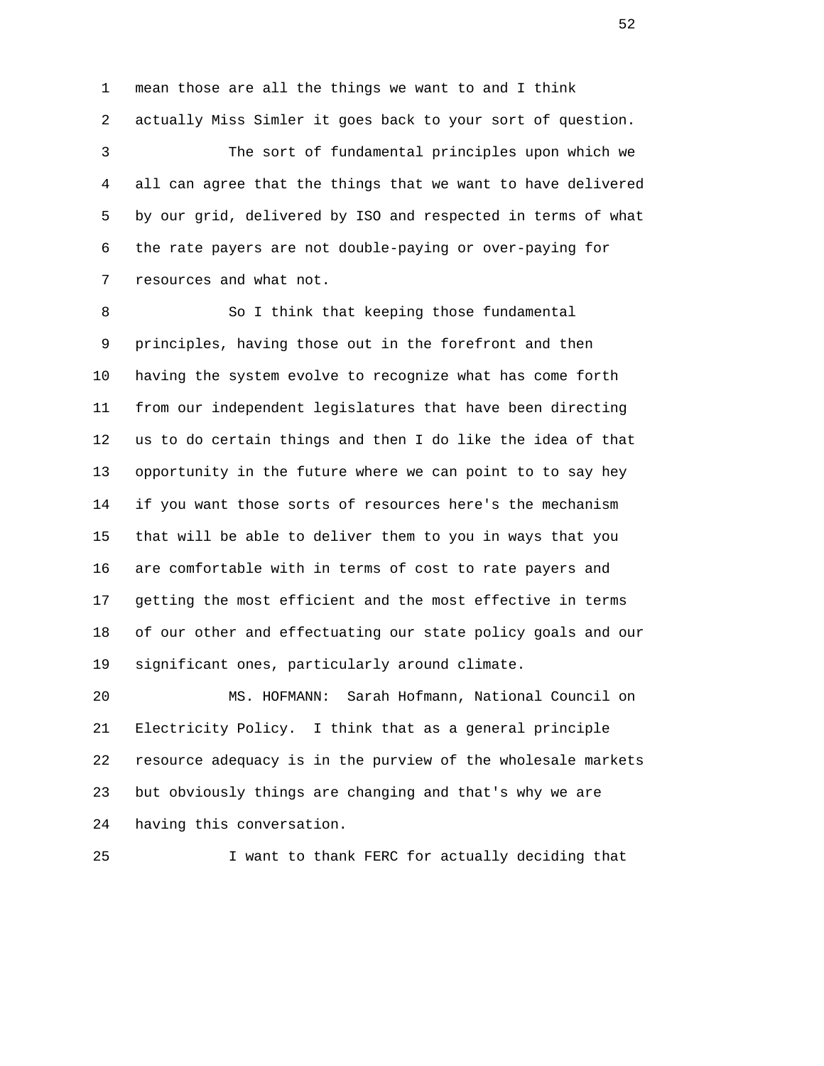mean those are all the things we want to and I think actually Miss Simler it goes back to your sort of question.

The sort of fundamental principles upon which we all can agree that the things that we want to have delivered by our grid, delivered by ISO and respected in terms of what the rate payers are not double-paying or over-paying for resources and what not.

So I think that keeping those fundamental principles, having those out in the forefront and then having the system evolve to recognize what has come forth from our independent legislatures that have been directing us to do certain things and then I do like the idea of that opportunity in the future where we can point to to say hey if you want those sorts of resources here's the mechanism that will be able to deliver them to you in ways that you are comfortable with in terms of cost to rate payers and getting the most efficient and the most effective in terms of our other and effectuating our state policy goals and our significant ones, particularly around climate.

MS. HOFMANN: Sarah Hofmann, National Council on Electricity Policy. I think that as a general principle resource adequacy is in the purview of the wholesale markets but obviously things are changing and that's why we are having this conversation.

I want to thank FERC for actually deciding that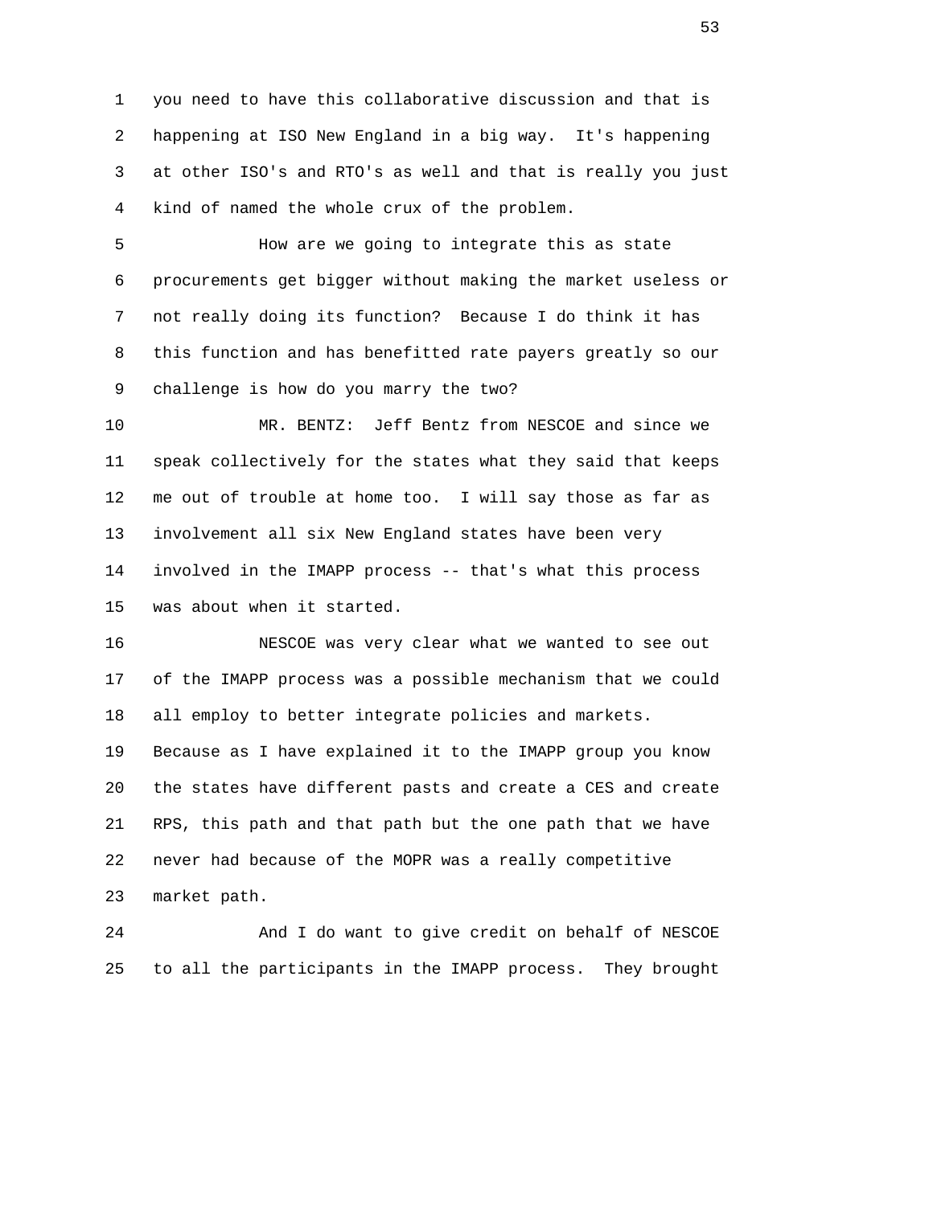you need to have this collaborative discussion and that is happening at ISO New England in a big way. It's happening at other ISO's and RTO's as well and that is really you just kind of named the whole crux of the problem.

How are we going to integrate this as state procurements get bigger without making the market useless or not really doing its function? Because I do think it has this function and has benefitted rate payers greatly so our challenge is how do you marry the two?

MR. BENTZ: Jeff Bentz from NESCOE and since we speak collectively for the states what they said that keeps me out of trouble at home too. I will say those as far as involvement all six New England states have been very involved in the IMAPP process -- that's what this process was about when it started.

NESCOE was very clear what we wanted to see out of the IMAPP process was a possible mechanism that we could all employ to better integrate policies and markets. Because as I have explained it to the IMAPP group you know the states have different pasts and create a CES and create RPS, this path and that path but the one path that we have never had because of the MOPR was a really competitive market path.

And I do want to give credit on behalf of NESCOE to all the participants in the IMAPP process. They brought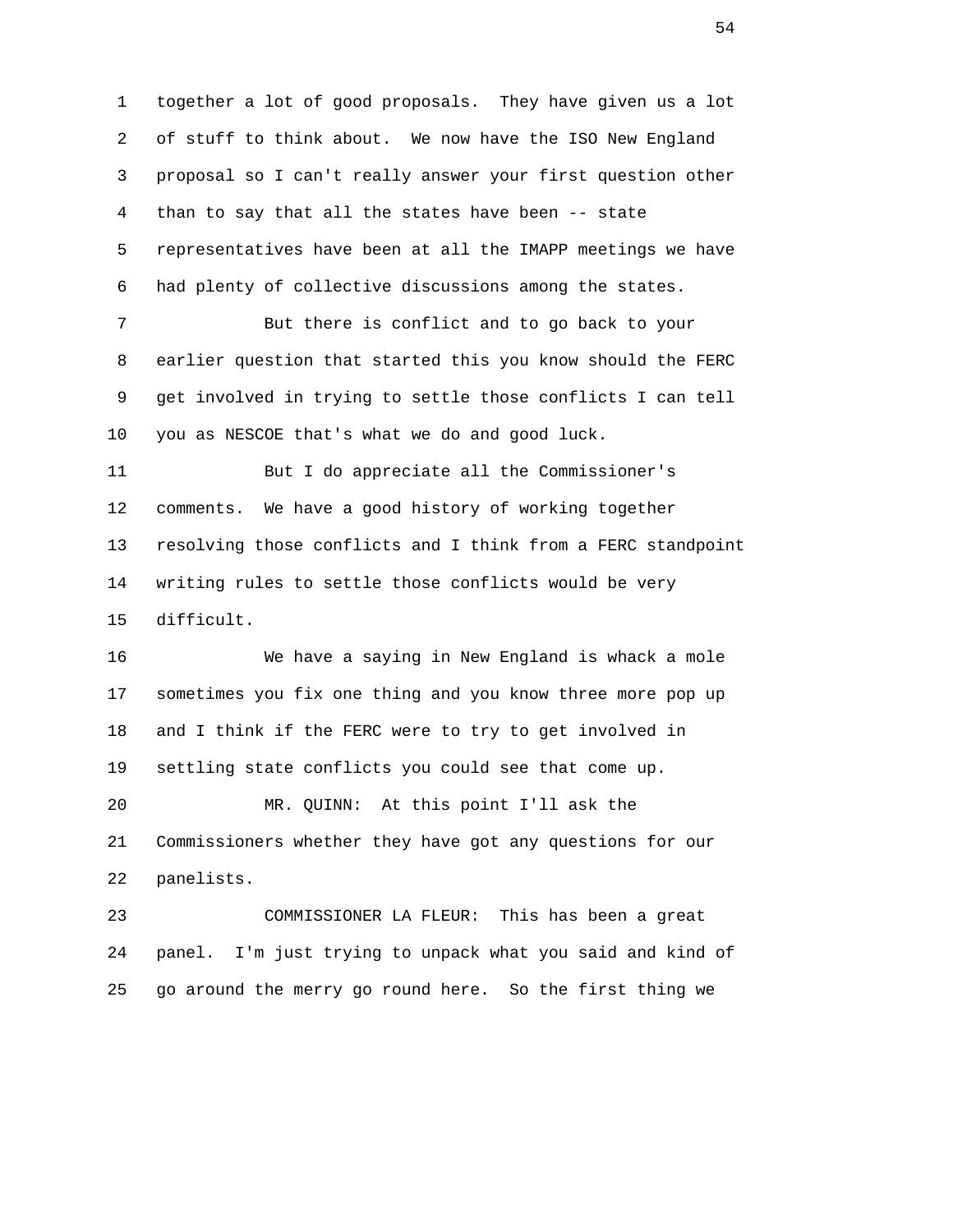together a lot of good proposals. They have given us a lot of stuff to think about. We now have the ISO New England proposal so I can't really answer your first question other than to say that all the states have been -- state representatives have been at all the IMAPP meetings we have had plenty of collective discussions among the states.

But there is conflict and to go back to your earlier question that started this you know should the FERC get involved in trying to settle those conflicts I can tell you as NESCOE that's what we do and good luck.

But I do appreciate all the Commissioner's comments. We have a good history of working together resolving those conflicts and I think from a FERC standpoint writing rules to settle those conflicts would be very difficult.

We have a saying in New England is whack a mole sometimes you fix one thing and you know three more pop up and I think if the FERC were to try to get involved in settling state conflicts you could see that come up.

MR. QUINN: At this point I'll ask the Commissioners whether they have got any questions for our panelists.

COMMISSIONER LA FLEUR: This has been a great panel. I'm just trying to unpack what you said and kind of go around the merry go round here. So the first thing we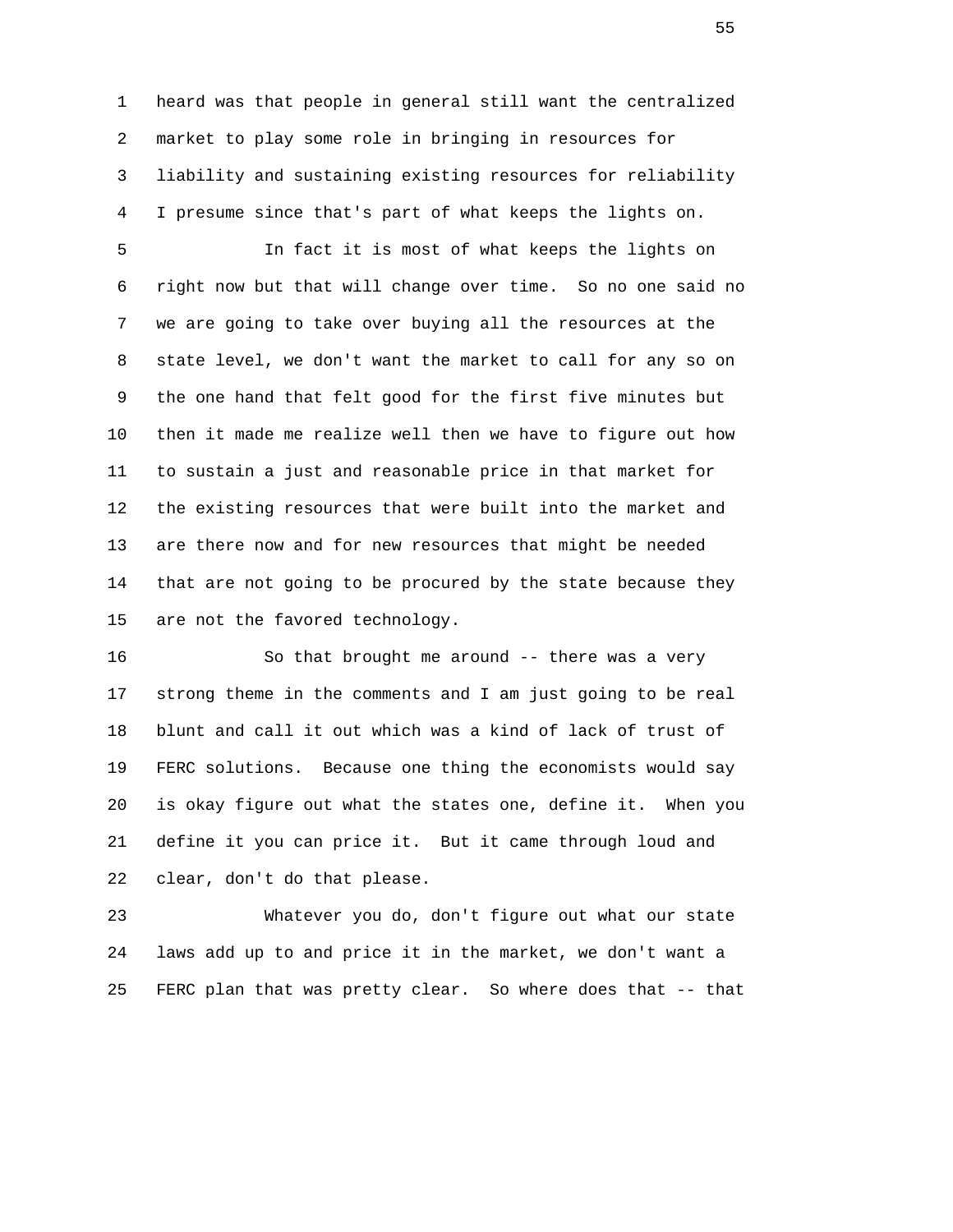heard was that people in general still want the centralized market to play some role in bringing in resources for liability and sustaining existing resources for reliability I presume since that's part of what keeps the lights on.

In fact it is most of what keeps the lights on right now but that will change over time. So no one said no we are going to take over buying all the resources at the state level, we don't want the market to call for any so on the one hand that felt good for the first five minutes but then it made me realize well then we have to figure out how to sustain a just and reasonable price in that market for the existing resources that were built into the market and are there now and for new resources that might be needed that are not going to be procured by the state because they are not the favored technology.

So that brought me around -- there was a very strong theme in the comments and I am just going to be real blunt and call it out which was a kind of lack of trust of FERC solutions. Because one thing the economists would say is okay figure out what the states one, define it. When you define it you can price it. But it came through loud and clear, don't do that please.

Whatever you do, don't figure out what our state laws add up to and price it in the market, we don't want a FERC plan that was pretty clear. So where does that -- that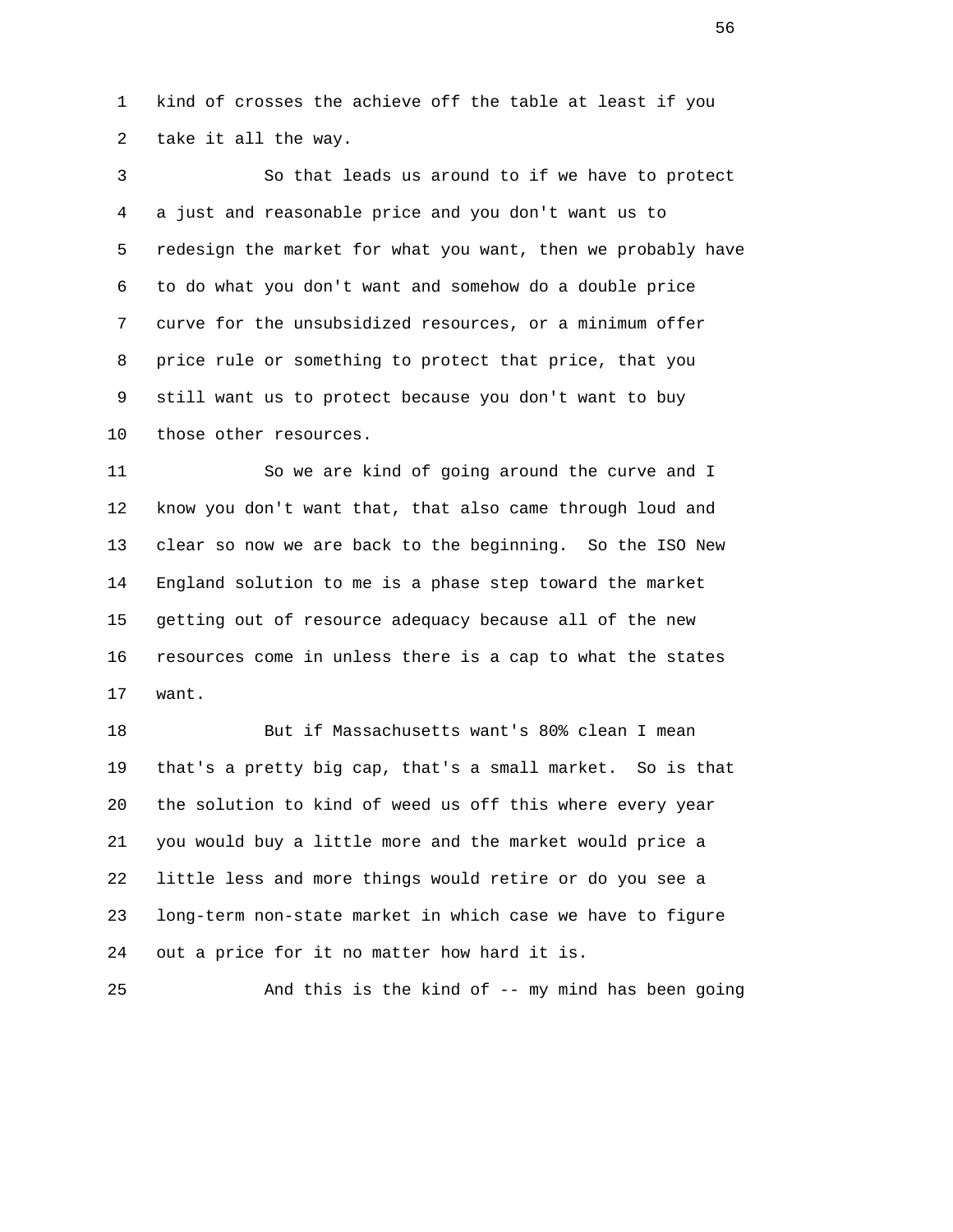kind of crosses the achieve off the table at least if you take it all the way.

So that leads us around to if we have to protect a just and reasonable price and you don't want us to redesign the market for what you want, then we probably have to do what you don't want and somehow do a double price curve for the unsubsidized resources, or a minimum offer price rule or something to protect that price, that you still want us to protect because you don't want to buy those other resources.

So we are kind of going around the curve and I know you don't want that, that also came through loud and clear so now we are back to the beginning. So the ISO New England solution to me is a phase step toward the market getting out of resource adequacy because all of the new resources come in unless there is a cap to what the states want.

But if Massachusetts want's 80% clean I mean that's a pretty big cap, that's a small market. So is that the solution to kind of weed us off this where every year you would buy a little more and the market would price a little less and more things would retire or do you see a long-term non-state market in which case we have to figure out a price for it no matter how hard it is.

And this is the kind of -- my mind has been going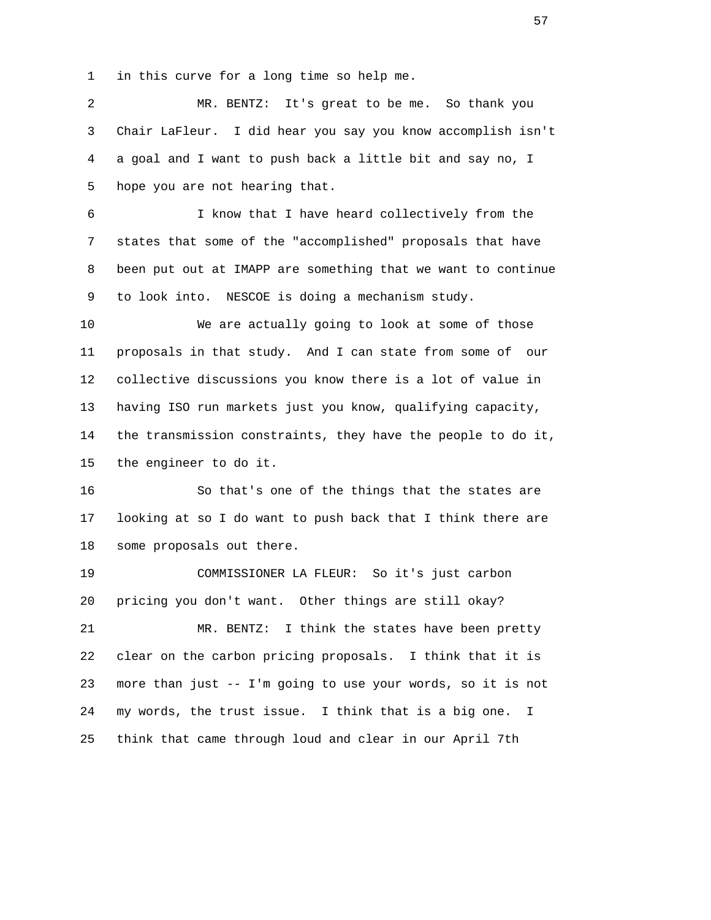in this curve for a long time so help me.

MR. BENTZ: It's great to be me. So thank you Chair LaFleur. I did hear you say you know accomplish isn't a goal and I want to push back a little bit and say no, I hope you are not hearing that.

I know that I have heard collectively from the states that some of the "accomplished" proposals that have been put out at IMAPP are something that we want to continue to look into. NESCOE is doing a mechanism study.

We are actually going to look at some of those proposals in that study. And I can state from some of our collective discussions you know there is a lot of value in having ISO run markets just you know, qualifying capacity, the transmission constraints, they have the people to do it, the engineer to do it.

So that's one of the things that the states are looking at so I do want to push back that I think there are some proposals out there.

COMMISSIONER LA FLEUR: So it's just carbon pricing you don't want. Other things are still okay?

MR. BENTZ: I think the states have been pretty clear on the carbon pricing proposals. I think that it is more than just -- I'm going to use your words, so it is not my words, the trust issue. I think that is a big one. I think that came through loud and clear in our April 7th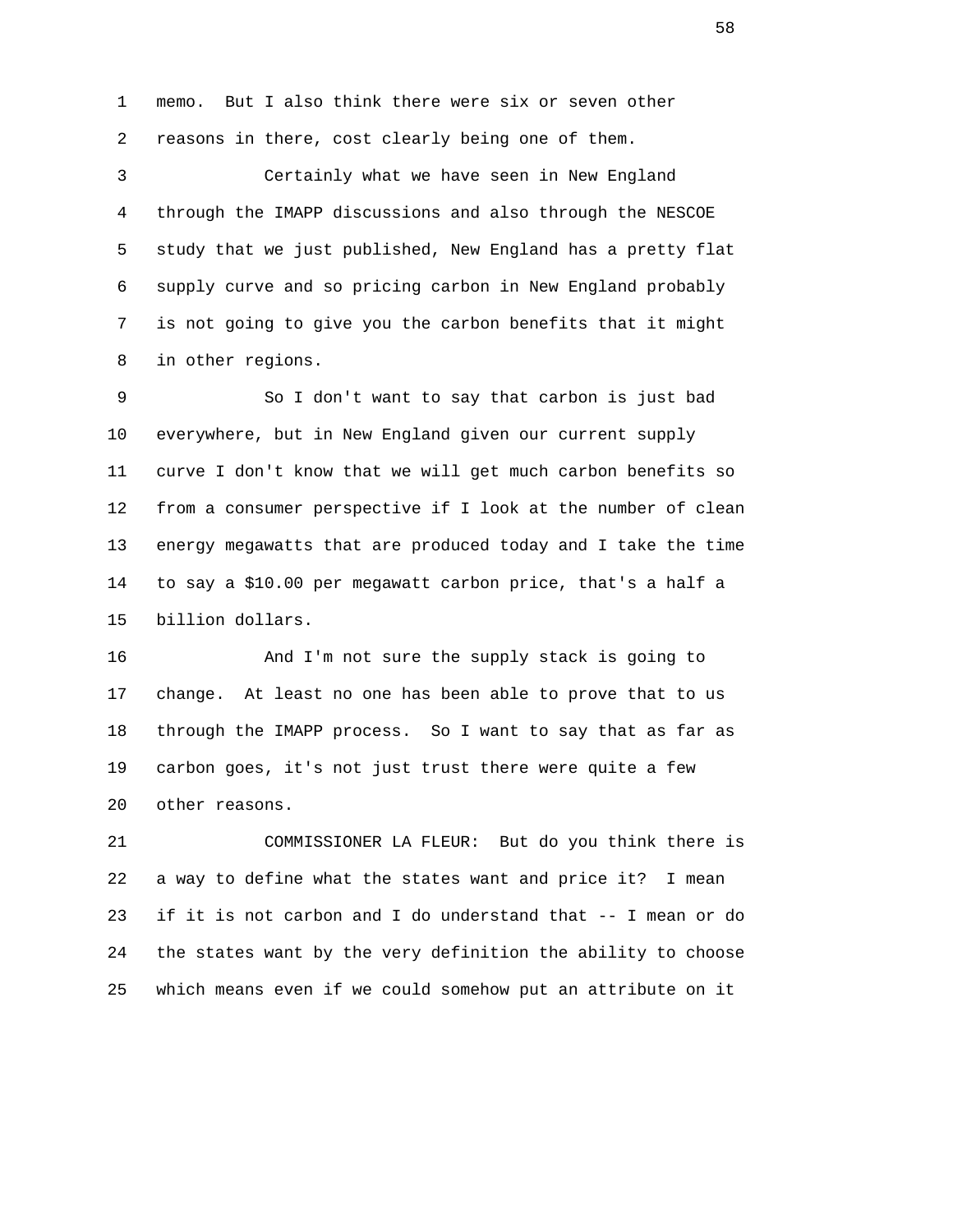memo. But I also think there were six or seven other reasons in there, cost clearly being one of them.

Certainly what we have seen in New England through the IMAPP discussions and also through the NESCOE study that we just published, New England has a pretty flat supply curve and so pricing carbon in New England probably is not going to give you the carbon benefits that it might in other regions.

So I don't want to say that carbon is just bad everywhere, but in New England given our current supply curve I don't know that we will get much carbon benefits so from a consumer perspective if I look at the number of clean energy megawatts that are produced today and I take the time to say a $10.00 per megawatt carbon price, that's a half a billion dollars.

And I'm not sure the supply stack is going to change. At least no one has been able to prove that to us through the IMAPP process. So I want to say that as far as carbon goes, it's not just trust there were quite a few other reasons.

COMMISSIONER LA FLEUR: But do you think there is a way to define what the states want and price it? I mean if it is not carbon and I do understand that -- I mean or do the states want by the very definition the ability to choose which means even if we could somehow put an attribute on it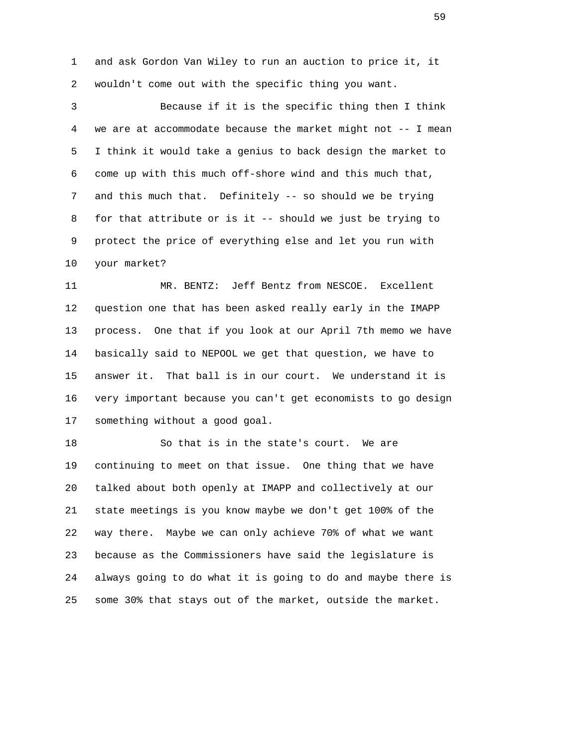and ask Gordon Van Wiley to run an auction to price it, it wouldn't come out with the specific thing you want.

Because if it is the specific thing then I think we are at accommodate because the market might not -- I mean I think it would take a genius to back design the market to come up with this much off-shore wind and this much that, and this much that. Definitely -- so should we be trying for that attribute or is it -- should we just be trying to protect the price of everything else and let you run with your market?

MR. BENTZ: Jeff Bentz from NESCOE. Excellent question one that has been asked really early in the IMAPP process. One that if you look at our April 7th memo we have basically said to NEPOOL we get that question, we have to answer it. That ball is in our court. We understand it is very important because you can't get economists to go design something without a good goal.

So that is in the state's court. We are continuing to meet on that issue. One thing that we have talked about both openly at IMAPP and collectively at our state meetings is you know maybe we don't get 100% of the way there. Maybe we can only achieve 70% of what we want because as the Commissioners have said the legislature is always going to do what it is going to do and maybe there is some 30% that stays out of the market, outside the market.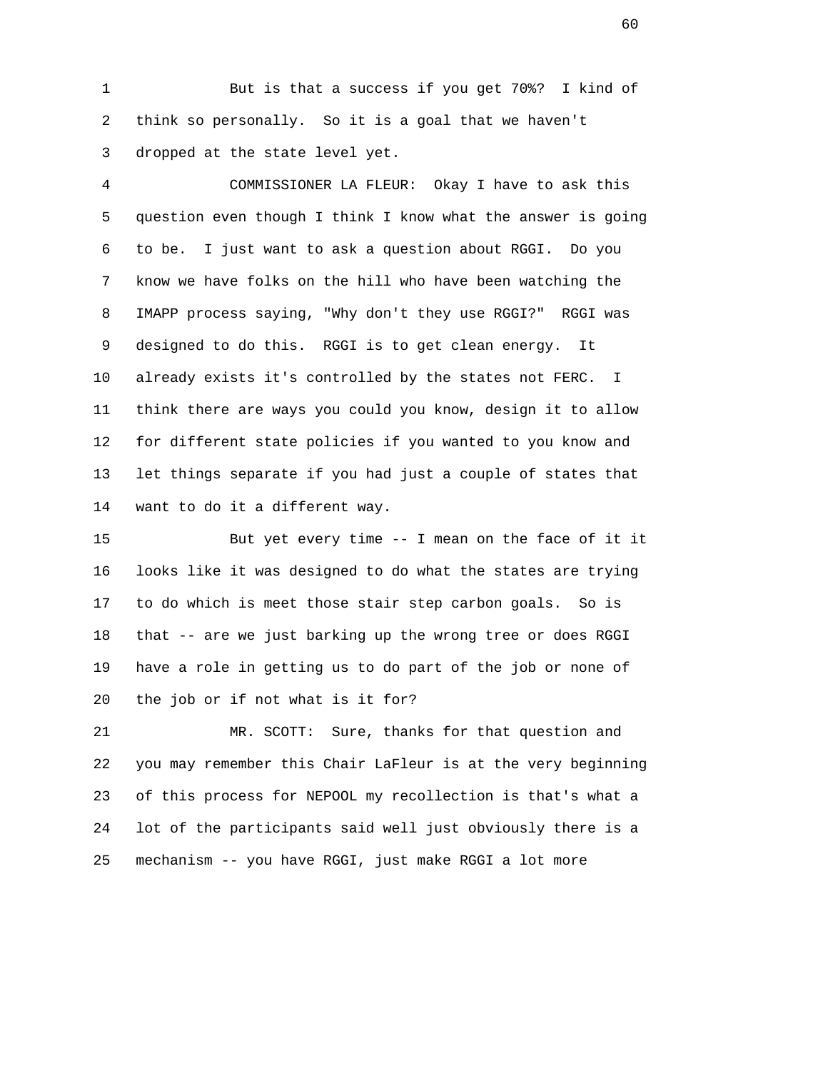But is that a success if you get 70%? I kind of think so personally. So it is a goal that we haven't dropped at the state level yet.

COMMISSIONER LA FLEUR: Okay I have to ask this question even though I think I know what the answer is going to be. I just want to ask a question about RGGI. Do you know we have folks on the hill who have been watching the IMAPP process saying, "Why don't they use RGGI?" RGGI was designed to do this. RGGI is to get clean energy. It already exists it's controlled by the states not FERC. I think there are ways you could you know, design it to allow for different state policies if you wanted to you know and let things separate if you had just a couple of states that want to do it a different way.

But yet every time -- I mean on the face of it it looks like it was designed to do what the states are trying to do which is meet those stair step carbon goals. So is that -- are we just barking up the wrong tree or does RGGI have a role in getting us to do part of the job or none of the job or if not what is it for?

MR. SCOTT: Sure, thanks for that question and you may remember this Chair LaFleur is at the very beginning of this process for NEPOOL my recollection is that's what a lot of the participants said well just obviously there is a mechanism -- you have RGGI, just make RGGI a lot more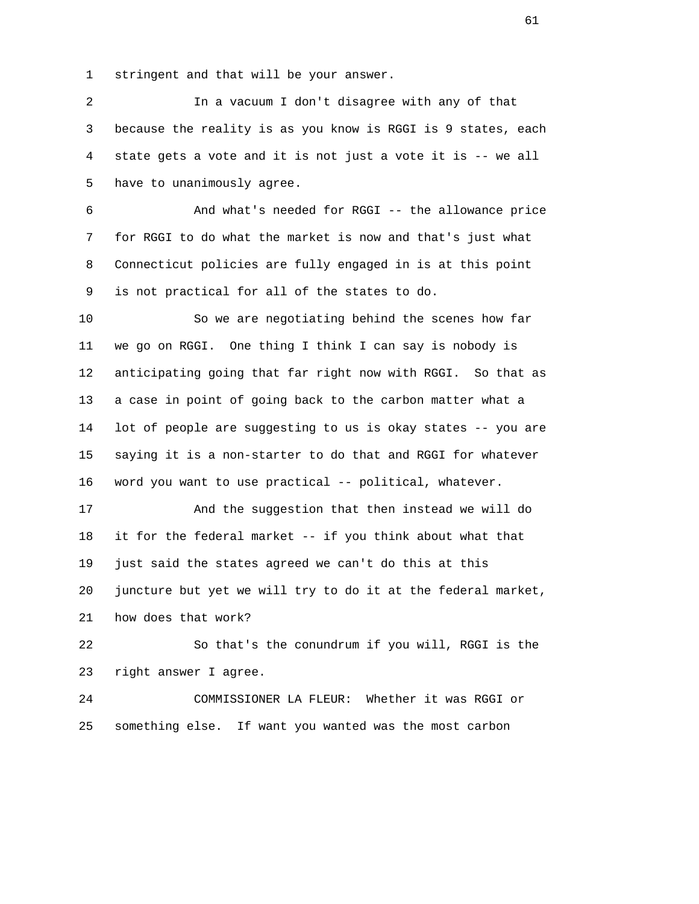stringent and that will be your answer.

In a vacuum I don't disagree with any of that because the reality is as you know is RGGI is 9 states, each state gets a vote and it is not just a vote it is -- we all have to unanimously agree.

And what's needed for RGGI -- the allowance price for RGGI to do what the market is now and that's just what Connecticut policies are fully engaged in is at this point is not practical for all of the states to do.

So we are negotiating behind the scenes how far we go on RGGI. One thing I think I can say is nobody is anticipating going that far right now with RGGI. So that as a case in point of going back to the carbon matter what a lot of people are suggesting to us is okay states -- you are saying it is a non-starter to do that and RGGI for whatever word you want to use practical -- political, whatever.

And the suggestion that then instead we will do it for the federal market -- if you think about what that just said the states agreed we can't do this at this juncture but yet we will try to do it at the federal market, how does that work?

So that's the conundrum if you will, RGGI is the right answer I agree.

COMMISSIONER LA FLEUR: Whether it was RGGI or something else. If want you wanted was the most carbon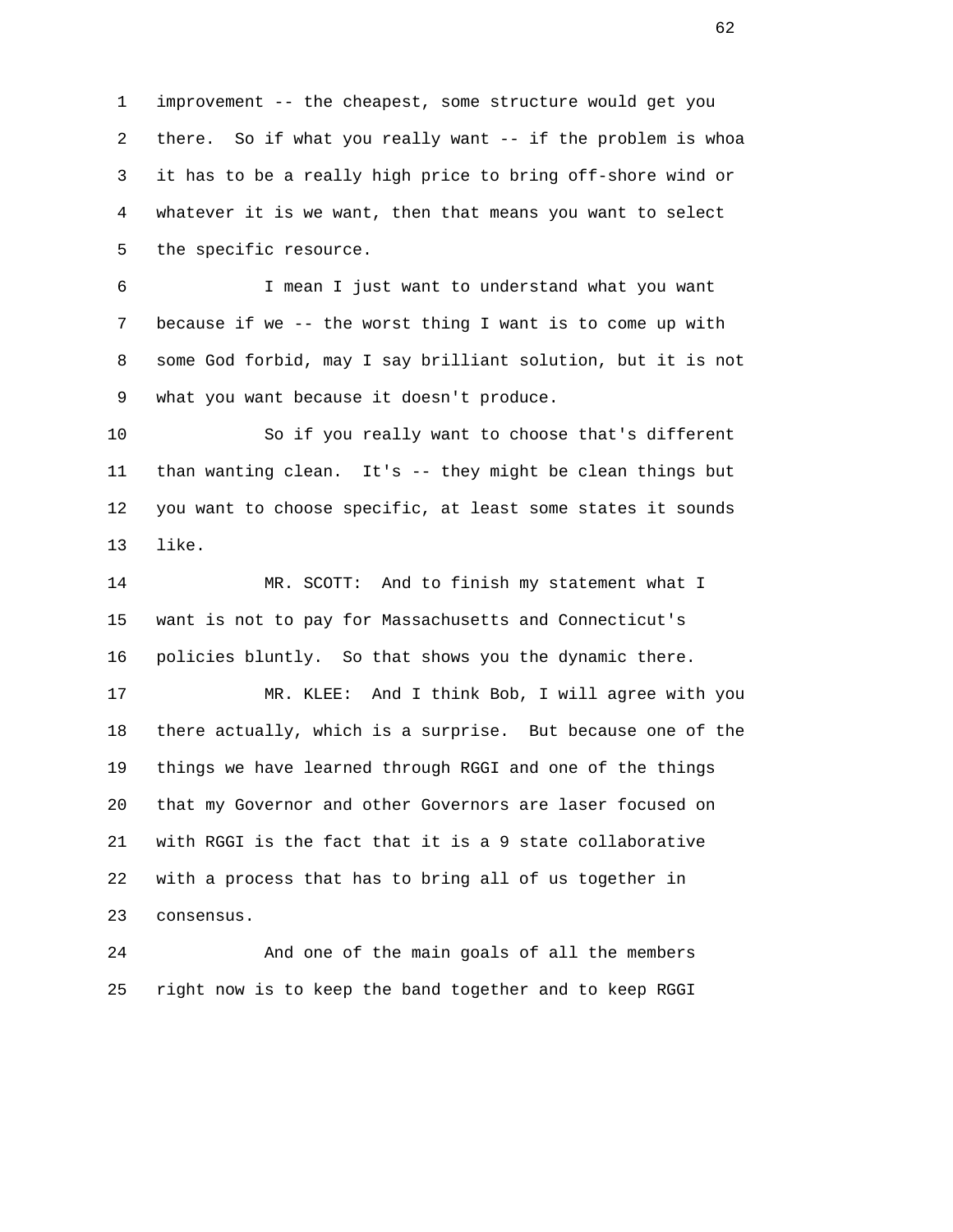improvement -- the cheapest, some structure would get you there. So if what you really want -- if the problem is whoa it has to be a really high price to bring off-shore wind or whatever it is we want, then that means you want to select the specific resource.

I mean I just want to understand what you want because if we -- the worst thing I want is to come up with some God forbid, may I say brilliant solution, but it is not what you want because it doesn't produce.

So if you really want to choose that's different than wanting clean. It's -- they might be clean things but you want to choose specific, at least some states it sounds like.

MR. SCOTT: And to finish my statement what I want is not to pay for Massachusetts and Connecticut's policies bluntly. So that shows you the dynamic there.

MR. KLEE: And I think Bob, I will agree with you there actually, which is a surprise. But because one of the things we have learned through RGGI and one of the things that my Governor and other Governors are laser focused on with RGGI is the fact that it is a 9 state collaborative with a process that has to bring all of us together in consensus.

And one of the main goals of all the members right now is to keep the band together and to keep RGGI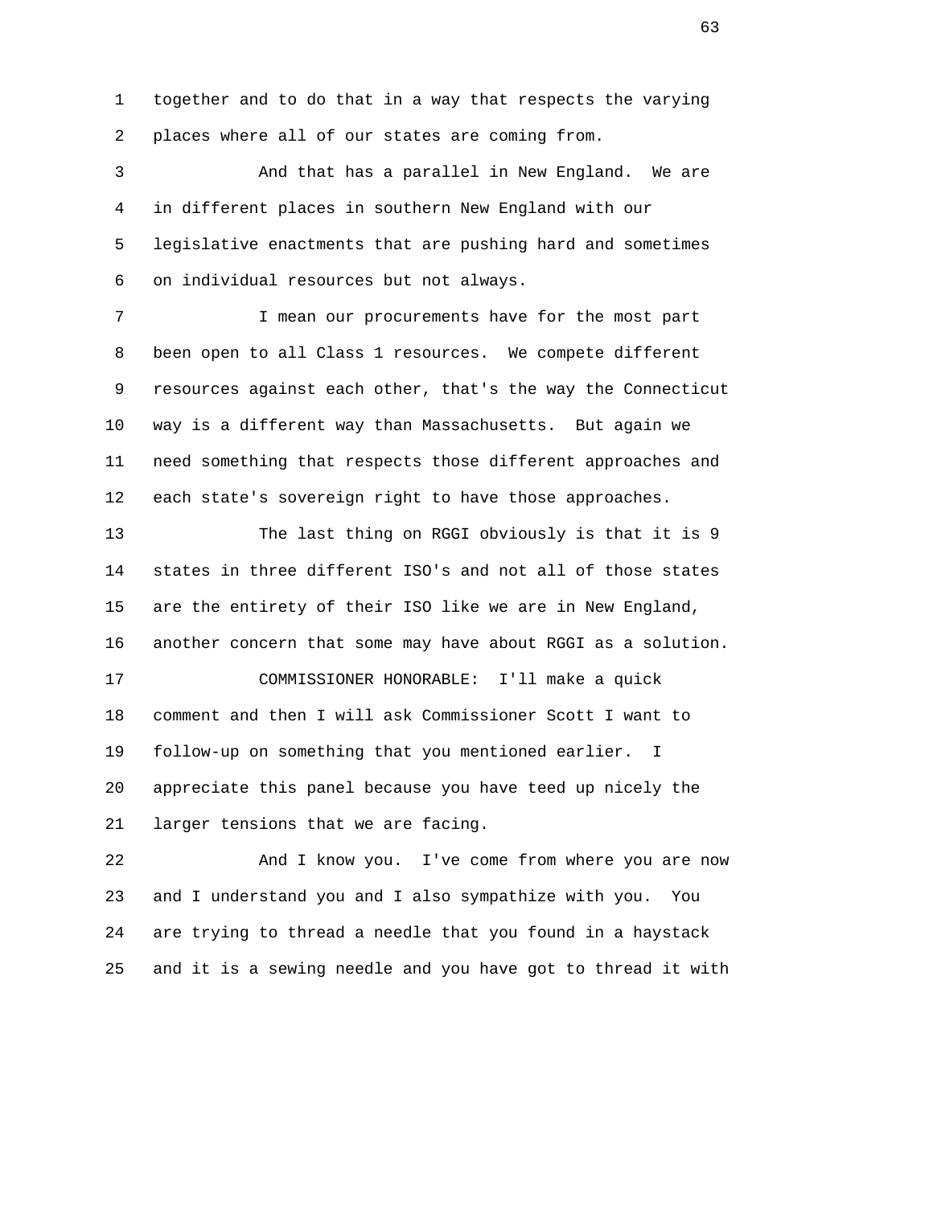together and to do that in a way that respects the varying places where all of our states are coming from.

And that has a parallel in New England. We are in different places in southern New England with our legislative enactments that are pushing hard and sometimes on individual resources but not always.

I mean our procurements have for the most part been open to all Class 1 resources. We compete different resources against each other, that's the way the Connecticut way is a different way than Massachusetts. But again we need something that respects those different approaches and each state's sovereign right to have those approaches.

The last thing on RGGI obviously is that it is 9 states in three different ISO's and not all of those states are the entirety of their ISO like we are in New England, another concern that some may have about RGGI as a solution.

COMMISSIONER HONORABLE: I'll make a quick comment and then I will ask Commissioner Scott I want to follow-up on something that you mentioned earlier. I appreciate this panel because you have teed up nicely the larger tensions that we are facing.

And I know you. I've come from where you are now and I understand you and I also sympathize with you. You are trying to thread a needle that you found in a haystack and it is a sewing needle and you have got to thread it with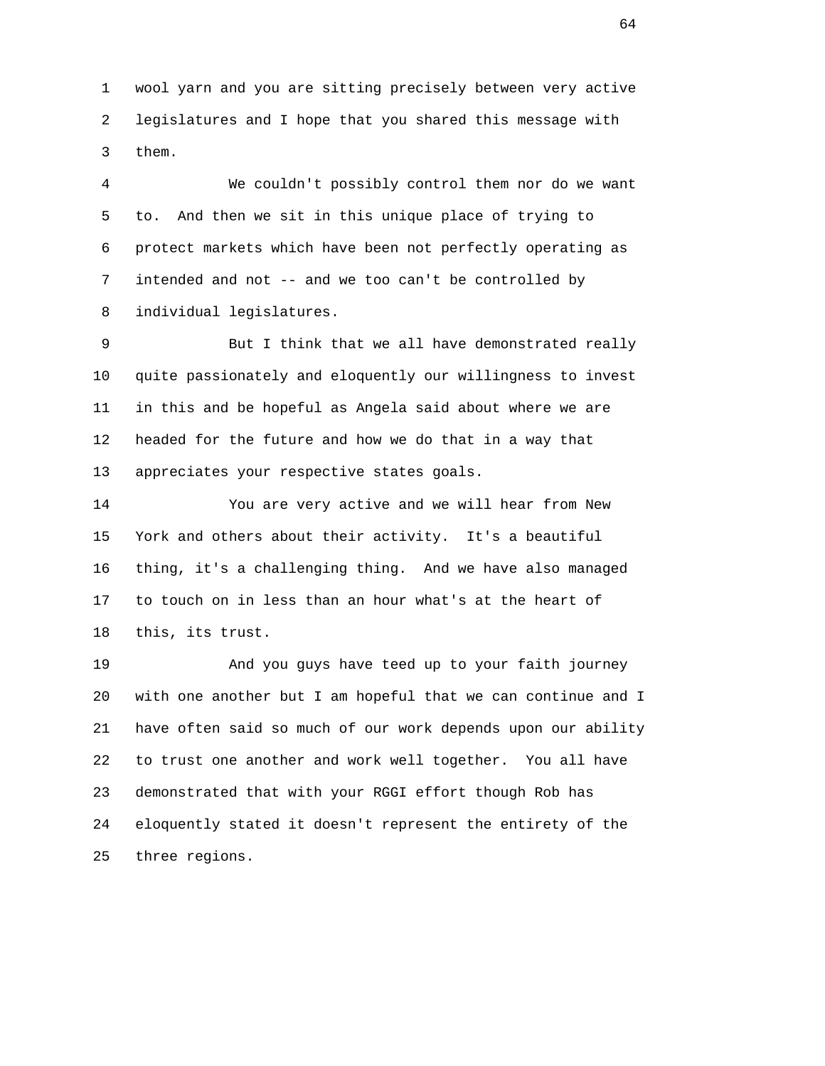wool yarn and you are sitting precisely between very active legislatures and I hope that you shared this message with them.

We couldn't possibly control them nor do we want to. And then we sit in this unique place of trying to protect markets which have been not perfectly operating as intended and not -- and we too can't be controlled by individual legislatures.

But I think that we all have demonstrated really quite passionately and eloquently our willingness to invest in this and be hopeful as Angela said about where we are headed for the future and how we do that in a way that appreciates your respective states goals.

You are very active and we will hear from New York and others about their activity. It's a beautiful thing, it's a challenging thing. And we have also managed to touch on in less than an hour what's at the heart of this, its trust.

And you guys have teed up to your faith journey with one another but I am hopeful that we can continue and I have often said so much of our work depends upon our ability to trust one another and work well together. You all have demonstrated that with your RGGI effort though Rob has eloquently stated it doesn't represent the entirety of the three regions.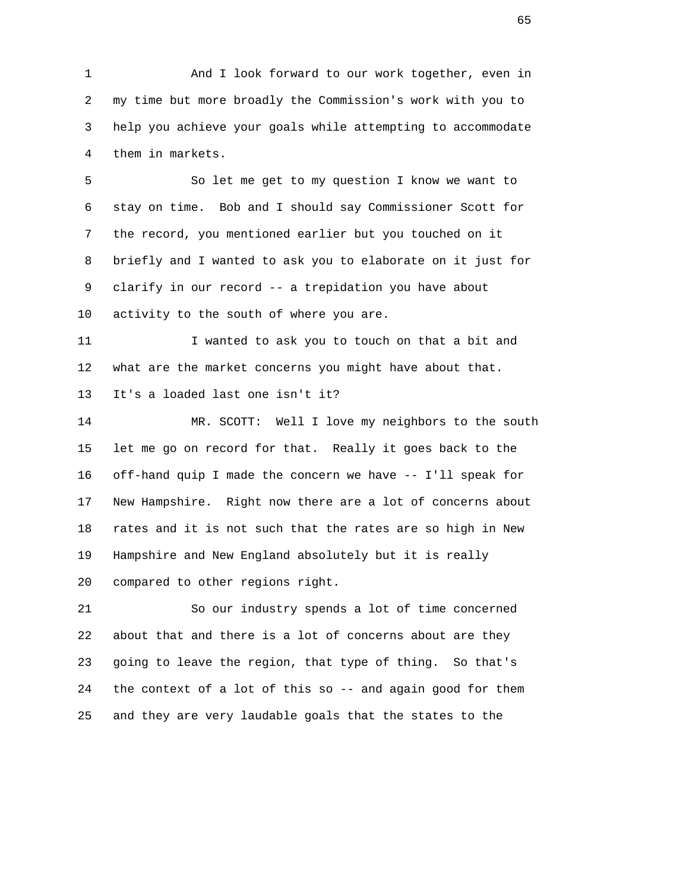And I look forward to our work together, even in my time but more broadly the Commission's work with you to help you achieve your goals while attempting to accommodate them in markets.

So let me get to my question I know we want to stay on time. Bob and I should say Commissioner Scott for the record, you mentioned earlier but you touched on it briefly and I wanted to ask you to elaborate on it just for clarify in our record -- a trepidation you have about activity to the south of where you are.

I wanted to ask you to touch on that a bit and what are the market concerns you might have about that. It's a loaded last one isn't it?

MR. SCOTT: Well I love my neighbors to the south let me go on record for that. Really it goes back to the off-hand quip I made the concern we have -- I'll speak for New Hampshire. Right now there are a lot of concerns about rates and it is not such that the rates are so high in New Hampshire and New England absolutely but it is really compared to other regions right.

So our industry spends a lot of time concerned about that and there is a lot of concerns about are they going to leave the region, that type of thing. So that's the context of a lot of this so -- and again good for them and they are very laudable goals that the states to the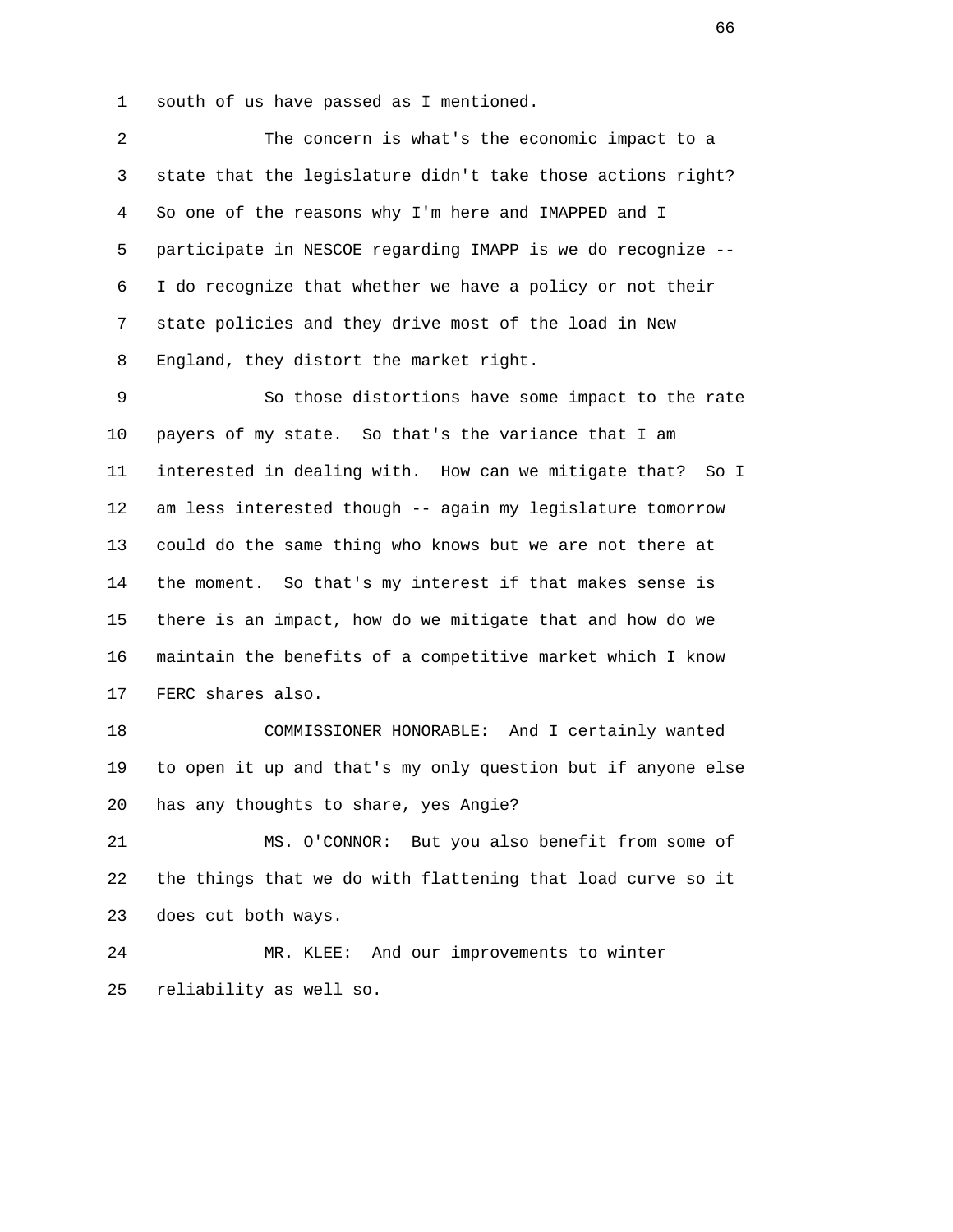south of us have passed as I mentioned.

The concern is what's the economic impact to a state that the legislature didn't take those actions right? So one of the reasons why I'm here and IMAPPED and I participate in NESCOE regarding IMAPP is we do recognize -- I do recognize that whether we have a policy or not their state policies and they drive most of the load in New England, they distort the market right.

So those distortions have some impact to the rate payers of my state. So that's the variance that I am interested in dealing with. How can we mitigate that? So I am less interested though -- again my legislature tomorrow could do the same thing who knows but we are not there at the moment. So that's my interest if that makes sense is there is an impact, how do we mitigate that and how do we maintain the benefits of a competitive market which I know FERC shares also.

COMMISSIONER HONORABLE: And I certainly wanted to open it up and that's my only question but if anyone else has any thoughts to share, yes Angie?

MS. O'CONNOR: But you also benefit from some of the things that we do with flattening that load curve so it does cut both ways.

MR. KLEE: And our improvements to winter reliability as well so.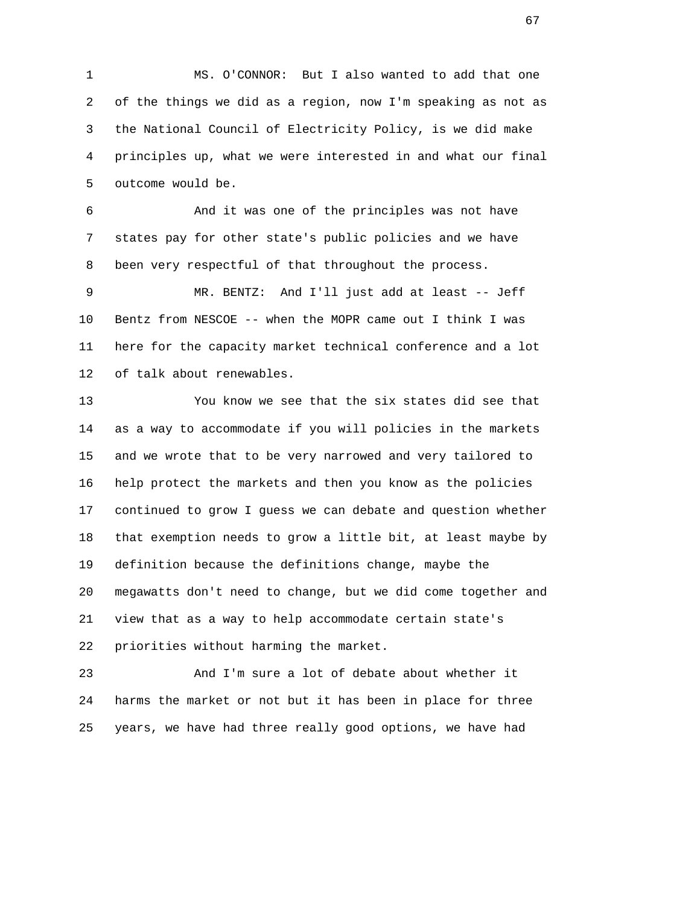MS. O'CONNOR: But I also wanted to add that one of the things we did as a region, now I'm speaking as not as the National Council of Electricity Policy, is we did make principles up, what we were interested in and what our final outcome would be.

And it was one of the principles was not have states pay for other state's public policies and we have been very respectful of that throughout the process.

MR. BENTZ: And I'll just add at least -- Jeff Bentz from NESCOE -- when the MOPR came out I think I was here for the capacity market technical conference and a lot of talk about renewables.

You know we see that the six states did see that as a way to accommodate if you will policies in the markets and we wrote that to be very narrowed and very tailored to help protect the markets and then you know as the policies continued to grow I guess we can debate and question whether that exemption needs to grow a little bit, at least maybe by definition because the definitions change, maybe the megawatts don't need to change, but we did come together and view that as a way to help accommodate certain state's priorities without harming the market.

And I'm sure a lot of debate about whether it harms the market or not but it has been in place for three years, we have had three really good options, we have had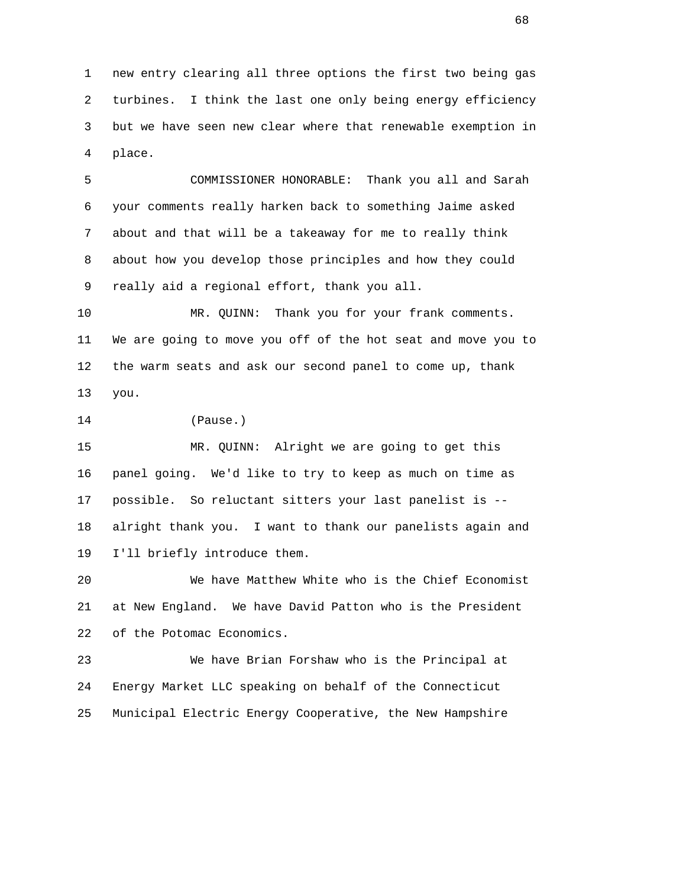new entry clearing all three options the first two being gas turbines. I think the last one only being energy efficiency but we have seen new clear where that renewable exemption in place.

COMMISSIONER HONORABLE: Thank you all and Sarah your comments really harken back to something Jaime asked about and that will be a takeaway for me to really think about how you develop those principles and how they could really aid a regional effort, thank you all.

MR. QUINN: Thank you for your frank comments. We are going to move you off of the hot seat and move you to the warm seats and ask our second panel to come up, thank you.

(Pause.)

MR. QUINN: Alright we are going to get this panel going. We'd like to try to keep as much on time as possible. So reluctant sitters your last panelist is -- alright thank you. I want to thank our panelists again and I'll briefly introduce them.

We have Matthew White who is the Chief Economist at New England. We have David Patton who is the President of the Potomac Economics.

We have Brian Forshaw who is the Principal at Energy Market LLC speaking on behalf of the Connecticut Municipal Electric Energy Cooperative, the New Hampshire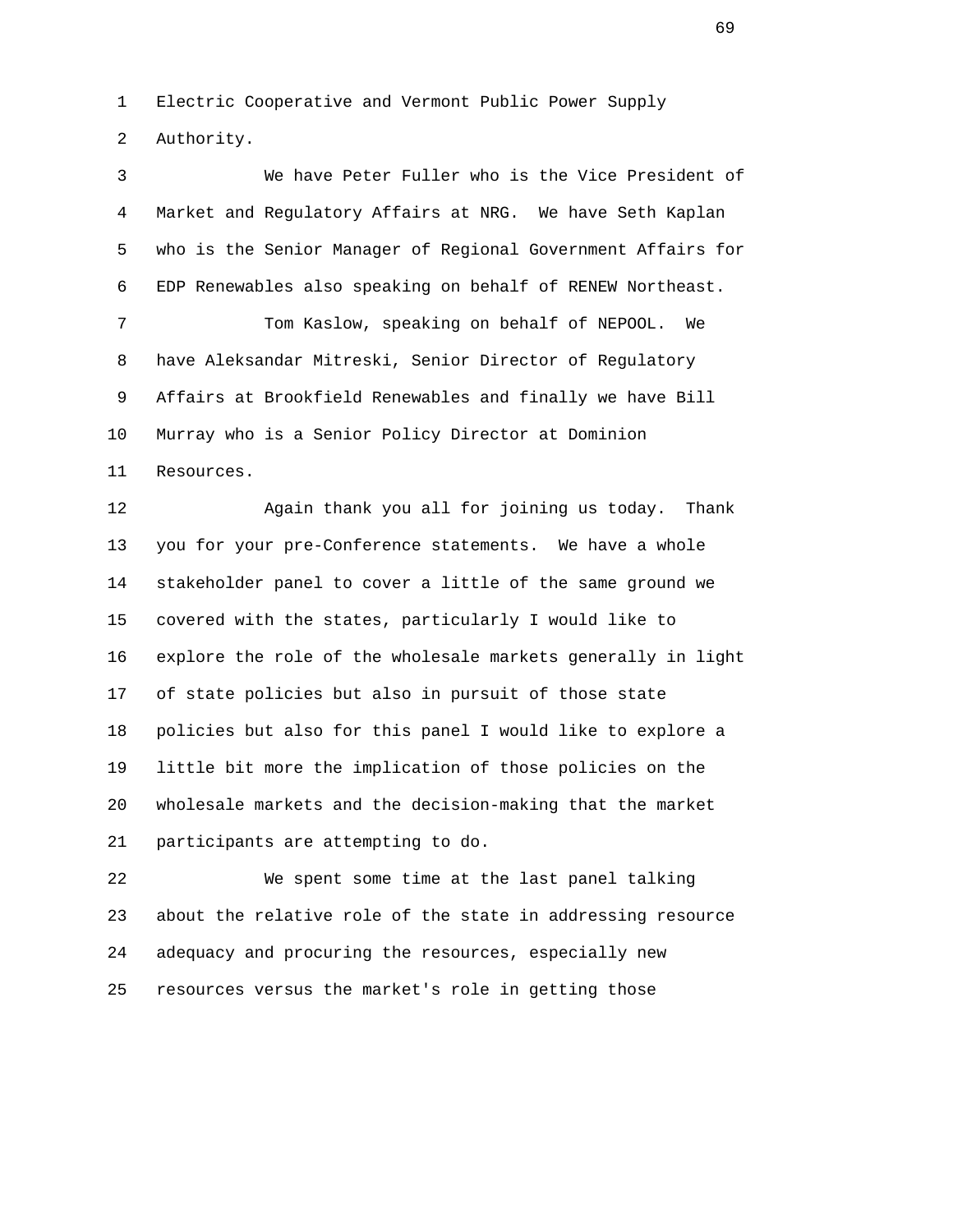Electric Cooperative and Vermont Public Power Supply Authority.

We have Peter Fuller who is the Vice President of Market and Regulatory Affairs at NRG. We have Seth Kaplan who is the Senior Manager of Regional Government Affairs for EDP Renewables also speaking on behalf of RENEW Northeast.

Tom Kaslow, speaking on behalf of NEPOOL. We have Aleksandar Mitreski, Senior Director of Regulatory Affairs at Brookfield Renewables and finally we have Bill Murray who is a Senior Policy Director at Dominion Resources.

Again thank you all for joining us today. Thank you for your pre-Conference statements. We have a whole stakeholder panel to cover a little of the same ground we covered with the states, particularly I would like to explore the role of the wholesale markets generally in light of state policies but also in pursuit of those state policies but also for this panel I would like to explore a little bit more the implication of those policies on the wholesale markets and the decision-making that the market participants are attempting to do.

We spent some time at the last panel talking about the relative role of the state in addressing resource adequacy and procuring the resources, especially new resources versus the market's role in getting those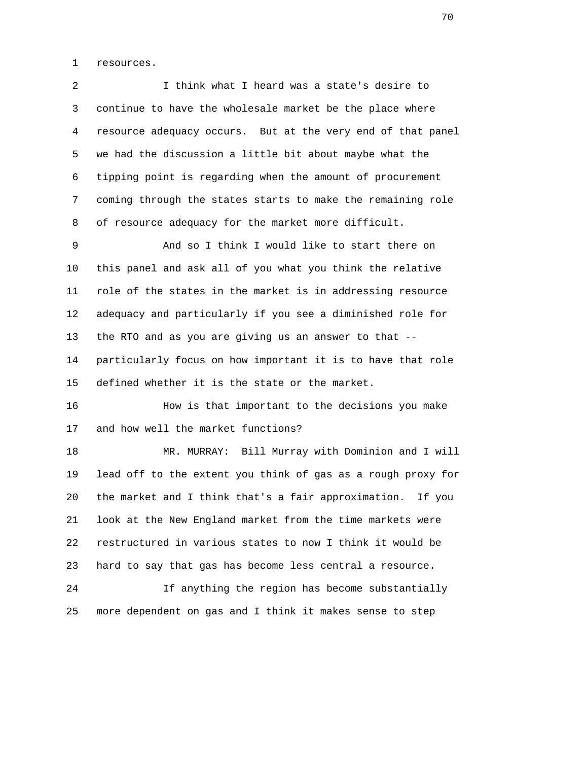resources.

I think what I heard was a state's desire to continue to have the wholesale market be the place where resource adequacy occurs. But at the very end of that panel we had the discussion a little bit about maybe what the tipping point is regarding when the amount of procurement coming through the states starts to make the remaining role of resource adequacy for the market more difficult.

And so I think I would like to start there on this panel and ask all of you what you think the relative role of the states in the market is in addressing resource adequacy and particularly if you see a diminished role for the RTO and as you are giving us an answer to that -- particularly focus on how important it is to have that role defined whether it is the state or the market.

How is that important to the decisions you make and how well the market functions?

MR. MURRAY: Bill Murray with Dominion and I will lead off to the extent you think of gas as a rough proxy for the market and I think that's a fair approximation. If you look at the New England market from the time markets were restructured in various states to now I think it would be hard to say that gas has become less central a resource.

If anything the region has become substantially more dependent on gas and I think it makes sense to step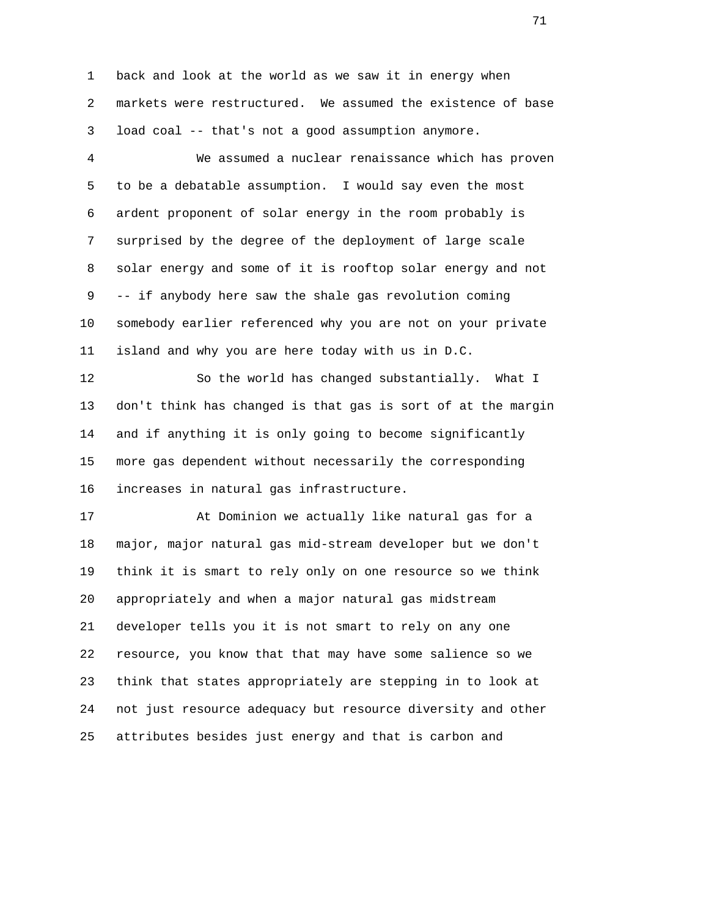back and look at the world as we saw it in energy when markets were restructured. We assumed the existence of base load coal -- that's not a good assumption anymore.

We assumed a nuclear renaissance which has proven to be a debatable assumption. I would say even the most ardent proponent of solar energy in the room probably is surprised by the degree of the deployment of large scale solar energy and some of it is rooftop solar energy and not -- if anybody here saw the shale gas revolution coming somebody earlier referenced why you are not on your private island and why you are here today with us in D.C.

So the world has changed substantially. What I don't think has changed is that gas is sort of at the margin and if anything it is only going to become significantly more gas dependent without necessarily the corresponding increases in natural gas infrastructure.

At Dominion we actually like natural gas for a major, major natural gas mid-stream developer but we don't think it is smart to rely only on one resource so we think appropriately and when a major natural gas midstream developer tells you it is not smart to rely on any one resource, you know that that may have some salience so we think that states appropriately are stepping in to look at not just resource adequacy but resource diversity and other attributes besides just energy and that is carbon and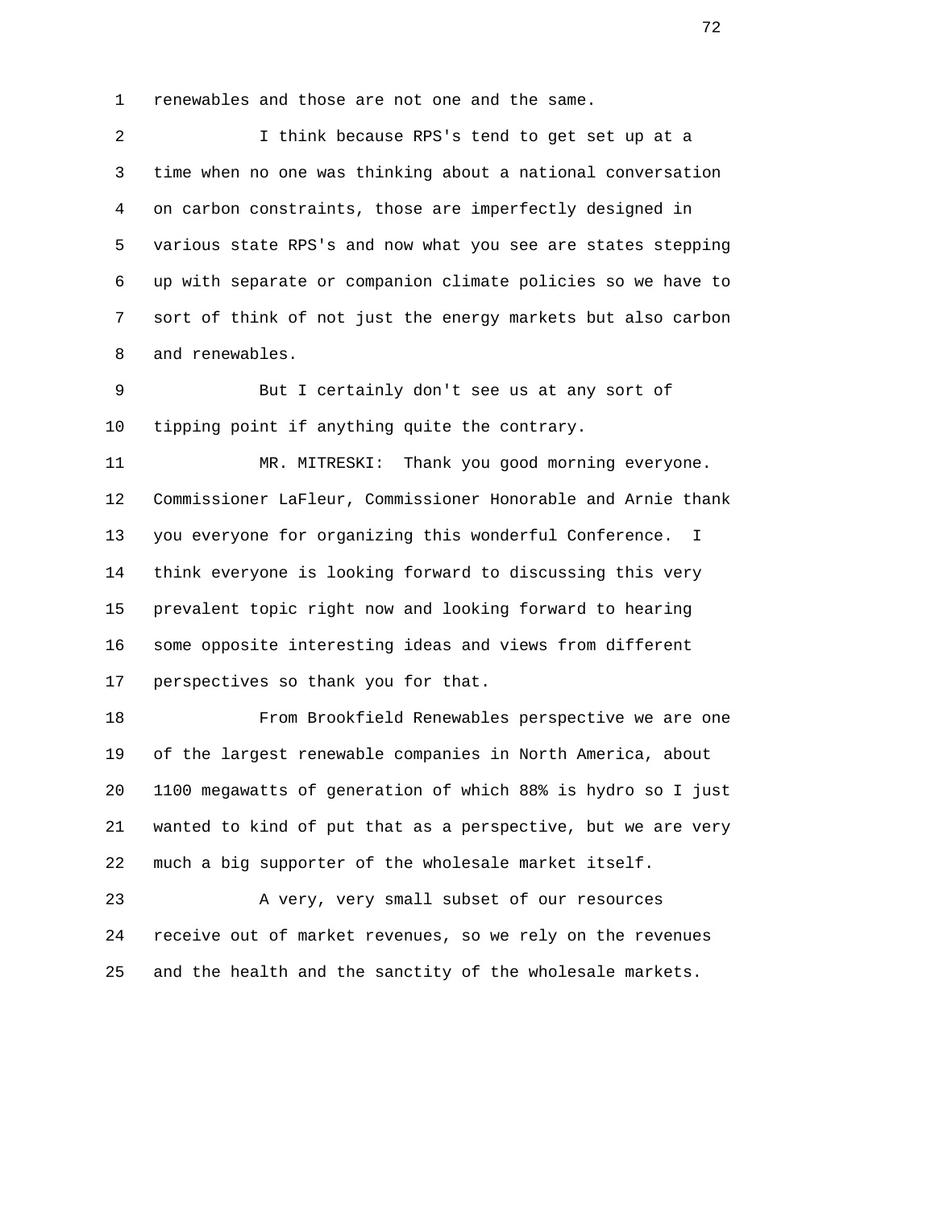renewables and those are not one and the same.

I think because RPS's tend to get set up at a time when no one was thinking about a national conversation on carbon constraints, those are imperfectly designed in various state RPS's and now what you see are states stepping up with separate or companion climate policies so we have to sort of think of not just the energy markets but also carbon and renewables.

But I certainly don't see us at any sort of tipping point if anything quite the contrary.

MR. MITRESKI: Thank you good morning everyone. Commissioner LaFleur, Commissioner Honorable and Arnie thank you everyone for organizing this wonderful Conference. I think everyone is looking forward to discussing this very prevalent topic right now and looking forward to hearing some opposite interesting ideas and views from different perspectives so thank you for that.

From Brookfield Renewables perspective we are one of the largest renewable companies in North America, about 1100 megawatts of generation of which 88% is hydro so I just wanted to kind of put that as a perspective, but we are very much a big supporter of the wholesale market itself.

A very, very small subset of our resources receive out of market revenues, so we rely on the revenues and the health and the sanctity of the wholesale markets.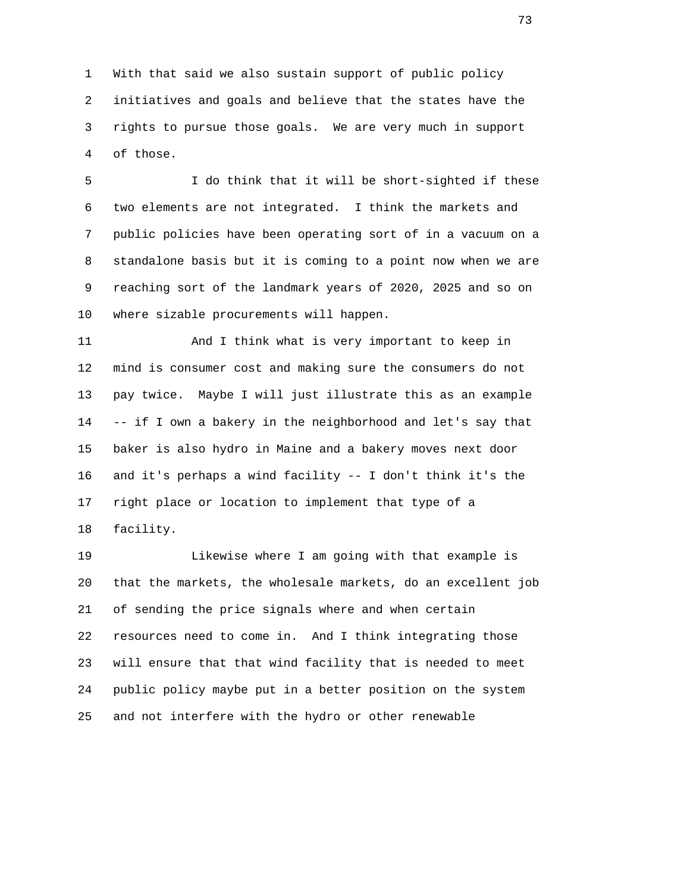With that said we also sustain support of public policy initiatives and goals and believe that the states have the rights to pursue those goals. We are very much in support of those.

I do think that it will be short-sighted if these two elements are not integrated. I think the markets and public policies have been operating sort of in a vacuum on a standalone basis but it is coming to a point now when we are reaching sort of the landmark years of 2020, 2025 and so on where sizable procurements will happen.

And I think what is very important to keep in mind is consumer cost and making sure the consumers do not pay twice. Maybe I will just illustrate this as an example -- if I own a bakery in the neighborhood and let's say that baker is also hydro in Maine and a bakery moves next door and it's perhaps a wind facility -- I don't think it's the right place or location to implement that type of a facility.

Likewise where I am going with that example is that the markets, the wholesale markets, do an excellent job of sending the price signals where and when certain resources need to come in. And I think integrating those will ensure that that wind facility that is needed to meet public policy maybe put in a better position on the system and not interfere with the hydro or other renewable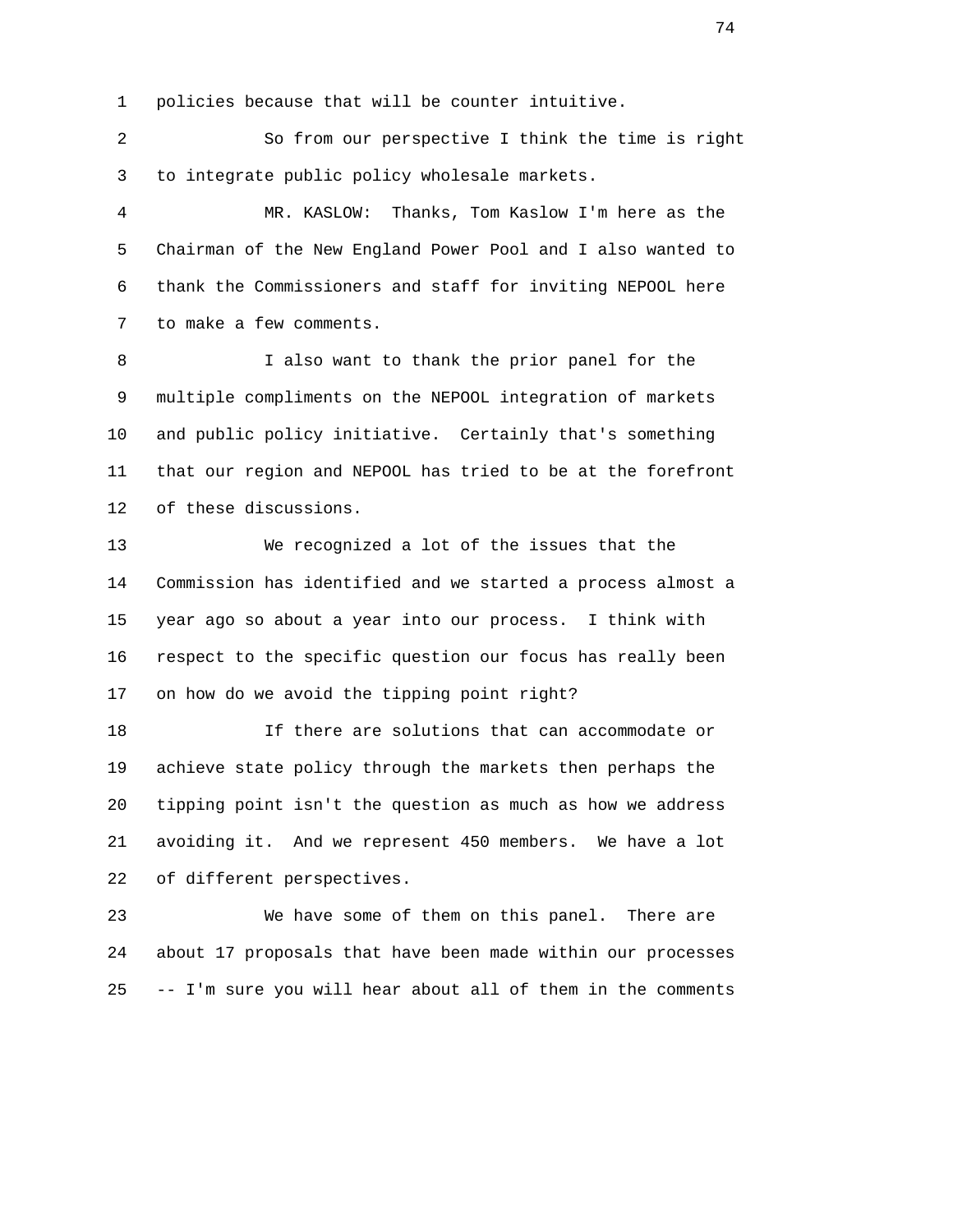policies because that will be counter intuitive.

So from our perspective I think the time is right to integrate public policy wholesale markets.

MR. KASLOW: Thanks, Tom Kaslow I'm here as the Chairman of the New England Power Pool and I also wanted to thank the Commissioners and staff for inviting NEPOOL here to make a few comments.

I also want to thank the prior panel for the multiple compliments on the NEPOOL integration of markets and public policy initiative. Certainly that's something that our region and NEPOOL has tried to be at the forefront of these discussions.

We recognized a lot of the issues that the Commission has identified and we started a process almost a year ago so about a year into our process. I think with respect to the specific question our focus has really been on how do we avoid the tipping point right?

If there are solutions that can accommodate or achieve state policy through the markets then perhaps the tipping point isn't the question as much as how we address avoiding it. And we represent 450 members. We have a lot of different perspectives.

We have some of them on this panel. There are about 17 proposals that have been made within our processes -- I'm sure you will hear about all of them in the comments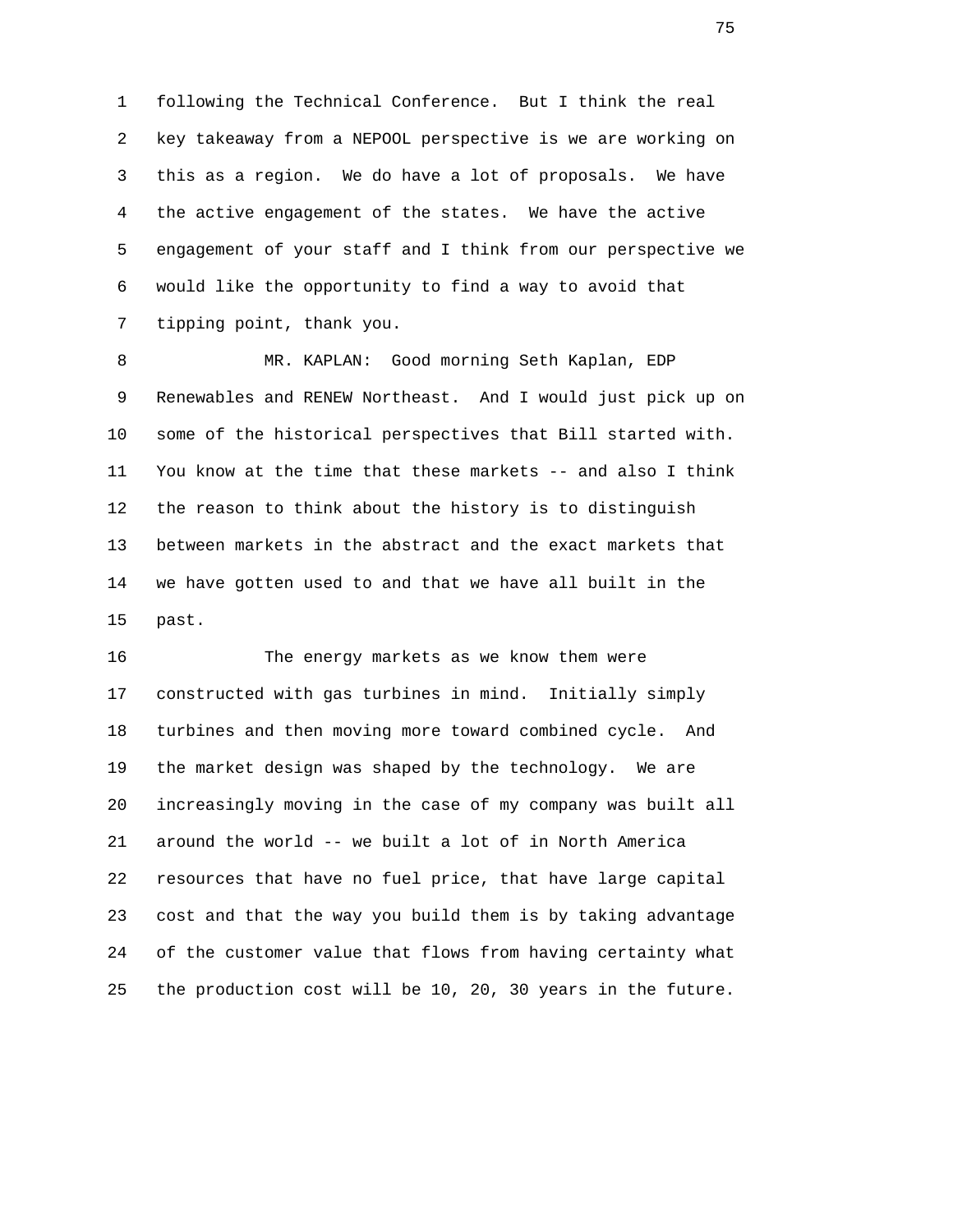following the Technical Conference. But I think the real key takeaway from a NEPOOL perspective is we are working on this as a region. We do have a lot of proposals. We have the active engagement of the states. We have the active engagement of your staff and I think from our perspective we would like the opportunity to find a way to avoid that tipping point, thank you.

MR. KAPLAN: Good morning Seth Kaplan, EDP Renewables and RENEW Northeast. And I would just pick up on some of the historical perspectives that Bill started with. You know at the time that these markets -- and also I think the reason to think about the history is to distinguish between markets in the abstract and the exact markets that we have gotten used to and that we have all built in the past.

The energy markets as we know them were constructed with gas turbines in mind. Initially simply turbines and then moving more toward combined cycle. And the market design was shaped by the technology. We are increasingly moving in the case of my company was built all around the world -- we built a lot of in North America resources that have no fuel price, that have large capital cost and that the way you build them is by taking advantage of the customer value that flows from having certainty what the production cost will be 10, 20, 30 years in the future.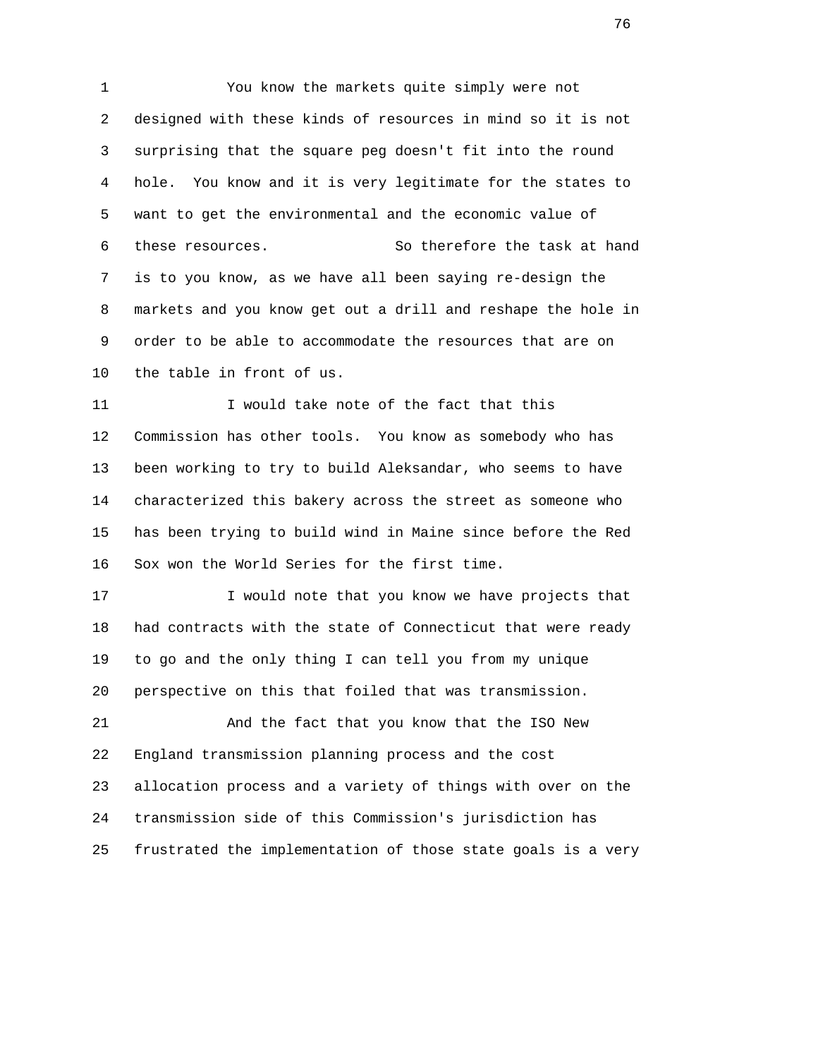You know the markets quite simply were not designed with these kinds of resources in mind so it is not surprising that the square peg doesn't fit into the round hole. You know and it is very legitimate for the states to want to get the environmental and the economic value of these resources. So therefore the task at hand is to you know, as we have all been saying re-design the markets and you know get out a drill and reshape the hole in order to be able to accommodate the resources that are on the table in front of us.

I would take note of the fact that this Commission has other tools. You know as somebody who has been working to try to build Aleksandar, who seems to have characterized this bakery across the street as someone who has been trying to build wind in Maine since before the Red Sox won the World Series for the first time.

I would note that you know we have projects that had contracts with the state of Connecticut that were ready to go and the only thing I can tell you from my unique perspective on this that foiled that was transmission.

And the fact that you know that the ISO New England transmission planning process and the cost allocation process and a variety of things with over on the transmission side of this Commission's jurisdiction has frustrated the implementation of those state goals is a very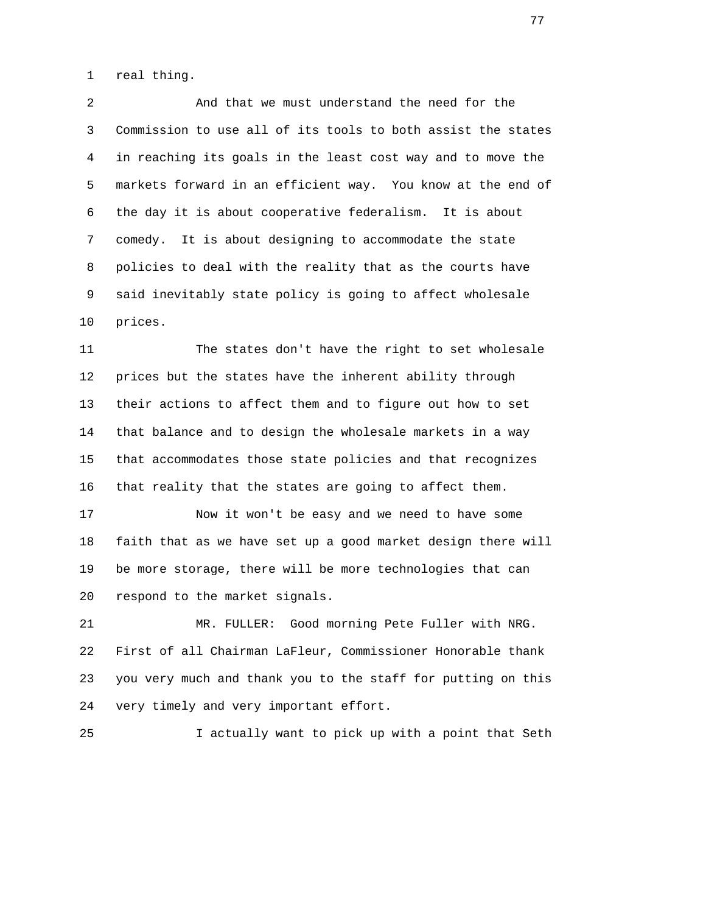real thing.

And that we must understand the need for the Commission to use all of its tools to both assist the states in reaching its goals in the least cost way and to move the markets forward in an efficient way. You know at the end of the day it is about cooperative federalism. It is about comedy. It is about designing to accommodate the state policies to deal with the reality that as the courts have said inevitably state policy is going to affect wholesale prices.

The states don't have the right to set wholesale prices but the states have the inherent ability through their actions to affect them and to figure out how to set that balance and to design the wholesale markets in a way that accommodates those state policies and that recognizes that reality that the states are going to affect them.

Now it won't be easy and we need to have some faith that as we have set up a good market design there will be more storage, there will be more technologies that can respond to the market signals.

MR. FULLER: Good morning Pete Fuller with NRG. First of all Chairman LaFleur, Commissioner Honorable thank you very much and thank you to the staff for putting on this very timely and very important effort.

I actually want to pick up with a point that Seth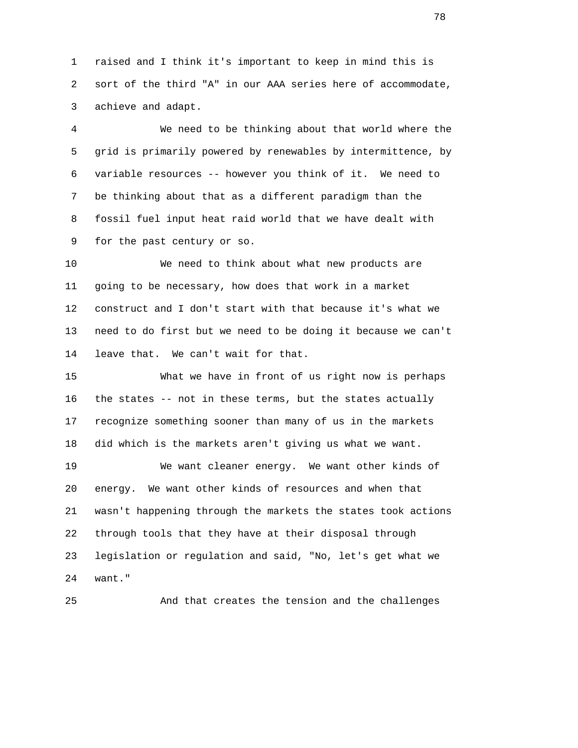raised and I think it's important to keep in mind this is sort of the third "A" in our AAA series here of accommodate, achieve and adapt.

We need to be thinking about that world where the grid is primarily powered by renewables by intermittence, by variable resources -- however you think of it. We need to be thinking about that as a different paradigm than the fossil fuel input heat raid world that we have dealt with for the past century or so.

We need to think about what new products are going to be necessary, how does that work in a market construct and I don't start with that because it's what we need to do first but we need to be doing it because we can't leave that. We can't wait for that.

What we have in front of us right now is perhaps the states -- not in these terms, but the states actually recognize something sooner than many of us in the markets did which is the markets aren't giving us what we want.

We want cleaner energy. We want other kinds of energy. We want other kinds of resources and when that wasn't happening through the markets the states took actions through tools that they have at their disposal through legislation or regulation and said, "No, let's get what we want."

And that creates the tension and the challenges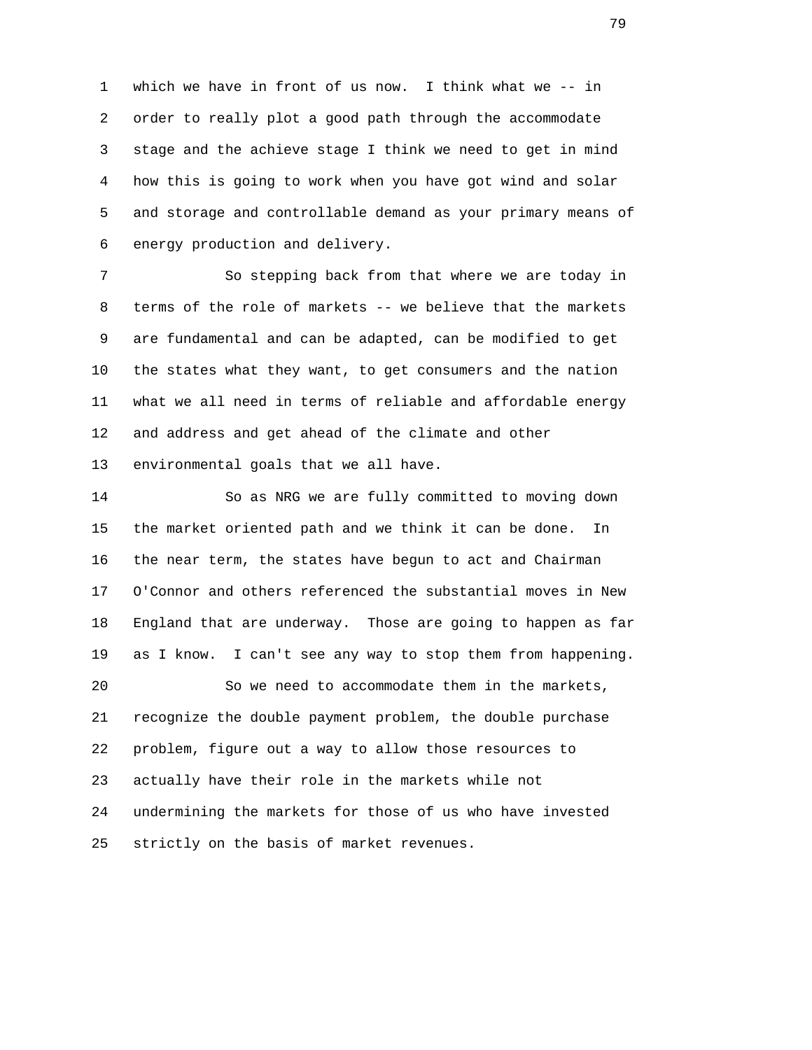which we have in front of us now. I think what we -- in order to really plot a good path through the accommodate stage and the achieve stage I think we need to get in mind how this is going to work when you have got wind and solar and storage and controllable demand as your primary means of energy production and delivery.

So stepping back from that where we are today in terms of the role of markets -- we believe that the markets are fundamental and can be adapted, can be modified to get the states what they want, to get consumers and the nation what we all need in terms of reliable and affordable energy and address and get ahead of the climate and other environmental goals that we all have.

So as NRG we are fully committed to moving down the market oriented path and we think it can be done. In the near term, the states have begun to act and Chairman O'Connor and others referenced the substantial moves in New England that are underway. Those are going to happen as far as I know. I can't see any way to stop them from happening.

So we need to accommodate them in the markets, recognize the double payment problem, the double purchase problem, figure out a way to allow those resources to actually have their role in the markets while not undermining the markets for those of us who have invested strictly on the basis of market revenues.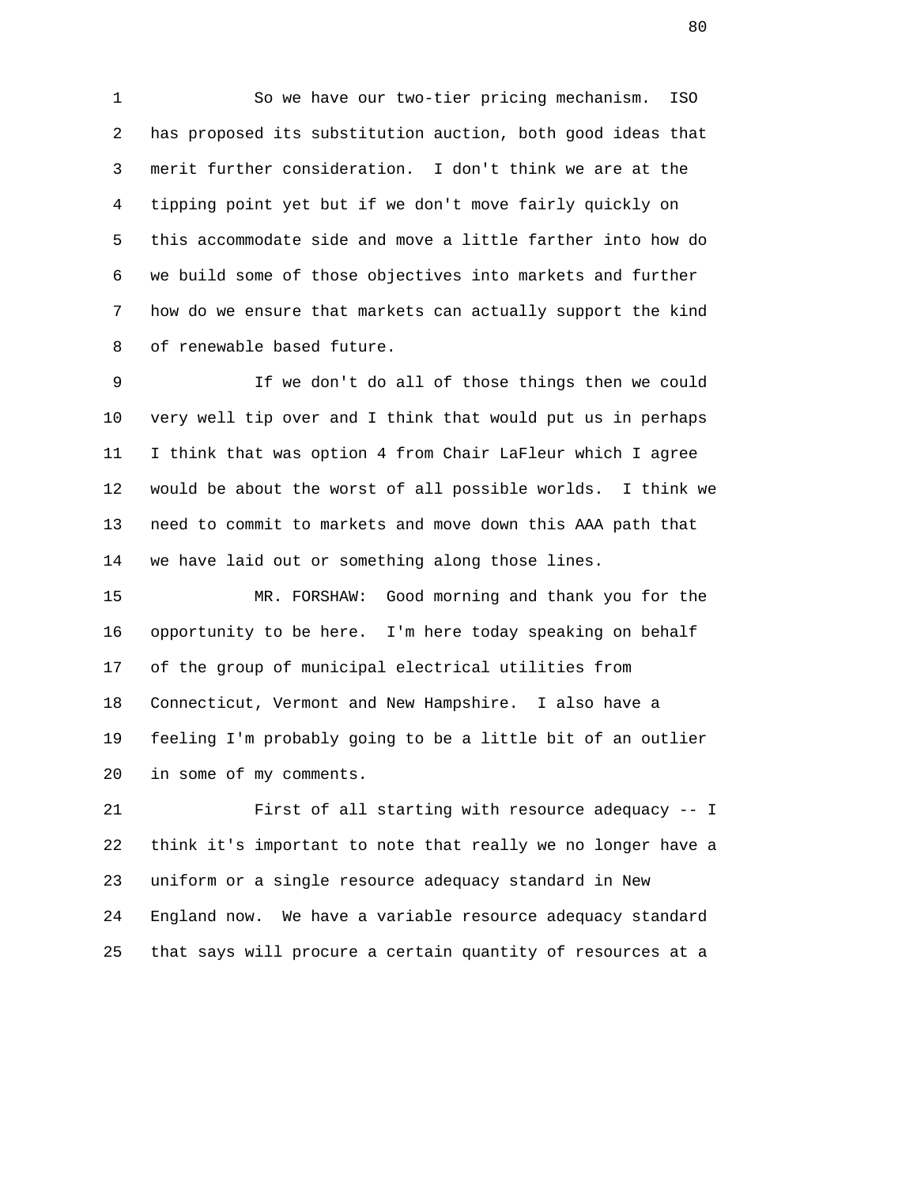So we have our two-tier pricing mechanism. ISO has proposed its substitution auction, both good ideas that merit further consideration. I don't think we are at the tipping point yet but if we don't move fairly quickly on this accommodate side and move a little farther into how do we build some of those objectives into markets and further how do we ensure that markets can actually support the kind of renewable based future.

If we don't do all of those things then we could very well tip over and I think that would put us in perhaps I think that was option 4 from Chair LaFleur which I agree would be about the worst of all possible worlds. I think we need to commit to markets and move down this AAA path that we have laid out or something along those lines.

MR. FORSHAW: Good morning and thank you for the opportunity to be here. I'm here today speaking on behalf of the group of municipal electrical utilities from Connecticut, Vermont and New Hampshire. I also have a feeling I'm probably going to be a little bit of an outlier in some of my comments.

First of all starting with resource adequacy -- I think it's important to note that really we no longer have a uniform or a single resource adequacy standard in New England now. We have a variable resource adequacy standard that says will procure a certain quantity of resources at a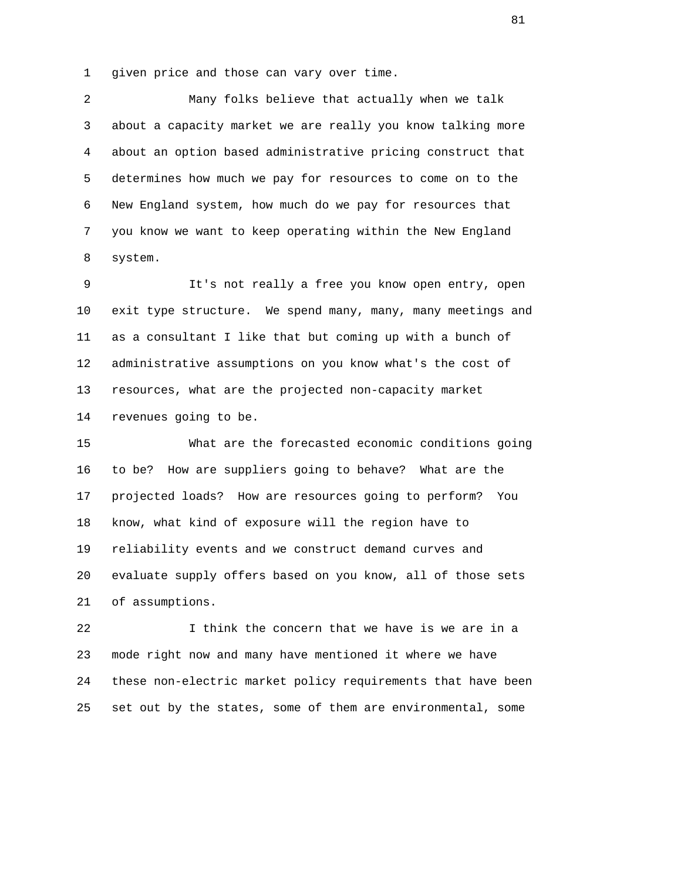given price and those can vary over time.

Many folks believe that actually when we talk about a capacity market we are really you know talking more about an option based administrative pricing construct that determines how much we pay for resources to come on to the New England system, how much do we pay for resources that you know we want to keep operating within the New England system.

It's not really a free you know open entry, open exit type structure. We spend many, many, many meetings and as a consultant I like that but coming up with a bunch of administrative assumptions on you know what's the cost of resources, what are the projected non-capacity market revenues going to be.

What are the forecasted economic conditions going to be? How are suppliers going to behave? What are the projected loads? How are resources going to perform? You know, what kind of exposure will the region have to reliability events and we construct demand curves and evaluate supply offers based on you know, all of those sets of assumptions.

I think the concern that we have is we are in a mode right now and many have mentioned it where we have these non-electric market policy requirements that have been set out by the states, some of them are environmental, some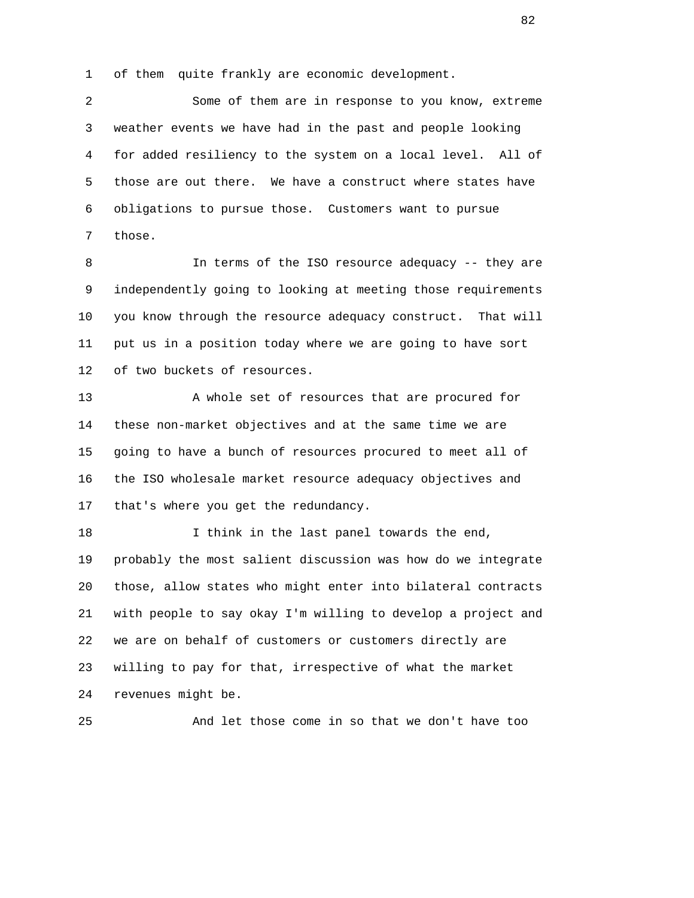of them quite frankly are economic development.

Some of them are in response to you know, extreme weather events we have had in the past and people looking for added resiliency to the system on a local level. All of those are out there. We have a construct where states have obligations to pursue those. Customers want to pursue those.

In terms of the ISO resource adequacy -- they are independently going to looking at meeting those requirements you know through the resource adequacy construct. That will put us in a position today where we are going to have sort of two buckets of resources.

A whole set of resources that are procured for these non-market objectives and at the same time we are going to have a bunch of resources procured to meet all of the ISO wholesale market resource adequacy objectives and that's where you get the redundancy.

I think in the last panel towards the end, probably the most salient discussion was how do we integrate those, allow states who might enter into bilateral contracts with people to say okay I'm willing to develop a project and we are on behalf of customers or customers directly are willing to pay for that, irrespective of what the market revenues might be.

And let those come in so that we don't have too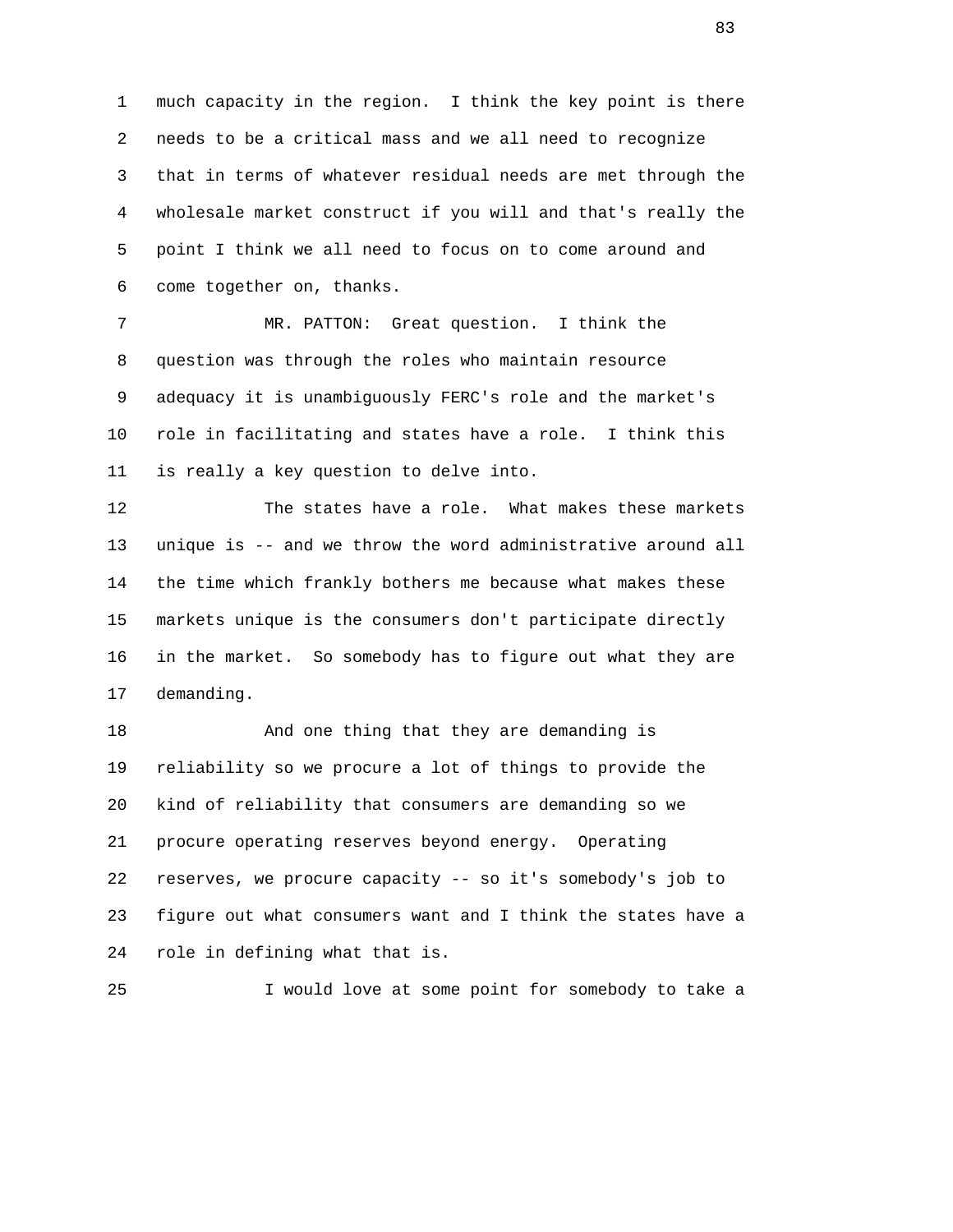much capacity in the region. I think the key point is there needs to be a critical mass and we all need to recognize that in terms of whatever residual needs are met through the wholesale market construct if you will and that's really the point I think we all need to focus on to come around and come together on, thanks.

MR. PATTON: Great question. I think the question was through the roles who maintain resource adequacy it is unambiguously FERC's role and the market's role in facilitating and states have a role. I think this is really a key question to delve into.

The states have a role. What makes these markets unique is -- and we throw the word administrative around all the time which frankly bothers me because what makes these markets unique is the consumers don't participate directly in the market. So somebody has to figure out what they are demanding.

And one thing that they are demanding is reliability so we procure a lot of things to provide the kind of reliability that consumers are demanding so we procure operating reserves beyond energy. Operating reserves, we procure capacity -- so it's somebody's job to figure out what consumers want and I think the states have a role in defining what that is.

I would love at some point for somebody to take a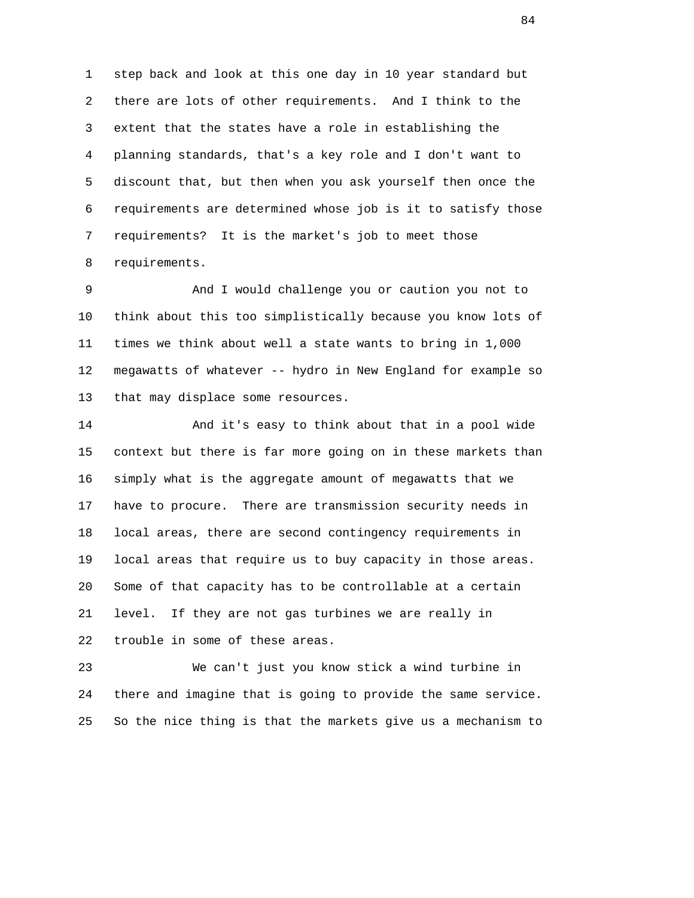step back and look at this one day in 10 year standard but there are lots of other requirements. And I think to the extent that the states have a role in establishing the planning standards, that's a key role and I don't want to discount that, but then when you ask yourself then once the requirements are determined whose job is it to satisfy those requirements? It is the market's job to meet those requirements.

And I would challenge you or caution you not to think about this too simplistically because you know lots of times we think about well a state wants to bring in 1,000 megawatts of whatever -- hydro in New England for example so that may displace some resources.

And it's easy to think about that in a pool wide context but there is far more going on in these markets than simply what is the aggregate amount of megawatts that we have to procure. There are transmission security needs in local areas, there are second contingency requirements in local areas that require us to buy capacity in those areas. Some of that capacity has to be controllable at a certain level. If they are not gas turbines we are really in trouble in some of these areas.

We can't just you know stick a wind turbine in there and imagine that is going to provide the same service. So the nice thing is that the markets give us a mechanism to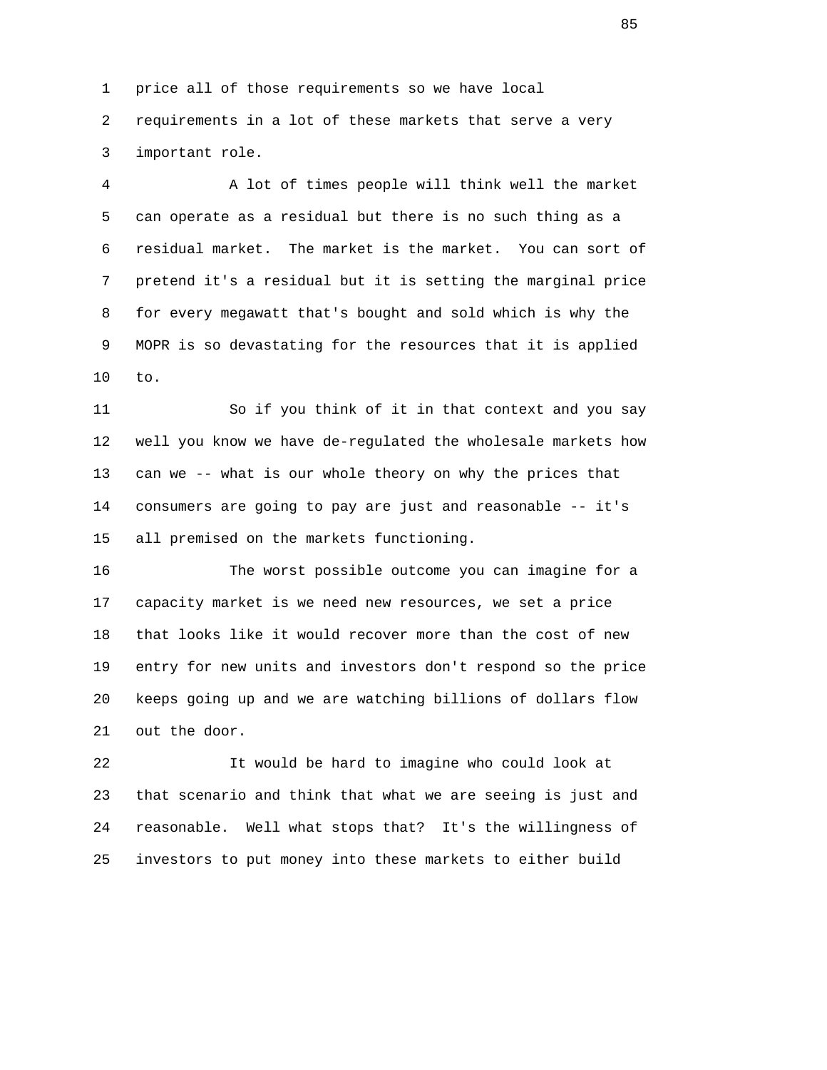price all of those requirements so we have local requirements in a lot of these markets that serve a very important role.

A lot of times people will think well the market can operate as a residual but there is no such thing as a residual market. The market is the market. You can sort of pretend it's a residual but it is setting the marginal price for every megawatt that's bought and sold which is why the MOPR is so devastating for the resources that it is applied to.

So if you think of it in that context and you say well you know we have de-regulated the wholesale markets how can we -- what is our whole theory on why the prices that consumers are going to pay are just and reasonable -- it's all premised on the markets functioning.

The worst possible outcome you can imagine for a capacity market is we need new resources, we set a price that looks like it would recover more than the cost of new entry for new units and investors don't respond so the price keeps going up and we are watching billions of dollars flow out the door.

It would be hard to imagine who could look at that scenario and think that what we are seeing is just and reasonable. Well what stops that? It's the willingness of investors to put money into these markets to either build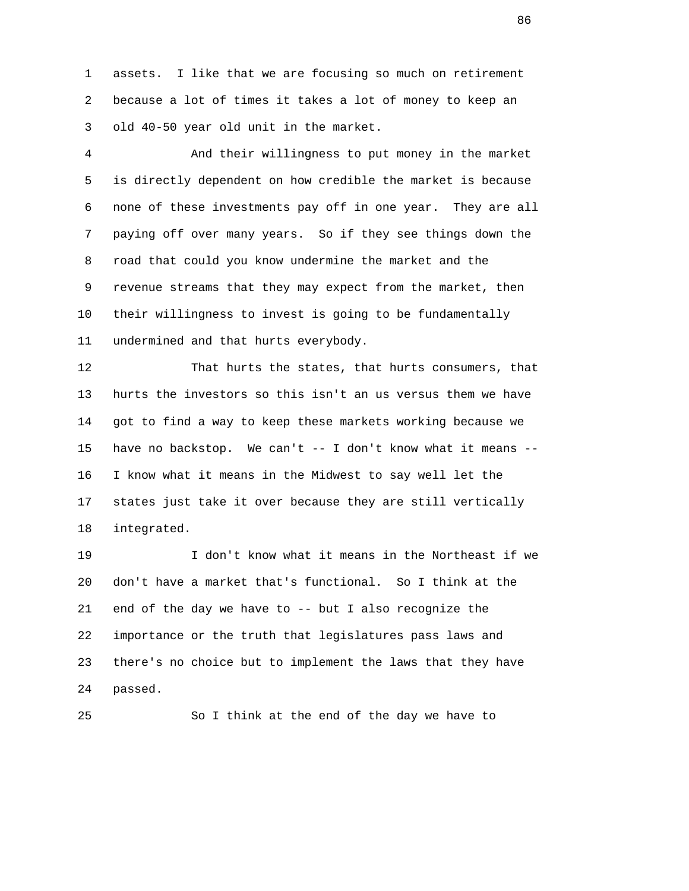assets. I like that we are focusing so much on retirement because a lot of times it takes a lot of money to keep an old 40-50 year old unit in the market.

And their willingness to put money in the market is directly dependent on how credible the market is because none of these investments pay off in one year. They are all paying off over many years. So if they see things down the road that could you know undermine the market and the revenue streams that they may expect from the market, then their willingness to invest is going to be fundamentally undermined and that hurts everybody.

That hurts the states, that hurts consumers, that hurts the investors so this isn't an us versus them we have got to find a way to keep these markets working because we have no backstop. We can't -- I don't know what it means -- I know what it means in the Midwest to say well let the states just take it over because they are still vertically integrated.

I don't know what it means in the Northeast if we don't have a market that's functional. So I think at the end of the day we have to -- but I also recognize the importance or the truth that legislatures pass laws and there's no choice but to implement the laws that they have passed.

So I think at the end of the day we have to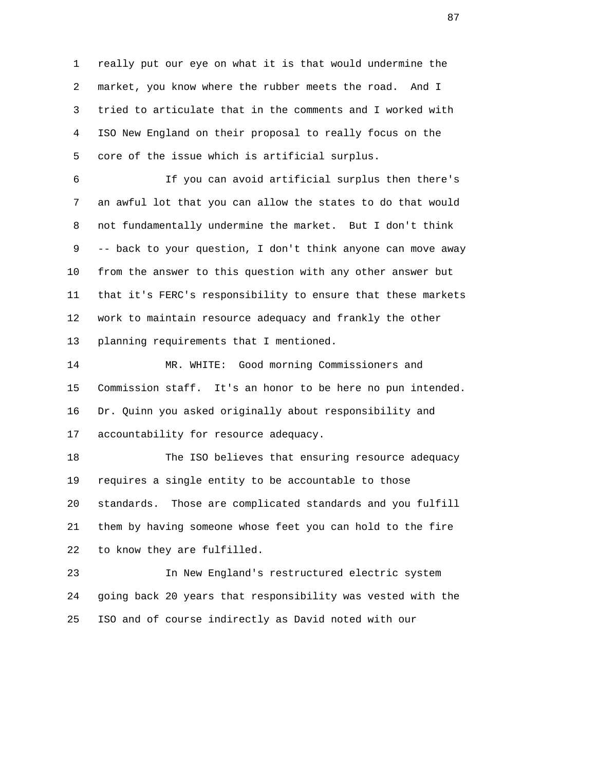really put our eye on what it is that would undermine the market, you know where the rubber meets the road. And I tried to articulate that in the comments and I worked with ISO New England on their proposal to really focus on the core of the issue which is artificial surplus.

If you can avoid artificial surplus then there's an awful lot that you can allow the states to do that would not fundamentally undermine the market. But I don't think -- back to your question, I don't think anyone can move away from the answer to this question with any other answer but that it's FERC's responsibility to ensure that these markets work to maintain resource adequacy and frankly the other planning requirements that I mentioned.

MR. WHITE: Good morning Commissioners and Commission staff. It's an honor to be here no pun intended. Dr. Quinn you asked originally about responsibility and accountability for resource adequacy.

The ISO believes that ensuring resource adequacy requires a single entity to be accountable to those standards. Those are complicated standards and you fulfill them by having someone whose feet you can hold to the fire to know they are fulfilled.

In New England's restructured electric system going back 20 years that responsibility was vested with the ISO and of course indirectly as David noted with our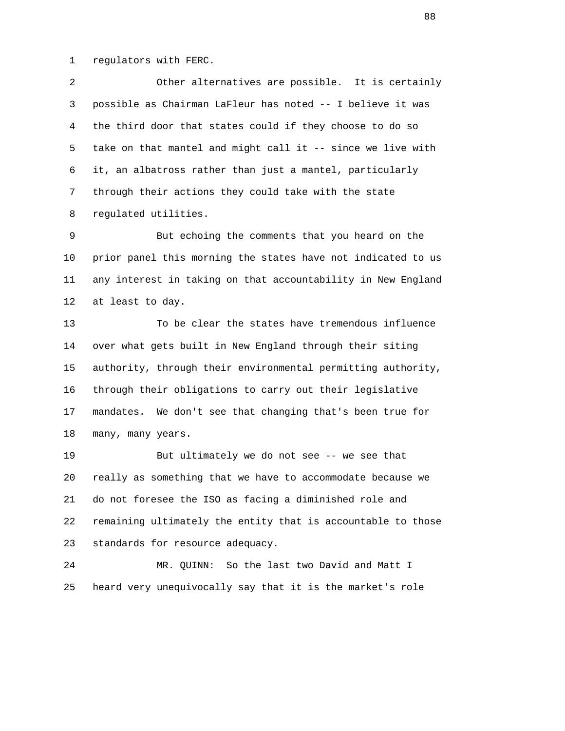regulators with FERC.

Other alternatives are possible. It is certainly possible as Chairman LaFleur has noted -- I believe it was the third door that states could if they choose to do so take on that mantel and might call it -- since we live with it, an albatross rather than just a mantel, particularly through their actions they could take with the state regulated utilities.

But echoing the comments that you heard on the prior panel this morning the states have not indicated to us any interest in taking on that accountability in New England at least to day.

To be clear the states have tremendous influence over what gets built in New England through their siting authority, through their environmental permitting authority, through their obligations to carry out their legislative mandates. We don't see that changing that's been true for many, many years.

But ultimately we do not see -- we see that really as something that we have to accommodate because we do not foresee the ISO as facing a diminished role and remaining ultimately the entity that is accountable to those standards for resource adequacy.

MR. QUINN: So the last two David and Matt I heard very unequivocally say that it is the market's role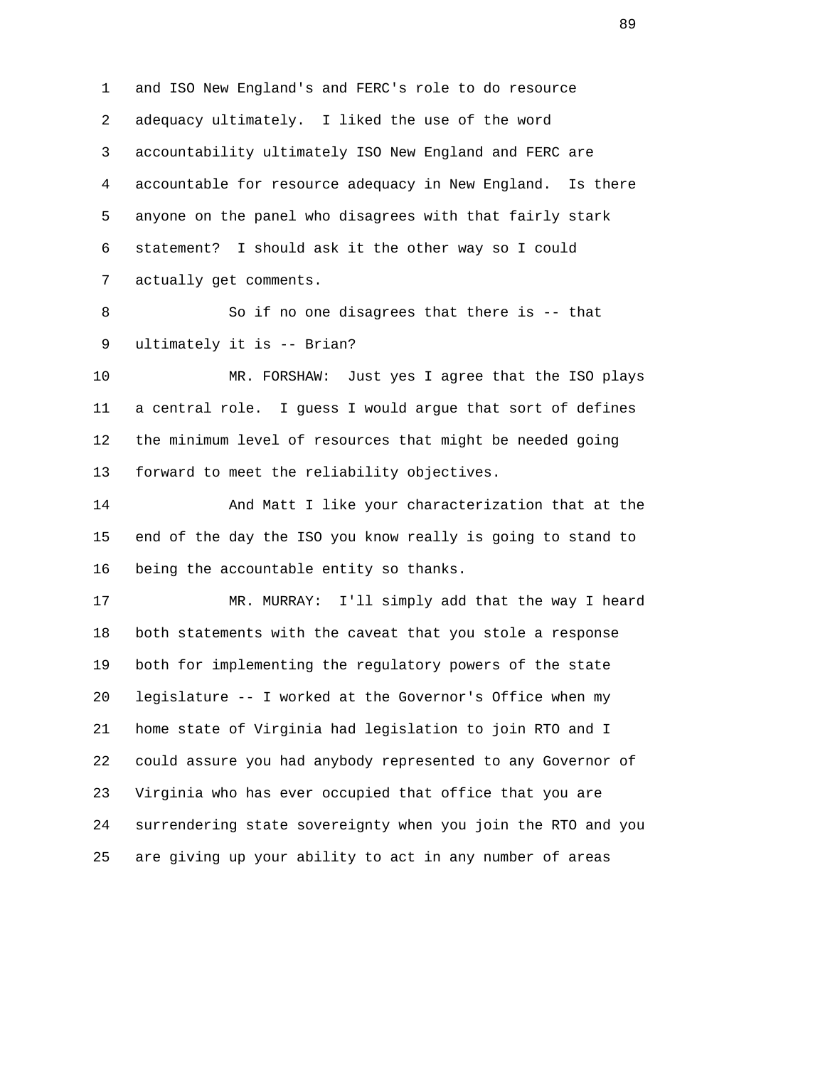and ISO New England's and FERC's role to do resource adequacy ultimately. I liked the use of the word accountability ultimately ISO New England and FERC are accountable for resource adequacy in New England. Is there anyone on the panel who disagrees with that fairly stark statement? I should ask it the other way so I could actually get comments.

So if no one disagrees that there is -- that ultimately it is -- Brian?

MR. FORSHAW: Just yes I agree that the ISO plays a central role. I guess I would argue that sort of defines the minimum level of resources that might be needed going forward to meet the reliability objectives.

And Matt I like your characterization that at the end of the day the ISO you know really is going to stand to being the accountable entity so thanks.

MR. MURRAY: I'll simply add that the way I heard both statements with the caveat that you stole a response both for implementing the regulatory powers of the state legislature -- I worked at the Governor's Office when my home state of Virginia had legislation to join RTO and I could assure you had anybody represented to any Governor of Virginia who has ever occupied that office that you are surrendering state sovereignty when you join the RTO and you are giving up your ability to act in any number of areas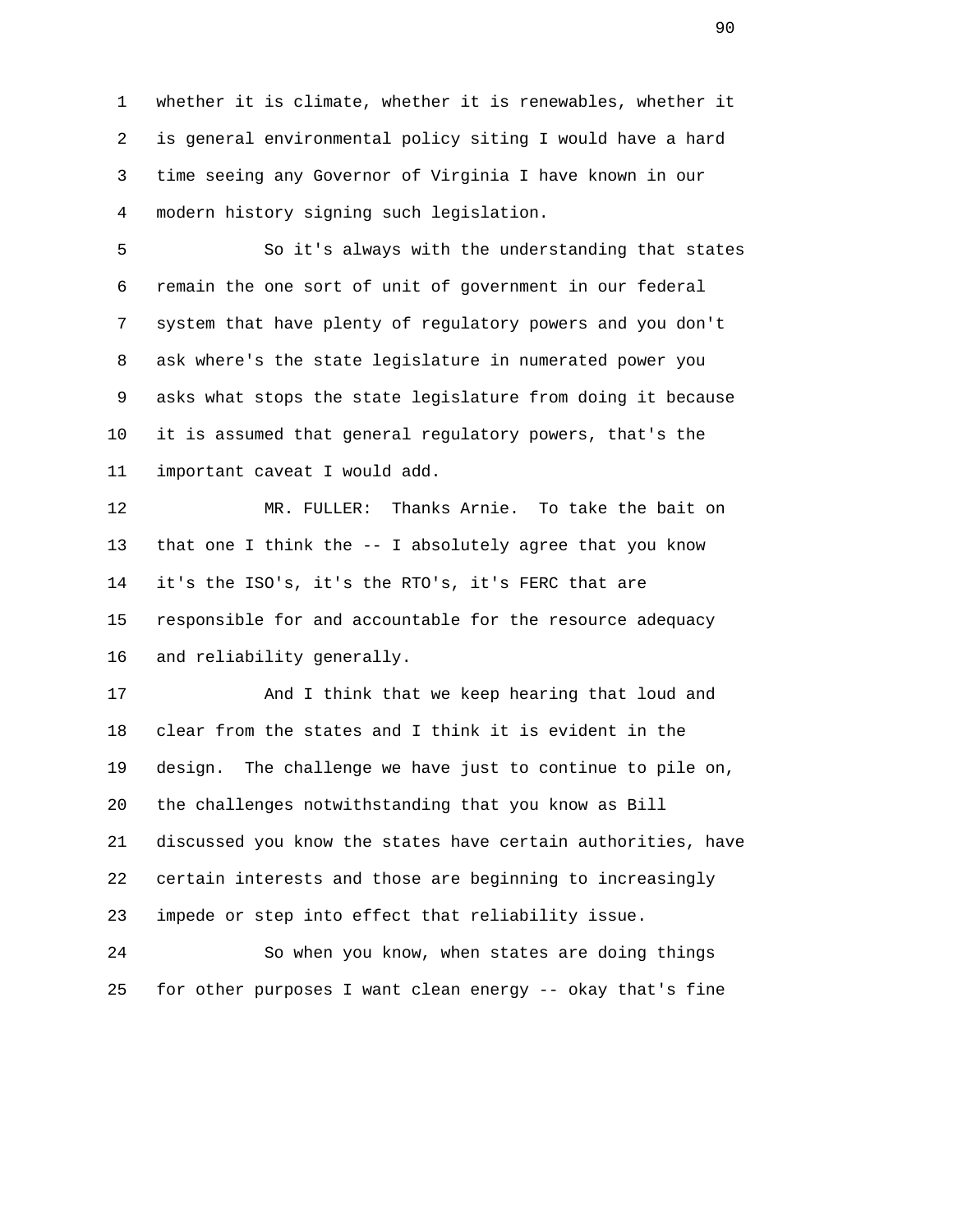whether it is climate, whether it is renewables, whether it is general environmental policy siting I would have a hard time seeing any Governor of Virginia I have known in our modern history signing such legislation.

So it's always with the understanding that states remain the one sort of unit of government in our federal system that have plenty of regulatory powers and you don't ask where's the state legislature in numerated power you asks what stops the state legislature from doing it because it is assumed that general regulatory powers, that's the important caveat I would add.

MR. FULLER: Thanks Arnie. To take the bait on that one I think the -- I absolutely agree that you know it's the ISO's, it's the RTO's, it's FERC that are responsible for and accountable for the resource adequacy and reliability generally.

And I think that we keep hearing that loud and clear from the states and I think it is evident in the design. The challenge we have just to continue to pile on, the challenges notwithstanding that you know as Bill discussed you know the states have certain authorities, have certain interests and those are beginning to increasingly impede or step into effect that reliability issue.

So when you know, when states are doing things for other purposes I want clean energy -- okay that's fine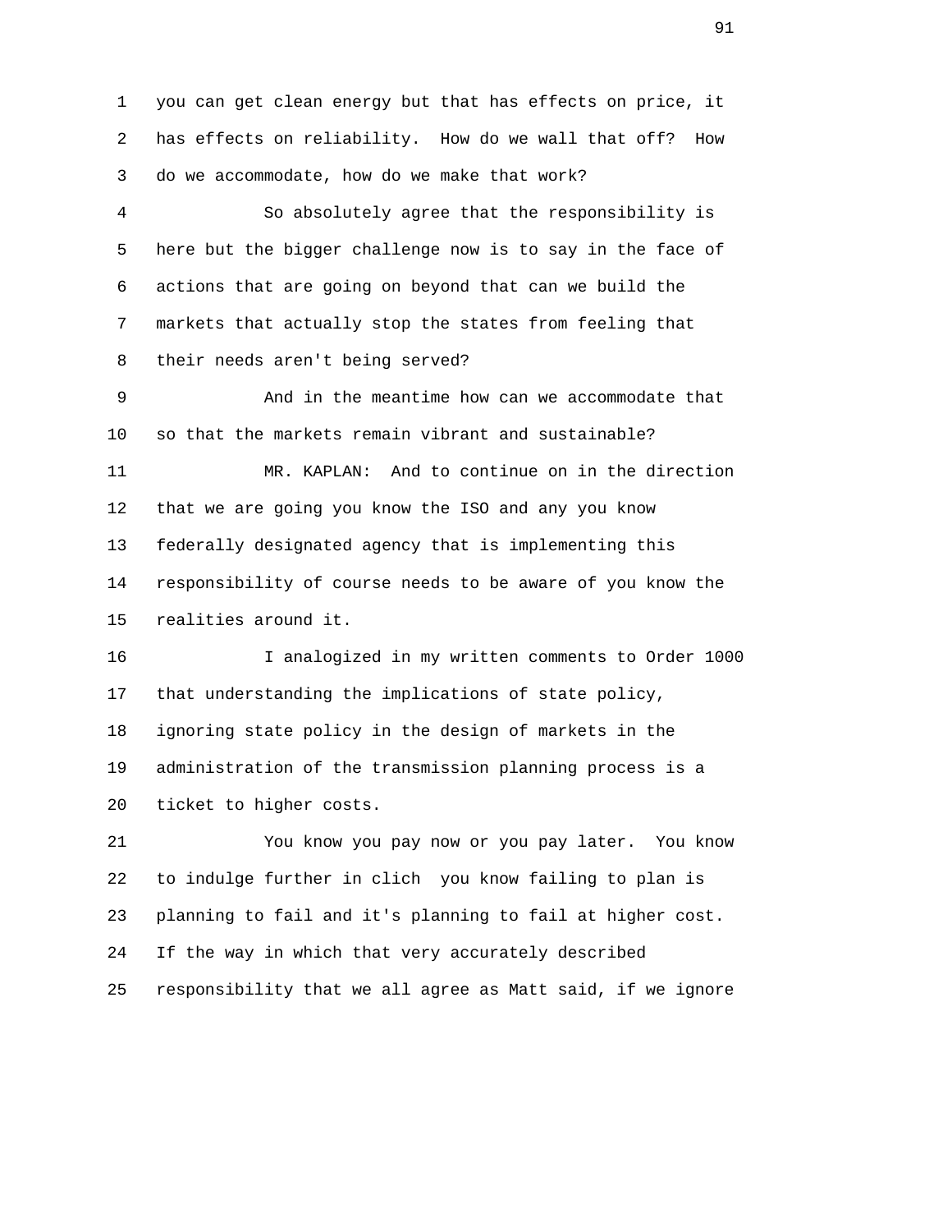you can get clean energy but that has effects on price, it has effects on reliability. How do we wall that off? How do we accommodate, how do we make that work?

So absolutely agree that the responsibility is here but the bigger challenge now is to say in the face of actions that are going on beyond that can we build the markets that actually stop the states from feeling that their needs aren't being served?

And in the meantime how can we accommodate that so that the markets remain vibrant and sustainable?

MR. KAPLAN: And to continue on in the direction that we are going you know the ISO and any you know federally designated agency that is implementing this responsibility of course needs to be aware of you know the realities around it.

I analogized in my written comments to Order 1000 that understanding the implications of state policy, ignoring state policy in the design of markets in the administration of the transmission planning process is a ticket to higher costs.

You know you pay now or you pay later. You know to indulge further in clich you know failing to plan is planning to fail and it's planning to fail at higher cost. If the way in which that very accurately described responsibility that we all agree as Matt said, if we ignore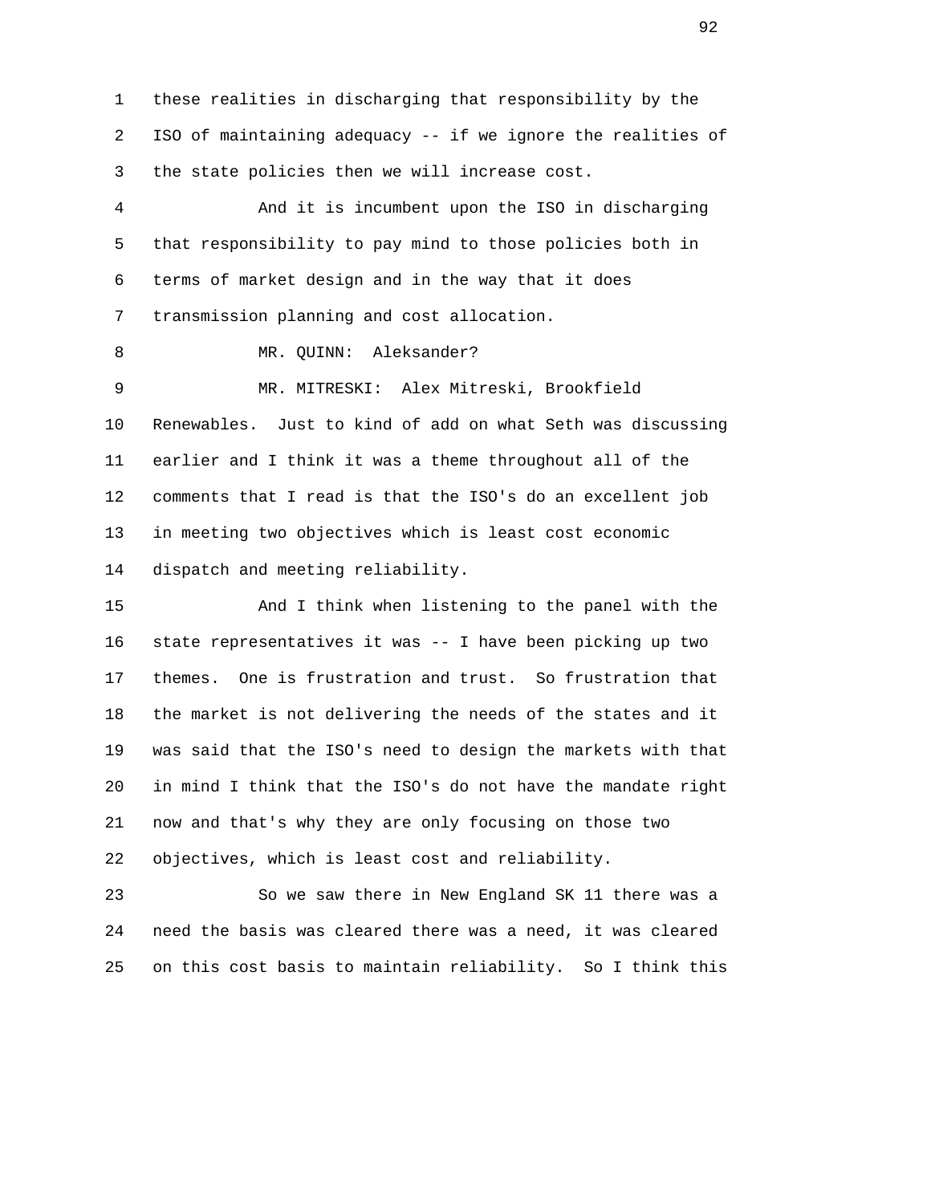these realities in discharging that responsibility by the ISO of maintaining adequacy -- if we ignore the realities of the state policies then we will increase cost.

And it is incumbent upon the ISO in discharging that responsibility to pay mind to those policies both in terms of market design and in the way that it does transmission planning and cost allocation.

MR. QUINN: Aleksander?

MR. MITRESKI: Alex Mitreski, Brookfield Renewables. Just to kind of add on what Seth was discussing earlier and I think it was a theme throughout all of the comments that I read is that the ISO's do an excellent job in meeting two objectives which is least cost economic dispatch and meeting reliability.

And I think when listening to the panel with the state representatives it was -- I have been picking up two themes. One is frustration and trust. So frustration that the market is not delivering the needs of the states and it was said that the ISO's need to design the markets with that in mind I think that the ISO's do not have the mandate right now and that's why they are only focusing on those two objectives, which is least cost and reliability.

So we saw there in New England SK 11 there was a need the basis was cleared there was a need, it was cleared on this cost basis to maintain reliability. So I think this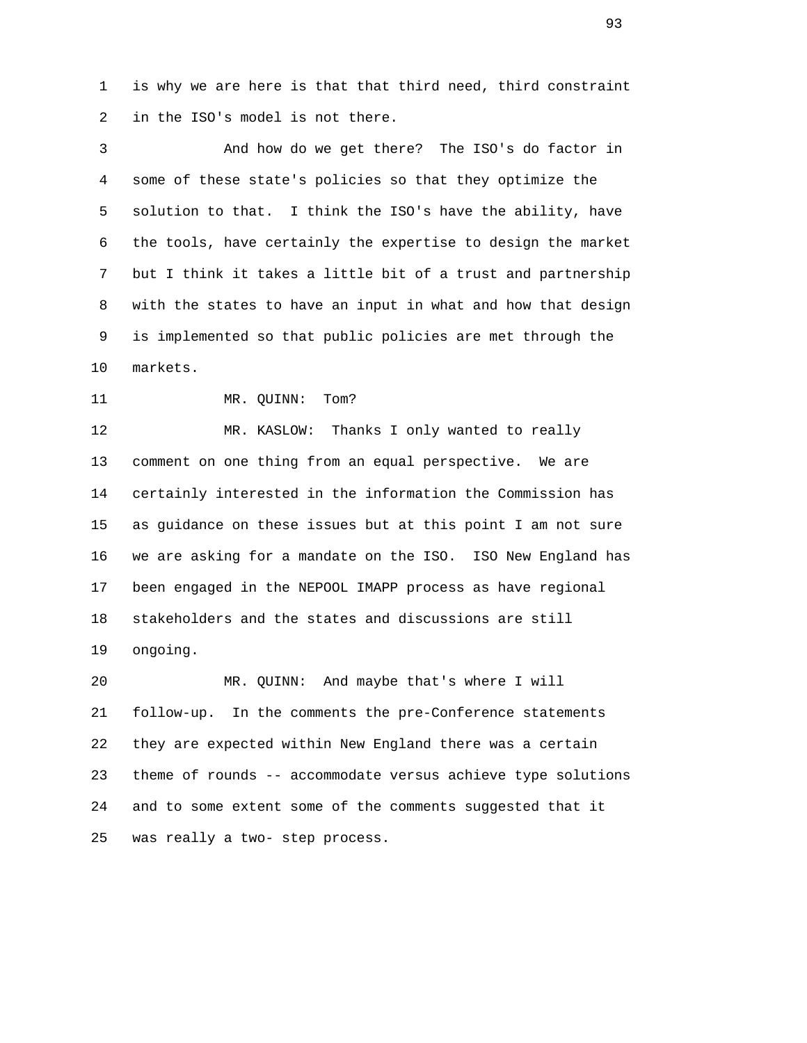is why we are here is that that third need, third constraint in the ISO's model is not there.

And how do we get there? The ISO's do factor in some of these state's policies so that they optimize the solution to that. I think the ISO's have the ability, have the tools, have certainly the expertise to design the market but I think it takes a little bit of a trust and partnership with the states to have an input in what and how that design is implemented so that public policies are met through the markets.

MR. QUINN: Tom?

MR. KASLOW: Thanks I only wanted to really comment on one thing from an equal perspective. We are certainly interested in the information the Commission has as guidance on these issues but at this point I am not sure we are asking for a mandate on the ISO. ISO New England has been engaged in the NEPOOL IMAPP process as have regional stakeholders and the states and discussions are still ongoing.

MR. QUINN: And maybe that's where I will follow-up. In the comments the pre-Conference statements they are expected within New England there was a certain theme of rounds -- accommodate versus achieve type solutions and to some extent some of the comments suggested that it was really a two- step process.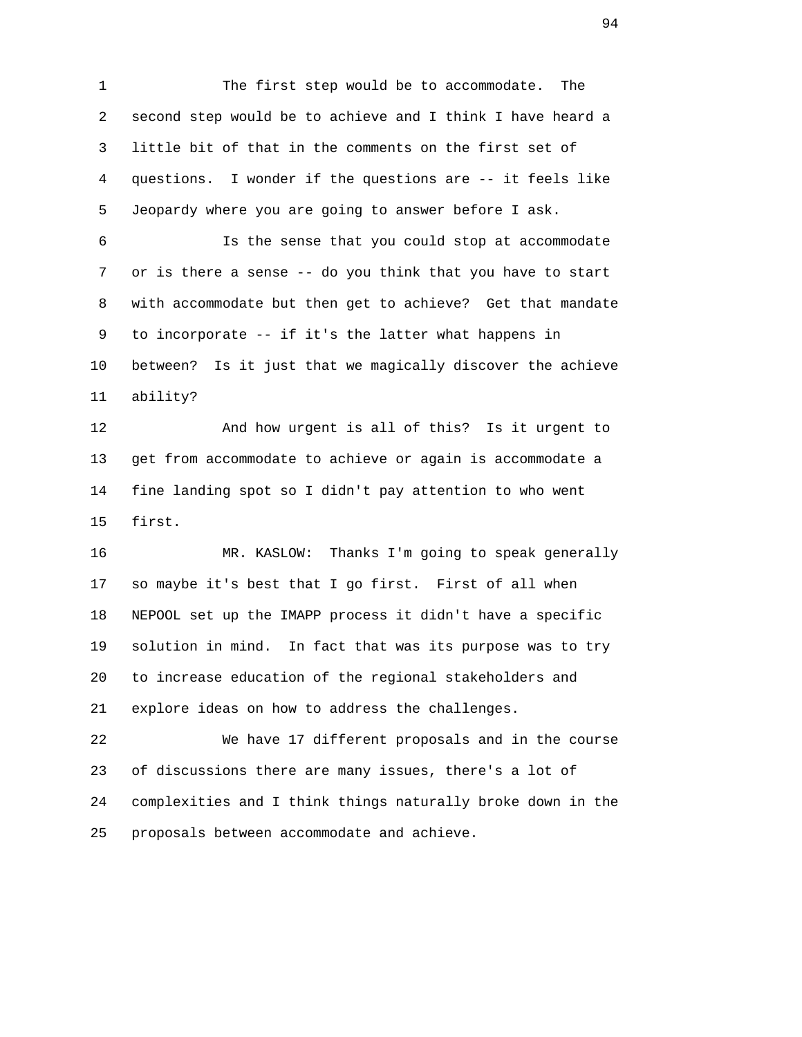The first step would be to accommodate. The second step would be to achieve and I think I have heard a little bit of that in the comments on the first set of questions. I wonder if the questions are -- it feels like Jeopardy where you are going to answer before I ask.

Is the sense that you could stop at accommodate or is there a sense -- do you think that you have to start with accommodate but then get to achieve? Get that mandate to incorporate -- if it's the latter what happens in between? Is it just that we magically discover the achieve ability?

And how urgent is all of this? Is it urgent to get from accommodate to achieve or again is accommodate a fine landing spot so I didn't pay attention to who went first.

MR. KASLOW: Thanks I'm going to speak generally so maybe it's best that I go first. First of all when NEPOOL set up the IMAPP process it didn't have a specific solution in mind. In fact that was its purpose was to try to increase education of the regional stakeholders and explore ideas on how to address the challenges.

We have 17 different proposals and in the course of discussions there are many issues, there's a lot of complexities and I think things naturally broke down in the proposals between accommodate and achieve.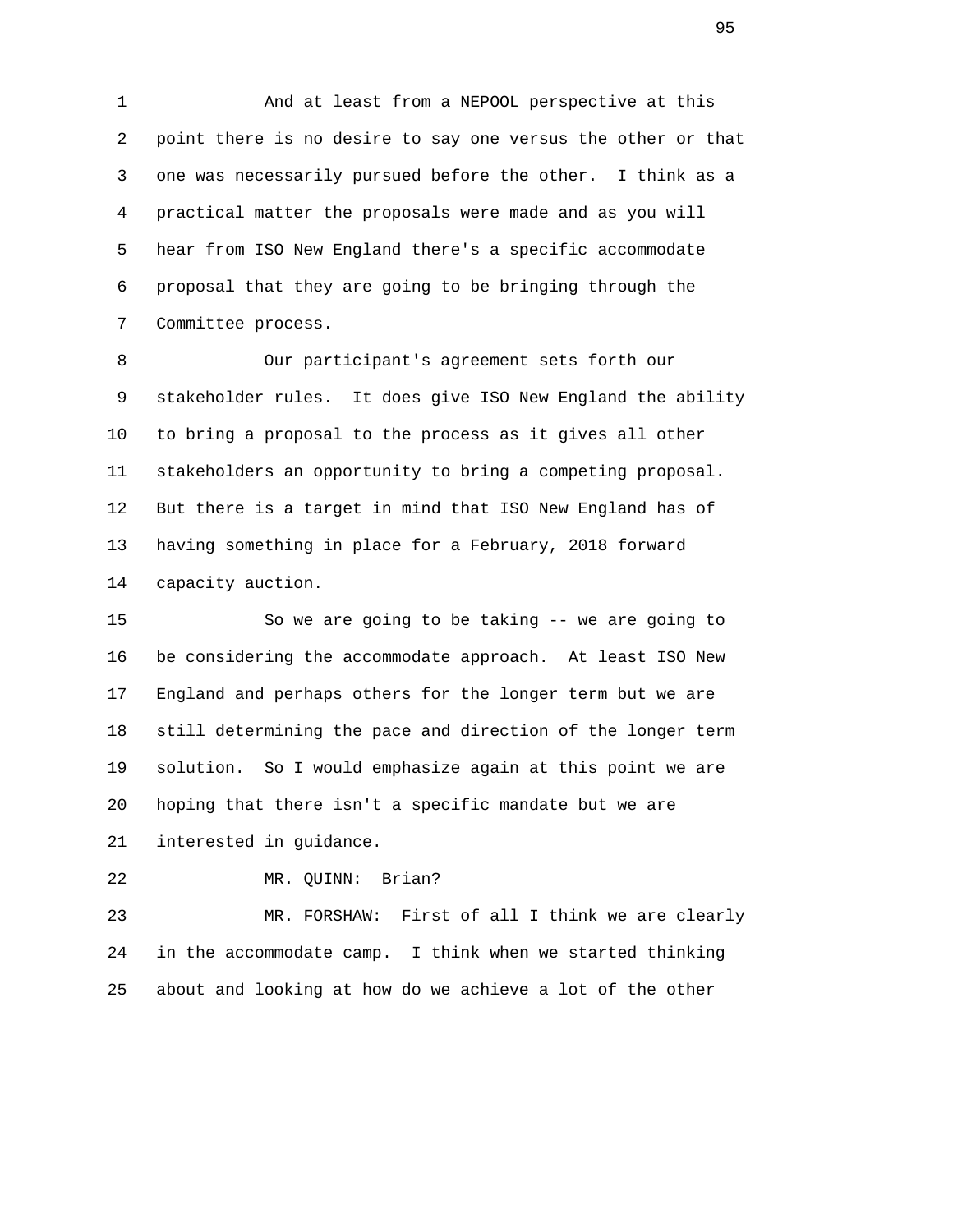And at least from a NEPOOL perspective at this point there is no desire to say one versus the other or that one was necessarily pursued before the other. I think as a practical matter the proposals were made and as you will hear from ISO New England there's a specific accommodate proposal that they are going to be bringing through the Committee process.

Our participant's agreement sets forth our stakeholder rules. It does give ISO New England the ability to bring a proposal to the process as it gives all other stakeholders an opportunity to bring a competing proposal. But there is a target in mind that ISO New England has of having something in place for a February, 2018 forward capacity auction.

So we are going to be taking -- we are going to be considering the accommodate approach. At least ISO New England and perhaps others for the longer term but we are still determining the pace and direction of the longer term solution. So I would emphasize again at this point we are hoping that there isn't a specific mandate but we are interested in guidance.

MR. QUINN: Brian?

MR. FORSHAW: First of all I think we are clearly in the accommodate camp. I think when we started thinking about and looking at how do we achieve a lot of the other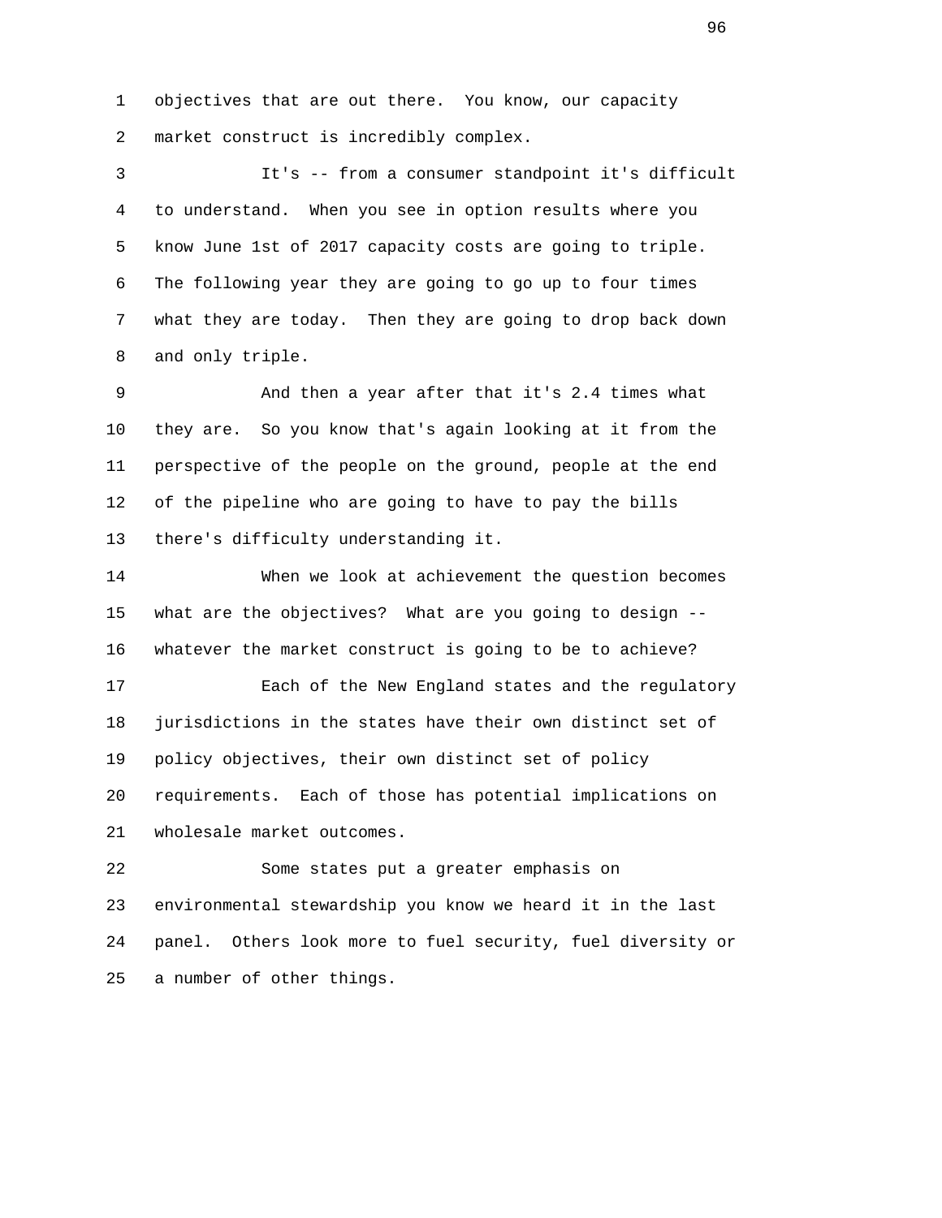objectives that are out there. You know, our capacity market construct is incredibly complex.

It's -- from a consumer standpoint it's difficult to understand. When you see in option results where you know June 1st of 2017 capacity costs are going to triple. The following year they are going to go up to four times what they are today. Then they are going to drop back down and only triple.

And then a year after that it's 2.4 times what they are. So you know that's again looking at it from the perspective of the people on the ground, people at the end of the pipeline who are going to have to pay the bills there's difficulty understanding it.

When we look at achievement the question becomes what are the objectives? What are you going to design -- whatever the market construct is going to be to achieve?

Each of the New England states and the regulatory jurisdictions in the states have their own distinct set of policy objectives, their own distinct set of policy requirements. Each of those has potential implications on wholesale market outcomes.

Some states put a greater emphasis on environmental stewardship you know we heard it in the last panel. Others look more to fuel security, fuel diversity or a number of other things.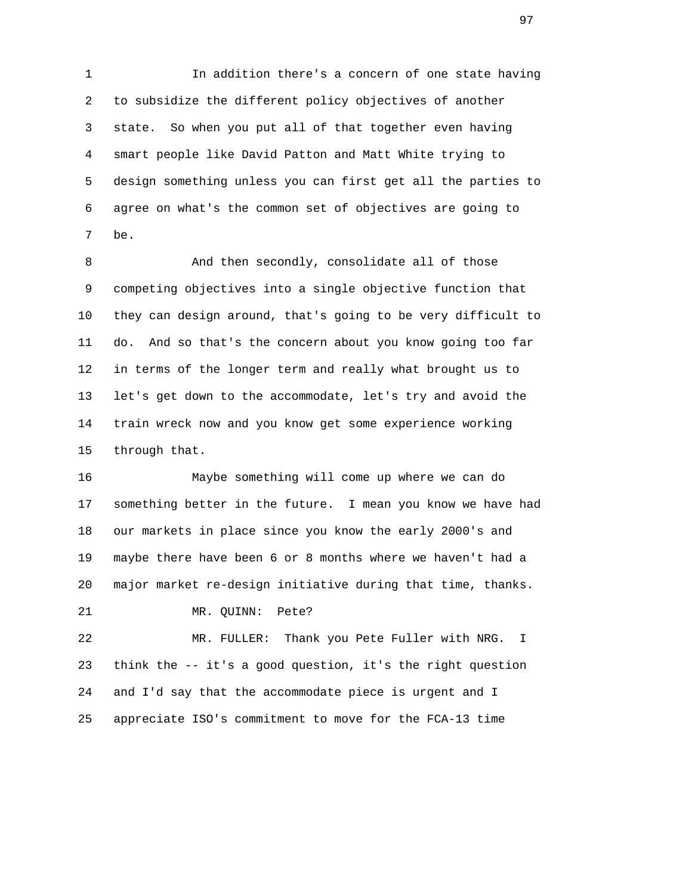1 In addition there's a concern of one state having
2 to subsidize the different policy objectives of another
3 state. So when you put all of that together even having
4 smart people like David Patton and Matt White trying to
5 design something unless you can first get all the parties to
6 agree on what's the common set of objectives are going to
7 be.

8 And then secondly, consolidate all of those
9 competing objectives into a single objective function that
10 they can design around, that's going to be very difficult to
11 do. And so that's the concern about you know going too far
12 in terms of the longer term and really what brought us to
13 let's get down to the accommodate, let's try and avoid the
14 train wreck now and you know get some experience working
15 through that.

16 Maybe something will come up where we can do
17 something better in the future. I mean you know we have had
18 our markets in place since you know the early 2000's and
19 maybe there have been 6 or 8 months where we haven't had a
20 major market re-design initiative during that time, thanks.

21 MR. QUINN: Pete?

22 MR. FULLER: Thank you Pete Fuller with NRG. I
23 think the -- it's a good question, it's the right question
24 and I'd say that the accommodate piece is urgent and I
25 appreciate ISO's commitment to move for the FCA-13 time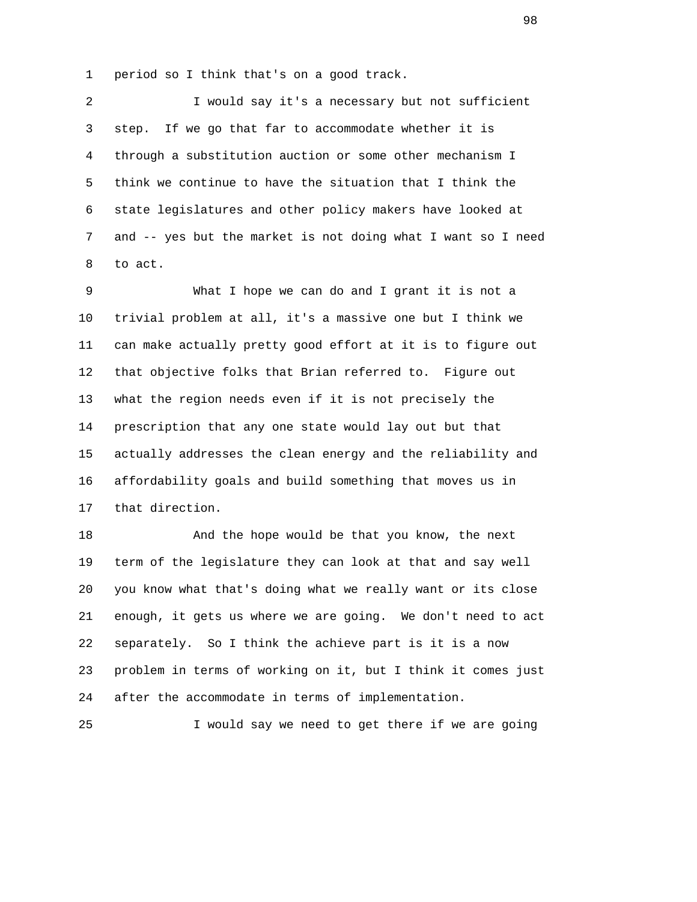period so I think that's on a good track.

I would say it's a necessary but not sufficient step. If we go that far to accommodate whether it is through a substitution auction or some other mechanism I think we continue to have the situation that I think the state legislatures and other policy makers have looked at and -- yes but the market is not doing what I want so I need to act.

What I hope we can do and I grant it is not a trivial problem at all, it's a massive one but I think we can make actually pretty good effort at it is to figure out that objective folks that Brian referred to. Figure out what the region needs even if it is not precisely the prescription that any one state would lay out but that actually addresses the clean energy and the reliability and affordability goals and build something that moves us in that direction.

And the hope would be that you know, the next term of the legislature they can look at that and say well you know what that's doing what we really want or its close enough, it gets us where we are going. We don't need to act separately. So I think the achieve part is it is a now problem in terms of working on it, but I think it comes just after the accommodate in terms of implementation.

I would say we need to get there if we are going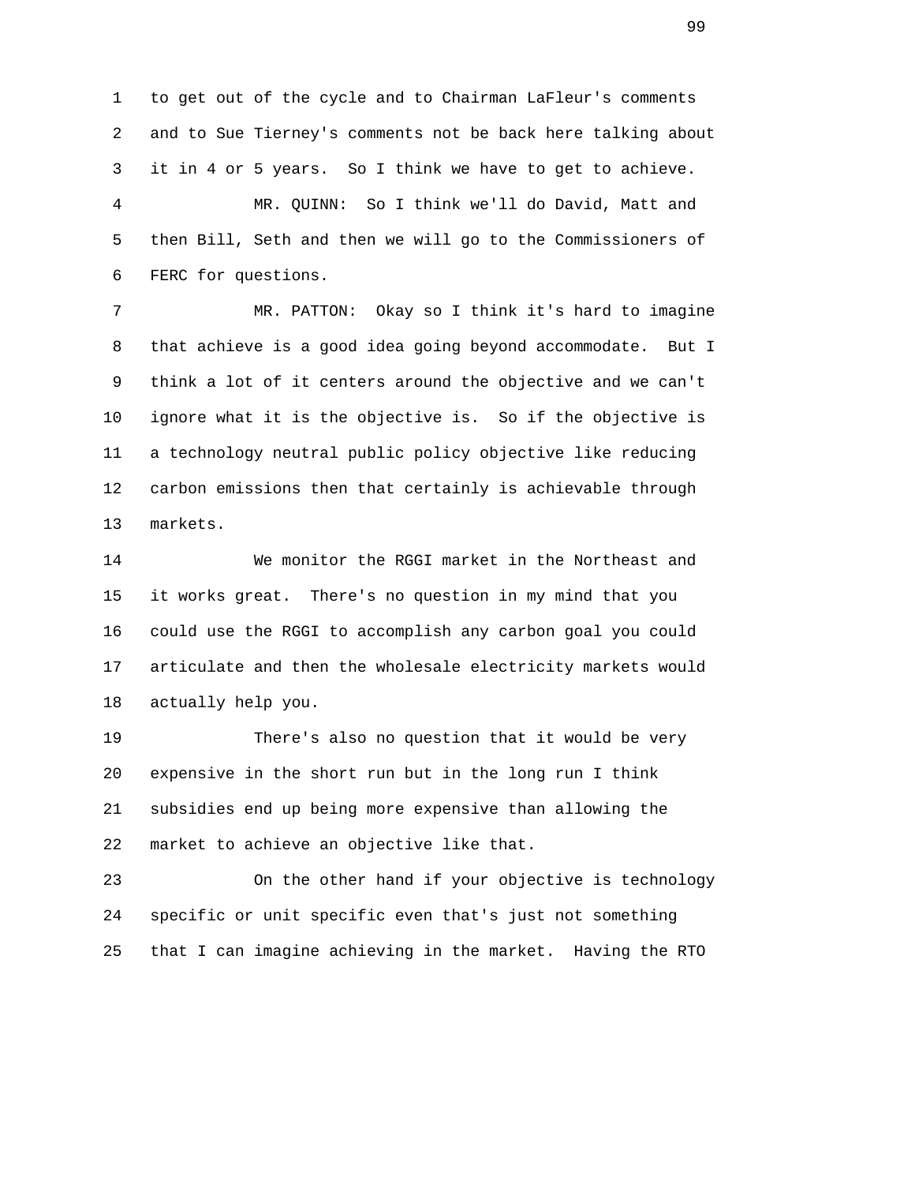to get out of the cycle and to Chairman LaFleur's comments and to Sue Tierney's comments not be back here talking about it in 4 or 5 years. So I think we have to get to achieve.

MR. QUINN: So I think we'll do David, Matt and then Bill, Seth and then we will go to the Commissioners of FERC for questions.

MR. PATTON: Okay so I think it's hard to imagine that achieve is a good idea going beyond accommodate. But I think a lot of it centers around the objective and we can't ignore what it is the objective is. So if the objective is a technology neutral public policy objective like reducing carbon emissions then that certainly is achievable through markets.

We monitor the RGGI market in the Northeast and it works great. There's no question in my mind that you could use the RGGI to accomplish any carbon goal you could articulate and then the wholesale electricity markets would actually help you.

There's also no question that it would be very expensive in the short run but in the long run I think subsidies end up being more expensive than allowing the market to achieve an objective like that.

On the other hand if your objective is technology specific or unit specific even that's just not something that I can imagine achieving in the market. Having the RTO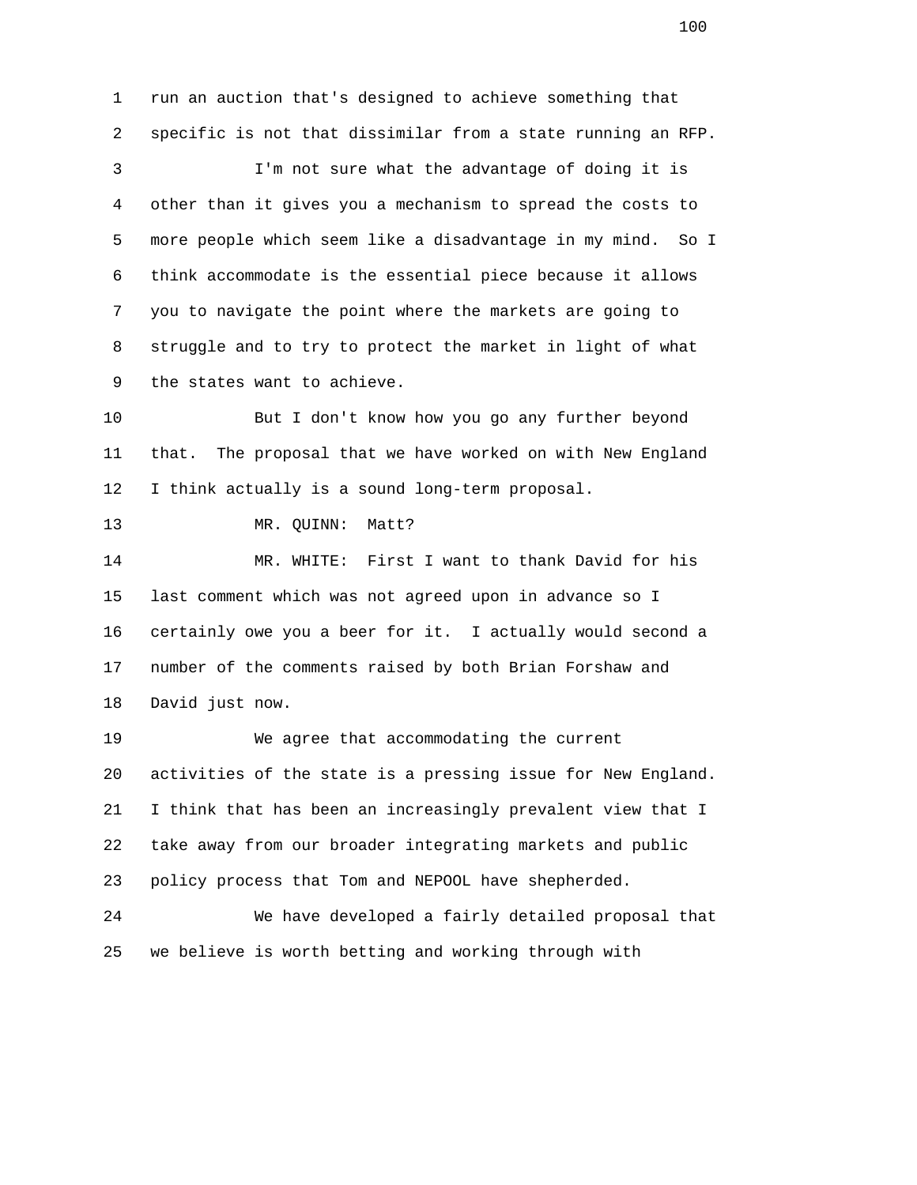run an auction that's designed to achieve something that specific is not that dissimilar from a state running an RFP.

I'm not sure what the advantage of doing it is other than it gives you a mechanism to spread the costs to more people which seem like a disadvantage in my mind. So I think accommodate is the essential piece because it allows you to navigate the point where the markets are going to struggle and to try to protect the market in light of what the states want to achieve.

But I don't know how you go any further beyond that. The proposal that we have worked on with New England I think actually is a sound long-term proposal.

MR. QUINN: Matt?

MR. WHITE: First I want to thank David for his last comment which was not agreed upon in advance so I certainly owe you a beer for it. I actually would second a number of the comments raised by both Brian Forshaw and David just now.

We agree that accommodating the current activities of the state is a pressing issue for New England. I think that has been an increasingly prevalent view that I take away from our broader integrating markets and public policy process that Tom and NEPOOL have shepherded.

We have developed a fairly detailed proposal that we believe is worth betting and working through with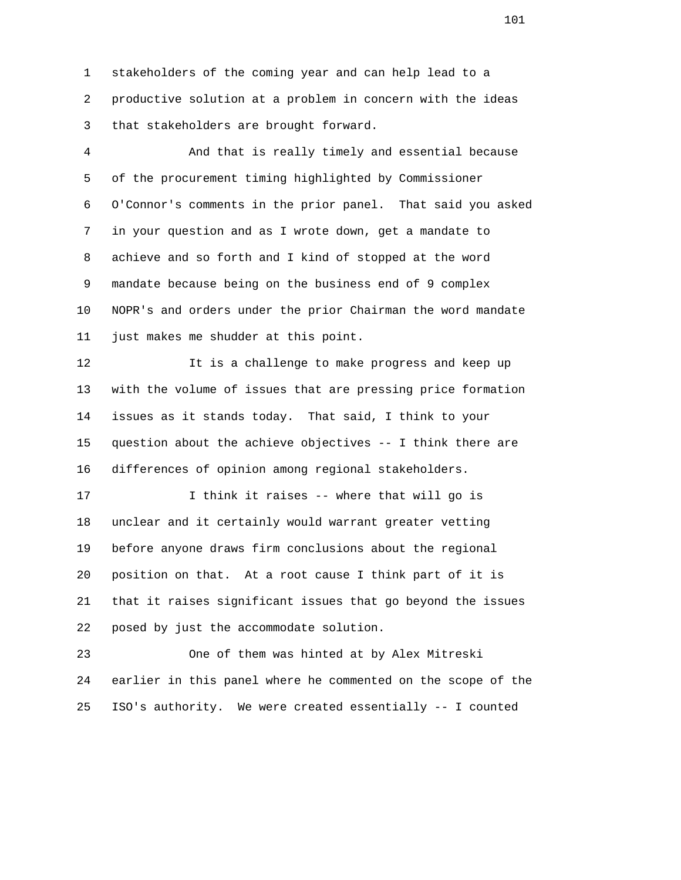stakeholders of the coming year and can help lead to a productive solution at a problem in concern with the ideas that stakeholders are brought forward.

And that is really timely and essential because of the procurement timing highlighted by Commissioner O'Connor's comments in the prior panel. That said you asked in your question and as I wrote down, get a mandate to achieve and so forth and I kind of stopped at the word mandate because being on the business end of 9 complex NOPR's and orders under the prior Chairman the word mandate just makes me shudder at this point.

It is a challenge to make progress and keep up with the volume of issues that are pressing price formation issues as it stands today. That said, I think to your question about the achieve objectives -- I think there are differences of opinion among regional stakeholders.

I think it raises -- where that will go is unclear and it certainly would warrant greater vetting before anyone draws firm conclusions about the regional position on that. At a root cause I think part of it is that it raises significant issues that go beyond the issues posed by just the accommodate solution.

One of them was hinted at by Alex Mitreski earlier in this panel where he commented on the scope of the ISO's authority. We were created essentially -- I counted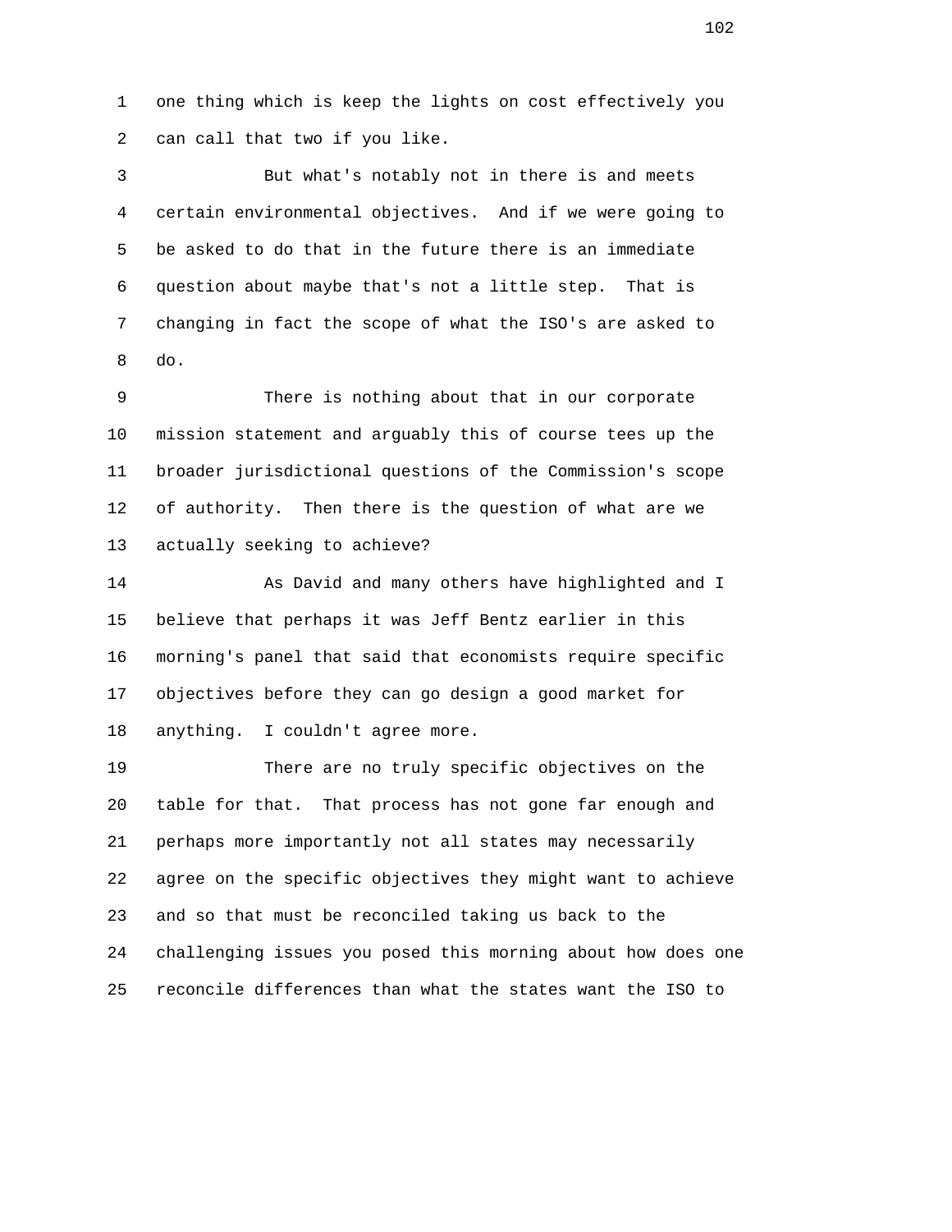one thing which is keep the lights on cost effectively you can call that two if you like.

But what's notably not in there is and meets certain environmental objectives. And if we were going to be asked to do that in the future there is an immediate question about maybe that's not a little step. That is changing in fact the scope of what the ISO's are asked to do.

There is nothing about that in our corporate mission statement and arguably this of course tees up the broader jurisdictional questions of the Commission's scope of authority. Then there is the question of what are we actually seeking to achieve?

As David and many others have highlighted and I believe that perhaps it was Jeff Bentz earlier in this morning's panel that said that economists require specific objectives before they can go design a good market for anything. I couldn't agree more.

There are no truly specific objectives on the table for that. That process has not gone far enough and perhaps more importantly not all states may necessarily agree on the specific objectives they might want to achieve and so that must be reconciled taking us back to the challenging issues you posed this morning about how does one reconcile differences than what the states want the ISO to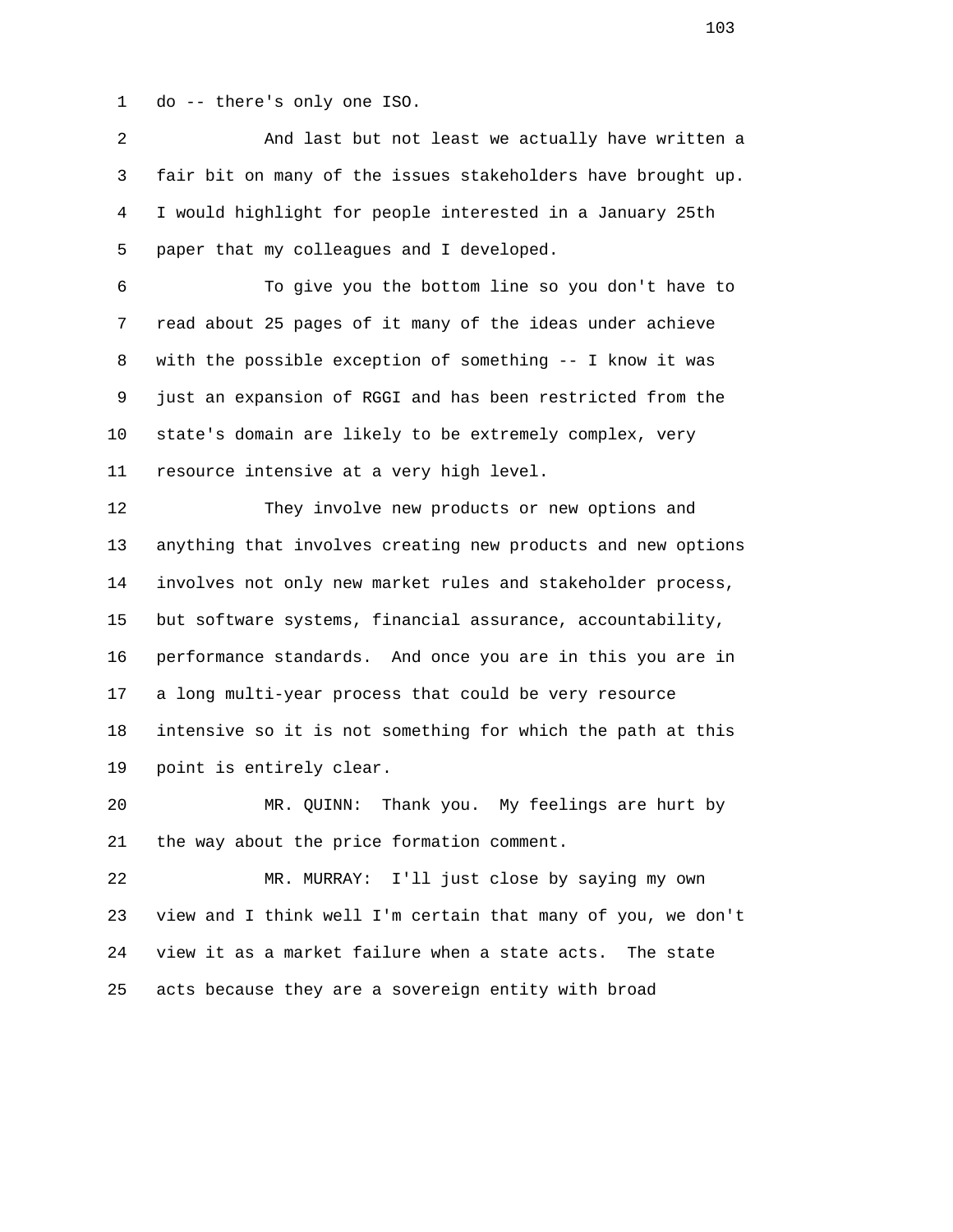do -- there's only one ISO.

And last but not least we actually have written a fair bit on many of the issues stakeholders have brought up. I would highlight for people interested in a January 25th paper that my colleagues and I developed.

To give you the bottom line so you don't have to read about 25 pages of it many of the ideas under achieve with the possible exception of something -- I know it was just an expansion of RGGI and has been restricted from the state's domain are likely to be extremely complex, very resource intensive at a very high level.

They involve new products or new options and anything that involves creating new products and new options involves not only new market rules and stakeholder process, but software systems, financial assurance, accountability, performance standards. And once you are in this you are in a long multi-year process that could be very resource intensive so it is not something for which the path at this point is entirely clear.

MR. QUINN: Thank you. My feelings are hurt by the way about the price formation comment.

MR. MURRAY: I'll just close by saying my own view and I think well I'm certain that many of you, we don't view it as a market failure when a state acts. The state acts because they are a sovereign entity with broad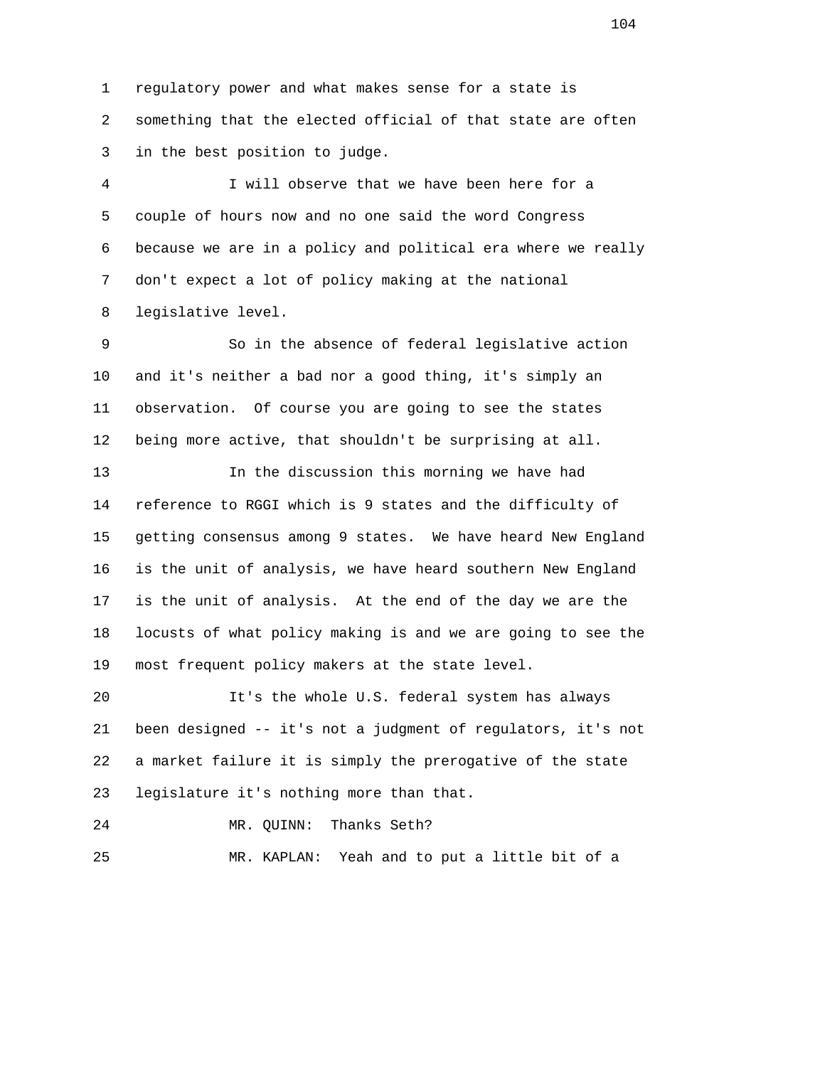regulatory power and what makes sense for a state is something that the elected official of that state are often in the best position to judge.

I will observe that we have been here for a couple of hours now and no one said the word Congress because we are in a policy and political era where we really don't expect a lot of policy making at the national legislative level.

So in the absence of federal legislative action and it's neither a bad nor a good thing, it's simply an observation. Of course you are going to see the states being more active, that shouldn't be surprising at all.

In the discussion this morning we have had reference to RGGI which is 9 states and the difficulty of getting consensus among 9 states. We have heard New England is the unit of analysis, we have heard southern New England is the unit of analysis. At the end of the day we are the locusts of what policy making is and we are going to see the most frequent policy makers at the state level.

It's the whole U.S. federal system has always been designed -- it's not a judgment of regulators, it's not a market failure it is simply the prerogative of the state legislature it's nothing more than that.

MR. QUINN: Thanks Seth?

MR. KAPLAN: Yeah and to put a little bit of a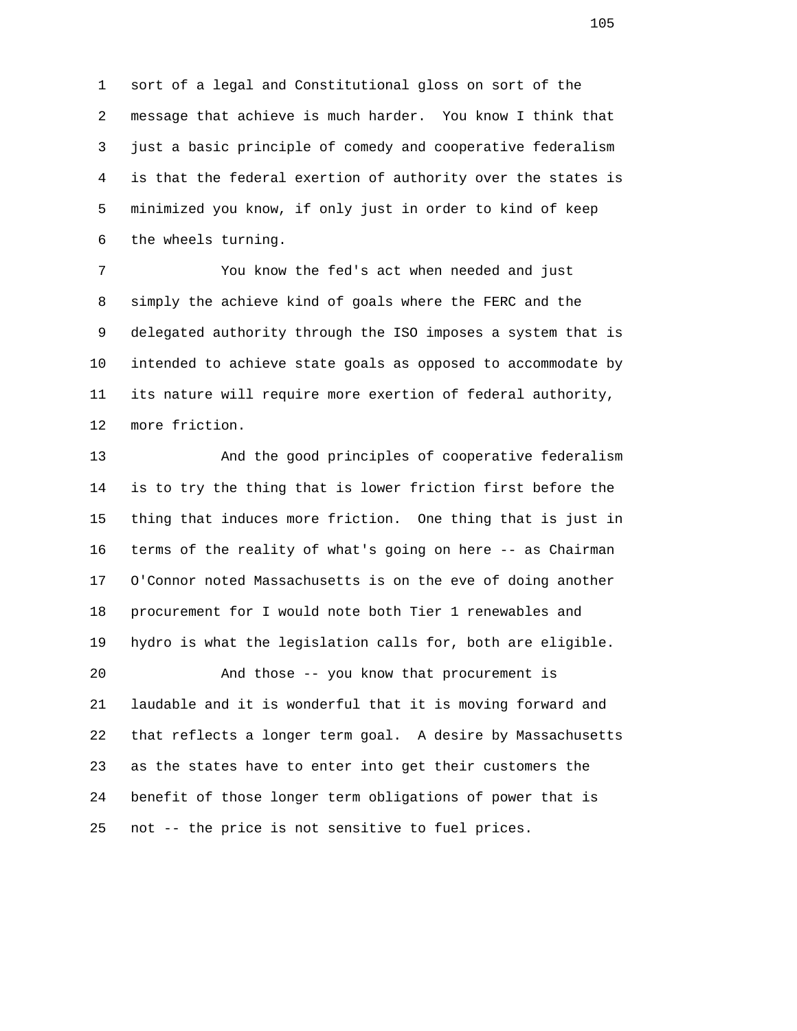sort of a legal and Constitutional gloss on sort of the message that achieve is much harder. You know I think that just a basic principle of comedy and cooperative federalism is that the federal exertion of authority over the states is minimized you know, if only just in order to kind of keep the wheels turning.

You know the fed's act when needed and just simply the achieve kind of goals where the FERC and the delegated authority through the ISO imposes a system that is intended to achieve state goals as opposed to accommodate by its nature will require more exertion of federal authority, more friction.

And the good principles of cooperative federalism is to try the thing that is lower friction first before the thing that induces more friction. One thing that is just in terms of the reality of what's going on here -- as Chairman O'Connor noted Massachusetts is on the eve of doing another procurement for I would note both Tier 1 renewables and hydro is what the legislation calls for, both are eligible.

And those -- you know that procurement is laudable and it is wonderful that it is moving forward and that reflects a longer term goal. A desire by Massachusetts as the states have to enter into get their customers the benefit of those longer term obligations of power that is not -- the price is not sensitive to fuel prices.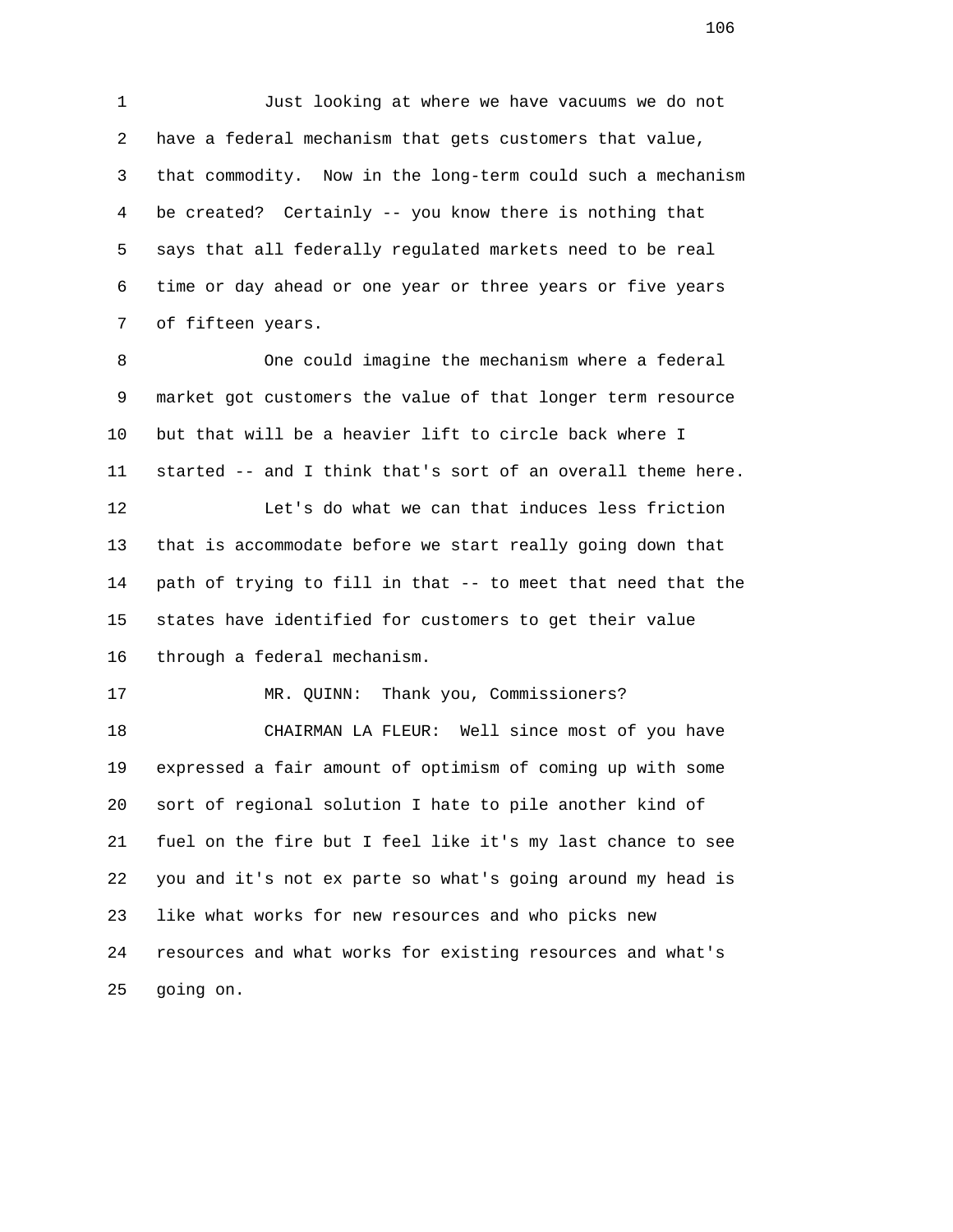Just looking at where we have vacuums we do not have a federal mechanism that gets customers that value, that commodity. Now in the long-term could such a mechanism be created? Certainly -- you know there is nothing that says that all federally regulated markets need to be real time or day ahead or one year or three years or five years of fifteen years.

One could imagine the mechanism where a federal market got customers the value of that longer term resource but that will be a heavier lift to circle back where I started -- and I think that's sort of an overall theme here.

Let's do what we can that induces less friction that is accommodate before we start really going down that path of trying to fill in that -- to meet that need that the states have identified for customers to get their value through a federal mechanism.

MR. QUINN: Thank you, Commissioners?

CHAIRMAN LA FLEUR: Well since most of you have expressed a fair amount of optimism of coming up with some sort of regional solution I hate to pile another kind of fuel on the fire but I feel like it's my last chance to see you and it's not ex parte so what's going around my head is like what works for new resources and who picks new resources and what works for existing resources and what's going on.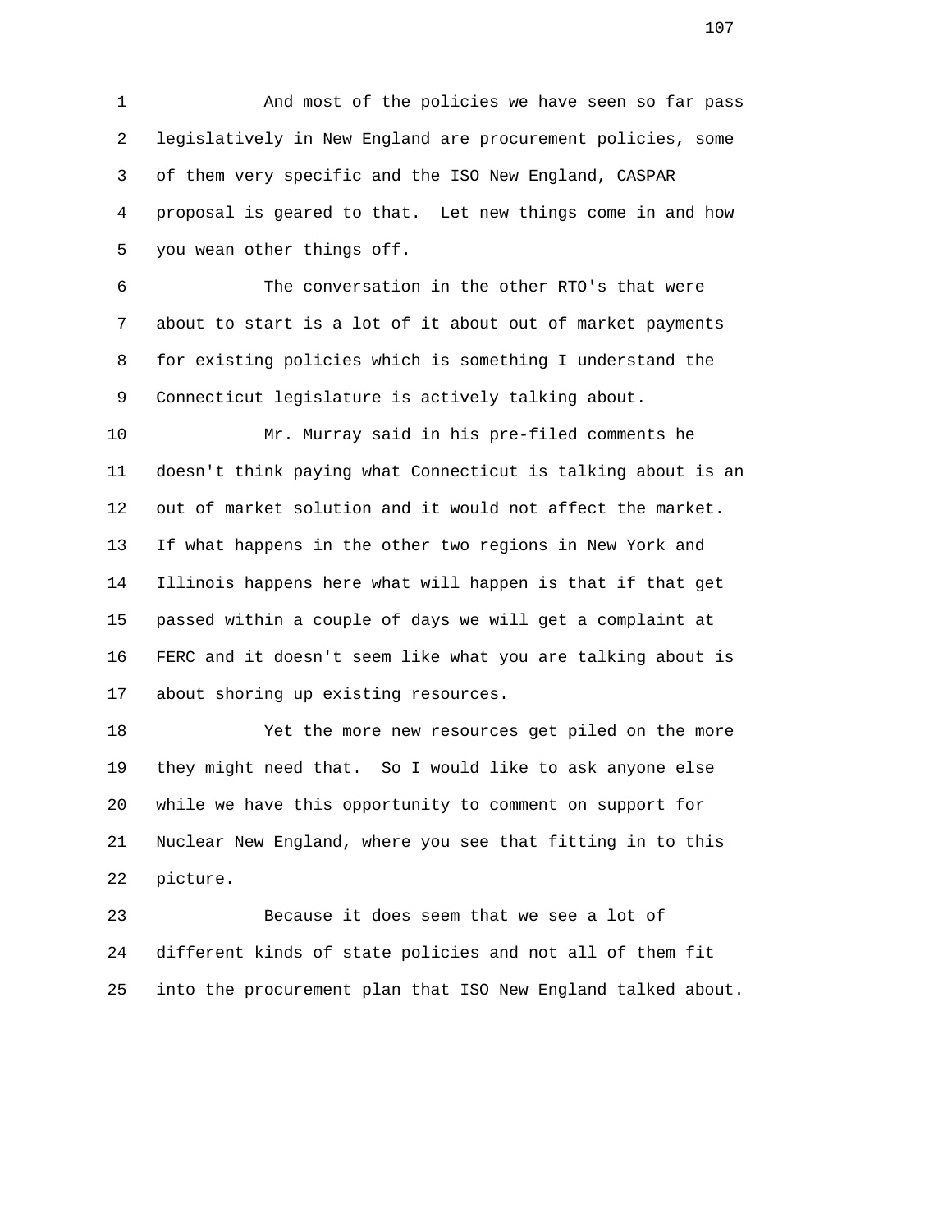And most of the policies we have seen so far pass legislatively in New England are procurement policies, some of them very specific and the ISO New England, CASPAR proposal is geared to that. Let new things come in and how you wean other things off.

The conversation in the other RTO's that were about to start is a lot of it about out of market payments for existing policies which is something I understand the Connecticut legislature is actively talking about.

Mr. Murray said in his pre-filed comments he doesn't think paying what Connecticut is talking about is an out of market solution and it would not affect the market. If what happens in the other two regions in New York and Illinois happens here what will happen is that if that get passed within a couple of days we will get a complaint at FERC and it doesn't seem like what you are talking about is about shoring up existing resources.

Yet the more new resources get piled on the more they might need that. So I would like to ask anyone else while we have this opportunity to comment on support for Nuclear New England, where you see that fitting in to this picture.

Because it does seem that we see a lot of different kinds of state policies and not all of them fit into the procurement plan that ISO New England talked about.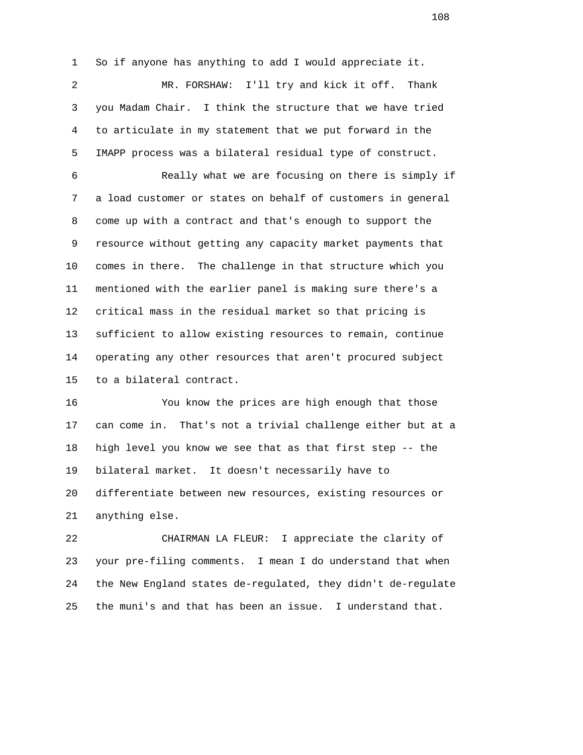So if anyone has anything to add I would appreciate it.

MR. FORSHAW: I'll try and kick it off. Thank you Madam Chair. I think the structure that we have tried to articulate in my statement that we put forward in the IMAPP process was a bilateral residual type of construct.

Really what we are focusing on there is simply if a load customer or states on behalf of customers in general come up with a contract and that's enough to support the resource without getting any capacity market payments that comes in there. The challenge in that structure which you mentioned with the earlier panel is making sure there's a critical mass in the residual market so that pricing is sufficient to allow existing resources to remain, continue operating any other resources that aren't procured subject to a bilateral contract.

You know the prices are high enough that those can come in. That's not a trivial challenge either but at a high level you know we see that as that first step -- the bilateral market. It doesn't necessarily have to differentiate between new resources, existing resources or anything else.

CHAIRMAN LA FLEUR: I appreciate the clarity of your pre-filing comments. I mean I do understand that when the New England states de-regulated, they didn't de-regulate the muni's and that has been an issue. I understand that.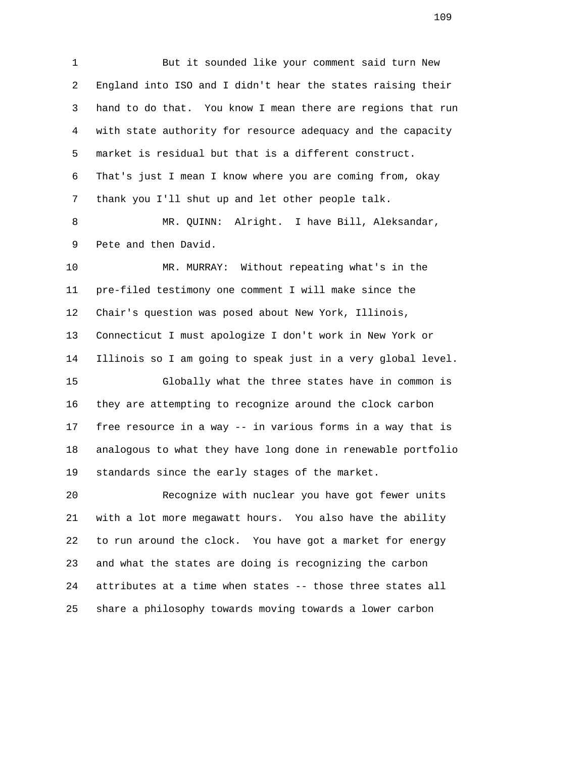But it sounded like your comment said turn New England into ISO and I didn't hear the states raising their hand to do that. You know I mean there are regions that run with state authority for resource adequacy and the capacity market is residual but that is a different construct. That's just I mean I know where you are coming from, okay thank you I'll shut up and let other people talk.

MR. QUINN: Alright. I have Bill, Aleksandar, Pete and then David.

MR. MURRAY: Without repeating what's in the pre-filed testimony one comment I will make since the Chair's question was posed about New York, Illinois, Connecticut I must apologize I don't work in New York or Illinois so I am going to speak just in a very global level.

Globally what the three states have in common is they are attempting to recognize around the clock carbon free resource in a way -- in various forms in a way that is analogous to what they have long done in renewable portfolio standards since the early stages of the market.

Recognize with nuclear you have got fewer units with a lot more megawatt hours. You also have the ability to run around the clock. You have got a market for energy and what the states are doing is recognizing the carbon attributes at a time when states -- those three states all share a philosophy towards moving towards a lower carbon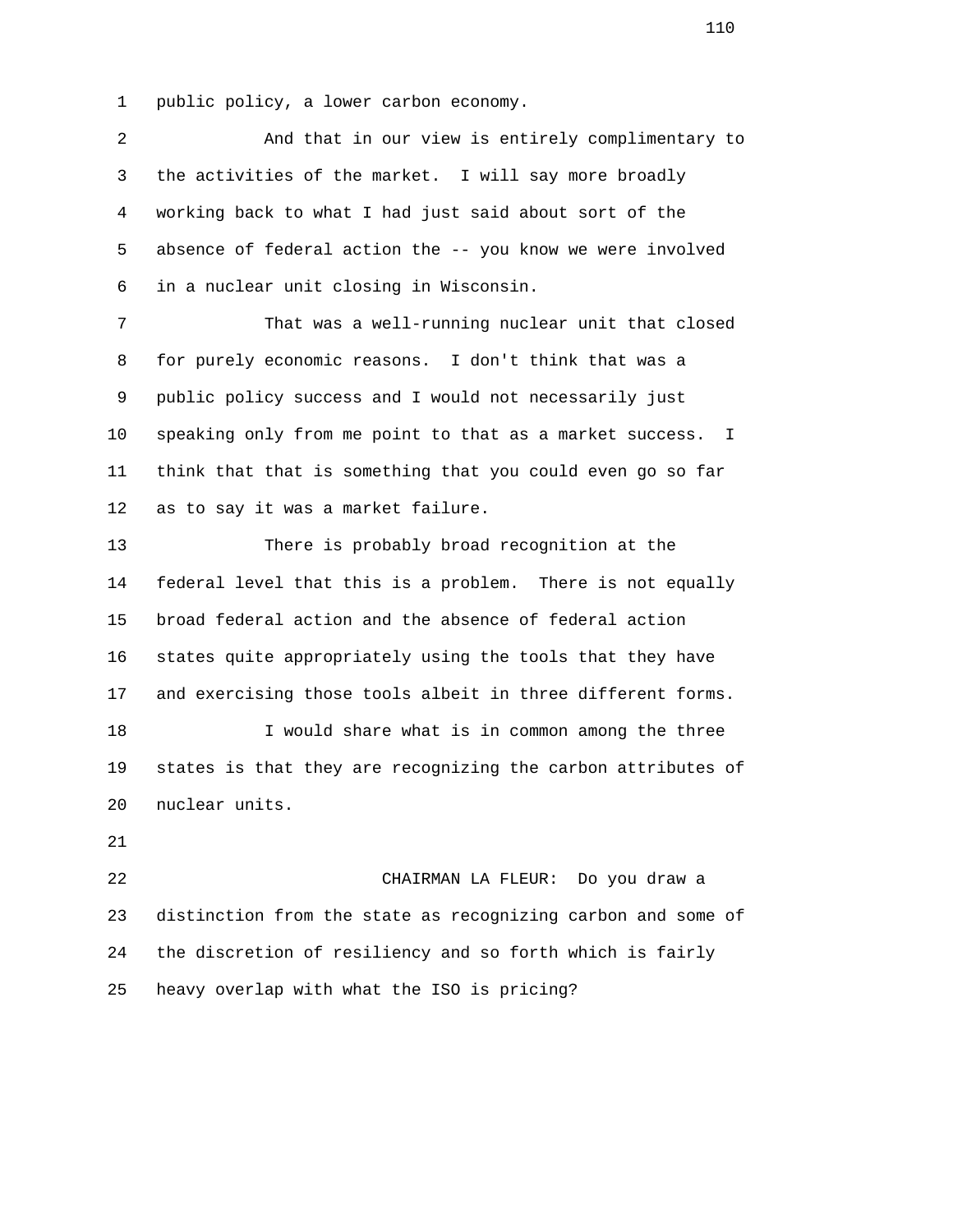public policy, a lower carbon economy.

And that in our view is entirely complimentary to the activities of the market. I will say more broadly working back to what I had just said about sort of the absence of federal action the -- you know we were involved in a nuclear unit closing in Wisconsin.

That was a well-running nuclear unit that closed for purely economic reasons. I don't think that was a public policy success and I would not necessarily just speaking only from me point to that as a market success. I think that that is something that you could even go so far as to say it was a market failure.

There is probably broad recognition at the federal level that this is a problem. There is not equally broad federal action and the absence of federal action states quite appropriately using the tools that they have and exercising those tools albeit in three different forms.

I would share what is in common among the three states is that they are recognizing the carbon attributes of nuclear units.

CHAIRMAN LA FLEUR: Do you draw a distinction from the state as recognizing carbon and some of the discretion of resiliency and so forth which is fairly heavy overlap with what the ISO is pricing?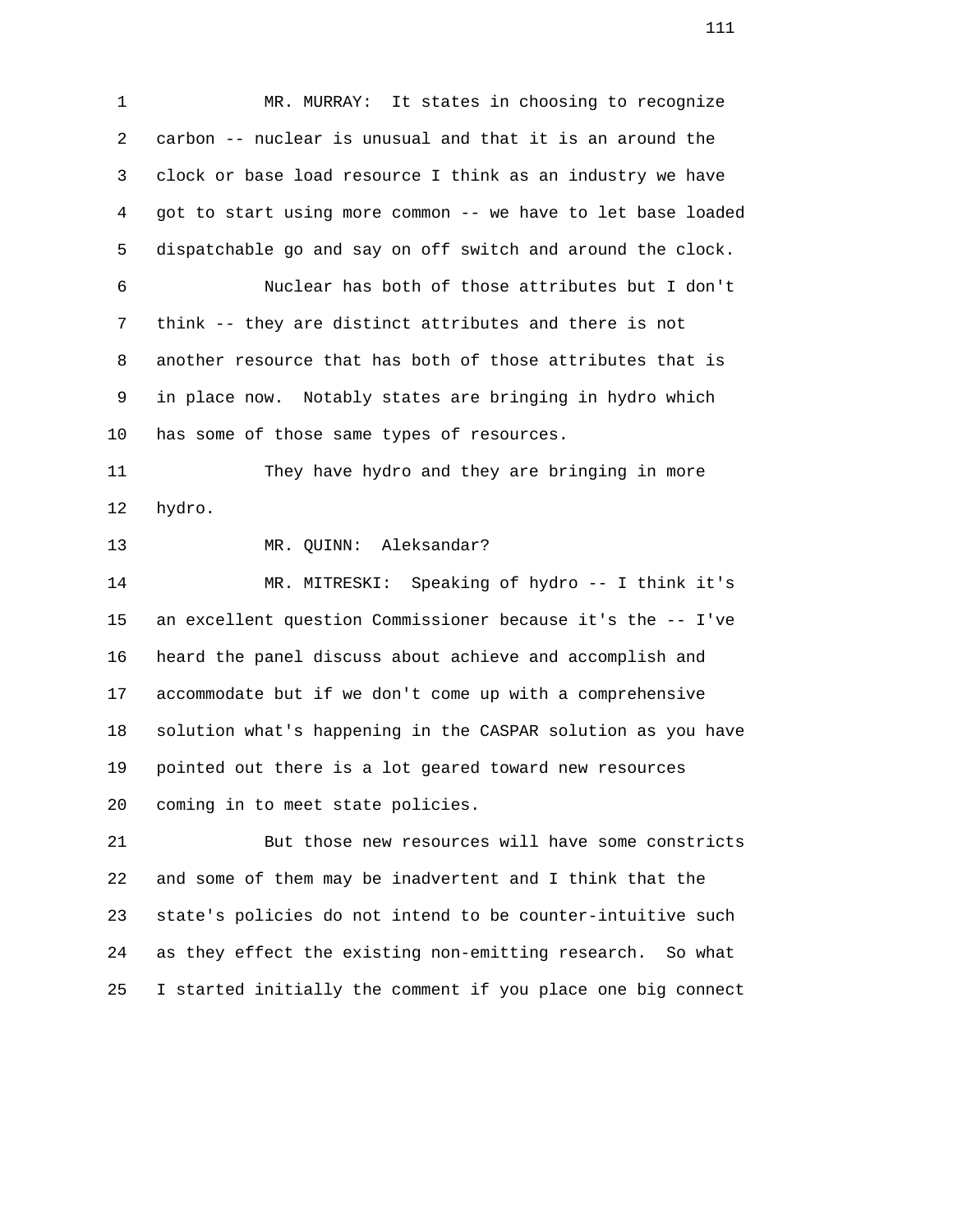MR. MURRAY: It states in choosing to recognize carbon -- nuclear is unusual and that it is an around the clock or base load resource I think as an industry we have got to start using more common -- we have to let base loaded dispatchable go and say on off switch and around the clock.

Nuclear has both of those attributes but I don't think -- they are distinct attributes and there is not another resource that has both of those attributes that is in place now. Notably states are bringing in hydro which has some of those same types of resources.

They have hydro and they are bringing in more hydro.

MR. QUINN: Aleksandar?

MR. MITRESKI: Speaking of hydro -- I think it's an excellent question Commissioner because it's the -- I've heard the panel discuss about achieve and accomplish and accommodate but if we don't come up with a comprehensive solution what's happening in the CASPAR solution as you have pointed out there is a lot geared toward new resources coming in to meet state policies.

But those new resources will have some constricts and some of them may be inadvertent and I think that the state's policies do not intend to be counter-intuitive such as they effect the existing non-emitting research. So what I started initially the comment if you place one big connect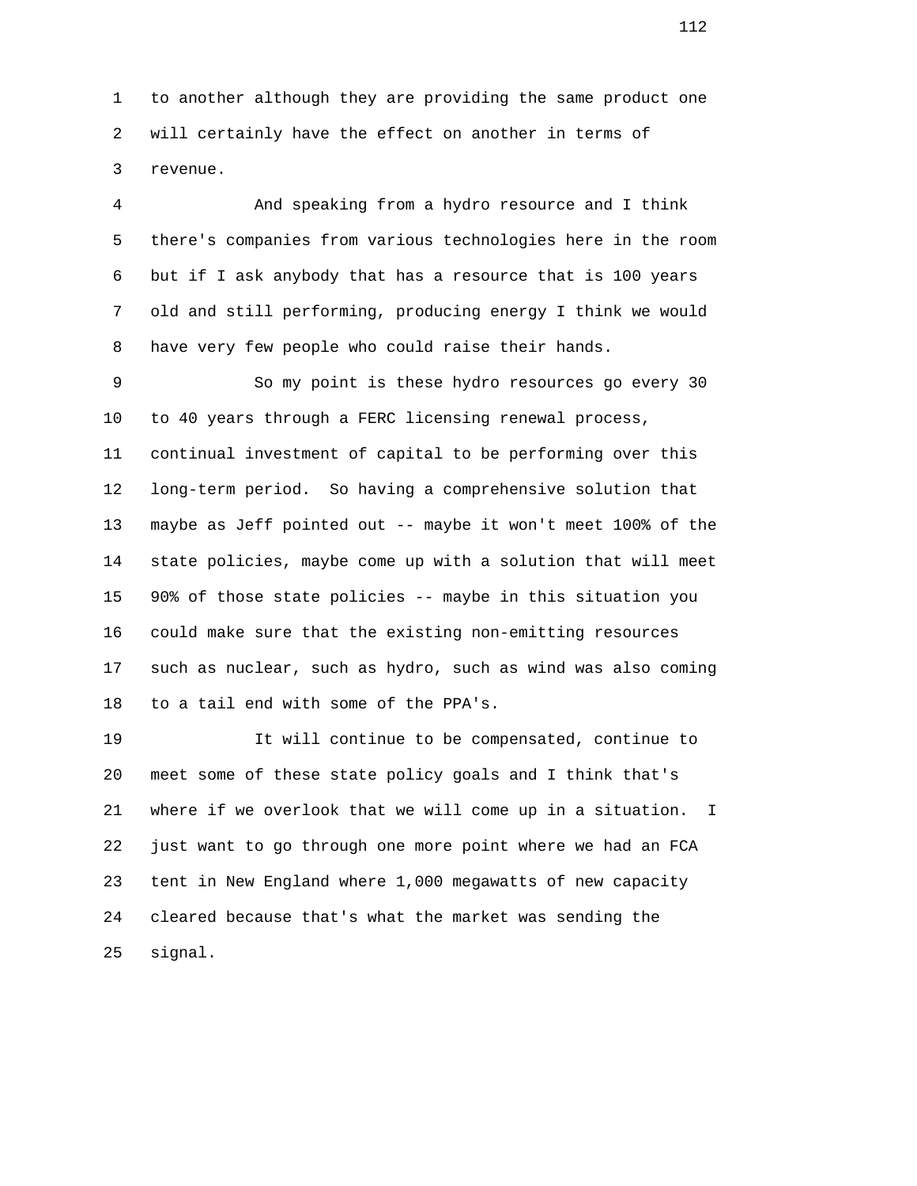to another although they are providing the same product one will certainly have the effect on another in terms of revenue.

And speaking from a hydro resource and I think there's companies from various technologies here in the room but if I ask anybody that has a resource that is 100 years old and still performing, producing energy I think we would have very few people who could raise their hands.

So my point is these hydro resources go every 30 to 40 years through a FERC licensing renewal process, continual investment of capital to be performing over this long-term period. So having a comprehensive solution that maybe as Jeff pointed out -- maybe it won't meet 100% of the state policies, maybe come up with a solution that will meet 90% of those state policies -- maybe in this situation you could make sure that the existing non-emitting resources such as nuclear, such as hydro, such as wind was also coming to a tail end with some of the PPA's.

It will continue to be compensated, continue to meet some of these state policy goals and I think that's where if we overlook that we will come up in a situation. I just want to go through one more point where we had an FCA tent in New England where 1,000 megawatts of new capacity cleared because that's what the market was sending the signal.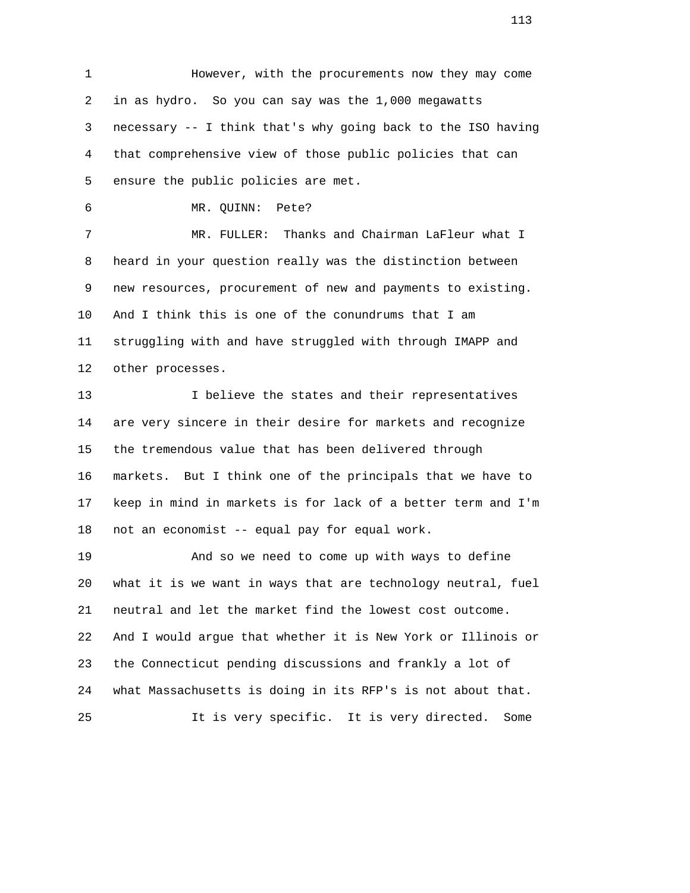However, with the procurements now they may come in as hydro. So you can say was the 1,000 megawatts necessary -- I think that's why going back to the ISO having that comprehensive view of those public policies that can ensure the public policies are met.

MR. QUINN: Pete?

MR. FULLER: Thanks and Chairman LaFleur what I heard in your question really was the distinction between new resources, procurement of new and payments to existing. And I think this is one of the conundrums that I am struggling with and have struggled with through IMAPP and other processes.

I believe the states and their representatives are very sincere in their desire for markets and recognize the tremendous value that has been delivered through markets. But I think one of the principals that we have to keep in mind in markets is for lack of a better term and I'm not an economist -- equal pay for equal work.

And so we need to come up with ways to define what it is we want in ways that are technology neutral, fuel neutral and let the market find the lowest cost outcome. And I would argue that whether it is New York or Illinois or the Connecticut pending discussions and frankly a lot of what Massachusetts is doing in its RFP's is not about that.

It is very specific. It is very directed. Some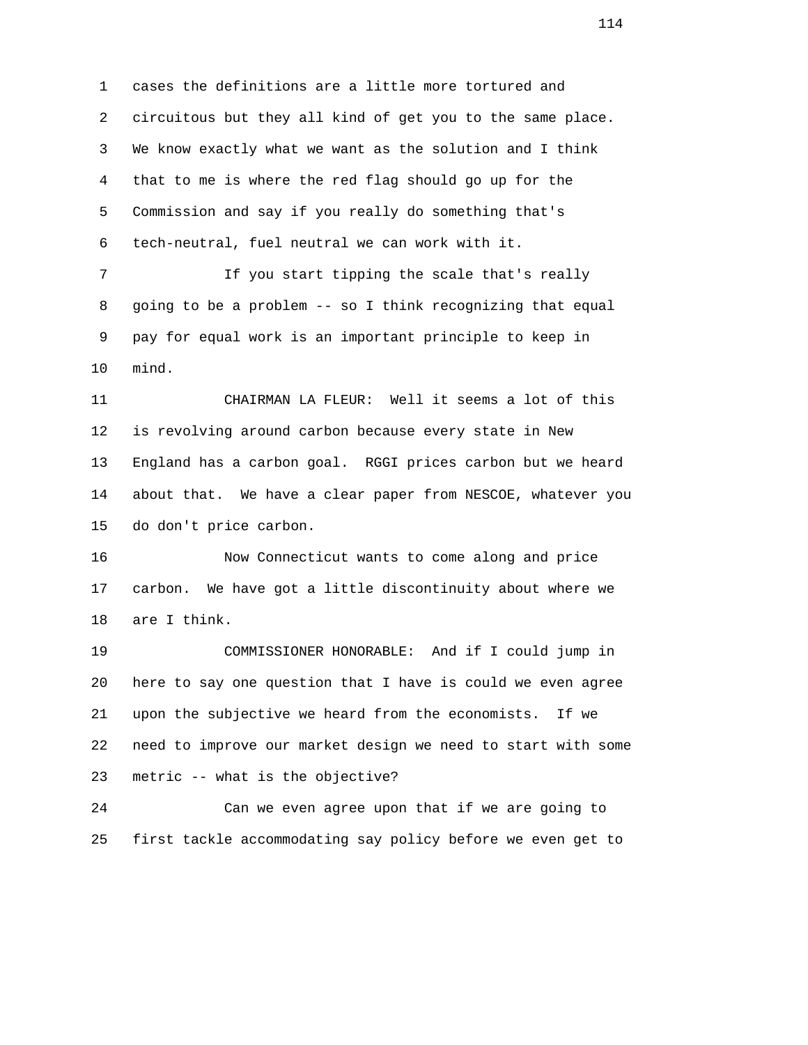cases the definitions are a little more tortured and circuitous but they all kind of get you to the same place. We know exactly what we want as the solution and I think that to me is where the red flag should go up for the Commission and say if you really do something that's tech-neutral, fuel neutral we can work with it.

If you start tipping the scale that's really going to be a problem -- so I think recognizing that equal pay for equal work is an important principle to keep in mind.

CHAIRMAN LA FLEUR: Well it seems a lot of this is revolving around carbon because every state in New England has a carbon goal. RGGI prices carbon but we heard about that. We have a clear paper from NESCOE, whatever you do don't price carbon.

Now Connecticut wants to come along and price carbon. We have got a little discontinuity about where we are I think.

COMMISSIONER HONORABLE: And if I could jump in here to say one question that I have is could we even agree upon the subjective we heard from the economists. If we need to improve our market design we need to start with some metric -- what is the objective?

Can we even agree upon that if we are going to first tackle accommodating say policy before we even get to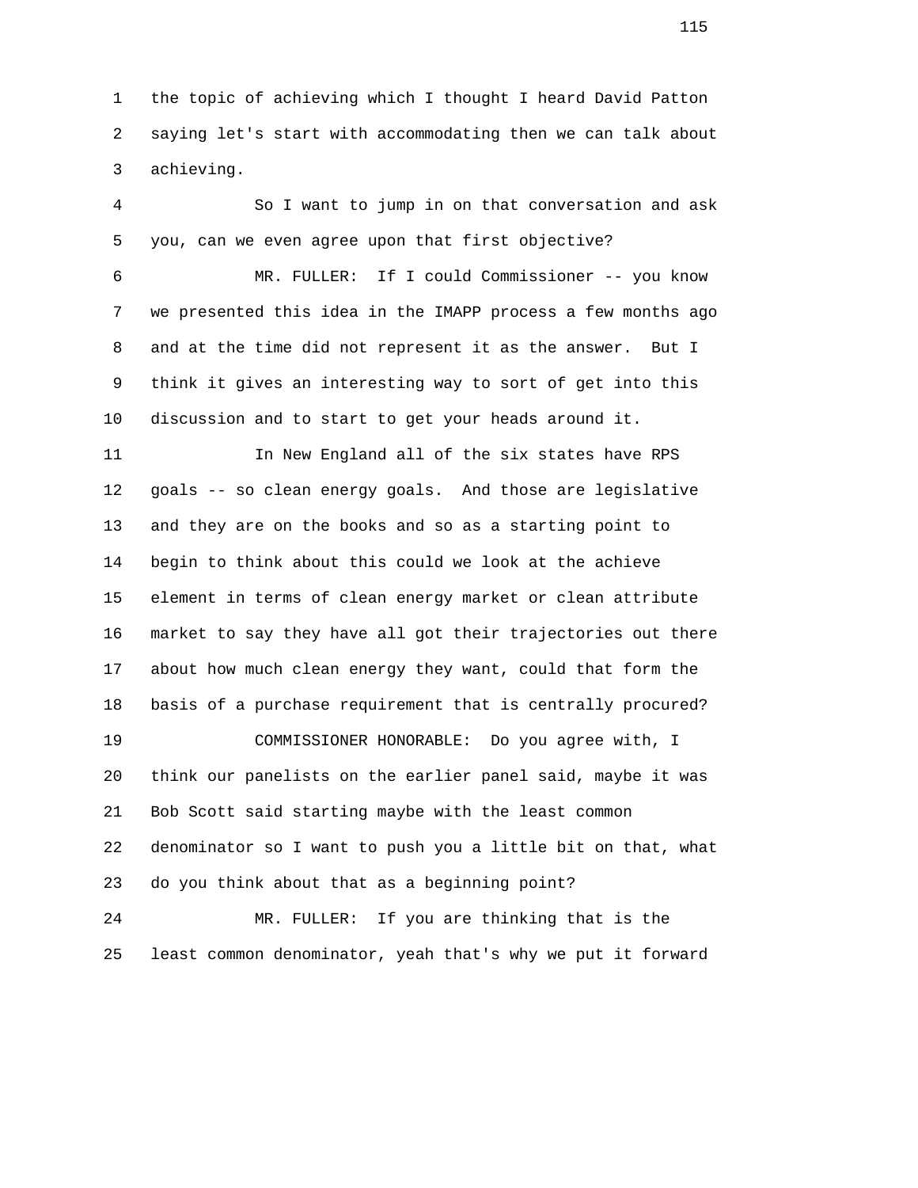the topic of achieving which I thought I heard David Patton saying let's start with accommodating then we can talk about achieving.

So I want to jump in on that conversation and ask you, can we even agree upon that first objective?

MR. FULLER: If I could Commissioner -- you know we presented this idea in the IMAPP process a few months ago and at the time did not represent it as the answer. But I think it gives an interesting way to sort of get into this discussion and to start to get your heads around it.

In New England all of the six states have RPS goals -- so clean energy goals. And those are legislative and they are on the books and so as a starting point to begin to think about this could we look at the achieve element in terms of clean energy market or clean attribute market to say they have all got their trajectories out there about how much clean energy they want, could that form the basis of a purchase requirement that is centrally procured?

COMMISSIONER HONORABLE: Do you agree with, I think our panelists on the earlier panel said, maybe it was Bob Scott said starting maybe with the least common denominator so I want to push you a little bit on that, what do you think about that as a beginning point?

MR. FULLER: If you are thinking that is the least common denominator, yeah that's why we put it forward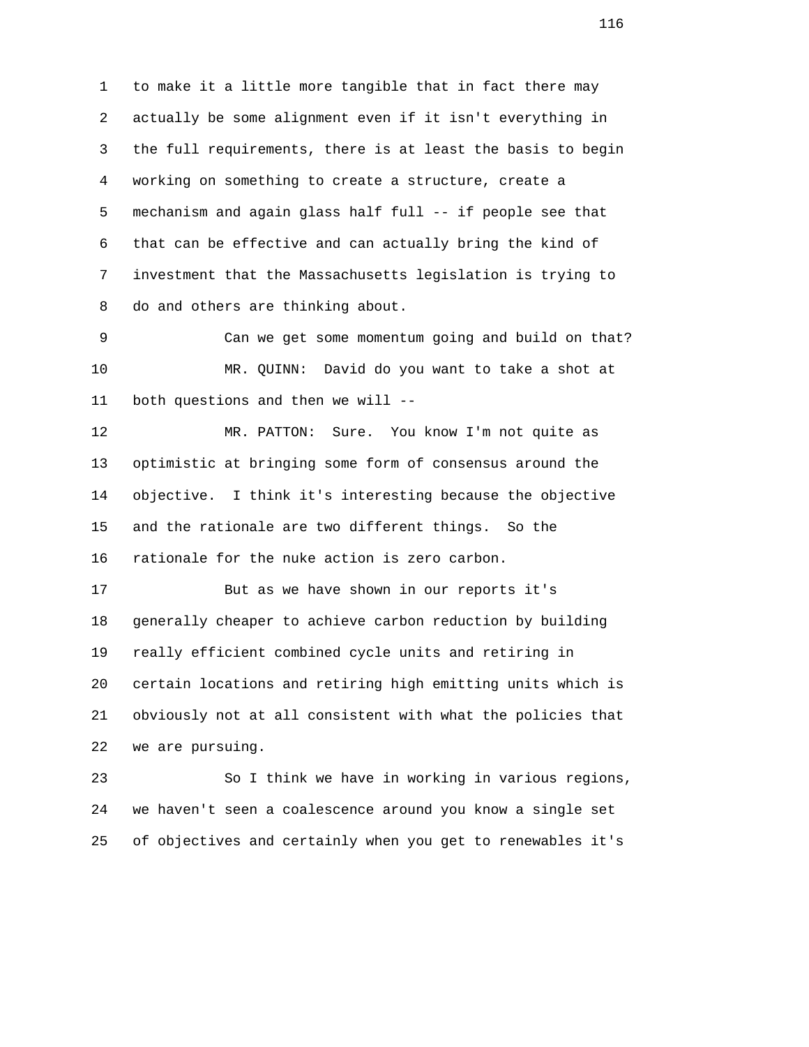to make it a little more tangible that in fact there may actually be some alignment even if it isn't everything in the full requirements, there is at least the basis to begin working on something to create a structure, create a mechanism and again glass half full -- if people see that that can be effective and can actually bring the kind of investment that the Massachusetts legislation is trying to do and others are thinking about.

Can we get some momentum going and build on that?

MR. QUINN: David do you want to take a shot at both questions and then we will --

MR. PATTON: Sure. You know I'm not quite as optimistic at bringing some form of consensus around the objective. I think it's interesting because the objective and the rationale are two different things. So the rationale for the nuke action is zero carbon.

But as we have shown in our reports it's generally cheaper to achieve carbon reduction by building really efficient combined cycle units and retiring in certain locations and retiring high emitting units which is obviously not at all consistent with what the policies that we are pursuing.

So I think we have in working in various regions, we haven't seen a coalescence around you know a single set of objectives and certainly when you get to renewables it's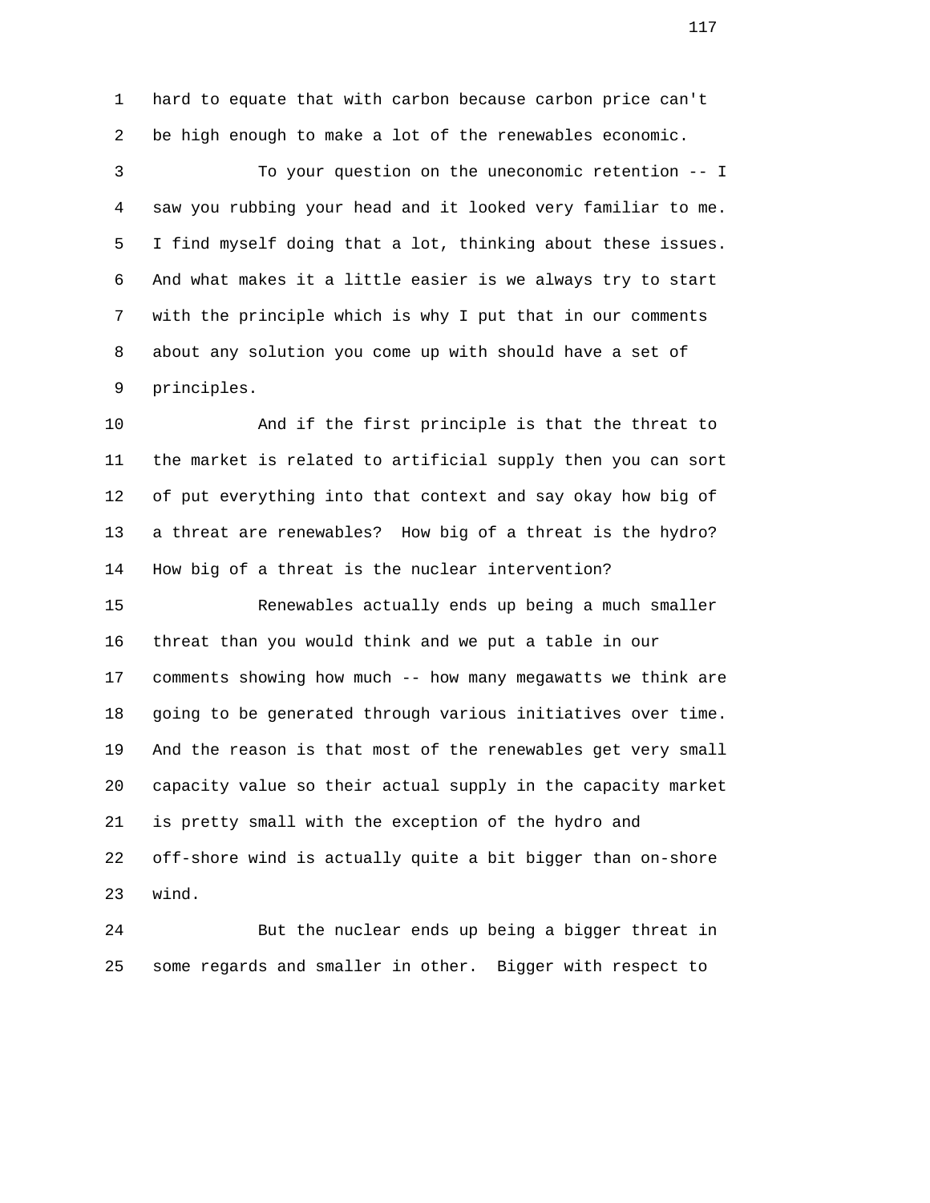hard to equate that with carbon because carbon price can't be high enough to make a lot of the renewables economic.

To your question on the uneconomic retention -- I saw you rubbing your head and it looked very familiar to me. I find myself doing that a lot, thinking about these issues. And what makes it a little easier is we always try to start with the principle which is why I put that in our comments about any solution you come up with should have a set of principles.

And if the first principle is that the threat to the market is related to artificial supply then you can sort of put everything into that context and say okay how big of a threat are renewables? How big of a threat is the hydro? How big of a threat is the nuclear intervention?

Renewables actually ends up being a much smaller threat than you would think and we put a table in our comments showing how much -- how many megawatts we think are going to be generated through various initiatives over time. And the reason is that most of the renewables get very small capacity value so their actual supply in the capacity market is pretty small with the exception of the hydro and off-shore wind is actually quite a bit bigger than on-shore wind.

But the nuclear ends up being a bigger threat in some regards and smaller in other. Bigger with respect to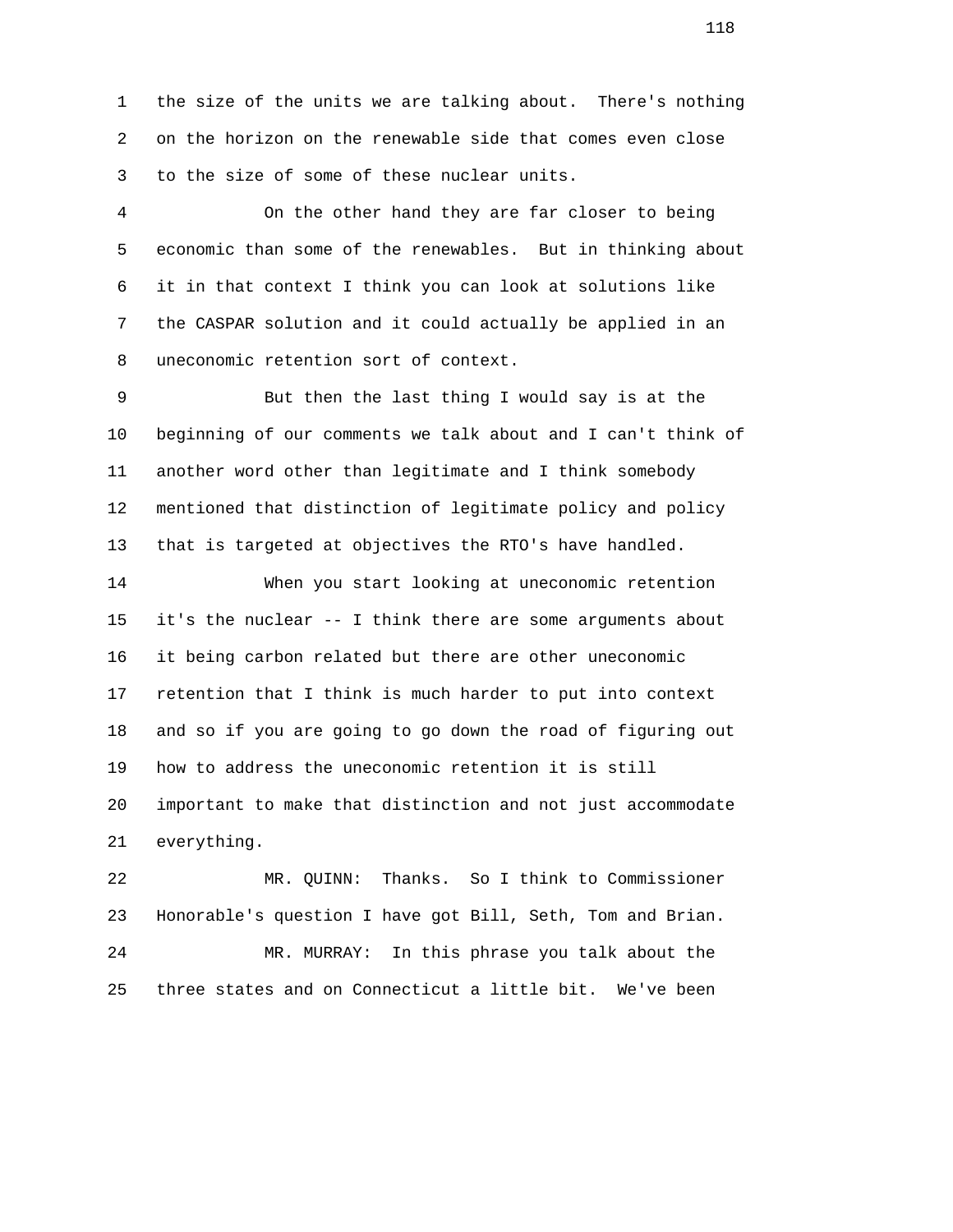1 the size of the units we are talking about. There's nothing
2 on the horizon on the renewable side that comes even close
3 to the size of some of these nuclear units.

4 On the other hand they are far closer to being
5 economic than some of the renewables. But in thinking about
6 it in that context I think you can look at solutions like
7 the CASPAR solution and it could actually be applied in an
8 uneconomic retention sort of context.

9 But then the last thing I would say is at the
10 beginning of our comments we talk about and I can't think of
11 another word other than legitimate and I think somebody
12 mentioned that distinction of legitimate policy and policy
13 that is targeted at objectives the RTO's have handled.

14 When you start looking at uneconomic retention
15 it's the nuclear -- I think there are some arguments about
16 it being carbon related but there are other uneconomic
17 retention that I think is much harder to put into context
18 and so if you are going to go down the road of figuring out
19 how to address the uneconomic retention it is still
20 important to make that distinction and not just accommodate
21 everything.

22 MR. QUINN: Thanks. So I think to Commissioner
23 Honorable's question I have got Bill, Seth, Tom and Brian.

24 MR. MURRAY: In this phrase you talk about the
25 three states and on Connecticut a little bit. We've been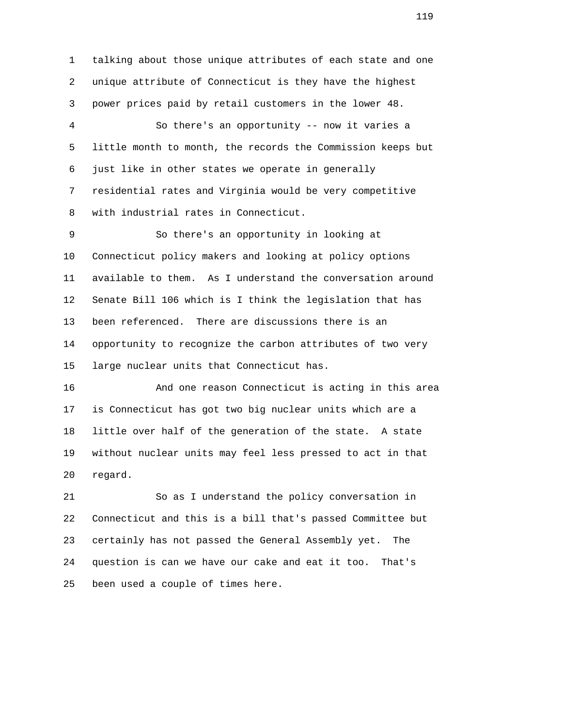talking about those unique attributes of each state and one unique attribute of Connecticut is they have the highest power prices paid by retail customers in the lower 48.

So there's an opportunity -- now it varies a little month to month, the records the Commission keeps but just like in other states we operate in generally residential rates and Virginia would be very competitive with industrial rates in Connecticut.

So there's an opportunity in looking at Connecticut policy makers and looking at policy options available to them. As I understand the conversation around Senate Bill 106 which is I think the legislation that has been referenced. There are discussions there is an opportunity to recognize the carbon attributes of two very large nuclear units that Connecticut has.

And one reason Connecticut is acting in this area is Connecticut has got two big nuclear units which are a little over half of the generation of the state. A state without nuclear units may feel less pressed to act in that regard.

So as I understand the policy conversation in Connecticut and this is a bill that's passed Committee but certainly has not passed the General Assembly yet. The question is can we have our cake and eat it too. That's been used a couple of times here.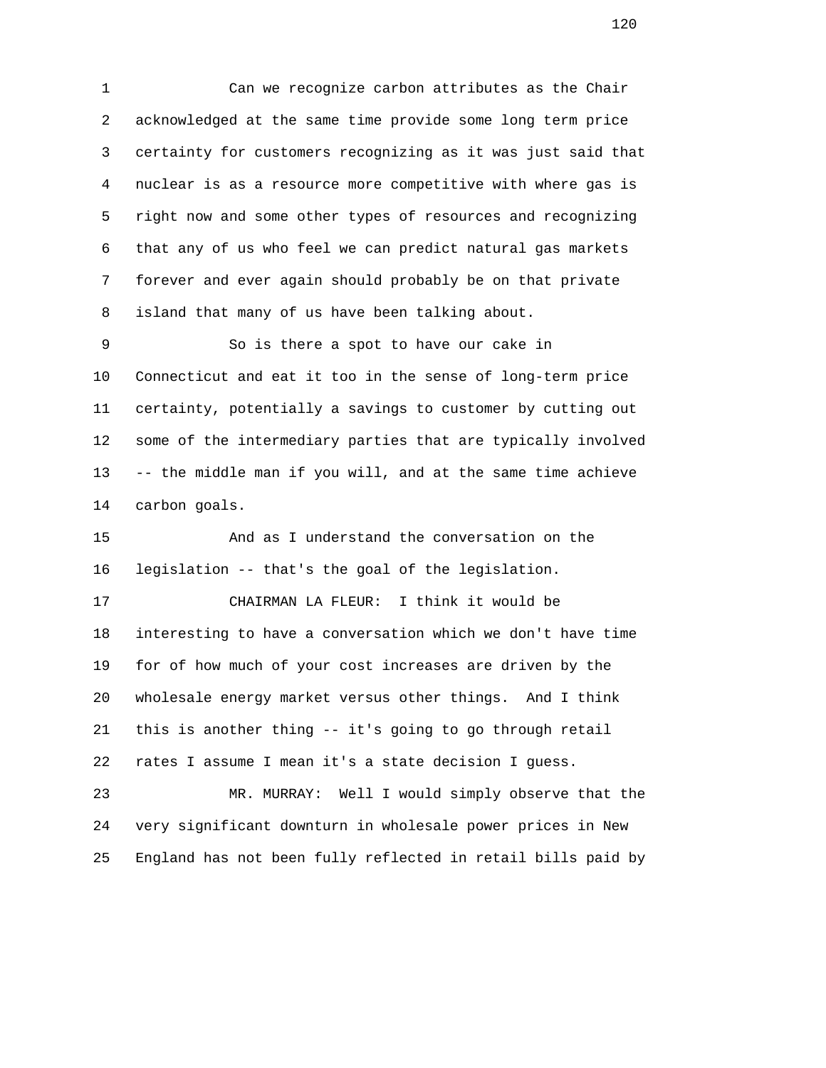Can we recognize carbon attributes as the Chair acknowledged at the same time provide some long term price certainty for customers recognizing as it was just said that nuclear is as a resource more competitive with where gas is right now and some other types of resources and recognizing that any of us who feel we can predict natural gas markets forever and ever again should probably be on that private island that many of us have been talking about.

So is there a spot to have our cake in Connecticut and eat it too in the sense of long-term price certainty, potentially a savings to customer by cutting out some of the intermediary parties that are typically involved -- the middle man if you will, and at the same time achieve carbon goals.

And as I understand the conversation on the legislation -- that's the goal of the legislation.

CHAIRMAN LA FLEUR: I think it would be interesting to have a conversation which we don't have time for of how much of your cost increases are driven by the wholesale energy market versus other things. And I think this is another thing -- it's going to go through retail rates I assume I mean it's a state decision I guess.

MR. MURRAY: Well I would simply observe that the very significant downturn in wholesale power prices in New England has not been fully reflected in retail bills paid by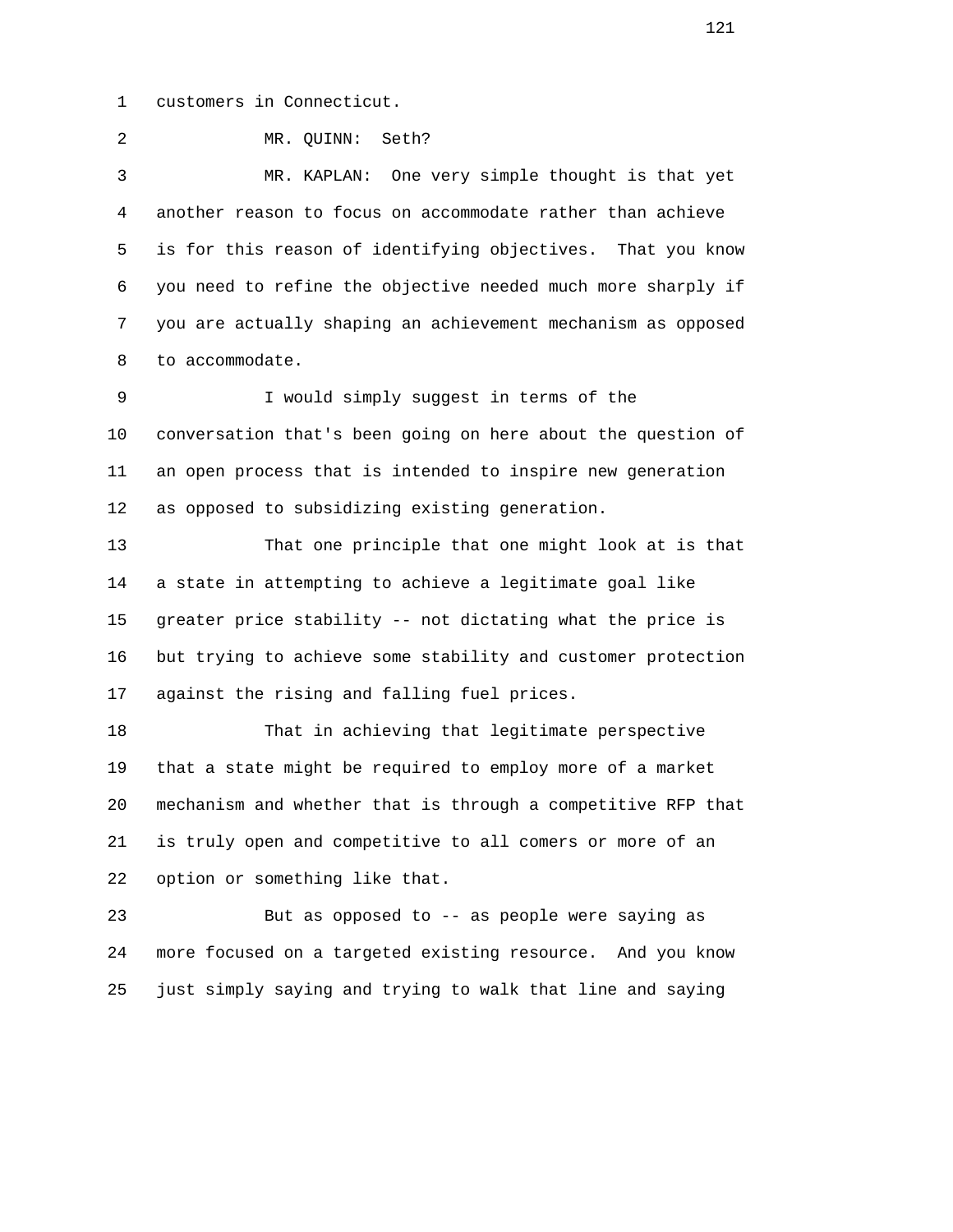customers in Connecticut.

MR. QUINN: Seth?

MR. KAPLAN: One very simple thought is that yet another reason to focus on accommodate rather than achieve is for this reason of identifying objectives. That you know you need to refine the objective needed much more sharply if you are actually shaping an achievement mechanism as opposed to accommodate.

I would simply suggest in terms of the conversation that's been going on here about the question of an open process that is intended to inspire new generation as opposed to subsidizing existing generation.

That one principle that one might look at is that a state in attempting to achieve a legitimate goal like greater price stability -- not dictating what the price is but trying to achieve some stability and customer protection against the rising and falling fuel prices.

That in achieving that legitimate perspective that a state might be required to employ more of a market mechanism and whether that is through a competitive RFP that is truly open and competitive to all comers or more of an option or something like that.

But as opposed to -- as people were saying as more focused on a targeted existing resource. And you know just simply saying and trying to walk that line and saying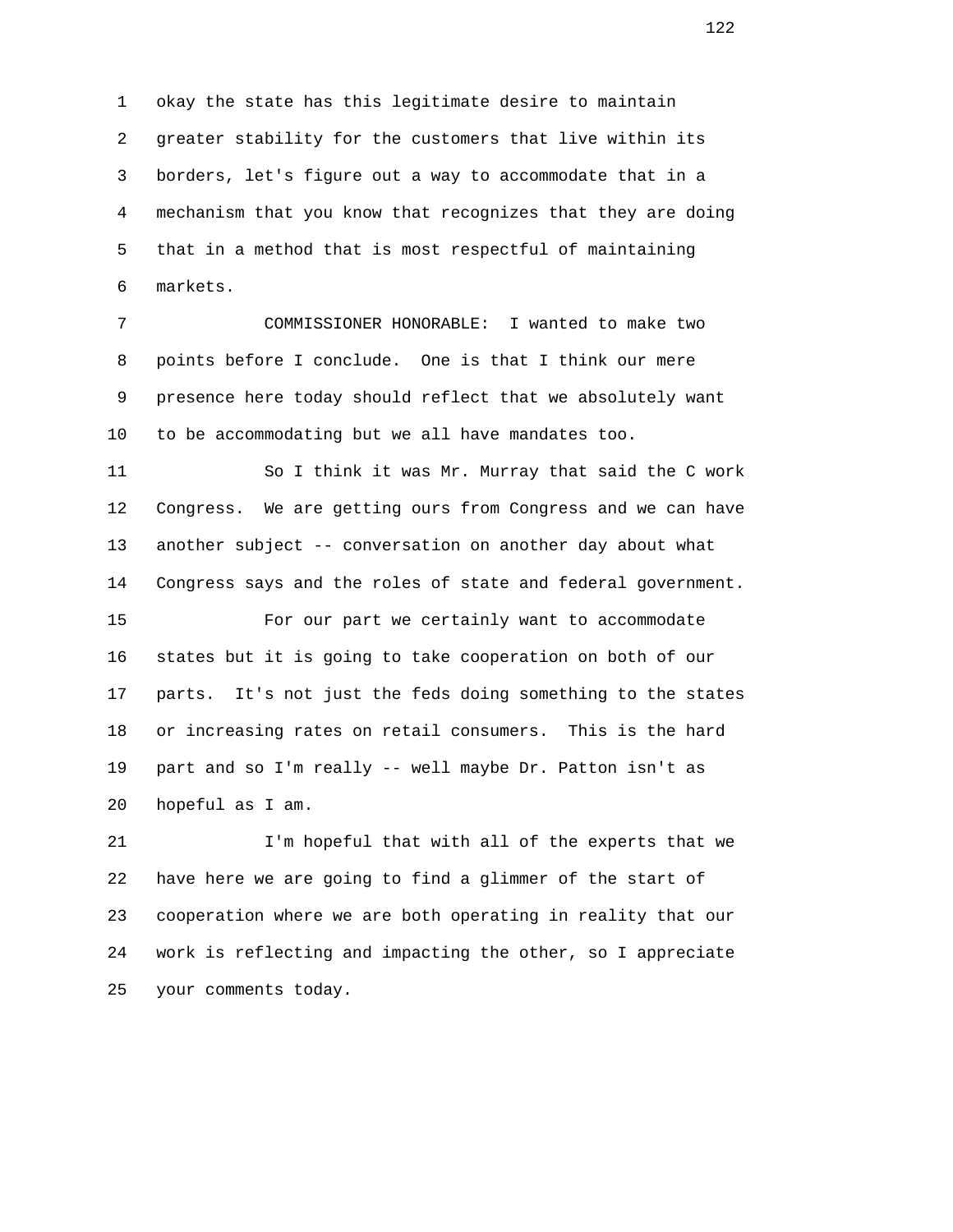okay the state has this legitimate desire to maintain greater stability for the customers that live within its borders, let's figure out a way to accommodate that in a mechanism that you know that recognizes that they are doing that in a method that is most respectful of maintaining markets.

COMMISSIONER HONORABLE: I wanted to make two points before I conclude. One is that I think our mere presence here today should reflect that we absolutely want to be accommodating but we all have mandates too.

So I think it was Mr. Murray that said the C work Congress. We are getting ours from Congress and we can have another subject -- conversation on another day about what Congress says and the roles of state and federal government.

For our part we certainly want to accommodate states but it is going to take cooperation on both of our parts. It's not just the feds doing something to the states or increasing rates on retail consumers. This is the hard part and so I'm really -- well maybe Dr. Patton isn't as hopeful as I am.

I'm hopeful that with all of the experts that we have here we are going to find a glimmer of the start of cooperation where we are both operating in reality that our work is reflecting and impacting the other, so I appreciate your comments today.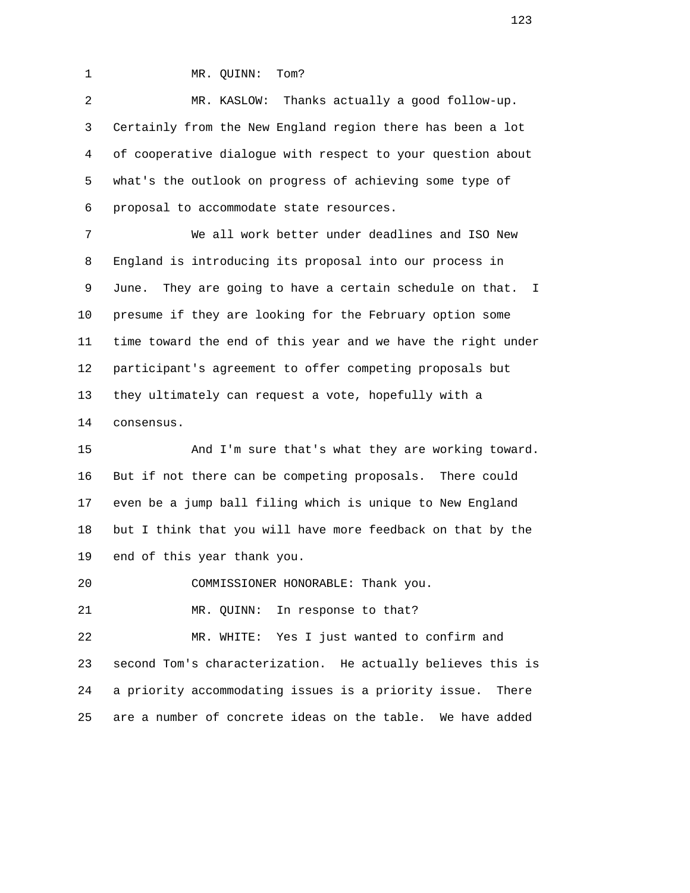MR. QUINN: Tom?

MR. KASLOW: Thanks actually a good follow-up. Certainly from the New England region there has been a lot of cooperative dialogue with respect to your question about what's the outlook on progress of achieving some type of proposal to accommodate state resources.

We all work better under deadlines and ISO New England is introducing its proposal into our process in June. They are going to have a certain schedule on that. I presume if they are looking for the February option some time toward the end of this year and we have the right under participant's agreement to offer competing proposals but they ultimately can request a vote, hopefully with a consensus.

And I'm sure that's what they are working toward. But if not there can be competing proposals. There could even be a jump ball filing which is unique to New England but I think that you will have more feedback on that by the end of this year thank you.

COMMISSIONER HONORABLE: Thank you.

MR. QUINN: In response to that?

MR. WHITE: Yes I just wanted to confirm and second Tom's characterization. He actually believes this is a priority accommodating issues is a priority issue. There are a number of concrete ideas on the table. We have added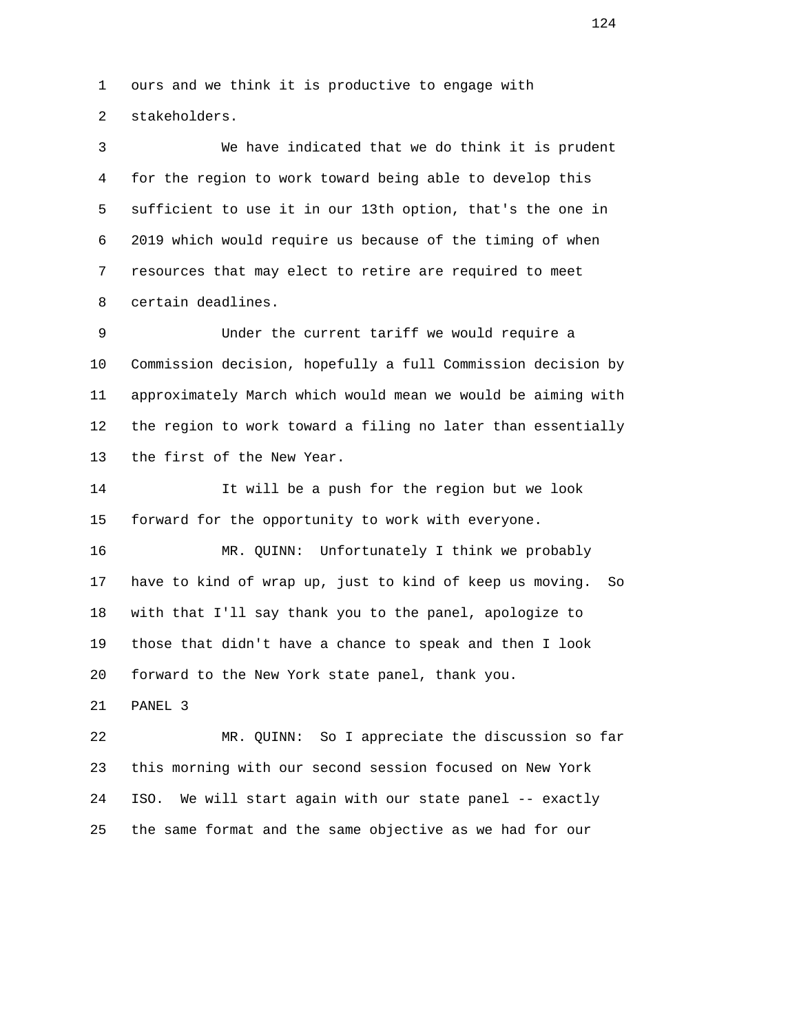ours and we think it is productive to engage with stakeholders.

We have indicated that we do think it is prudent for the region to work toward being able to develop this sufficient to use it in our 13th option, that's the one in 2019 which would require us because of the timing of when resources that may elect to retire are required to meet certain deadlines.

Under the current tariff we would require a Commission decision, hopefully a full Commission decision by approximately March which would mean we would be aiming with the region to work toward a filing no later than essentially the first of the New Year.

It will be a push for the region but we look forward for the opportunity to work with everyone.

MR. QUINN: Unfortunately I think we probably have to kind of wrap up, just to kind of keep us moving. So with that I'll say thank you to the panel, apologize to those that didn't have a chance to speak and then I look forward to the New York state panel, thank you.

PANEL 3

MR. QUINN: So I appreciate the discussion so far this morning with our second session focused on New York ISO. We will start again with our state panel -- exactly the same format and the same objective as we had for our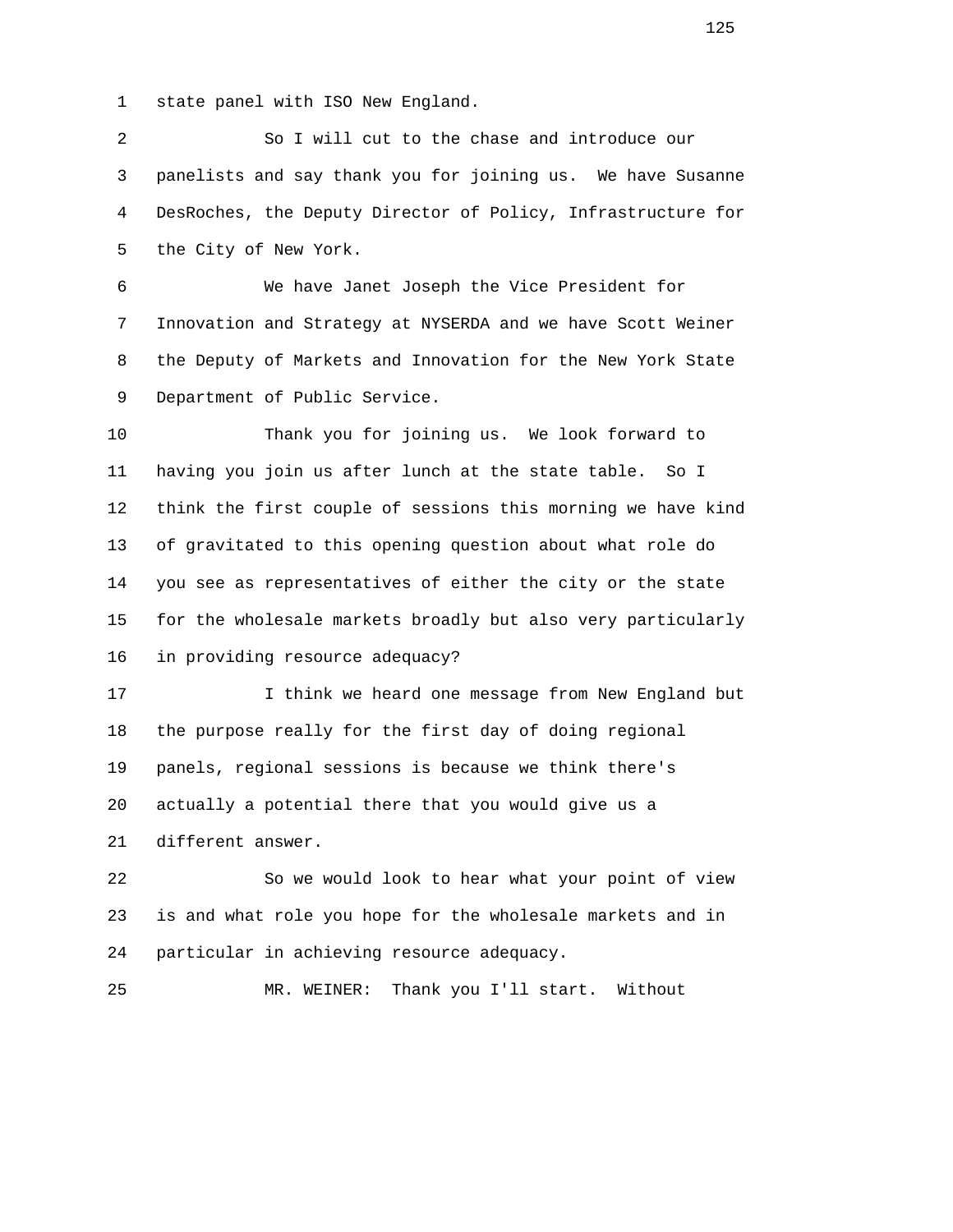state panel with ISO New England.

So I will cut to the chase and introduce our panelists and say thank you for joining us. We have Susanne DesRoches, the Deputy Director of Policy, Infrastructure for the City of New York.

We have Janet Joseph the Vice President for Innovation and Strategy at NYSERDA and we have Scott Weiner the Deputy of Markets and Innovation for the New York State Department of Public Service.

Thank you for joining us. We look forward to having you join us after lunch at the state table. So I think the first couple of sessions this morning we have kind of gravitated to this opening question about what role do you see as representatives of either the city or the state for the wholesale markets broadly but also very particularly in providing resource adequacy?

I think we heard one message from New England but the purpose really for the first day of doing regional panels, regional sessions is because we think there's actually a potential there that you would give us a different answer.

So we would look to hear what your point of view is and what role you hope for the wholesale markets and in particular in achieving resource adequacy.

MR. WEINER: Thank you I'll start. Without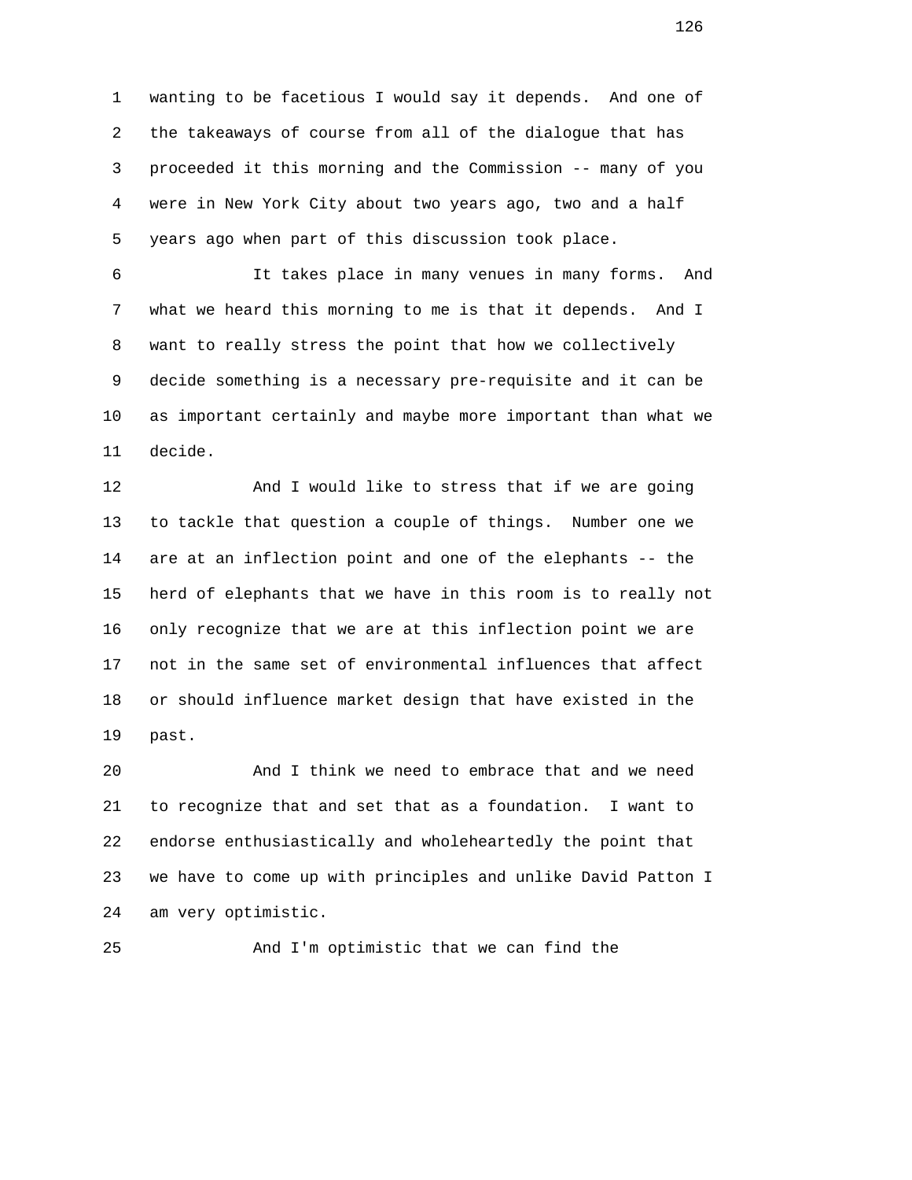wanting to be facetious I would say it depends. And one of the takeaways of course from all of the dialogue that has proceeded it this morning and the Commission -- many of you were in New York City about two years ago, two and a half years ago when part of this discussion took place.

It takes place in many venues in many forms. And what we heard this morning to me is that it depends. And I want to really stress the point that how we collectively decide something is a necessary pre-requisite and it can be as important certainly and maybe more important than what we decide.

And I would like to stress that if we are going to tackle that question a couple of things. Number one we are at an inflection point and one of the elephants -- the herd of elephants that we have in this room is to really not only recognize that we are at this inflection point we are not in the same set of environmental influences that affect or should influence market design that have existed in the past.

And I think we need to embrace that and we need to recognize that and set that as a foundation. I want to endorse enthusiastically and wholeheartedly the point that we have to come up with principles and unlike David Patton I am very optimistic.

And I'm optimistic that we can find the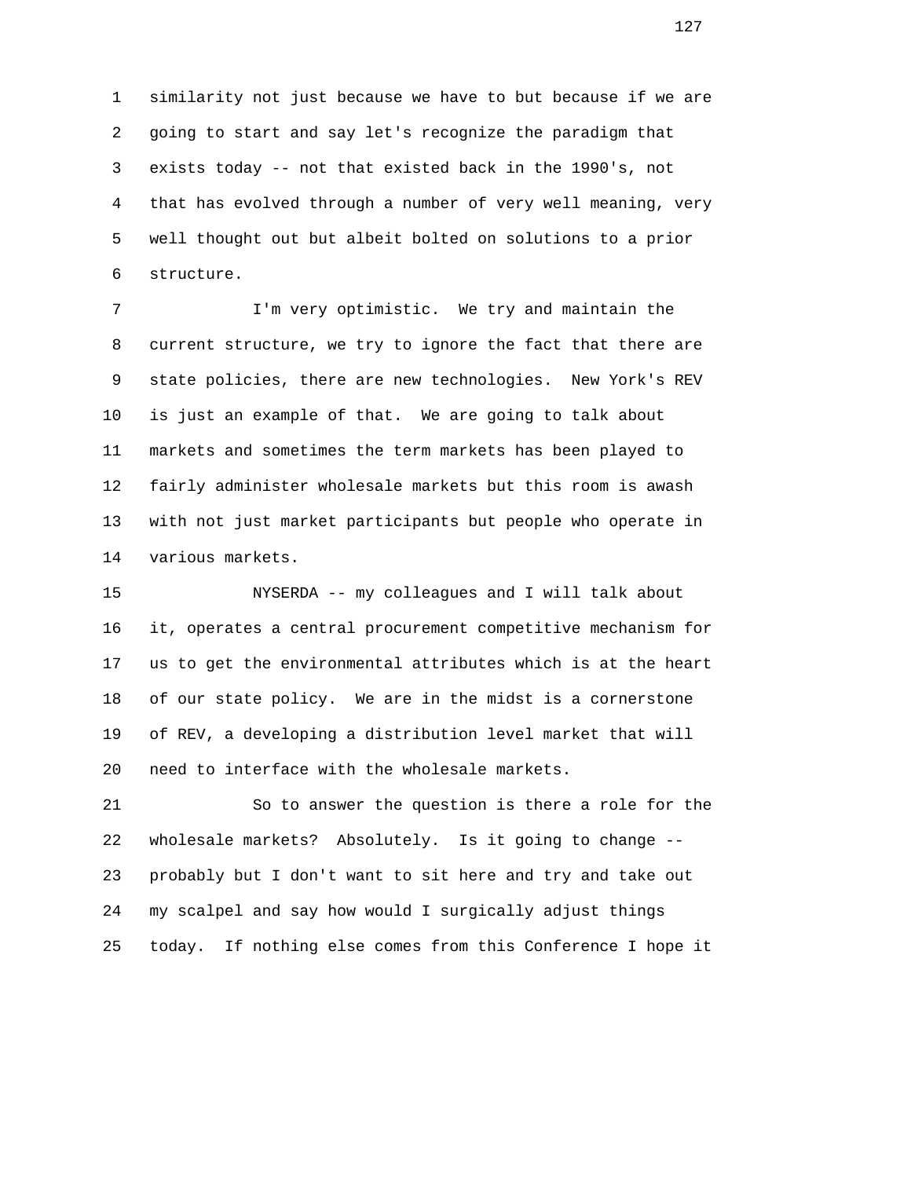similarity not just because we have to but because if we are going to start and say let's recognize the paradigm that exists today -- not that existed back in the 1990's, not that has evolved through a number of very well meaning, very well thought out but albeit bolted on solutions to a prior structure.

I'm very optimistic. We try and maintain the current structure, we try to ignore the fact that there are state policies, there are new technologies. New York's REV is just an example of that. We are going to talk about markets and sometimes the term markets has been played to fairly administer wholesale markets but this room is awash with not just market participants but people who operate in various markets.

NYSERDA -- my colleagues and I will talk about it, operates a central procurement competitive mechanism for us to get the environmental attributes which is at the heart of our state policy. We are in the midst is a cornerstone of REV, a developing a distribution level market that will need to interface with the wholesale markets.

So to answer the question is there a role for the wholesale markets? Absolutely. Is it going to change -- probably but I don't want to sit here and try and take out my scalpel and say how would I surgically adjust things today. If nothing else comes from this Conference I hope it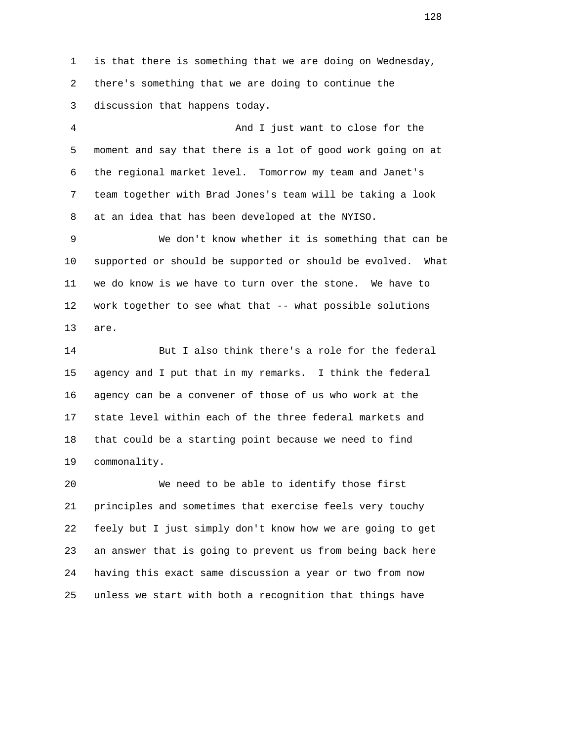is that there is something that we are doing on Wednesday, there's something that we are doing to continue the discussion that happens today.

And I just want to close for the moment and say that there is a lot of good work going on at the regional market level. Tomorrow my team and Janet's team together with Brad Jones's team will be taking a look at an idea that has been developed at the NYISO.

We don't know whether it is something that can be supported or should be supported or should be evolved. What we do know is we have to turn over the stone. We have to work together to see what that -- what possible solutions are.

But I also think there's a role for the federal agency and I put that in my remarks. I think the federal agency can be a convener of those of us who work at the state level within each of the three federal markets and that could be a starting point because we need to find commonality.

We need to be able to identify those first principles and sometimes that exercise feels very touchy feely but I just simply don't know how we are going to get an answer that is going to prevent us from being back here having this exact same discussion a year or two from now unless we start with both a recognition that things have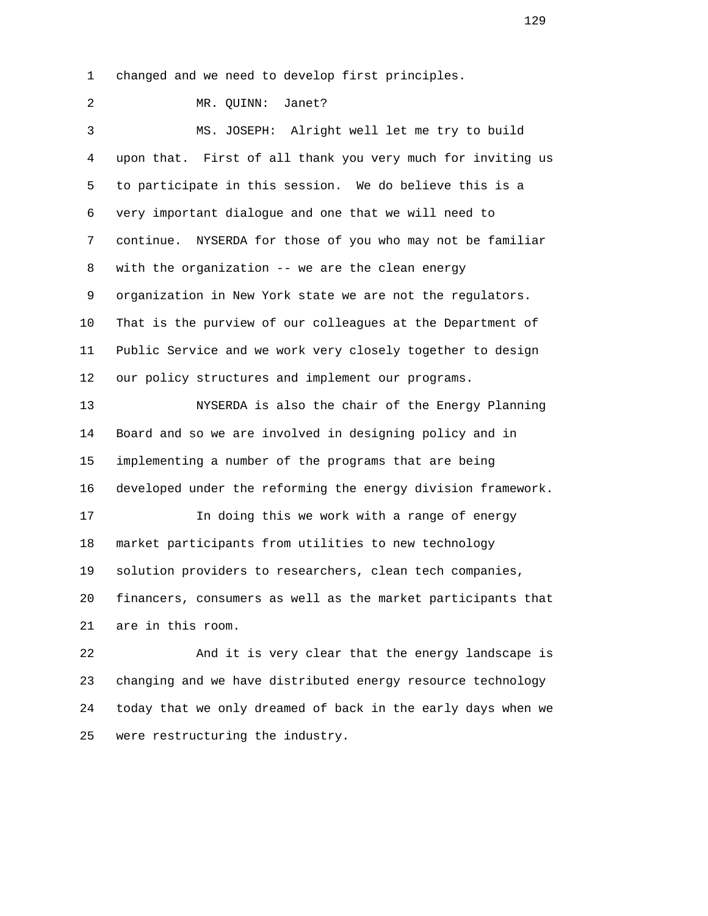changed and we need to develop first principles.

MR. QUINN: Janet?

MS. JOSEPH: Alright well let me try to build upon that. First of all thank you very much for inviting us to participate in this session. We do believe this is a very important dialogue and one that we will need to continue. NYSERDA for those of you who may not be familiar with the organization -- we are the clean energy organization in New York state we are not the regulators. That is the purview of our colleagues at the Department of Public Service and we work very closely together to design our policy structures and implement our programs.

NYSERDA is also the chair of the Energy Planning Board and so we are involved in designing policy and in implementing a number of the programs that are being developed under the reforming the energy division framework.

In doing this we work with a range of energy market participants from utilities to new technology solution providers to researchers, clean tech companies, financers, consumers as well as the market participants that are in this room.

And it is very clear that the energy landscape is changing and we have distributed energy resource technology today that we only dreamed of back in the early days when we were restructuring the industry.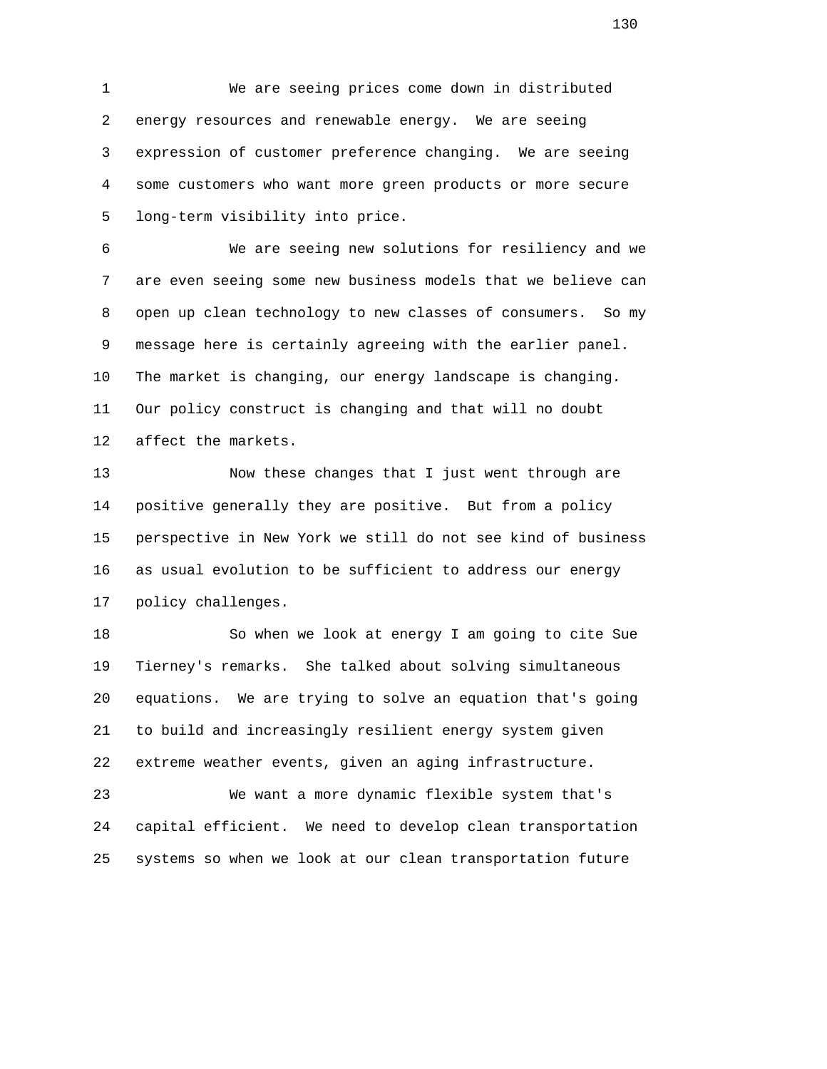We are seeing prices come down in distributed energy resources and renewable energy. We are seeing expression of customer preference changing. We are seeing some customers who want more green products or more secure long-term visibility into price.

We are seeing new solutions for resiliency and we are even seeing some new business models that we believe can open up clean technology to new classes of consumers. So my message here is certainly agreeing with the earlier panel. The market is changing, our energy landscape is changing. Our policy construct is changing and that will no doubt affect the markets.

Now these changes that I just went through are positive generally they are positive. But from a policy perspective in New York we still do not see kind of business as usual evolution to be sufficient to address our energy policy challenges.

So when we look at energy I am going to cite Sue Tierney's remarks. She talked about solving simultaneous equations. We are trying to solve an equation that's going to build and increasingly resilient energy system given extreme weather events, given an aging infrastructure.

We want a more dynamic flexible system that's capital efficient. We need to develop clean transportation systems so when we look at our clean transportation future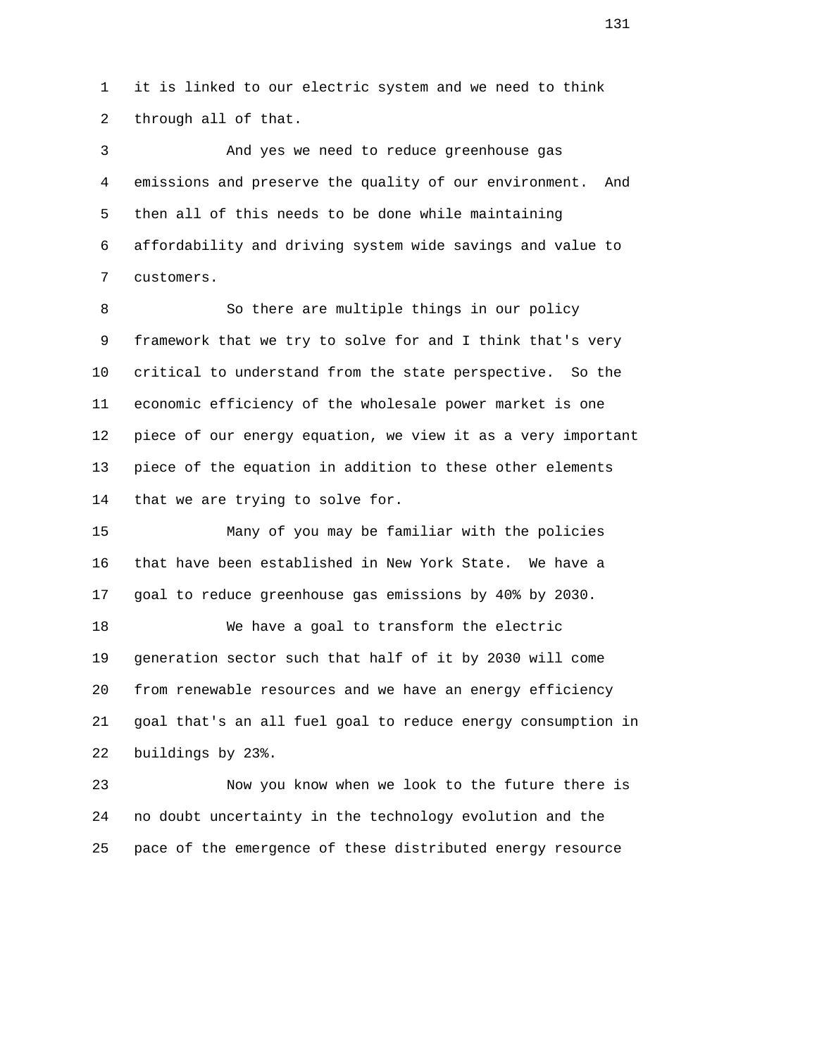it is linked to our electric system and we need to think through all of that.

And yes we need to reduce greenhouse gas emissions and preserve the quality of our environment. And then all of this needs to be done while maintaining affordability and driving system wide savings and value to customers.

So there are multiple things in our policy framework that we try to solve for and I think that's very critical to understand from the state perspective. So the economic efficiency of the wholesale power market is one piece of our energy equation, we view it as a very important piece of the equation in addition to these other elements that we are trying to solve for.

Many of you may be familiar with the policies that have been established in New York State. We have a goal to reduce greenhouse gas emissions by 40% by 2030.

We have a goal to transform the electric generation sector such that half of it by 2030 will come from renewable resources and we have an energy efficiency goal that's an all fuel goal to reduce energy consumption in buildings by 23%.

Now you know when we look to the future there is no doubt uncertainty in the technology evolution and the pace of the emergence of these distributed energy resource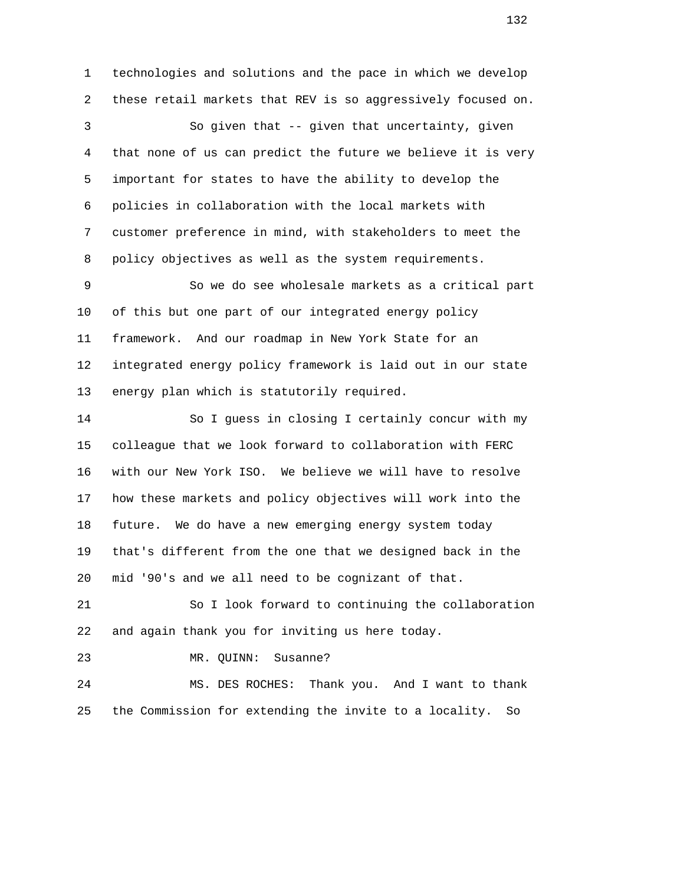technologies and solutions and the pace in which we develop these retail markets that REV is so aggressively focused on.

So given that -- given that uncertainty, given that none of us can predict the future we believe it is very important for states to have the ability to develop the policies in collaboration with the local markets with customer preference in mind, with stakeholders to meet the policy objectives as well as the system requirements.

So we do see wholesale markets as a critical part of this but one part of our integrated energy policy framework. And our roadmap in New York State for an integrated energy policy framework is laid out in our state energy plan which is statutorily required.

So I guess in closing I certainly concur with my colleague that we look forward to collaboration with FERC with our New York ISO. We believe we will have to resolve how these markets and policy objectives will work into the future. We do have a new emerging energy system today that's different from the one that we designed back in the mid '90's and we all need to be cognizant of that.

So I look forward to continuing the collaboration and again thank you for inviting us here today.

MR. QUINN: Susanne?

MS. DES ROCHES: Thank you. And I want to thank the Commission for extending the invite to a locality. So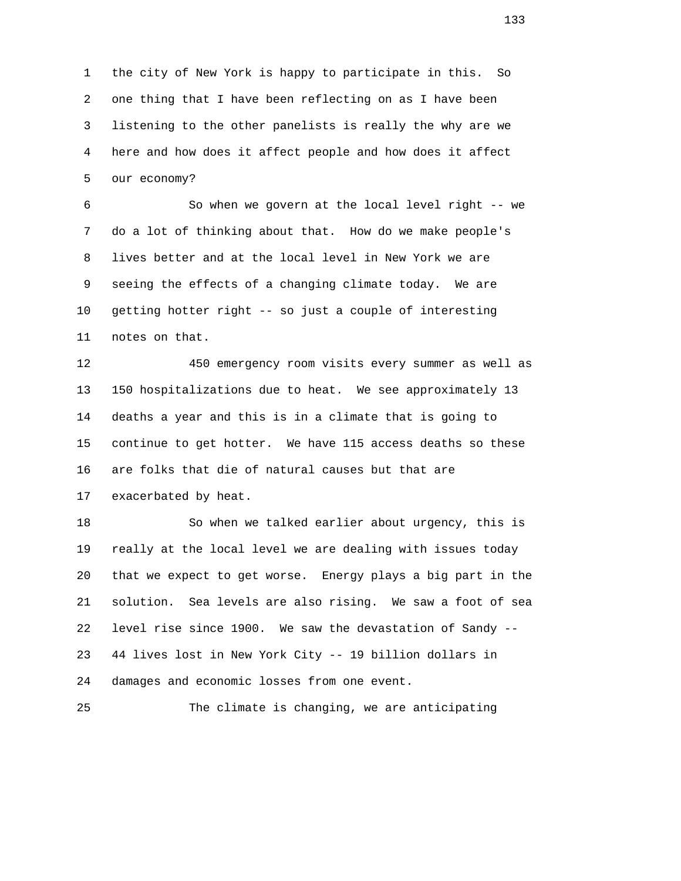the city of New York is happy to participate in this. So one thing that I have been reflecting on as I have been listening to the other panelists is really the why are we here and how does it affect people and how does it affect our economy?

So when we govern at the local level right -- we do a lot of thinking about that. How do we make people's lives better and at the local level in New York we are seeing the effects of a changing climate today. We are getting hotter right -- so just a couple of interesting notes on that.

450 emergency room visits every summer as well as 150 hospitalizations due to heat. We see approximately 13 deaths a year and this is in a climate that is going to continue to get hotter. We have 115 access deaths so these are folks that die of natural causes but that are exacerbated by heat.

So when we talked earlier about urgency, this is really at the local level we are dealing with issues today that we expect to get worse. Energy plays a big part in the solution. Sea levels are also rising. We saw a foot of sea level rise since 1900. We saw the devastation of Sandy -- 44 lives lost in New York City -- 19 billion dollars in damages and economic losses from one event.

The climate is changing, we are anticipating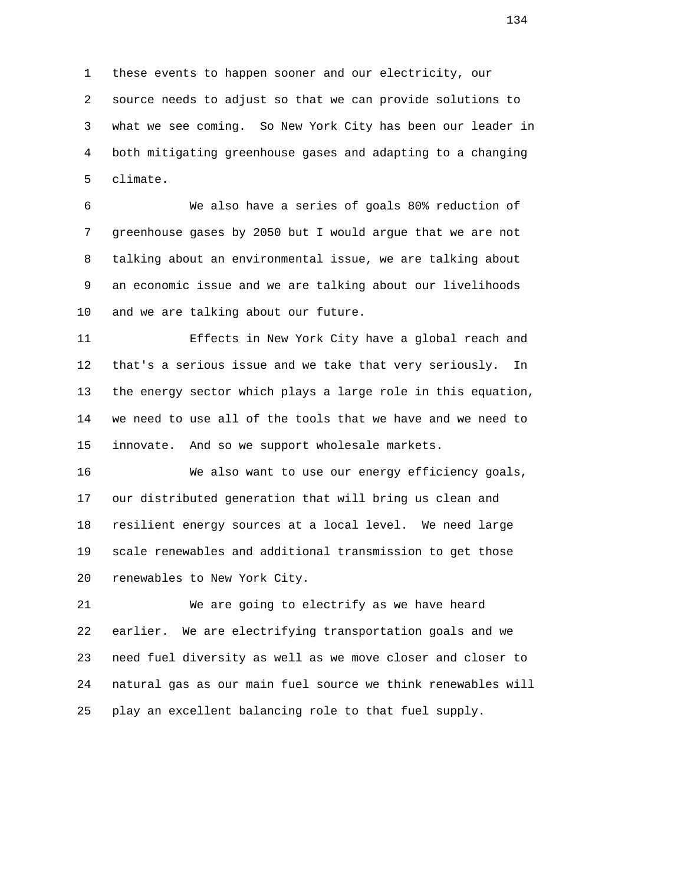these events to happen sooner and our electricity, our source needs to adjust so that we can provide solutions to what we see coming. So New York City has been our leader in both mitigating greenhouse gases and adapting to a changing climate.

We also have a series of goals 80% reduction of greenhouse gases by 2050 but I would argue that we are not talking about an environmental issue, we are talking about an economic issue and we are talking about our livelihoods and we are talking about our future.

Effects in New York City have a global reach and that's a serious issue and we take that very seriously. In the energy sector which plays a large role in this equation, we need to use all of the tools that we have and we need to innovate. And so we support wholesale markets.

We also want to use our energy efficiency goals, our distributed generation that will bring us clean and resilient energy sources at a local level. We need large scale renewables and additional transmission to get those renewables to New York City.

We are going to electrify as we have heard earlier. We are electrifying transportation goals and we need fuel diversity as well as we move closer and closer to natural gas as our main fuel source we think renewables will play an excellent balancing role to that fuel supply.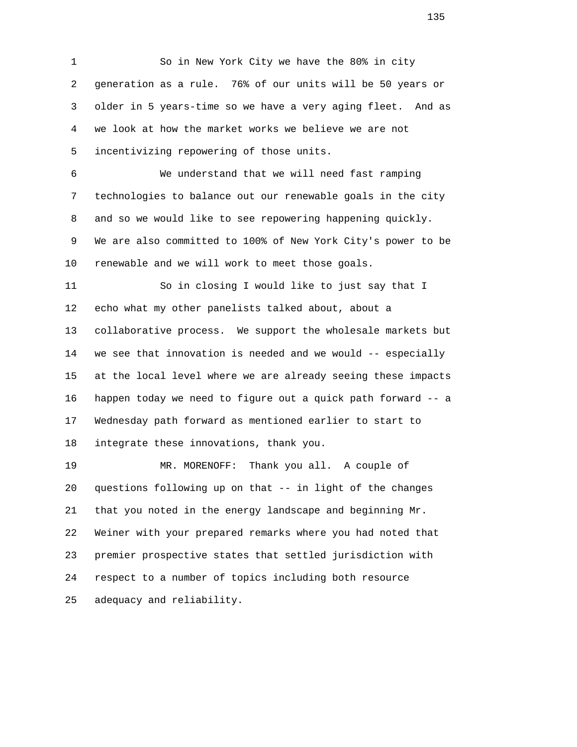So in New York City we have the 80% in city generation as a rule. 76% of our units will be 50 years or older in 5 years-time so we have a very aging fleet. And as we look at how the market works we believe we are not incentivizing repowering of those units.

We understand that we will need fast ramping technologies to balance out our renewable goals in the city and so we would like to see repowering happening quickly. We are also committed to 100% of New York City's power to be renewable and we will work to meet those goals.

So in closing I would like to just say that I echo what my other panelists talked about, about a collaborative process. We support the wholesale markets but we see that innovation is needed and we would -- especially at the local level where we are already seeing these impacts happen today we need to figure out a quick path forward -- a Wednesday path forward as mentioned earlier to start to integrate these innovations, thank you.

MR. MORENOFF: Thank you all. A couple of questions following up on that -- in light of the changes that you noted in the energy landscape and beginning Mr. Weiner with your prepared remarks where you had noted that premier prospective states that settled jurisdiction with respect to a number of topics including both resource adequacy and reliability.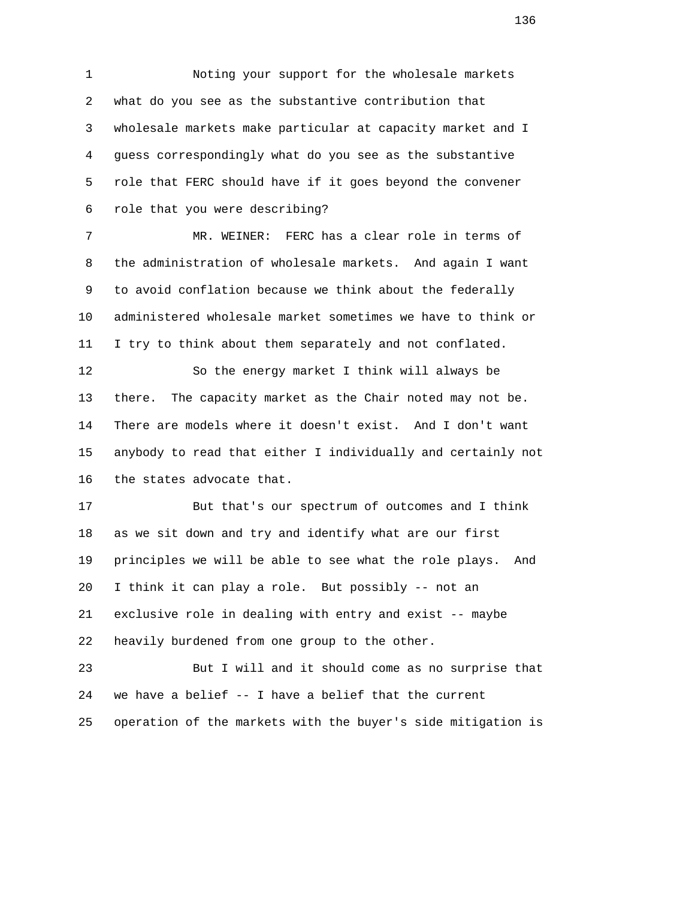Noting your support for the wholesale markets what do you see as the substantive contribution that wholesale markets make particular at capacity market and I guess correspondingly what do you see as the substantive role that FERC should have if it goes beyond the convener role that you were describing?

MR. WEINER: FERC has a clear role in terms of the administration of wholesale markets. And again I want to avoid conflation because we think about the federally administered wholesale market sometimes we have to think or I try to think about them separately and not conflated.

So the energy market I think will always be there. The capacity market as the Chair noted may not be. There are models where it doesn't exist. And I don't want anybody to read that either I individually and certainly not the states advocate that.

But that's our spectrum of outcomes and I think as we sit down and try and identify what are our first principles we will be able to see what the role plays. And I think it can play a role. But possibly -- not an exclusive role in dealing with entry and exist -- maybe heavily burdened from one group to the other.

But I will and it should come as no surprise that we have a belief -- I have a belief that the current operation of the markets with the buyer's side mitigation is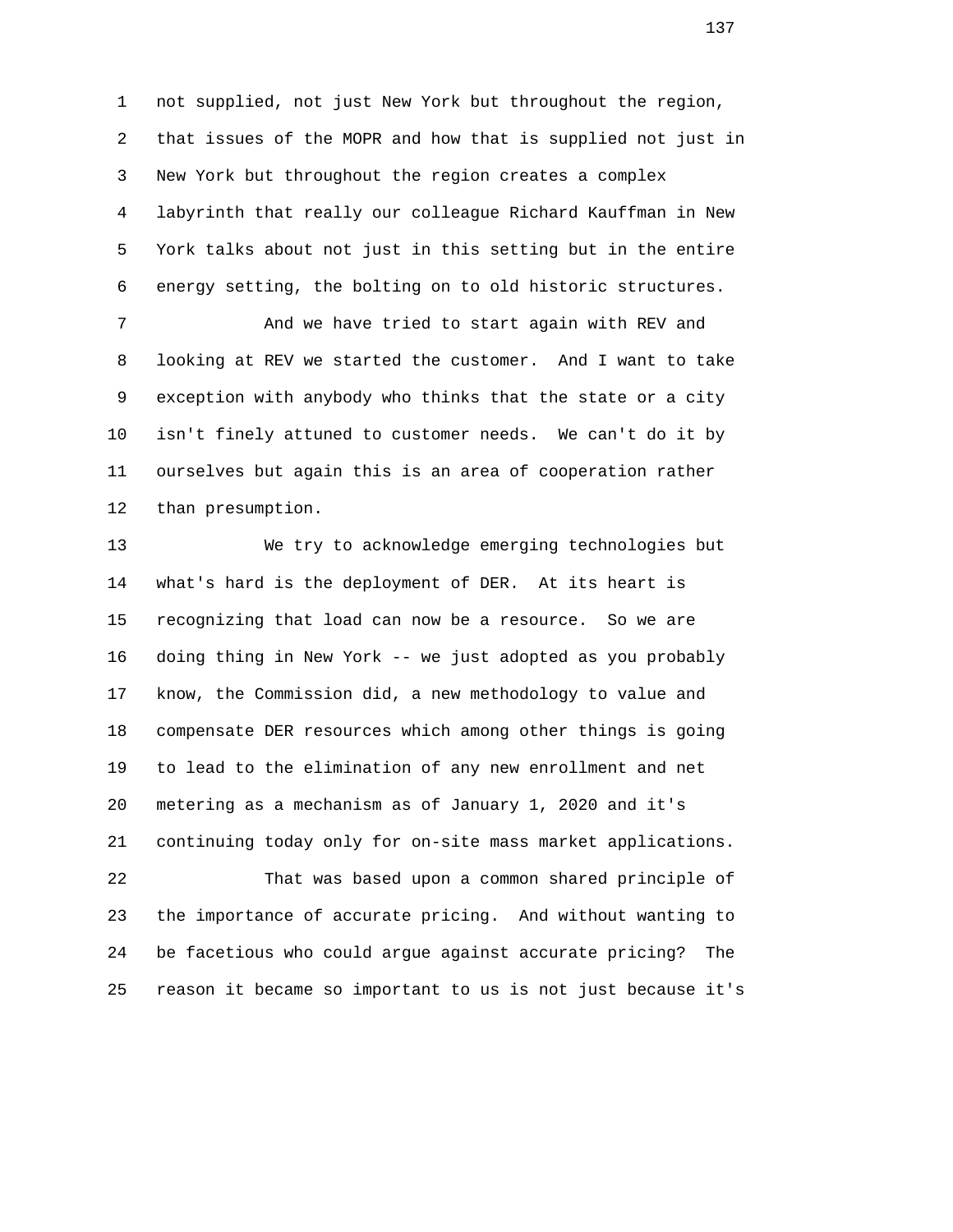not supplied, not just New York but throughout the region, that issues of the MOPR and how that is supplied not just in New York but throughout the region creates a complex labyrinth that really our colleague Richard Kauffman in New York talks about not just in this setting but in the entire energy setting, the bolting on to old historic structures.

And we have tried to start again with REV and looking at REV we started the customer. And I want to take exception with anybody who thinks that the state or a city isn't finely attuned to customer needs. We can't do it by ourselves but again this is an area of cooperation rather than presumption.

We try to acknowledge emerging technologies but what's hard is the deployment of DER. At its heart is recognizing that load can now be a resource. So we are doing thing in New York -- we just adopted as you probably know, the Commission did, a new methodology to value and compensate DER resources which among other things is going to lead to the elimination of any new enrollment and net metering as a mechanism as of January 1, 2020 and it's continuing today only for on-site mass market applications.

That was based upon a common shared principle of the importance of accurate pricing. And without wanting to be facetious who could argue against accurate pricing? The reason it became so important to us is not just because it's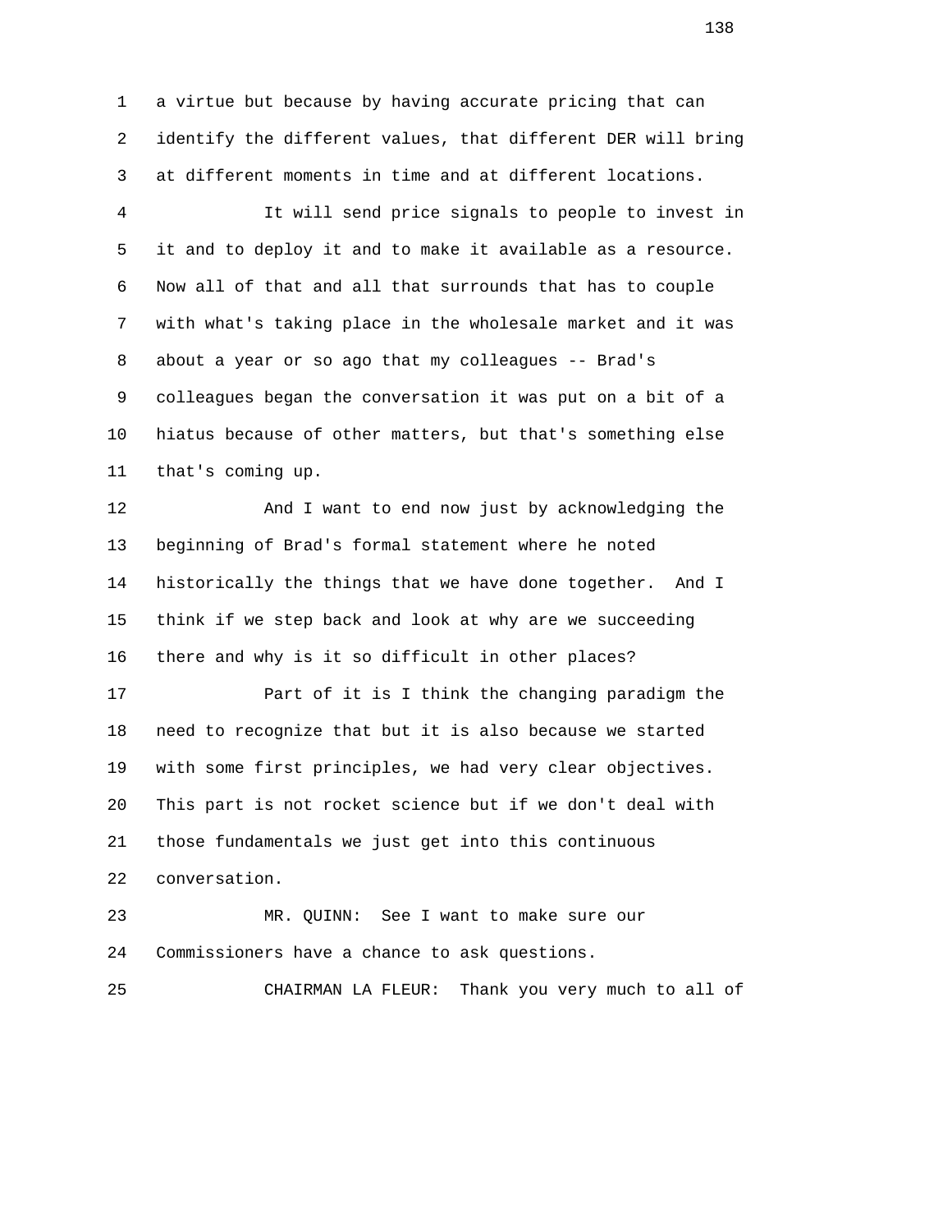a virtue but because by having accurate pricing that can identify the different values, that different DER will bring at different moments in time and at different locations.

It will send price signals to people to invest in it and to deploy it and to make it available as a resource. Now all of that and all that surrounds that has to couple with what's taking place in the wholesale market and it was about a year or so ago that my colleagues -- Brad's colleagues began the conversation it was put on a bit of a hiatus because of other matters, but that's something else that's coming up.

And I want to end now just by acknowledging the beginning of Brad's formal statement where he noted historically the things that we have done together. And I think if we step back and look at why are we succeeding there and why is it so difficult in other places?

Part of it is I think the changing paradigm the need to recognize that but it is also because we started with some first principles, we had very clear objectives. This part is not rocket science but if we don't deal with those fundamentals we just get into this continuous conversation.

MR. QUINN: See I want to make sure our Commissioners have a chance to ask questions.

CHAIRMAN LA FLEUR: Thank you very much to all of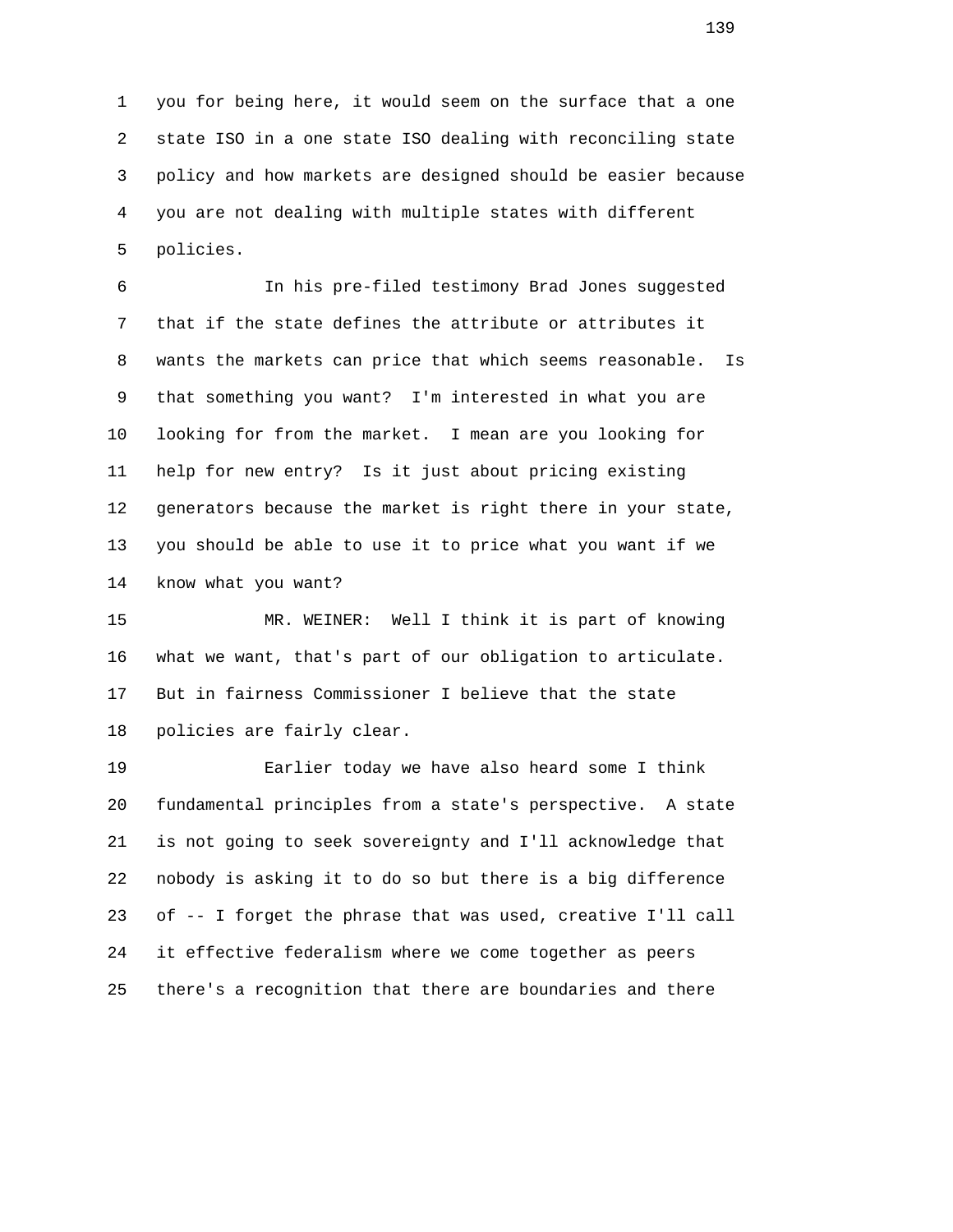you for being here, it would seem on the surface that a one state ISO in a one state ISO dealing with reconciling state policy and how markets are designed should be easier because you are not dealing with multiple states with different policies.

In his pre-filed testimony Brad Jones suggested that if the state defines the attribute or attributes it wants the markets can price that which seems reasonable. Is that something you want? I'm interested in what you are looking for from the market. I mean are you looking for help for new entry? Is it just about pricing existing generators because the market is right there in your state, you should be able to use it to price what you want if we know what you want?

MR. WEINER: Well I think it is part of knowing what we want, that's part of our obligation to articulate. But in fairness Commissioner I believe that the state policies are fairly clear.

Earlier today we have also heard some I think fundamental principles from a state's perspective. A state is not going to seek sovereignty and I'll acknowledge that nobody is asking it to do so but there is a big difference of -- I forget the phrase that was used, creative I'll call it effective federalism where we come together as peers there's a recognition that there are boundaries and there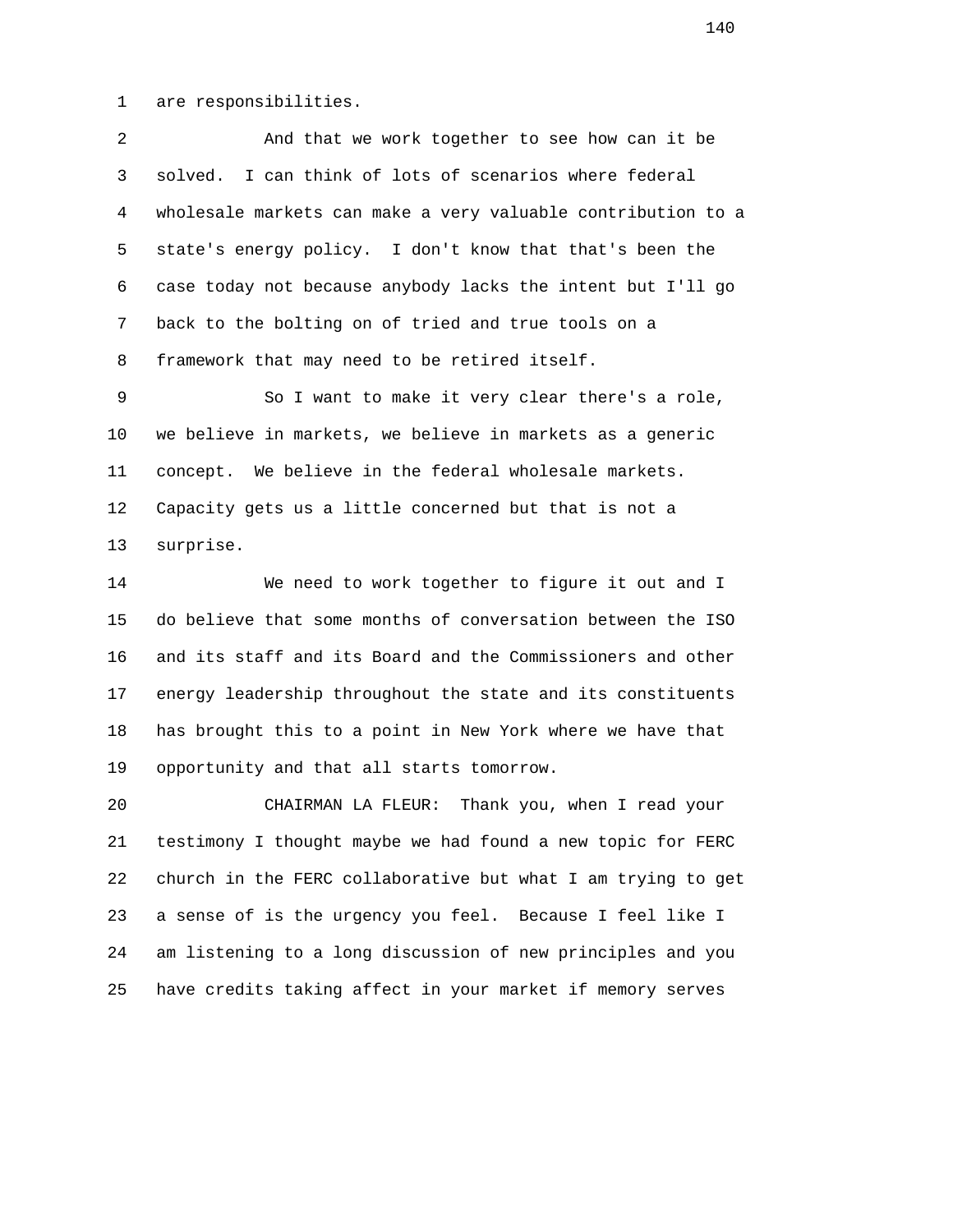are responsibilities.

And that we work together to see how can it be solved. I can think of lots of scenarios where federal wholesale markets can make a very valuable contribution to a state's energy policy. I don't know that that's been the case today not because anybody lacks the intent but I'll go back to the bolting on of tried and true tools on a framework that may need to be retired itself.

So I want to make it very clear there's a role, we believe in markets, we believe in markets as a generic concept. We believe in the federal wholesale markets. Capacity gets us a little concerned but that is not a surprise.

We need to work together to figure it out and I do believe that some months of conversation between the ISO and its staff and its Board and the Commissioners and other energy leadership throughout the state and its constituents has brought this to a point in New York where we have that opportunity and that all starts tomorrow.

CHAIRMAN LA FLEUR: Thank you, when I read your testimony I thought maybe we had found a new topic for FERC church in the FERC collaborative but what I am trying to get a sense of is the urgency you feel. Because I feel like I am listening to a long discussion of new principles and you have credits taking affect in your market if memory serves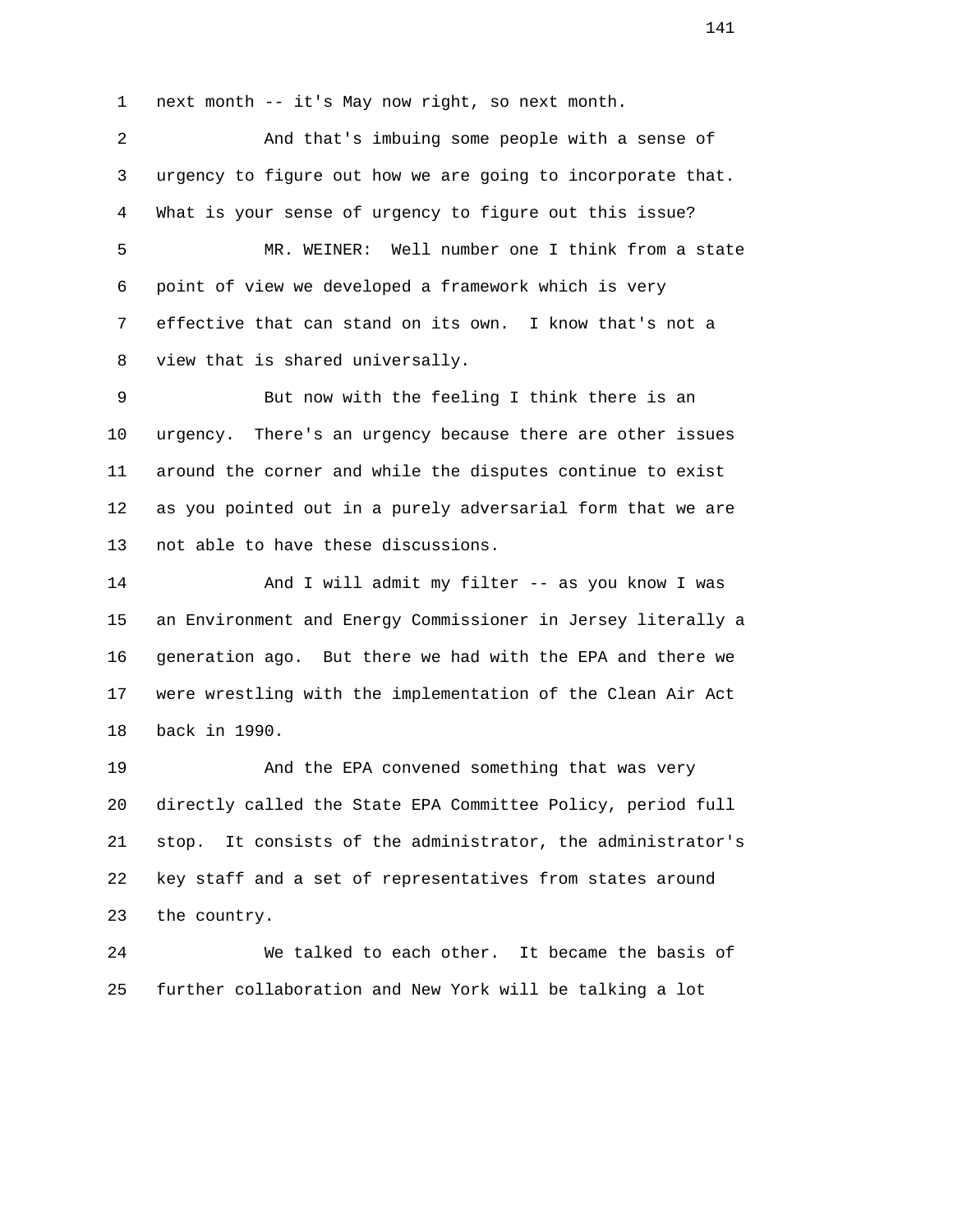next month -- it's May now right, so next month.

And that's imbuing some people with a sense of urgency to figure out how we are going to incorporate that. What is your sense of urgency to figure out this issue?

MR. WEINER: Well number one I think from a state point of view we developed a framework which is very effective that can stand on its own. I know that's not a view that is shared universally.

But now with the feeling I think there is an urgency. There's an urgency because there are other issues around the corner and while the disputes continue to exist as you pointed out in a purely adversarial form that we are not able to have these discussions.

And I will admit my filter -- as you know I was an Environment and Energy Commissioner in Jersey literally a generation ago. But there we had with the EPA and there we were wrestling with the implementation of the Clean Air Act back in 1990.

And the EPA convened something that was very directly called the State EPA Committee Policy, period full stop. It consists of the administrator, the administrator's key staff and a set of representatives from states around the country.

We talked to each other. It became the basis of further collaboration and New York will be talking a lot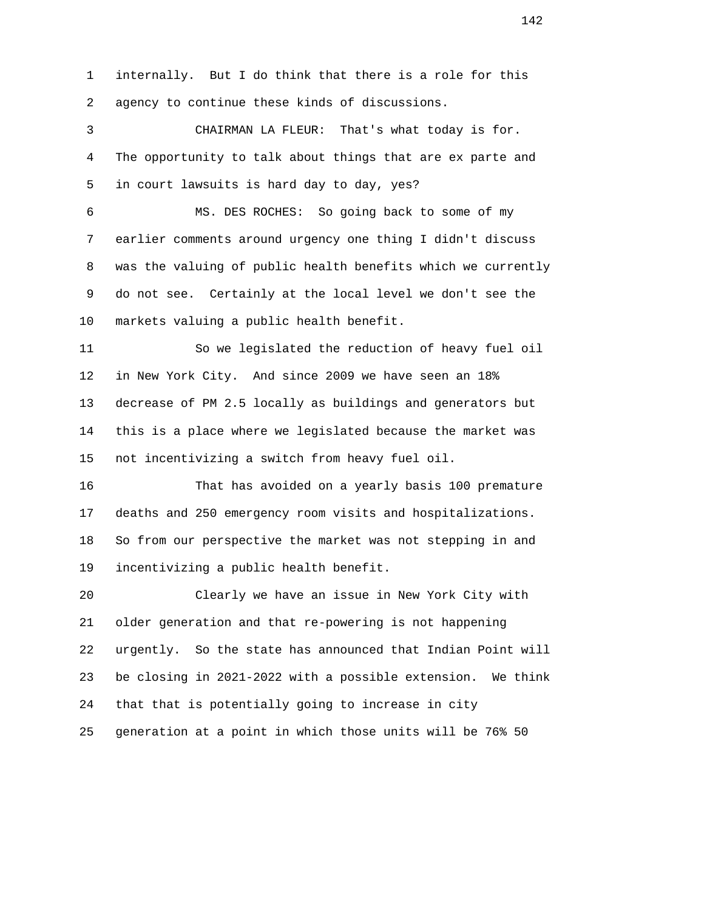internally. But I do think that there is a role for this agency to continue these kinds of discussions.

CHAIRMAN LA FLEUR: That's what today is for. The opportunity to talk about things that are ex parte and in court lawsuits is hard day to day, yes?

MS. DES ROCHES: So going back to some of my earlier comments around urgency one thing I didn't discuss was the valuing of public health benefits which we currently do not see. Certainly at the local level we don't see the markets valuing a public health benefit.

So we legislated the reduction of heavy fuel oil in New York City. And since 2009 we have seen an 18% decrease of PM 2.5 locally as buildings and generators but this is a place where we legislated because the market was not incentivizing a switch from heavy fuel oil.

That has avoided on a yearly basis 100 premature deaths and 250 emergency room visits and hospitalizations. So from our perspective the market was not stepping in and incentivizing a public health benefit.

Clearly we have an issue in New York City with older generation and that re-powering is not happening urgently. So the state has announced that Indian Point will be closing in 2021-2022 with a possible extension. We think that that is potentially going to increase in city generation at a point in which those units will be 76% 50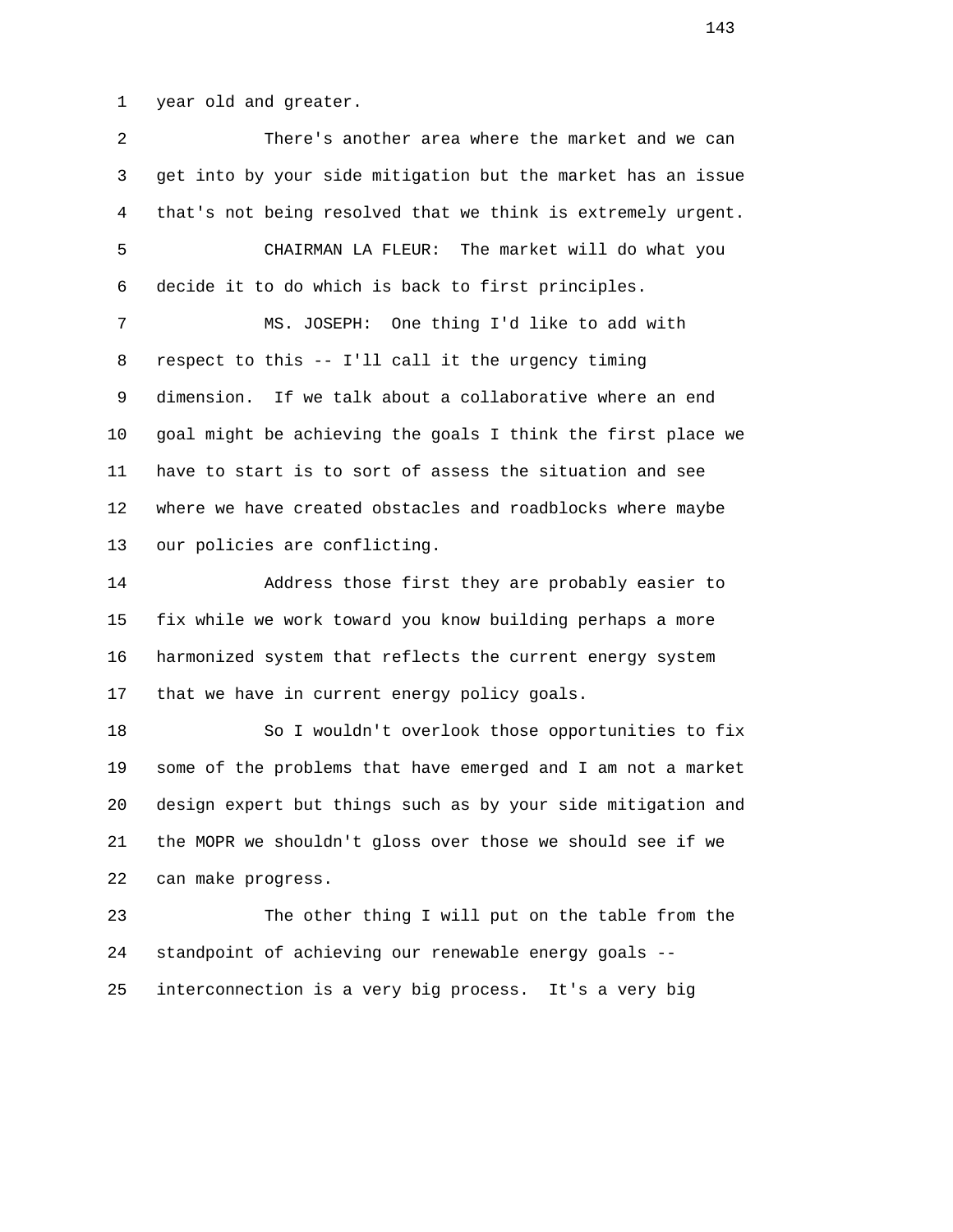year old and greater.

There's another area where the market and we can get into by your side mitigation but the market has an issue that's not being resolved that we think is extremely urgent.

CHAIRMAN LA FLEUR: The market will do what you decide it to do which is back to first principles.

MS. JOSEPH: One thing I'd like to add with respect to this -- I'll call it the urgency timing dimension. If we talk about a collaborative where an end goal might be achieving the goals I think the first place we have to start is to sort of assess the situation and see where we have created obstacles and roadblocks where maybe our policies are conflicting.

Address those first they are probably easier to fix while we work toward you know building perhaps a more harmonized system that reflects the current energy system that we have in current energy policy goals.

So I wouldn't overlook those opportunities to fix some of the problems that have emerged and I am not a market design expert but things such as by your side mitigation and the MOPR we shouldn't gloss over those we should see if we can make progress.

The other thing I will put on the table from the standpoint of achieving our renewable energy goals -- interconnection is a very big process. It's a very big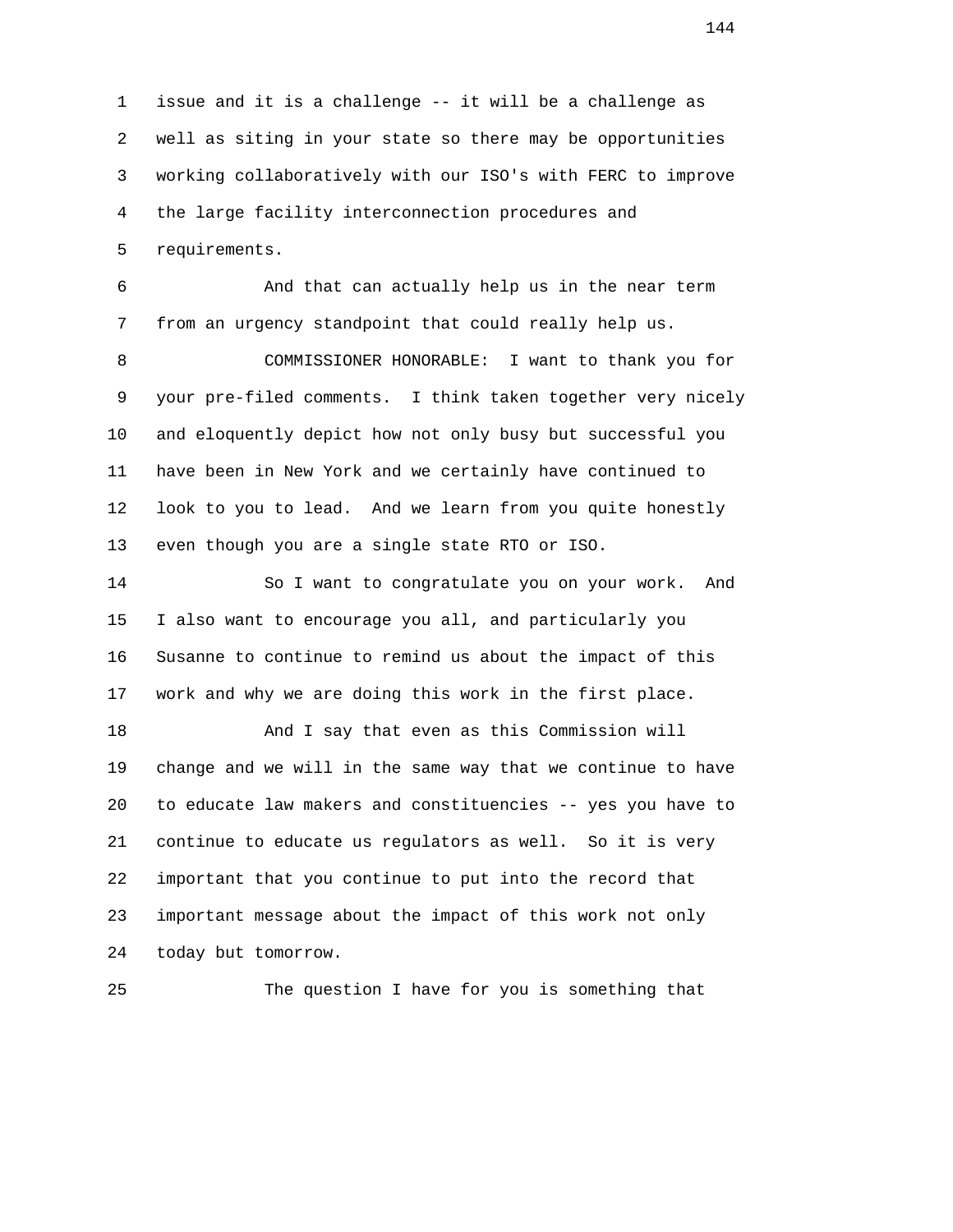issue and it is a challenge -- it will be a challenge as well as siting in your state so there may be opportunities working collaboratively with our ISO's with FERC to improve the large facility interconnection procedures and requirements.

And that can actually help us in the near term from an urgency standpoint that could really help us.

COMMISSIONER HONORABLE: I want to thank you for your pre-filed comments. I think taken together very nicely and eloquently depict how not only busy but successful you have been in New York and we certainly have continued to look to you to lead. And we learn from you quite honestly even though you are a single state RTO or ISO.

So I want to congratulate you on your work. And I also want to encourage you all, and particularly you Susanne to continue to remind us about the impact of this work and why we are doing this work in the first place.

And I say that even as this Commission will change and we will in the same way that we continue to have to educate law makers and constituencies -- yes you have to continue to educate us regulators as well. So it is very important that you continue to put into the record that important message about the impact of this work not only today but tomorrow.

The question I have for you is something that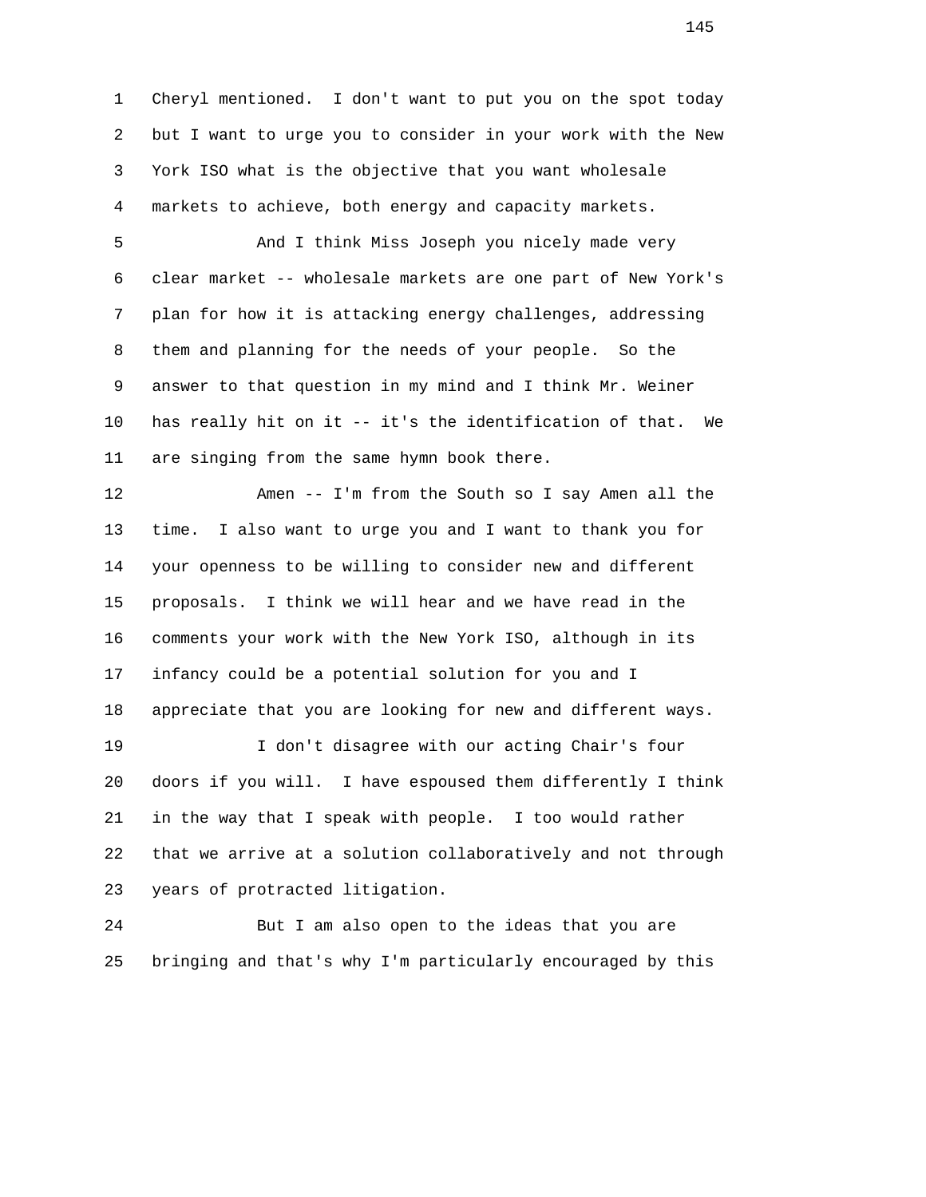Cheryl mentioned. I don't want to put you on the spot today but I want to urge you to consider in your work with the New York ISO what is the objective that you want wholesale markets to achieve, both energy and capacity markets.

And I think Miss Joseph you nicely made very clear market -- wholesale markets are one part of New York's plan for how it is attacking energy challenges, addressing them and planning for the needs of your people. So the answer to that question in my mind and I think Mr. Weiner has really hit on it -- it's the identification of that. We are singing from the same hymn book there.

Amen -- I'm from the South so I say Amen all the time. I also want to urge you and I want to thank you for your openness to be willing to consider new and different proposals. I think we will hear and we have read in the comments your work with the New York ISO, although in its infancy could be a potential solution for you and I appreciate that you are looking for new and different ways.

I don't disagree with our acting Chair's four doors if you will. I have espoused them differently I think in the way that I speak with people. I too would rather that we arrive at a solution collaboratively and not through years of protracted litigation.

But I am also open to the ideas that you are bringing and that's why I'm particularly encouraged by this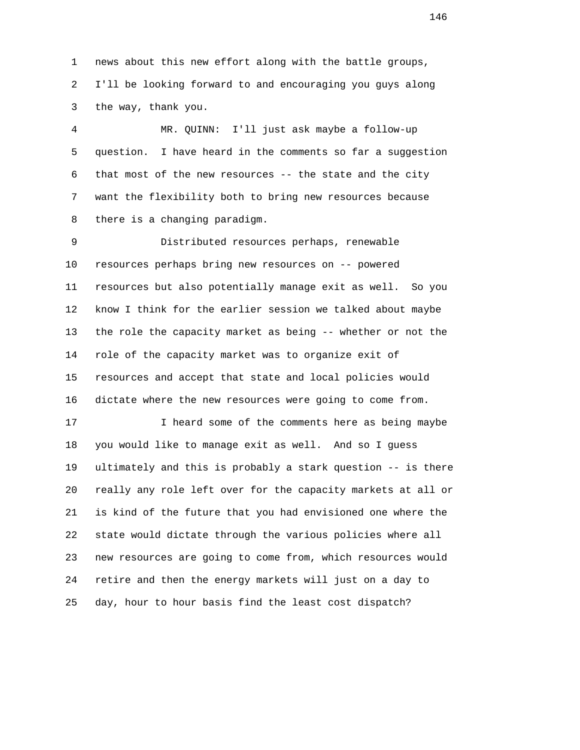news about this new effort along with the battle groups, I'll be looking forward to and encouraging you guys along the way, thank you.

MR. QUINN: I'll just ask maybe a follow-up question. I have heard in the comments so far a suggestion that most of the new resources -- the state and the city want the flexibility both to bring new resources because there is a changing paradigm.

Distributed resources perhaps, renewable resources perhaps bring new resources on -- powered resources but also potentially manage exit as well. So you know I think for the earlier session we talked about maybe the role the capacity market as being -- whether or not the role of the capacity market was to organize exit of resources and accept that state and local policies would dictate where the new resources were going to come from.

I heard some of the comments here as being maybe you would like to manage exit as well. And so I guess ultimately and this is probably a stark question -- is there really any role left over for the capacity markets at all or is kind of the future that you had envisioned one where the state would dictate through the various policies where all new resources are going to come from, which resources would retire and then the energy markets will just on a day to day, hour to hour basis find the least cost dispatch?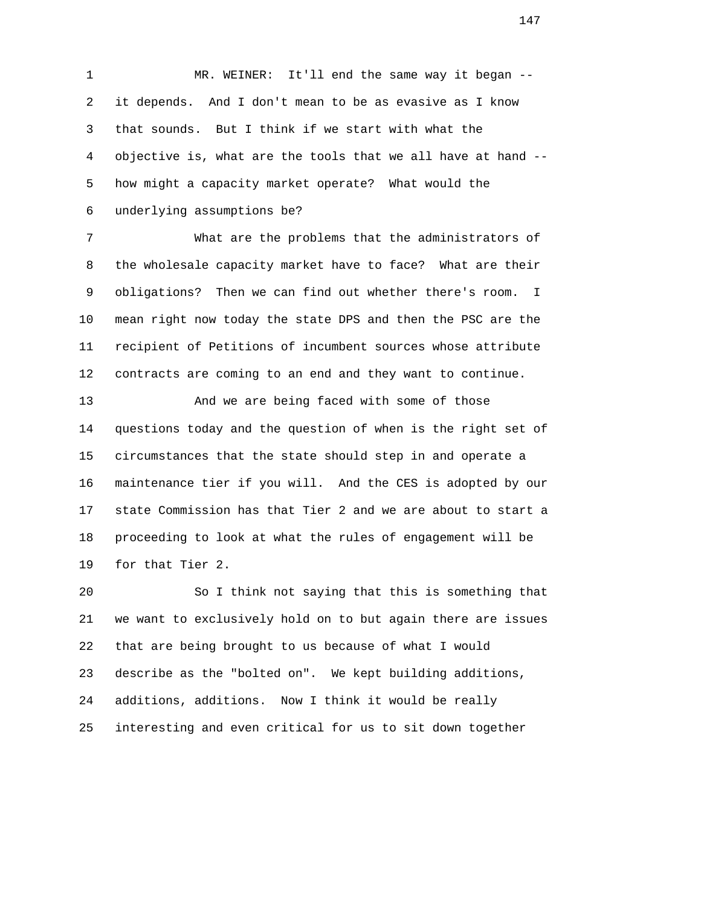MR. WEINER: It'll end the same way it began -- it depends. And I don't mean to be as evasive as I know that sounds. But I think if we start with what the objective is, what are the tools that we all have at hand -- how might a capacity market operate? What would the underlying assumptions be?

What are the problems that the administrators of the wholesale capacity market have to face? What are their obligations? Then we can find out whether there's room. I mean right now today the state DPS and then the PSC are the recipient of Petitions of incumbent sources whose attribute contracts are coming to an end and they want to continue.

And we are being faced with some of those questions today and the question of when is the right set of circumstances that the state should step in and operate a maintenance tier if you will. And the CES is adopted by our state Commission has that Tier 2 and we are about to start a proceeding to look at what the rules of engagement will be for that Tier 2.

So I think not saying that this is something that we want to exclusively hold on to but again there are issues that are being brought to us because of what I would describe as the "bolted on". We kept building additions, additions, additions. Now I think it would be really interesting and even critical for us to sit down together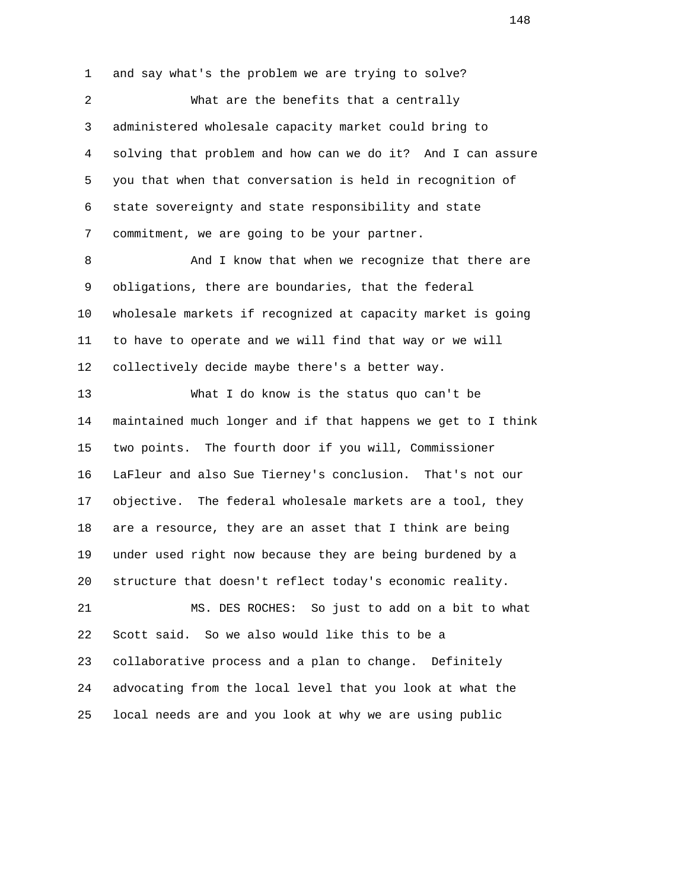and say what's the problem we are trying to solve?

What are the benefits that a centrally administered wholesale capacity market could bring to solving that problem and how can we do it? And I can assure you that when that conversation is held in recognition of state sovereignty and state responsibility and state commitment, we are going to be your partner.

And I know that when we recognize that there are obligations, there are boundaries, that the federal wholesale markets if recognized at capacity market is going to have to operate and we will find that way or we will collectively decide maybe there's a better way.

What I do know is the status quo can't be maintained much longer and if that happens we get to I think two points. The fourth door if you will, Commissioner LaFleur and also Sue Tierney's conclusion. That's not our objective. The federal wholesale markets are a tool, they are a resource, they are an asset that I think are being under used right now because they are being burdened by a structure that doesn't reflect today's economic reality.

MS. DES ROCHES: So just to add on a bit to what Scott said. So we also would like this to be a collaborative process and a plan to change. Definitely advocating from the local level that you look at what the local needs are and you look at why we are using public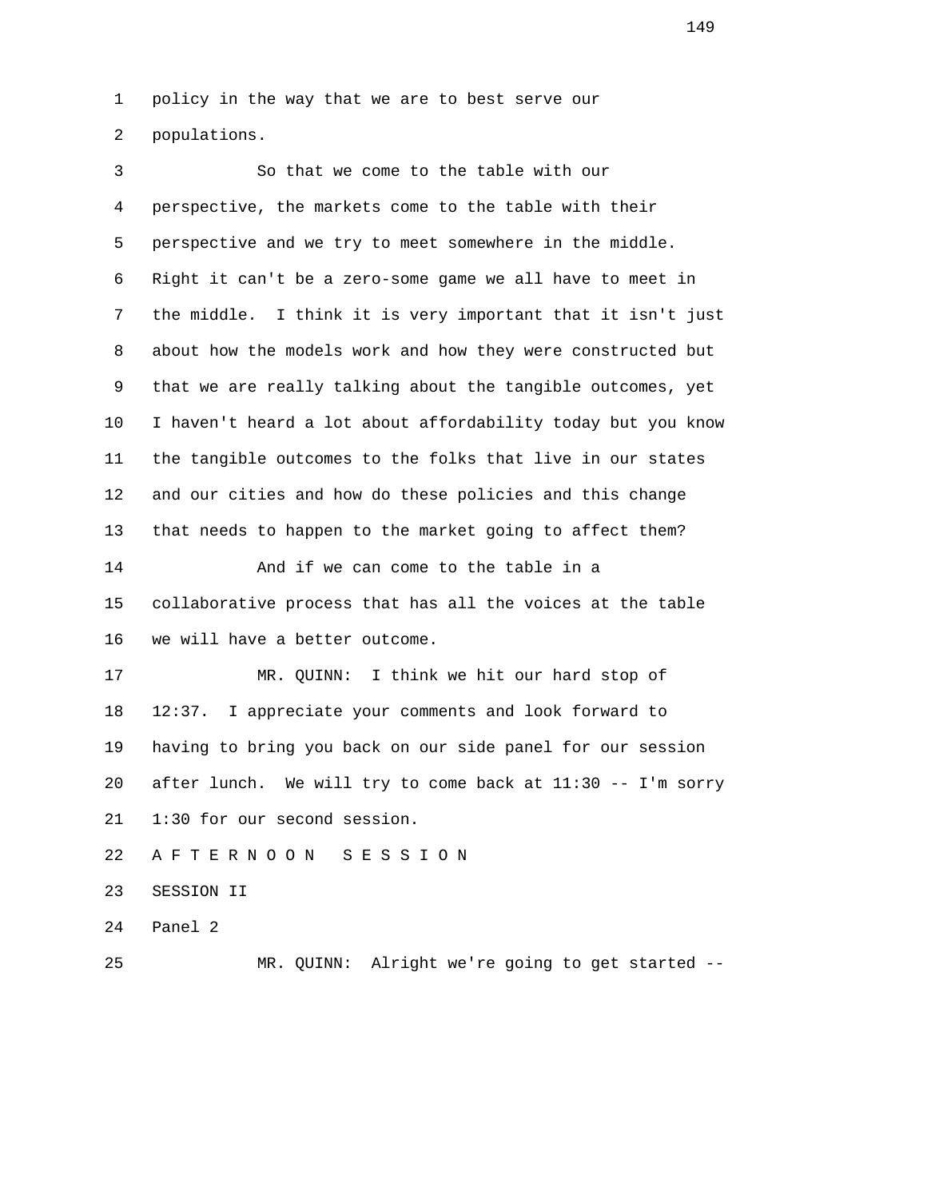policy in the way that we are to best serve our populations.

So that we come to the table with our perspective, the markets come to the table with their perspective and we try to meet somewhere in the middle. Right it can't be a zero-some game we all have to meet in the middle. I think it is very important that it isn't just about how the models work and how they were constructed but that we are really talking about the tangible outcomes, yet I haven't heard a lot about affordability today but you know the tangible outcomes to the folks that live in our states and our cities and how do these policies and this change that needs to happen to the market going to affect them?

And if we can come to the table in a collaborative process that has all the voices at the table we will have a better outcome.

MR. QUINN: I think we hit our hard stop of 12:37. I appreciate your comments and look forward to having to bring you back on our side panel for our session after lunch. We will try to come back at 11:30 -- I'm sorry 1:30 for our second session.

A F T E R N O O N S E S S I O N

SESSION II

Panel 2

MR. QUINN: Alright we're going to get started --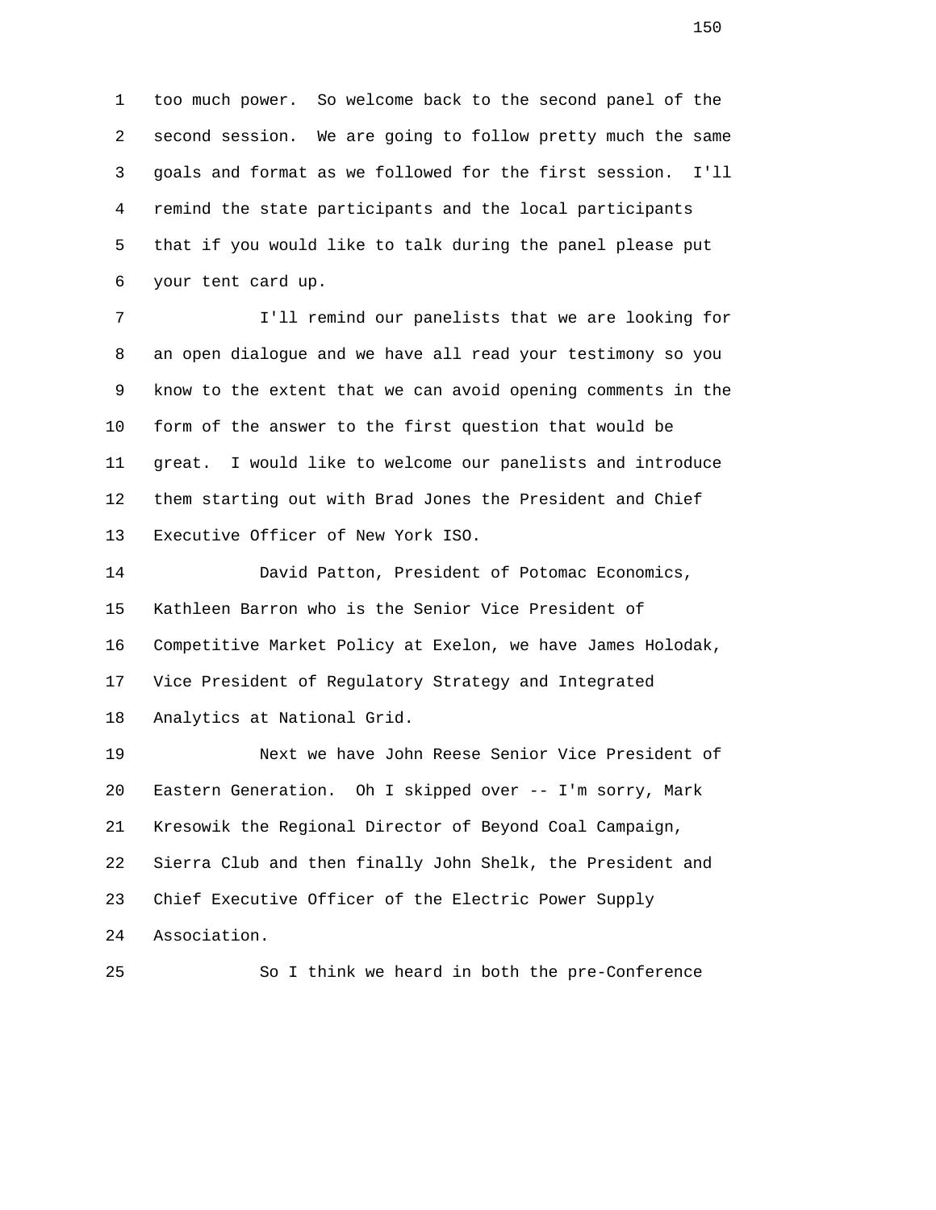too much power. So welcome back to the second panel of the second session. We are going to follow pretty much the same goals and format as we followed for the first session. I'll remind the state participants and the local participants that if you would like to talk during the panel please put your tent card up.

I'll remind our panelists that we are looking for an open dialogue and we have all read your testimony so you know to the extent that we can avoid opening comments in the form of the answer to the first question that would be great. I would like to welcome our panelists and introduce them starting out with Brad Jones the President and Chief Executive Officer of New York ISO.

David Patton, President of Potomac Economics, Kathleen Barron who is the Senior Vice President of Competitive Market Policy at Exelon, we have James Holodak, Vice President of Regulatory Strategy and Integrated Analytics at National Grid.

Next we have John Reese Senior Vice President of Eastern Generation. Oh I skipped over -- I'm sorry, Mark Kresowik the Regional Director of Beyond Coal Campaign, Sierra Club and then finally John Shelk, the President and Chief Executive Officer of the Electric Power Supply Association.

So I think we heard in both the pre-Conference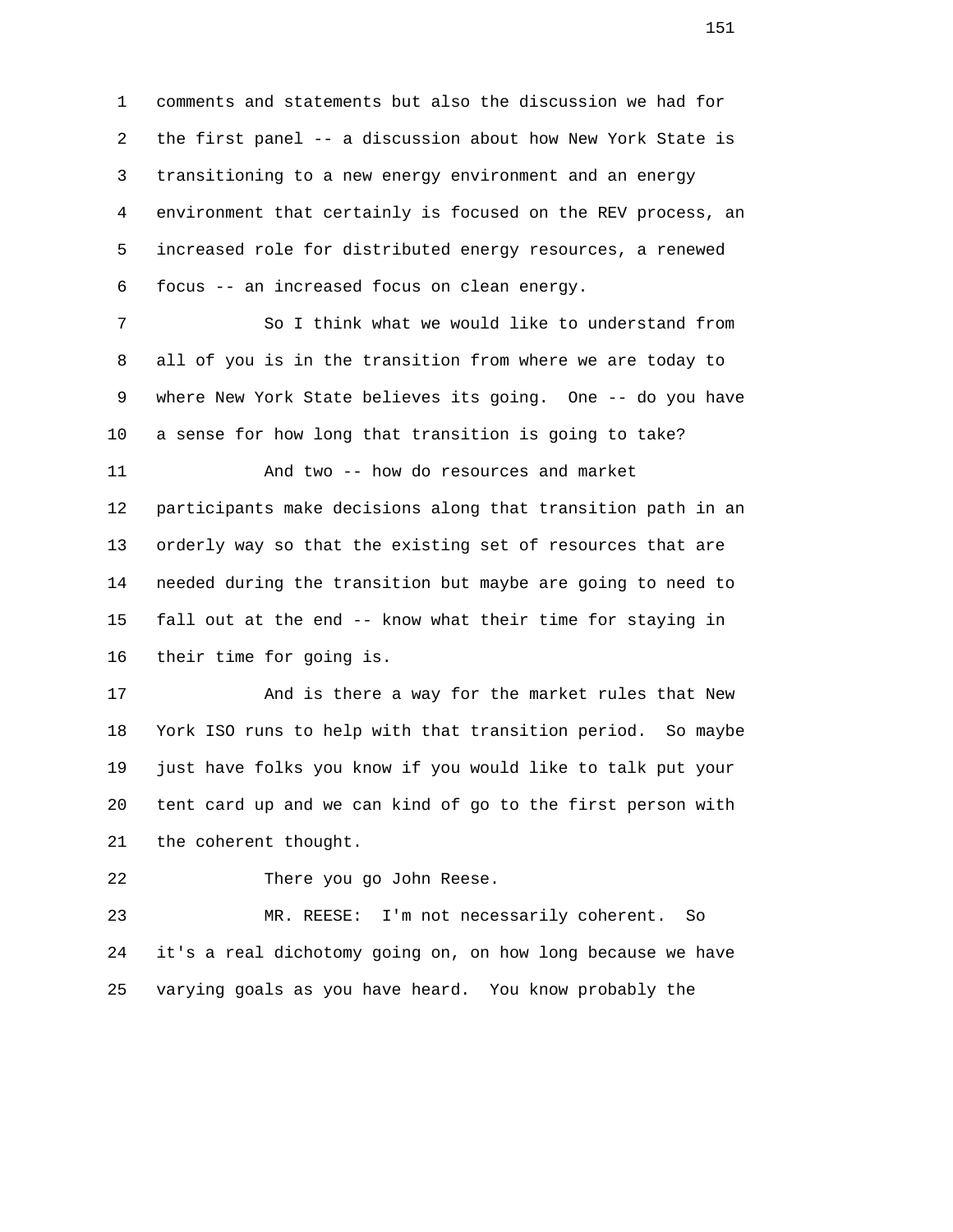comments and statements but also the discussion we had for the first panel -- a discussion about how New York State is transitioning to a new energy environment and an energy environment that certainly is focused on the REV process, an increased role for distributed energy resources, a renewed focus -- an increased focus on clean energy.

So I think what we would like to understand from all of you is in the transition from where we are today to where New York State believes its going. One -- do you have a sense for how long that transition is going to take?

And two -- how do resources and market participants make decisions along that transition path in an orderly way so that the existing set of resources that are needed during the transition but maybe are going to need to fall out at the end -- know what their time for staying in their time for going is.

And is there a way for the market rules that New York ISO runs to help with that transition period. So maybe just have folks you know if you would like to talk put your tent card up and we can kind of go to the first person with the coherent thought.

There you go John Reese.

MR. REESE: I'm not necessarily coherent. So it's a real dichotomy going on, on how long because we have varying goals as you have heard. You know probably the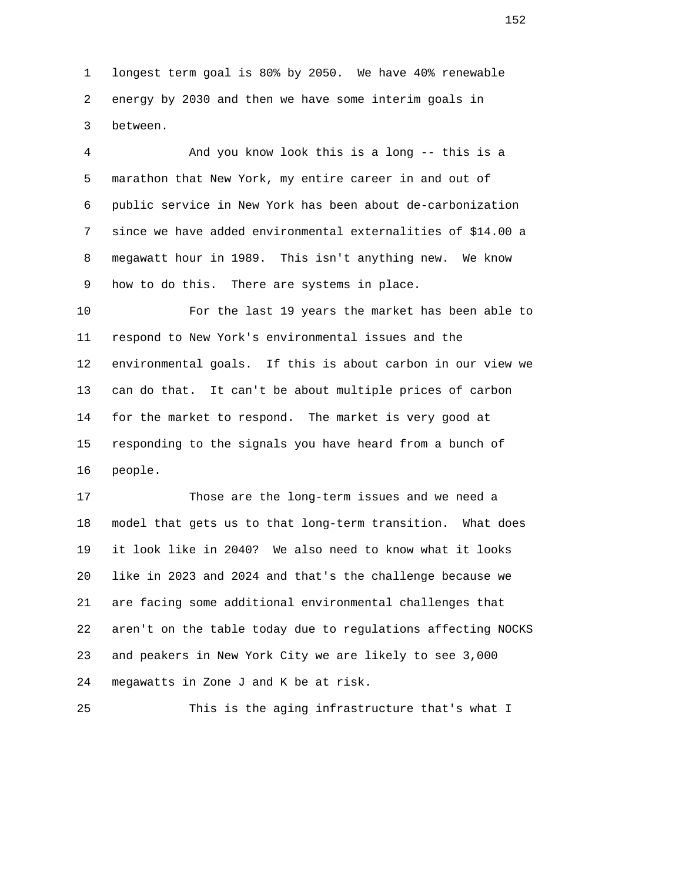longest term goal is 80% by 2050. We have 40% renewable energy by 2030 and then we have some interim goals in between.

And you know look this is a long -- this is a marathon that New York, my entire career in and out of public service in New York has been about de-carbonization since we have added environmental externalities of $14.00 a megawatt hour in 1989. This isn't anything new. We know how to do this. There are systems in place.

For the last 19 years the market has been able to respond to New York's environmental issues and the environmental goals. If this is about carbon in our view we can do that. It can't be about multiple prices of carbon for the market to respond. The market is very good at responding to the signals you have heard from a bunch of people.

Those are the long-term issues and we need a model that gets us to that long-term transition. What does it look like in 2040? We also need to know what it looks like in 2023 and 2024 and that's the challenge because we are facing some additional environmental challenges that aren't on the table today due to regulations affecting NOCKS and peakers in New York City we are likely to see 3,000 megawatts in Zone J and K be at risk.

This is the aging infrastructure that's what I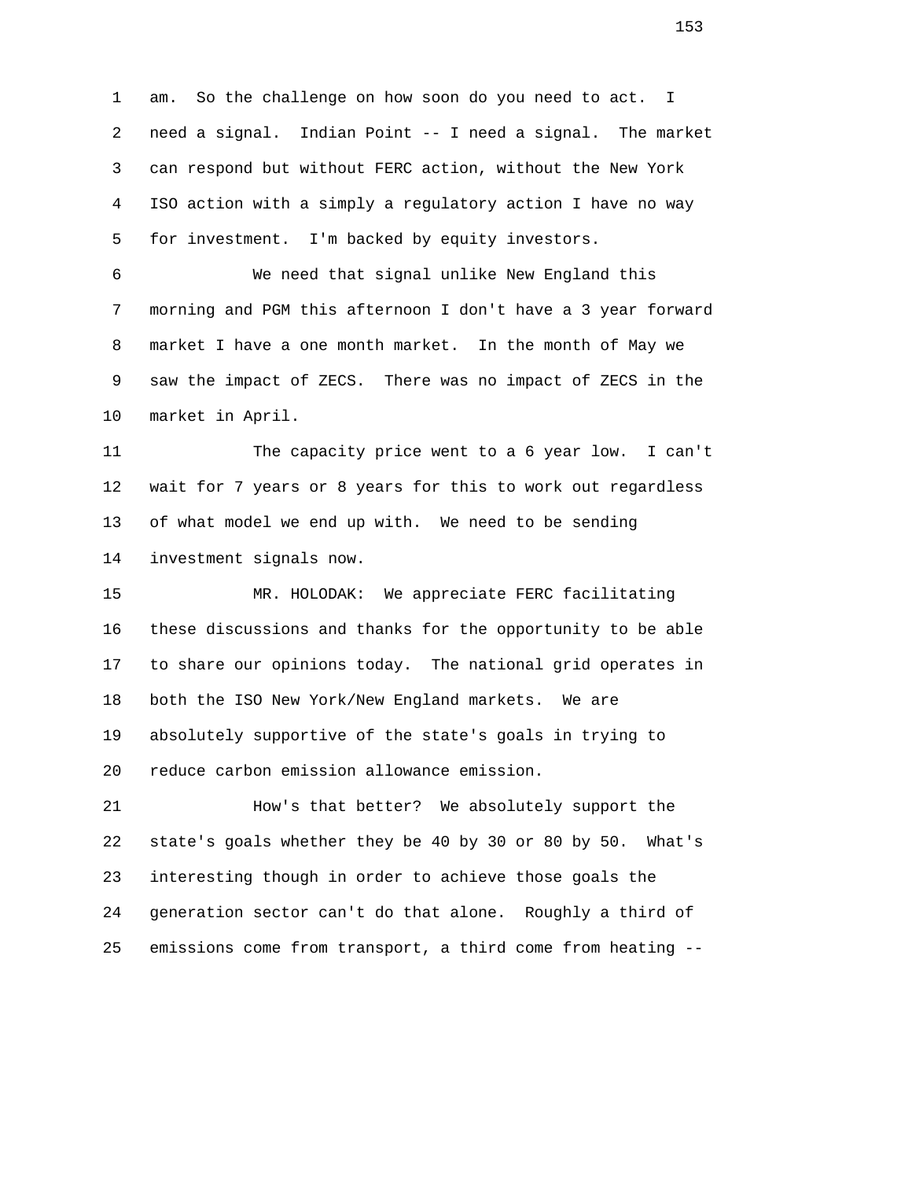am. So the challenge on how soon do you need to act. I need a signal. Indian Point -- I need a signal. The market can respond but without FERC action, without the New York ISO action with a simply a regulatory action I have no way for investment. I'm backed by equity investors.

We need that signal unlike New England this morning and PGM this afternoon I don't have a 3 year forward market I have a one month market. In the month of May we saw the impact of ZECS. There was no impact of ZECS in the market in April.

The capacity price went to a 6 year low. I can't wait for 7 years or 8 years for this to work out regardless of what model we end up with. We need to be sending investment signals now.

MR. HOLODAK: We appreciate FERC facilitating these discussions and thanks for the opportunity to be able to share our opinions today. The national grid operates in both the ISO New York/New England markets. We are absolutely supportive of the state's goals in trying to reduce carbon emission allowance emission.

How's that better? We absolutely support the state's goals whether they be 40 by 30 or 80 by 50. What's interesting though in order to achieve those goals the generation sector can't do that alone. Roughly a third of emissions come from transport, a third come from heating --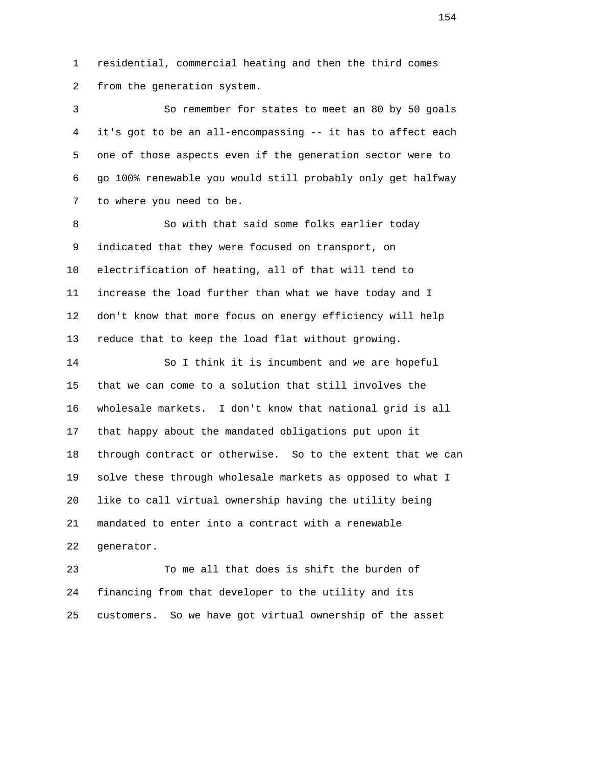residential, commercial heating and then the third comes from the generation system.

So remember for states to meet an 80 by 50 goals it's got to be an all-encompassing -- it has to affect each one of those aspects even if the generation sector were to go 100% renewable you would still probably only get halfway to where you need to be.

So with that said some folks earlier today indicated that they were focused on transport, on electrification of heating, all of that will tend to increase the load further than what we have today and I don't know that more focus on energy efficiency will help reduce that to keep the load flat without growing.

So I think it is incumbent and we are hopeful that we can come to a solution that still involves the wholesale markets. I don't know that national grid is all that happy about the mandated obligations put upon it through contract or otherwise. So to the extent that we can solve these through wholesale markets as opposed to what I like to call virtual ownership having the utility being mandated to enter into a contract with a renewable generator.

To me all that does is shift the burden of financing from that developer to the utility and its customers. So we have got virtual ownership of the asset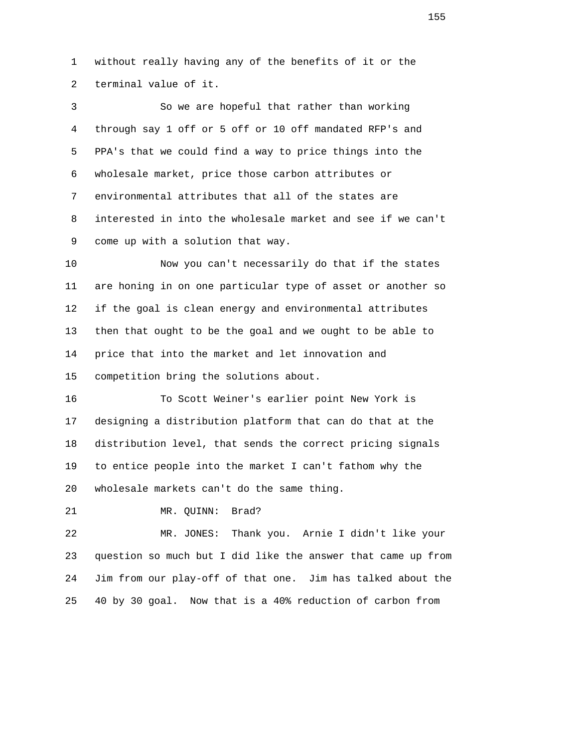without really having any of the benefits of it or the terminal value of it.

So we are hopeful that rather than working through say 1 off or 5 off or 10 off mandated RFP's and PPA's that we could find a way to price things into the wholesale market, price those carbon attributes or environmental attributes that all of the states are interested in into the wholesale market and see if we can't come up with a solution that way.

Now you can't necessarily do that if the states are honing in on one particular type of asset or another so if the goal is clean energy and environmental attributes then that ought to be the goal and we ought to be able to price that into the market and let innovation and competition bring the solutions about.

To Scott Weiner's earlier point New York is designing a distribution platform that can do that at the distribution level, that sends the correct pricing signals to entice people into the market I can't fathom why the wholesale markets can't do the same thing.

MR. QUINN: Brad?

MR. JONES: Thank you. Arnie I didn't like your question so much but I did like the answer that came up from Jim from our play-off of that one. Jim has talked about the 40 by 30 goal. Now that is a 40% reduction of carbon from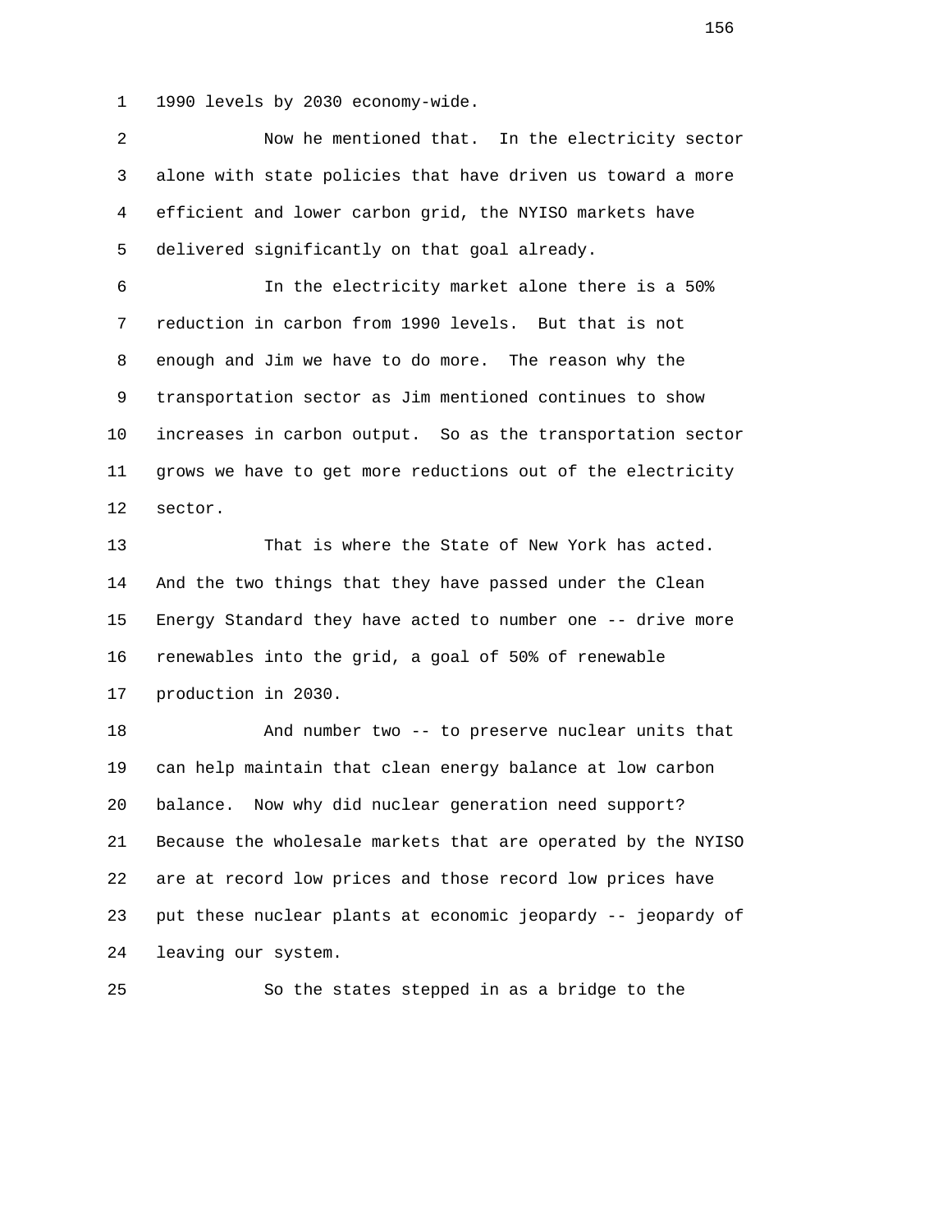1990 levels by 2030 economy-wide.

Now he mentioned that. In the electricity sector alone with state policies that have driven us toward a more efficient and lower carbon grid, the NYISO markets have delivered significantly on that goal already.

In the electricity market alone there is a 50% reduction in carbon from 1990 levels. But that is not enough and Jim we have to do more. The reason why the transportation sector as Jim mentioned continues to show increases in carbon output. So as the transportation sector grows we have to get more reductions out of the electricity sector.

That is where the State of New York has acted. And the two things that they have passed under the Clean Energy Standard they have acted to number one -- drive more renewables into the grid, a goal of 50% of renewable production in 2030.

And number two -- to preserve nuclear units that can help maintain that clean energy balance at low carbon balance. Now why did nuclear generation need support? Because the wholesale markets that are operated by the NYISO are at record low prices and those record low prices have put these nuclear plants at economic jeopardy -- jeopardy of leaving our system.

So the states stepped in as a bridge to the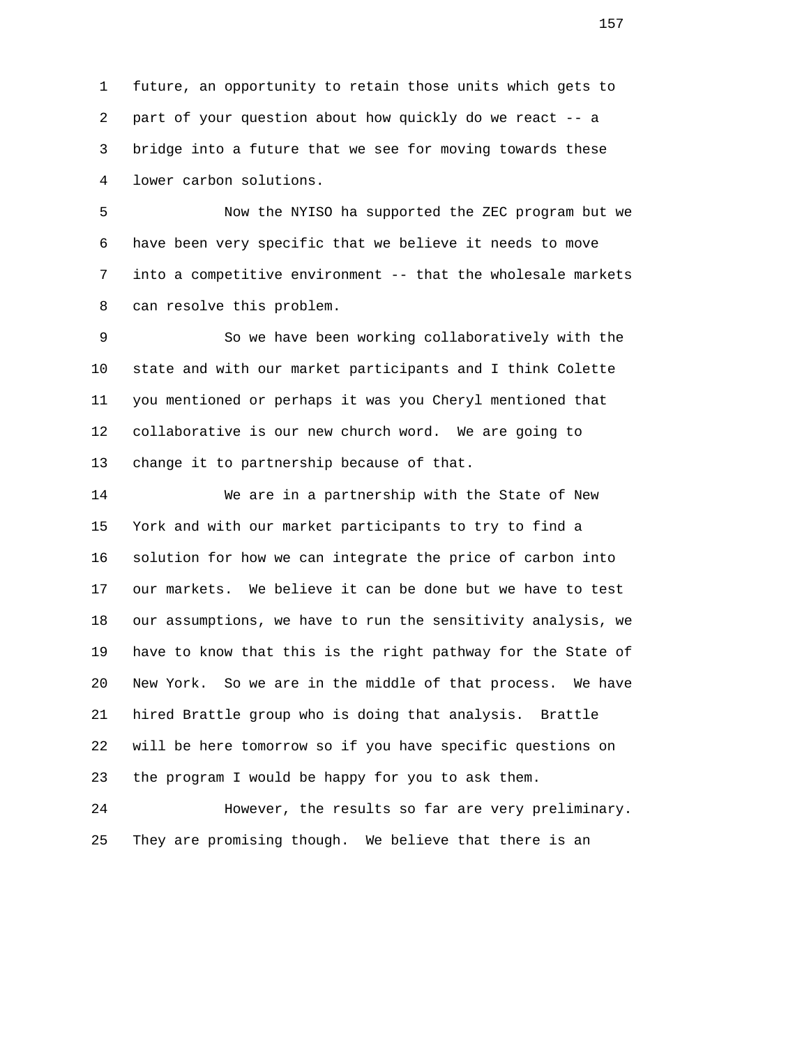future, an opportunity to retain those units which gets to part of your question about how quickly do we react -- a bridge into a future that we see for moving towards these lower carbon solutions.

Now the NYISO ha supported the ZEC program but we have been very specific that we believe it needs to move into a competitive environment -- that the wholesale markets can resolve this problem.

So we have been working collaboratively with the state and with our market participants and I think Colette you mentioned or perhaps it was you Cheryl mentioned that collaborative is our new church word. We are going to change it to partnership because of that.

We are in a partnership with the State of New York and with our market participants to try to find a solution for how we can integrate the price of carbon into our markets. We believe it can be done but we have to test our assumptions, we have to run the sensitivity analysis, we have to know that this is the right pathway for the State of New York. So we are in the middle of that process. We have hired Brattle group who is doing that analysis. Brattle will be here tomorrow so if you have specific questions on the program I would be happy for you to ask them.

However, the results so far are very preliminary. They are promising though. We believe that there is an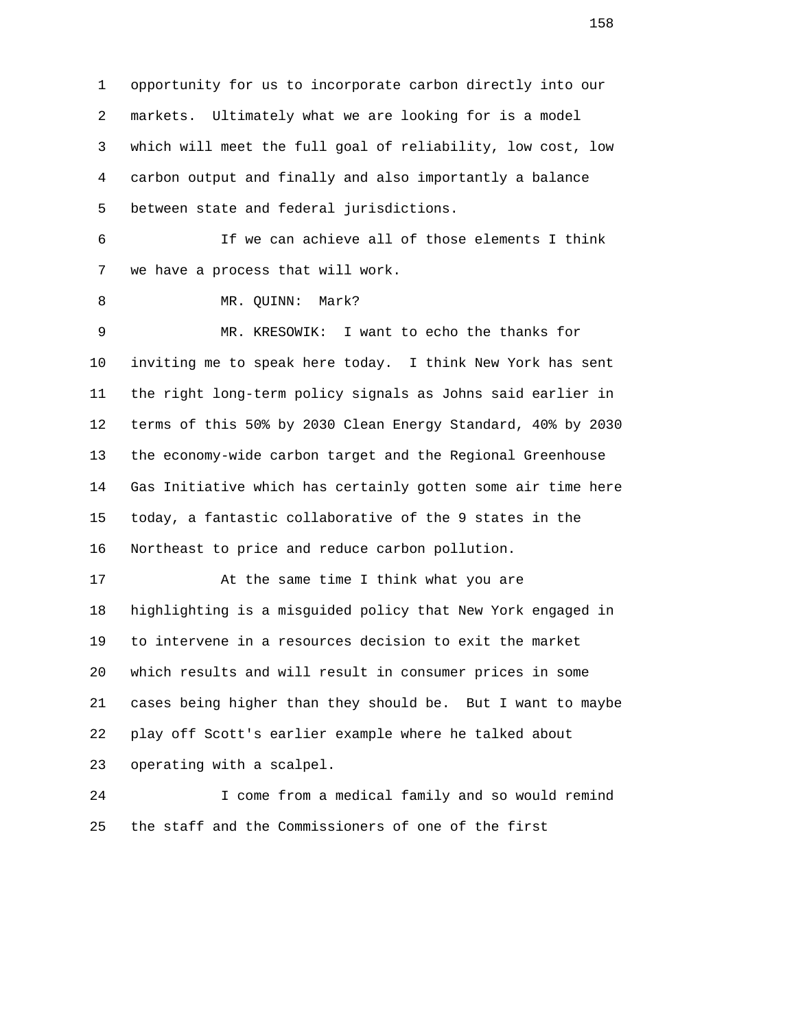opportunity for us to incorporate carbon directly into our markets. Ultimately what we are looking for is a model which will meet the full goal of reliability, low cost, low carbon output and finally and also importantly a balance between state and federal jurisdictions.

If we can achieve all of those elements I think we have a process that will work.

MR. QUINN: Mark?

MR. KRESOWIK: I want to echo the thanks for inviting me to speak here today. I think New York has sent the right long-term policy signals as Johns said earlier in terms of this 50% by 2030 Clean Energy Standard, 40% by 2030 the economy-wide carbon target and the Regional Greenhouse Gas Initiative which has certainly gotten some air time here today, a fantastic collaborative of the 9 states in the Northeast to price and reduce carbon pollution.

At the same time I think what you are highlighting is a misguided policy that New York engaged in to intervene in a resources decision to exit the market which results and will result in consumer prices in some cases being higher than they should be. But I want to maybe play off Scott's earlier example where he talked about operating with a scalpel.

I come from a medical family and so would remind the staff and the Commissioners of one of the first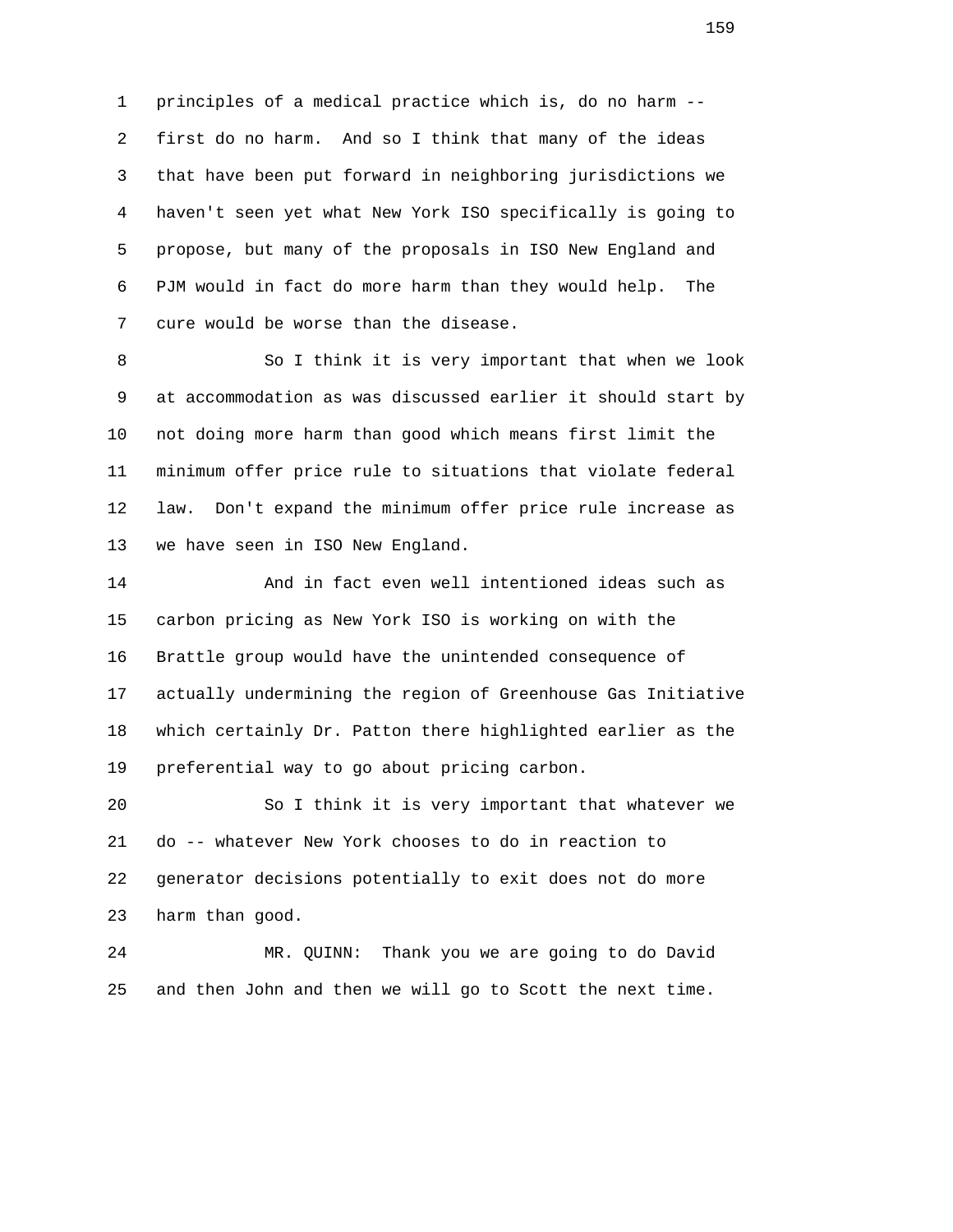principles of a medical practice which is, do no harm -- first do no harm. And so I think that many of the ideas that have been put forward in neighboring jurisdictions we haven't seen yet what New York ISO specifically is going to propose, but many of the proposals in ISO New England and PJM would in fact do more harm than they would help. The cure would be worse than the disease.

So I think it is very important that when we look at accommodation as was discussed earlier it should start by not doing more harm than good which means first limit the minimum offer price rule to situations that violate federal law. Don't expand the minimum offer price rule increase as we have seen in ISO New England.

And in fact even well intentioned ideas such as carbon pricing as New York ISO is working on with the Brattle group would have the unintended consequence of actually undermining the region of Greenhouse Gas Initiative which certainly Dr. Patton there highlighted earlier as the preferential way to go about pricing carbon.

So I think it is very important that whatever we do -- whatever New York chooses to do in reaction to generator decisions potentially to exit does not do more harm than good.

MR. QUINN: Thank you we are going to do David and then John and then we will go to Scott the next time.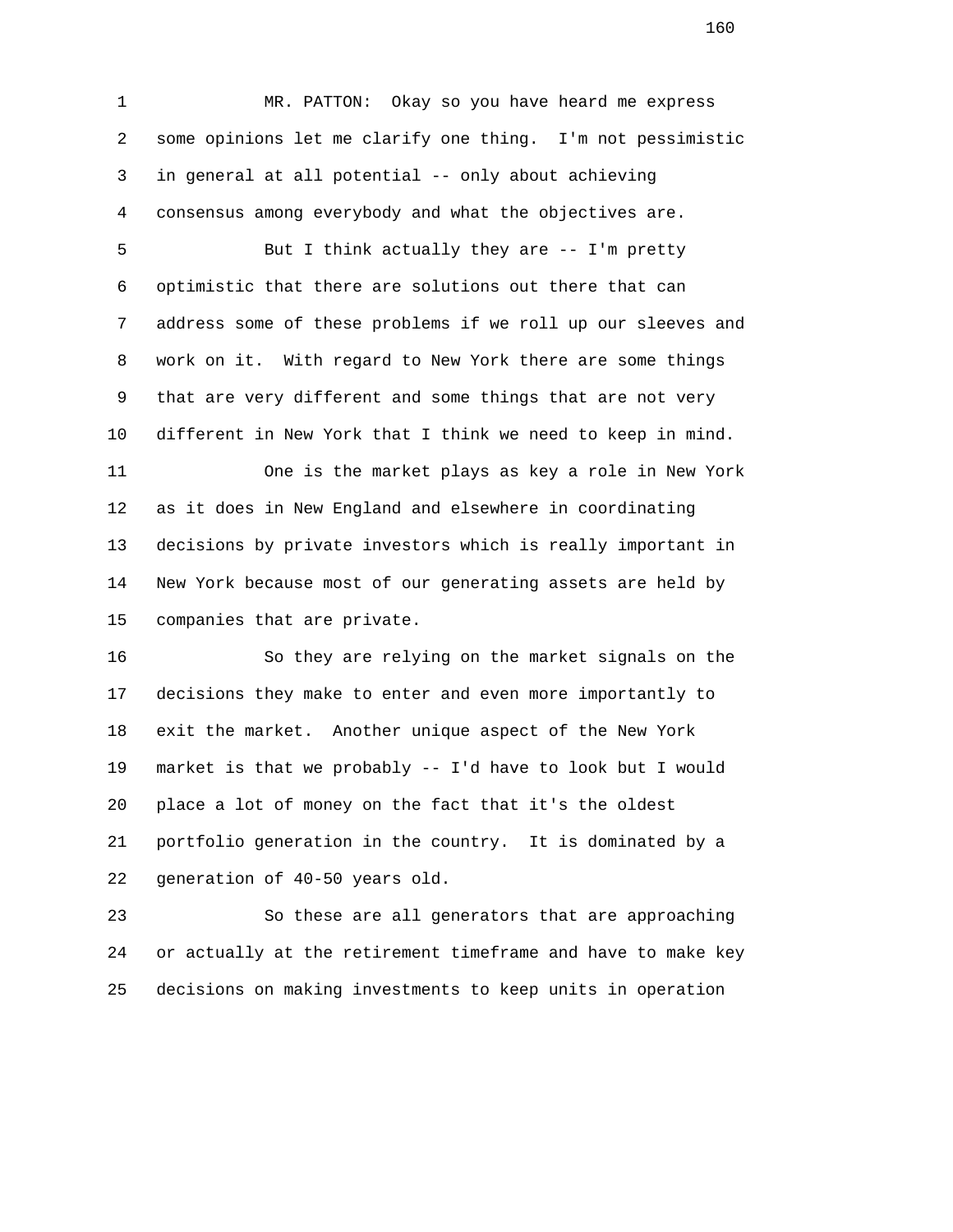MR. PATTON: Okay so you have heard me express some opinions let me clarify one thing. I'm not pessimistic in general at all potential -- only about achieving consensus among everybody and what the objectives are.

But I think actually they are -- I'm pretty optimistic that there are solutions out there that can address some of these problems if we roll up our sleeves and work on it. With regard to New York there are some things that are very different and some things that are not very different in New York that I think we need to keep in mind.

One is the market plays as key a role in New York as it does in New England and elsewhere in coordinating decisions by private investors which is really important in New York because most of our generating assets are held by companies that are private.

So they are relying on the market signals on the decisions they make to enter and even more importantly to exit the market. Another unique aspect of the New York market is that we probably -- I'd have to look but I would place a lot of money on the fact that it's the oldest portfolio generation in the country. It is dominated by a generation of 40-50 years old.

So these are all generators that are approaching or actually at the retirement timeframe and have to make key decisions on making investments to keep units in operation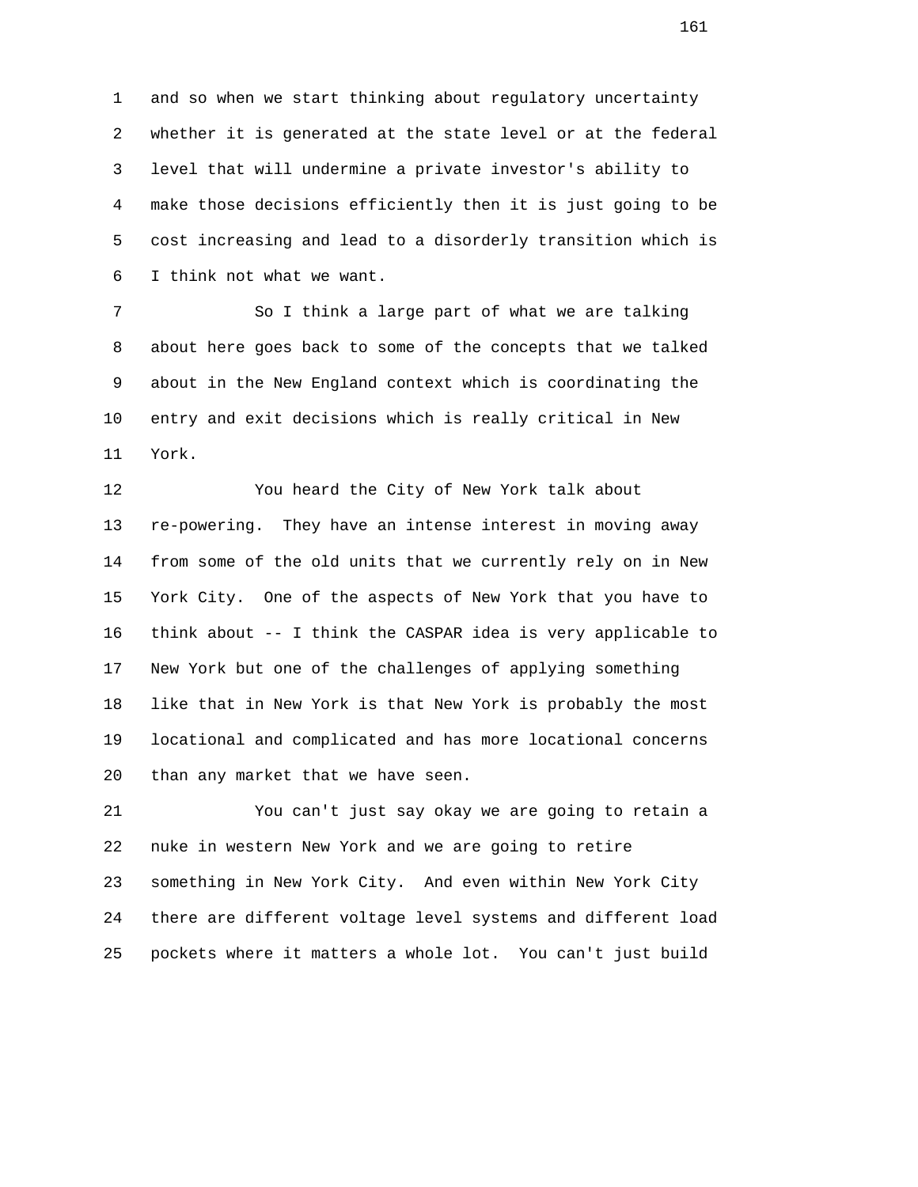and so when we start thinking about regulatory uncertainty whether it is generated at the state level or at the federal level that will undermine a private investor's ability to make those decisions efficiently then it is just going to be cost increasing and lead to a disorderly transition which is I think not what we want.

So I think a large part of what we are talking about here goes back to some of the concepts that we talked about in the New England context which is coordinating the entry and exit decisions which is really critical in New York.

You heard the City of New York talk about re-powering. They have an intense interest in moving away from some of the old units that we currently rely on in New York City. One of the aspects of New York that you have to think about -- I think the CASPAR idea is very applicable to New York but one of the challenges of applying something like that in New York is that New York is probably the most locational and complicated and has more locational concerns than any market that we have seen.

You can't just say okay we are going to retain a nuke in western New York and we are going to retire something in New York City. And even within New York City there are different voltage level systems and different load pockets where it matters a whole lot. You can't just build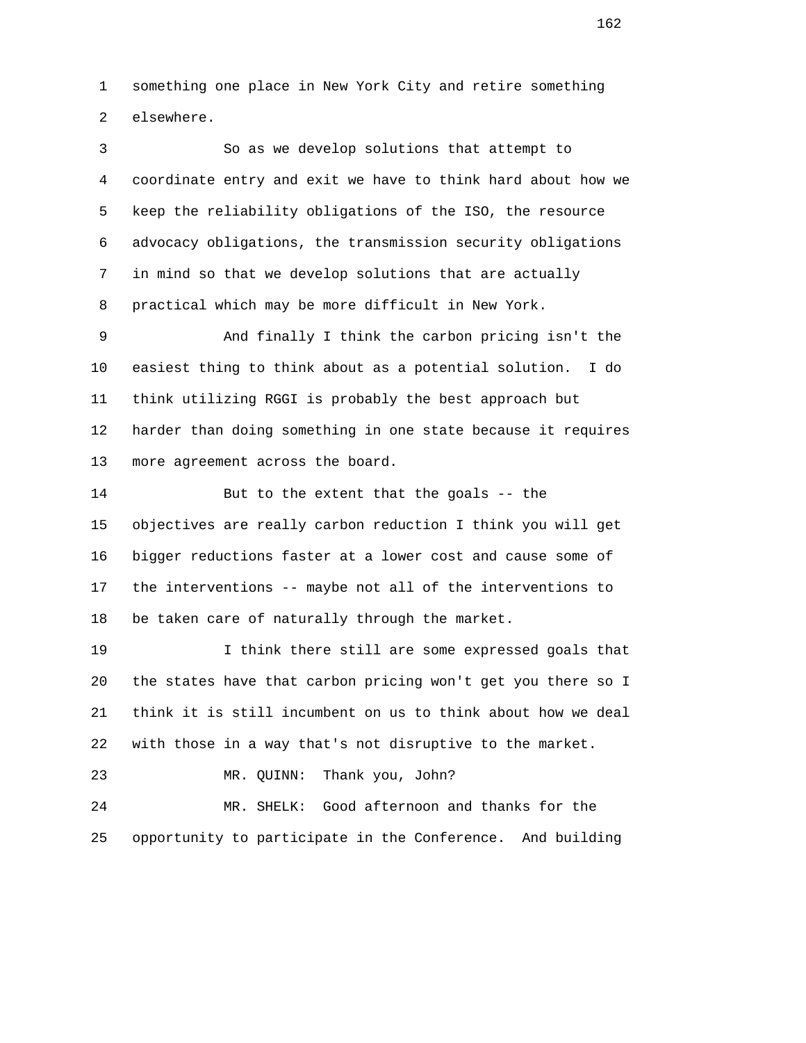something one place in New York City and retire something elsewhere.

So as we develop solutions that attempt to coordinate entry and exit we have to think hard about how we keep the reliability obligations of the ISO, the resource advocacy obligations, the transmission security obligations in mind so that we develop solutions that are actually practical which may be more difficult in New York.

And finally I think the carbon pricing isn't the easiest thing to think about as a potential solution. I do think utilizing RGGI is probably the best approach but harder than doing something in one state because it requires more agreement across the board.

But to the extent that the goals -- the objectives are really carbon reduction I think you will get bigger reductions faster at a lower cost and cause some of the interventions -- maybe not all of the interventions to be taken care of naturally through the market.

I think there still are some expressed goals that the states have that carbon pricing won't get you there so I think it is still incumbent on us to think about how we deal with those in a way that's not disruptive to the market.

MR. QUINN: Thank you, John?

MR. SHELK: Good afternoon and thanks for the opportunity to participate in the Conference. And building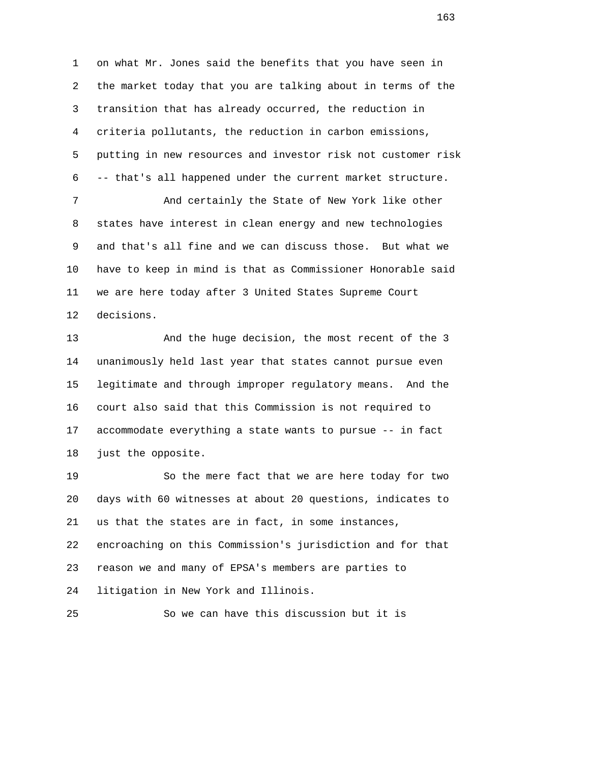on what Mr. Jones said the benefits that you have seen in the market today that you are talking about in terms of the transition that has already occurred, the reduction in criteria pollutants, the reduction in carbon emissions, putting in new resources and investor risk not customer risk -- that's all happened under the current market structure.

And certainly the State of New York like other states have interest in clean energy and new technologies and that's all fine and we can discuss those. But what we have to keep in mind is that as Commissioner Honorable said we are here today after 3 United States Supreme Court decisions.

And the huge decision, the most recent of the 3 unanimously held last year that states cannot pursue even legitimate and through improper regulatory means. And the court also said that this Commission is not required to accommodate everything a state wants to pursue -- in fact just the opposite.

So the mere fact that we are here today for two days with 60 witnesses at about 20 questions, indicates to us that the states are in fact, in some instances, encroaching on this Commission's jurisdiction and for that reason we and many of EPSA's members are parties to litigation in New York and Illinois.

So we can have this discussion but it is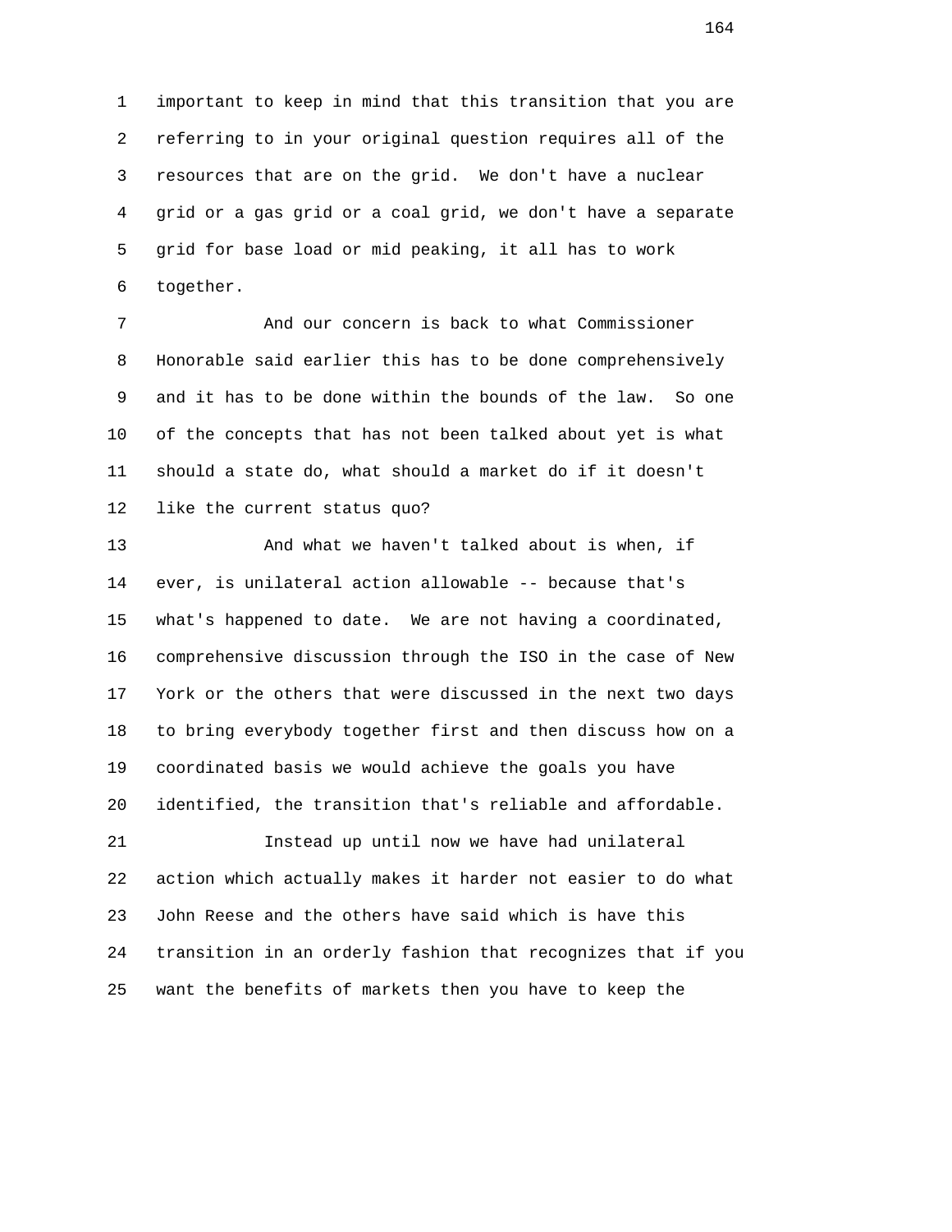important to keep in mind that this transition that you are referring to in your original question requires all of the resources that are on the grid. We don't have a nuclear grid or a gas grid or a coal grid, we don't have a separate grid for base load or mid peaking, it all has to work together.

And our concern is back to what Commissioner Honorable said earlier this has to be done comprehensively and it has to be done within the bounds of the law. So one of the concepts that has not been talked about yet is what should a state do, what should a market do if it doesn't like the current status quo?

And what we haven't talked about is when, if ever, is unilateral action allowable -- because that's what's happened to date. We are not having a coordinated, comprehensive discussion through the ISO in the case of New York or the others that were discussed in the next two days to bring everybody together first and then discuss how on a coordinated basis we would achieve the goals you have identified, the transition that's reliable and affordable.

Instead up until now we have had unilateral action which actually makes it harder not easier to do what John Reese and the others have said which is have this transition in an orderly fashion that recognizes that if you want the benefits of markets then you have to keep the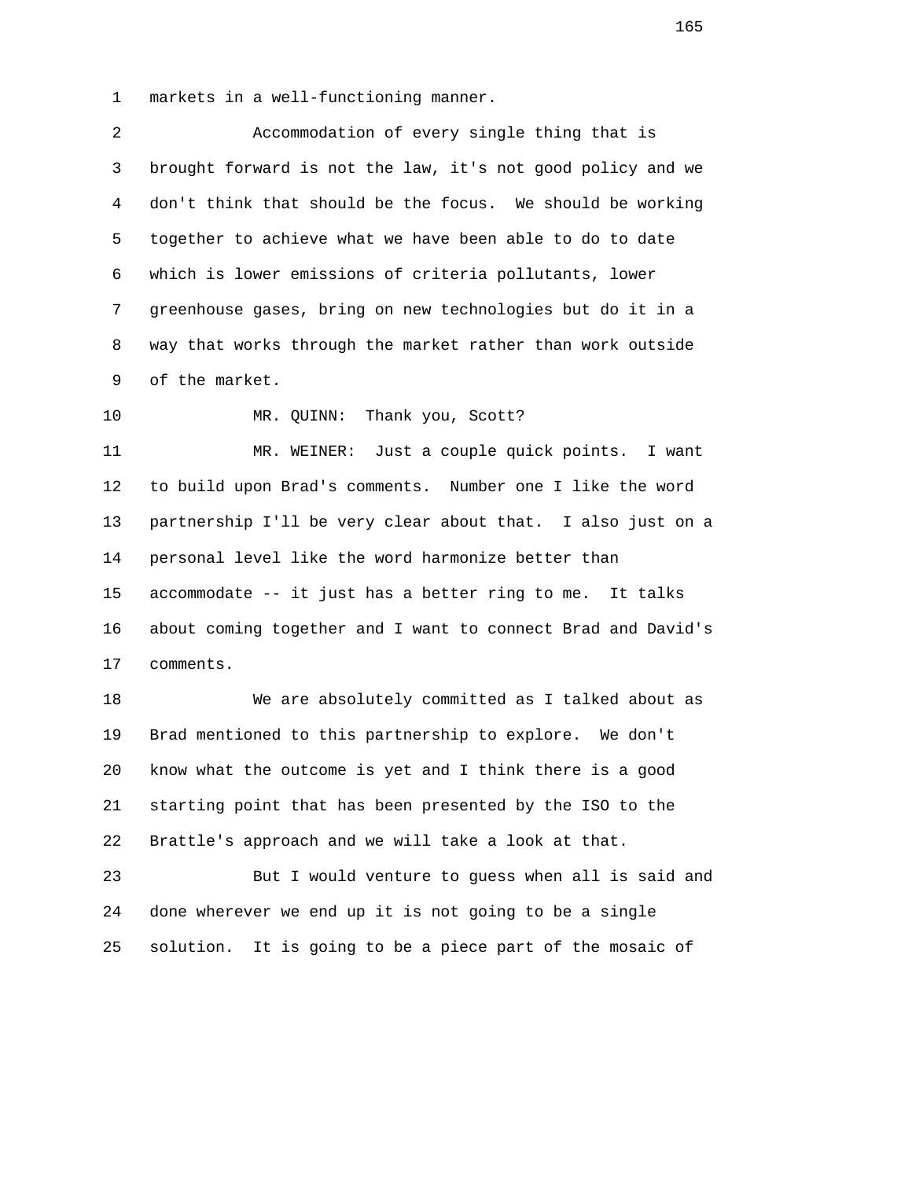markets in a well-functioning manner.

Accommodation of every single thing that is brought forward is not the law, it's not good policy and we don't think that should be the focus. We should be working together to achieve what we have been able to do to date which is lower emissions of criteria pollutants, lower greenhouse gases, bring on new technologies but do it in a way that works through the market rather than work outside of the market.

MR. QUINN: Thank you, Scott?

MR. WEINER: Just a couple quick points. I want to build upon Brad's comments. Number one I like the word partnership I'll be very clear about that. I also just on a personal level like the word harmonize better than accommodate -- it just has a better ring to me. It talks about coming together and I want to connect Brad and David's comments.

We are absolutely committed as I talked about as Brad mentioned to this partnership to explore. We don't know what the outcome is yet and I think there is a good starting point that has been presented by the ISO to the Brattle's approach and we will take a look at that.

But I would venture to guess when all is said and done wherever we end up it is not going to be a single solution. It is going to be a piece part of the mosaic of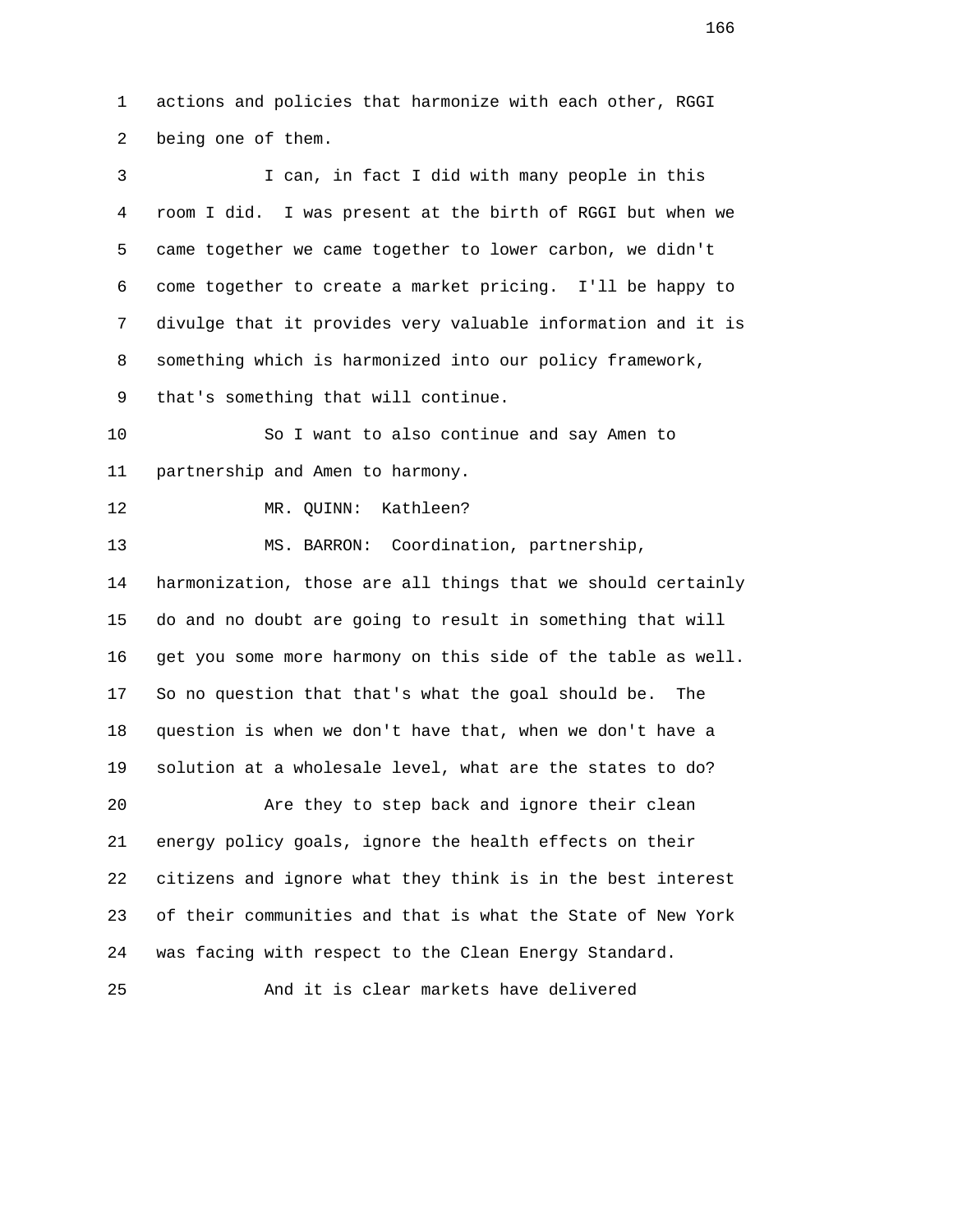actions and policies that harmonize with each other, RGGI being one of them.

I can, in fact I did with many people in this room I did. I was present at the birth of RGGI but when we came together we came together to lower carbon, we didn't come together to create a market pricing. I'll be happy to divulge that it provides very valuable information and it is something which is harmonized into our policy framework, that's something that will continue.

So I want to also continue and say Amen to partnership and Amen to harmony.

MR. QUINN: Kathleen?

MS. BARRON: Coordination, partnership, harmonization, those are all things that we should certainly do and no doubt are going to result in something that will get you some more harmony on this side of the table as well. So no question that that's what the goal should be. The question is when we don't have that, when we don't have a solution at a wholesale level, what are the states to do?

Are they to step back and ignore their clean energy policy goals, ignore the health effects on their citizens and ignore what they think is in the best interest of their communities and that is what the State of New York was facing with respect to the Clean Energy Standard.

And it is clear markets have delivered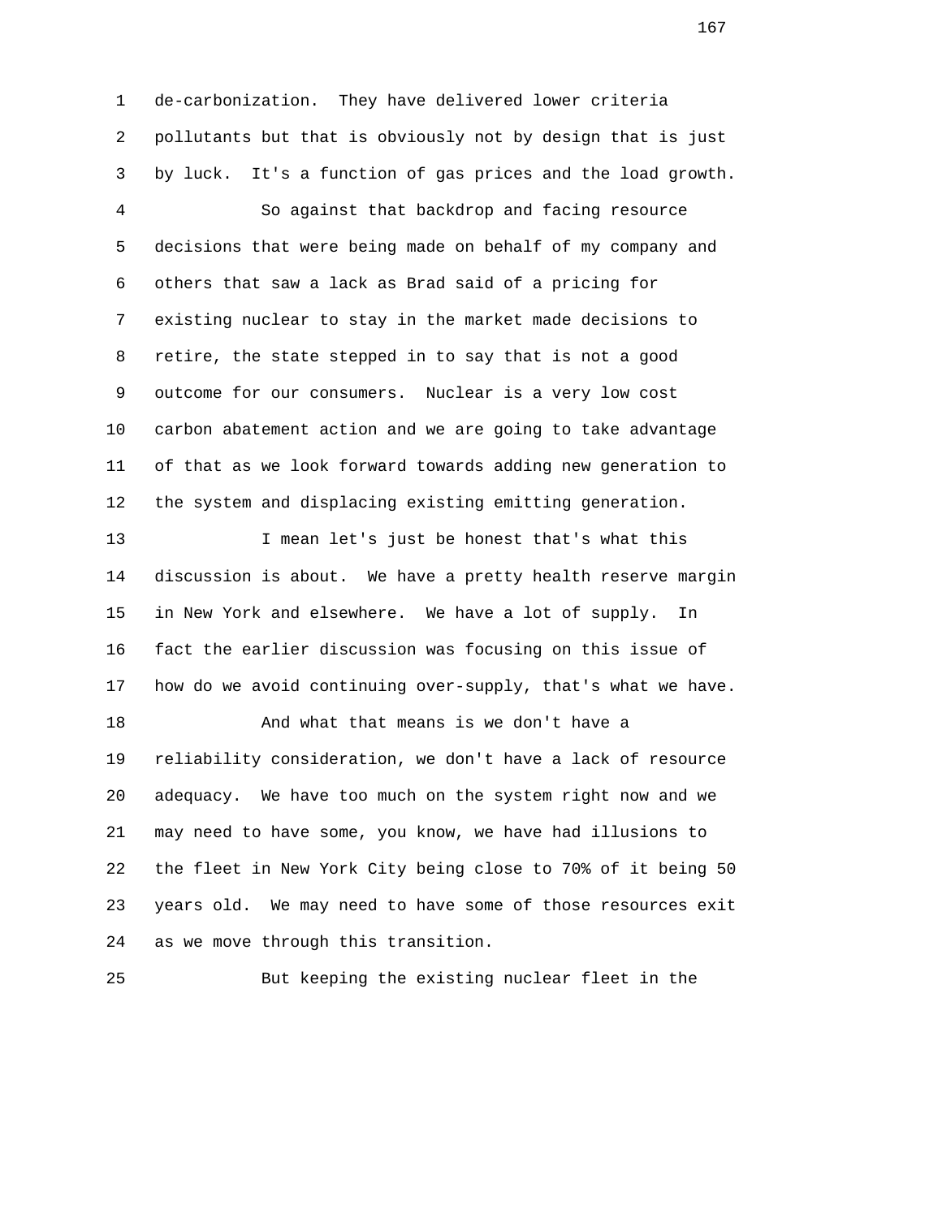de-carbonization. They have delivered lower criteria pollutants but that is obviously not by design that is just by luck. It's a function of gas prices and the load growth.

So against that backdrop and facing resource decisions that were being made on behalf of my company and others that saw a lack as Brad said of a pricing for existing nuclear to stay in the market made decisions to retire, the state stepped in to say that is not a good outcome for our consumers. Nuclear is a very low cost carbon abatement action and we are going to take advantage of that as we look forward towards adding new generation to the system and displacing existing emitting generation.

I mean let's just be honest that's what this discussion is about. We have a pretty health reserve margin in New York and elsewhere. We have a lot of supply. In fact the earlier discussion was focusing on this issue of how do we avoid continuing over-supply, that's what we have.

And what that means is we don't have a reliability consideration, we don't have a lack of resource adequacy. We have too much on the system right now and we may need to have some, you know, we have had illusions to the fleet in New York City being close to 70% of it being 50 years old. We may need to have some of those resources exit as we move through this transition.

But keeping the existing nuclear fleet in the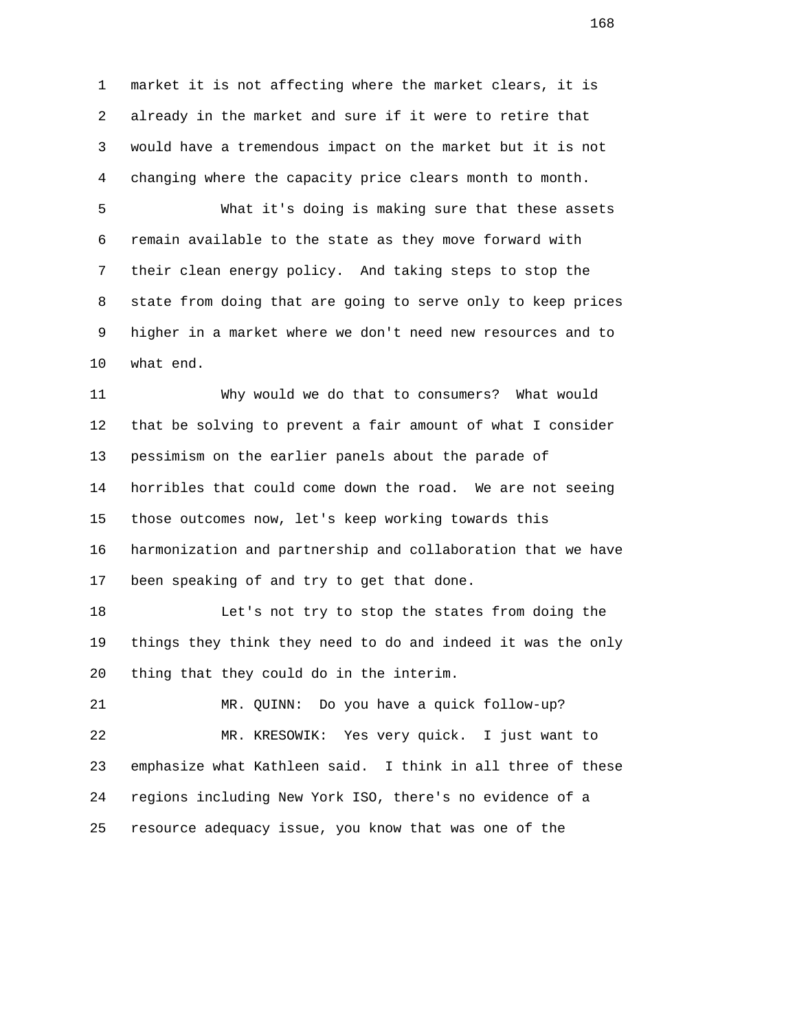market it is not affecting where the market clears, it is already in the market and sure if it were to retire that would have a tremendous impact on the market but it is not changing where the capacity price clears month to month.

What it's doing is making sure that these assets remain available to the state as they move forward with their clean energy policy. And taking steps to stop the state from doing that are going to serve only to keep prices higher in a market where we don't need new resources and to what end.

Why would we do that to consumers? What would that be solving to prevent a fair amount of what I consider pessimism on the earlier panels about the parade of horribles that could come down the road. We are not seeing those outcomes now, let's keep working towards this harmonization and partnership and collaboration that we have been speaking of and try to get that done.

Let's not try to stop the states from doing the things they think they need to do and indeed it was the only thing that they could do in the interim.

MR. QUINN: Do you have a quick follow-up?

MR. KRESOWIK: Yes very quick. I just want to emphasize what Kathleen said. I think in all three of these regions including New York ISO, there's no evidence of a resource adequacy issue, you know that was one of the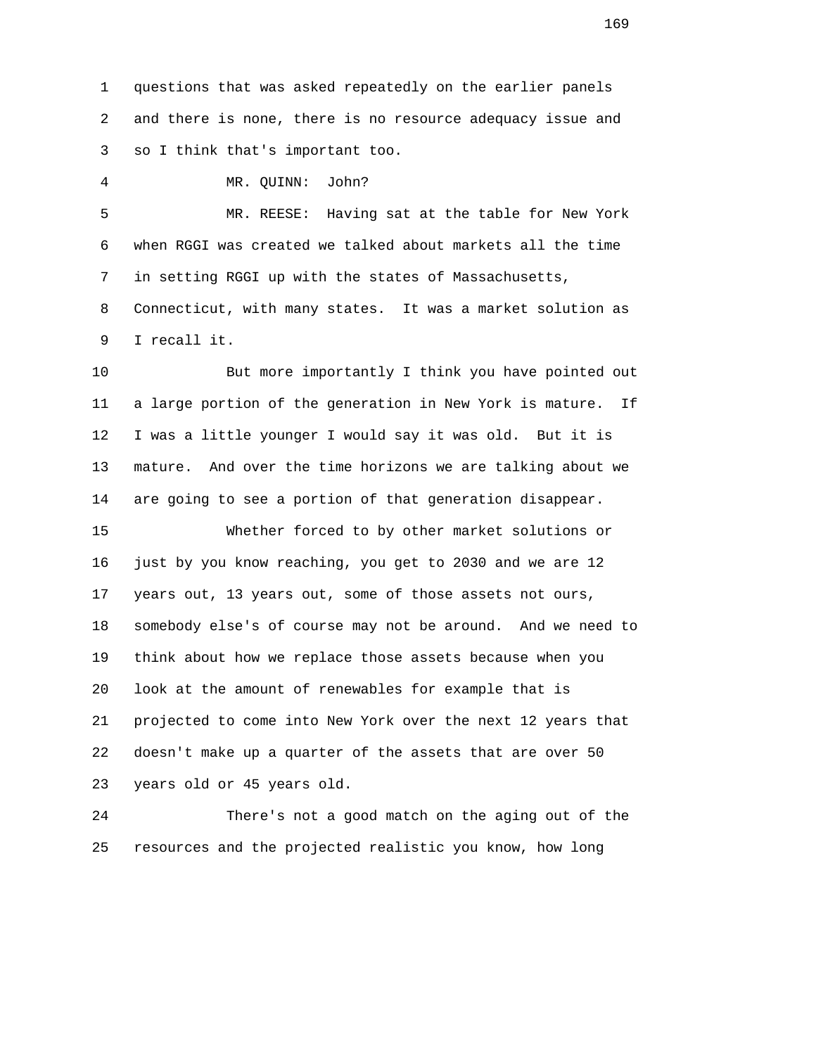questions that was asked repeatedly on the earlier panels and there is none, there is no resource adequacy issue and so I think that's important too.

MR. QUINN: John?

MR. REESE: Having sat at the table for New York when RGGI was created we talked about markets all the time in setting RGGI up with the states of Massachusetts, Connecticut, with many states. It was a market solution as I recall it.

But more importantly I think you have pointed out a large portion of the generation in New York is mature. If I was a little younger I would say it was old. But it is mature. And over the time horizons we are talking about we are going to see a portion of that generation disappear.

Whether forced to by other market solutions or just by you know reaching, you get to 2030 and we are 12 years out, 13 years out, some of those assets not ours, somebody else's of course may not be around. And we need to think about how we replace those assets because when you look at the amount of renewables for example that is projected to come into New York over the next 12 years that doesn't make up a quarter of the assets that are over 50 years old or 45 years old.

There's not a good match on the aging out of the resources and the projected realistic you know, how long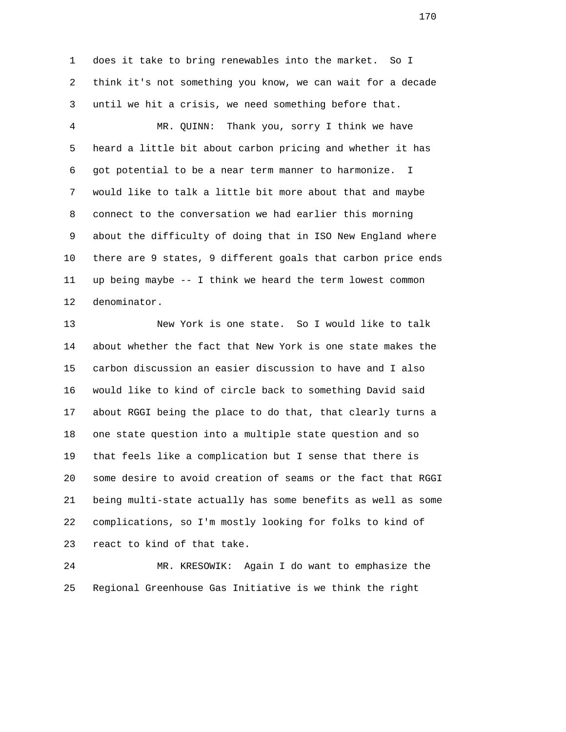does it take to bring renewables into the market. So I think it's not something you know, we can wait for a decade until we hit a crisis, we need something before that.

MR. QUINN: Thank you, sorry I think we have heard a little bit about carbon pricing and whether it has got potential to be a near term manner to harmonize. I would like to talk a little bit more about that and maybe connect to the conversation we had earlier this morning about the difficulty of doing that in ISO New England where there are 9 states, 9 different goals that carbon price ends up being maybe -- I think we heard the term lowest common denominator.

New York is one state. So I would like to talk about whether the fact that New York is one state makes the carbon discussion an easier discussion to have and I also would like to kind of circle back to something David said about RGGI being the place to do that, that clearly turns a one state question into a multiple state question and so that feels like a complication but I sense that there is some desire to avoid creation of seams or the fact that RGGI being multi-state actually has some benefits as well as some complications, so I'm mostly looking for folks to kind of react to kind of that take.

MR. KRESOWIK: Again I do want to emphasize the Regional Greenhouse Gas Initiative is we think the right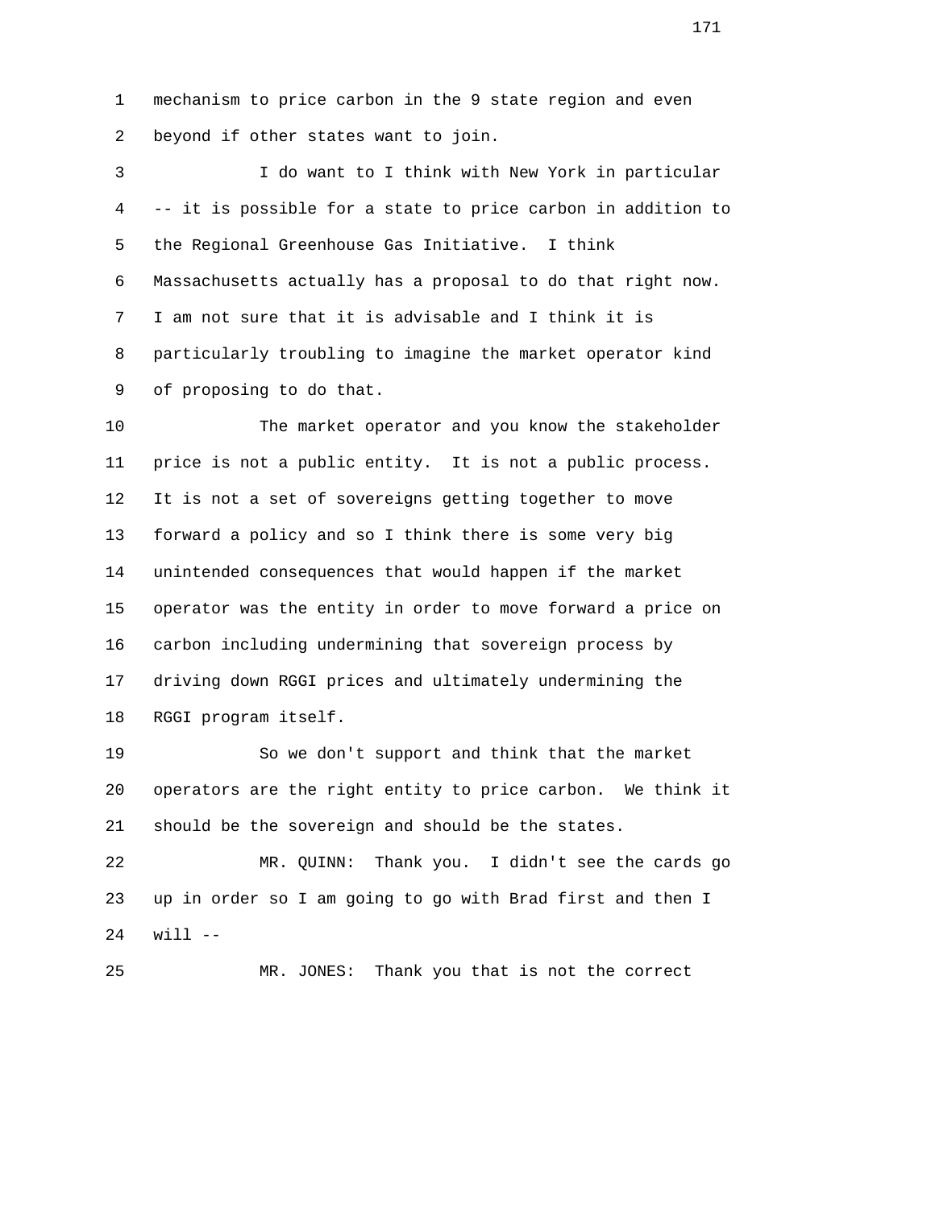mechanism to price carbon in the 9 state region and even beyond if other states want to join.

I do want to I think with New York in particular -- it is possible for a state to price carbon in addition to the Regional Greenhouse Gas Initiative. I think Massachusetts actually has a proposal to do that right now. I am not sure that it is advisable and I think it is particularly troubling to imagine the market operator kind of proposing to do that.

The market operator and you know the stakeholder price is not a public entity. It is not a public process. It is not a set of sovereigns getting together to move forward a policy and so I think there is some very big unintended consequences that would happen if the market operator was the entity in order to move forward a price on carbon including undermining that sovereign process by driving down RGGI prices and ultimately undermining the RGGI program itself.

So we don't support and think that the market operators are the right entity to price carbon. We think it should be the sovereign and should be the states.

MR. QUINN: Thank you. I didn't see the cards go up in order so I am going to go with Brad first and then I will --

MR. JONES: Thank you that is not the correct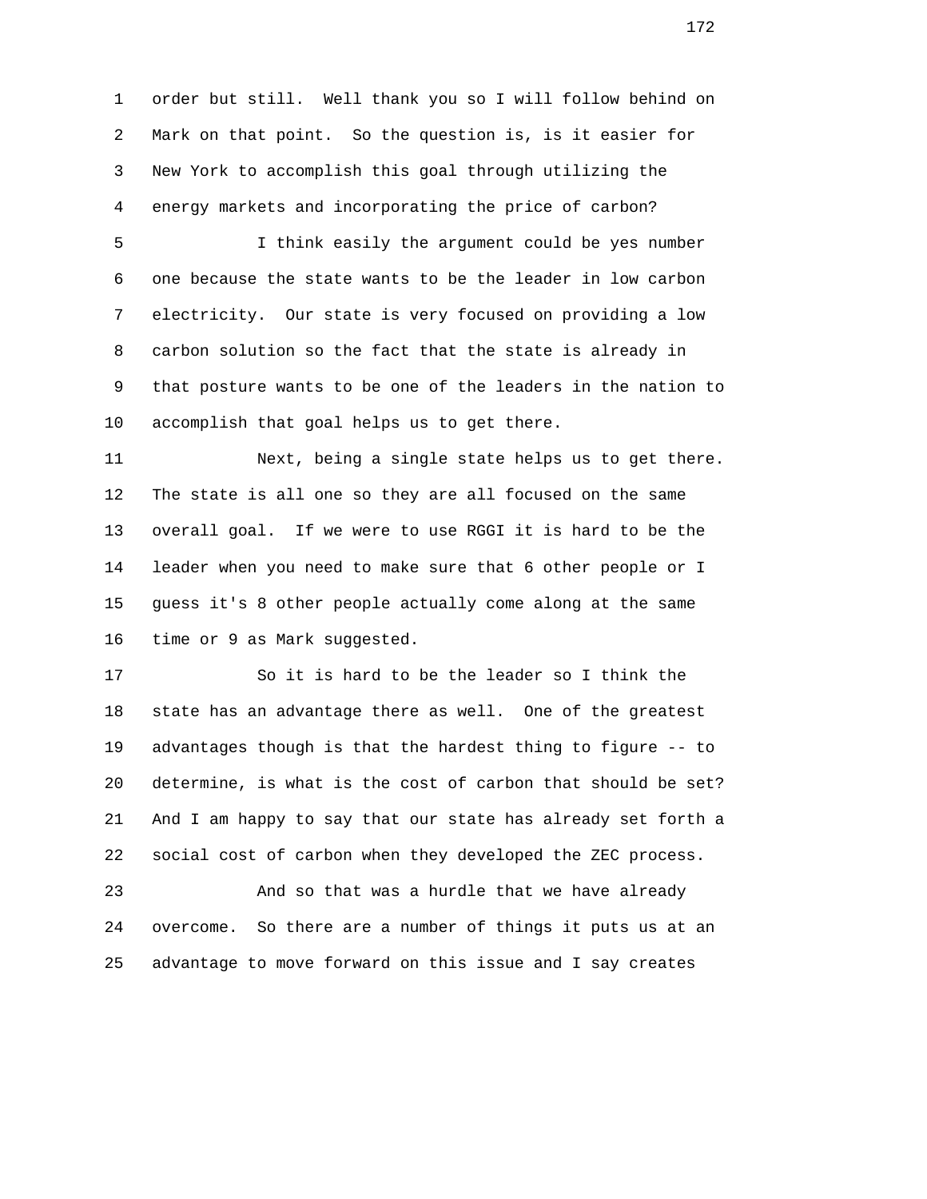order but still. Well thank you so I will follow behind on Mark on that point. So the question is, is it easier for New York to accomplish this goal through utilizing the energy markets and incorporating the price of carbon?

I think easily the argument could be yes number one because the state wants to be the leader in low carbon electricity. Our state is very focused on providing a low carbon solution so the fact that the state is already in that posture wants to be one of the leaders in the nation to accomplish that goal helps us to get there.

Next, being a single state helps us to get there. The state is all one so they are all focused on the same overall goal. If we were to use RGGI it is hard to be the leader when you need to make sure that 6 other people or I guess it's 8 other people actually come along at the same time or 9 as Mark suggested.

So it is hard to be the leader so I think the state has an advantage there as well. One of the greatest advantages though is that the hardest thing to figure -- to determine, is what is the cost of carbon that should be set? And I am happy to say that our state has already set forth a social cost of carbon when they developed the ZEC process.

And so that was a hurdle that we have already overcome. So there are a number of things it puts us at an advantage to move forward on this issue and I say creates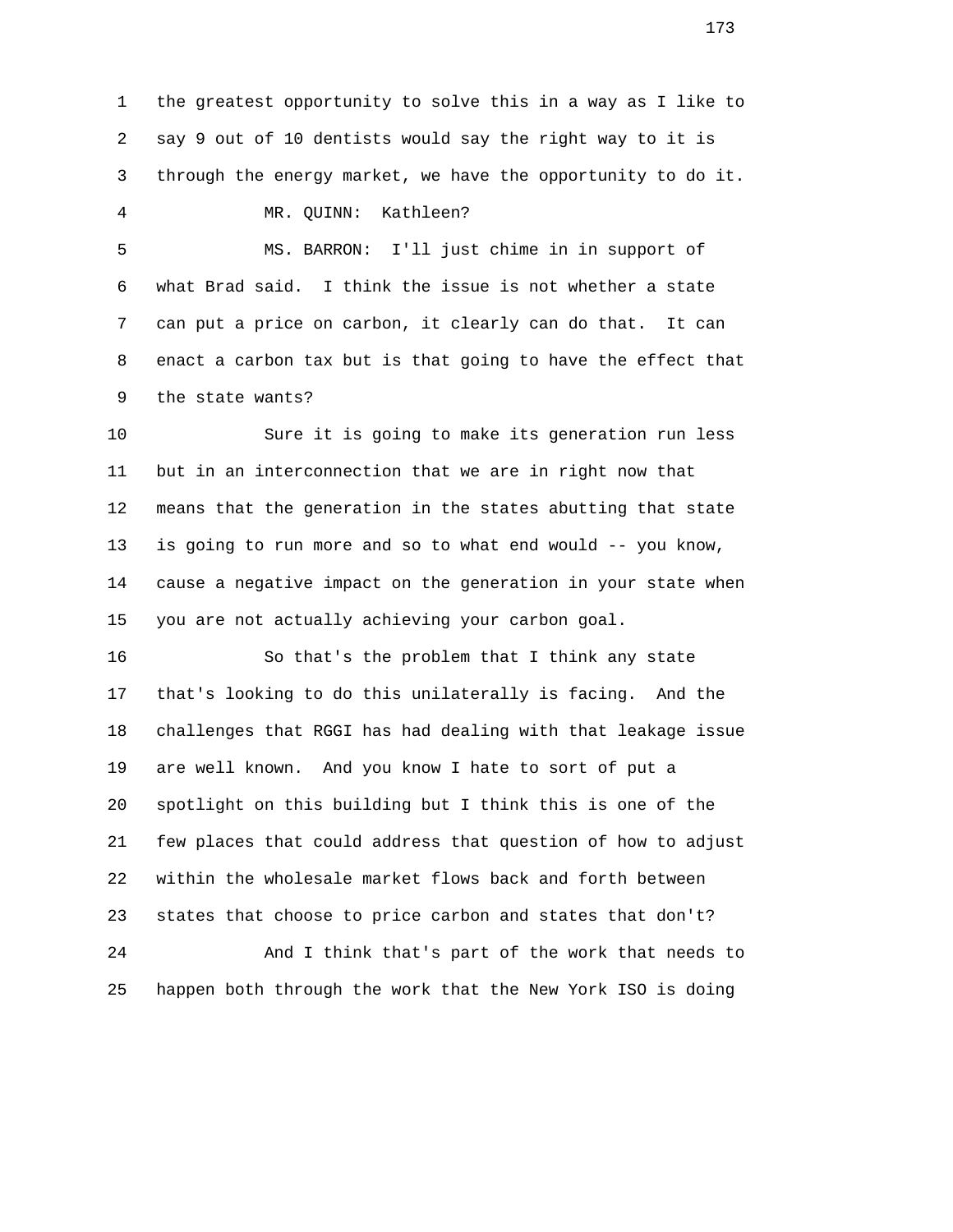the greatest opportunity to solve this in a way as I like to say 9 out of 10 dentists would say the right way to it is through the energy market, we have the opportunity to do it.

MR. QUINN: Kathleen?

MS. BARRON: I'll just chime in in support of what Brad said. I think the issue is not whether a state can put a price on carbon, it clearly can do that. It can enact a carbon tax but is that going to have the effect that the state wants?

Sure it is going to make its generation run less but in an interconnection that we are in right now that means that the generation in the states abutting that state is going to run more and so to what end would -- you know, cause a negative impact on the generation in your state when you are not actually achieving your carbon goal.

So that's the problem that I think any state that's looking to do this unilaterally is facing. And the challenges that RGGI has had dealing with that leakage issue are well known. And you know I hate to sort of put a spotlight on this building but I think this is one of the few places that could address that question of how to adjust within the wholesale market flows back and forth between states that choose to price carbon and states that don't?

And I think that's part of the work that needs to happen both through the work that the New York ISO is doing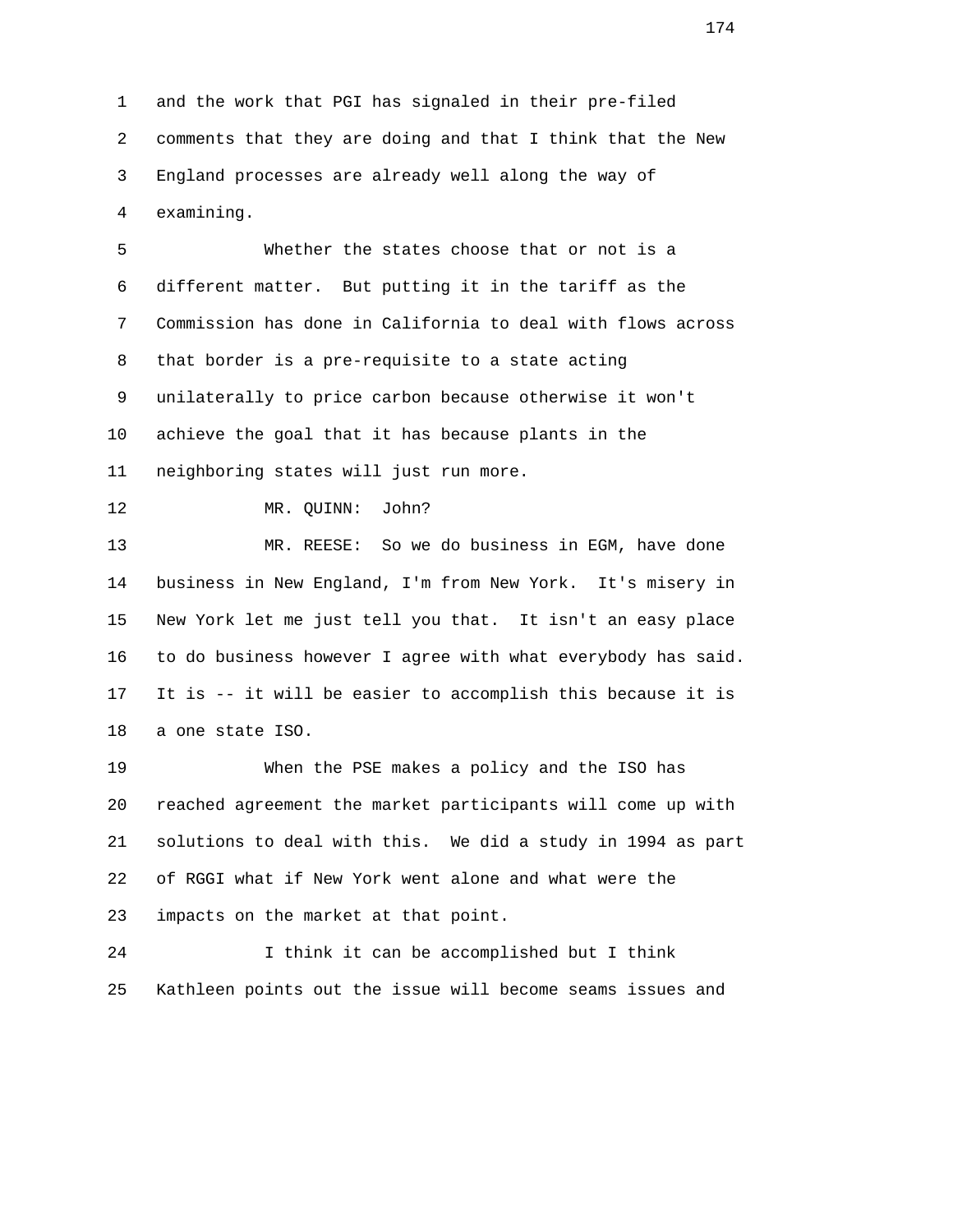and the work that PGI has signaled in their pre-filed comments that they are doing and that I think that the New England processes are already well along the way of examining.

Whether the states choose that or not is a different matter. But putting it in the tariff as the Commission has done in California to deal with flows across that border is a pre-requisite to a state acting unilaterally to price carbon because otherwise it won't achieve the goal that it has because plants in the neighboring states will just run more.

MR. QUINN: John?

MR. REESE: So we do business in EGM, have done business in New England, I'm from New York. It's misery in New York let me just tell you that. It isn't an easy place to do business however I agree with what everybody has said. It is -- it will be easier to accomplish this because it is a one state ISO.

When the PSE makes a policy and the ISO has reached agreement the market participants will come up with solutions to deal with this. We did a study in 1994 as part of RGGI what if New York went alone and what were the impacts on the market at that point.

I think it can be accomplished but I think Kathleen points out the issue will become seams issues and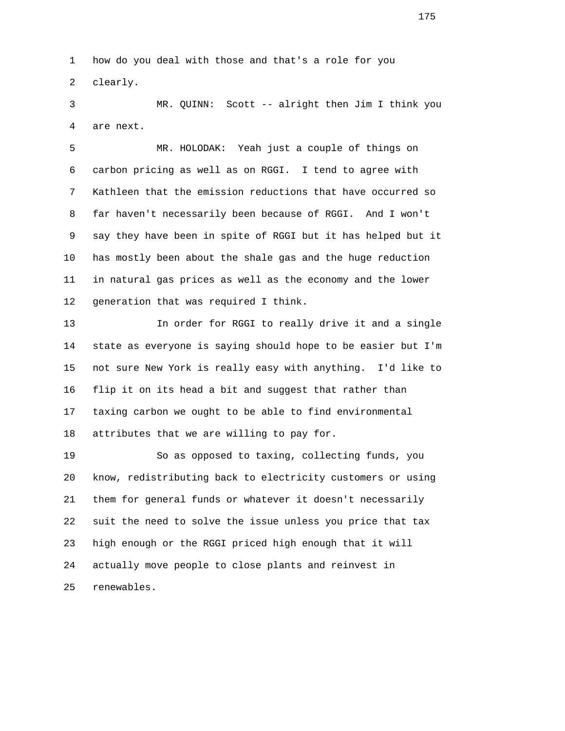how do you deal with those and that's a role for you clearly.

MR. QUINN: Scott -- alright then Jim I think you are next.

MR. HOLODAK: Yeah just a couple of things on carbon pricing as well as on RGGI. I tend to agree with Kathleen that the emission reductions that have occurred so far haven't necessarily been because of RGGI. And I won't say they have been in spite of RGGI but it has helped but it has mostly been about the shale gas and the huge reduction in natural gas prices as well as the economy and the lower generation that was required I think.

In order for RGGI to really drive it and a single state as everyone is saying should hope to be easier but I'm not sure New York is really easy with anything. I'd like to flip it on its head a bit and suggest that rather than taxing carbon we ought to be able to find environmental attributes that we are willing to pay for.

So as opposed to taxing, collecting funds, you know, redistributing back to electricity customers or using them for general funds or whatever it doesn't necessarily suit the need to solve the issue unless you price that tax high enough or the RGGI priced high enough that it will actually move people to close plants and reinvest in renewables.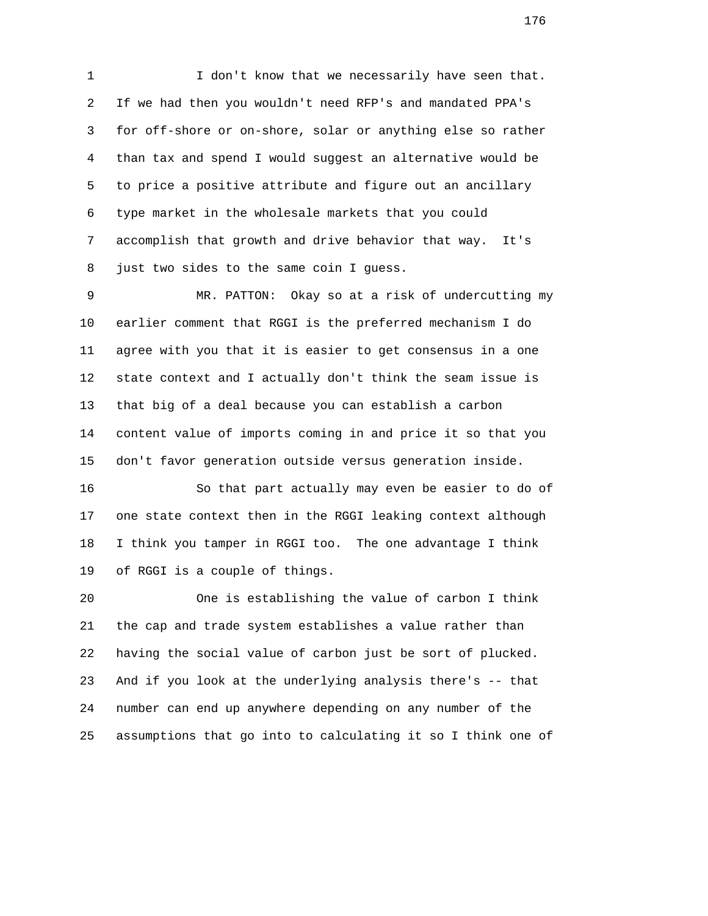I don't know that we necessarily have seen that. If we had then you wouldn't need RFP's and mandated PPA's for off-shore or on-shore, solar or anything else so rather than tax and spend I would suggest an alternative would be to price a positive attribute and figure out an ancillary type market in the wholesale markets that you could accomplish that growth and drive behavior that way. It's just two sides to the same coin I guess.

MR. PATTON: Okay so at a risk of undercutting my earlier comment that RGGI is the preferred mechanism I do agree with you that it is easier to get consensus in a one state context and I actually don't think the seam issue is that big of a deal because you can establish a carbon content value of imports coming in and price it so that you don't favor generation outside versus generation inside.

So that part actually may even be easier to do of one state context then in the RGGI leaking context although I think you tamper in RGGI too. The one advantage I think of RGGI is a couple of things.

One is establishing the value of carbon I think the cap and trade system establishes a value rather than having the social value of carbon just be sort of plucked. And if you look at the underlying analysis there's -- that number can end up anywhere depending on any number of the assumptions that go into to calculating it so I think one of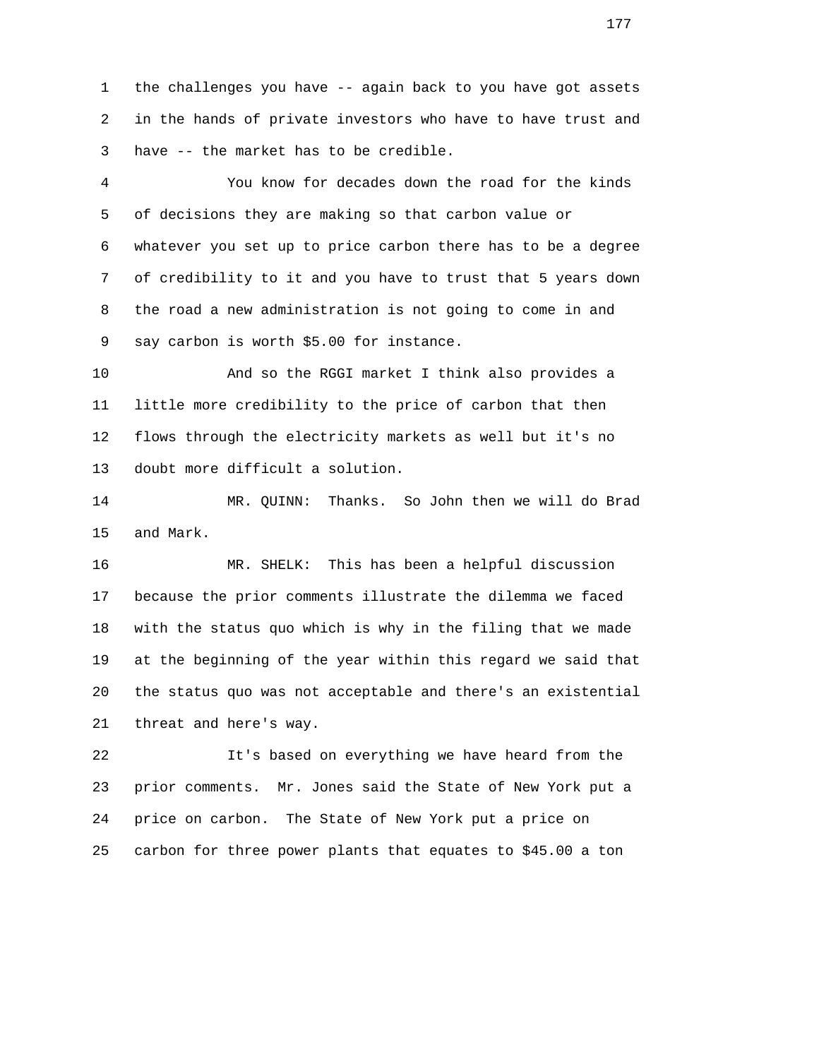1 the challenges you have -- again back to you have got assets
2 in the hands of private investors who have to have trust and
3 have -- the market has to be credible.

4 You know for decades down the road for the kinds
5 of decisions they are making so that carbon value or
6 whatever you set up to price carbon there has to be a degree
7 of credibility to it and you have to trust that 5 years down
8 the road a new administration is not going to come in and
9 say carbon is worth $5.00 for instance.

10 And so the RGGI market I think also provides a
11 little more credibility to the price of carbon that then
12 flows through the electricity markets as well but it's no
13 doubt more difficult a solution.

14 MR. QUINN: Thanks. So John then we will do Brad
15 and Mark.

16 MR. SHELK: This has been a helpful discussion
17 because the prior comments illustrate the dilemma we faced
18 with the status quo which is why in the filing that we made
19 at the beginning of the year within this regard we said that
20 the status quo was not acceptable and there's an existential
21 threat and here's way.

22 It's based on everything we have heard from the
23 prior comments. Mr. Jones said the State of New York put a
24 price on carbon. The State of New York put a price on
25 carbon for three power plants that equates to $45.00 a ton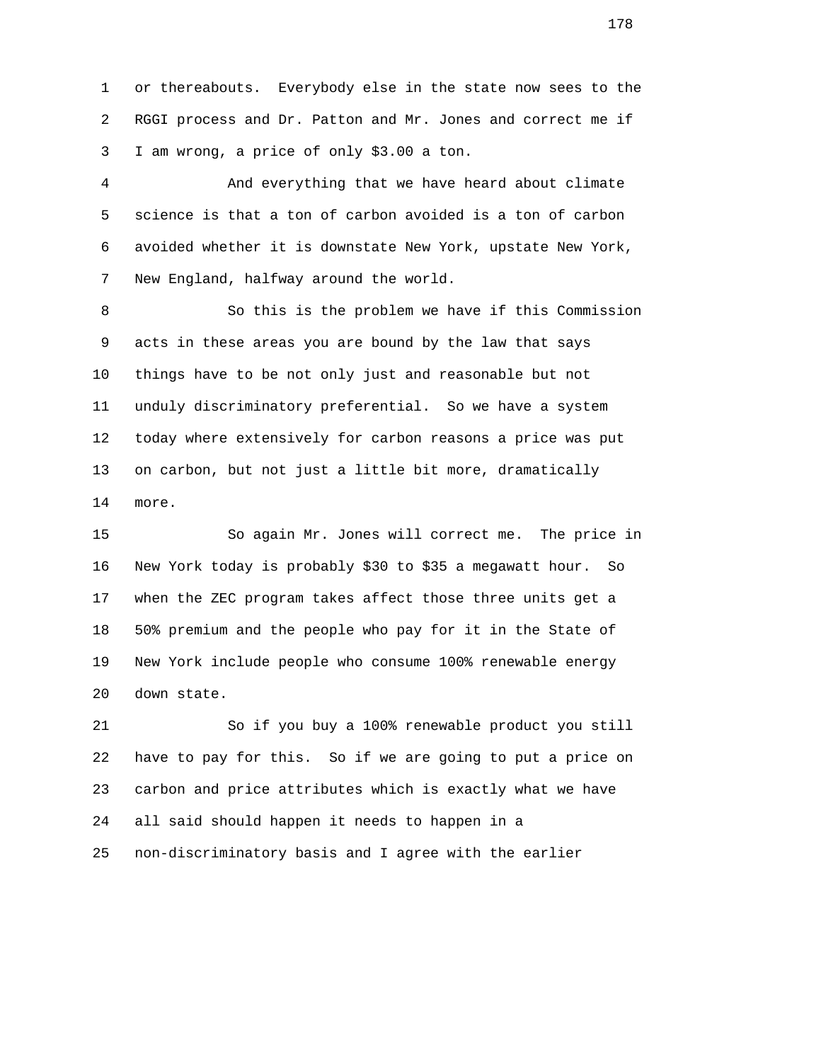or thereabouts. Everybody else in the state now sees to the RGGI process and Dr. Patton and Mr. Jones and correct me if I am wrong, a price of only $3.00 a ton.

And everything that we have heard about climate science is that a ton of carbon avoided is a ton of carbon avoided whether it is downstate New York, upstate New York, New England, halfway around the world.

So this is the problem we have if this Commission acts in these areas you are bound by the law that says things have to be not only just and reasonable but not unduly discriminatory preferential. So we have a system today where extensively for carbon reasons a price was put on carbon, but not just a little bit more, dramatically more.

So again Mr. Jones will correct me. The price in New York today is probably $30 to $35 a megawatt hour. So when the ZEC program takes affect those three units get a 50% premium and the people who pay for it in the State of New York include people who consume 100% renewable energy down state.

So if you buy a 100% renewable product you still have to pay for this. So if we are going to put a price on carbon and price attributes which is exactly what we have all said should happen it needs to happen in a non-discriminatory basis and I agree with the earlier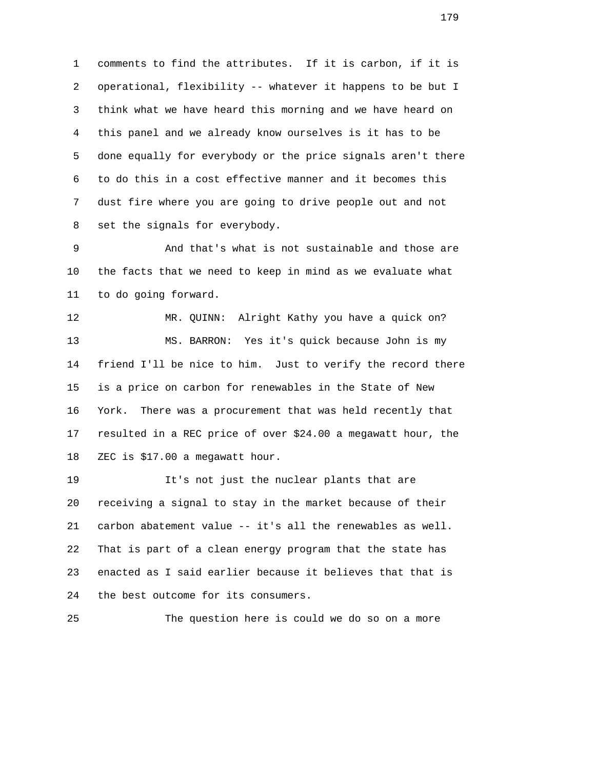comments to find the attributes. If it is carbon, if it is operational, flexibility -- whatever it happens to be but I think what we have heard this morning and we have heard on this panel and we already know ourselves is it has to be done equally for everybody or the price signals aren't there to do this in a cost effective manner and it becomes this dust fire where you are going to drive people out and not set the signals for everybody.

And that's what is not sustainable and those are the facts that we need to keep in mind as we evaluate what to do going forward.

MR. QUINN: Alright Kathy you have a quick on?

MS. BARRON: Yes it's quick because John is my friend I'll be nice to him. Just to verify the record there is a price on carbon for renewables in the State of New York. There was a procurement that was held recently that resulted in a REC price of over $24.00 a megawatt hour, the ZEC is $17.00 a megawatt hour.

It's not just the nuclear plants that are receiving a signal to stay in the market because of their carbon abatement value -- it's all the renewables as well. That is part of a clean energy program that the state has enacted as I said earlier because it believes that that is the best outcome for its consumers.

The question here is could we do so on a more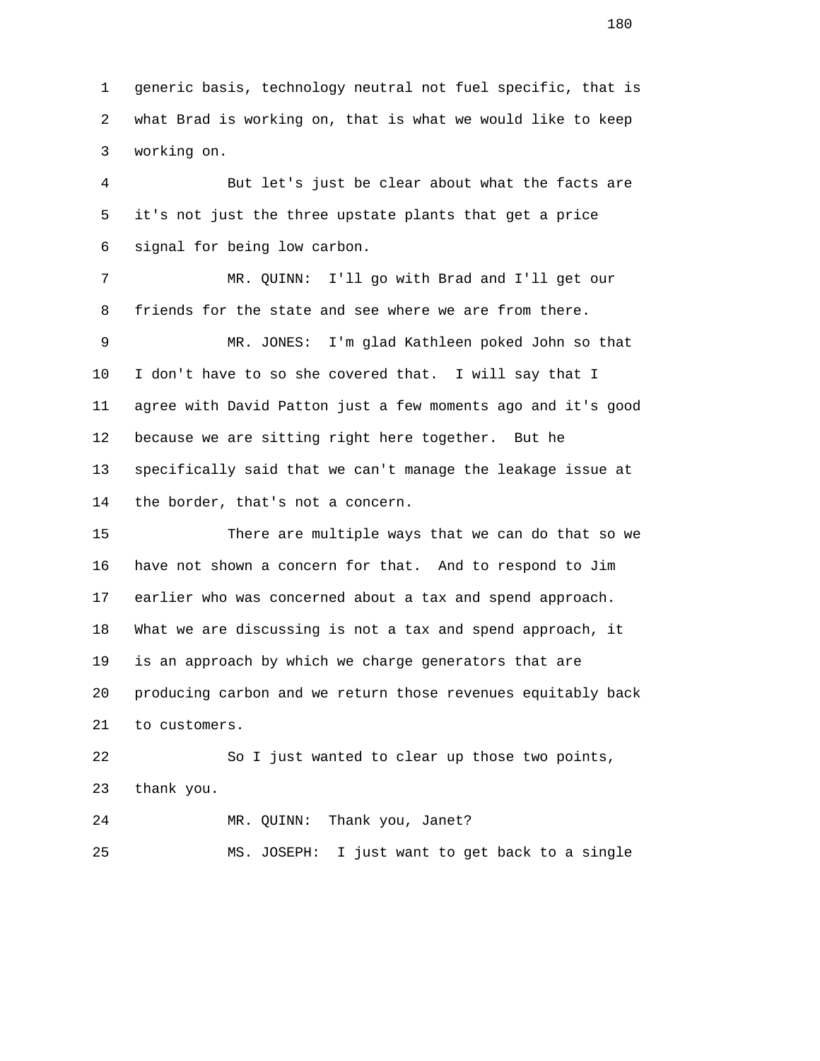generic basis, technology neutral not fuel specific, that is what Brad is working on, that is what we would like to keep working on.

But let's just be clear about what the facts are it's not just the three upstate plants that get a price signal for being low carbon.

MR. QUINN: I'll go with Brad and I'll get our friends for the state and see where we are from there.

MR. JONES: I'm glad Kathleen poked John so that I don't have to so she covered that. I will say that I agree with David Patton just a few moments ago and it's good because we are sitting right here together. But he specifically said that we can't manage the leakage issue at the border, that's not a concern.

There are multiple ways that we can do that so we have not shown a concern for that. And to respond to Jim earlier who was concerned about a tax and spend approach. What we are discussing is not a tax and spend approach, it is an approach by which we charge generators that are producing carbon and we return those revenues equitably back to customers.

So I just wanted to clear up those two points, thank you.

MR. QUINN: Thank you, Janet?

MS. JOSEPH: I just want to get back to a single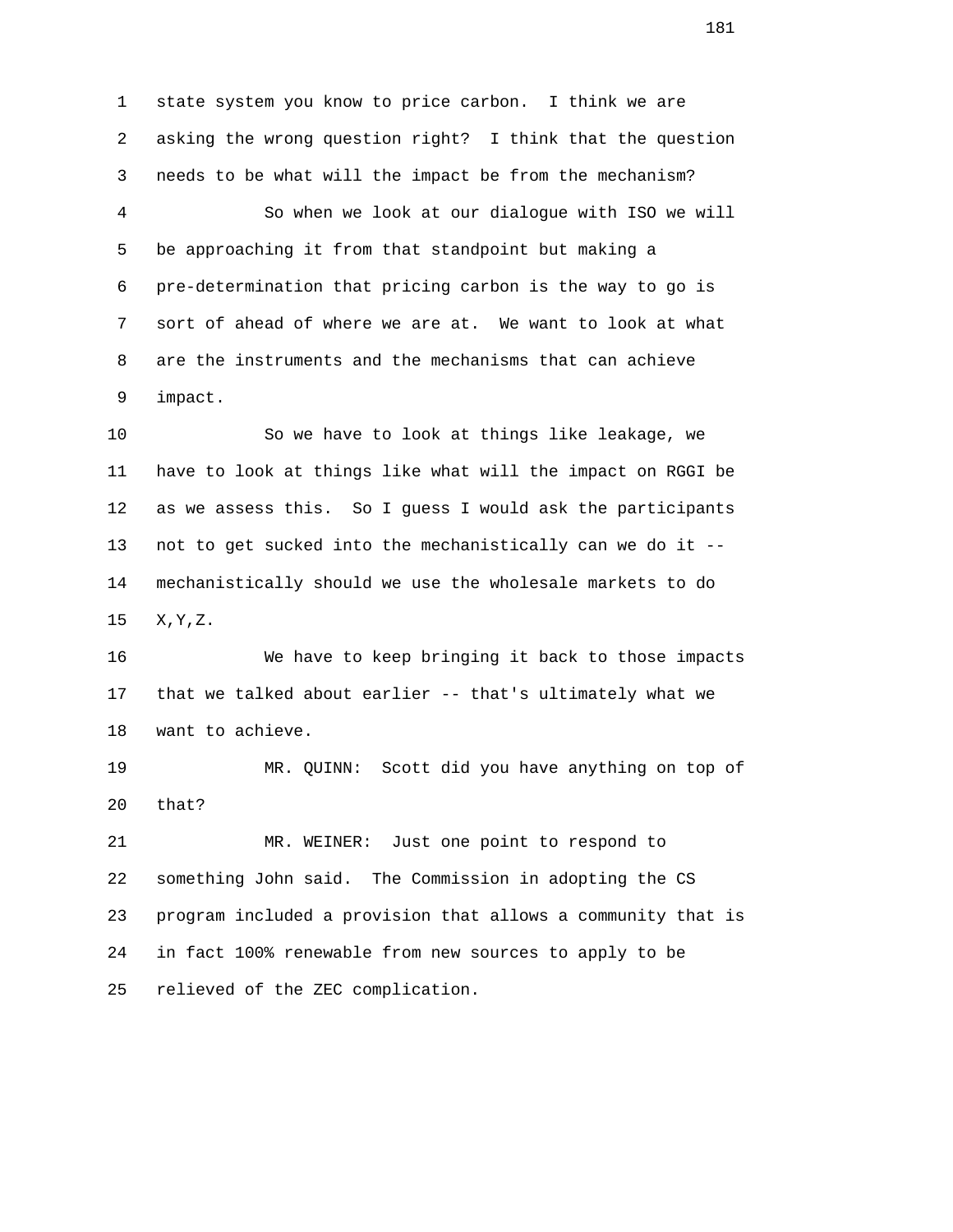state system you know to price carbon. I think we are asking the wrong question right? I think that the question needs to be what will the impact be from the mechanism?

So when we look at our dialogue with ISO we will be approaching it from that standpoint but making a pre-determination that pricing carbon is the way to go is sort of ahead of where we are at. We want to look at what are the instruments and the mechanisms that can achieve impact.

So we have to look at things like leakage, we have to look at things like what will the impact on RGGI be as we assess this. So I guess I would ask the participants not to get sucked into the mechanistically can we do it -- mechanistically should we use the wholesale markets to do X,Y,Z.

We have to keep bringing it back to those impacts that we talked about earlier -- that's ultimately what we want to achieve.

MR. QUINN: Scott did you have anything on top of that?

MR. WEINER: Just one point to respond to something John said. The Commission in adopting the CS program included a provision that allows a community that is in fact 100% renewable from new sources to apply to be relieved of the ZEC complication.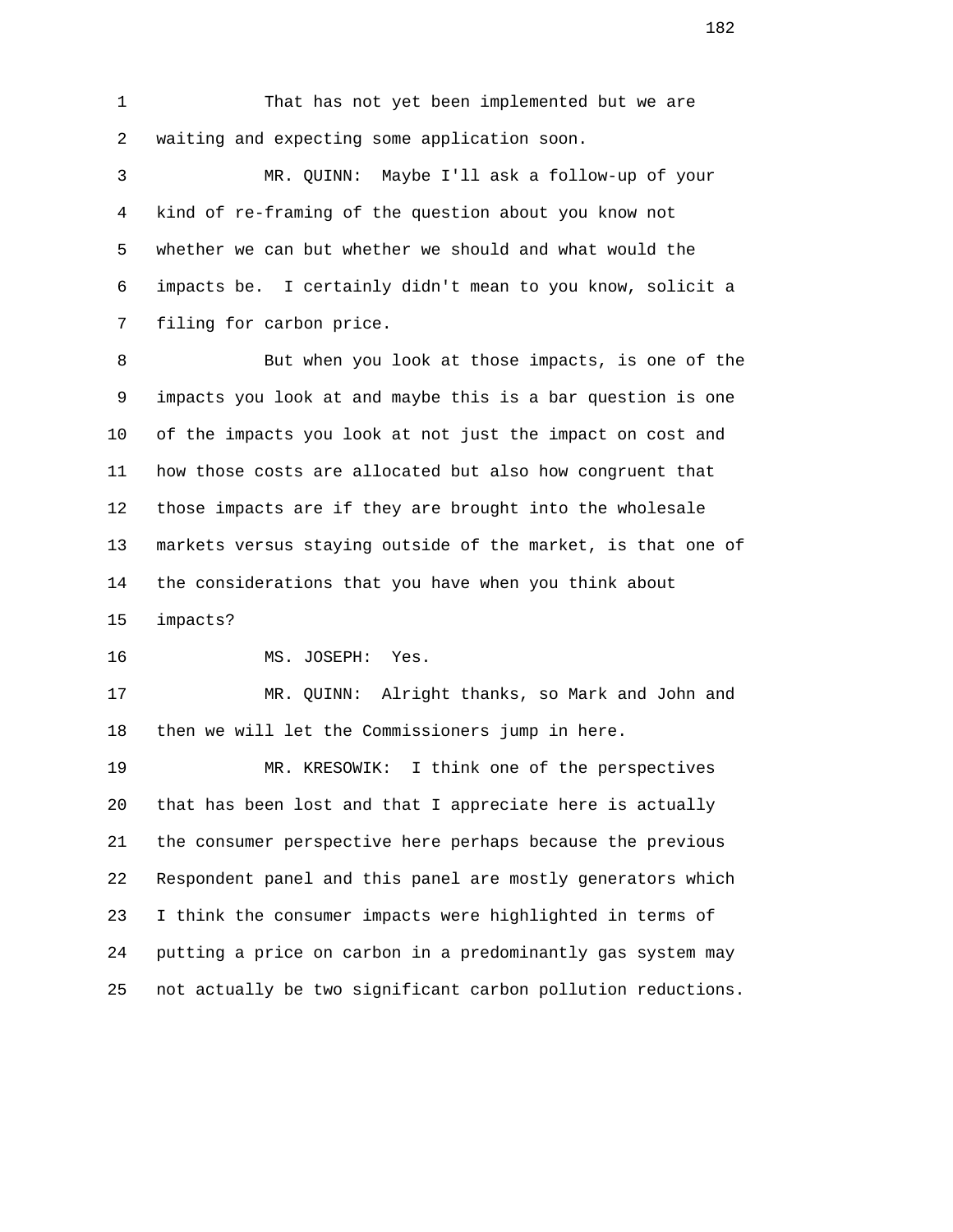That has not yet been implemented but we are waiting and expecting some application soon.

MR. QUINN: Maybe I'll ask a follow-up of your kind of re-framing of the question about you know not whether we can but whether we should and what would the impacts be. I certainly didn't mean to you know, solicit a filing for carbon price.

But when you look at those impacts, is one of the impacts you look at and maybe this is a bar question is one of the impacts you look at not just the impact on cost and how those costs are allocated but also how congruent that those impacts are if they are brought into the wholesale markets versus staying outside of the market, is that one of the considerations that you have when you think about impacts?

MS. JOSEPH: Yes.

MR. QUINN: Alright thanks, so Mark and John and then we will let the Commissioners jump in here.

MR. KRESOWIK: I think one of the perspectives that has been lost and that I appreciate here is actually the consumer perspective here perhaps because the previous Respondent panel and this panel are mostly generators which I think the consumer impacts were highlighted in terms of putting a price on carbon in a predominantly gas system may not actually be two significant carbon pollution reductions.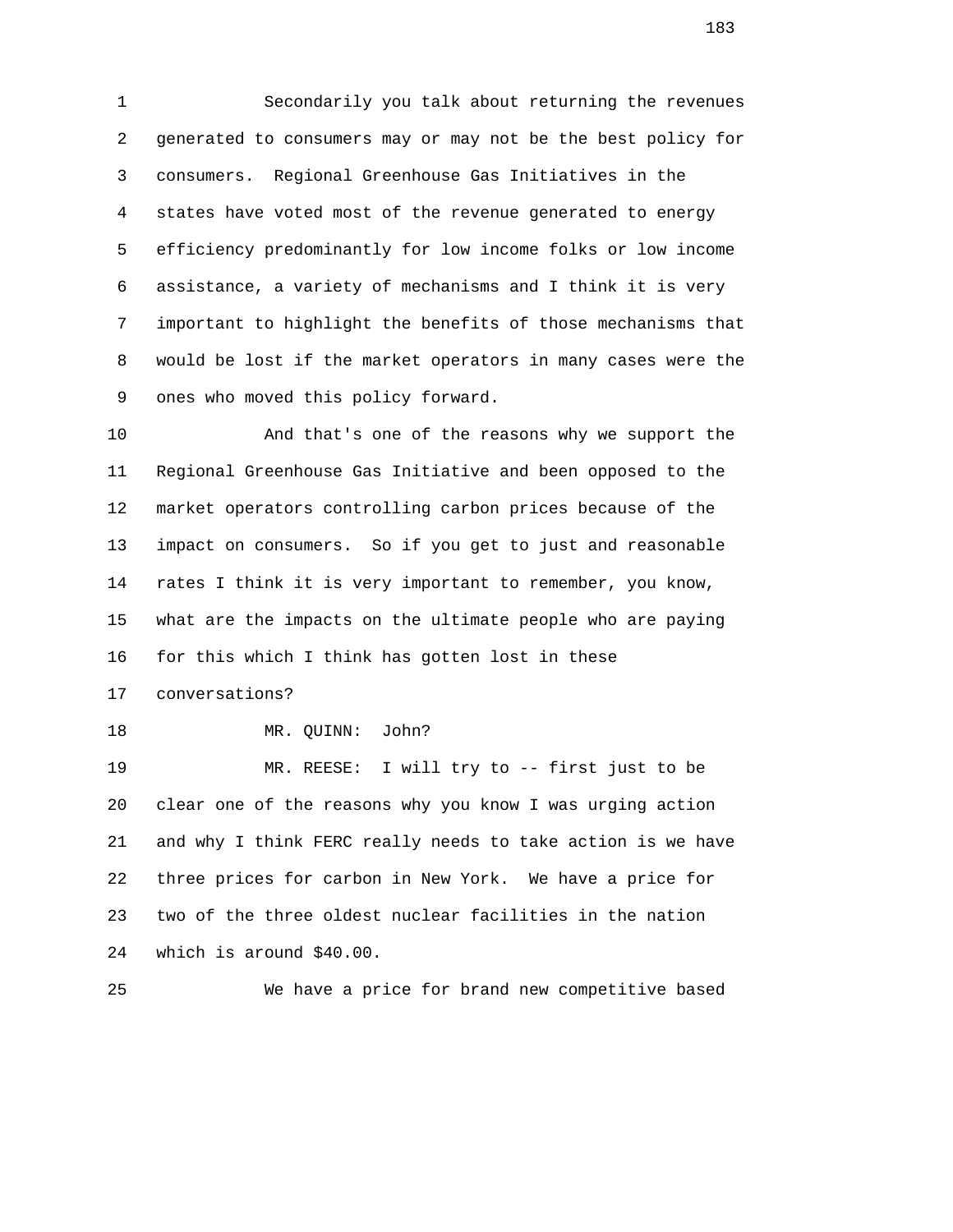Secondarily you talk about returning the revenues generated to consumers may or may not be the best policy for consumers. Regional Greenhouse Gas Initiatives in the states have voted most of the revenue generated to energy efficiency predominantly for low income folks or low income assistance, a variety of mechanisms and I think it is very important to highlight the benefits of those mechanisms that would be lost if the market operators in many cases were the ones who moved this policy forward.

And that's one of the reasons why we support the Regional Greenhouse Gas Initiative and been opposed to the market operators controlling carbon prices because of the impact on consumers. So if you get to just and reasonable rates I think it is very important to remember, you know, what are the impacts on the ultimate people who are paying for this which I think has gotten lost in these conversations?

MR. QUINN: John?

MR. REESE: I will try to -- first just to be clear one of the reasons why you know I was urging action and why I think FERC really needs to take action is we have three prices for carbon in New York. We have a price for two of the three oldest nuclear facilities in the nation which is around $40.00.

We have a price for brand new competitive based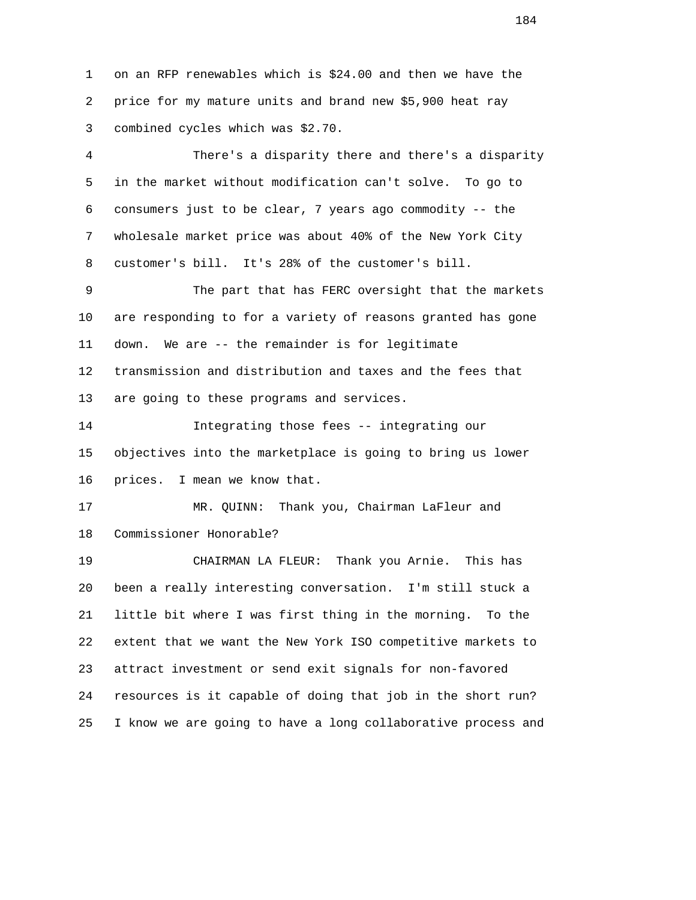on an RFP renewables which is $24.00 and then we have the price for my mature units and brand new $5,900 heat ray combined cycles which was $2.70.

There's a disparity there and there's a disparity in the market without modification can't solve. To go to consumers just to be clear, 7 years ago commodity -- the wholesale market price was about 40% of the New York City customer's bill. It's 28% of the customer's bill.

The part that has FERC oversight that the markets are responding to for a variety of reasons granted has gone down. We are -- the remainder is for legitimate transmission and distribution and taxes and the fees that are going to these programs and services.

Integrating those fees -- integrating our objectives into the marketplace is going to bring us lower prices. I mean we know that.

MR. QUINN: Thank you, Chairman LaFleur and Commissioner Honorable?

CHAIRMAN LA FLEUR: Thank you Arnie. This has been a really interesting conversation. I'm still stuck a little bit where I was first thing in the morning. To the extent that we want the New York ISO competitive markets to attract investment or send exit signals for non-favored resources is it capable of doing that job in the short run? I know we are going to have a long collaborative process and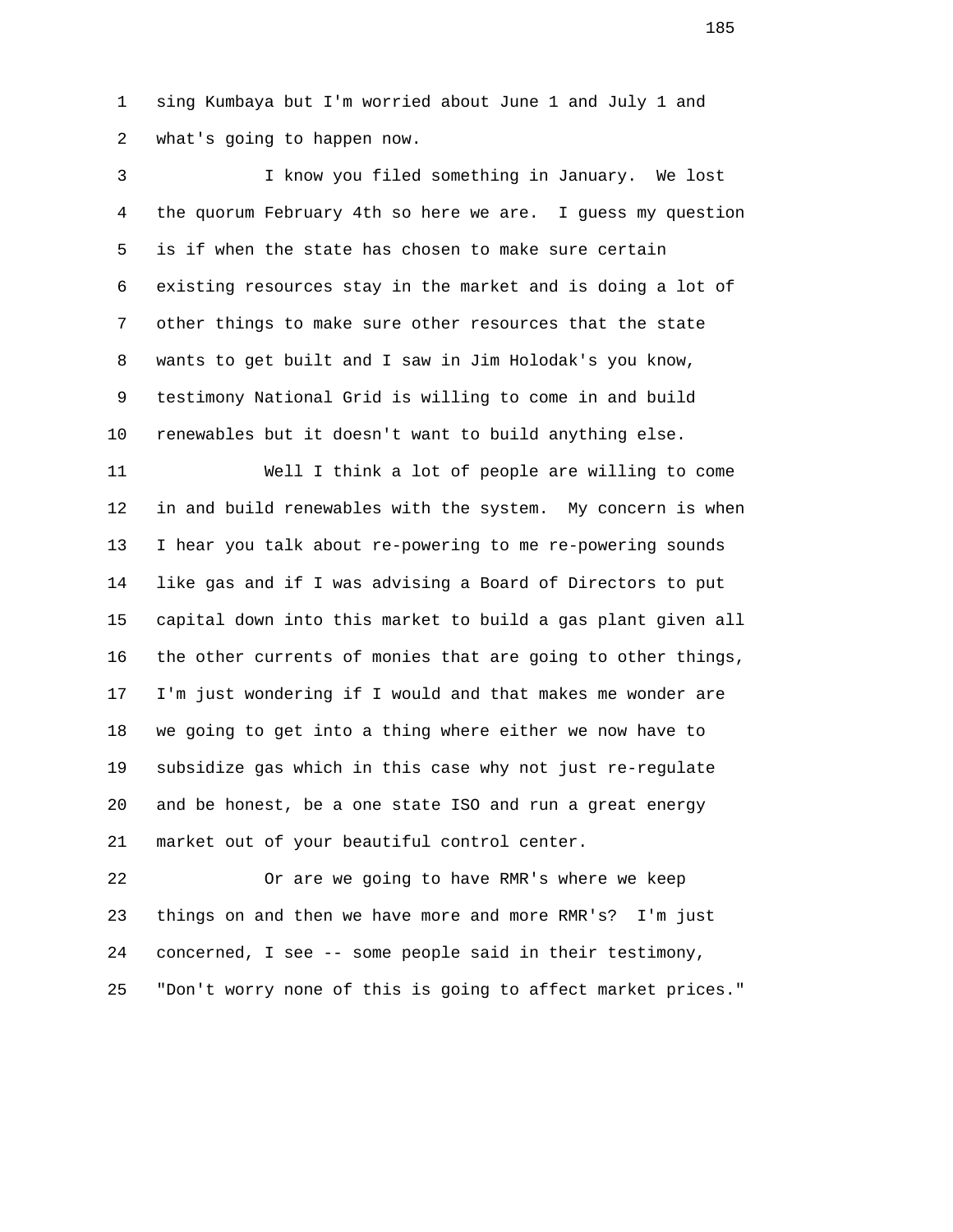sing Kumbaya but I'm worried about June 1 and July 1 and what's going to happen now.

I know you filed something in January. We lost the quorum February 4th so here we are. I guess my question is if when the state has chosen to make sure certain existing resources stay in the market and is doing a lot of other things to make sure other resources that the state wants to get built and I saw in Jim Holodak's you know, testimony National Grid is willing to come in and build renewables but it doesn't want to build anything else.

Well I think a lot of people are willing to come in and build renewables with the system. My concern is when I hear you talk about re-powering to me re-powering sounds like gas and if I was advising a Board of Directors to put capital down into this market to build a gas plant given all the other currents of monies that are going to other things, I'm just wondering if I would and that makes me wonder are we going to get into a thing where either we now have to subsidize gas which in this case why not just re-regulate and be honest, be a one state ISO and run a great energy market out of your beautiful control center.

Or are we going to have RMR's where we keep things on and then we have more and more RMR's? I'm just concerned, I see -- some people said in their testimony, "Don't worry none of this is going to affect market prices."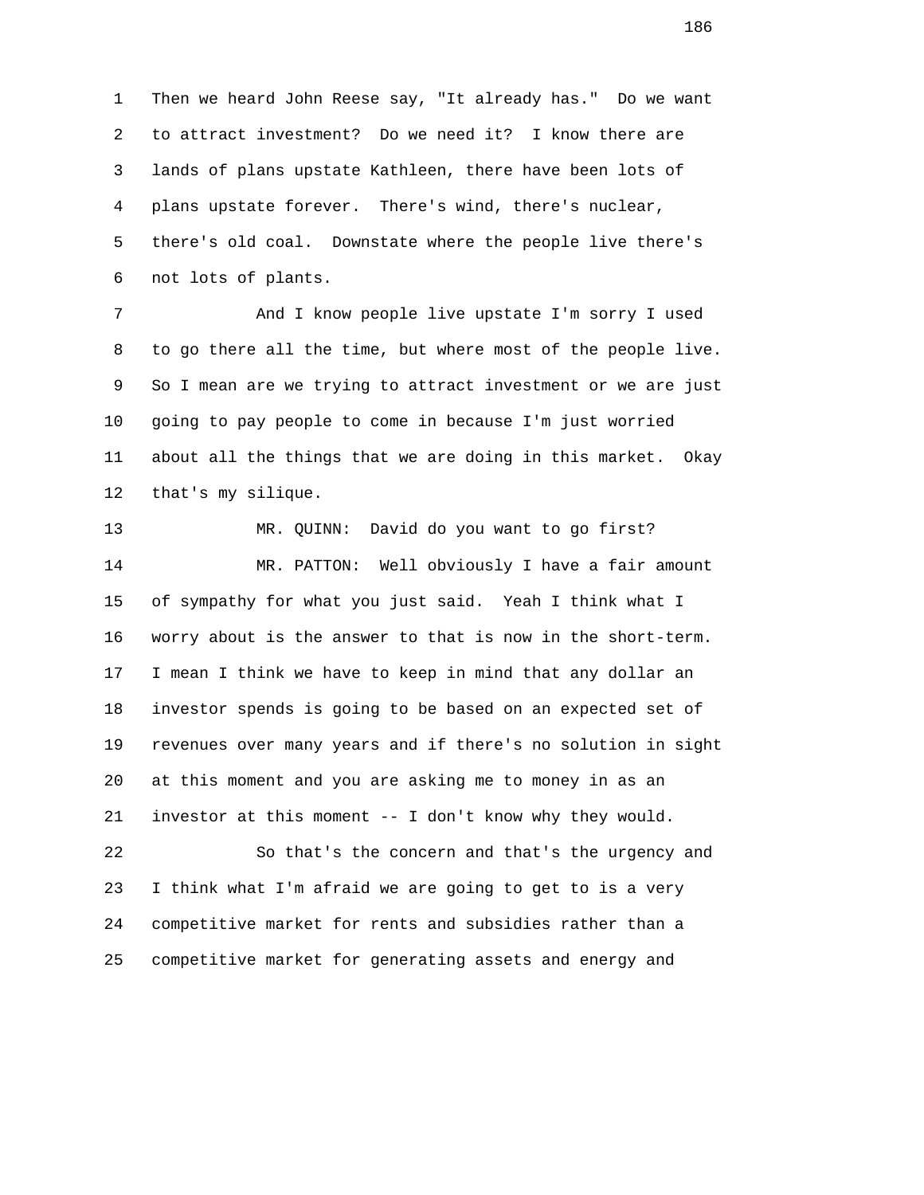1 Then we heard John Reese say, "It already has." Do we want
2 to attract investment? Do we need it? I know there are
3 lands of plans upstate Kathleen, there have been lots of
4 plans upstate forever. There's wind, there's nuclear,
5 there's old coal. Downstate where the people live there's
6 not lots of plants.

7 And I know people live upstate I'm sorry I used
8 to go there all the time, but where most of the people live.
9 So I mean are we trying to attract investment or we are just
10 going to pay people to come in because I'm just worried
11 about all the things that we are doing in this market. Okay
12 that's my silique.

13 MR. QUINN: David do you want to go first?

14 MR. PATTON: Well obviously I have a fair amount
15 of sympathy for what you just said. Yeah I think what I
16 worry about is the answer to that is now in the short-term.
17 I mean I think we have to keep in mind that any dollar an
18 investor spends is going to be based on an expected set of
19 revenues over many years and if there's no solution in sight
20 at this moment and you are asking me to money in as an
21 investor at this moment -- I don't know why they would.

22 So that's the concern and that's the urgency and
23 I think what I'm afraid we are going to get to is a very
24 competitive market for rents and subsidies rather than a
25 competitive market for generating assets and energy and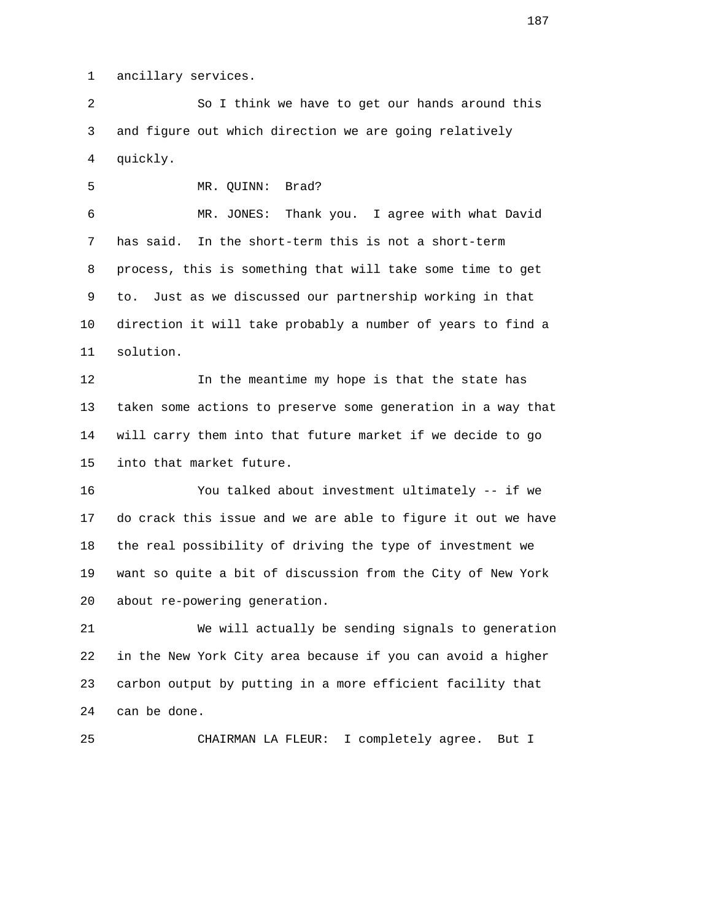1 ancillary services.

2 So I think we have to get our hands around this
3 and figure out which direction we are going relatively
4 quickly.

5 MR. QUINN: Brad?

6 MR. JONES: Thank you. I agree with what David
7 has said. In the short-term this is not a short-term
8 process, this is something that will take some time to get
9 to. Just as we discussed our partnership working in that
10 direction it will take probably a number of years to find a
11 solution.

12 In the meantime my hope is that the state has
13 taken some actions to preserve some generation in a way that
14 will carry them into that future market if we decide to go
15 into that market future.

16 You talked about investment ultimately -- if we
17 do crack this issue and we are able to figure it out we have
18 the real possibility of driving the type of investment we
19 want so quite a bit of discussion from the City of New York
20 about re-powering generation.

21 We will actually be sending signals to generation
22 in the New York City area because if you can avoid a higher
23 carbon output by putting in a more efficient facility that
24 can be done.

25 CHAIRMAN LA FLEUR: I completely agree. But I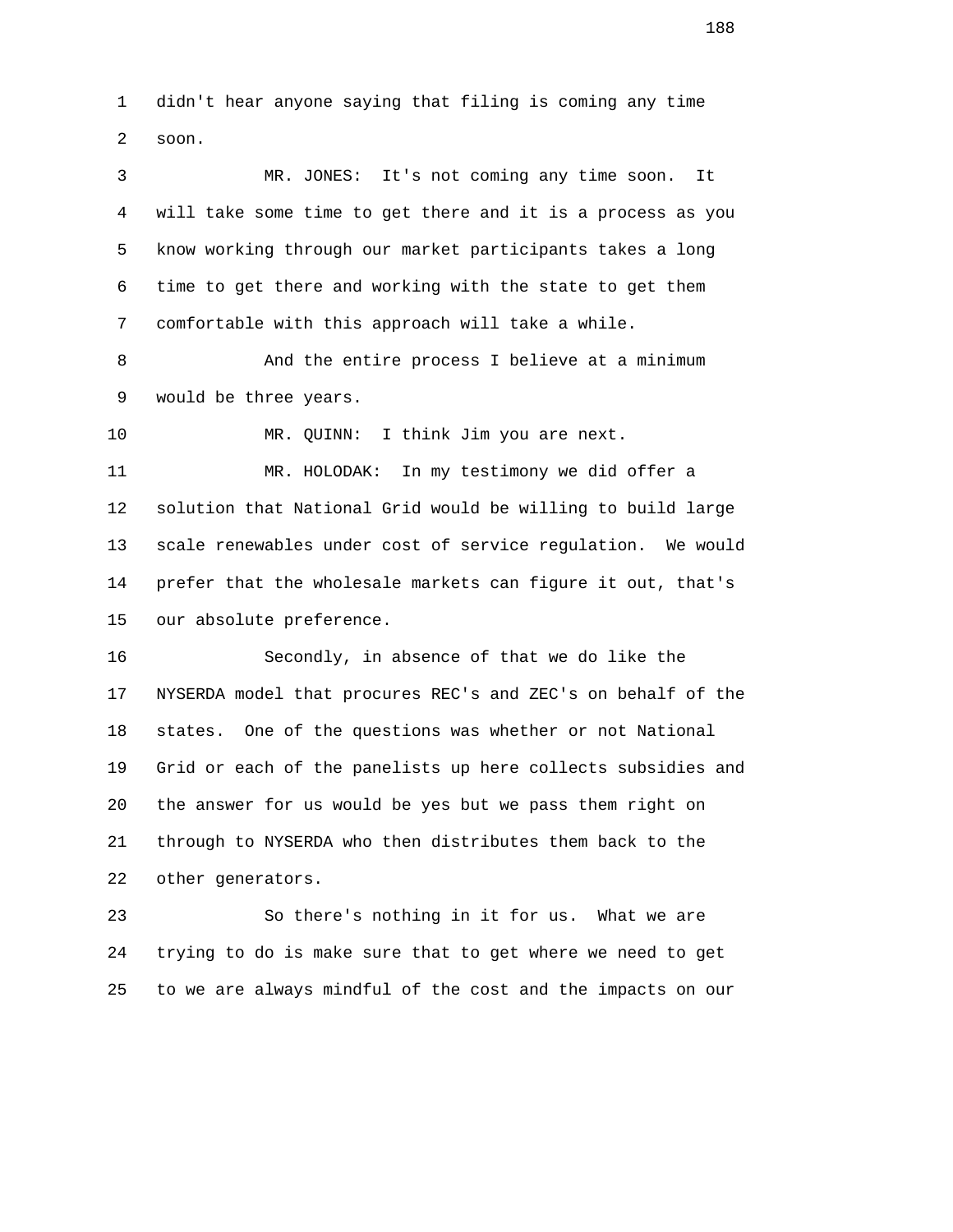didn't hear anyone saying that filing is coming any time soon.

MR. JONES: It's not coming any time soon. It will take some time to get there and it is a process as you know working through our market participants takes a long time to get there and working with the state to get them comfortable with this approach will take a while.

And the entire process I believe at a minimum would be three years.

MR. QUINN: I think Jim you are next.

MR. HOLODAK: In my testimony we did offer a solution that National Grid would be willing to build large scale renewables under cost of service regulation. We would prefer that the wholesale markets can figure it out, that's our absolute preference.

Secondly, in absence of that we do like the NYSERDA model that procures REC's and ZEC's on behalf of the states. One of the questions was whether or not National Grid or each of the panelists up here collects subsidies and the answer for us would be yes but we pass them right on through to NYSERDA who then distributes them back to the other generators.

So there's nothing in it for us. What we are trying to do is make sure that to get where we need to get to we are always mindful of the cost and the impacts on our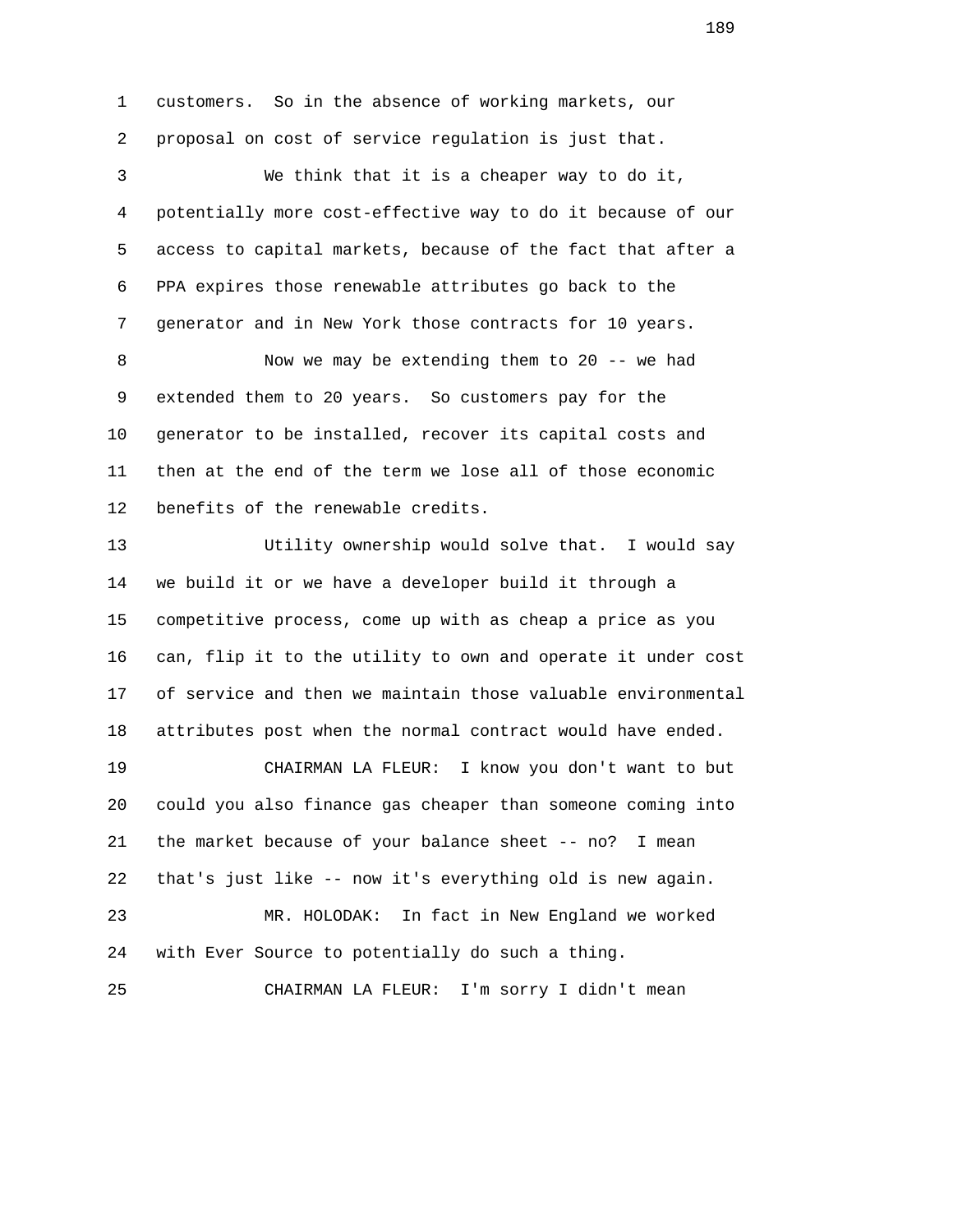customers. So in the absence of working markets, our proposal on cost of service regulation is just that.

We think that it is a cheaper way to do it, potentially more cost-effective way to do it because of our access to capital markets, because of the fact that after a PPA expires those renewable attributes go back to the generator and in New York those contracts for 10 years.

Now we may be extending them to 20 -- we had extended them to 20 years. So customers pay for the generator to be installed, recover its capital costs and then at the end of the term we lose all of those economic benefits of the renewable credits.

Utility ownership would solve that. I would say we build it or we have a developer build it through a competitive process, come up with as cheap a price as you can, flip it to the utility to own and operate it under cost of service and then we maintain those valuable environmental attributes post when the normal contract would have ended.

CHAIRMAN LA FLEUR: I know you don't want to but could you also finance gas cheaper than someone coming into the market because of your balance sheet -- no? I mean that's just like -- now it's everything old is new again.

MR. HOLODAK: In fact in New England we worked with Ever Source to potentially do such a thing.

CHAIRMAN LA FLEUR: I'm sorry I didn't mean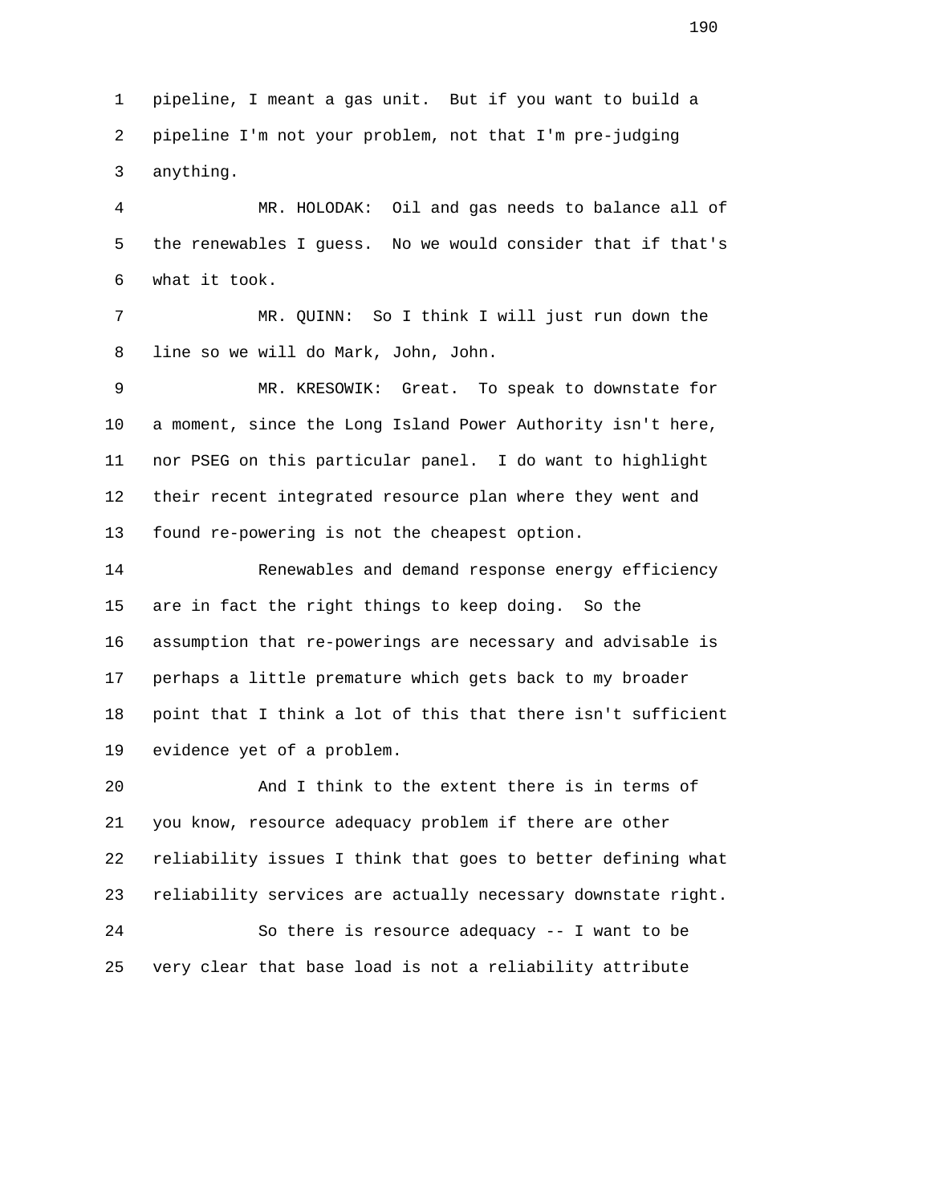pipeline, I meant a gas unit. But if you want to build a pipeline I'm not your problem, not that I'm pre-judging anything.

MR. HOLODAK: Oil and gas needs to balance all of the renewables I guess. No we would consider that if that's what it took.

MR. QUINN: So I think I will just run down the line so we will do Mark, John, John.

MR. KRESOWIK: Great. To speak to downstate for a moment, since the Long Island Power Authority isn't here, nor PSEG on this particular panel. I do want to highlight their recent integrated resource plan where they went and found re-powering is not the cheapest option.

Renewables and demand response energy efficiency are in fact the right things to keep doing. So the assumption that re-powerings are necessary and advisable is perhaps a little premature which gets back to my broader point that I think a lot of this that there isn't sufficient evidence yet of a problem.

And I think to the extent there is in terms of you know, resource adequacy problem if there are other reliability issues I think that goes to better defining what reliability services are actually necessary downstate right.

So there is resource adequacy -- I want to be very clear that base load is not a reliability attribute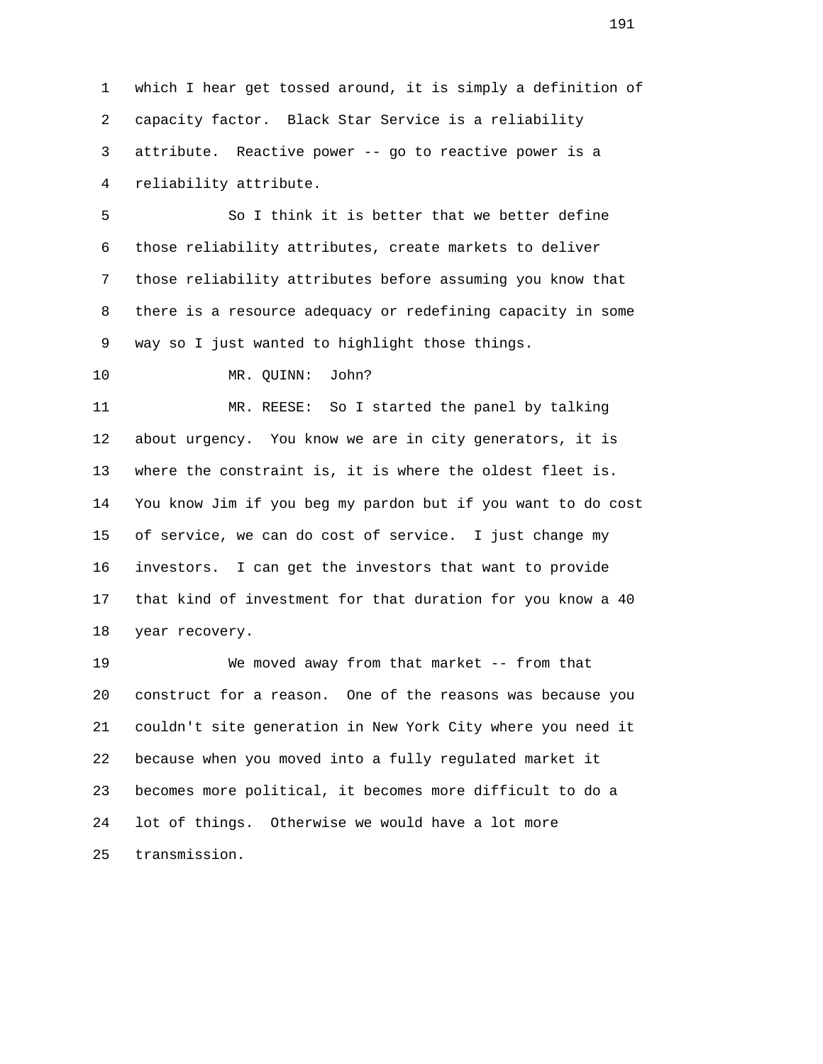which I hear get tossed around, it is simply a definition of capacity factor. Black Star Service is a reliability attribute. Reactive power -- go to reactive power is a reliability attribute.

So I think it is better that we better define those reliability attributes, create markets to deliver those reliability attributes before assuming you know that there is a resource adequacy or redefining capacity in some way so I just wanted to highlight those things.

MR. QUINN: John?

MR. REESE: So I started the panel by talking about urgency. You know we are in city generators, it is where the constraint is, it is where the oldest fleet is. You know Jim if you beg my pardon but if you want to do cost of service, we can do cost of service. I just change my investors. I can get the investors that want to provide that kind of investment for that duration for you know a 40 year recovery.

We moved away from that market -- from that construct for a reason. One of the reasons was because you couldn't site generation in New York City where you need it because when you moved into a fully regulated market it becomes more political, it becomes more difficult to do a lot of things. Otherwise we would have a lot more transmission.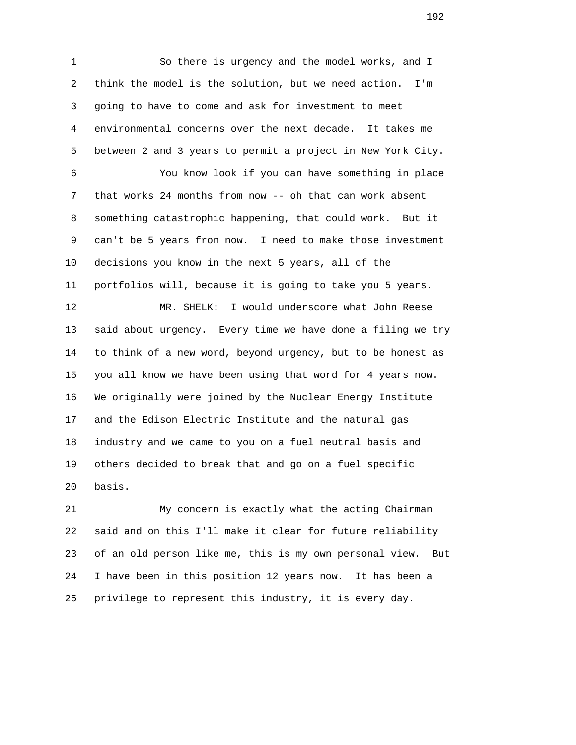So there is urgency and the model works, and I think the model is the solution, but we need action. I'm going to have to come and ask for investment to meet environmental concerns over the next decade. It takes me between 2 and 3 years to permit a project in New York City.

You know look if you can have something in place that works 24 months from now -- oh that can work absent something catastrophic happening, that could work. But it can't be 5 years from now. I need to make those investment decisions you know in the next 5 years, all of the portfolios will, because it is going to take you 5 years.

MR. SHELK: I would underscore what John Reese said about urgency. Every time we have done a filing we try to think of a new word, beyond urgency, but to be honest as you all know we have been using that word for 4 years now. We originally were joined by the Nuclear Energy Institute and the Edison Electric Institute and the natural gas industry and we came to you on a fuel neutral basis and others decided to break that and go on a fuel specific basis.

My concern is exactly what the acting Chairman said and on this I'll make it clear for future reliability of an old person like me, this is my own personal view. But I have been in this position 12 years now. It has been a privilege to represent this industry, it is every day.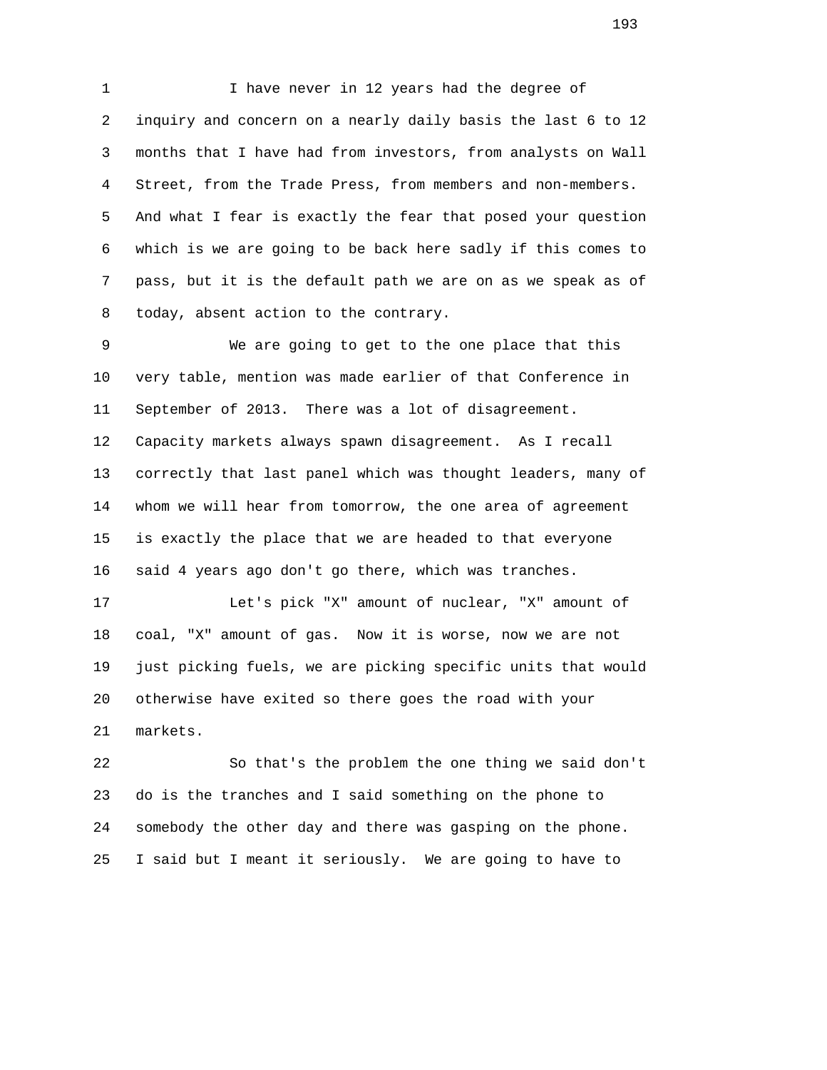I have never in 12 years had the degree of inquiry and concern on a nearly daily basis the last 6 to 12 months that I have had from investors, from analysts on Wall Street, from the Trade Press, from members and non-members. And what I fear is exactly the fear that posed your question which is we are going to be back here sadly if this comes to pass, but it is the default path we are on as we speak as of today, absent action to the contrary.

We are going to get to the one place that this very table, mention was made earlier of that Conference in September of 2013. There was a lot of disagreement. Capacity markets always spawn disagreement. As I recall correctly that last panel which was thought leaders, many of whom we will hear from tomorrow, the one area of agreement is exactly the place that we are headed to that everyone said 4 years ago don't go there, which was tranches.

Let's pick "X" amount of nuclear, "X" amount of coal, "X" amount of gas. Now it is worse, now we are not just picking fuels, we are picking specific units that would otherwise have exited so there goes the road with your markets.

So that's the problem the one thing we said don't do is the tranches and I said something on the phone to somebody the other day and there was gasping on the phone. I said but I meant it seriously. We are going to have to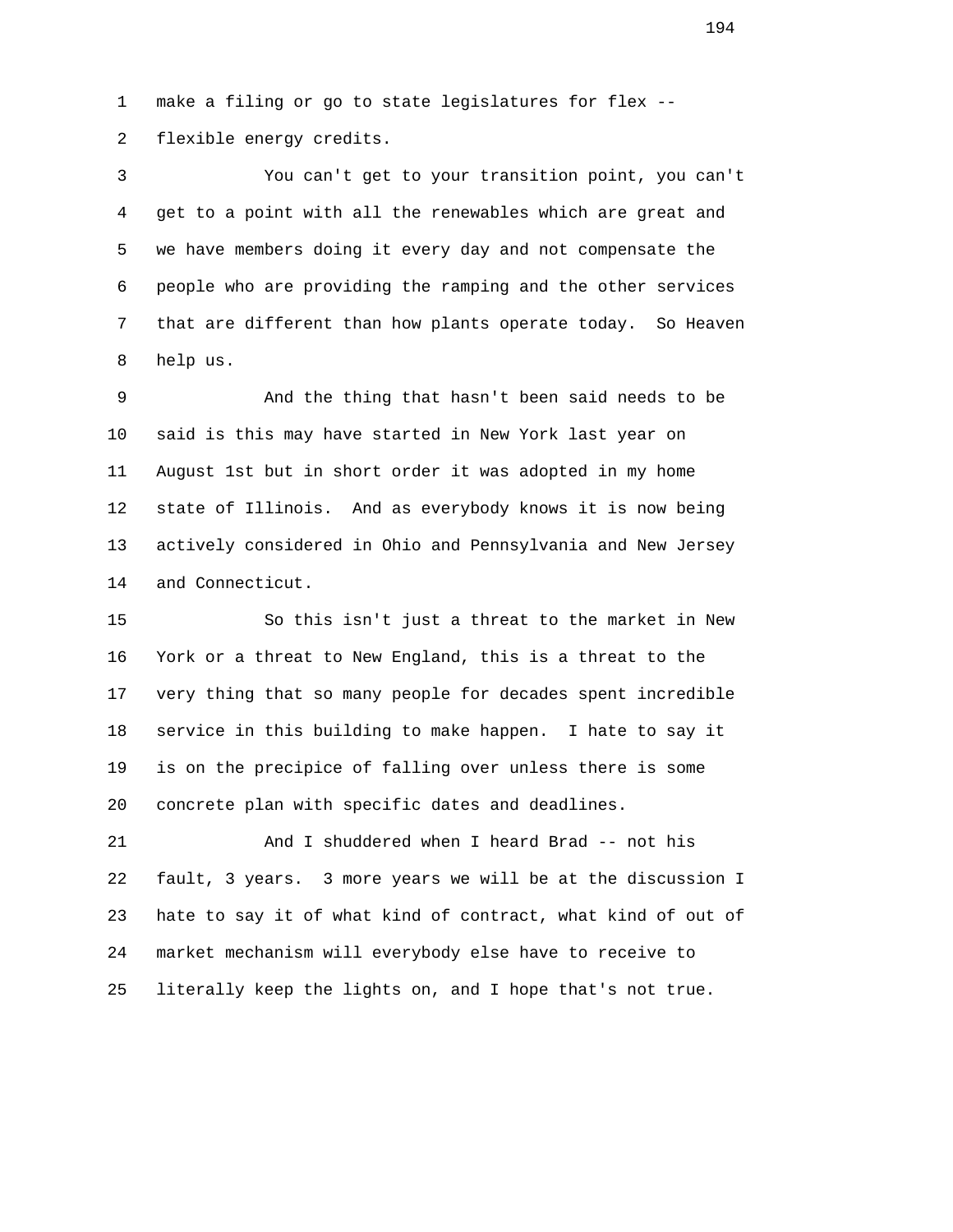make a filing or go to state legislatures for flex -- flexible energy credits.

You can't get to your transition point, you can't get to a point with all the renewables which are great and we have members doing it every day and not compensate the people who are providing the ramping and the other services that are different than how plants operate today. So Heaven help us.

And the thing that hasn't been said needs to be said is this may have started in New York last year on August 1st but in short order it was adopted in my home state of Illinois. And as everybody knows it is now being actively considered in Ohio and Pennsylvania and New Jersey and Connecticut.

So this isn't just a threat to the market in New York or a threat to New England, this is a threat to the very thing that so many people for decades spent incredible service in this building to make happen. I hate to say it is on the precipice of falling over unless there is some concrete plan with specific dates and deadlines.

And I shuddered when I heard Brad -- not his fault, 3 years. 3 more years we will be at the discussion I hate to say it of what kind of contract, what kind of out of market mechanism will everybody else have to receive to literally keep the lights on, and I hope that's not true.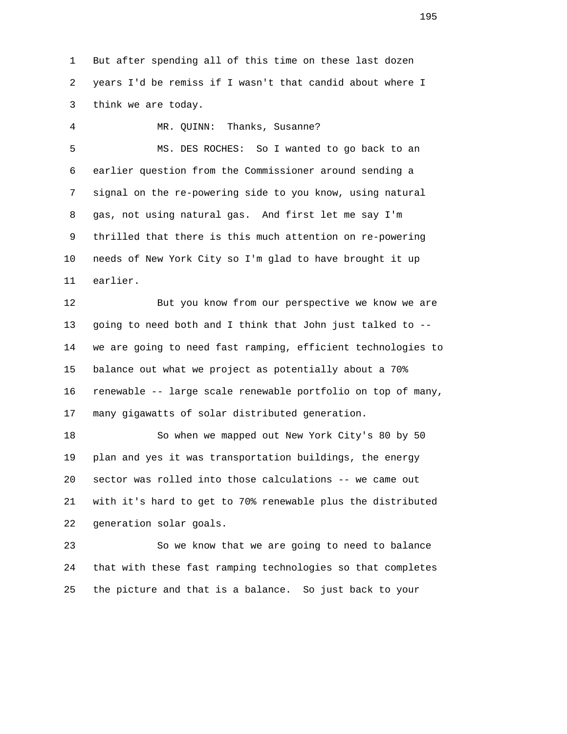But after spending all of this time on these last dozen years I'd be remiss if I wasn't that candid about where I think we are today.

MR. QUINN: Thanks, Susanne?

MS. DES ROCHES: So I wanted to go back to an earlier question from the Commissioner around sending a signal on the re-powering side to you know, using natural gas, not using natural gas. And first let me say I'm thrilled that there is this much attention on re-powering needs of New York City so I'm glad to have brought it up earlier.

But you know from our perspective we know we are going to need both and I think that John just talked to -- we are going to need fast ramping, efficient technologies to balance out what we project as potentially about a 70% renewable -- large scale renewable portfolio on top of many, many gigawatts of solar distributed generation.

So when we mapped out New York City's 80 by 50 plan and yes it was transportation buildings, the energy sector was rolled into those calculations -- we came out with it's hard to get to 70% renewable plus the distributed generation solar goals.

So we know that we are going to need to balance that with these fast ramping technologies so that completes the picture and that is a balance. So just back to your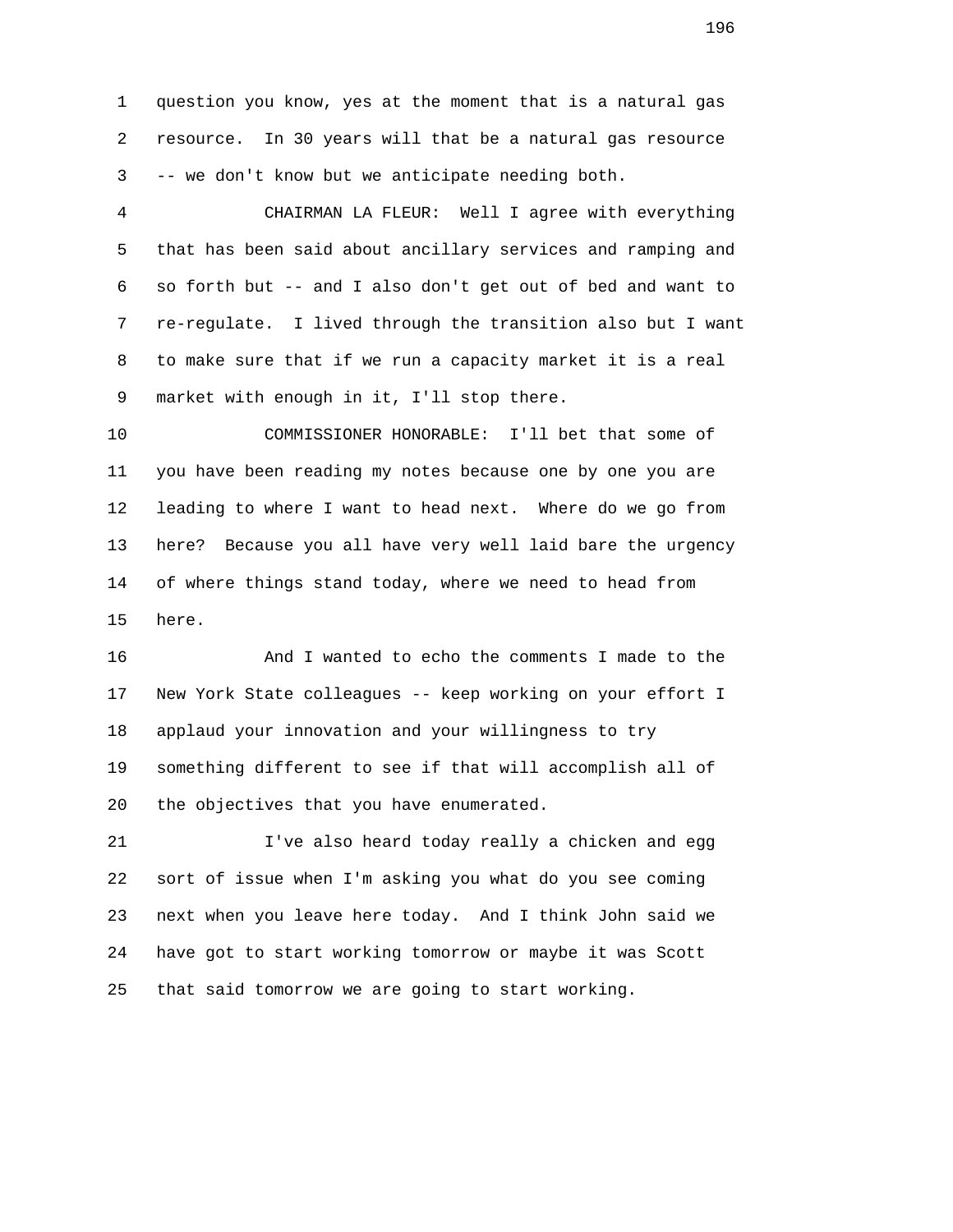question you know, yes at the moment that is a natural gas resource. In 30 years will that be a natural gas resource -- we don't know but we anticipate needing both.

CHAIRMAN LA FLEUR: Well I agree with everything that has been said about ancillary services and ramping and so forth but -- and I also don't get out of bed and want to re-regulate. I lived through the transition also but I want to make sure that if we run a capacity market it is a real market with enough in it, I'll stop there.

COMMISSIONER HONORABLE: I'll bet that some of you have been reading my notes because one by one you are leading to where I want to head next. Where do we go from here? Because you all have very well laid bare the urgency of where things stand today, where we need to head from here.

And I wanted to echo the comments I made to the New York State colleagues -- keep working on your effort I applaud your innovation and your willingness to try something different to see if that will accomplish all of the objectives that you have enumerated.

I've also heard today really a chicken and egg sort of issue when I'm asking you what do you see coming next when you leave here today. And I think John said we have got to start working tomorrow or maybe it was Scott that said tomorrow we are going to start working.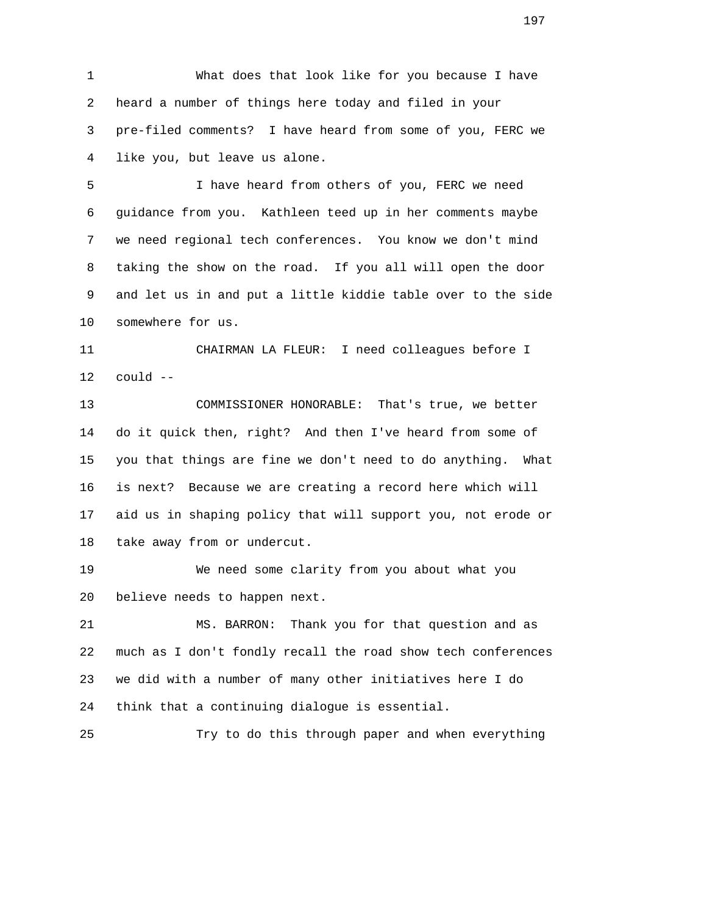What does that look like for you because I have heard a number of things here today and filed in your pre-filed comments? I have heard from some of you, FERC we like you, but leave us alone.

I have heard from others of you, FERC we need guidance from you. Kathleen teed up in her comments maybe we need regional tech conferences. You know we don't mind taking the show on the road. If you all will open the door and let us in and put a little kiddie table over to the side somewhere for us.

CHAIRMAN LA FLEUR: I need colleagues before I could --

COMMISSIONER HONORABLE: That's true, we better do it quick then, right? And then I've heard from some of you that things are fine we don't need to do anything. What is next? Because we are creating a record here which will aid us in shaping policy that will support you, not erode or take away from or undercut.

We need some clarity from you about what you believe needs to happen next.

MS. BARRON: Thank you for that question and as much as I don't fondly recall the road show tech conferences we did with a number of many other initiatives here I do think that a continuing dialogue is essential.

Try to do this through paper and when everything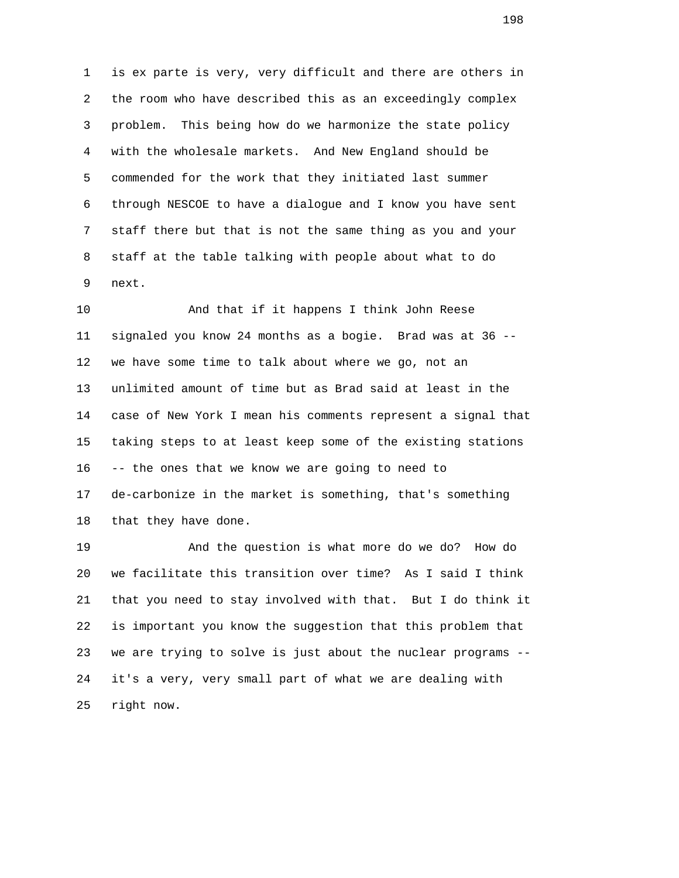1 is ex parte is very, very difficult and there are others in
2 the room who have described this as an exceedingly complex
3 problem. This being how do we harmonize the state policy
4 with the wholesale markets. And New England should be
5 commended for the work that they initiated last summer
6 through NESCOE to have a dialogue and I know you have sent
7 staff there but that is not the same thing as you and your
8 staff at the table talking with people about what to do
9 next.

10 And that if it happens I think John Reese
11 signaled you know 24 months as a bogie. Brad was at 36 --
12 we have some time to talk about where we go, not an
13 unlimited amount of time but as Brad said at least in the
14 case of New York I mean his comments represent a signal that
15 taking steps to at least keep some of the existing stations
16 -- the ones that we know we are going to need to
17 de-carbonize in the market is something, that's something
18 that they have done.

19 And the question is what more do we do? How do
20 we facilitate this transition over time? As I said I think
21 that you need to stay involved with that. But I do think it
22 is important you know the suggestion that this problem that
23 we are trying to solve is just about the nuclear programs --
24 it's a very, very small part of what we are dealing with
25 right now.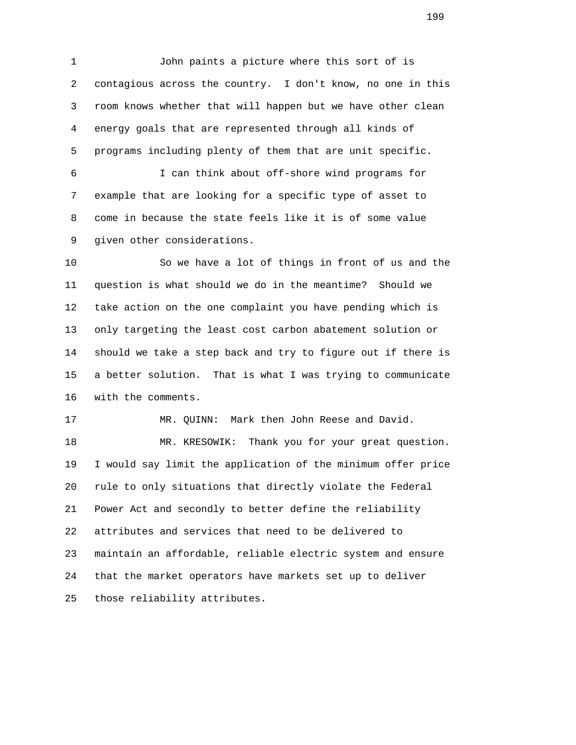John paints a picture where this sort of is contagious across the country. I don't know, no one in this room knows whether that will happen but we have other clean energy goals that are represented through all kinds of programs including plenty of them that are unit specific.

I can think about off-shore wind programs for example that are looking for a specific type of asset to come in because the state feels like it is of some value given other considerations.

So we have a lot of things in front of us and the question is what should we do in the meantime? Should we take action on the one complaint you have pending which is only targeting the least cost carbon abatement solution or should we take a step back and try to figure out if there is a better solution. That is what I was trying to communicate with the comments.

MR. QUINN: Mark then John Reese and David.

MR. KRESOWIK: Thank you for your great question. I would say limit the application of the minimum offer price rule to only situations that directly violate the Federal Power Act and secondly to better define the reliability attributes and services that need to be delivered to maintain an affordable, reliable electric system and ensure that the market operators have markets set up to deliver those reliability attributes.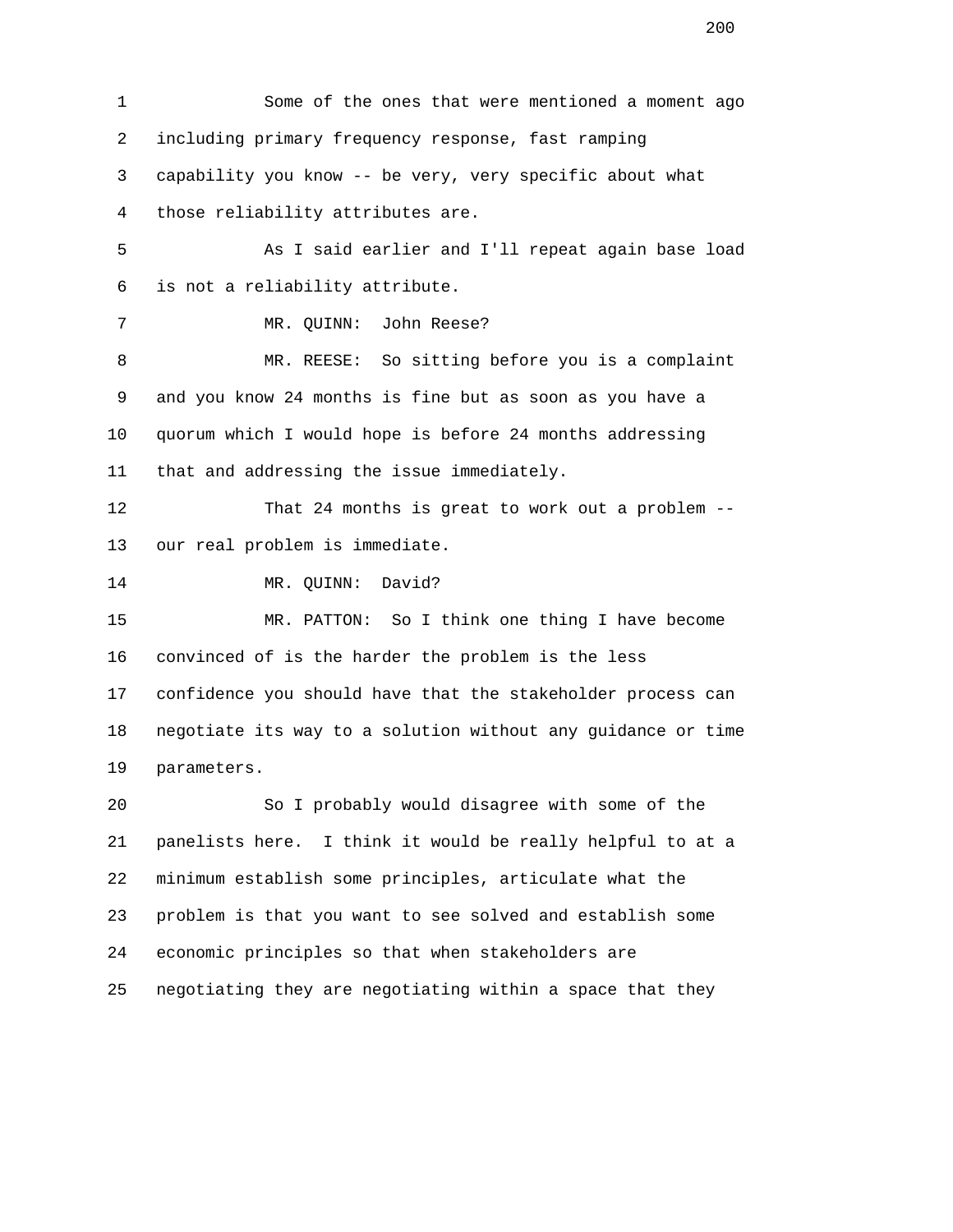Some of the ones that were mentioned a moment ago including primary frequency response, fast ramping capability you know -- be very, very specific about what those reliability attributes are.

As I said earlier and I'll repeat again base load is not a reliability attribute.

MR. QUINN: John Reese?

MR. REESE: So sitting before you is a complaint and you know 24 months is fine but as soon as you have a quorum which I would hope is before 24 months addressing that and addressing the issue immediately.

That 24 months is great to work out a problem -- our real problem is immediate.

MR. QUINN: David?

MR. PATTON: So I think one thing I have become convinced of is the harder the problem is the less confidence you should have that the stakeholder process can negotiate its way to a solution without any guidance or time parameters.

So I probably would disagree with some of the panelists here. I think it would be really helpful to at a minimum establish some principles, articulate what the problem is that you want to see solved and establish some economic principles so that when stakeholders are negotiating they are negotiating within a space that they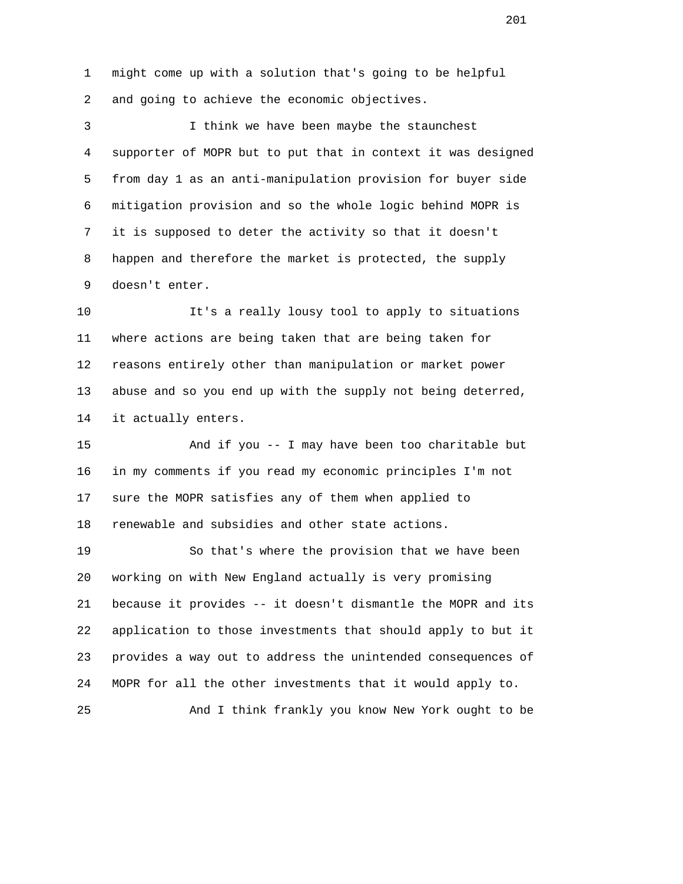might come up with a solution that's going to be helpful and going to achieve the economic objectives.

I think we have been maybe the staunchest supporter of MOPR but to put that in context it was designed from day 1 as an anti-manipulation provision for buyer side mitigation provision and so the whole logic behind MOPR is it is supposed to deter the activity so that it doesn't happen and therefore the market is protected, the supply doesn't enter.

It's a really lousy tool to apply to situations where actions are being taken that are being taken for reasons entirely other than manipulation or market power abuse and so you end up with the supply not being deterred, it actually enters.

And if you -- I may have been too charitable but in my comments if you read my economic principles I'm not sure the MOPR satisfies any of them when applied to renewable and subsidies and other state actions.

So that's where the provision that we have been working on with New England actually is very promising because it provides -- it doesn't dismantle the MOPR and its application to those investments that should apply to but it provides a way out to address the unintended consequences of MOPR for all the other investments that it would apply to.

And I think frankly you know New York ought to be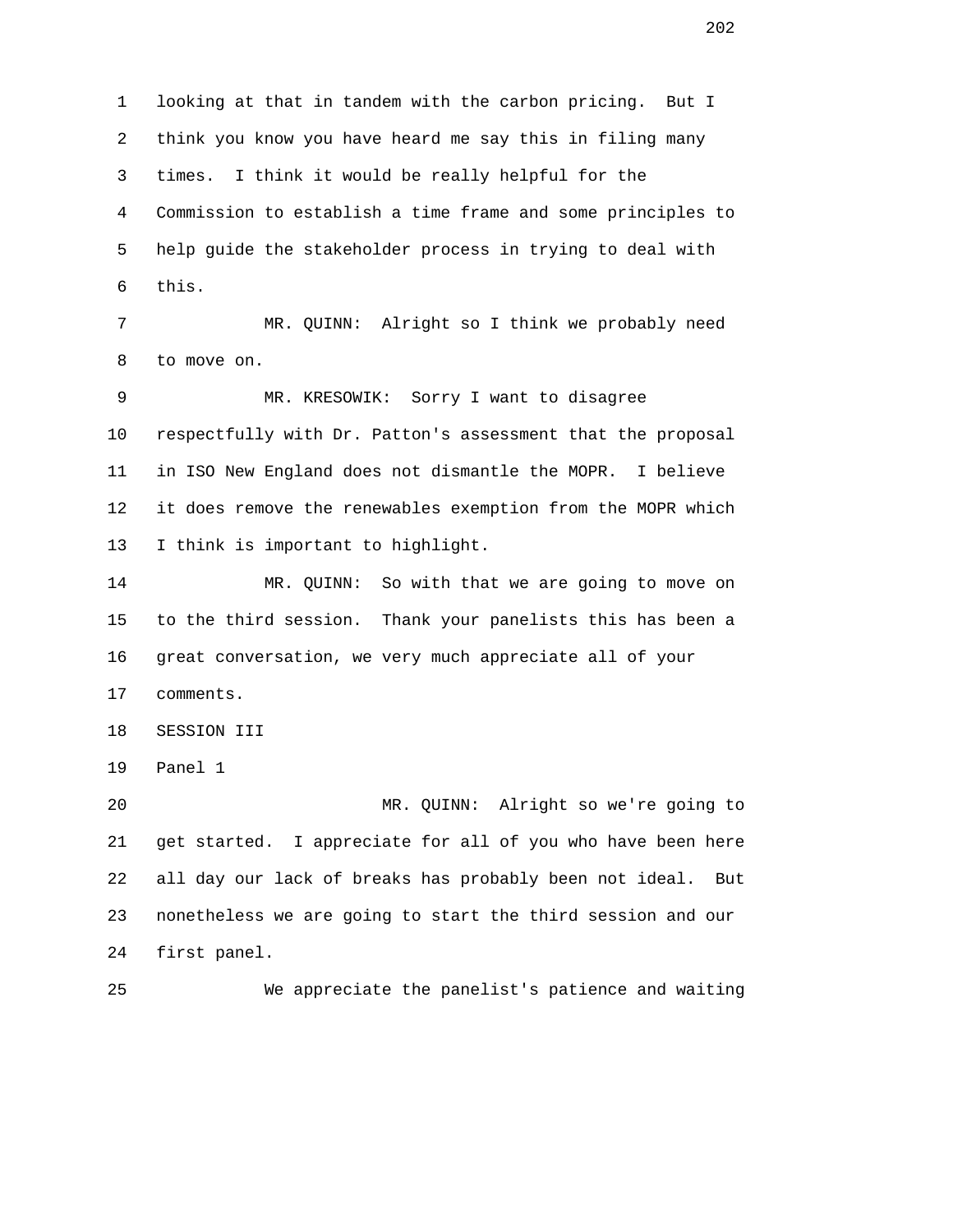looking at that in tandem with the carbon pricing. But I think you know you have heard me say this in filing many times. I think it would be really helpful for the Commission to establish a time frame and some principles to help guide the stakeholder process in trying to deal with this.

MR. QUINN: Alright so I think we probably need to move on.

MR. KRESOWIK: Sorry I want to disagree respectfully with Dr. Patton's assessment that the proposal in ISO New England does not dismantle the MOPR. I believe it does remove the renewables exemption from the MOPR which I think is important to highlight.

MR. QUINN: So with that we are going to move on to the third session. Thank your panelists this has been a great conversation, we very much appreciate all of your comments.

SESSION III

Panel 1

MR. QUINN: Alright so we're going to get started. I appreciate for all of you who have been here all day our lack of breaks has probably been not ideal. But nonetheless we are going to start the third session and our first panel.

We appreciate the panelist's patience and waiting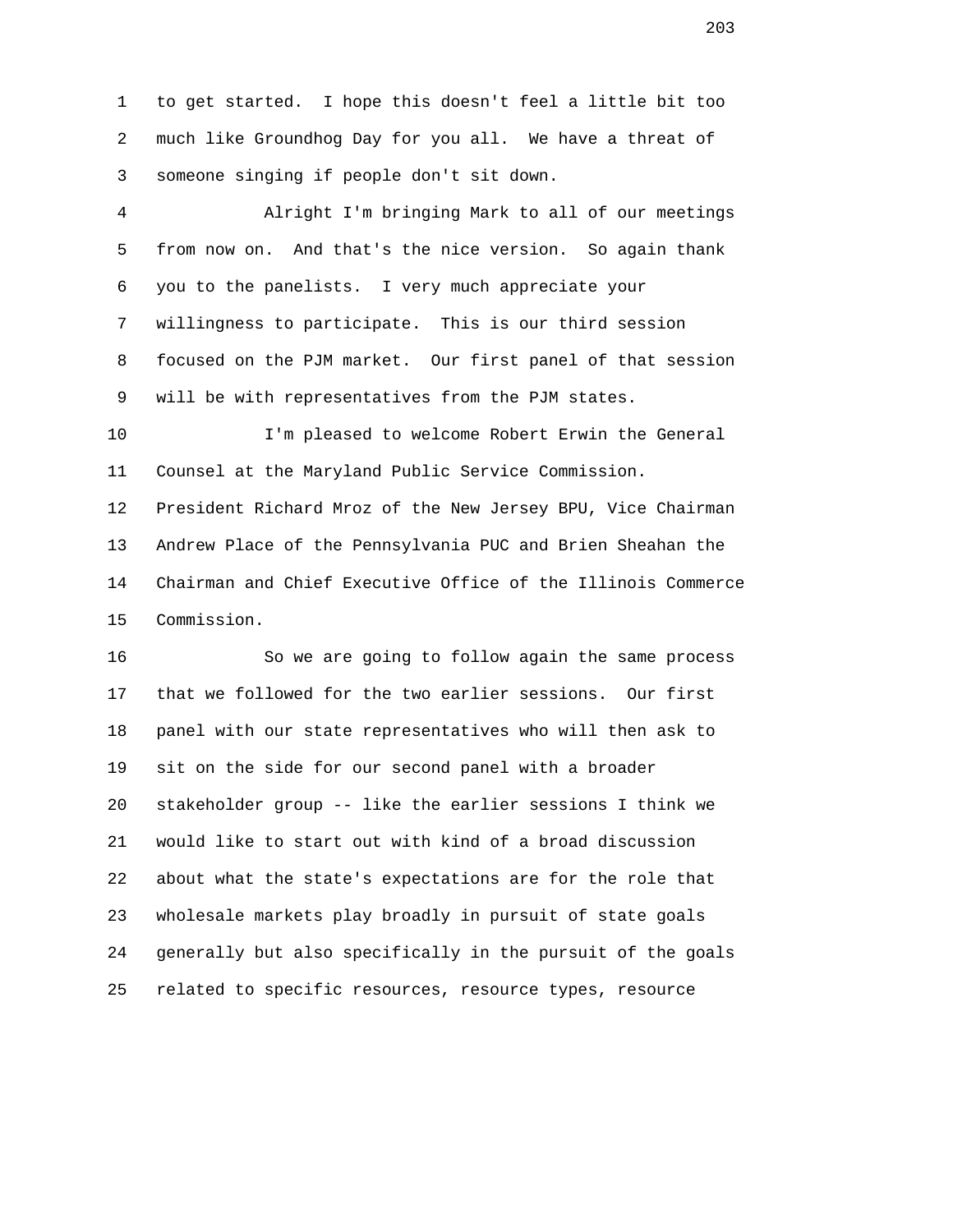to get started. I hope this doesn't feel a little bit too much like Groundhog Day for you all. We have a threat of someone singing if people don't sit down.

Alright I'm bringing Mark to all of our meetings from now on. And that's the nice version. So again thank you to the panelists. I very much appreciate your willingness to participate. This is our third session focused on the PJM market. Our first panel of that session will be with representatives from the PJM states.

I'm pleased to welcome Robert Erwin the General Counsel at the Maryland Public Service Commission. President Richard Mroz of the New Jersey BPU, Vice Chairman Andrew Place of the Pennsylvania PUC and Brien Sheahan the Chairman and Chief Executive Office of the Illinois Commerce Commission.

So we are going to follow again the same process that we followed for the two earlier sessions. Our first panel with our state representatives who will then ask to sit on the side for our second panel with a broader stakeholder group -- like the earlier sessions I think we would like to start out with kind of a broad discussion about what the state's expectations are for the role that wholesale markets play broadly in pursuit of state goals generally but also specifically in the pursuit of the goals related to specific resources, resource types, resource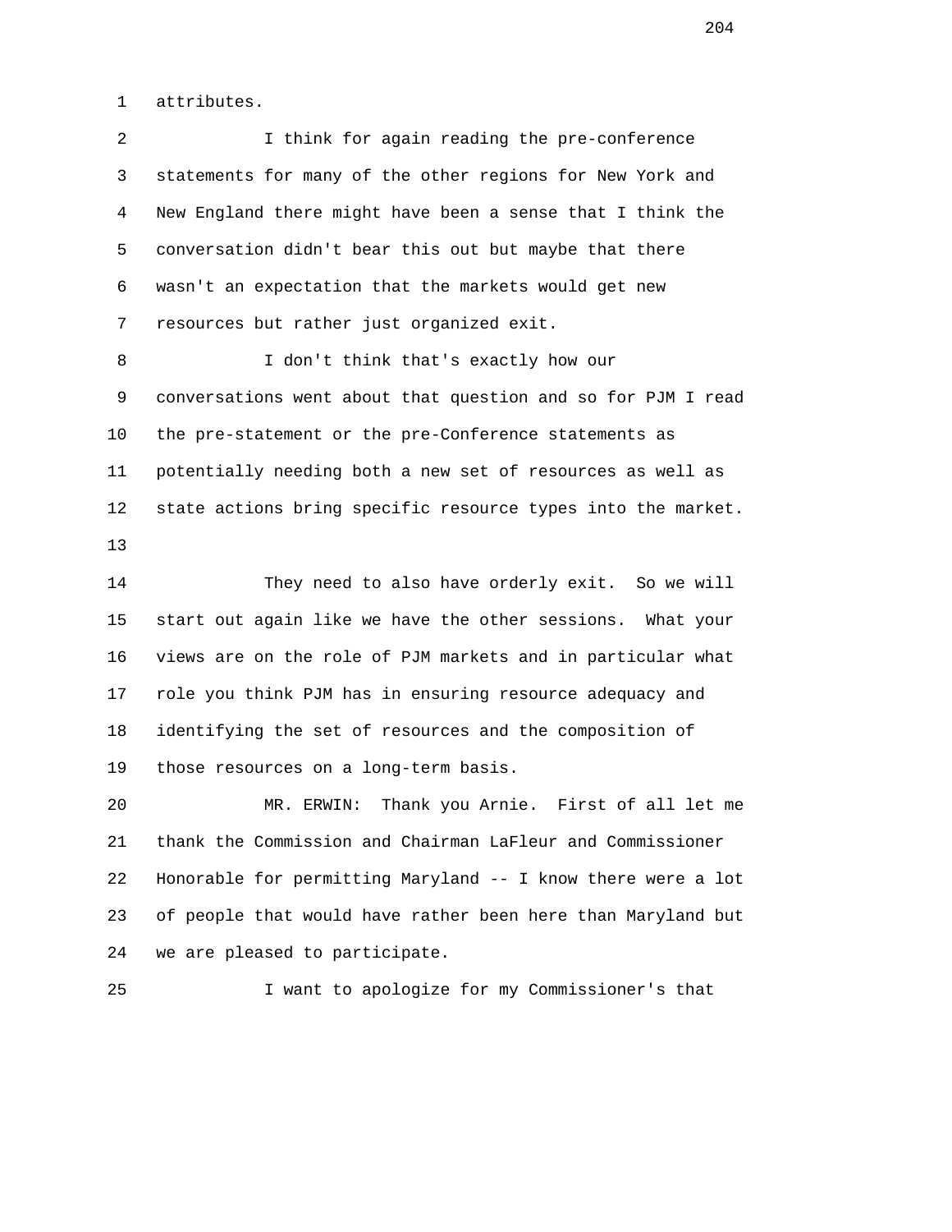attributes.

I think for again reading the pre-conference statements for many of the other regions for New York and New England there might have been a sense that I think the conversation didn't bear this out but maybe that there wasn't an expectation that the markets would get new resources but rather just organized exit.

I don't think that's exactly how our conversations went about that question and so for PJM I read the pre-statement or the pre-Conference statements as potentially needing both a new set of resources as well as state actions bring specific resource types into the market.

They need to also have orderly exit. So we will start out again like we have the other sessions. What your views are on the role of PJM markets and in particular what role you think PJM has in ensuring resource adequacy and identifying the set of resources and the composition of those resources on a long-term basis.

MR. ERWIN: Thank you Arnie. First of all let me thank the Commission and Chairman LaFleur and Commissioner Honorable for permitting Maryland -- I know there were a lot of people that would have rather been here than Maryland but we are pleased to participate.

I want to apologize for my Commissioner's that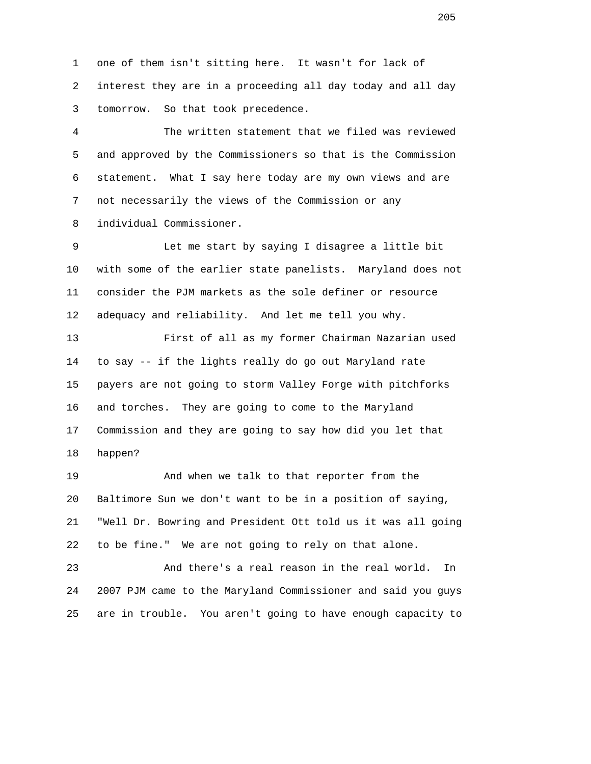one of them isn't sitting here. It wasn't for lack of interest they are in a proceeding all day today and all day tomorrow. So that took precedence.

The written statement that we filed was reviewed and approved by the Commissioners so that is the Commission statement. What I say here today are my own views and are not necessarily the views of the Commission or any individual Commissioner.

Let me start by saying I disagree a little bit with some of the earlier state panelists. Maryland does not consider the PJM markets as the sole definer or resource adequacy and reliability. And let me tell you why.

First of all as my former Chairman Nazarian used to say -- if the lights really do go out Maryland rate payers are not going to storm Valley Forge with pitchforks and torches. They are going to come to the Maryland Commission and they are going to say how did you let that happen?

And when we talk to that reporter from the Baltimore Sun we don't want to be in a position of saying, "Well Dr. Bowring and President Ott told us it was all going to be fine." We are not going to rely on that alone.

And there's a real reason in the real world. In 2007 PJM came to the Maryland Commissioner and said you guys are in trouble. You aren't going to have enough capacity to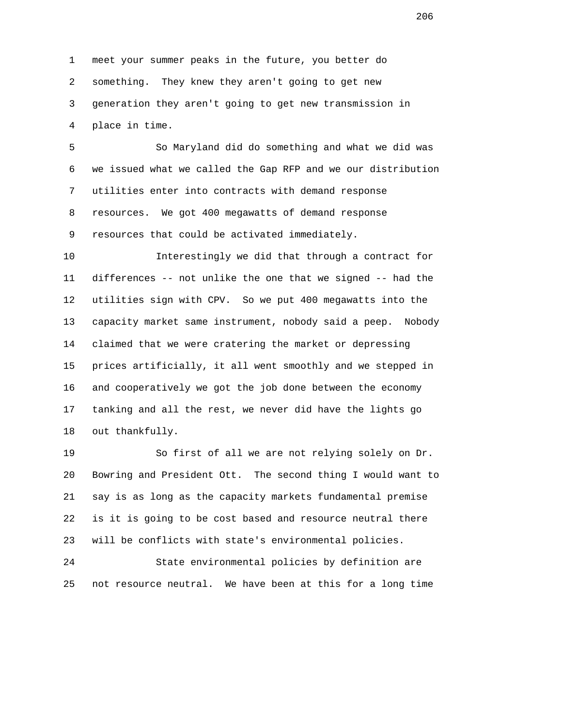meet your summer peaks in the future, you better do something. They knew they aren't going to get new generation they aren't going to get new transmission in place in time.

So Maryland did do something and what we did was we issued what we called the Gap RFP and we our distribution utilities enter into contracts with demand response resources. We got 400 megawatts of demand response resources that could be activated immediately.

Interestingly we did that through a contract for differences -- not unlike the one that we signed -- had the utilities sign with CPV. So we put 400 megawatts into the capacity market same instrument, nobody said a peep. Nobody claimed that we were cratering the market or depressing prices artificially, it all went smoothly and we stepped in and cooperatively we got the job done between the economy tanking and all the rest, we never did have the lights go out thankfully.

So first of all we are not relying solely on Dr. Bowring and President Ott. The second thing I would want to say is as long as the capacity markets fundamental premise is it is going to be cost based and resource neutral there will be conflicts with state's environmental policies.

State environmental policies by definition are not resource neutral. We have been at this for a long time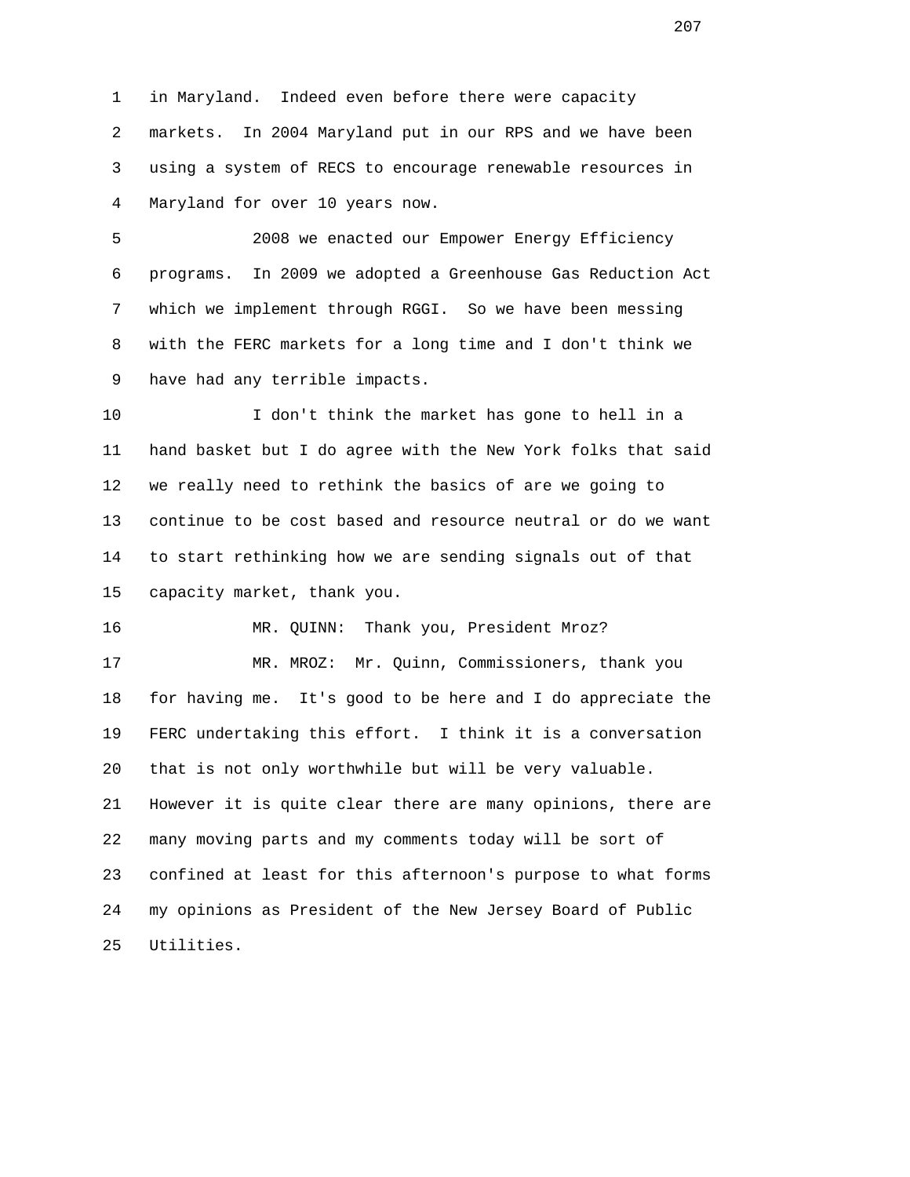in Maryland. Indeed even before there were capacity markets. In 2004 Maryland put in our RPS and we have been using a system of RECS to encourage renewable resources in Maryland for over 10 years now.

2008 we enacted our Empower Energy Efficiency programs. In 2009 we adopted a Greenhouse Gas Reduction Act which we implement through RGGI. So we have been messing with the FERC markets for a long time and I don't think we have had any terrible impacts.

I don't think the market has gone to hell in a hand basket but I do agree with the New York folks that said we really need to rethink the basics of are we going to continue to be cost based and resource neutral or do we want to start rethinking how we are sending signals out of that capacity market, thank you.

MR. QUINN: Thank you, President Mroz?

MR. MROZ: Mr. Quinn, Commissioners, thank you for having me. It's good to be here and I do appreciate the FERC undertaking this effort. I think it is a conversation that is not only worthwhile but will be very valuable. However it is quite clear there are many opinions, there are many moving parts and my comments today will be sort of confined at least for this afternoon's purpose to what forms my opinions as President of the New Jersey Board of Public Utilities.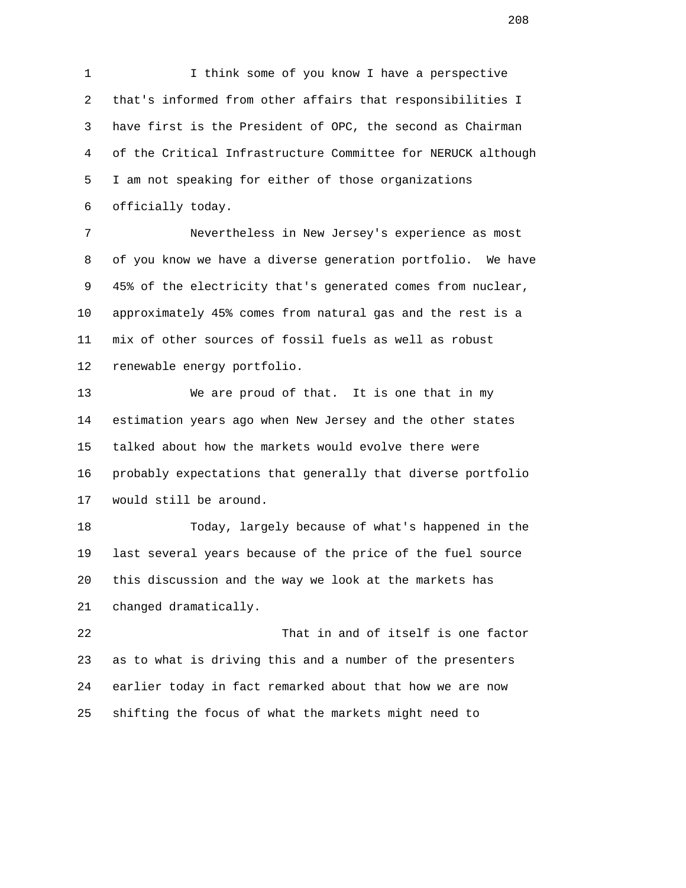I think some of you know I have a perspective that's informed from other affairs that responsibilities I have first is the President of OPC, the second as Chairman of the Critical Infrastructure Committee for NERUCK although I am not speaking for either of those organizations officially today.

Nevertheless in New Jersey's experience as most of you know we have a diverse generation portfolio. We have 45% of the electricity that's generated comes from nuclear, approximately 45% comes from natural gas and the rest is a mix of other sources of fossil fuels as well as robust renewable energy portfolio.

We are proud of that. It is one that in my estimation years ago when New Jersey and the other states talked about how the markets would evolve there were probably expectations that generally that diverse portfolio would still be around.

Today, largely because of what's happened in the last several years because of the price of the fuel source this discussion and the way we look at the markets has changed dramatically.

That in and of itself is one factor as to what is driving this and a number of the presenters earlier today in fact remarked about that how we are now shifting the focus of what the markets might need to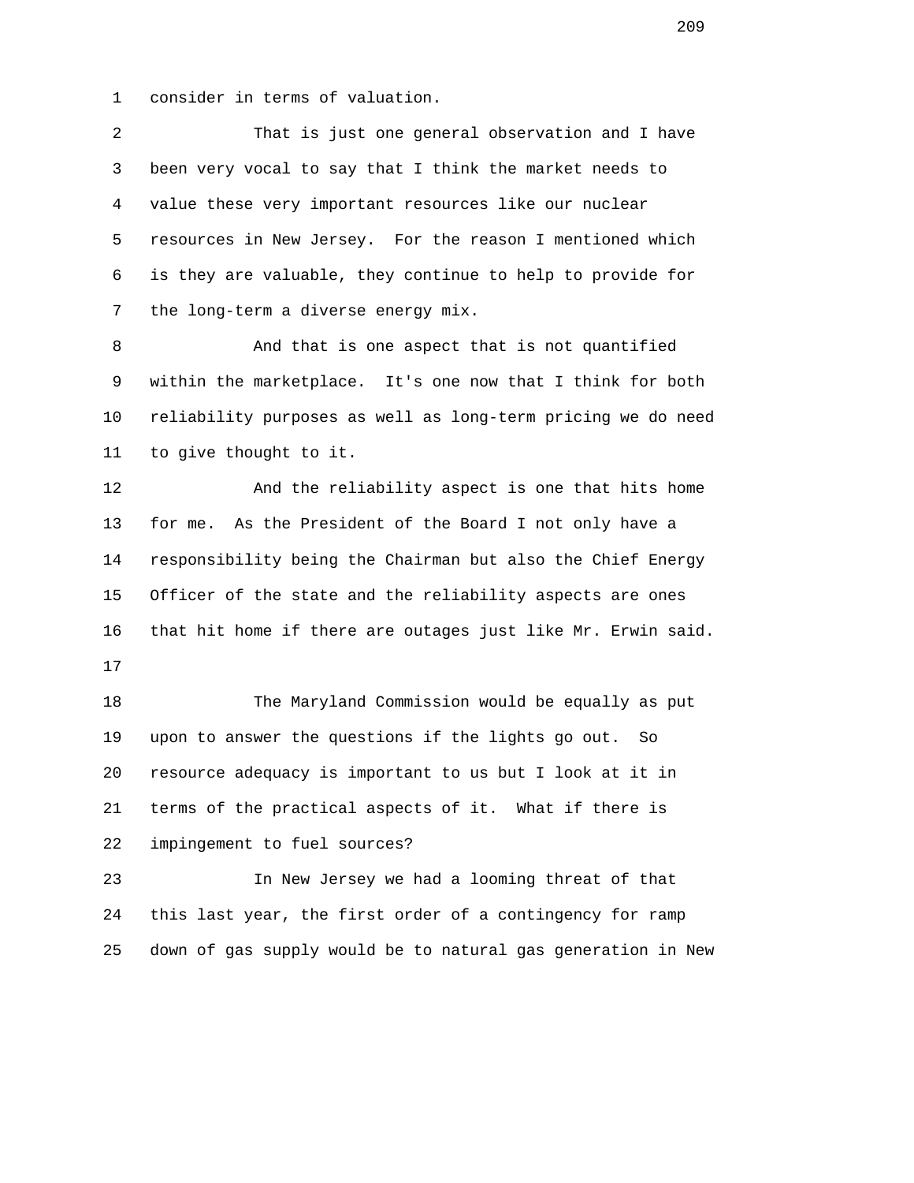consider in terms of valuation.

That is just one general observation and I have been very vocal to say that I think the market needs to value these very important resources like our nuclear resources in New Jersey. For the reason I mentioned which is they are valuable, they continue to help to provide for the long-term a diverse energy mix.

And that is one aspect that is not quantified within the marketplace. It's one now that I think for both reliability purposes as well as long-term pricing we do need to give thought to it.

And the reliability aspect is one that hits home for me. As the President of the Board I not only have a responsibility being the Chairman but also the Chief Energy Officer of the state and the reliability aspects are ones that hit home if there are outages just like Mr. Erwin said.

The Maryland Commission would be equally as put upon to answer the questions if the lights go out. So resource adequacy is important to us but I look at it in terms of the practical aspects of it. What if there is impingement to fuel sources?

In New Jersey we had a looming threat of that this last year, the first order of a contingency for ramp down of gas supply would be to natural gas generation in New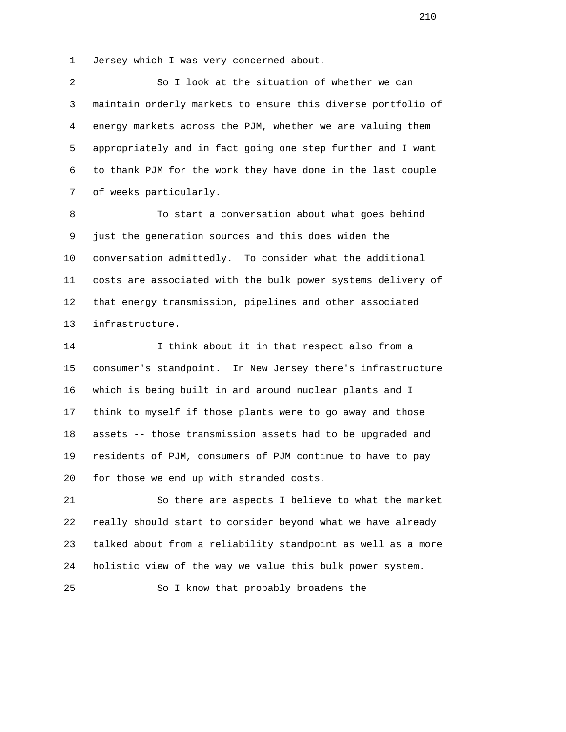Jersey which I was very concerned about.

So I look at the situation of whether we can maintain orderly markets to ensure this diverse portfolio of energy markets across the PJM, whether we are valuing them appropriately and in fact going one step further and I want to thank PJM for the work they have done in the last couple of weeks particularly.

To start a conversation about what goes behind just the generation sources and this does widen the conversation admittedly. To consider what the additional costs are associated with the bulk power systems delivery of that energy transmission, pipelines and other associated infrastructure.

I think about it in that respect also from a consumer's standpoint. In New Jersey there's infrastructure which is being built in and around nuclear plants and I think to myself if those plants were to go away and those assets -- those transmission assets had to be upgraded and residents of PJM, consumers of PJM continue to have to pay for those we end up with stranded costs.

So there are aspects I believe to what the market really should start to consider beyond what we have already talked about from a reliability standpoint as well as a more holistic view of the way we value this bulk power system.

So I know that probably broadens the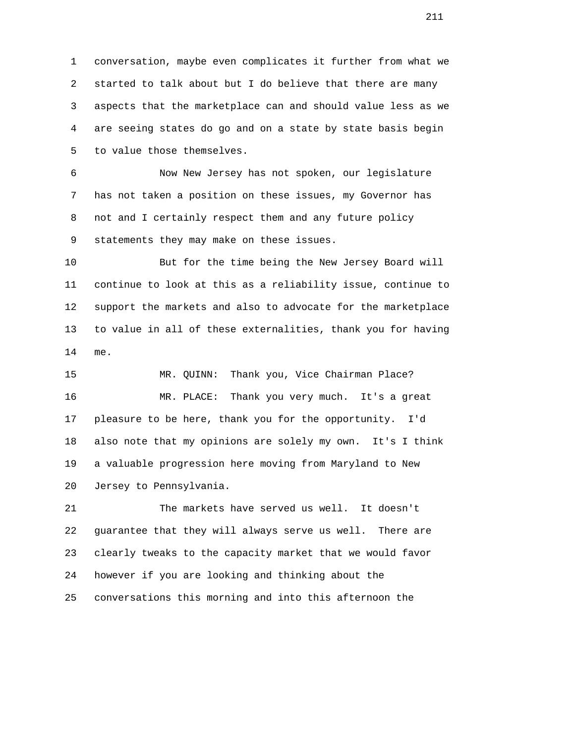conversation, maybe even complicates it further from what we started to talk about but I do believe that there are many aspects that the marketplace can and should value less as we are seeing states do go and on a state by state basis begin to value those themselves.

Now New Jersey has not spoken, our legislature has not taken a position on these issues, my Governor has not and I certainly respect them and any future policy statements they may make on these issues.

But for the time being the New Jersey Board will continue to look at this as a reliability issue, continue to support the markets and also to advocate for the marketplace to value in all of these externalities, thank you for having me.

MR. QUINN: Thank you, Vice Chairman Place?

MR. PLACE: Thank you very much. It's a great pleasure to be here, thank you for the opportunity. I'd also note that my opinions are solely my own. It's I think a valuable progression here moving from Maryland to New Jersey to Pennsylvania.

The markets have served us well. It doesn't guarantee that they will always serve us well. There are clearly tweaks to the capacity market that we would favor however if you are looking and thinking about the conversations this morning and into this afternoon the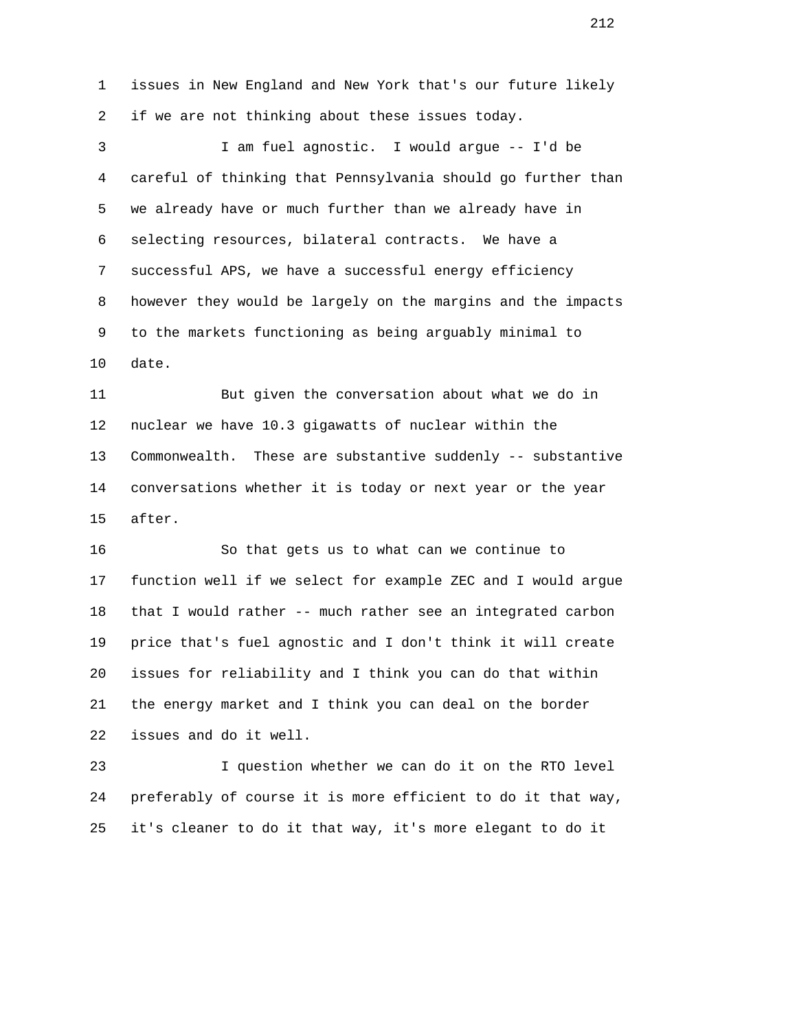issues in New England and New York that's our future likely if we are not thinking about these issues today.

I am fuel agnostic. I would argue -- I'd be careful of thinking that Pennsylvania should go further than we already have or much further than we already have in selecting resources, bilateral contracts. We have a successful APS, we have a successful energy efficiency however they would be largely on the margins and the impacts to the markets functioning as being arguably minimal to date.

But given the conversation about what we do in nuclear we have 10.3 gigawatts of nuclear within the Commonwealth. These are substantive suddenly -- substantive conversations whether it is today or next year or the year after.

So that gets us to what can we continue to function well if we select for example ZEC and I would argue that I would rather -- much rather see an integrated carbon price that's fuel agnostic and I don't think it will create issues for reliability and I think you can do that within the energy market and I think you can deal on the border issues and do it well.

I question whether we can do it on the RTO level preferably of course it is more efficient to do it that way, it's cleaner to do it that way, it's more elegant to do it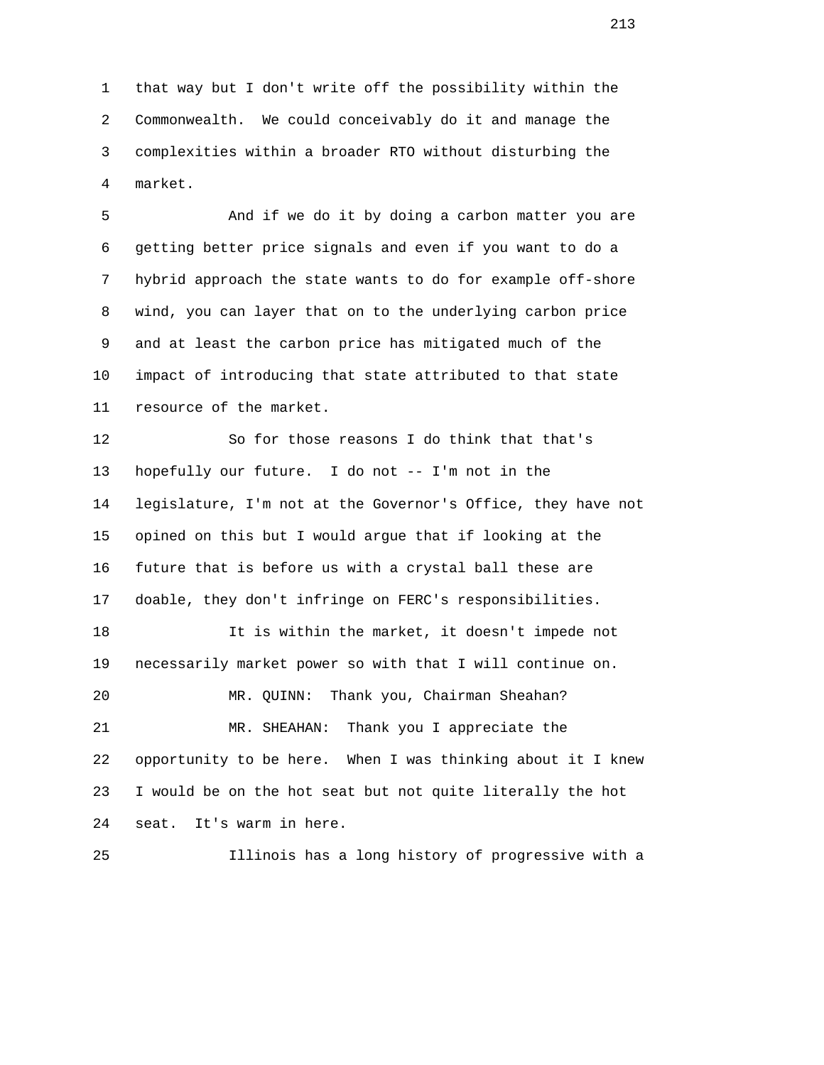that way but I don't write off the possibility within the Commonwealth. We could conceivably do it and manage the complexities within a broader RTO without disturbing the market.

And if we do it by doing a carbon matter you are getting better price signals and even if you want to do a hybrid approach the state wants to do for example off-shore wind, you can layer that on to the underlying carbon price and at least the carbon price has mitigated much of the impact of introducing that state attributed to that state resource of the market.

So for those reasons I do think that that's hopefully our future. I do not -- I'm not in the legislature, I'm not at the Governor's Office, they have not opined on this but I would argue that if looking at the future that is before us with a crystal ball these are doable, they don't infringe on FERC's responsibilities.

It is within the market, it doesn't impede not necessarily market power so with that I will continue on.

MR. QUINN: Thank you, Chairman Sheahan?

MR. SHEAHAN: Thank you I appreciate the opportunity to be here. When I was thinking about it I knew I would be on the hot seat but not quite literally the hot seat. It's warm in here.

Illinois has a long history of progressive with a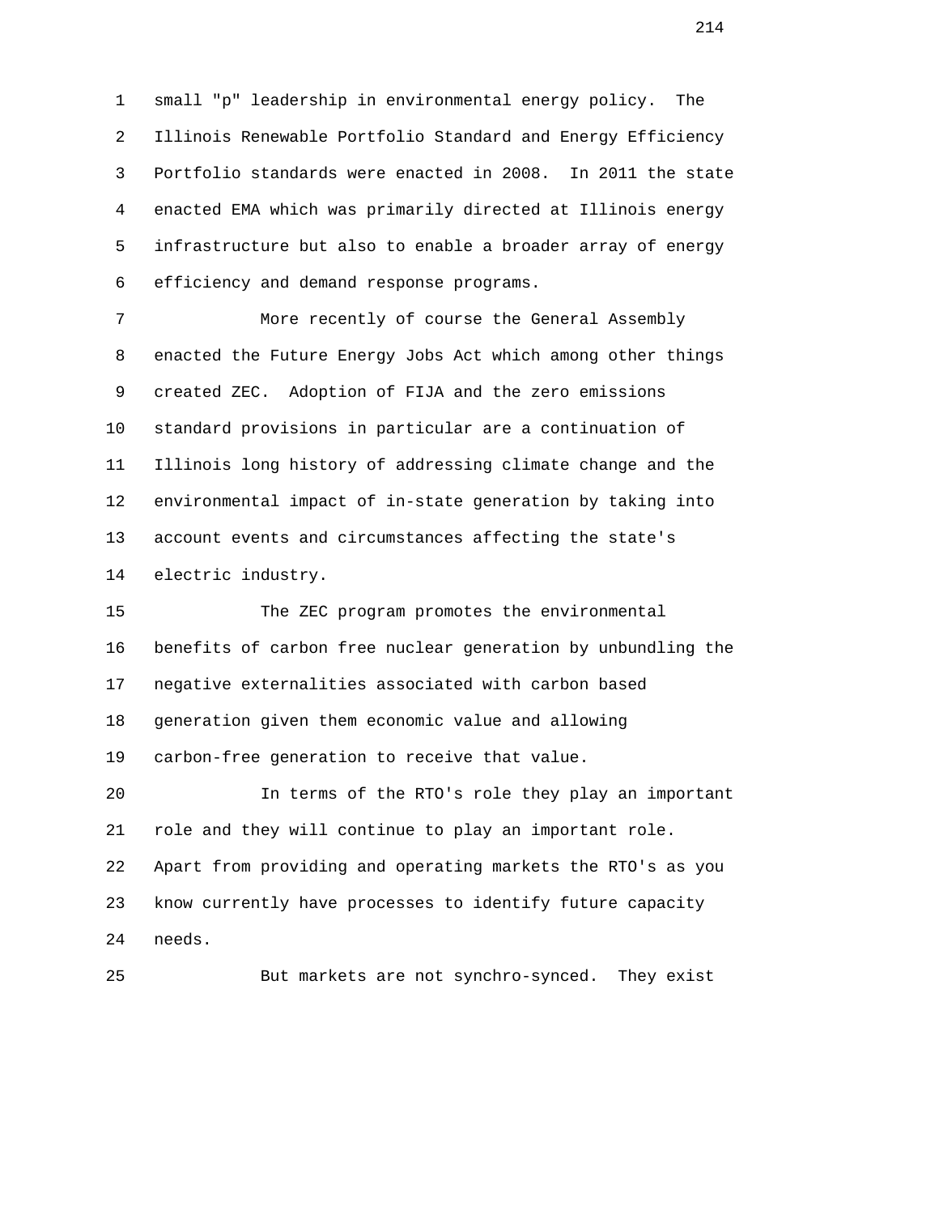small "p" leadership in environmental energy policy. The Illinois Renewable Portfolio Standard and Energy Efficiency Portfolio standards were enacted in 2008. In 2011 the state enacted EMA which was primarily directed at Illinois energy infrastructure but also to enable a broader array of energy efficiency and demand response programs.

More recently of course the General Assembly enacted the Future Energy Jobs Act which among other things created ZEC. Adoption of FIJA and the zero emissions standard provisions in particular are a continuation of Illinois long history of addressing climate change and the environmental impact of in-state generation by taking into account events and circumstances affecting the state's electric industry.

The ZEC program promotes the environmental benefits of carbon free nuclear generation by unbundling the negative externalities associated with carbon based generation given them economic value and allowing carbon-free generation to receive that value.

In terms of the RTO's role they play an important role and they will continue to play an important role. Apart from providing and operating markets the RTO's as you know currently have processes to identify future capacity needs.

But markets are not synchro-synced. They exist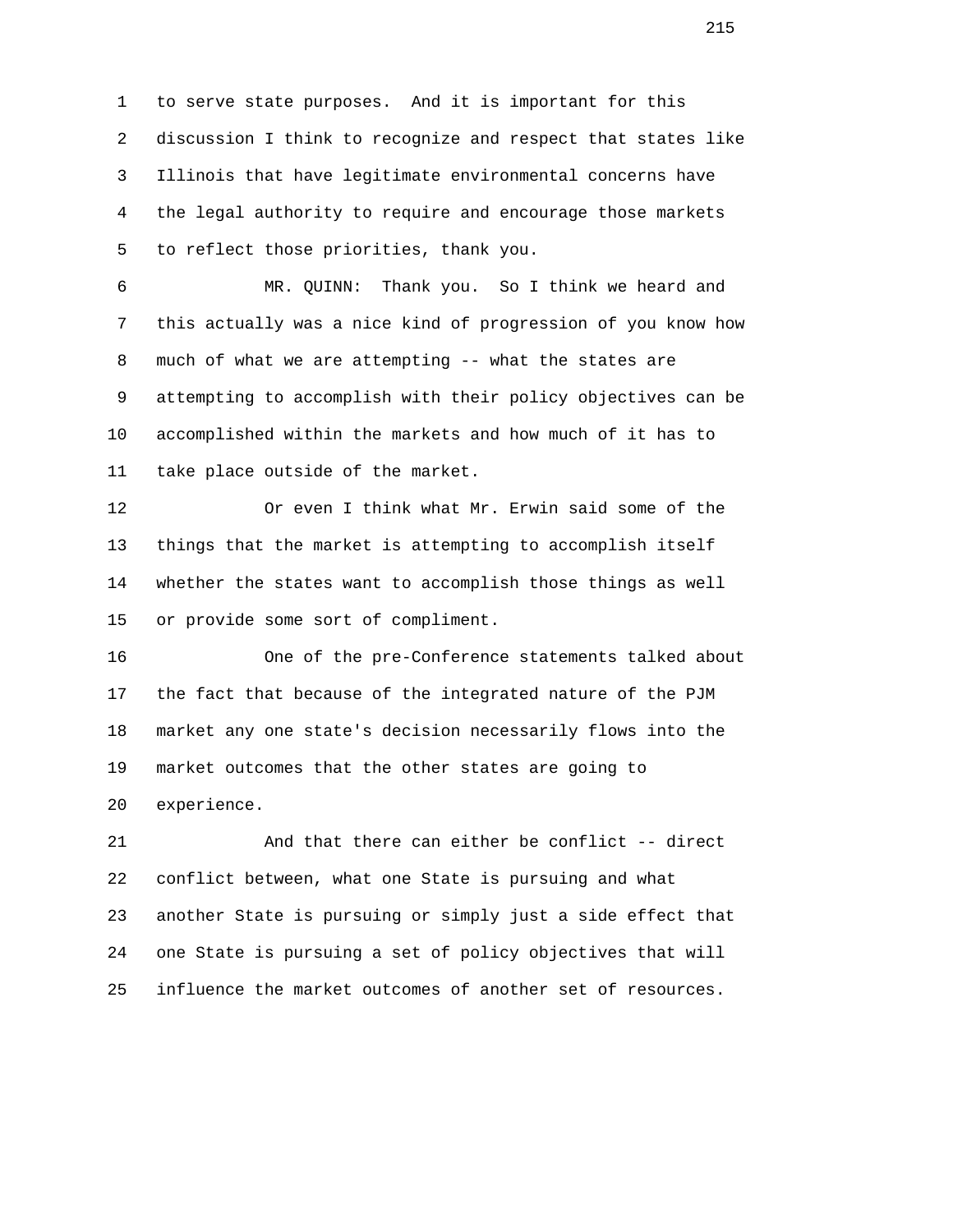to serve state purposes. And it is important for this discussion I think to recognize and respect that states like Illinois that have legitimate environmental concerns have the legal authority to require and encourage those markets to reflect those priorities, thank you.

MR. QUINN: Thank you. So I think we heard and this actually was a nice kind of progression of you know how much of what we are attempting -- what the states are attempting to accomplish with their policy objectives can be accomplished within the markets and how much of it has to take place outside of the market.

Or even I think what Mr. Erwin said some of the things that the market is attempting to accomplish itself whether the states want to accomplish those things as well or provide some sort of compliment.

One of the pre-Conference statements talked about the fact that because of the integrated nature of the PJM market any one state's decision necessarily flows into the market outcomes that the other states are going to experience.

And that there can either be conflict -- direct conflict between, what one State is pursuing and what another State is pursuing or simply just a side effect that one State is pursuing a set of policy objectives that will influence the market outcomes of another set of resources.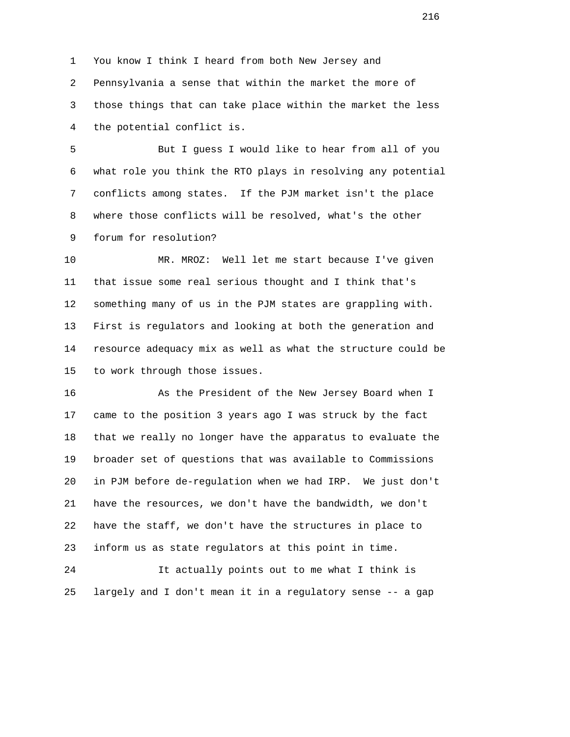You know I think I heard from both New Jersey and Pennsylvania a sense that within the market the more of those things that can take place within the market the less the potential conflict is.

But I guess I would like to hear from all of you what role you think the RTO plays in resolving any potential conflicts among states. If the PJM market isn't the place where those conflicts will be resolved, what's the other forum for resolution?

MR. MROZ: Well let me start because I've given that issue some real serious thought and I think that's something many of us in the PJM states are grappling with. First is regulators and looking at both the generation and resource adequacy mix as well as what the structure could be to work through those issues.

As the President of the New Jersey Board when I came to the position 3 years ago I was struck by the fact that we really no longer have the apparatus to evaluate the broader set of questions that was available to Commissions in PJM before de-regulation when we had IRP. We just don't have the resources, we don't have the bandwidth, we don't have the staff, we don't have the structures in place to inform us as state regulators at this point in time.

It actually points out to me what I think is largely and I don't mean it in a regulatory sense -- a gap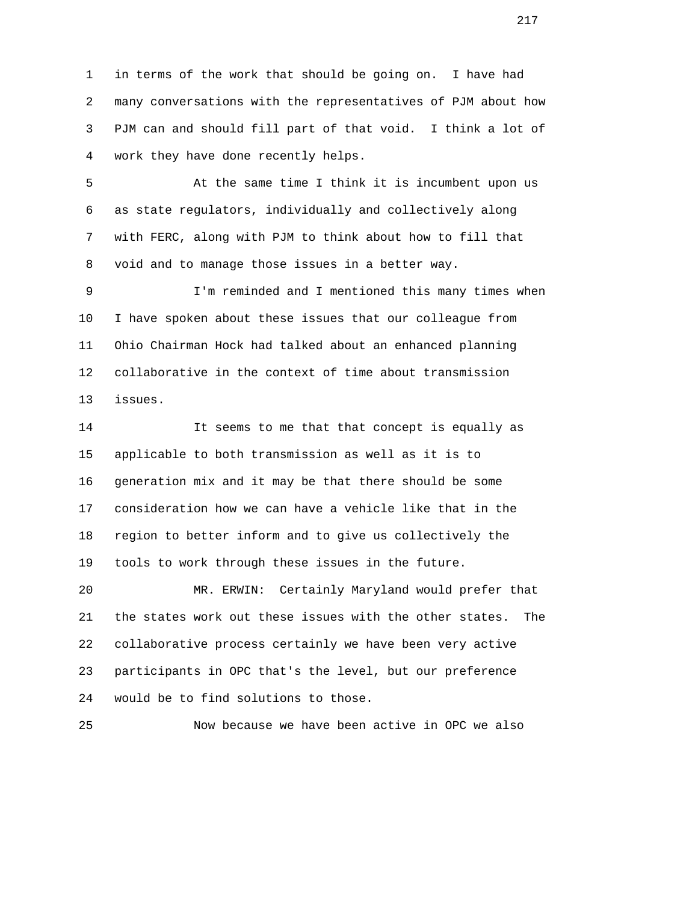in terms of the work that should be going on. I have had many conversations with the representatives of PJM about how PJM can and should fill part of that void. I think a lot of work they have done recently helps.

At the same time I think it is incumbent upon us as state regulators, individually and collectively along with FERC, along with PJM to think about how to fill that void and to manage those issues in a better way.

I'm reminded and I mentioned this many times when I have spoken about these issues that our colleague from Ohio Chairman Hock had talked about an enhanced planning collaborative in the context of time about transmission issues.

It seems to me that that concept is equally as applicable to both transmission as well as it is to generation mix and it may be that there should be some consideration how we can have a vehicle like that in the region to better inform and to give us collectively the tools to work through these issues in the future.

MR. ERWIN: Certainly Maryland would prefer that the states work out these issues with the other states. The collaborative process certainly we have been very active participants in OPC that's the level, but our preference would be to find solutions to those.

Now because we have been active in OPC we also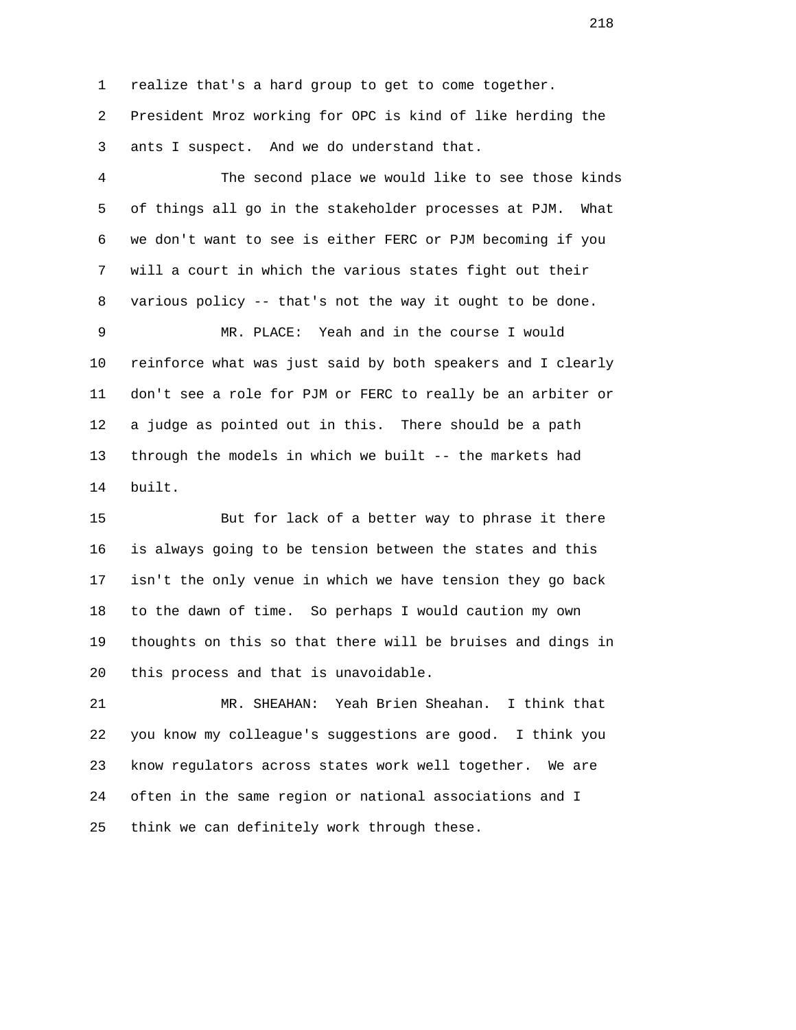realize that's a hard group to get to come together. President Mroz working for OPC is kind of like herding the ants I suspect. And we do understand that.

The second place we would like to see those kinds of things all go in the stakeholder processes at PJM. What we don't want to see is either FERC or PJM becoming if you will a court in which the various states fight out their various policy -- that's not the way it ought to be done.

MR. PLACE: Yeah and in the course I would reinforce what was just said by both speakers and I clearly don't see a role for PJM or FERC to really be an arbiter or a judge as pointed out in this. There should be a path through the models in which we built -- the markets had built.

But for lack of a better way to phrase it there is always going to be tension between the states and this isn't the only venue in which we have tension they go back to the dawn of time. So perhaps I would caution my own thoughts on this so that there will be bruises and dings in this process and that is unavoidable.

MR. SHEAHAN: Yeah Brien Sheahan. I think that you know my colleague's suggestions are good. I think you know regulators across states work well together. We are often in the same region or national associations and I think we can definitely work through these.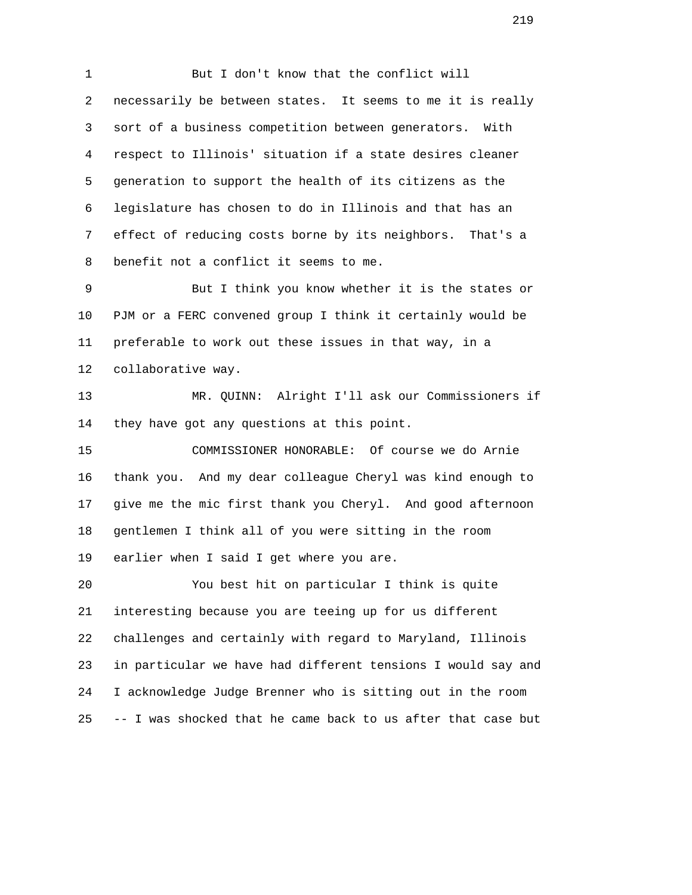1 But I don't know that the conflict will
2 necessarily be between states. It seems to me it is really
3 sort of a business competition between generators. With
4 respect to Illinois' situation if a state desires cleaner
5 generation to support the health of its citizens as the
6 legislature has chosen to do in Illinois and that has an
7 effect of reducing costs borne by its neighbors. That's a
8 benefit not a conflict it seems to me.

9 But I think you know whether it is the states or
10 PJM or a FERC convened group I think it certainly would be
11 preferable to work out these issues in that way, in a
12 collaborative way.

13 MR. QUINN: Alright I'll ask our Commissioners if
14 they have got any questions at this point.

15 COMMISSIONER HONORABLE: Of course we do Arnie
16 thank you. And my dear colleague Cheryl was kind enough to
17 give me the mic first thank you Cheryl. And good afternoon
18 gentlemen I think all of you were sitting in the room
19 earlier when I said I get where you are.

20 You best hit on particular I think is quite
21 interesting because you are teeing up for us different
22 challenges and certainly with regard to Maryland, Illinois
23 in particular we have had different tensions I would say and
24 I acknowledge Judge Brenner who is sitting out in the room
25 -- I was shocked that he came back to us after that case but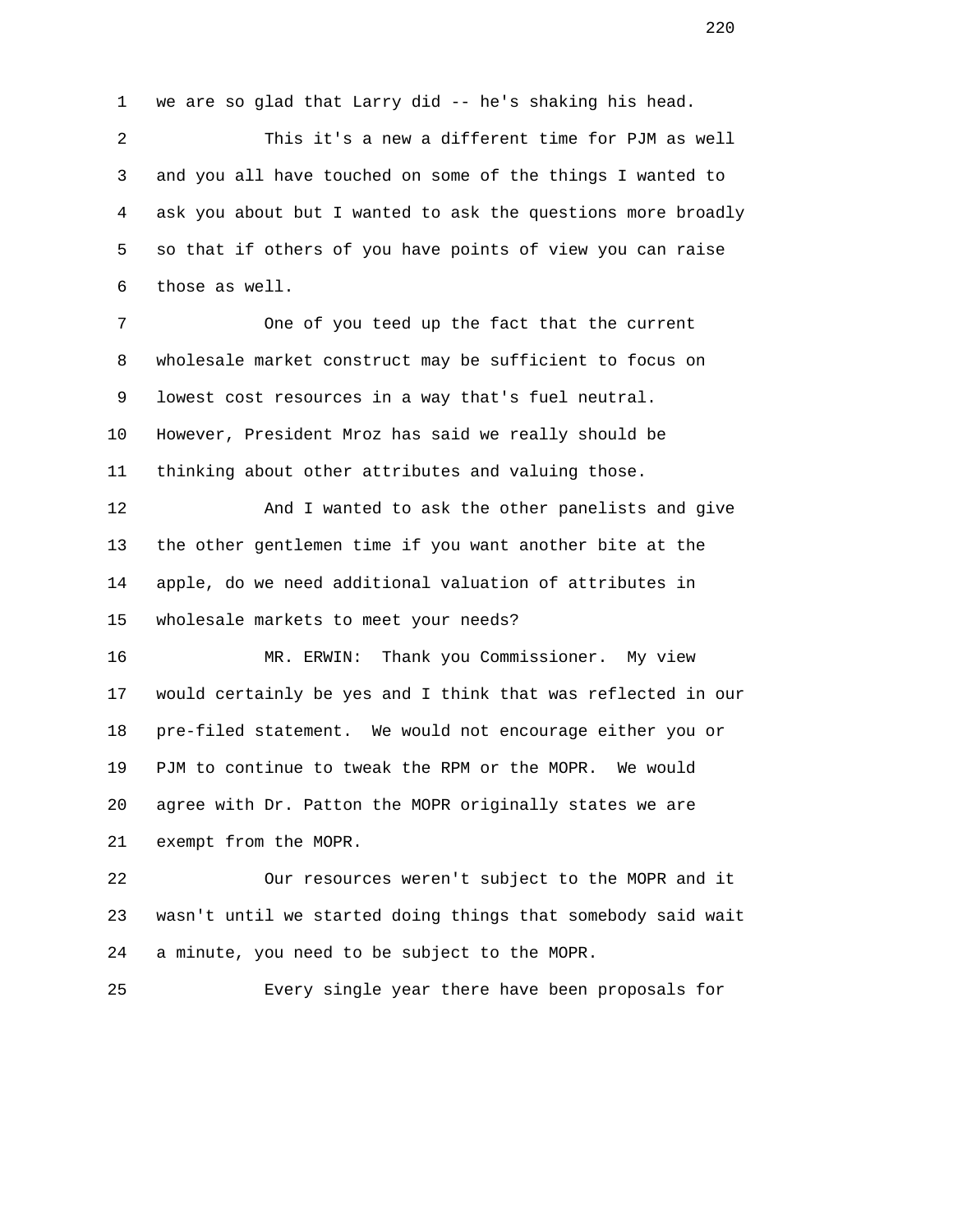we are so glad that Larry did -- he's shaking his head.

This it's a new a different time for PJM as well and you all have touched on some of the things I wanted to ask you about but I wanted to ask the questions more broadly so that if others of you have points of view you can raise those as well.

One of you teed up the fact that the current wholesale market construct may be sufficient to focus on lowest cost resources in a way that's fuel neutral. However, President Mroz has said we really should be thinking about other attributes and valuing those.

And I wanted to ask the other panelists and give the other gentlemen time if you want another bite at the apple, do we need additional valuation of attributes in wholesale markets to meet your needs?

MR. ERWIN: Thank you Commissioner. My view would certainly be yes and I think that was reflected in our pre-filed statement. We would not encourage either you or PJM to continue to tweak the RPM or the MOPR. We would agree with Dr. Patton the MOPR originally states we are exempt from the MOPR.

Our resources weren't subject to the MOPR and it wasn't until we started doing things that somebody said wait a minute, you need to be subject to the MOPR.

Every single year there have been proposals for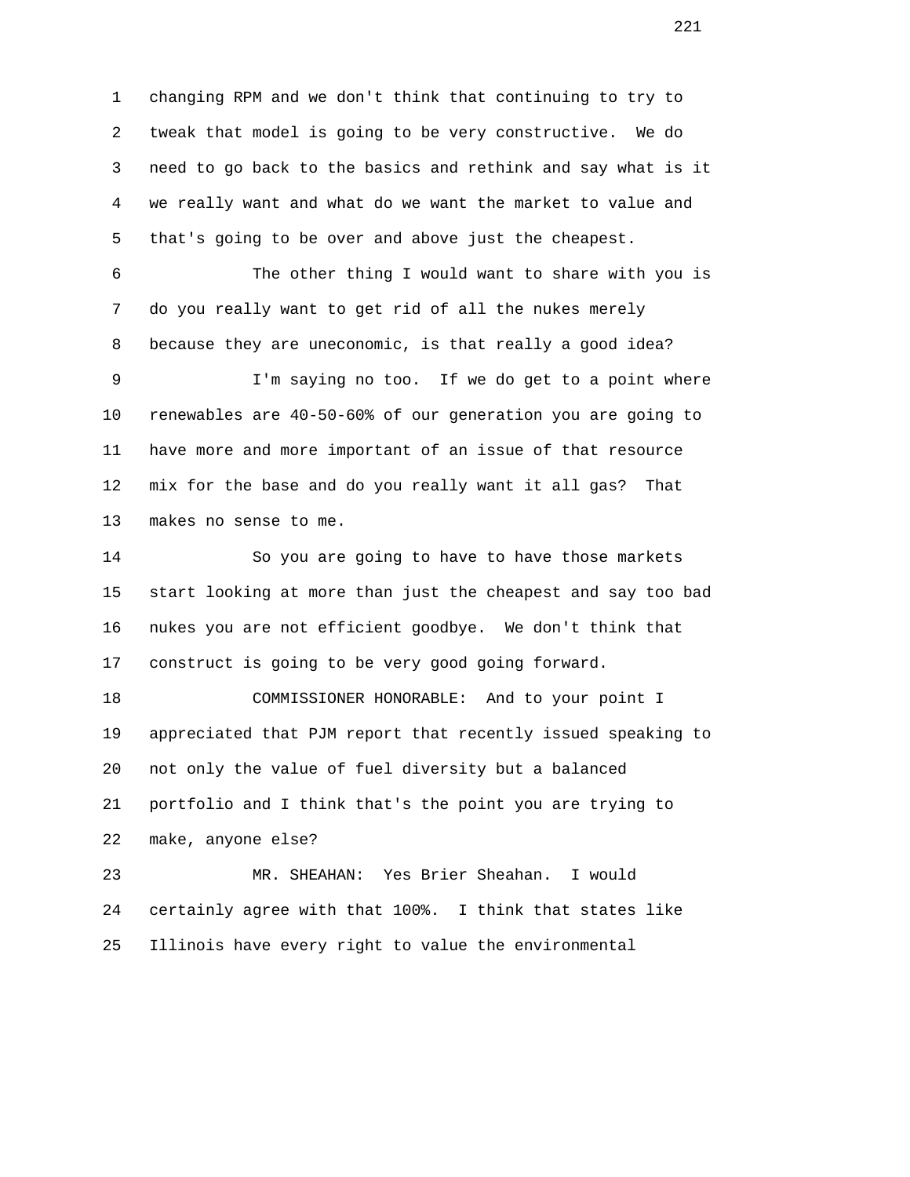changing RPM and we don't think that continuing to try to tweak that model is going to be very constructive. We do need to go back to the basics and rethink and say what is it we really want and what do we want the market to value and that's going to be over and above just the cheapest.

The other thing I would want to share with you is do you really want to get rid of all the nukes merely because they are uneconomic, is that really a good idea?

I'm saying no too. If we do get to a point where renewables are 40-50-60% of our generation you are going to have more and more important of an issue of that resource mix for the base and do you really want it all gas? That makes no sense to me.

So you are going to have to have those markets start looking at more than just the cheapest and say too bad nukes you are not efficient goodbye. We don't think that construct is going to be very good going forward.

COMMISSIONER HONORABLE: And to your point I appreciated that PJM report that recently issued speaking to not only the value of fuel diversity but a balanced portfolio and I think that's the point you are trying to make, anyone else?

MR. SHEAHAN: Yes Brier Sheahan. I would certainly agree with that 100%. I think that states like Illinois have every right to value the environmental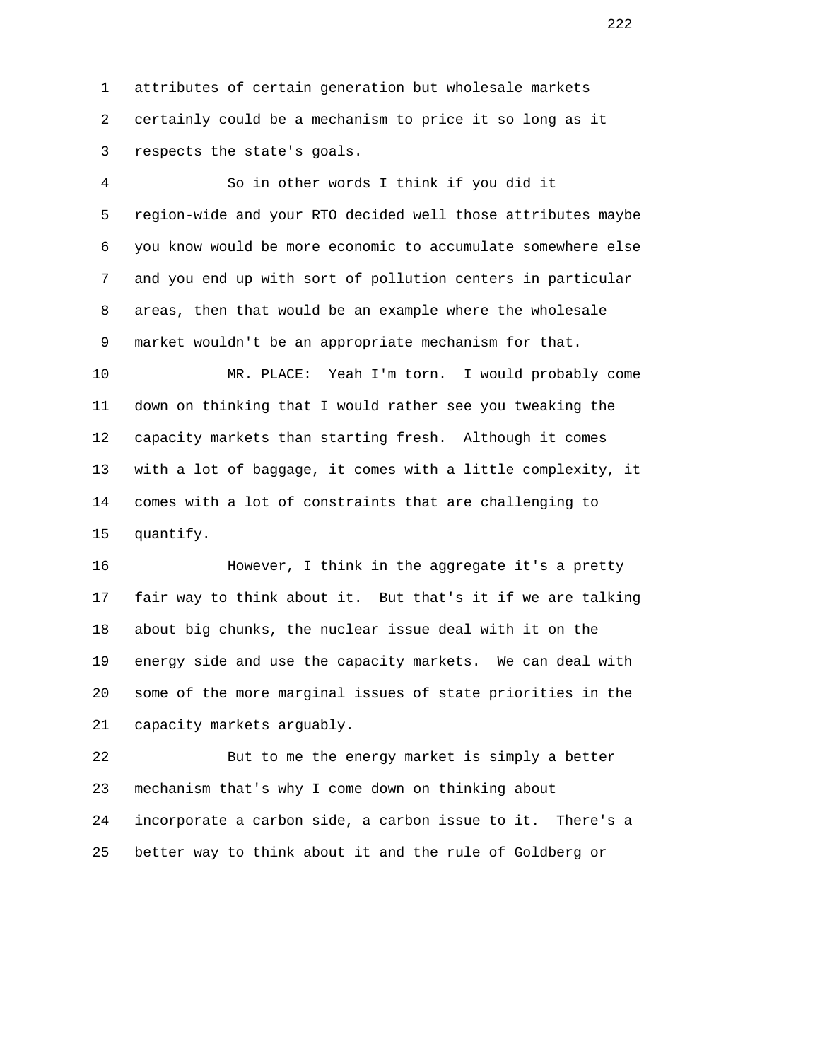attributes of certain generation but wholesale markets certainly could be a mechanism to price it so long as it respects the state's goals.

So in other words I think if you did it region-wide and your RTO decided well those attributes maybe you know would be more economic to accumulate somewhere else and you end up with sort of pollution centers in particular areas, then that would be an example where the wholesale market wouldn't be an appropriate mechanism for that.

MR. PLACE: Yeah I'm torn. I would probably come down on thinking that I would rather see you tweaking the capacity markets than starting fresh. Although it comes with a lot of baggage, it comes with a little complexity, it comes with a lot of constraints that are challenging to quantify.

However, I think in the aggregate it's a pretty fair way to think about it. But that's it if we are talking about big chunks, the nuclear issue deal with it on the energy side and use the capacity markets. We can deal with some of the more marginal issues of state priorities in the capacity markets arguably.

But to me the energy market is simply a better mechanism that's why I come down on thinking about incorporate a carbon side, a carbon issue to it. There's a better way to think about it and the rule of Goldberg or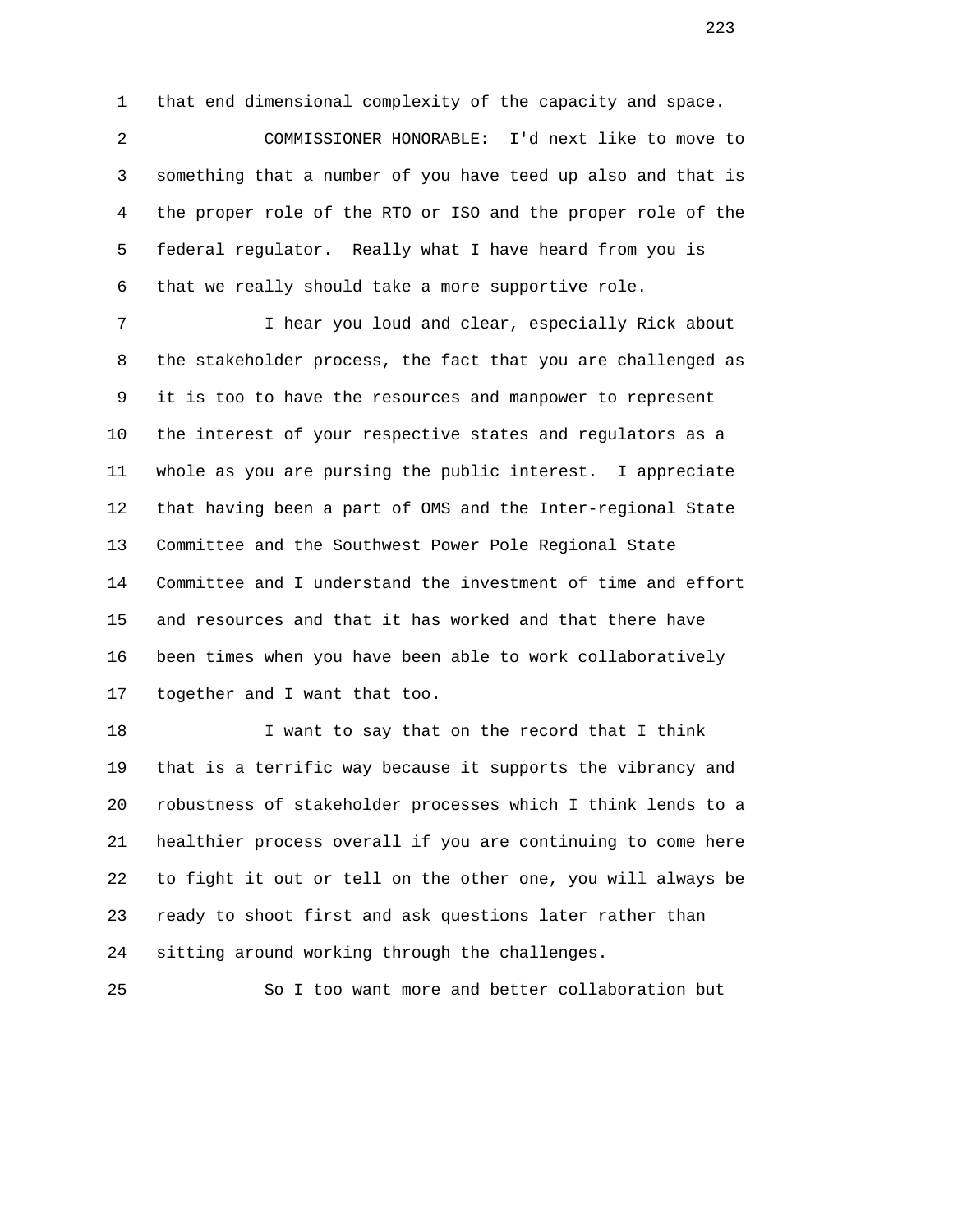1 that end dimensional complexity of the capacity and space.

2 COMMISSIONER HONORABLE: I'd next like to move to
3 something that a number of you have teed up also and that is
4 the proper role of the RTO or ISO and the proper role of the
5 federal regulator. Really what I have heard from you is
6 that we really should take a more supportive role.

7 I hear you loud and clear, especially Rick about
8 the stakeholder process, the fact that you are challenged as
9 it is too to have the resources and manpower to represent
10 the interest of your respective states and regulators as a
11 whole as you are pursing the public interest. I appreciate
12 that having been a part of OMS and the Inter-regional State
13 Committee and the Southwest Power Pole Regional State
14 Committee and I understand the investment of time and effort
15 and resources and that it has worked and that there have
16 been times when you have been able to work collaboratively
17 together and I want that too.

18 I want to say that on the record that I think
19 that is a terrific way because it supports the vibrancy and
20 robustness of stakeholder processes which I think lends to a
21 healthier process overall if you are continuing to come here
22 to fight it out or tell on the other one, you will always be
23 ready to shoot first and ask questions later rather than
24 sitting around working through the challenges.

25 So I too want more and better collaboration but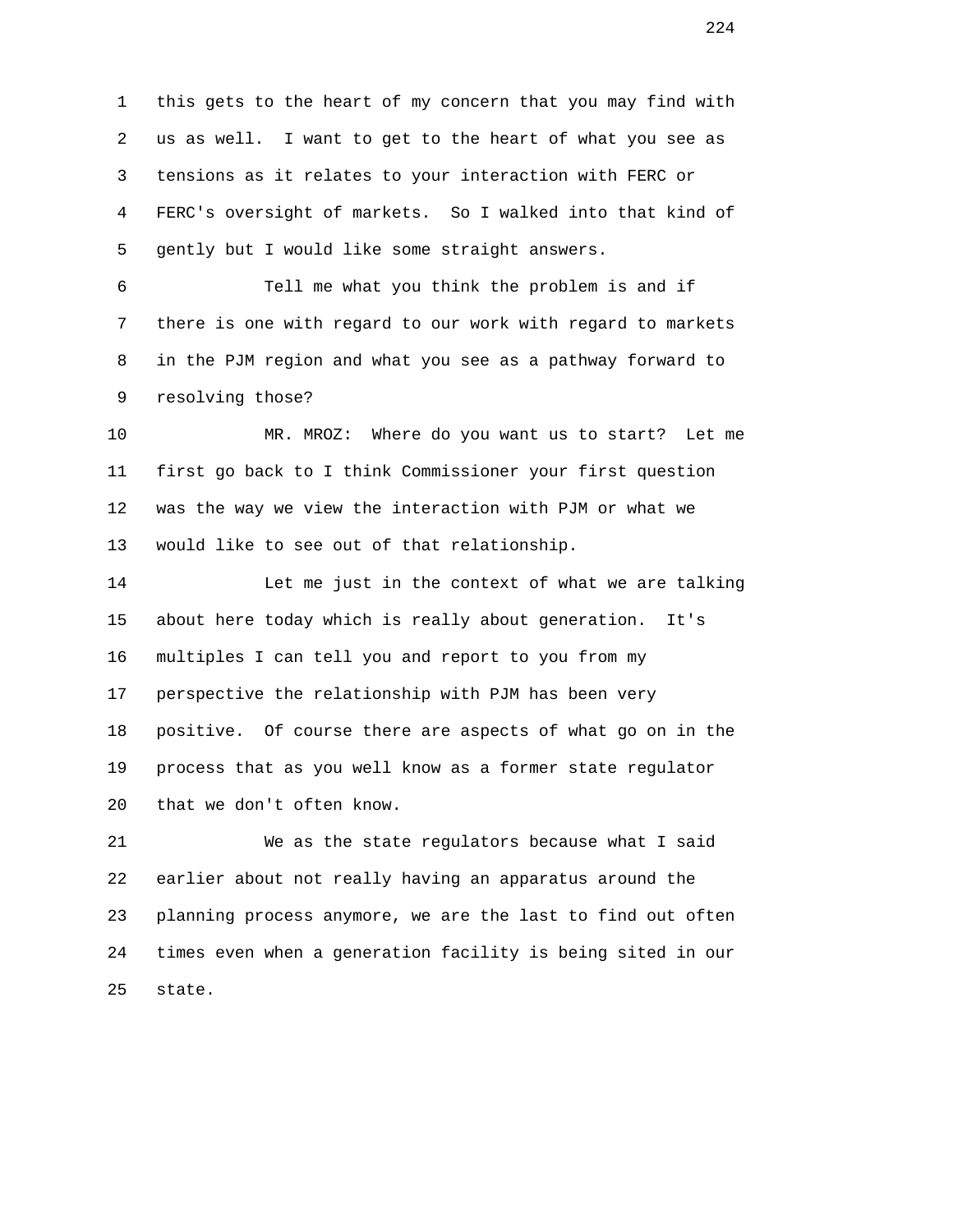this gets to the heart of my concern that you may find with us as well. I want to get to the heart of what you see as tensions as it relates to your interaction with FERC or FERC's oversight of markets. So I walked into that kind of gently but I would like some straight answers.

Tell me what you think the problem is and if there is one with regard to our work with regard to markets in the PJM region and what you see as a pathway forward to resolving those?

MR. MROZ: Where do you want us to start? Let me first go back to I think Commissioner your first question was the way we view the interaction with PJM or what we would like to see out of that relationship.

Let me just in the context of what we are talking about here today which is really about generation. It's multiples I can tell you and report to you from my perspective the relationship with PJM has been very positive. Of course there are aspects of what go on in the process that as you well know as a former state regulator that we don't often know.

We as the state regulators because what I said earlier about not really having an apparatus around the planning process anymore, we are the last to find out often times even when a generation facility is being sited in our state.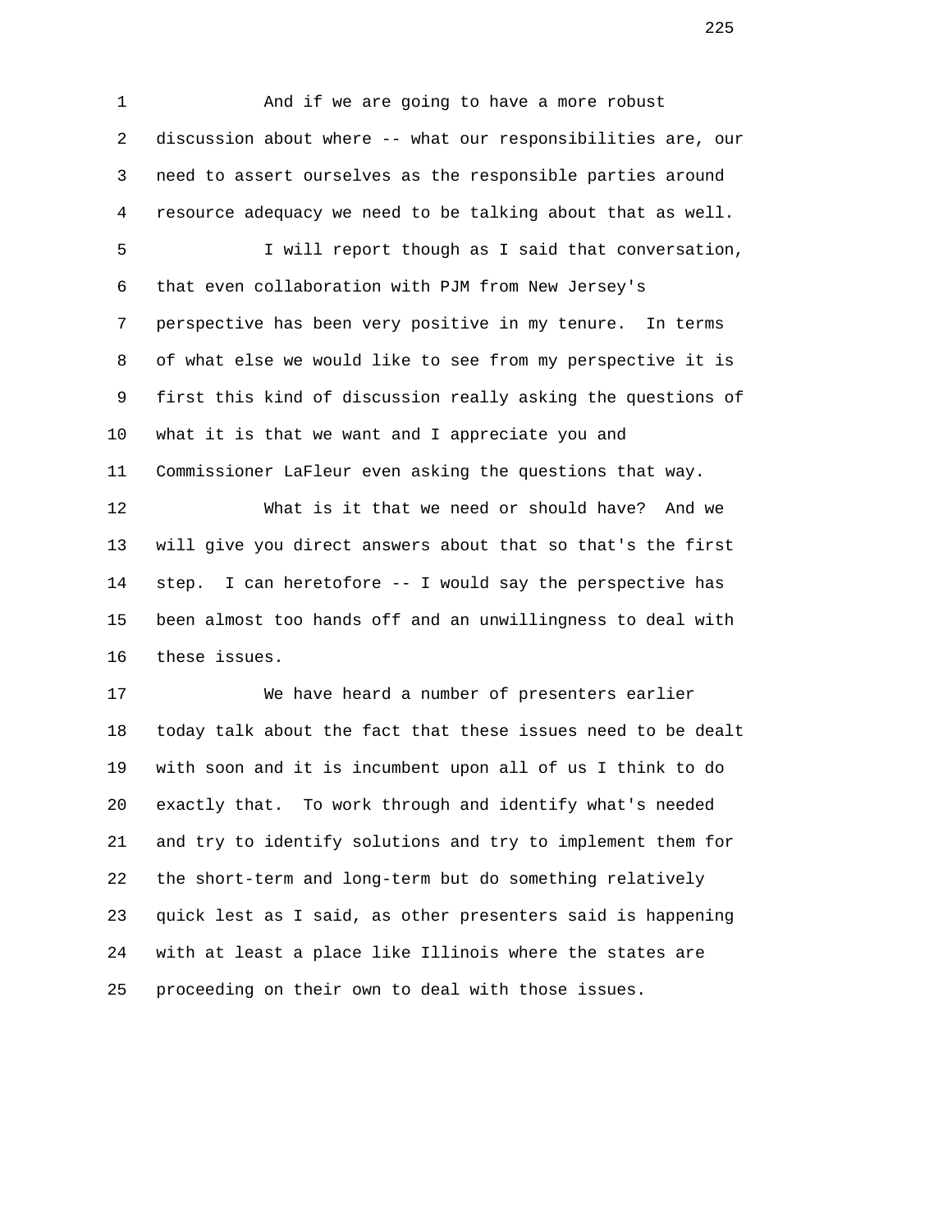And if we are going to have a more robust discussion about where -- what our responsibilities are, our need to assert ourselves as the responsible parties around resource adequacy we need to be talking about that as well.

I will report though as I said that conversation, that even collaboration with PJM from New Jersey's perspective has been very positive in my tenure. In terms of what else we would like to see from my perspective it is first this kind of discussion really asking the questions of what it is that we want and I appreciate you and Commissioner LaFleur even asking the questions that way.

What is it that we need or should have? And we will give you direct answers about that so that's the first step. I can heretofore -- I would say the perspective has been almost too hands off and an unwillingness to deal with these issues.

We have heard a number of presenters earlier today talk about the fact that these issues need to be dealt with soon and it is incumbent upon all of us I think to do exactly that. To work through and identify what's needed and try to identify solutions and try to implement them for the short-term and long-term but do something relatively quick lest as I said, as other presenters said is happening with at least a place like Illinois where the states are proceeding on their own to deal with those issues.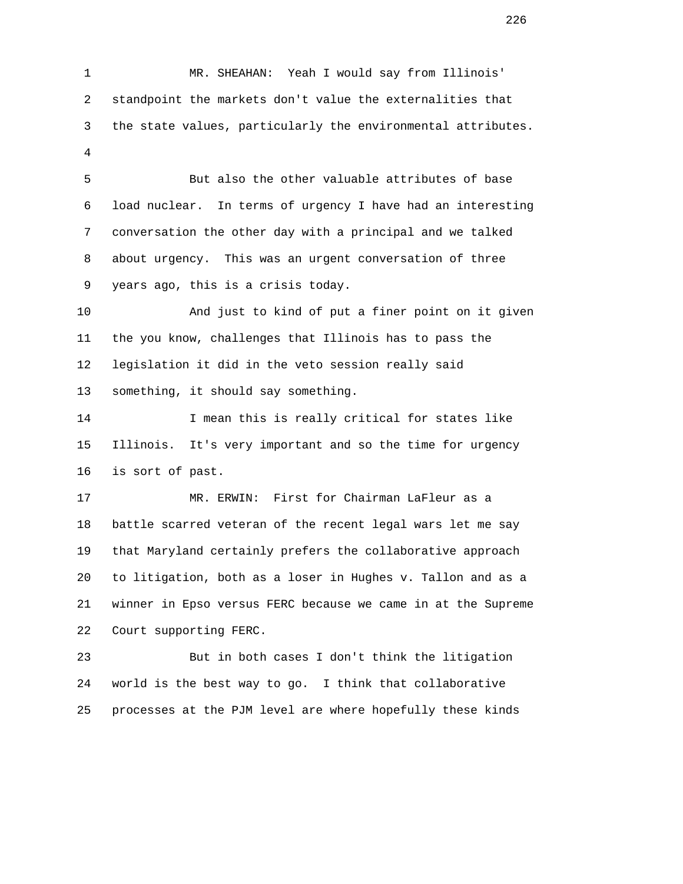MR. SHEAHAN: Yeah I would say from Illinois' standpoint the markets don't value the externalities that the state values, particularly the environmental attributes.

But also the other valuable attributes of base load nuclear. In terms of urgency I have had an interesting conversation the other day with a principal and we talked about urgency. This was an urgent conversation of three years ago, this is a crisis today.

And just to kind of put a finer point on it given the you know, challenges that Illinois has to pass the legislation it did in the veto session really said something, it should say something.

I mean this is really critical for states like Illinois. It's very important and so the time for urgency is sort of past.

MR. ERWIN: First for Chairman LaFleur as a battle scarred veteran of the recent legal wars let me say that Maryland certainly prefers the collaborative approach to litigation, both as a loser in Hughes v. Tallon and as a winner in Epso versus FERC because we came in at the Supreme Court supporting FERC.

But in both cases I don't think the litigation world is the best way to go. I think that collaborative processes at the PJM level are where hopefully these kinds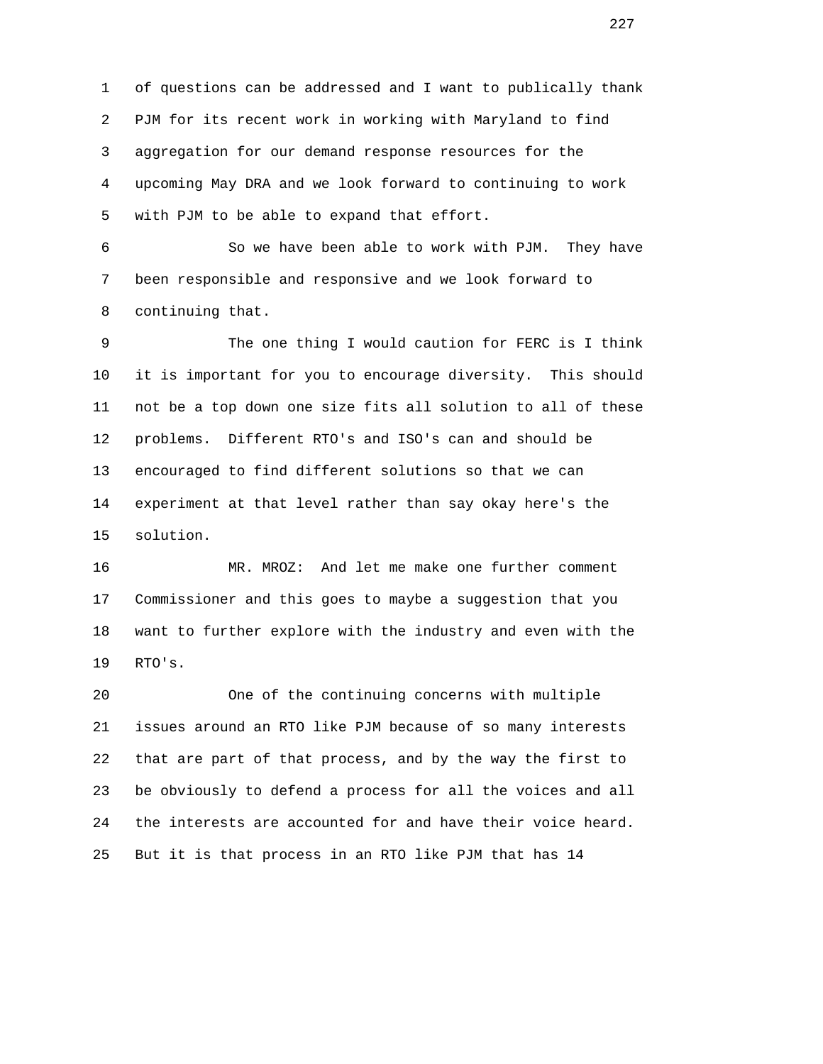of questions can be addressed and I want to publically thank PJM for its recent work in working with Maryland to find aggregation for our demand response resources for the upcoming May DRA and we look forward to continuing to work with PJM to be able to expand that effort.

So we have been able to work with PJM. They have been responsible and responsive and we look forward to continuing that.

The one thing I would caution for FERC is I think it is important for you to encourage diversity. This should not be a top down one size fits all solution to all of these problems. Different RTO's and ISO's can and should be encouraged to find different solutions so that we can experiment at that level rather than say okay here's the solution.

MR. MROZ: And let me make one further comment Commissioner and this goes to maybe a suggestion that you want to further explore with the industry and even with the RTO's.

One of the continuing concerns with multiple issues around an RTO like PJM because of so many interests that are part of that process, and by the way the first to be obviously to defend a process for all the voices and all the interests are accounted for and have their voice heard. But it is that process in an RTO like PJM that has 14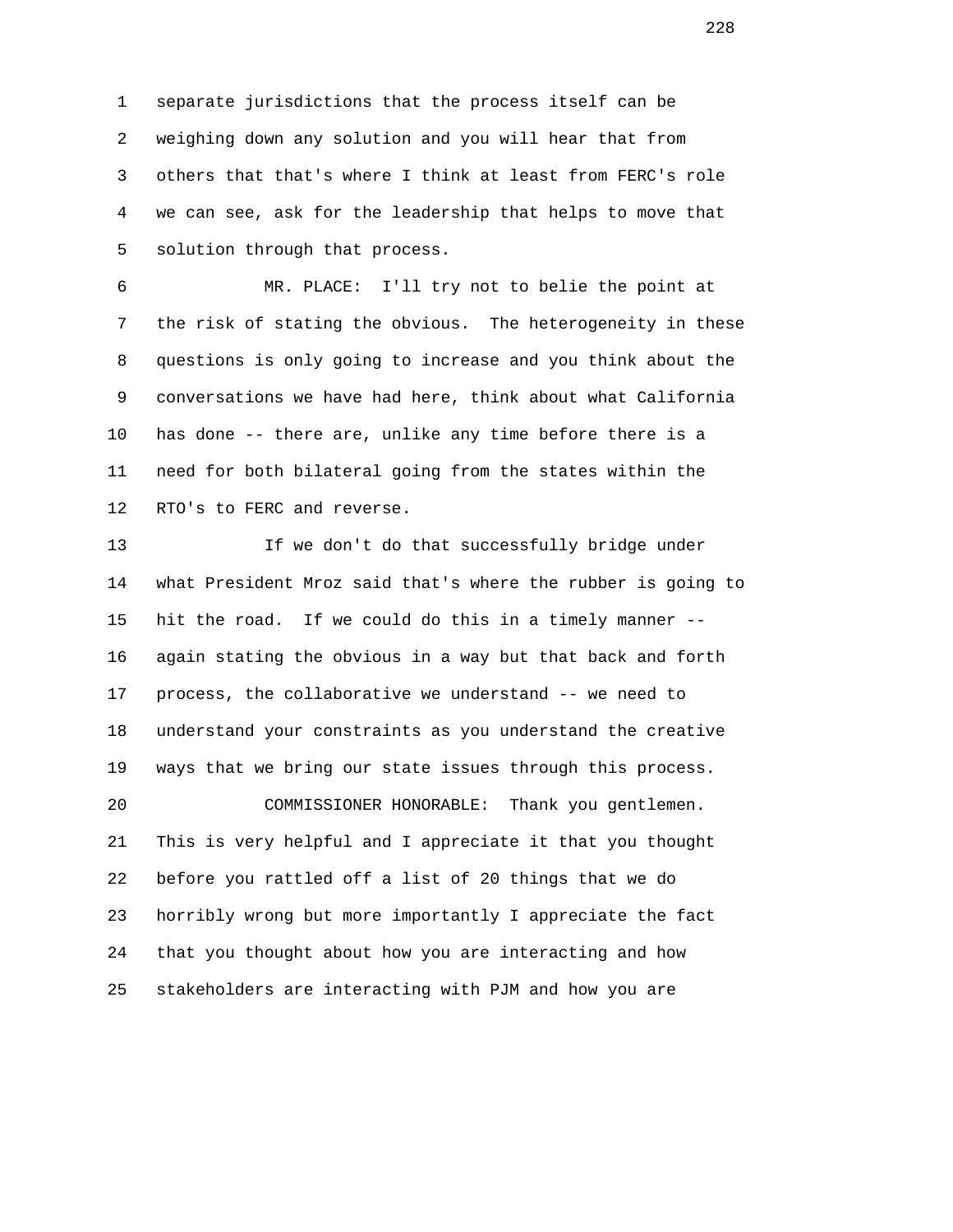separate jurisdictions that the process itself can be weighing down any solution and you will hear that from others that that's where I think at least from FERC's role we can see, ask for the leadership that helps to move that solution through that process.

MR. PLACE: I'll try not to belie the point at the risk of stating the obvious. The heterogeneity in these questions is only going to increase and you think about the conversations we have had here, think about what California has done -- there are, unlike any time before there is a need for both bilateral going from the states within the RTO's to FERC and reverse.

If we don't do that successfully bridge under what President Mroz said that's where the rubber is going to hit the road. If we could do this in a timely manner -- again stating the obvious in a way but that back and forth process, the collaborative we understand -- we need to understand your constraints as you understand the creative ways that we bring our state issues through this process.

COMMISSIONER HONORABLE: Thank you gentlemen. This is very helpful and I appreciate it that you thought before you rattled off a list of 20 things that we do horribly wrong but more importantly I appreciate the fact that you thought about how you are interacting and how stakeholders are interacting with PJM and how you are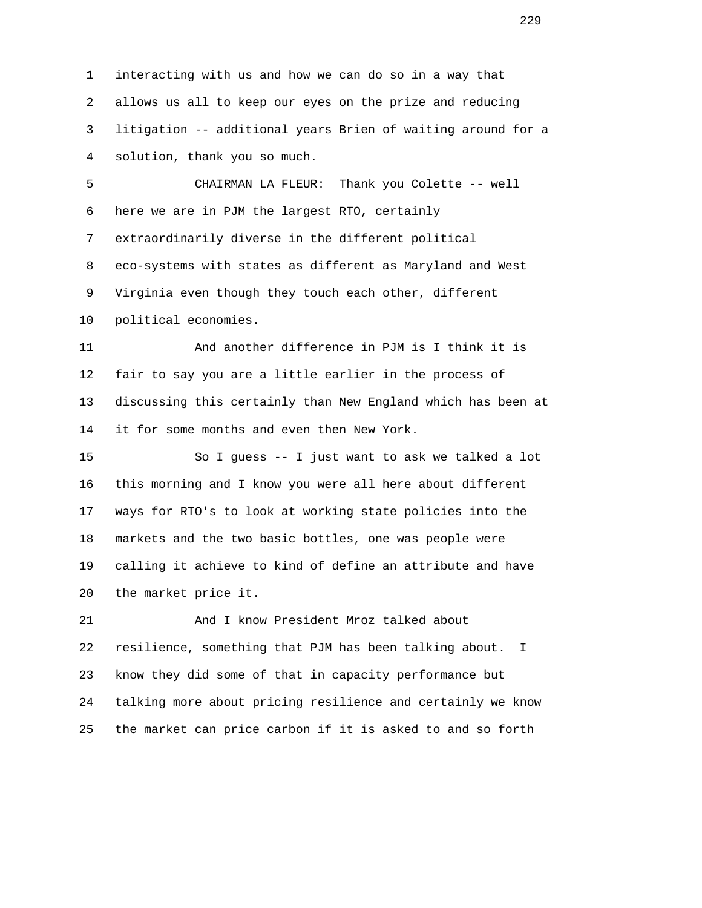1 interacting with us and how we can do so in a way that
2 allows us all to keep our eyes on the prize and reducing
3 litigation -- additional years Brien of waiting around for a
4 solution, thank you so much.

5 CHAIRMAN LA FLEUR: Thank you Colette -- well
6 here we are in PJM the largest RTO, certainly
7 extraordinarily diverse in the different political
8 eco-systems with states as different as Maryland and West
9 Virginia even though they touch each other, different
10 political economies.

11 And another difference in PJM is I think it is
12 fair to say you are a little earlier in the process of
13 discussing this certainly than New England which has been at
14 it for some months and even then New York.

15 So I guess -- I just want to ask we talked a lot
16 this morning and I know you were all here about different
17 ways for RTO's to look at working state policies into the
18 markets and the two basic bottles, one was people were
19 calling it achieve to kind of define an attribute and have
20 the market price it.

21 And I know President Mroz talked about
22 resilience, something that PJM has been talking about. I
23 know they did some of that in capacity performance but
24 talking more about pricing resilience and certainly we know
25 the market can price carbon if it is asked to and so forth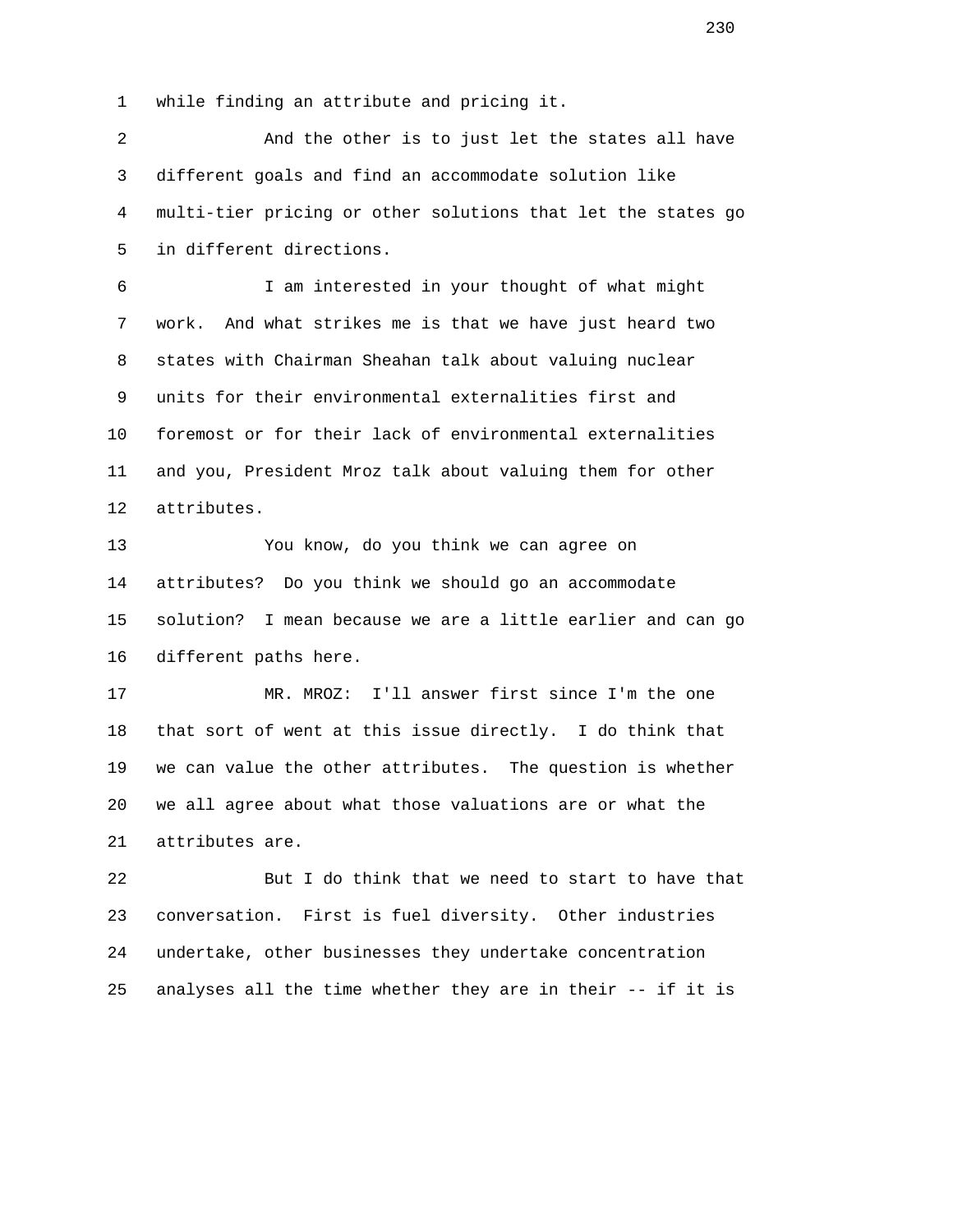while finding an attribute and pricing it.

And the other is to just let the states all have different goals and find an accommodate solution like multi-tier pricing or other solutions that let the states go in different directions.

I am interested in your thought of what might work. And what strikes me is that we have just heard two states with Chairman Sheahan talk about valuing nuclear units for their environmental externalities first and foremost or for their lack of environmental externalities and you, President Mroz talk about valuing them for other attributes.

You know, do you think we can agree on attributes? Do you think we should go an accommodate solution? I mean because we are a little earlier and can go different paths here.

MR. MROZ: I'll answer first since I'm the one that sort of went at this issue directly. I do think that we can value the other attributes. The question is whether we all agree about what those valuations are or what the attributes are.

But I do think that we need to start to have that conversation. First is fuel diversity. Other industries undertake, other businesses they undertake concentration analyses all the time whether they are in their -- if it is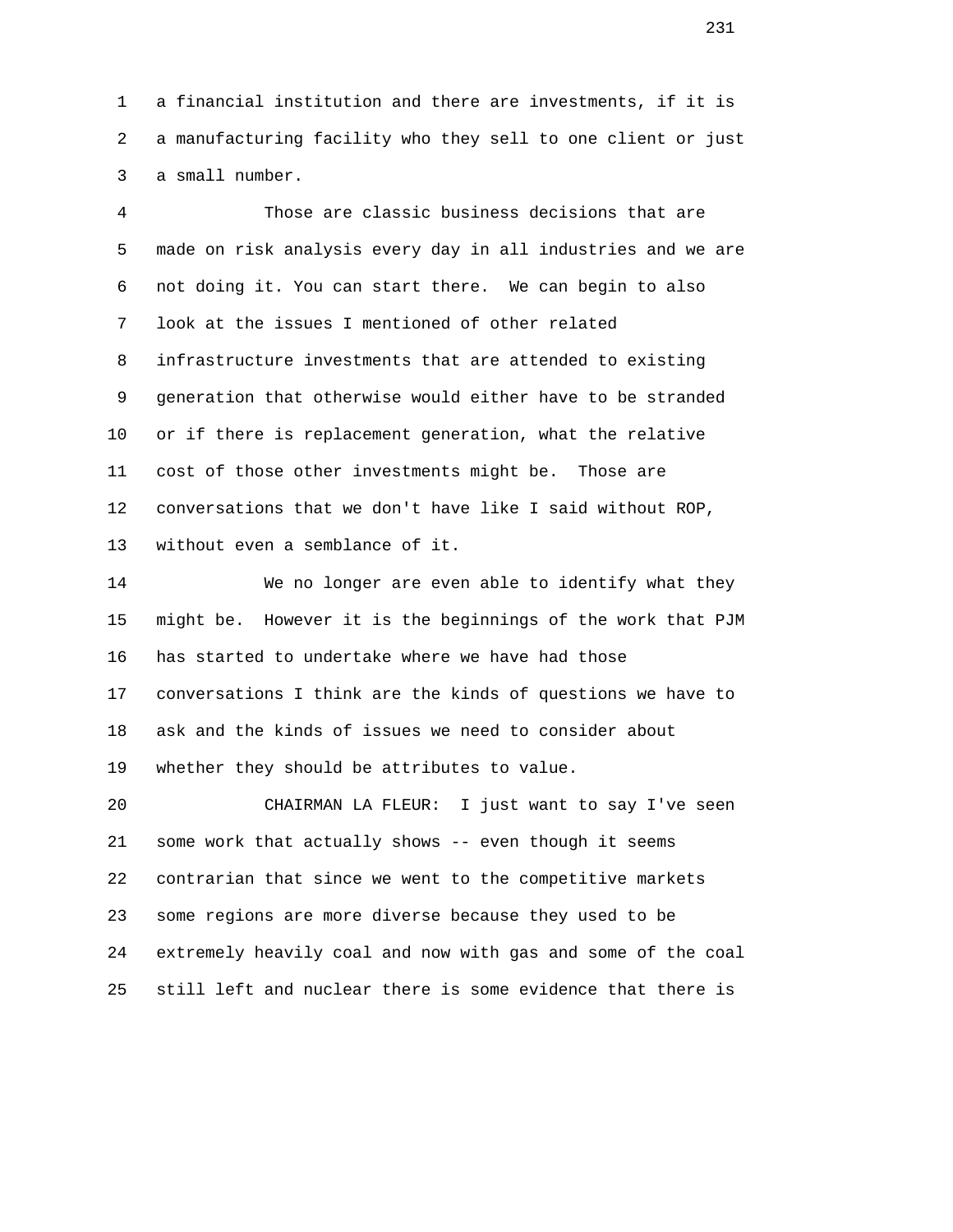a financial institution and there are investments, if it is a manufacturing facility who they sell to one client or just a small number.

Those are classic business decisions that are made on risk analysis every day in all industries and we are not doing it. You can start there. We can begin to also look at the issues I mentioned of other related infrastructure investments that are attended to existing generation that otherwise would either have to be stranded or if there is replacement generation, what the relative cost of those other investments might be. Those are conversations that we don't have like I said without ROP, without even a semblance of it.

We no longer are even able to identify what they might be. However it is the beginnings of the work that PJM has started to undertake where we have had those conversations I think are the kinds of questions we have to ask and the kinds of issues we need to consider about whether they should be attributes to value.

CHAIRMAN LA FLEUR: I just want to say I've seen some work that actually shows -- even though it seems contrarian that since we went to the competitive markets some regions are more diverse because they used to be extremely heavily coal and now with gas and some of the coal still left and nuclear there is some evidence that there is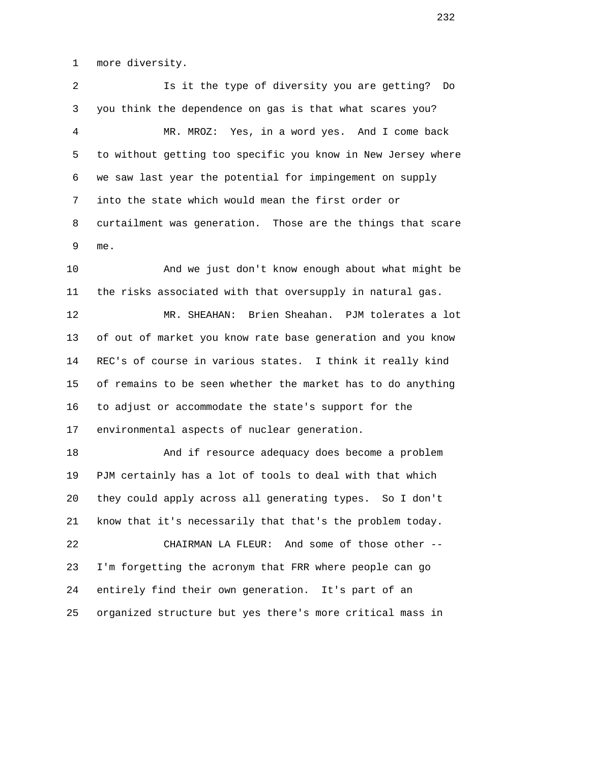more diversity.

Is it the type of diversity you are getting? Do you think the dependence on gas is that what scares you?

MR. MROZ: Yes, in a word yes. And I come back to without getting too specific you know in New Jersey where we saw last year the potential for impingement on supply into the state which would mean the first order or curtailment was generation. Those are the things that scare me.

And we just don't know enough about what might be the risks associated with that oversupply in natural gas.

MR. SHEAHAN: Brien Sheahan. PJM tolerates a lot of out of market you know rate base generation and you know REC's of course in various states. I think it really kind of remains to be seen whether the market has to do anything to adjust or accommodate the state's support for the environmental aspects of nuclear generation.

And if resource adequacy does become a problem PJM certainly has a lot of tools to deal with that which they could apply across all generating types. So I don't know that it's necessarily that that's the problem today.

CHAIRMAN LA FLEUR: And some of those other -- I'm forgetting the acronym that FRR where people can go entirely find their own generation. It's part of an organized structure but yes there's more critical mass in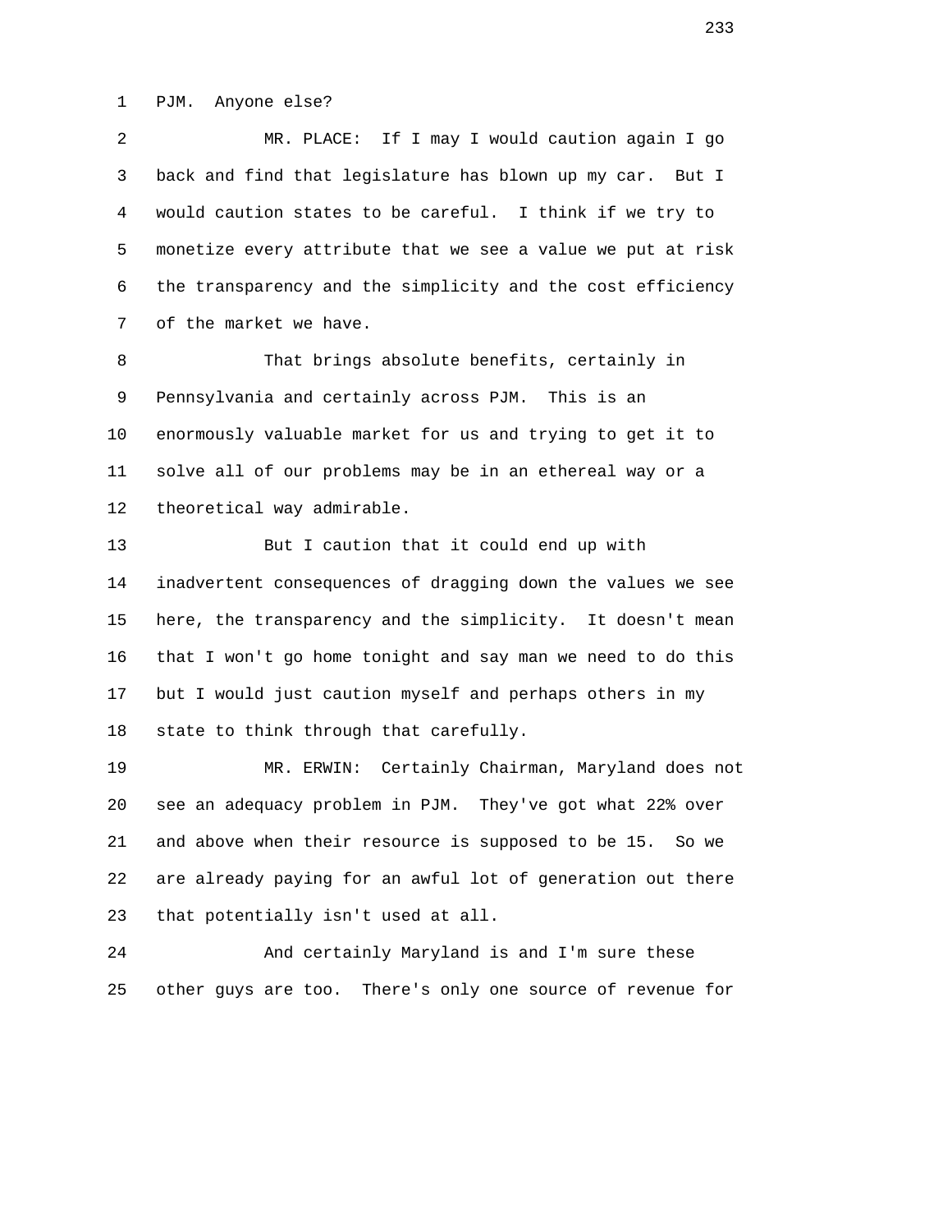PJM. Anyone else?

MR. PLACE: If I may I would caution again I go back and find that legislature has blown up my car. But I would caution states to be careful. I think if we try to monetize every attribute that we see a value we put at risk the transparency and the simplicity and the cost efficiency of the market we have.

That brings absolute benefits, certainly in Pennsylvania and certainly across PJM. This is an enormously valuable market for us and trying to get it to solve all of our problems may be in an ethereal way or a theoretical way admirable.

But I caution that it could end up with inadvertent consequences of dragging down the values we see here, the transparency and the simplicity. It doesn't mean that I won't go home tonight and say man we need to do this but I would just caution myself and perhaps others in my state to think through that carefully.

MR. ERWIN: Certainly Chairman, Maryland does not see an adequacy problem in PJM. They've got what 22% over and above when their resource is supposed to be 15. So we are already paying for an awful lot of generation out there that potentially isn't used at all.

And certainly Maryland is and I'm sure these other guys are too. There's only one source of revenue for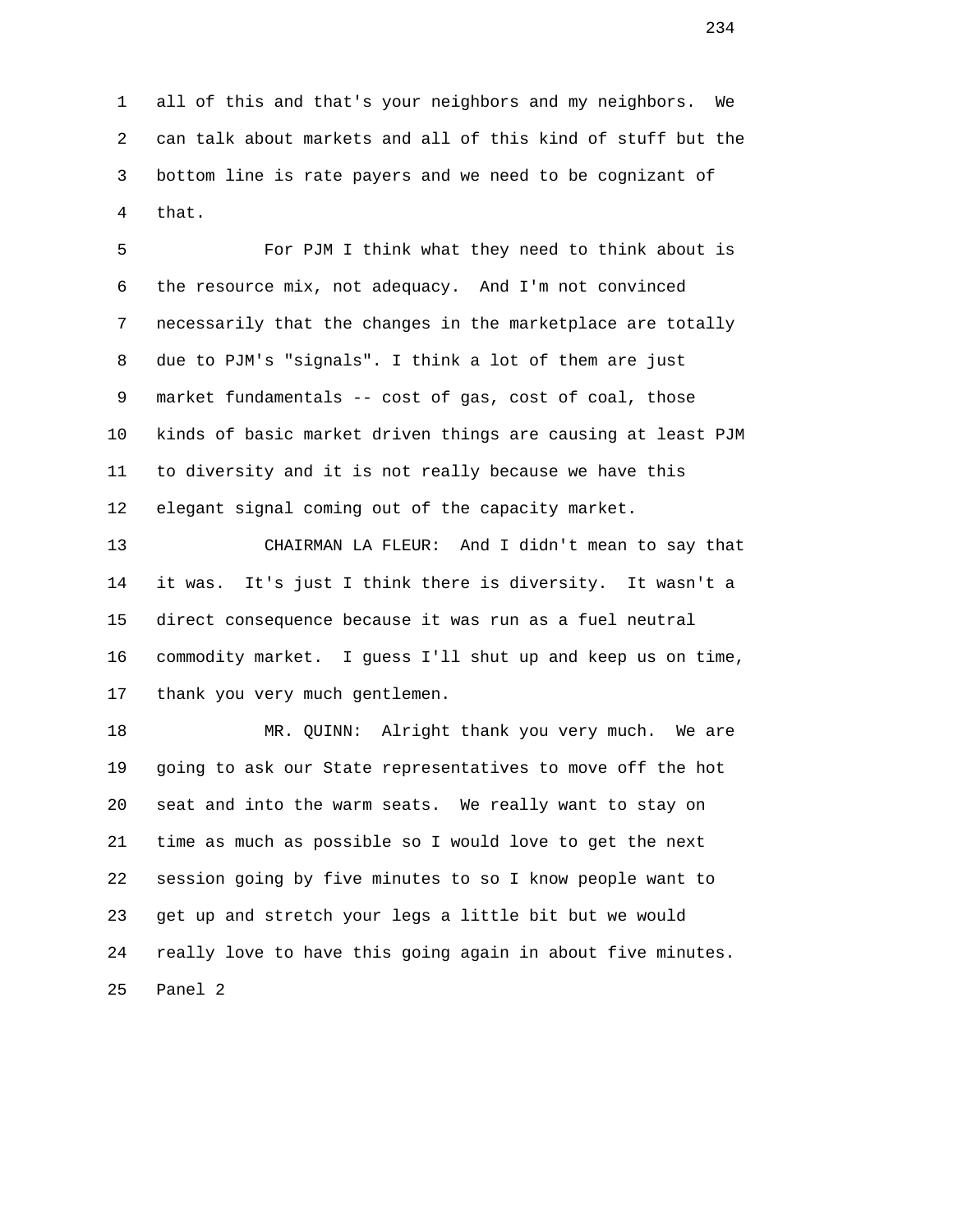all of this and that's your neighbors and my neighbors. We can talk about markets and all of this kind of stuff but the bottom line is rate payers and we need to be cognizant of that.

For PJM I think what they need to think about is the resource mix, not adequacy. And I'm not convinced necessarily that the changes in the marketplace are totally due to PJM's "signals". I think a lot of them are just market fundamentals -- cost of gas, cost of coal, those kinds of basic market driven things are causing at least PJM to diversity and it is not really because we have this elegant signal coming out of the capacity market.

CHAIRMAN LA FLEUR: And I didn't mean to say that it was. It's just I think there is diversity. It wasn't a direct consequence because it was run as a fuel neutral commodity market. I guess I'll shut up and keep us on time, thank you very much gentlemen.

MR. QUINN: Alright thank you very much. We are going to ask our State representatives to move off the hot seat and into the warm seats. We really want to stay on time as much as possible so I would love to get the next session going by five minutes to so I know people want to get up and stretch your legs a little bit but we would really love to have this going again in about five minutes.

Panel 2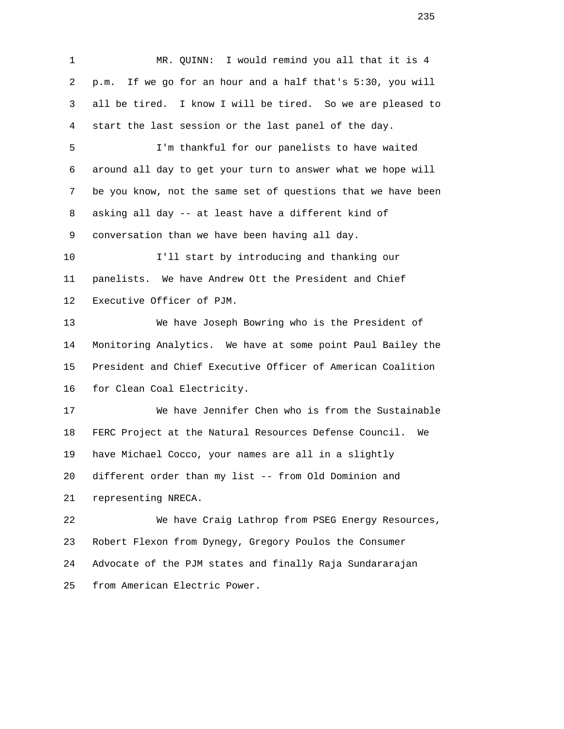MR. QUINN: I would remind you all that it is 4 p.m. If we go for an hour and a half that's 5:30, you will all be tired. I know I will be tired. So we are pleased to start the last session or the last panel of the day.

I'm thankful for our panelists to have waited around all day to get your turn to answer what we hope will be you know, not the same set of questions that we have been asking all day -- at least have a different kind of conversation than we have been having all day.

I'll start by introducing and thanking our panelists. We have Andrew Ott the President and Chief Executive Officer of PJM.

We have Joseph Bowring who is the President of Monitoring Analytics. We have at some point Paul Bailey the President and Chief Executive Officer of American Coalition for Clean Coal Electricity.

We have Jennifer Chen who is from the Sustainable FERC Project at the Natural Resources Defense Council. We have Michael Cocco, your names are all in a slightly different order than my list -- from Old Dominion and representing NRECA.

We have Craig Lathrop from PSEG Energy Resources, Robert Flexon from Dynegy, Gregory Poulos the Consumer Advocate of the PJM states and finally Raja Sundararajan from American Electric Power.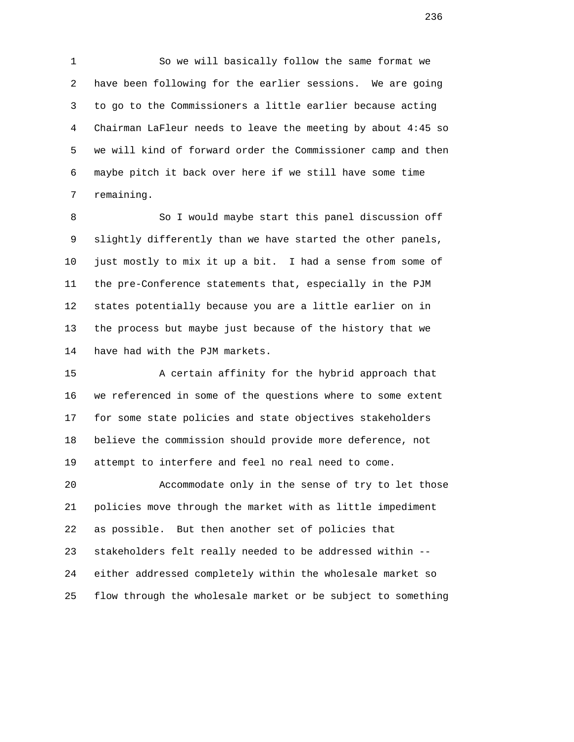So we will basically follow the same format we have been following for the earlier sessions. We are going to go to the Commissioners a little earlier because acting Chairman LaFleur needs to leave the meeting by about 4:45 so we will kind of forward order the Commissioner camp and then maybe pitch it back over here if we still have some time remaining.

So I would maybe start this panel discussion off slightly differently than we have started the other panels, just mostly to mix it up a bit. I had a sense from some of the pre-Conference statements that, especially in the PJM states potentially because you are a little earlier on in the process but maybe just because of the history that we have had with the PJM markets.

A certain affinity for the hybrid approach that we referenced in some of the questions where to some extent for some state policies and state objectives stakeholders believe the commission should provide more deference, not attempt to interfere and feel no real need to come.

Accommodate only in the sense of try to let those policies move through the market with as little impediment as possible. But then another set of policies that stakeholders felt really needed to be addressed within -- either addressed completely within the wholesale market so flow through the wholesale market or be subject to something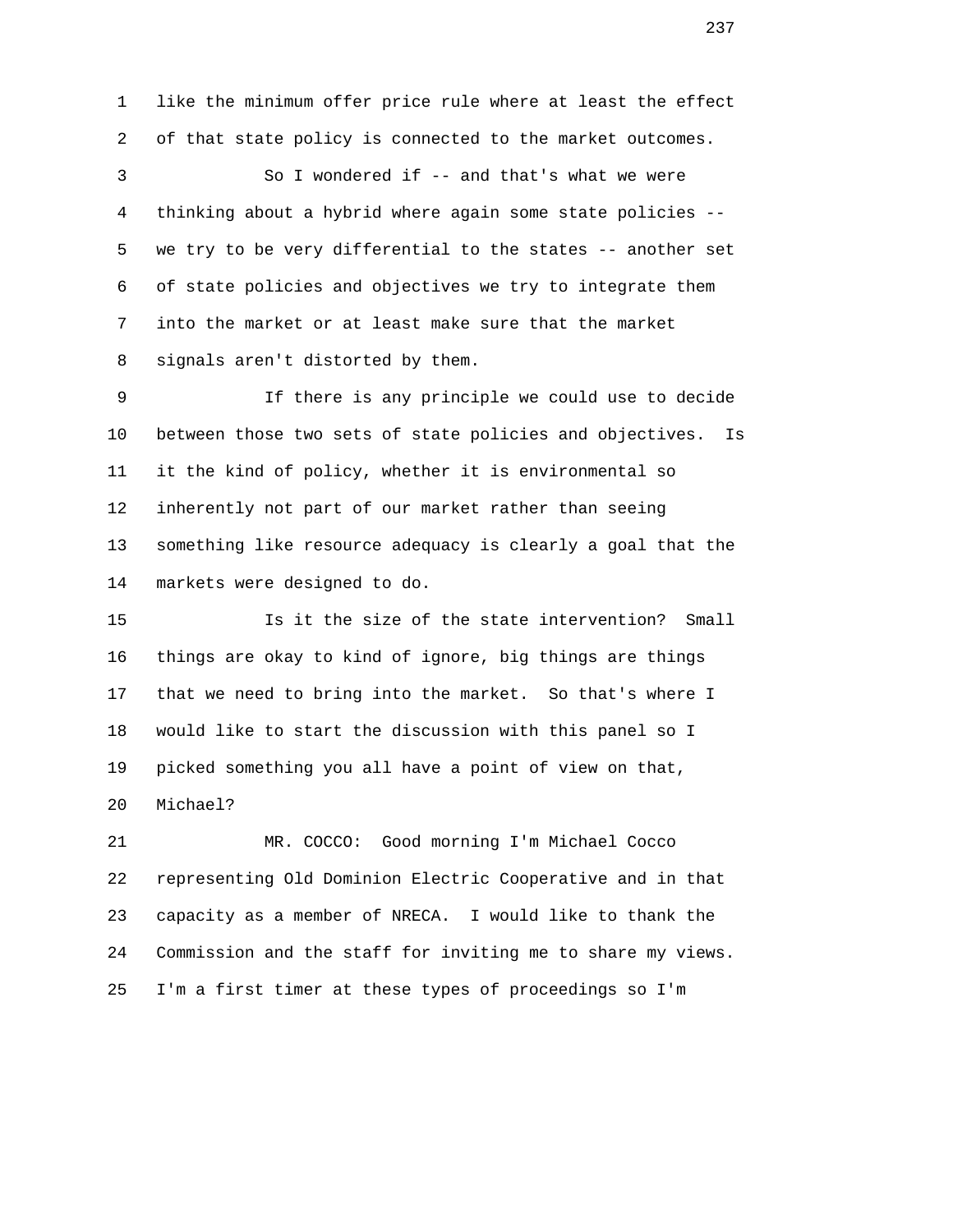like the minimum offer price rule where at least the effect of that state policy is connected to the market outcomes.

So I wondered if -- and that's what we were thinking about a hybrid where again some state policies -- we try to be very differential to the states -- another set of state policies and objectives we try to integrate them into the market or at least make sure that the market signals aren't distorted by them.

If there is any principle we could use to decide between those two sets of state policies and objectives. Is it the kind of policy, whether it is environmental so inherently not part of our market rather than seeing something like resource adequacy is clearly a goal that the markets were designed to do.

Is it the size of the state intervention? Small things are okay to kind of ignore, big things are things that we need to bring into the market. So that's where I would like to start the discussion with this panel so I picked something you all have a point of view on that, Michael?

MR. COCCO: Good morning I'm Michael Cocco representing Old Dominion Electric Cooperative and in that capacity as a member of NRECA. I would like to thank the Commission and the staff for inviting me to share my views. I'm a first timer at these types of proceedings so I'm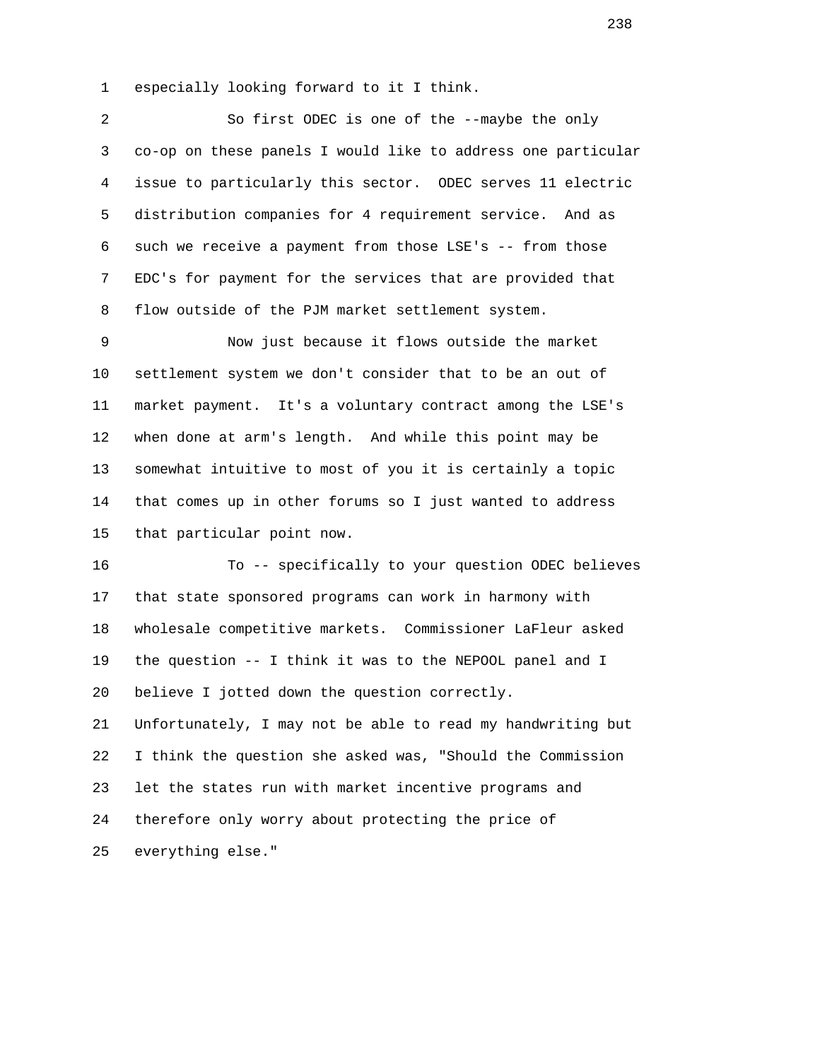especially looking forward to it I think.

So first ODEC is one of the --maybe the only co-op on these panels I would like to address one particular issue to particularly this sector. ODEC serves 11 electric distribution companies for 4 requirement service. And as such we receive a payment from those LSE's -- from those EDC's for payment for the services that are provided that flow outside of the PJM market settlement system.

Now just because it flows outside the market settlement system we don't consider that to be an out of market payment. It's a voluntary contract among the LSE's when done at arm's length. And while this point may be somewhat intuitive to most of you it is certainly a topic that comes up in other forums so I just wanted to address that particular point now.

To -- specifically to your question ODEC believes that state sponsored programs can work in harmony with wholesale competitive markets. Commissioner LaFleur asked the question -- I think it was to the NEPOOL panel and I believe I jotted down the question correctly. Unfortunately, I may not be able to read my handwriting but I think the question she asked was, "Should the Commission let the states run with market incentive programs and therefore only worry about protecting the price of everything else."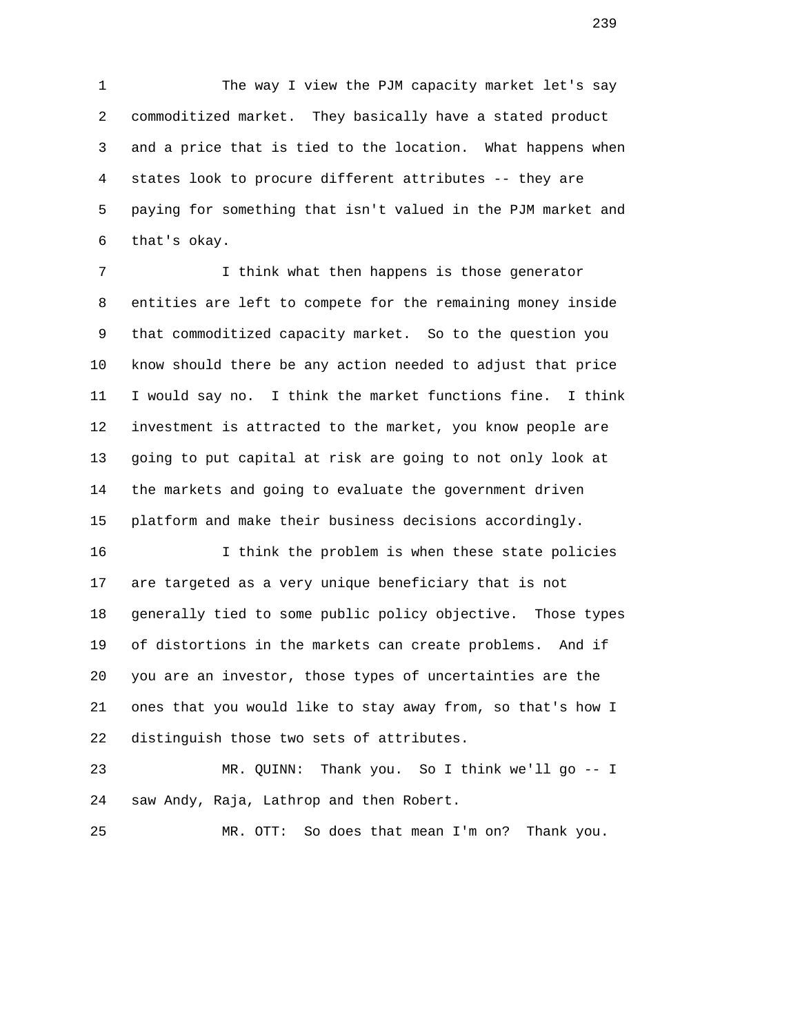The way I view the PJM capacity market let's say commoditized market. They basically have a stated product and a price that is tied to the location. What happens when states look to procure different attributes -- they are paying for something that isn't valued in the PJM market and that's okay.

I think what then happens is those generator entities are left to compete for the remaining money inside that commoditized capacity market. So to the question you know should there be any action needed to adjust that price I would say no. I think the market functions fine. I think investment is attracted to the market, you know people are going to put capital at risk are going to not only look at the markets and going to evaluate the government driven platform and make their business decisions accordingly.

I think the problem is when these state policies are targeted as a very unique beneficiary that is not generally tied to some public policy objective. Those types of distortions in the markets can create problems. And if you are an investor, those types of uncertainties are the ones that you would like to stay away from, so that's how I distinguish those two sets of attributes.

MR. QUINN: Thank you. So I think we'll go -- I saw Andy, Raja, Lathrop and then Robert.

MR. OTT: So does that mean I'm on? Thank you.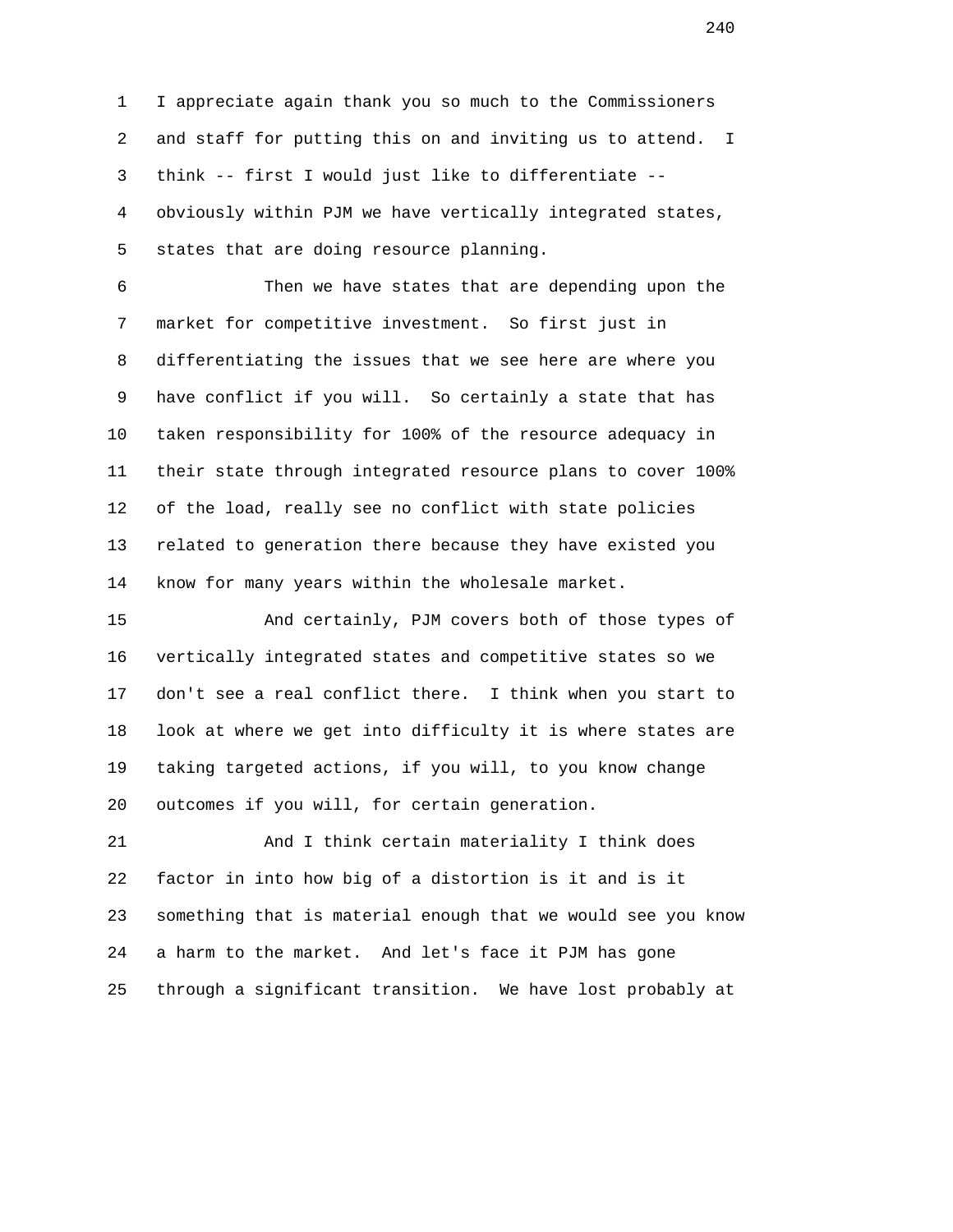I appreciate again thank you so much to the Commissioners and staff for putting this on and inviting us to attend. I think -- first I would just like to differentiate -- obviously within PJM we have vertically integrated states, states that are doing resource planning.

Then we have states that are depending upon the market for competitive investment. So first just in differentiating the issues that we see here are where you have conflict if you will. So certainly a state that has taken responsibility for 100% of the resource adequacy in their state through integrated resource plans to cover 100% of the load, really see no conflict with state policies related to generation there because they have existed you know for many years within the wholesale market.

And certainly, PJM covers both of those types of vertically integrated states and competitive states so we don't see a real conflict there. I think when you start to look at where we get into difficulty it is where states are taking targeted actions, if you will, to you know change outcomes if you will, for certain generation.

And I think certain materiality I think does factor in into how big of a distortion is it and is it something that is material enough that we would see you know a harm to the market. And let's face it PJM has gone through a significant transition. We have lost probably at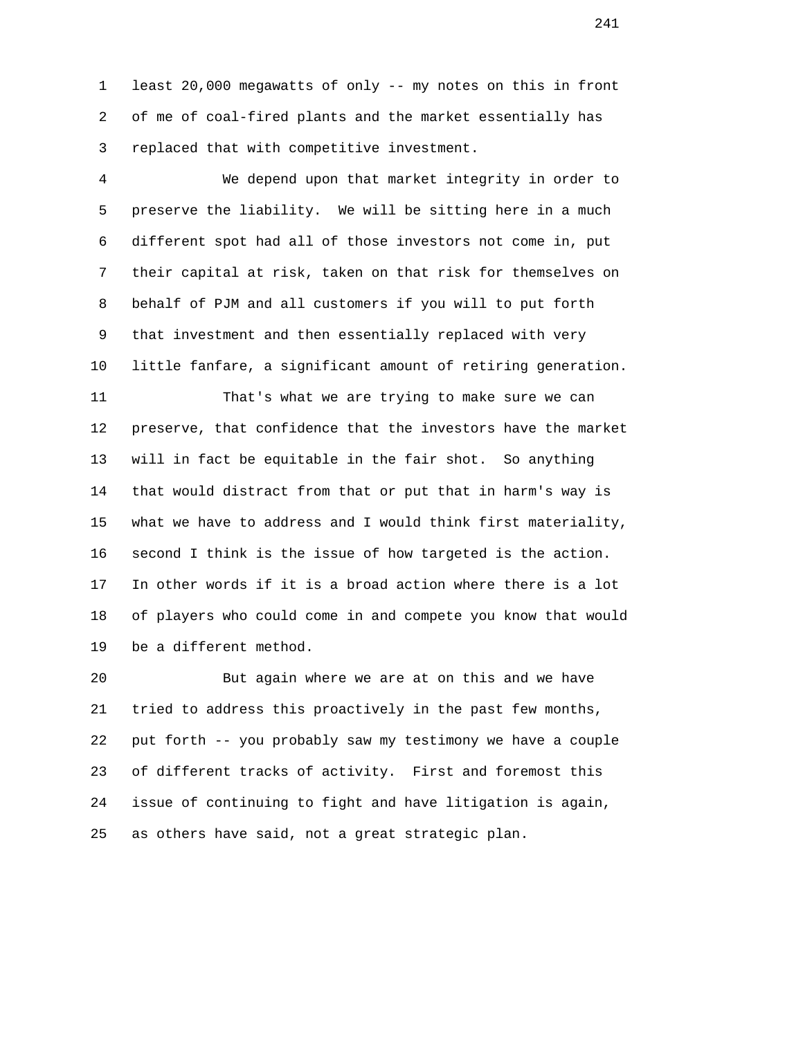least 20,000 megawatts of only -- my notes on this in front of me of coal-fired plants and the market essentially has replaced that with competitive investment.

We depend upon that market integrity in order to preserve the liability. We will be sitting here in a much different spot had all of those investors not come in, put their capital at risk, taken on that risk for themselves on behalf of PJM and all customers if you will to put forth that investment and then essentially replaced with very little fanfare, a significant amount of retiring generation.

That's what we are trying to make sure we can preserve, that confidence that the investors have the market will in fact be equitable in the fair shot. So anything that would distract from that or put that in harm's way is what we have to address and I would think first materiality, second I think is the issue of how targeted is the action. In other words if it is a broad action where there is a lot of players who could come in and compete you know that would be a different method.

But again where we are at on this and we have tried to address this proactively in the past few months, put forth -- you probably saw my testimony we have a couple of different tracks of activity. First and foremost this issue of continuing to fight and have litigation is again, as others have said, not a great strategic plan.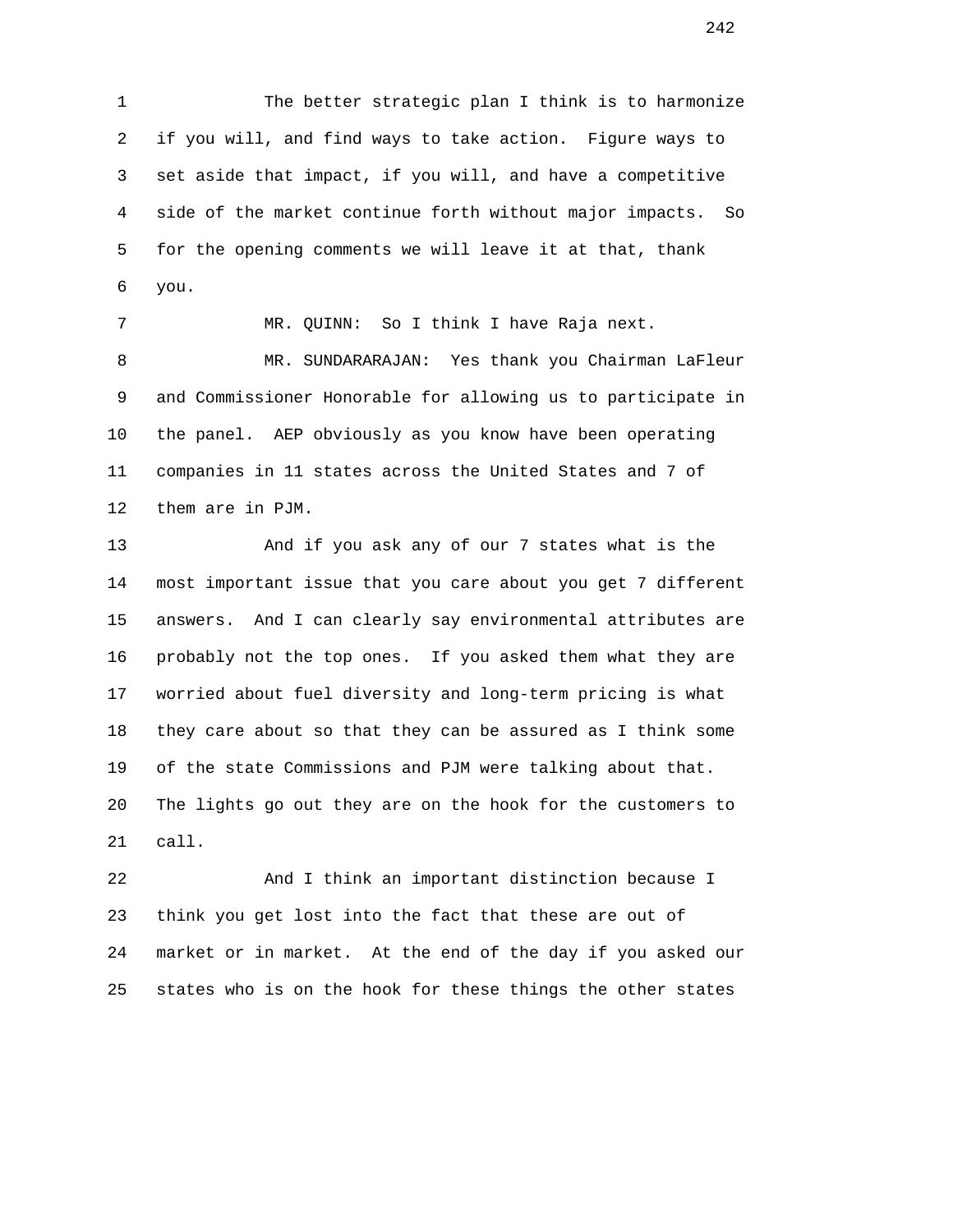The better strategic plan I think is to harmonize if you will, and find ways to take action. Figure ways to set aside that impact, if you will, and have a competitive side of the market continue forth without major impacts. So for the opening comments we will leave it at that, thank you.

MR. QUINN: So I think I have Raja next.

MR. SUNDARARAJAN: Yes thank you Chairman LaFleur and Commissioner Honorable for allowing us to participate in the panel. AEP obviously as you know have been operating companies in 11 states across the United States and 7 of them are in PJM.

And if you ask any of our 7 states what is the most important issue that you care about you get 7 different answers. And I can clearly say environmental attributes are probably not the top ones. If you asked them what they are worried about fuel diversity and long-term pricing is what they care about so that they can be assured as I think some of the state Commissions and PJM were talking about that. The lights go out they are on the hook for the customers to call.

And I think an important distinction because I think you get lost into the fact that these are out of market or in market. At the end of the day if you asked our states who is on the hook for these things the other states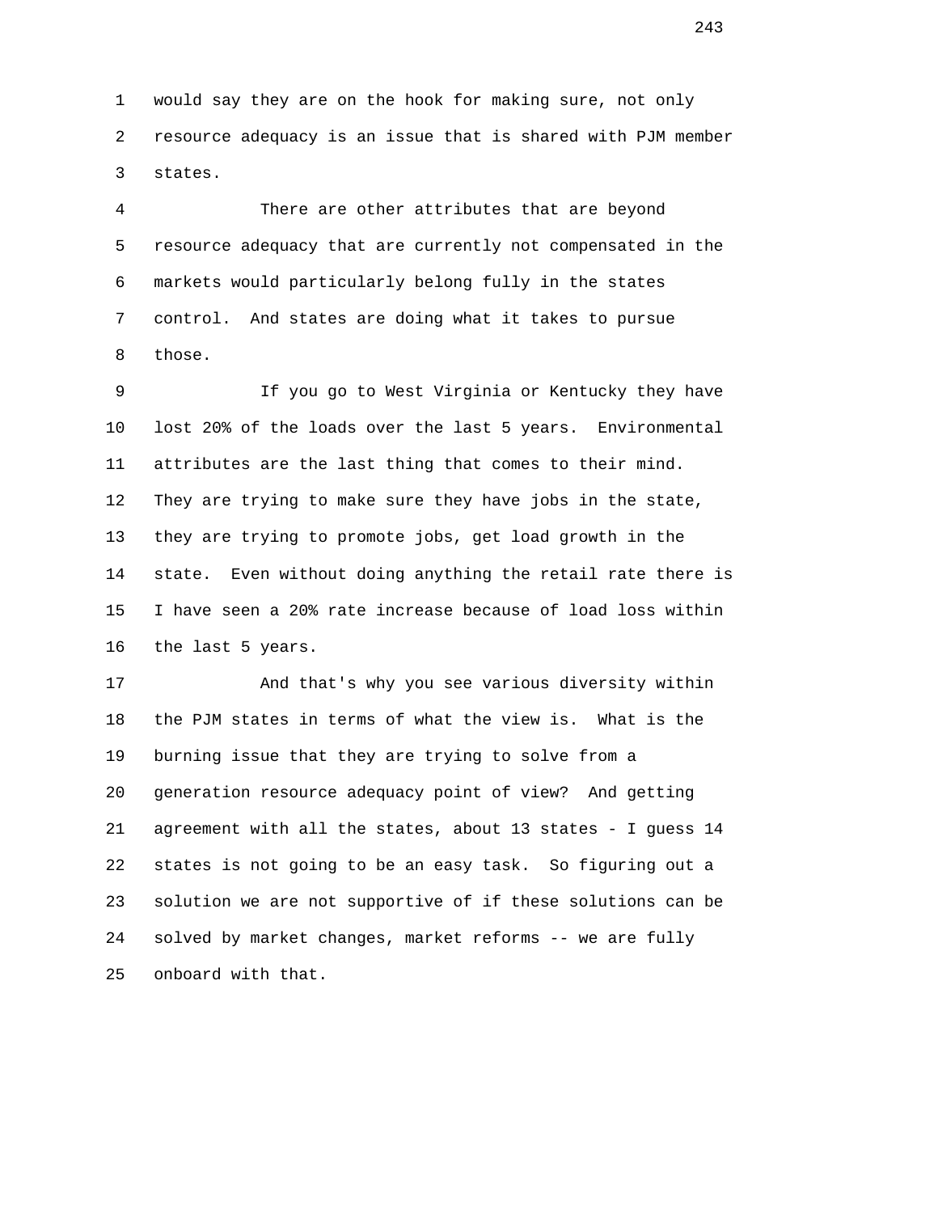would say they are on the hook for making sure, not only resource adequacy is an issue that is shared with PJM member states.

There are other attributes that are beyond resource adequacy that are currently not compensated in the markets would particularly belong fully in the states control. And states are doing what it takes to pursue those.

If you go to West Virginia or Kentucky they have lost 20% of the loads over the last 5 years. Environmental attributes are the last thing that comes to their mind. They are trying to make sure they have jobs in the state, they are trying to promote jobs, get load growth in the state. Even without doing anything the retail rate there is I have seen a 20% rate increase because of load loss within the last 5 years.

And that's why you see various diversity within the PJM states in terms of what the view is. What is the burning issue that they are trying to solve from a generation resource adequacy point of view? And getting agreement with all the states, about 13 states - I guess 14 states is not going to be an easy task. So figuring out a solution we are not supportive of if these solutions can be solved by market changes, market reforms -- we are fully onboard with that.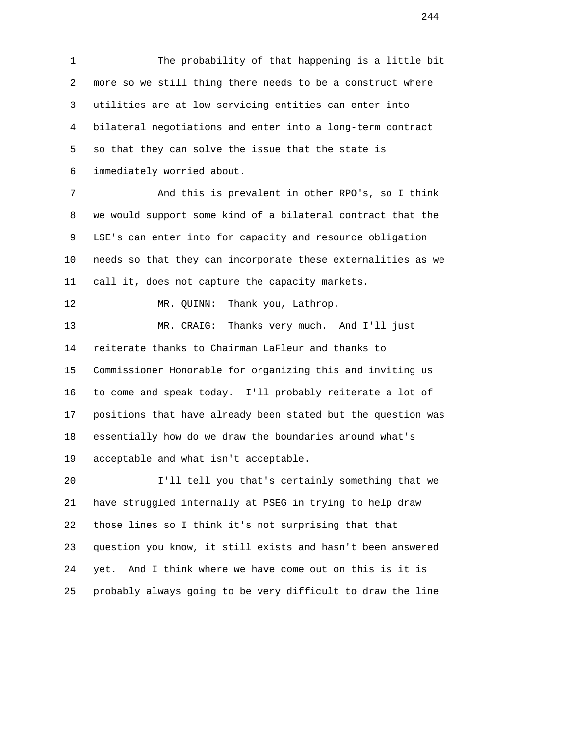The probability of that happening is a little bit more so we still thing there needs to be a construct where utilities are at low servicing entities can enter into bilateral negotiations and enter into a long-term contract so that they can solve the issue that the state is immediately worried about.

And this is prevalent in other RPO's, so I think we would support some kind of a bilateral contract that the LSE's can enter into for capacity and resource obligation needs so that they can incorporate these externalities as we call it, does not capture the capacity markets.

MR. QUINN: Thank you, Lathrop.

MR. CRAIG: Thanks very much. And I'll just reiterate thanks to Chairman LaFleur and thanks to Commissioner Honorable for organizing this and inviting us to come and speak today. I'll probably reiterate a lot of positions that have already been stated but the question was essentially how do we draw the boundaries around what's acceptable and what isn't acceptable.

I'll tell you that's certainly something that we have struggled internally at PSEG in trying to help draw those lines so I think it's not surprising that that question you know, it still exists and hasn't been answered yet. And I think where we have come out on this is it is probably always going to be very difficult to draw the line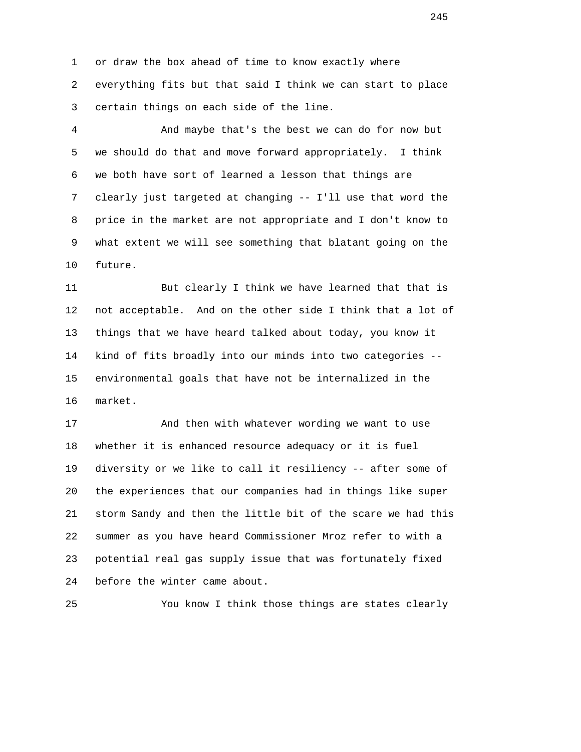or draw the box ahead of time to know exactly where everything fits but that said I think we can start to place certain things on each side of the line.

And maybe that's the best we can do for now but we should do that and move forward appropriately. I think we both have sort of learned a lesson that things are clearly just targeted at changing -- I'll use that word the price in the market are not appropriate and I don't know to what extent we will see something that blatant going on the future.

But clearly I think we have learned that that is not acceptable. And on the other side I think that a lot of things that we have heard talked about today, you know it kind of fits broadly into our minds into two categories -- environmental goals that have not be internalized in the market.

And then with whatever wording we want to use whether it is enhanced resource adequacy or it is fuel diversity or we like to call it resiliency -- after some of the experiences that our companies had in things like super storm Sandy and then the little bit of the scare we had this summer as you have heard Commissioner Mroz refer to with a potential real gas supply issue that was fortunately fixed before the winter came about.

You know I think those things are states clearly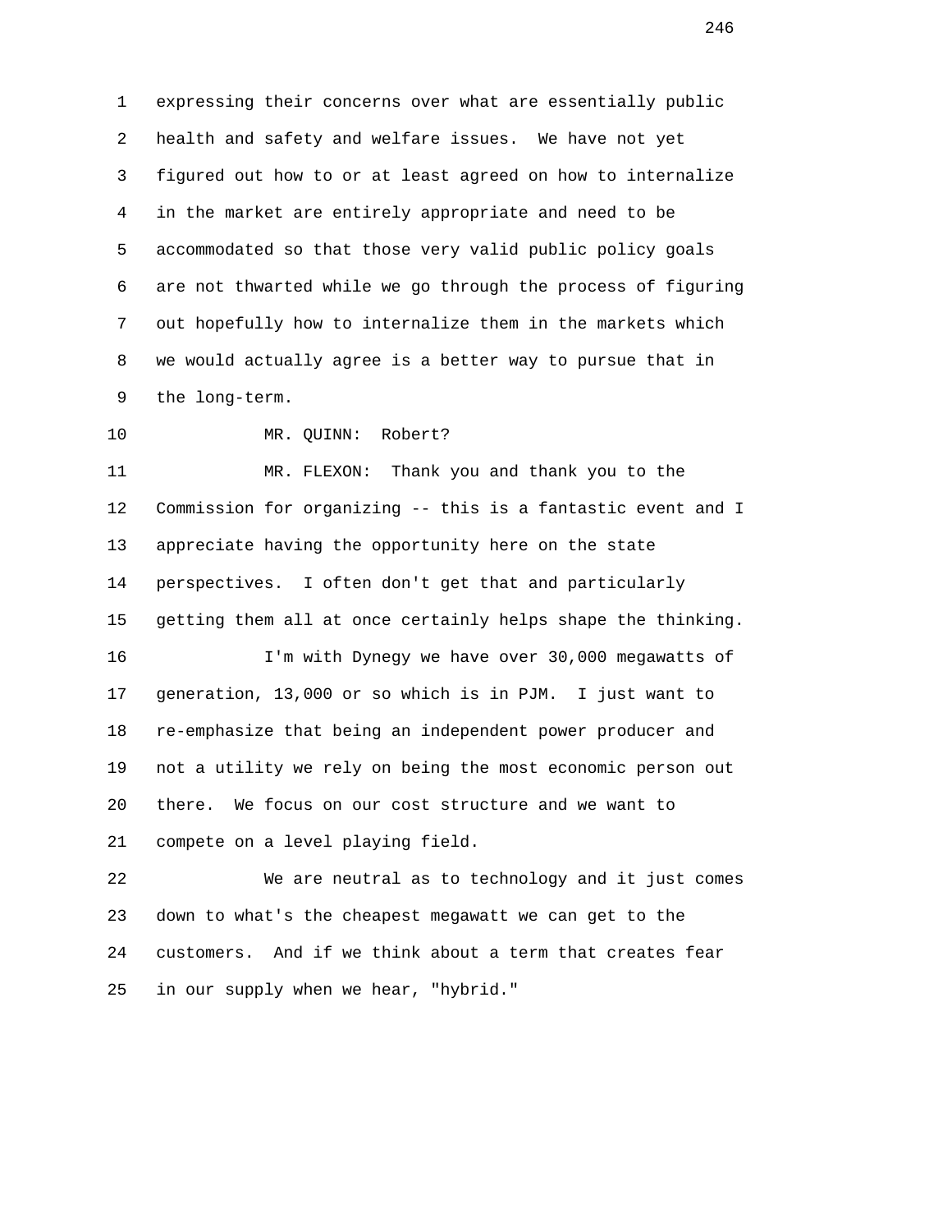expressing their concerns over what are essentially public health and safety and welfare issues. We have not yet figured out how to or at least agreed on how to internalize in the market are entirely appropriate and need to be accommodated so that those very valid public policy goals are not thwarted while we go through the process of figuring out hopefully how to internalize them in the markets which we would actually agree is a better way to pursue that in the long-term.

MR. QUINN: Robert?

MR. FLEXON: Thank you and thank you to the Commission for organizing -- this is a fantastic event and I appreciate having the opportunity here on the state perspectives. I often don't get that and particularly getting them all at once certainly helps shape the thinking.

I'm with Dynegy we have over 30,000 megawatts of generation, 13,000 or so which is in PJM. I just want to re-emphasize that being an independent power producer and not a utility we rely on being the most economic person out there. We focus on our cost structure and we want to compete on a level playing field.

We are neutral as to technology and it just comes down to what's the cheapest megawatt we can get to the customers. And if we think about a term that creates fear in our supply when we hear, "hybrid."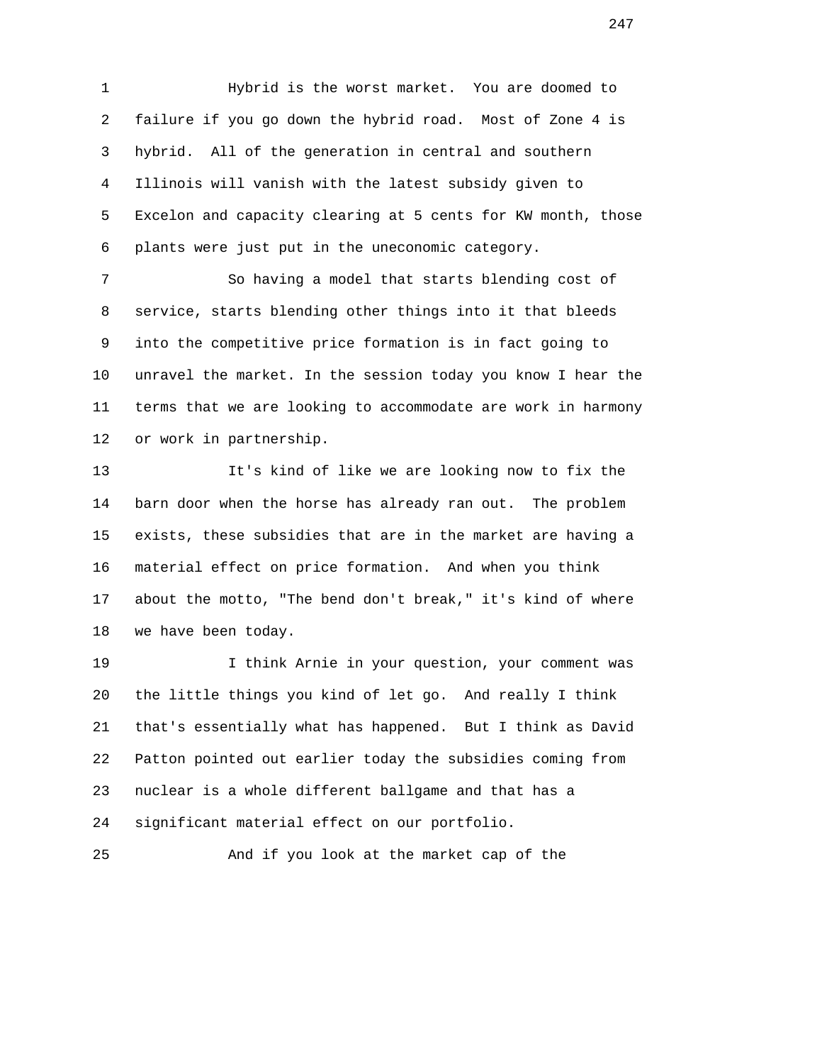Hybrid is the worst market. You are doomed to failure if you go down the hybrid road. Most of Zone 4 is hybrid. All of the generation in central and southern Illinois will vanish with the latest subsidy given to Excelon and capacity clearing at 5 cents for KW month, those plants were just put in the uneconomic category.

So having a model that starts blending cost of service, starts blending other things into it that bleeds into the competitive price formation is in fact going to unravel the market. In the session today you know I hear the terms that we are looking to accommodate are work in harmony or work in partnership.

It's kind of like we are looking now to fix the barn door when the horse has already ran out. The problem exists, these subsidies that are in the market are having a material effect on price formation. And when you think about the motto, "The bend don't break," it's kind of where we have been today.

I think Arnie in your question, your comment was the little things you kind of let go. And really I think that's essentially what has happened. But I think as David Patton pointed out earlier today the subsidies coming from nuclear is a whole different ballgame and that has a significant material effect on our portfolio.

And if you look at the market cap of the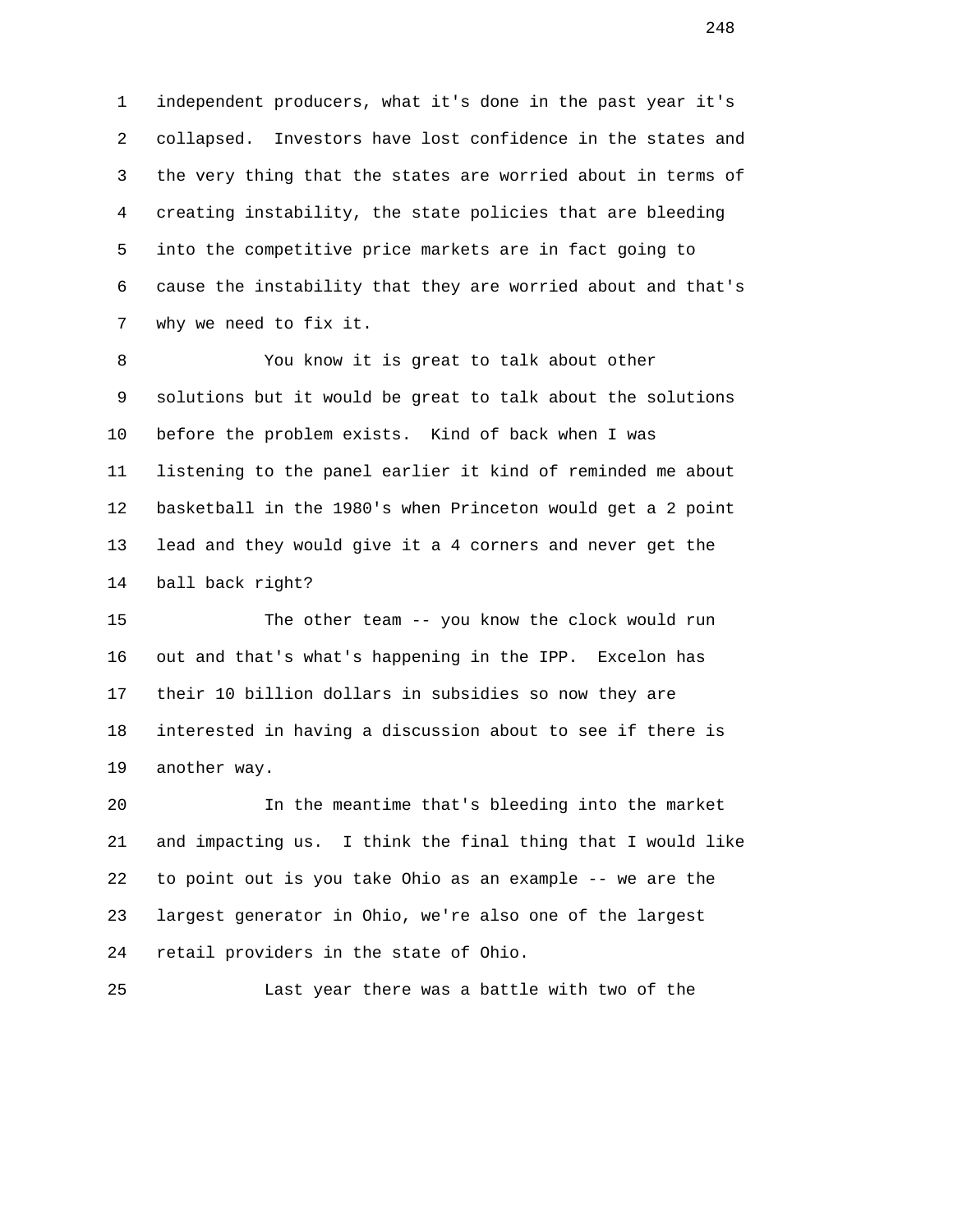independent producers, what it's done in the past year it's collapsed. Investors have lost confidence in the states and the very thing that the states are worried about in terms of creating instability, the state policies that are bleeding into the competitive price markets are in fact going to cause the instability that they are worried about and that's why we need to fix it.

You know it is great to talk about other solutions but it would be great to talk about the solutions before the problem exists. Kind of back when I was listening to the panel earlier it kind of reminded me about basketball in the 1980's when Princeton would get a 2 point lead and they would give it a 4 corners and never get the ball back right?

The other team -- you know the clock would run out and that's what's happening in the IPP. Excelon has their 10 billion dollars in subsidies so now they are interested in having a discussion about to see if there is another way.

In the meantime that's bleeding into the market and impacting us. I think the final thing that I would like to point out is you take Ohio as an example -- we are the largest generator in Ohio, we're also one of the largest retail providers in the state of Ohio.

Last year there was a battle with two of the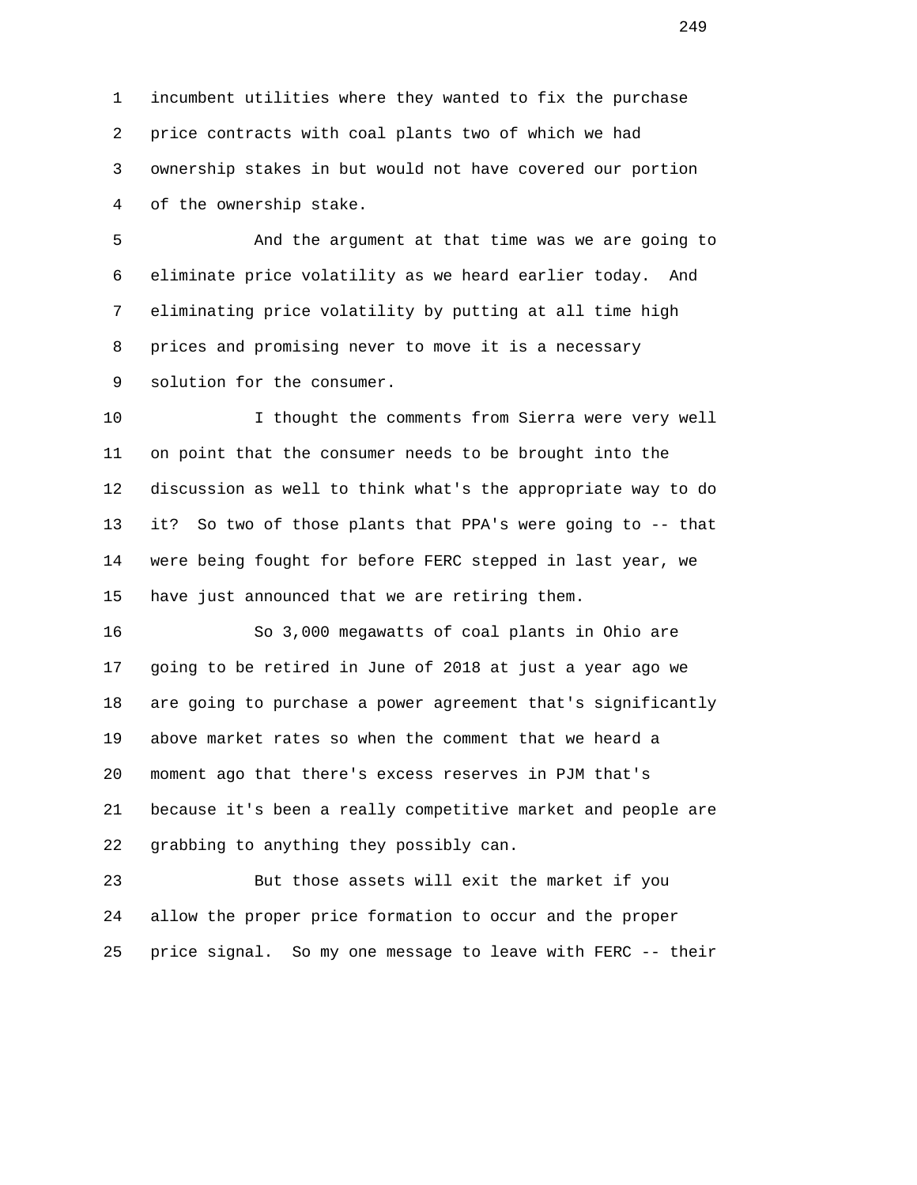incumbent utilities where they wanted to fix the purchase price contracts with coal plants two of which we had ownership stakes in but would not have covered our portion of the ownership stake.

And the argument at that time was we are going to eliminate price volatility as we heard earlier today. And eliminating price volatility by putting at all time high prices and promising never to move it is a necessary solution for the consumer.

I thought the comments from Sierra were very well on point that the consumer needs to be brought into the discussion as well to think what's the appropriate way to do it? So two of those plants that PPA's were going to -- that were being fought for before FERC stepped in last year, we have just announced that we are retiring them.

So 3,000 megawatts of coal plants in Ohio are going to be retired in June of 2018 at just a year ago we are going to purchase a power agreement that's significantly above market rates so when the comment that we heard a moment ago that there's excess reserves in PJM that's because it's been a really competitive market and people are grabbing to anything they possibly can.

But those assets will exit the market if you allow the proper price formation to occur and the proper price signal. So my one message to leave with FERC -- their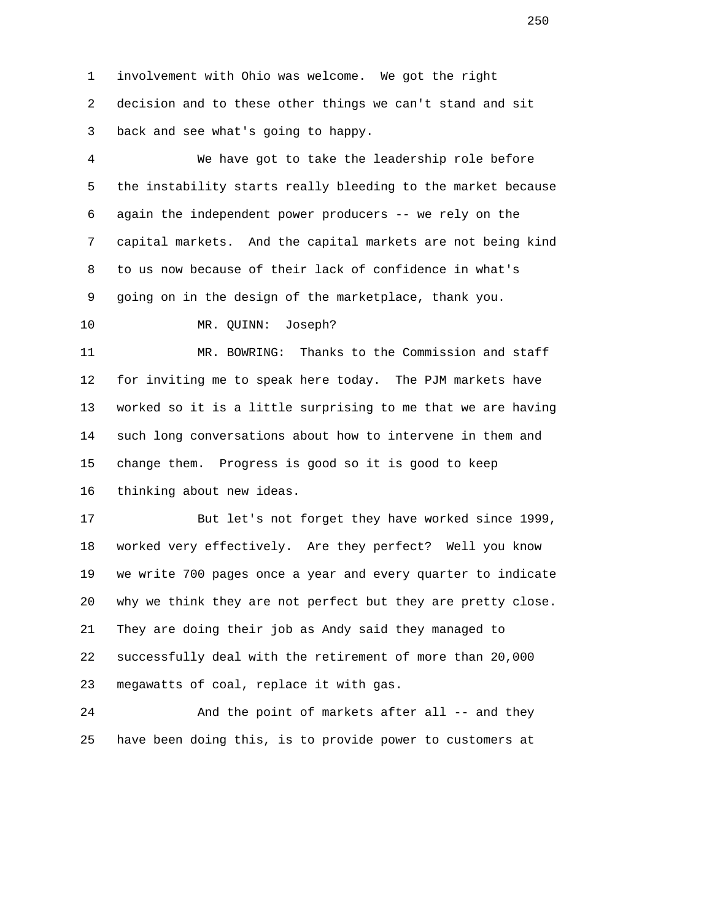involvement with Ohio was welcome. We got the right decision and to these other things we can't stand and sit back and see what's going to happy.

We have got to take the leadership role before the instability starts really bleeding to the market because again the independent power producers -- we rely on the capital markets. And the capital markets are not being kind to us now because of their lack of confidence in what's going on in the design of the marketplace, thank you.

MR. QUINN: Joseph?

MR. BOWRING: Thanks to the Commission and staff for inviting me to speak here today. The PJM markets have worked so it is a little surprising to me that we are having such long conversations about how to intervene in them and change them. Progress is good so it is good to keep thinking about new ideas.

But let's not forget they have worked since 1999, worked very effectively. Are they perfect? Well you know we write 700 pages once a year and every quarter to indicate why we think they are not perfect but they are pretty close. They are doing their job as Andy said they managed to successfully deal with the retirement of more than 20,000 megawatts of coal, replace it with gas.

And the point of markets after all -- and they have been doing this, is to provide power to customers at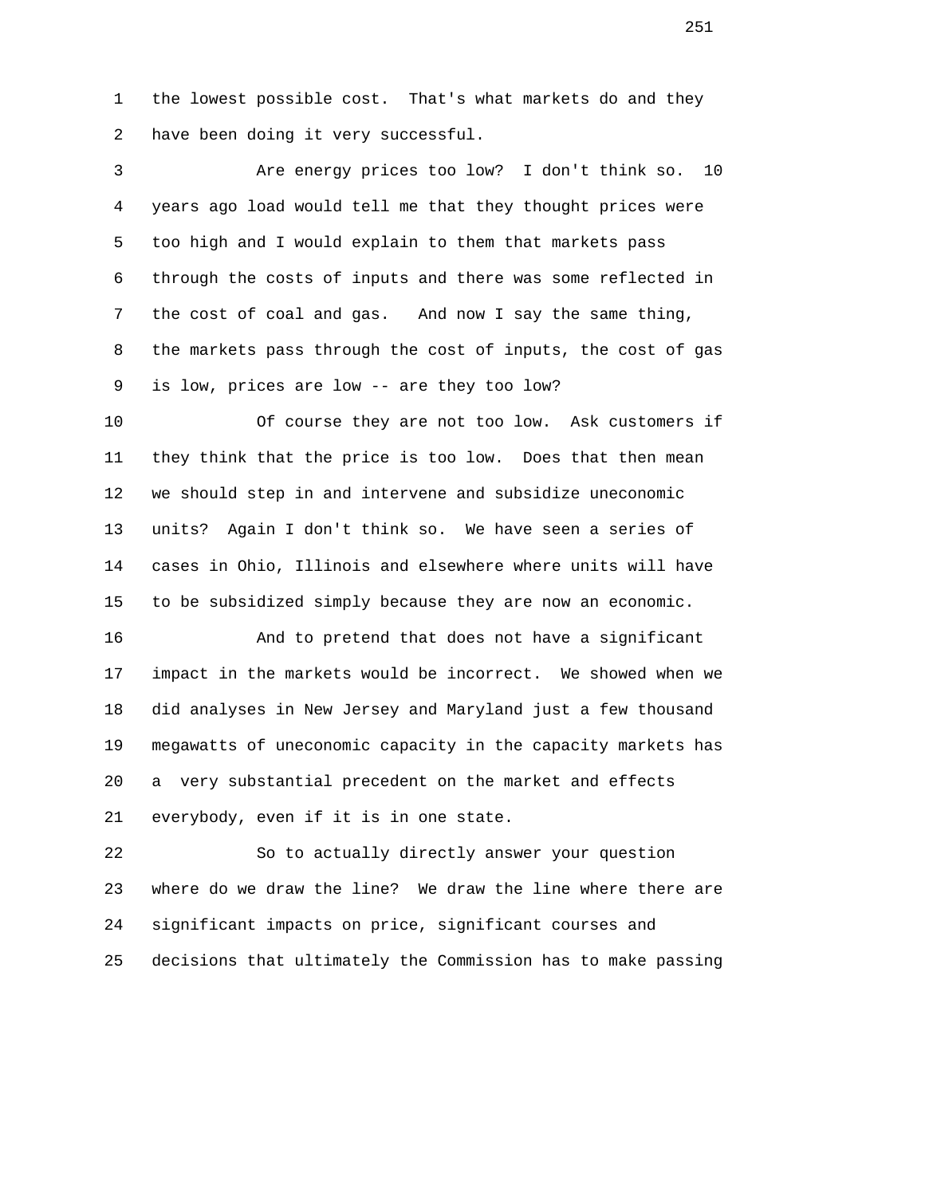the lowest possible cost. That's what markets do and they have been doing it very successful.

Are energy prices too low? I don't think so. 10 years ago load would tell me that they thought prices were too high and I would explain to them that markets pass through the costs of inputs and there was some reflected in the cost of coal and gas. And now I say the same thing, the markets pass through the cost of inputs, the cost of gas is low, prices are low -- are they too low?

Of course they are not too low. Ask customers if they think that the price is too low. Does that then mean we should step in and intervene and subsidize uneconomic units? Again I don't think so. We have seen a series of cases in Ohio, Illinois and elsewhere where units will have to be subsidized simply because they are now an economic.

And to pretend that does not have a significant impact in the markets would be incorrect. We showed when we did analyses in New Jersey and Maryland just a few thousand megawatts of uneconomic capacity in the capacity markets has a very substantial precedent on the market and effects everybody, even if it is in one state.

So to actually directly answer your question where do we draw the line? We draw the line where there are significant impacts on price, significant courses and decisions that ultimately the Commission has to make passing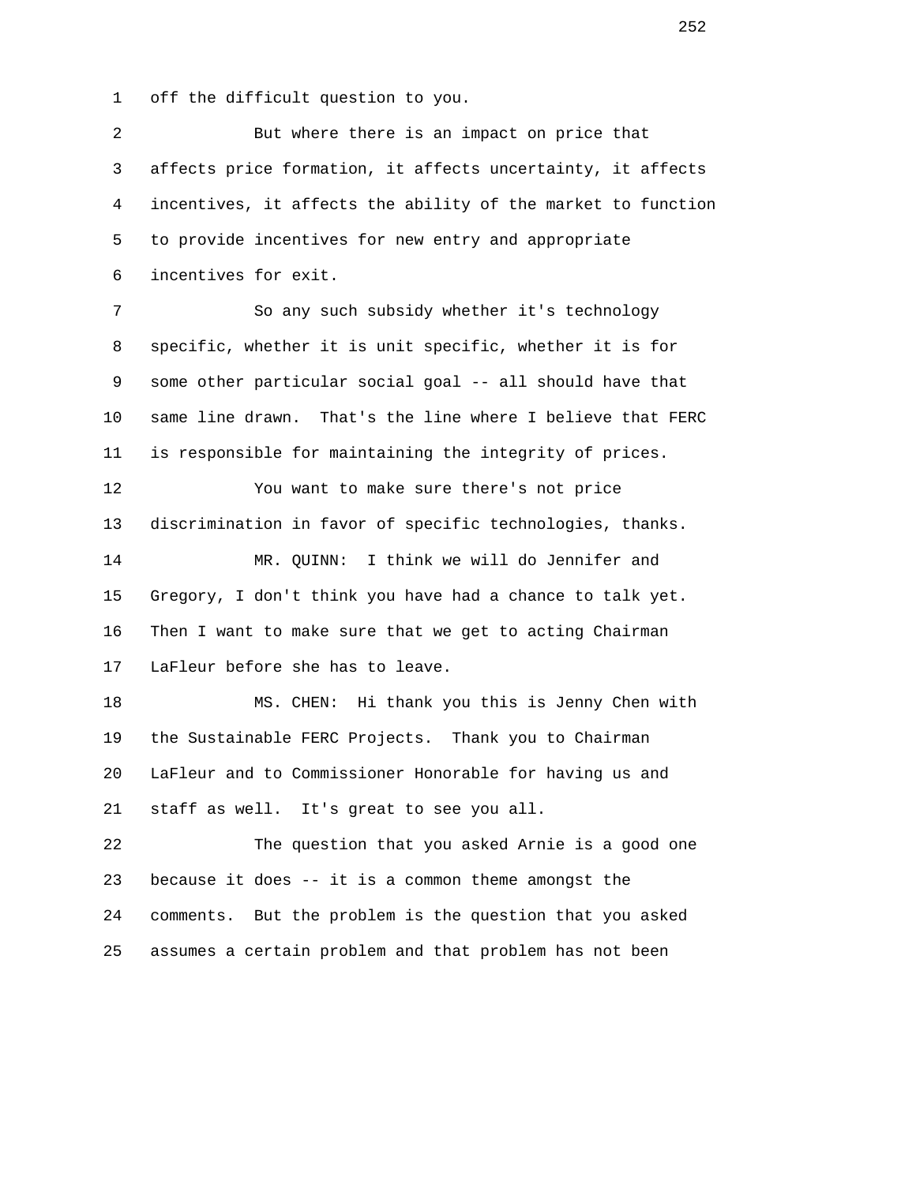off the difficult question to you.

But where there is an impact on price that affects price formation, it affects uncertainty, it affects incentives, it affects the ability of the market to function to provide incentives for new entry and appropriate incentives for exit.

So any such subsidy whether it's technology specific, whether it is unit specific, whether it is for some other particular social goal -- all should have that same line drawn. That's the line where I believe that FERC is responsible for maintaining the integrity of prices.

You want to make sure there's not price discrimination in favor of specific technologies, thanks.

MR. QUINN: I think we will do Jennifer and Gregory, I don't think you have had a chance to talk yet. Then I want to make sure that we get to acting Chairman LaFleur before she has to leave.

MS. CHEN: Hi thank you this is Jenny Chen with the Sustainable FERC Projects. Thank you to Chairman LaFleur and to Commissioner Honorable for having us and staff as well. It's great to see you all.

The question that you asked Arnie is a good one because it does -- it is a common theme amongst the comments. But the problem is the question that you asked assumes a certain problem and that problem has not been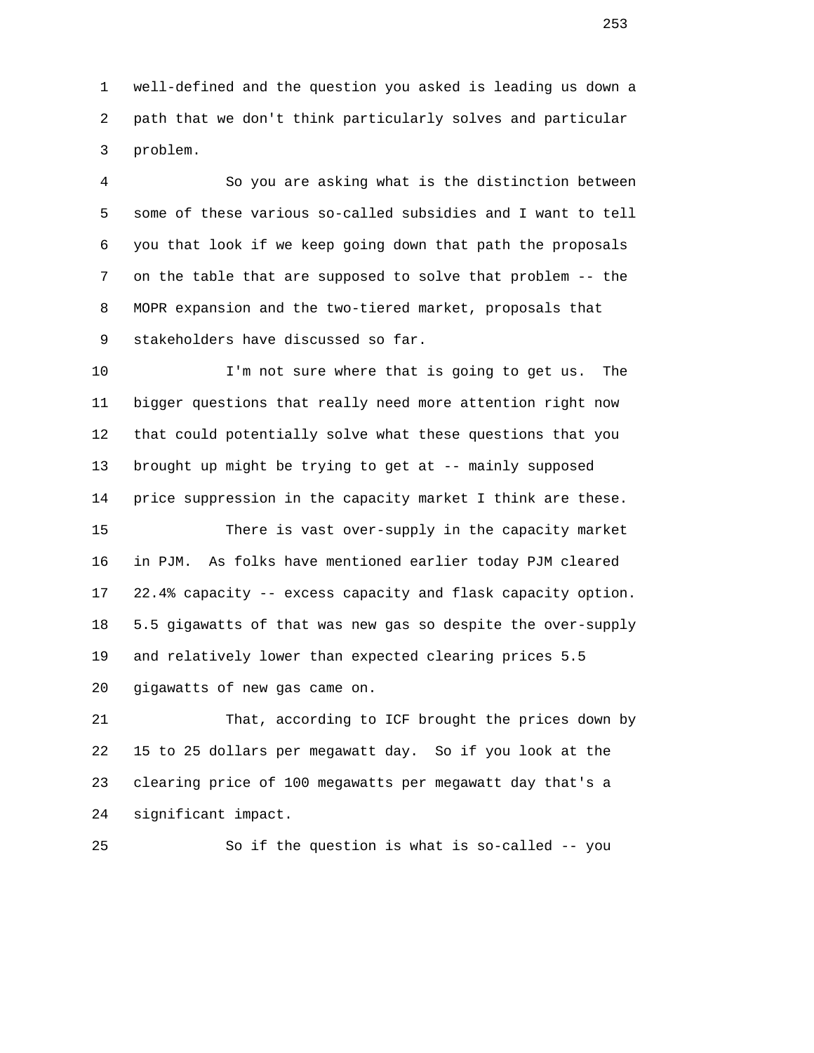well-defined and the question you asked is leading us down a path that we don't think particularly solves and particular problem.

So you are asking what is the distinction between some of these various so-called subsidies and I want to tell you that look if we keep going down that path the proposals on the table that are supposed to solve that problem -- the MOPR expansion and the two-tiered market, proposals that stakeholders have discussed so far.

I'm not sure where that is going to get us. The bigger questions that really need more attention right now that could potentially solve what these questions that you brought up might be trying to get at -- mainly supposed price suppression in the capacity market I think are these.

There is vast over-supply in the capacity market in PJM. As folks have mentioned earlier today PJM cleared 22.4% capacity -- excess capacity and flask capacity option. 5.5 gigawatts of that was new gas so despite the over-supply and relatively lower than expected clearing prices 5.5 gigawatts of new gas came on.

That, according to ICF brought the prices down by 15 to 25 dollars per megawatt day. So if you look at the clearing price of 100 megawatts per megawatt day that's a significant impact.

So if the question is what is so-called -- you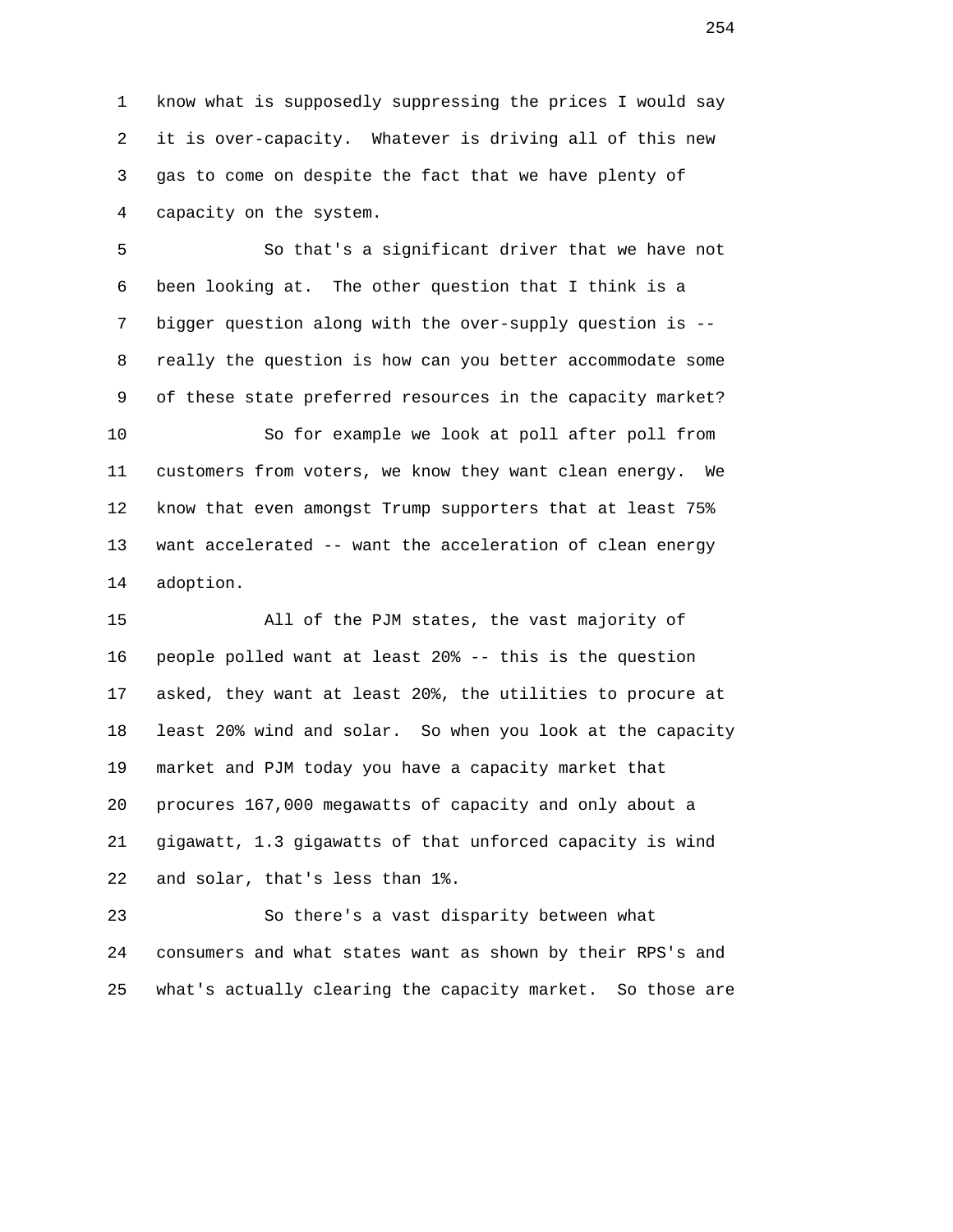know what is supposedly suppressing the prices I would say it is over-capacity. Whatever is driving all of this new gas to come on despite the fact that we have plenty of capacity on the system.

So that's a significant driver that we have not been looking at. The other question that I think is a bigger question along with the over-supply question is -- really the question is how can you better accommodate some of these state preferred resources in the capacity market?

So for example we look at poll after poll from customers from voters, we know they want clean energy. We know that even amongst Trump supporters that at least 75% want accelerated -- want the acceleration of clean energy adoption.

All of the PJM states, the vast majority of people polled want at least 20% -- this is the question asked, they want at least 20%, the utilities to procure at least 20% wind and solar. So when you look at the capacity market and PJM today you have a capacity market that procures 167,000 megawatts of capacity and only about a gigawatt, 1.3 gigawatts of that unforced capacity is wind and solar, that's less than 1%.

So there's a vast disparity between what consumers and what states want as shown by their RPS's and what's actually clearing the capacity market. So those are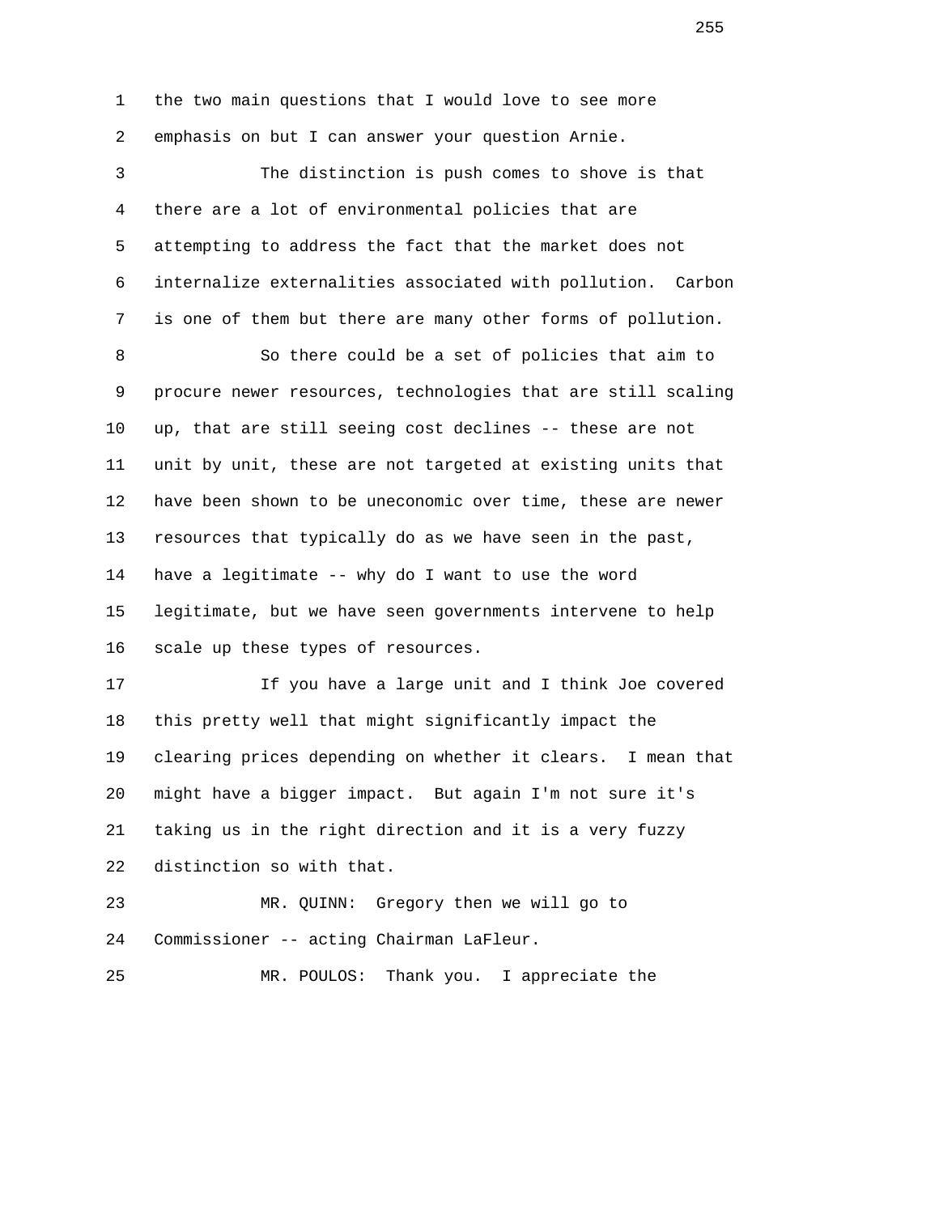the two main questions that I would love to see more emphasis on but I can answer your question Arnie.

The distinction is push comes to shove is that there are a lot of environmental policies that are attempting to address the fact that the market does not internalize externalities associated with pollution. Carbon is one of them but there are many other forms of pollution.

So there could be a set of policies that aim to procure newer resources, technologies that are still scaling up, that are still seeing cost declines -- these are not unit by unit, these are not targeted at existing units that have been shown to be uneconomic over time, these are newer resources that typically do as we have seen in the past, have a legitimate -- why do I want to use the word legitimate, but we have seen governments intervene to help scale up these types of resources.

If you have a large unit and I think Joe covered this pretty well that might significantly impact the clearing prices depending on whether it clears. I mean that might have a bigger impact. But again I'm not sure it's taking us in the right direction and it is a very fuzzy distinction so with that.

MR. QUINN: Gregory then we will go to Commissioner -- acting Chairman LaFleur.

MR. POULOS: Thank you. I appreciate the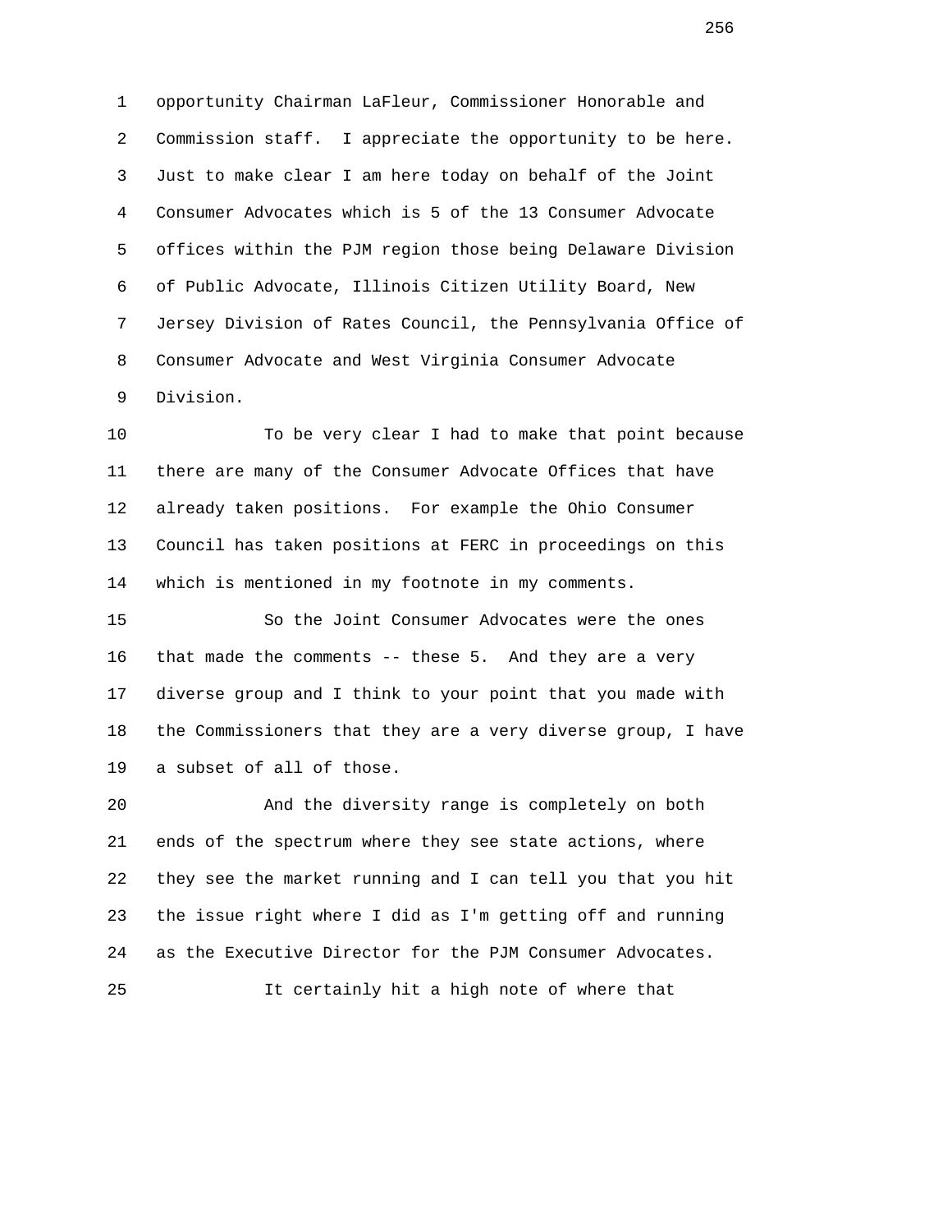opportunity Chairman LaFleur, Commissioner Honorable and Commission staff. I appreciate the opportunity to be here. Just to make clear I am here today on behalf of the Joint Consumer Advocates which is 5 of the 13 Consumer Advocate offices within the PJM region those being Delaware Division of Public Advocate, Illinois Citizen Utility Board, New Jersey Division of Rates Council, the Pennsylvania Office of Consumer Advocate and West Virginia Consumer Advocate Division.

To be very clear I had to make that point because there are many of the Consumer Advocate Offices that have already taken positions. For example the Ohio Consumer Council has taken positions at FERC in proceedings on this which is mentioned in my footnote in my comments.

So the Joint Consumer Advocates were the ones that made the comments -- these 5. And they are a very diverse group and I think to your point that you made with the Commissioners that they are a very diverse group, I have a subset of all of those.

And the diversity range is completely on both ends of the spectrum where they see state actions, where they see the market running and I can tell you that you hit the issue right where I did as I'm getting off and running as the Executive Director for the PJM Consumer Advocates.

It certainly hit a high note of where that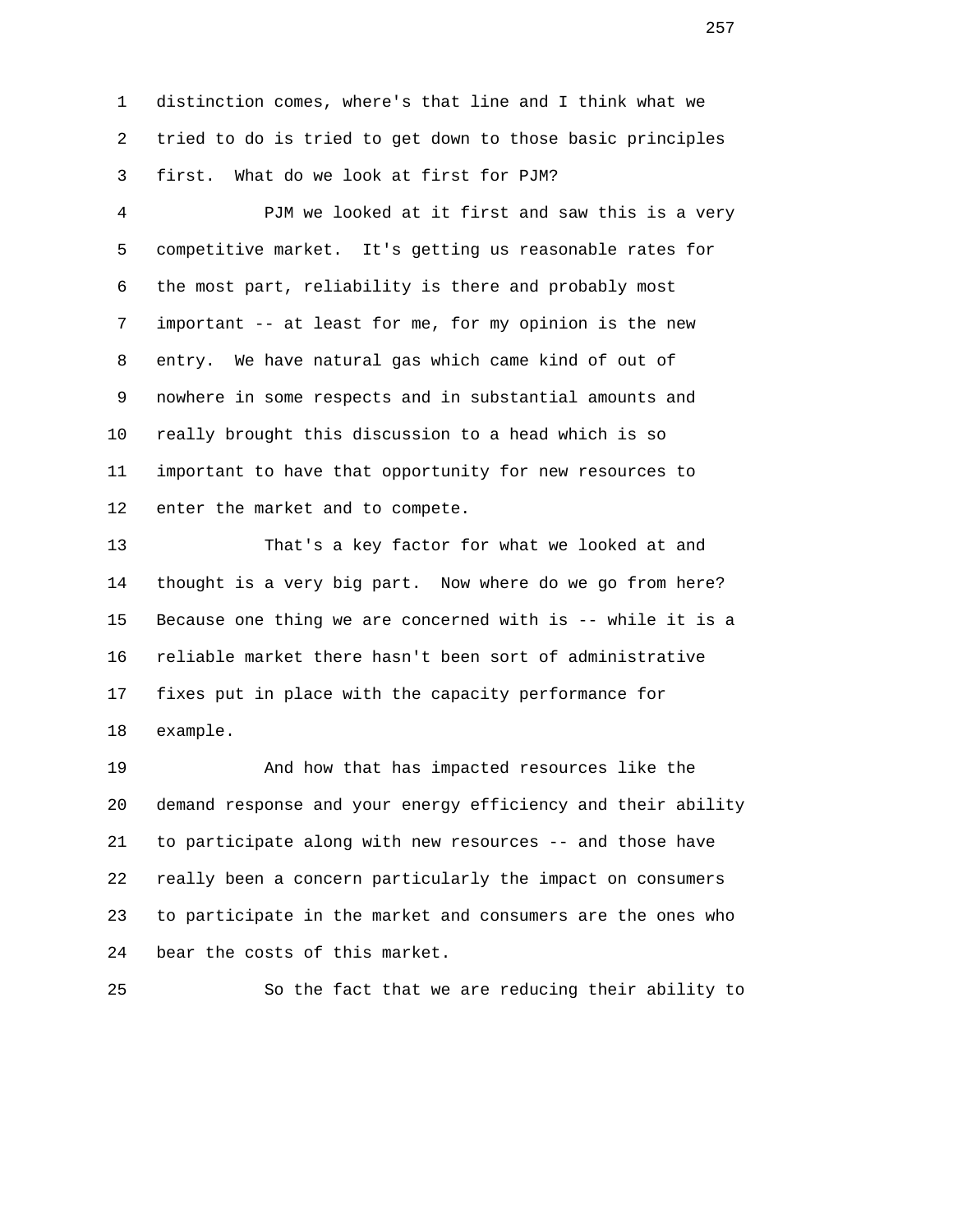distinction comes, where's that line and I think what we tried to do is tried to get down to those basic principles first. What do we look at first for PJM?

PJM we looked at it first and saw this is a very competitive market. It's getting us reasonable rates for the most part, reliability is there and probably most important -- at least for me, for my opinion is the new entry. We have natural gas which came kind of out of nowhere in some respects and in substantial amounts and really brought this discussion to a head which is so important to have that opportunity for new resources to enter the market and to compete.

That's a key factor for what we looked at and thought is a very big part. Now where do we go from here? Because one thing we are concerned with is -- while it is a reliable market there hasn't been sort of administrative fixes put in place with the capacity performance for example.

And how that has impacted resources like the demand response and your energy efficiency and their ability to participate along with new resources -- and those have really been a concern particularly the impact on consumers to participate in the market and consumers are the ones who bear the costs of this market.

So the fact that we are reducing their ability to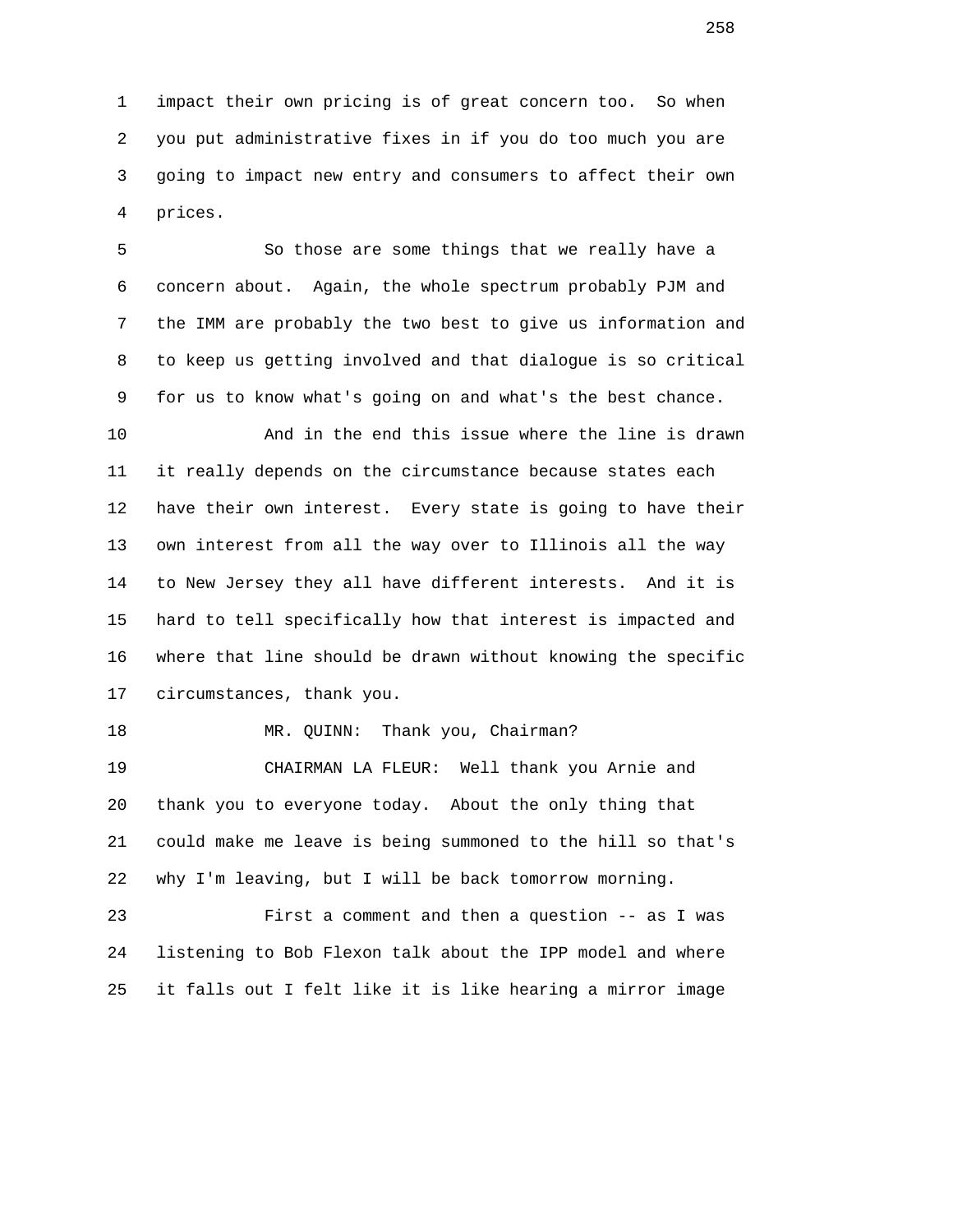impact their own pricing is of great concern too. So when you put administrative fixes in if you do too much you are going to impact new entry and consumers to affect their own prices.

So those are some things that we really have a concern about. Again, the whole spectrum probably PJM and the IMM are probably the two best to give us information and to keep us getting involved and that dialogue is so critical for us to know what's going on and what's the best chance.

And in the end this issue where the line is drawn it really depends on the circumstance because states each have their own interest. Every state is going to have their own interest from all the way over to Illinois all the way to New Jersey they all have different interests. And it is hard to tell specifically how that interest is impacted and where that line should be drawn without knowing the specific circumstances, thank you.

MR. QUINN: Thank you, Chairman?

CHAIRMAN LA FLEUR: Well thank you Arnie and thank you to everyone today. About the only thing that could make me leave is being summoned to the hill so that's why I'm leaving, but I will be back tomorrow morning.

First a comment and then a question -- as I was listening to Bob Flexon talk about the IPP model and where it falls out I felt like it is like hearing a mirror image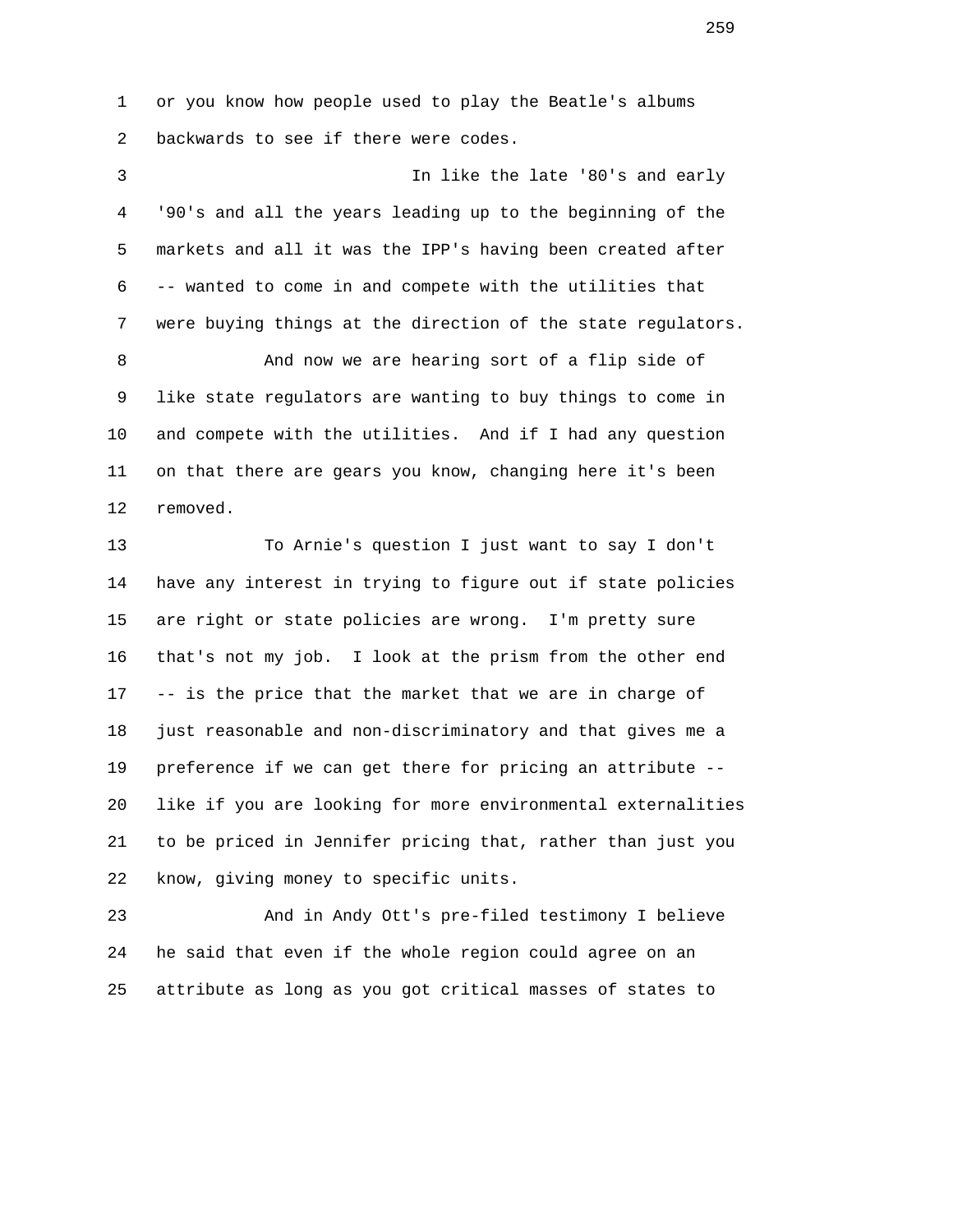or you know how people used to play the Beatle's albums backwards to see if there were codes.

In like the late '80's and early '90's and all the years leading up to the beginning of the markets and all it was the IPP's having been created after -- wanted to come in and compete with the utilities that were buying things at the direction of the state regulators.

And now we are hearing sort of a flip side of like state regulators are wanting to buy things to come in and compete with the utilities. And if I had any question on that there are gears you know, changing here it's been removed.

To Arnie's question I just want to say I don't have any interest in trying to figure out if state policies are right or state policies are wrong. I'm pretty sure that's not my job. I look at the prism from the other end -- is the price that the market that we are in charge of just reasonable and non-discriminatory and that gives me a preference if we can get there for pricing an attribute -- like if you are looking for more environmental externalities to be priced in Jennifer pricing that, rather than just you know, giving money to specific units.

And in Andy Ott's pre-filed testimony I believe he said that even if the whole region could agree on an attribute as long as you got critical masses of states to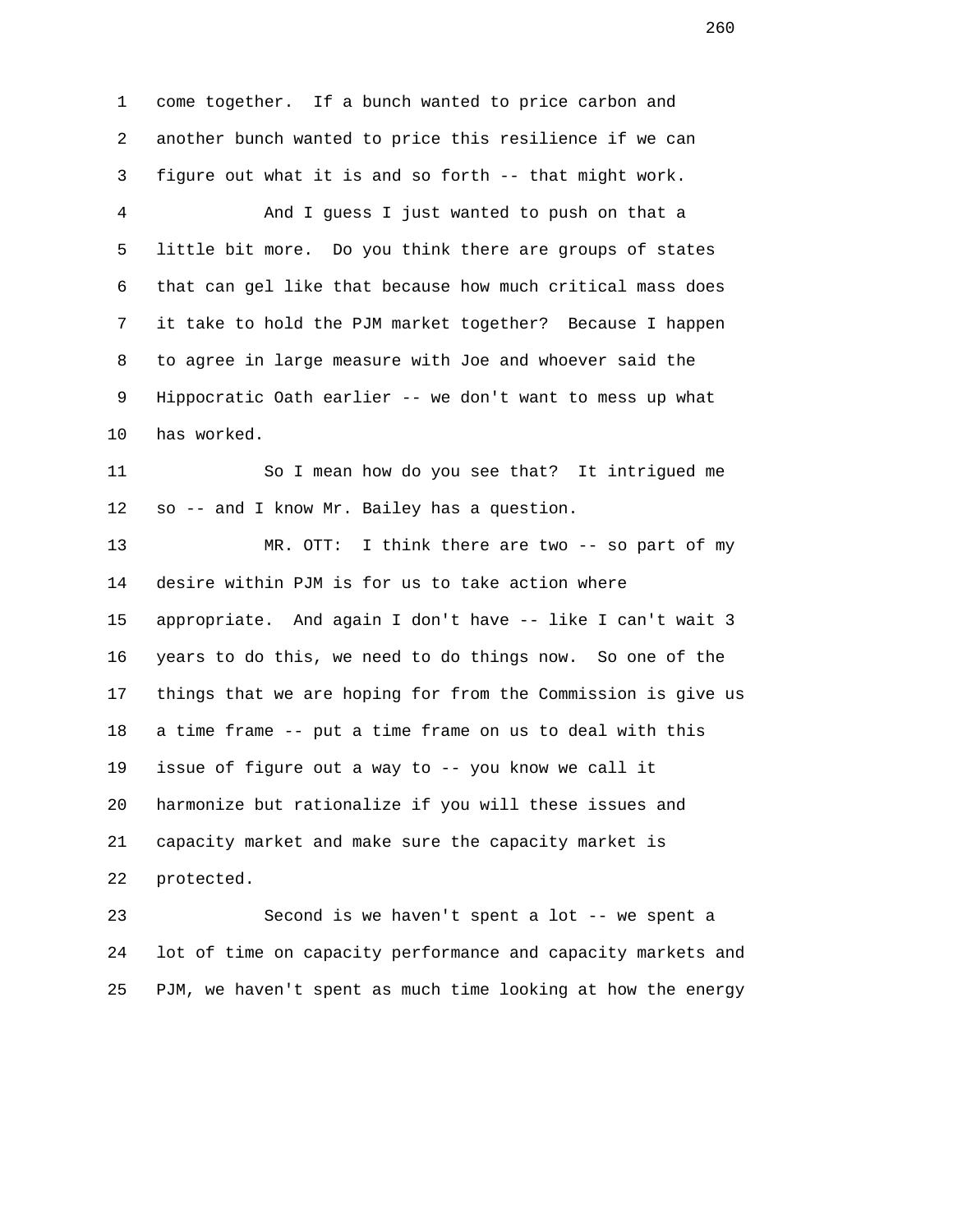come together. If a bunch wanted to price carbon and another bunch wanted to price this resilience if we can figure out what it is and so forth -- that might work.

And I guess I just wanted to push on that a little bit more. Do you think there are groups of states that can gel like that because how much critical mass does it take to hold the PJM market together? Because I happen to agree in large measure with Joe and whoever said the Hippocratic Oath earlier -- we don't want to mess up what has worked.

So I mean how do you see that? It intrigued me so -- and I know Mr. Bailey has a question.

MR. OTT: I think there are two -- so part of my desire within PJM is for us to take action where appropriate. And again I don't have -- like I can't wait 3 years to do this, we need to do things now. So one of the things that we are hoping for from the Commission is give us a time frame -- put a time frame on us to deal with this issue of figure out a way to -- you know we call it harmonize but rationalize if you will these issues and capacity market and make sure the capacity market is protected.

Second is we haven't spent a lot -- we spent a lot of time on capacity performance and capacity markets and PJM, we haven't spent as much time looking at how the energy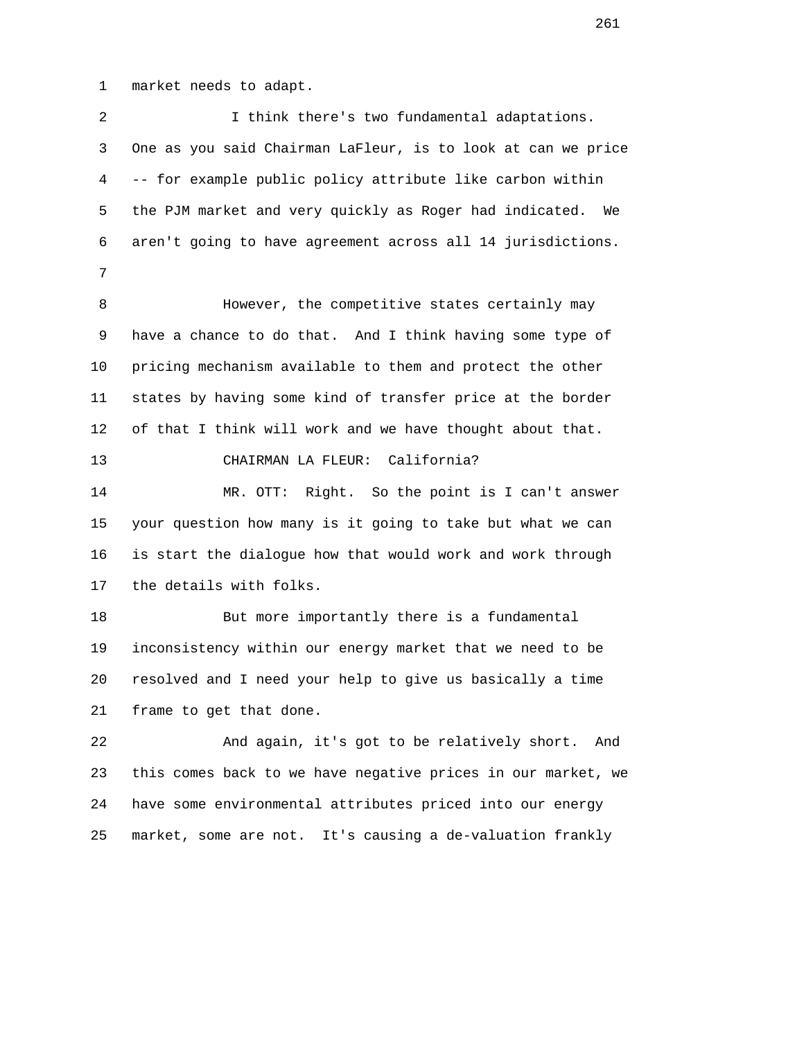market needs to adapt.

I think there's two fundamental adaptations. One as you said Chairman LaFleur, is to look at can we price -- for example public policy attribute like carbon within the PJM market and very quickly as Roger had indicated. We aren't going to have agreement across all 14 jurisdictions.

However, the competitive states certainly may have a chance to do that. And I think having some type of pricing mechanism available to them and protect the other states by having some kind of transfer price at the border of that I think will work and we have thought about that.

CHAIRMAN LA FLEUR: California?

MR. OTT: Right. So the point is I can't answer your question how many is it going to take but what we can is start the dialogue how that would work and work through the details with folks.

But more importantly there is a fundamental inconsistency within our energy market that we need to be resolved and I need your help to give us basically a time frame to get that done.

And again, it's got to be relatively short. And this comes back to we have negative prices in our market, we have some environmental attributes priced into our energy market, some are not. It's causing a de-valuation frankly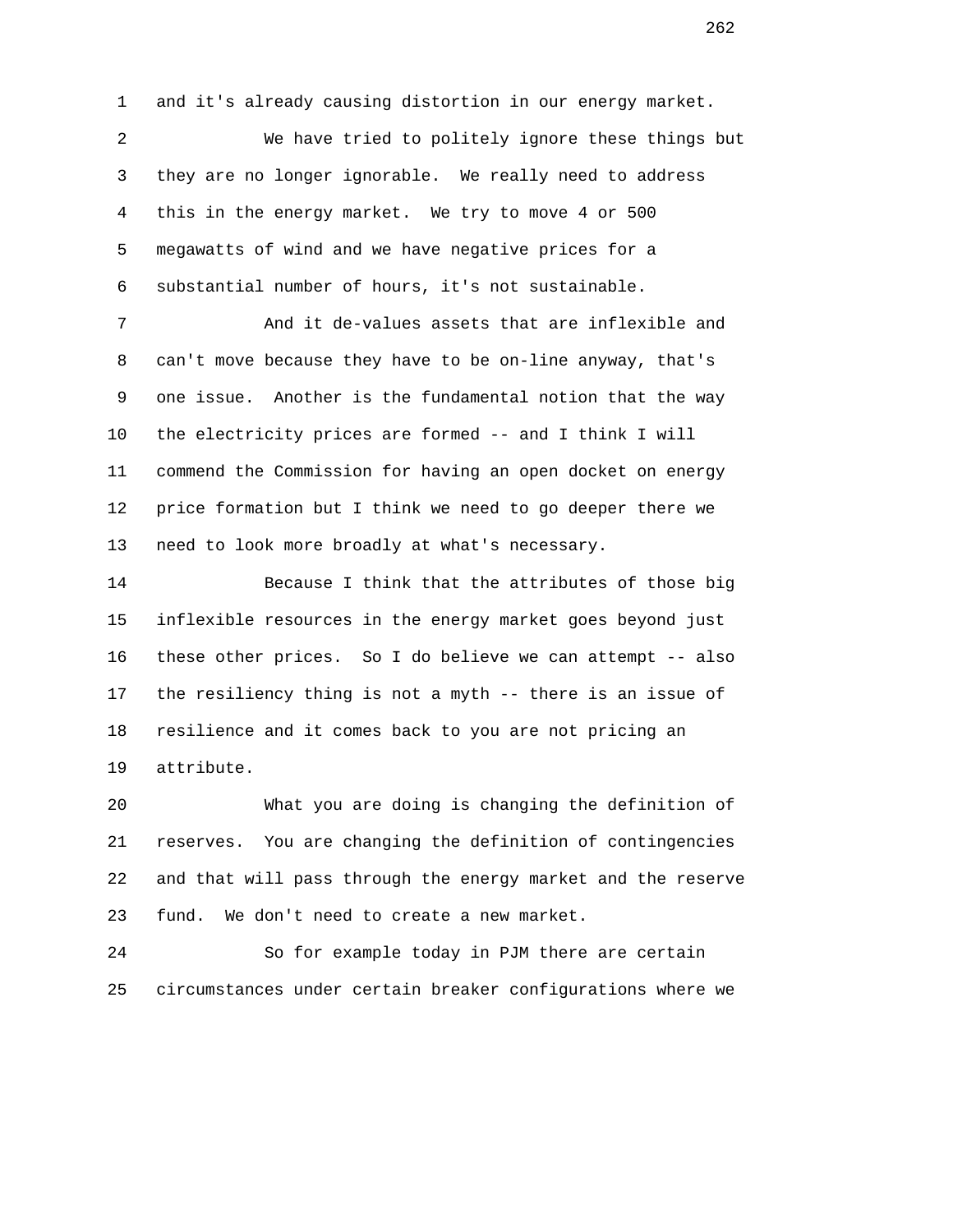and it's already causing distortion in our energy market.

We have tried to politely ignore these things but they are no longer ignorable. We really need to address this in the energy market. We try to move 4 or 500 megawatts of wind and we have negative prices for a substantial number of hours, it's not sustainable.

And it de-values assets that are inflexible and can't move because they have to be on-line anyway, that's one issue. Another is the fundamental notion that the way the electricity prices are formed -- and I think I will commend the Commission for having an open docket on energy price formation but I think we need to go deeper there we need to look more broadly at what's necessary.

Because I think that the attributes of those big inflexible resources in the energy market goes beyond just these other prices. So I do believe we can attempt -- also the resiliency thing is not a myth -- there is an issue of resilience and it comes back to you are not pricing an attribute.

What you are doing is changing the definition of reserves. You are changing the definition of contingencies and that will pass through the energy market and the reserve fund. We don't need to create a new market.

So for example today in PJM there are certain circumstances under certain breaker configurations where we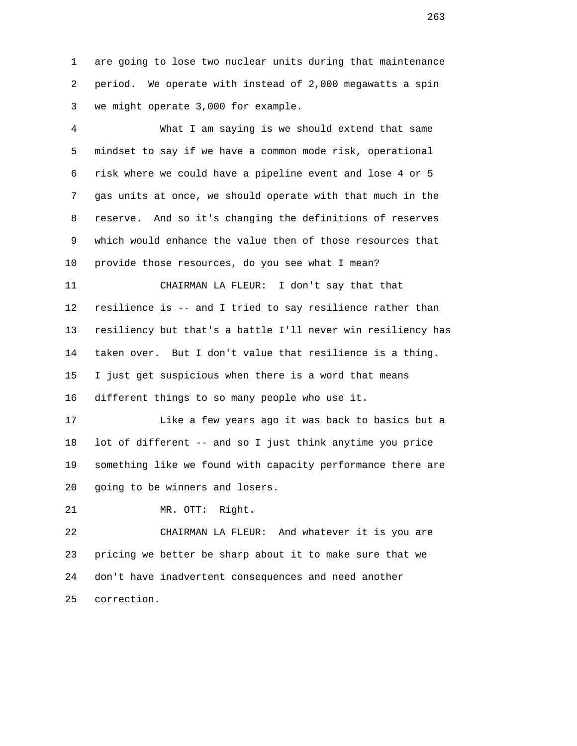1 are going to lose two nuclear units during that maintenance
2 period. We operate with instead of 2,000 megawatts a spin
3 we might operate 3,000 for example.

4 What I am saying is we should extend that same
5 mindset to say if we have a common mode risk, operational
6 risk where we could have a pipeline event and lose 4 or 5
7 gas units at once, we should operate with that much in the
8 reserve. And so it's changing the definitions of reserves
9 which would enhance the value then of those resources that
10 provide those resources, do you see what I mean?

11 CHAIRMAN LA FLEUR: I don't say that that
12 resilience is -- and I tried to say resilience rather than
13 resiliency but that's a battle I'll never win resiliency has
14 taken over. But I don't value that resilience is a thing.
15 I just get suspicious when there is a word that means
16 different things to so many people who use it.

17 Like a few years ago it was back to basics but a
18 lot of different -- and so I just think anytime you price
19 something like we found with capacity performance there are
20 going to be winners and losers.

21 MR. OTT: Right.

22 CHAIRMAN LA FLEUR: And whatever it is you are
23 pricing we better be sharp about it to make sure that we
24 don't have inadvertent consequences and need another
25 correction.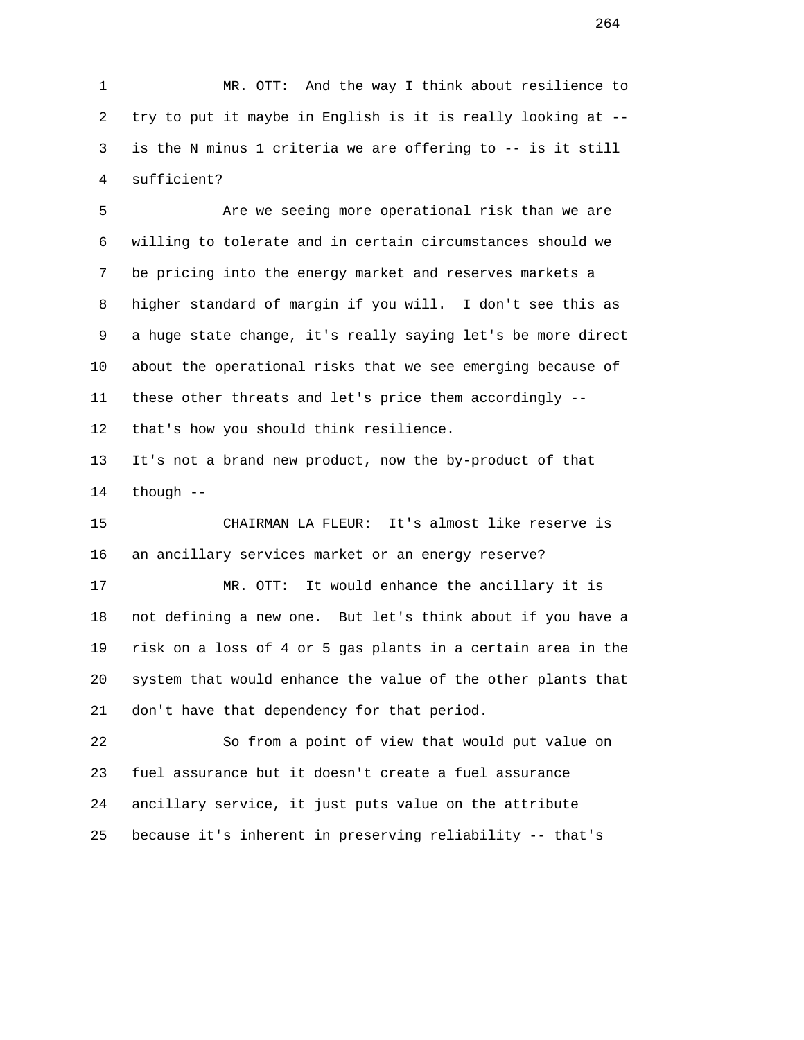MR. OTT: And the way I think about resilience to try to put it maybe in English is it is really looking at -- is the N minus 1 criteria we are offering to -- is it still sufficient?

Are we seeing more operational risk than we are willing to tolerate and in certain circumstances should we be pricing into the energy market and reserves markets a higher standard of margin if you will. I don't see this as a huge state change, it's really saying let's be more direct about the operational risks that we see emerging because of these other threats and let's price them accordingly -- that's how you should think resilience.

It's not a brand new product, now the by-product of that though --

CHAIRMAN LA FLEUR: It's almost like reserve is an ancillary services market or an energy reserve?

MR. OTT: It would enhance the ancillary it is not defining a new one. But let's think about if you have a risk on a loss of 4 or 5 gas plants in a certain area in the system that would enhance the value of the other plants that don't have that dependency for that period.

So from a point of view that would put value on fuel assurance but it doesn't create a fuel assurance ancillary service, it just puts value on the attribute because it's inherent in preserving reliability -- that's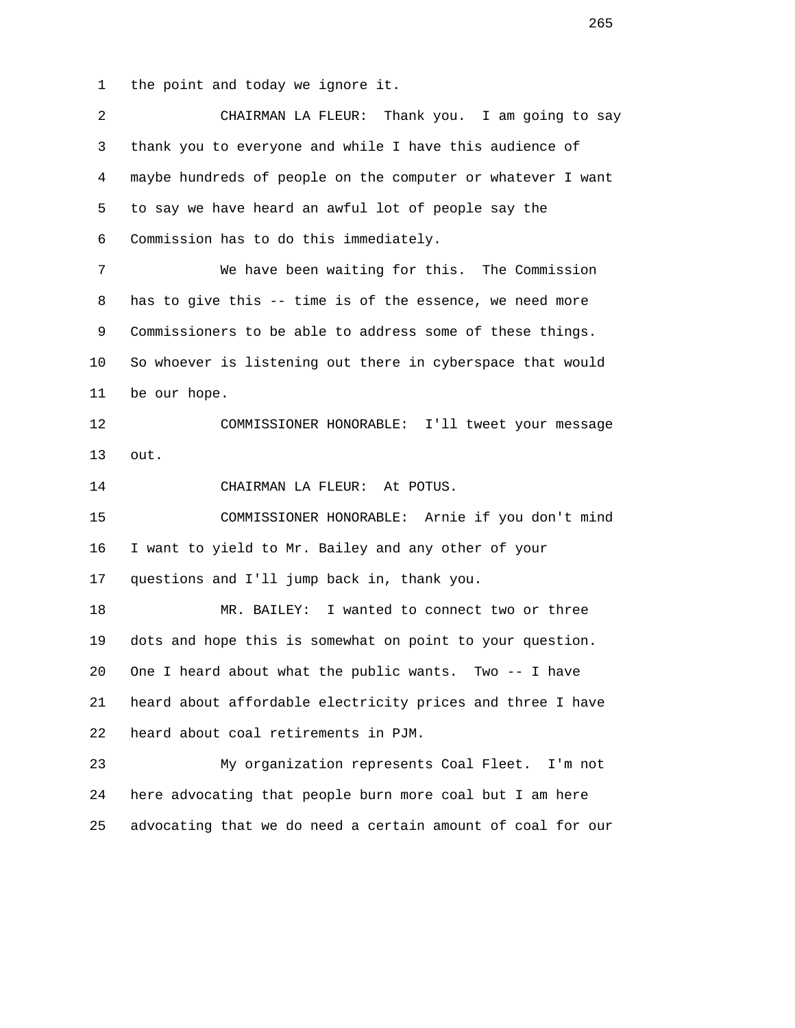the point and today we ignore it.

CHAIRMAN LA FLEUR: Thank you. I am going to say thank you to everyone and while I have this audience of maybe hundreds of people on the computer or whatever I want to say we have heard an awful lot of people say the Commission has to do this immediately.

We have been waiting for this. The Commission has to give this -- time is of the essence, we need more Commissioners to be able to address some of these things. So whoever is listening out there in cyberspace that would be our hope.

COMMISSIONER HONORABLE: I'll tweet your message out.

CHAIRMAN LA FLEUR: At POTUS.

COMMISSIONER HONORABLE: Arnie if you don't mind I want to yield to Mr. Bailey and any other of your questions and I'll jump back in, thank you.

MR. BAILEY: I wanted to connect two or three dots and hope this is somewhat on point to your question. One I heard about what the public wants. Two -- I have heard about affordable electricity prices and three I have heard about coal retirements in PJM.

My organization represents Coal Fleet. I'm not here advocating that people burn more coal but I am here advocating that we do need a certain amount of coal for our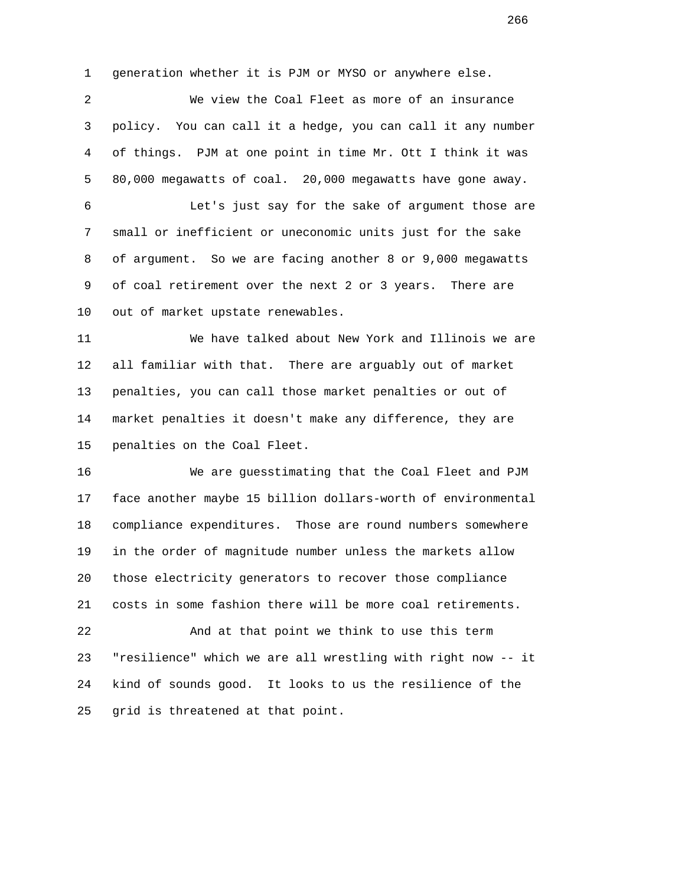generation whether it is PJM or MYSO or anywhere else.

We view the Coal Fleet as more of an insurance policy. You can call it a hedge, you can call it any number of things. PJM at one point in time Mr. Ott I think it was 80,000 megawatts of coal. 20,000 megawatts have gone away.

Let's just say for the sake of argument those are small or inefficient or uneconomic units just for the sake of argument. So we are facing another 8 or 9,000 megawatts of coal retirement over the next 2 or 3 years. There are out of market upstate renewables.

We have talked about New York and Illinois we are all familiar with that. There are arguably out of market penalties, you can call those market penalties or out of market penalties it doesn't make any difference, they are penalties on the Coal Fleet.

We are guesstimating that the Coal Fleet and PJM face another maybe 15 billion dollars-worth of environmental compliance expenditures. Those are round numbers somewhere in the order of magnitude number unless the markets allow those electricity generators to recover those compliance costs in some fashion there will be more coal retirements.

And at that point we think to use this term "resilience" which we are all wrestling with right now -- it kind of sounds good. It looks to us the resilience of the grid is threatened at that point.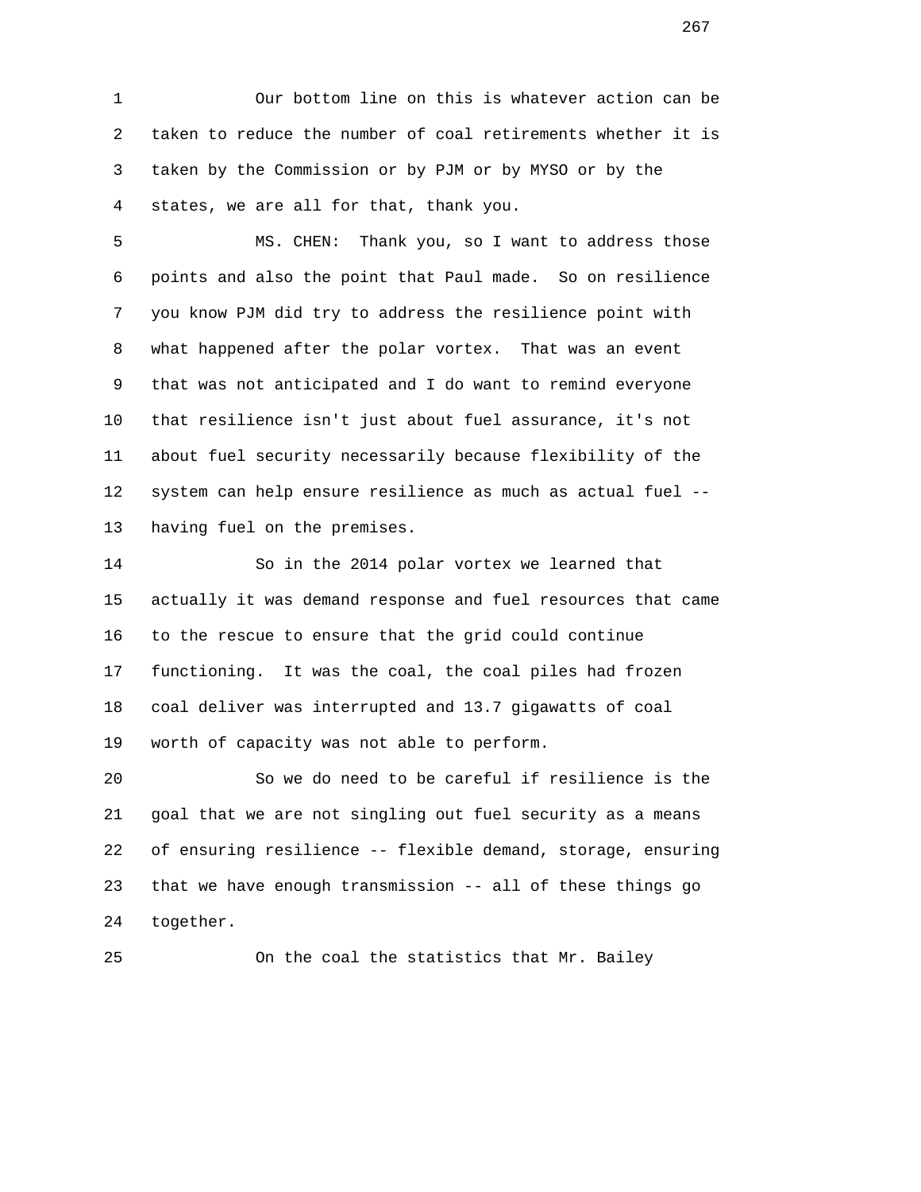Our bottom line on this is whatever action can be taken to reduce the number of coal retirements whether it is taken by the Commission or by PJM or by MYSO or by the states, we are all for that, thank you.

MS. CHEN: Thank you, so I want to address those points and also the point that Paul made. So on resilience you know PJM did try to address the resilience point with what happened after the polar vortex. That was an event that was not anticipated and I do want to remind everyone that resilience isn't just about fuel assurance, it's not about fuel security necessarily because flexibility of the system can help ensure resilience as much as actual fuel -- having fuel on the premises.

So in the 2014 polar vortex we learned that actually it was demand response and fuel resources that came to the rescue to ensure that the grid could continue functioning. It was the coal, the coal piles had frozen coal deliver was interrupted and 13.7 gigawatts of coal worth of capacity was not able to perform.

So we do need to be careful if resilience is the goal that we are not singling out fuel security as a means of ensuring resilience -- flexible demand, storage, ensuring that we have enough transmission -- all of these things go together.

On the coal the statistics that Mr. Bailey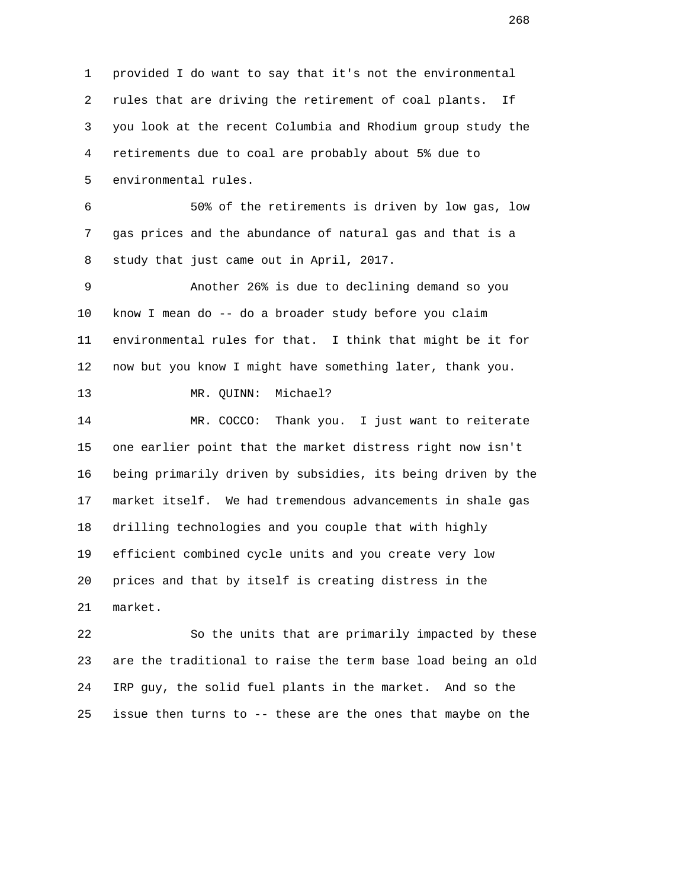provided I do want to say that it's not the environmental rules that are driving the retirement of coal plants. If you look at the recent Columbia and Rhodium group study the retirements due to coal are probably about 5% due to environmental rules.

50% of the retirements is driven by low gas, low gas prices and the abundance of natural gas and that is a study that just came out in April, 2017.

Another 26% is due to declining demand so you know I mean do -- do a broader study before you claim environmental rules for that. I think that might be it for now but you know I might have something later, thank you.

MR. QUINN: Michael?

MR. COCCO: Thank you. I just want to reiterate one earlier point that the market distress right now isn't being primarily driven by subsidies, its being driven by the market itself. We had tremendous advancements in shale gas drilling technologies and you couple that with highly efficient combined cycle units and you create very low prices and that by itself is creating distress in the market.

So the units that are primarily impacted by these are the traditional to raise the term base load being an old IRP guy, the solid fuel plants in the market. And so the issue then turns to -- these are the ones that maybe on the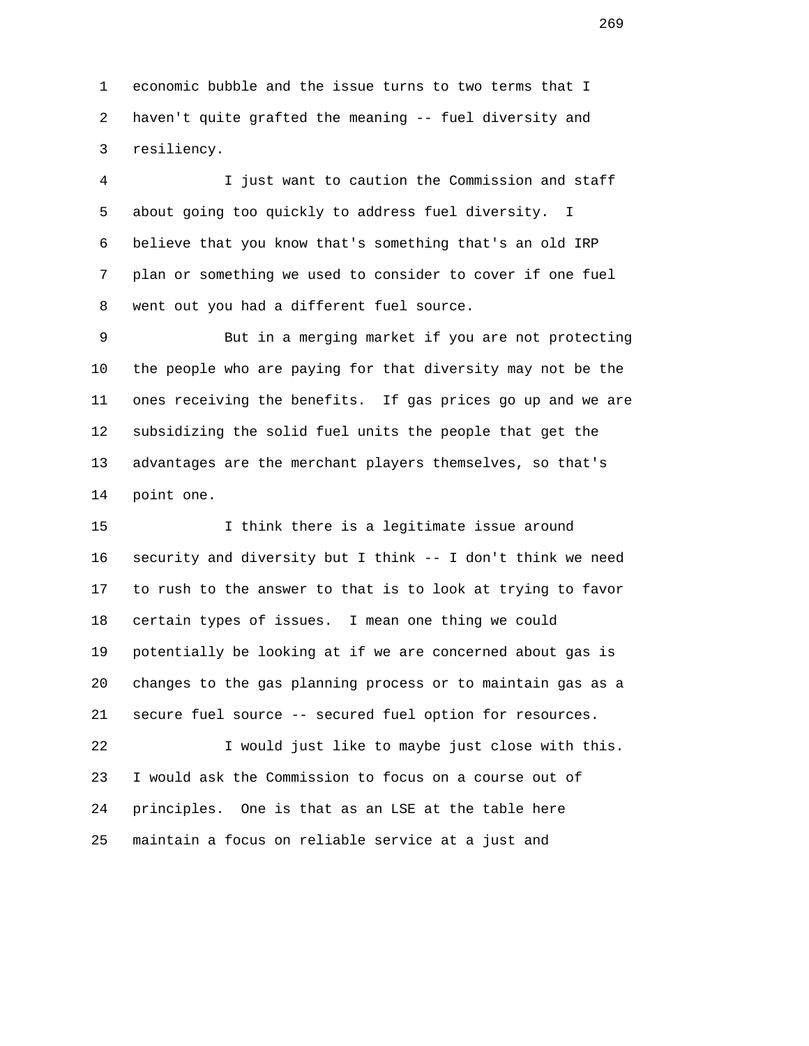economic bubble and the issue turns to two terms that I haven't quite grafted the meaning -- fuel diversity and resiliency.

I just want to caution the Commission and staff about going too quickly to address fuel diversity. I believe that you know that's something that's an old IRP plan or something we used to consider to cover if one fuel went out you had a different fuel source.

But in a merging market if you are not protecting the people who are paying for that diversity may not be the ones receiving the benefits. If gas prices go up and we are subsidizing the solid fuel units the people that get the advantages are the merchant players themselves, so that's point one.

I think there is a legitimate issue around security and diversity but I think -- I don't think we need to rush to the answer to that is to look at trying to favor certain types of issues. I mean one thing we could potentially be looking at if we are concerned about gas is changes to the gas planning process or to maintain gas as a secure fuel source -- secured fuel option for resources.

I would just like to maybe just close with this. I would ask the Commission to focus on a course out of principles. One is that as an LSE at the table here maintain a focus on reliable service at a just and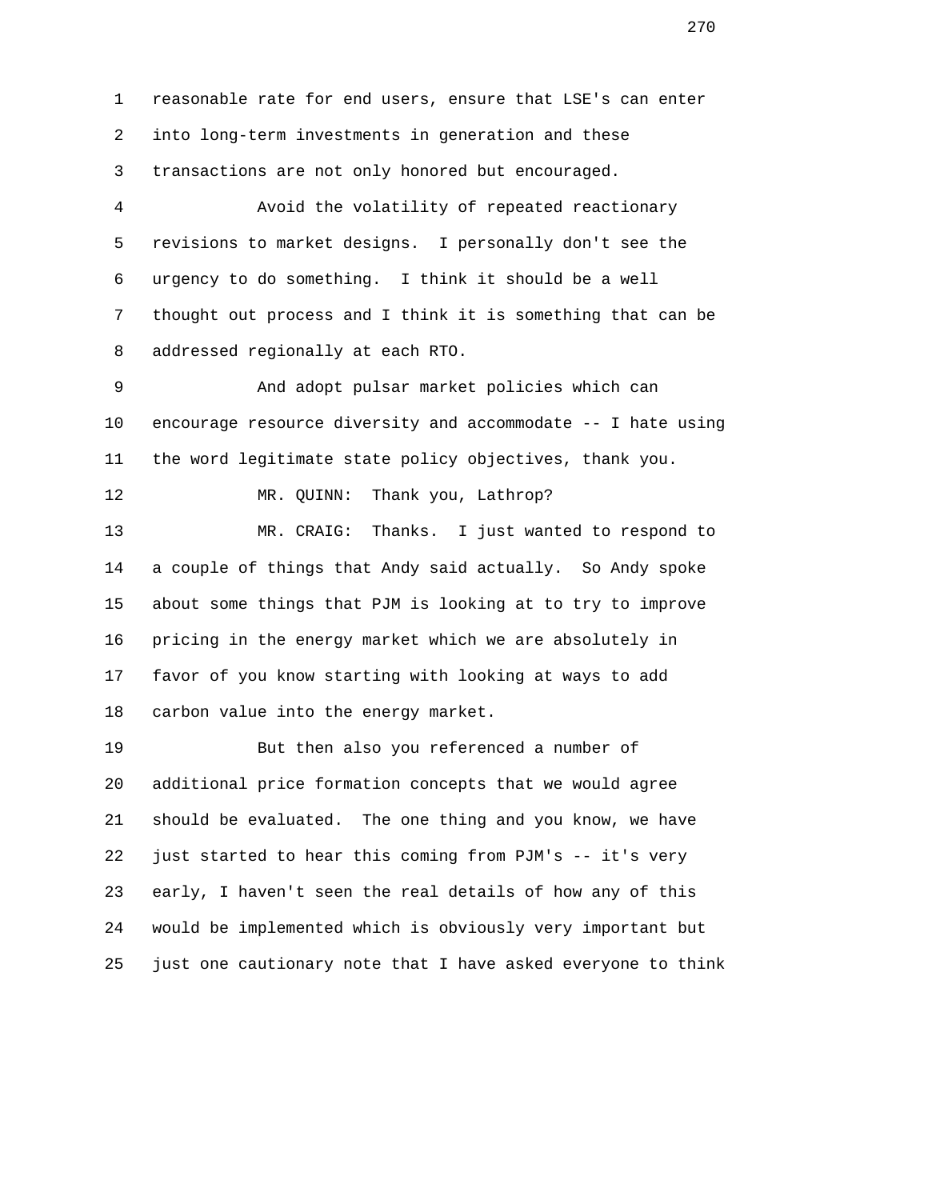reasonable rate for end users, ensure that LSE's can enter into long-term investments in generation and these transactions are not only honored but encouraged.

Avoid the volatility of repeated reactionary revisions to market designs. I personally don't see the urgency to do something. I think it should be a well thought out process and I think it is something that can be addressed regionally at each RTO.

And adopt pulsar market policies which can encourage resource diversity and accommodate -- I hate using the word legitimate state policy objectives, thank you.

MR. QUINN: Thank you, Lathrop?

MR. CRAIG: Thanks. I just wanted to respond to a couple of things that Andy said actually. So Andy spoke about some things that PJM is looking at to try to improve pricing in the energy market which we are absolutely in favor of you know starting with looking at ways to add carbon value into the energy market.

But then also you referenced a number of additional price formation concepts that we would agree should be evaluated. The one thing and you know, we have just started to hear this coming from PJM's -- it's very early, I haven't seen the real details of how any of this would be implemented which is obviously very important but just one cautionary note that I have asked everyone to think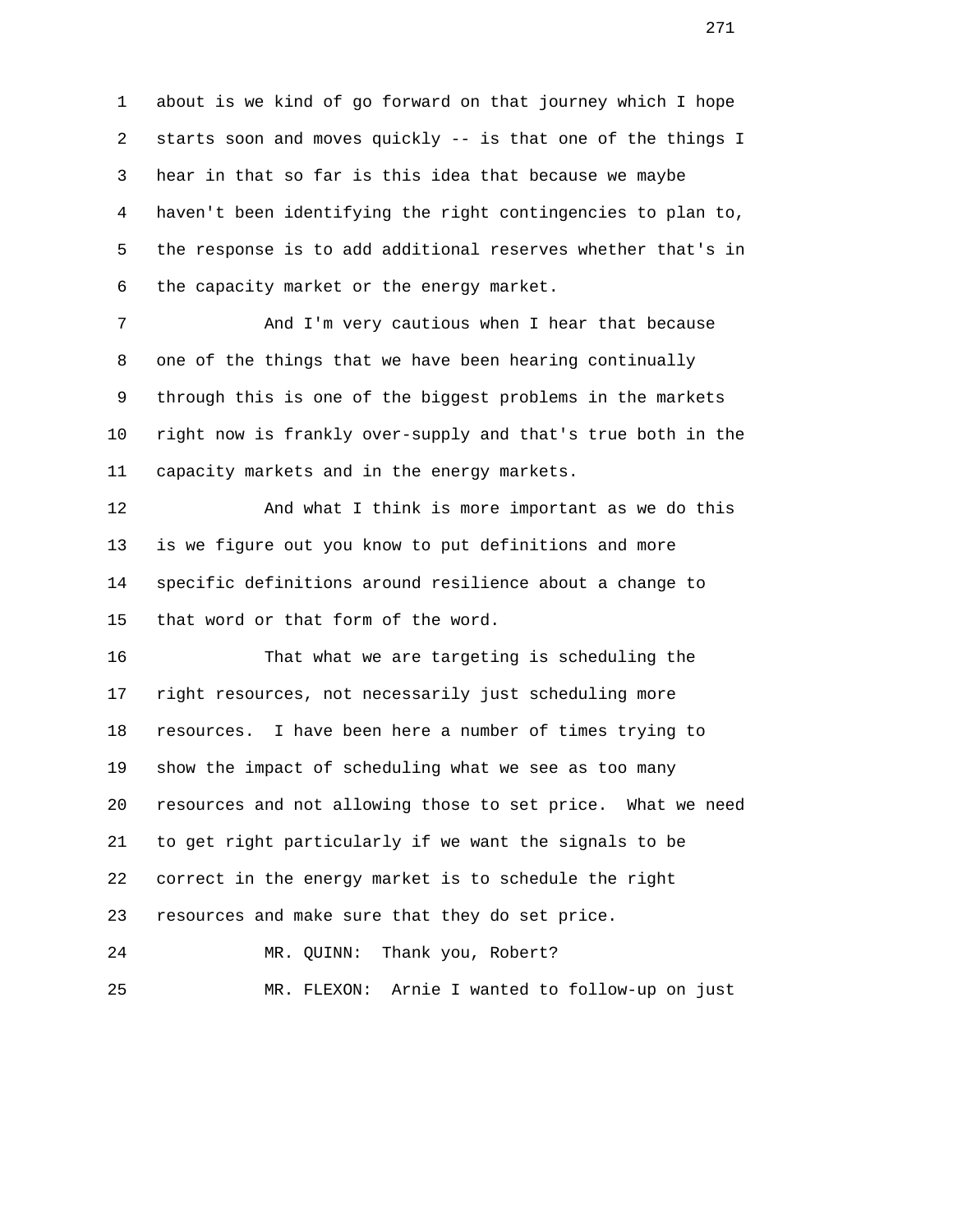about is we kind of go forward on that journey which I hope starts soon and moves quickly -- is that one of the things I hear in that so far is this idea that because we maybe haven't been identifying the right contingencies to plan to, the response is to add additional reserves whether that's in the capacity market or the energy market.

And I'm very cautious when I hear that because one of the things that we have been hearing continually through this is one of the biggest problems in the markets right now is frankly over-supply and that's true both in the capacity markets and in the energy markets.

And what I think is more important as we do this is we figure out you know to put definitions and more specific definitions around resilience about a change to that word or that form of the word.

That what we are targeting is scheduling the right resources, not necessarily just scheduling more resources. I have been here a number of times trying to show the impact of scheduling what we see as too many resources and not allowing those to set price. What we need to get right particularly if we want the signals to be correct in the energy market is to schedule the right resources and make sure that they do set price.

MR. QUINN: Thank you, Robert?

MR. FLEXON: Arnie I wanted to follow-up on just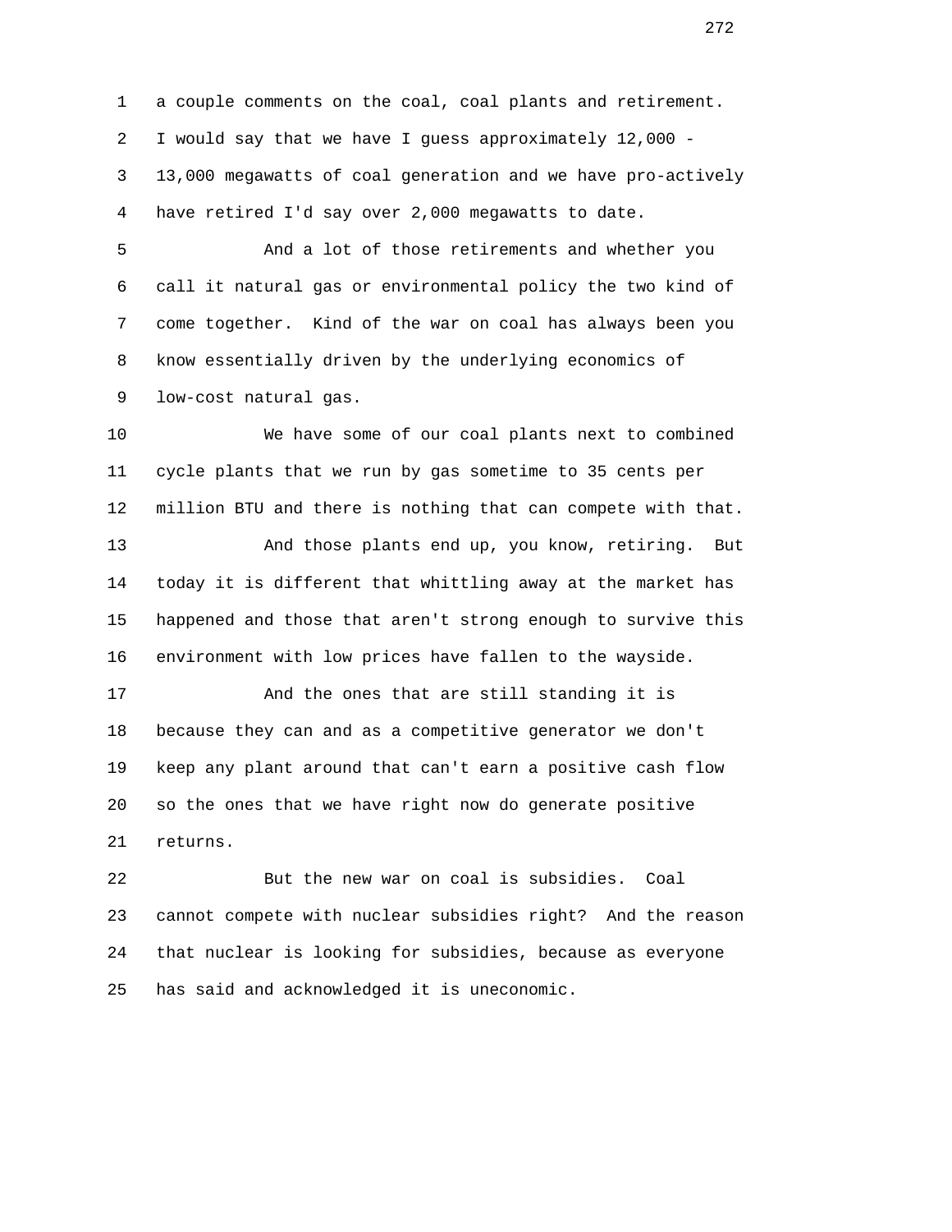a couple comments on the coal, coal plants and retirement. I would say that we have I guess approximately 12,000 - 13,000 megawatts of coal generation and we have pro-actively have retired I'd say over 2,000 megawatts to date.

And a lot of those retirements and whether you call it natural gas or environmental policy the two kind of come together. Kind of the war on coal has always been you know essentially driven by the underlying economics of low-cost natural gas.

We have some of our coal plants next to combined cycle plants that we run by gas sometime to 35 cents per million BTU and there is nothing that can compete with that.

And those plants end up, you know, retiring. But today it is different that whittling away at the market has happened and those that aren't strong enough to survive this environment with low prices have fallen to the wayside.

And the ones that are still standing it is because they can and as a competitive generator we don't keep any plant around that can't earn a positive cash flow so the ones that we have right now do generate positive returns.

But the new war on coal is subsidies. Coal cannot compete with nuclear subsidies right? And the reason that nuclear is looking for subsidies, because as everyone has said and acknowledged it is uneconomic.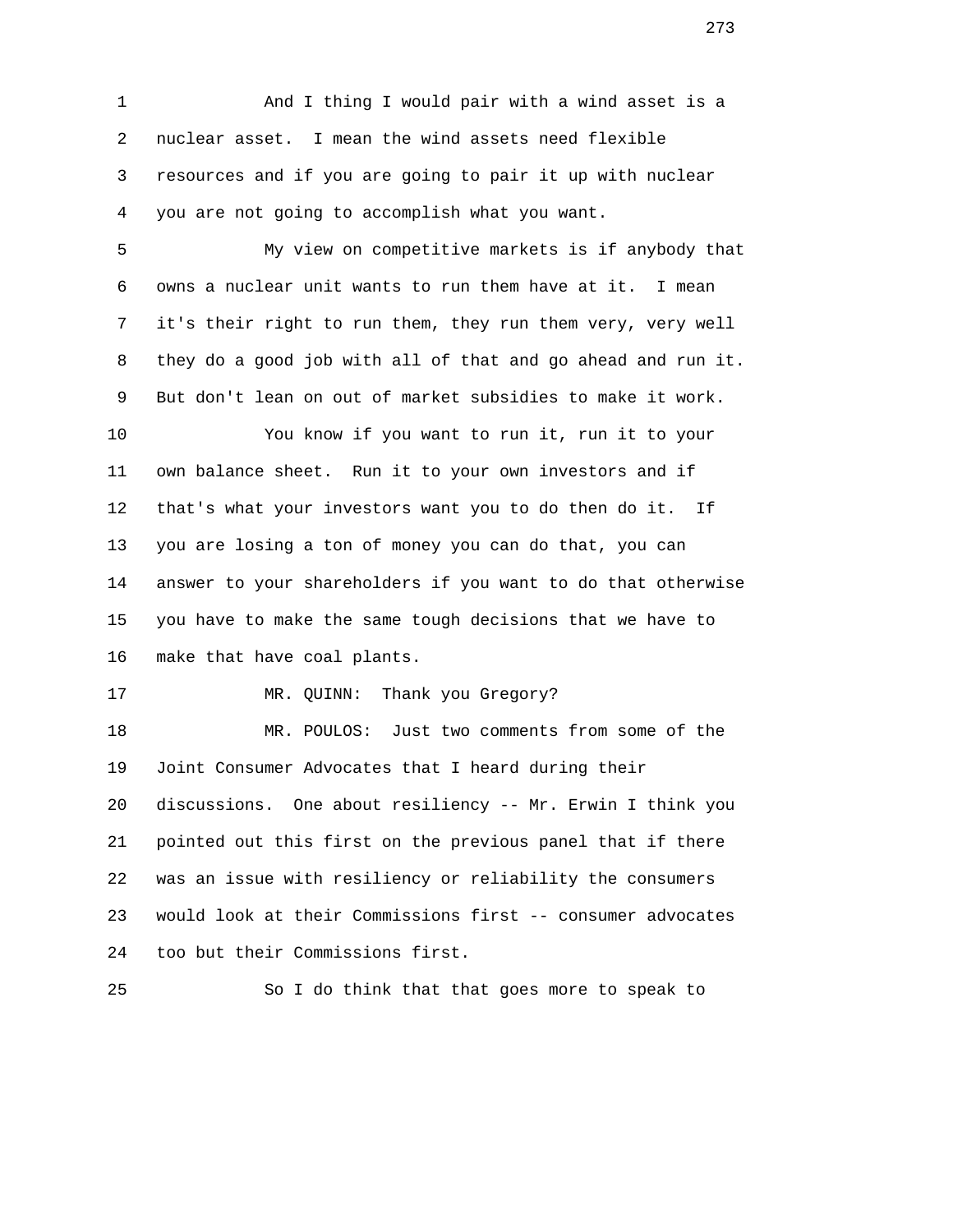And I thing I would pair with a wind asset is a nuclear asset. I mean the wind assets need flexible resources and if you are going to pair it up with nuclear you are not going to accomplish what you want.

My view on competitive markets is if anybody that owns a nuclear unit wants to run them have at it. I mean it's their right to run them, they run them very, very well they do a good job with all of that and go ahead and run it. But don't lean on out of market subsidies to make it work.

You know if you want to run it, run it to your own balance sheet. Run it to your own investors and if that's what your investors want you to do then do it. If you are losing a ton of money you can do that, you can answer to your shareholders if you want to do that otherwise you have to make the same tough decisions that we have to make that have coal plants.

MR. QUINN: Thank you Gregory?

MR. POULOS: Just two comments from some of the Joint Consumer Advocates that I heard during their discussions. One about resiliency -- Mr. Erwin I think you pointed out this first on the previous panel that if there was an issue with resiliency or reliability the consumers would look at their Commissions first -- consumer advocates too but their Commissions first.

So I do think that that goes more to speak to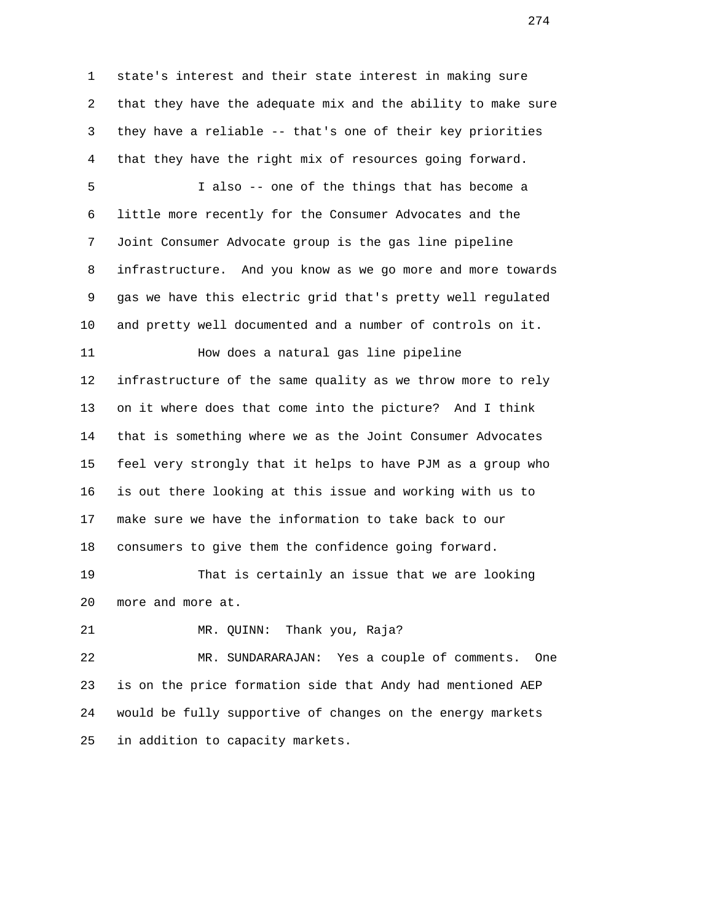state's interest and their state interest in making sure that they have the adequate mix and the ability to make sure they have a reliable -- that's one of their key priorities that they have the right mix of resources going forward.

I also -- one of the things that has become a little more recently for the Consumer Advocates and the Joint Consumer Advocate group is the gas line pipeline infrastructure. And you know as we go more and more towards gas we have this electric grid that's pretty well regulated and pretty well documented and a number of controls on it.

How does a natural gas line pipeline infrastructure of the same quality as we throw more to rely on it where does that come into the picture? And I think that is something where we as the Joint Consumer Advocates feel very strongly that it helps to have PJM as a group who is out there looking at this issue and working with us to make sure we have the information to take back to our consumers to give them the confidence going forward.

That is certainly an issue that we are looking more and more at.

MR. QUINN: Thank you, Raja?

MR. SUNDARARAJAN: Yes a couple of comments. One is on the price formation side that Andy had mentioned AEP would be fully supportive of changes on the energy markets in addition to capacity markets.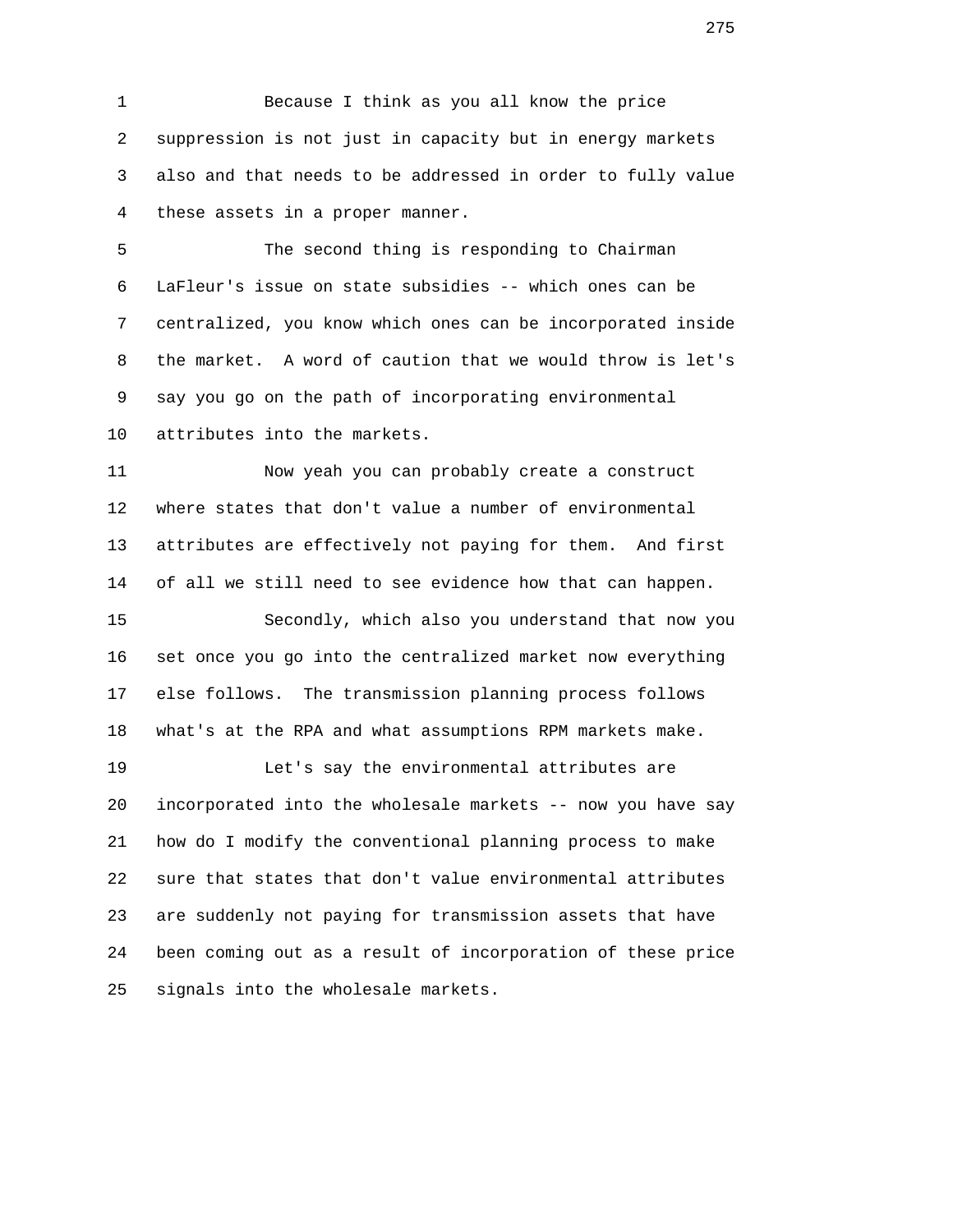Because I think as you all know the price suppression is not just in capacity but in energy markets also and that needs to be addressed in order to fully value these assets in a proper manner.

The second thing is responding to Chairman LaFleur's issue on state subsidies -- which ones can be centralized, you know which ones can be incorporated inside the market. A word of caution that we would throw is let's say you go on the path of incorporating environmental attributes into the markets.

Now yeah you can probably create a construct where states that don't value a number of environmental attributes are effectively not paying for them. And first of all we still need to see evidence how that can happen.

Secondly, which also you understand that now you set once you go into the centralized market now everything else follows. The transmission planning process follows what's at the RPA and what assumptions RPM markets make.

Let's say the environmental attributes are incorporated into the wholesale markets -- now you have say how do I modify the conventional planning process to make sure that states that don't value environmental attributes are suddenly not paying for transmission assets that have been coming out as a result of incorporation of these price signals into the wholesale markets.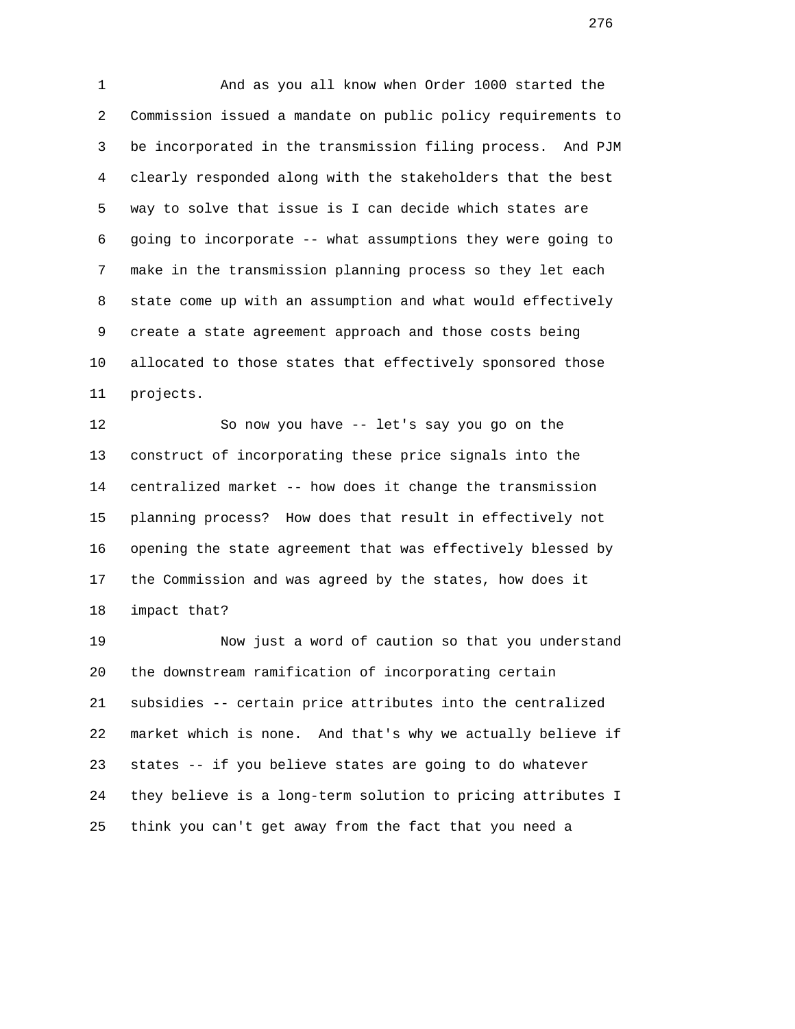And as you all know when Order 1000 started the Commission issued a mandate on public policy requirements to be incorporated in the transmission filing process. And PJM clearly responded along with the stakeholders that the best way to solve that issue is I can decide which states are going to incorporate -- what assumptions they were going to make in the transmission planning process so they let each state come up with an assumption and what would effectively create a state agreement approach and those costs being allocated to those states that effectively sponsored those projects.

So now you have -- let's say you go on the construct of incorporating these price signals into the centralized market -- how does it change the transmission planning process? How does that result in effectively not opening the state agreement that was effectively blessed by the Commission and was agreed by the states, how does it impact that?

Now just a word of caution so that you understand the downstream ramification of incorporating certain subsidies -- certain price attributes into the centralized market which is none. And that's why we actually believe if states -- if you believe states are going to do whatever they believe is a long-term solution to pricing attributes I think you can't get away from the fact that you need a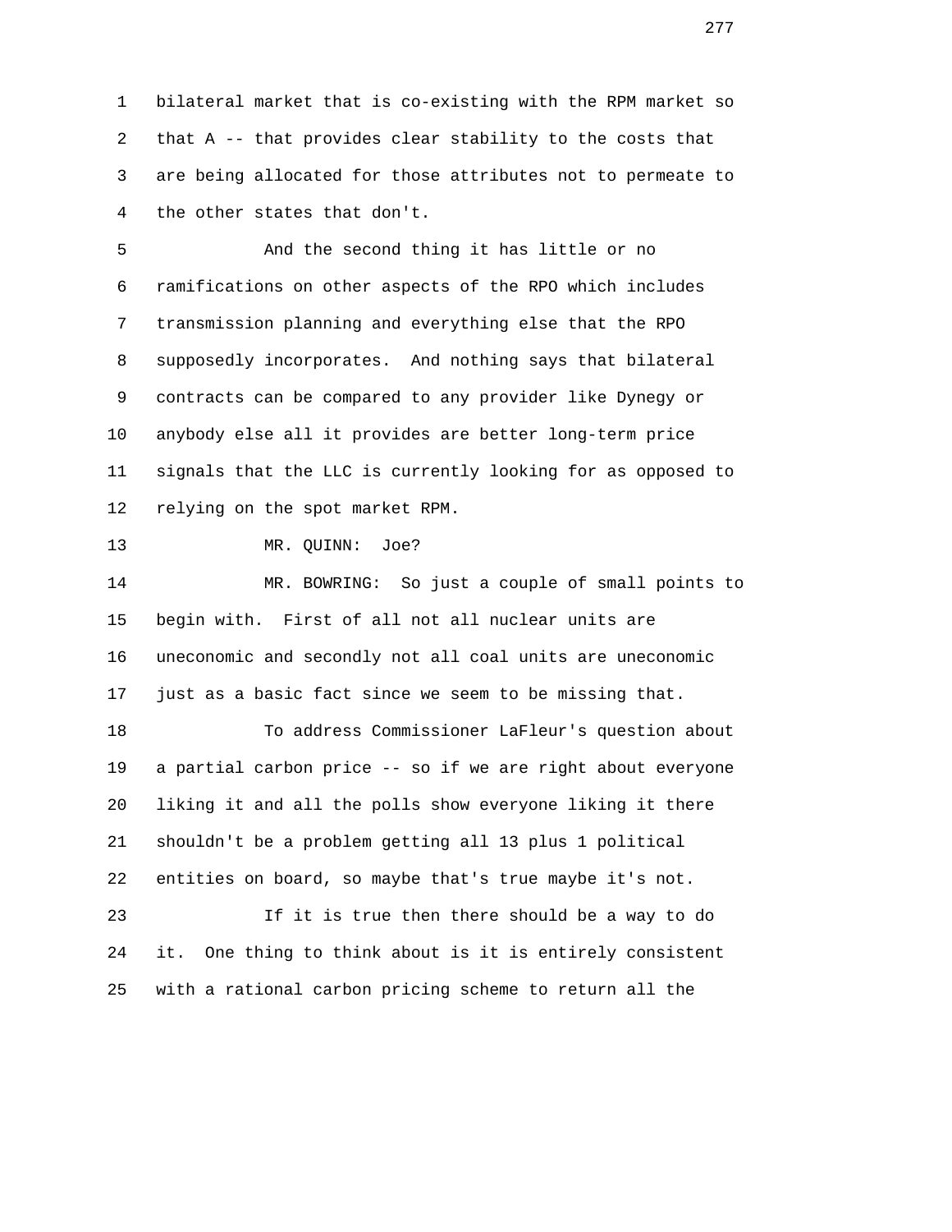bilateral market that is co-existing with the RPM market so that A -- that provides clear stability to the costs that are being allocated for those attributes not to permeate to the other states that don't.

And the second thing it has little or no ramifications on other aspects of the RPO which includes transmission planning and everything else that the RPO supposedly incorporates. And nothing says that bilateral contracts can be compared to any provider like Dynegy or anybody else all it provides are better long-term price signals that the LLC is currently looking for as opposed to relying on the spot market RPM.

MR. QUINN: Joe?

MR. BOWRING: So just a couple of small points to begin with. First of all not all nuclear units are uneconomic and secondly not all coal units are uneconomic just as a basic fact since we seem to be missing that.

To address Commissioner LaFleur's question about a partial carbon price -- so if we are right about everyone liking it and all the polls show everyone liking it there shouldn't be a problem getting all 13 plus 1 political entities on board, so maybe that's true maybe it's not.

If it is true then there should be a way to do it. One thing to think about is it is entirely consistent with a rational carbon pricing scheme to return all the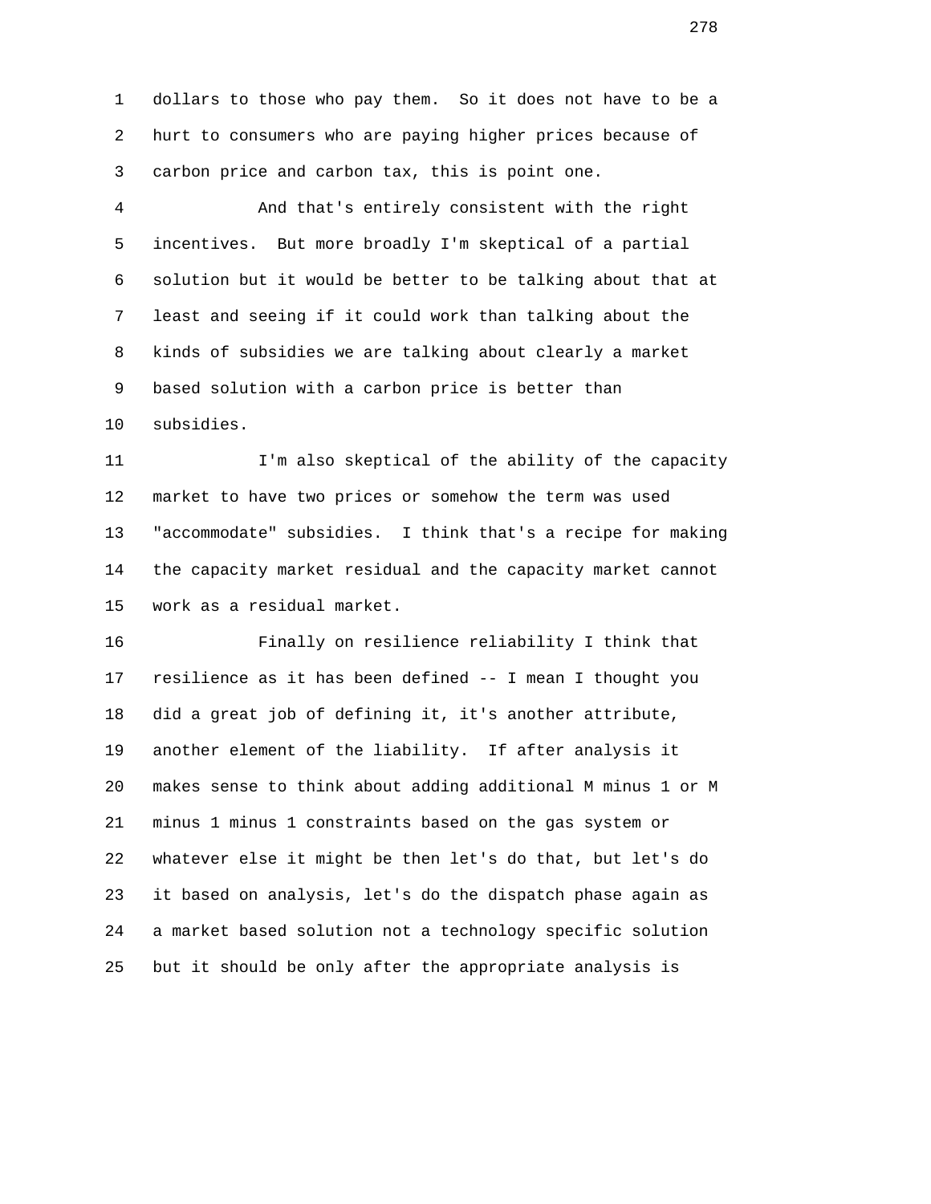dollars to those who pay them. So it does not have to be a hurt to consumers who are paying higher prices because of carbon price and carbon tax, this is point one.

And that's entirely consistent with the right incentives. But more broadly I'm skeptical of a partial solution but it would be better to be talking about that at least and seeing if it could work than talking about the kinds of subsidies we are talking about clearly a market based solution with a carbon price is better than subsidies.

I'm also skeptical of the ability of the capacity market to have two prices or somehow the term was used "accommodate" subsidies. I think that's a recipe for making the capacity market residual and the capacity market cannot work as a residual market.

Finally on resilience reliability I think that resilience as it has been defined -- I mean I thought you did a great job of defining it, it's another attribute, another element of the liability. If after analysis it makes sense to think about adding additional M minus 1 or M minus 1 minus 1 constraints based on the gas system or whatever else it might be then let's do that, but let's do it based on analysis, let's do the dispatch phase again as a market based solution not a technology specific solution but it should be only after the appropriate analysis is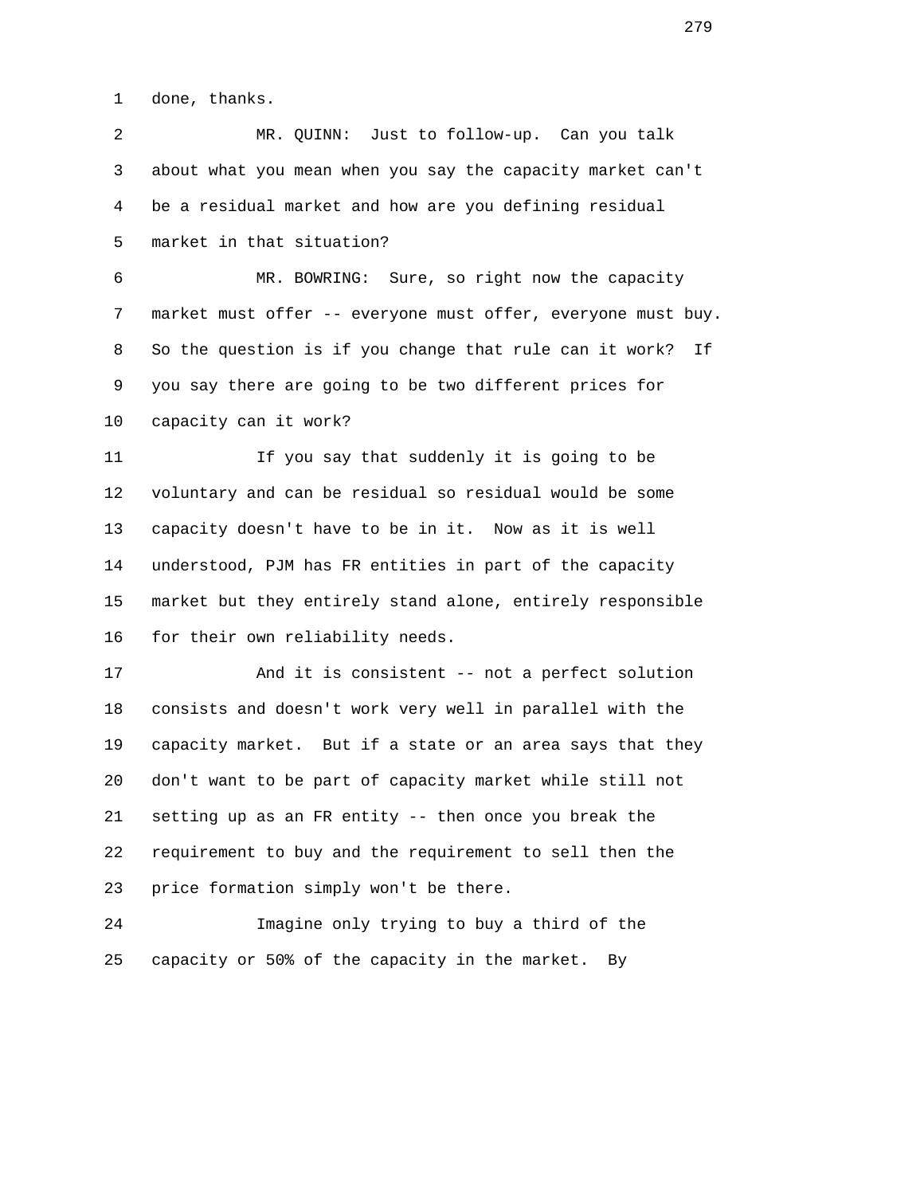done, thanks.

MR. QUINN: Just to follow-up. Can you talk about what you mean when you say the capacity market can't be a residual market and how are you defining residual market in that situation?

MR. BOWRING: Sure, so right now the capacity market must offer -- everyone must offer, everyone must buy. So the question is if you change that rule can it work? If you say there are going to be two different prices for capacity can it work?

If you say that suddenly it is going to be voluntary and can be residual so residual would be some capacity doesn't have to be in it. Now as it is well understood, PJM has FR entities in part of the capacity market but they entirely stand alone, entirely responsible for their own reliability needs.

And it is consistent -- not a perfect solution consists and doesn't work very well in parallel with the capacity market. But if a state or an area says that they don't want to be part of capacity market while still not setting up as an FR entity -- then once you break the requirement to buy and the requirement to sell then the price formation simply won't be there.

Imagine only trying to buy a third of the capacity or 50% of the capacity in the market. By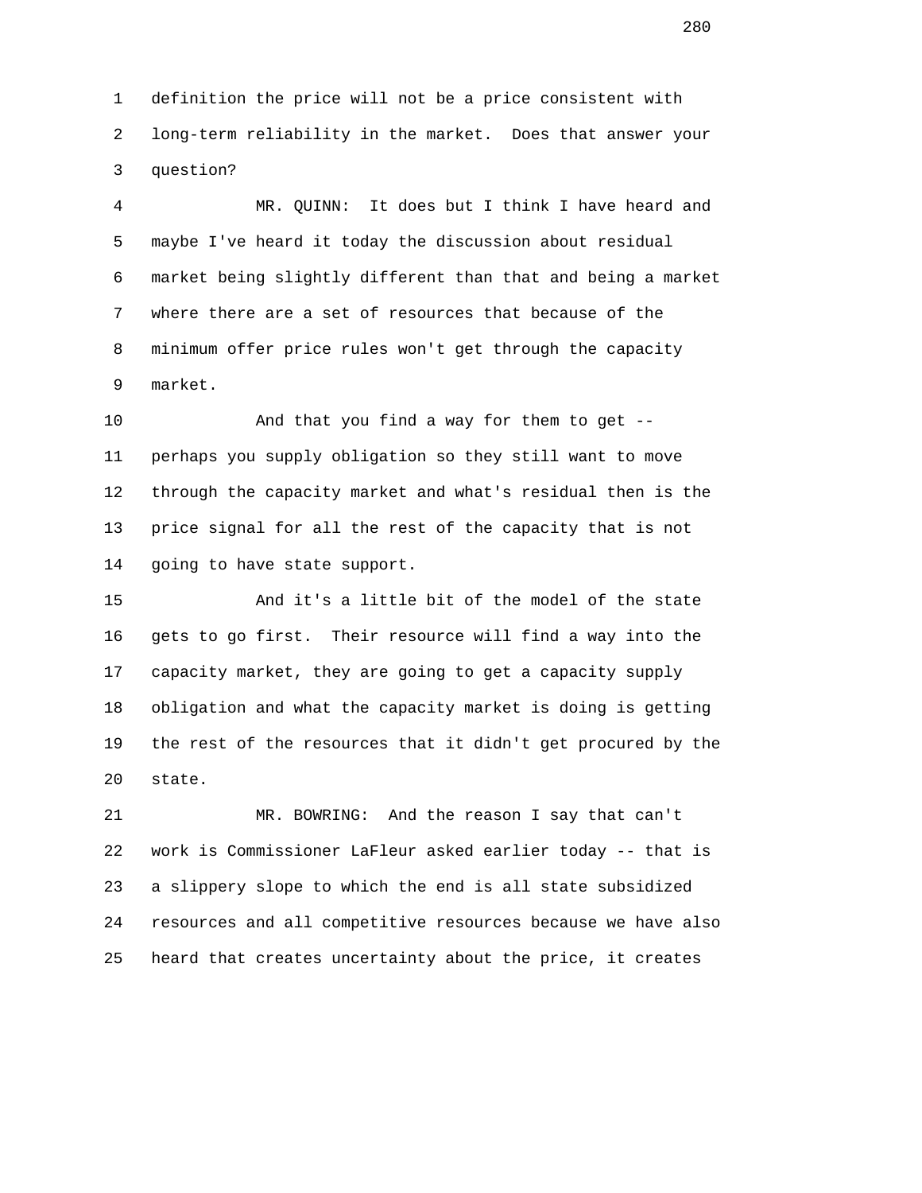definition the price will not be a price consistent with long-term reliability in the market. Does that answer your question?

MR. QUINN: It does but I think I have heard and maybe I've heard it today the discussion about residual market being slightly different than that and being a market where there are a set of resources that because of the minimum offer price rules won't get through the capacity market.

And that you find a way for them to get -- perhaps you supply obligation so they still want to move through the capacity market and what's residual then is the price signal for all the rest of the capacity that is not going to have state support.

And it's a little bit of the model of the state gets to go first. Their resource will find a way into the capacity market, they are going to get a capacity supply obligation and what the capacity market is doing is getting the rest of the resources that it didn't get procured by the state.

MR. BOWRING: And the reason I say that can't work is Commissioner LaFleur asked earlier today -- that is a slippery slope to which the end is all state subsidized resources and all competitive resources because we have also heard that creates uncertainty about the price, it creates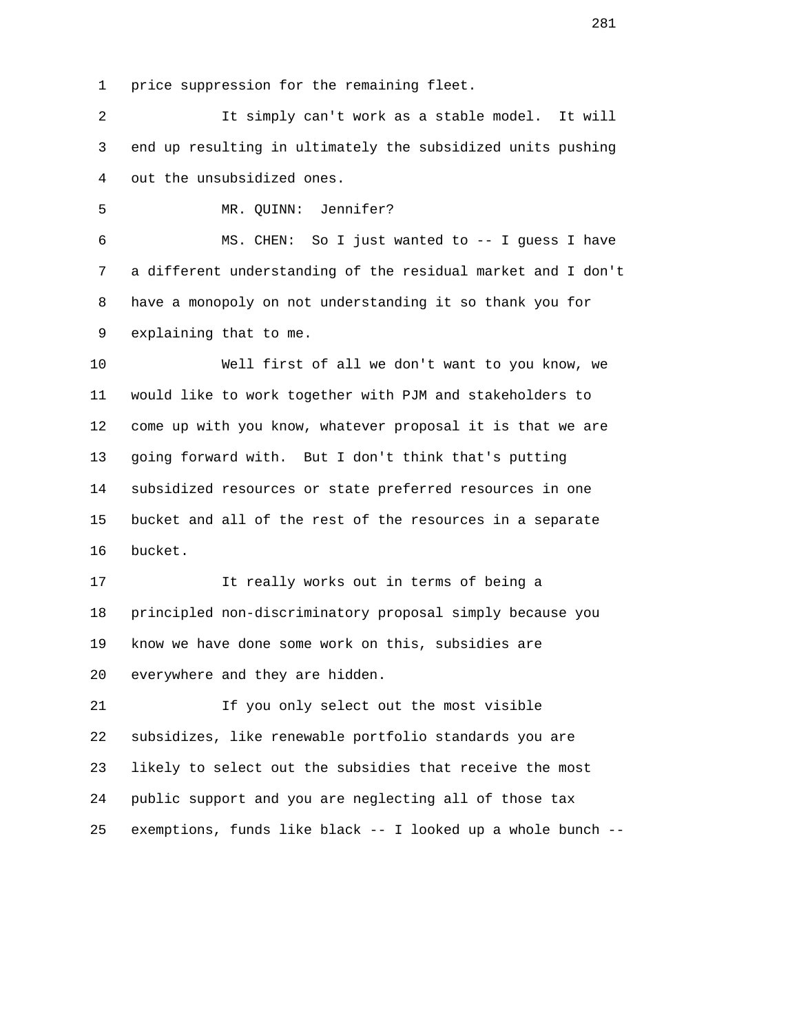price suppression for the remaining fleet.

It simply can't work as a stable model. It will end up resulting in ultimately the subsidized units pushing out the unsubsidized ones.

MR. QUINN: Jennifer?

MS. CHEN: So I just wanted to -- I guess I have a different understanding of the residual market and I don't have a monopoly on not understanding it so thank you for explaining that to me.

Well first of all we don't want to you know, we would like to work together with PJM and stakeholders to come up with you know, whatever proposal it is that we are going forward with. But I don't think that's putting subsidized resources or state preferred resources in one bucket and all of the rest of the resources in a separate bucket.

It really works out in terms of being a principled non-discriminatory proposal simply because you know we have done some work on this, subsidies are everywhere and they are hidden.

If you only select out the most visible subsidizes, like renewable portfolio standards you are likely to select out the subsidies that receive the most public support and you are neglecting all of those tax exemptions, funds like black -- I looked up a whole bunch --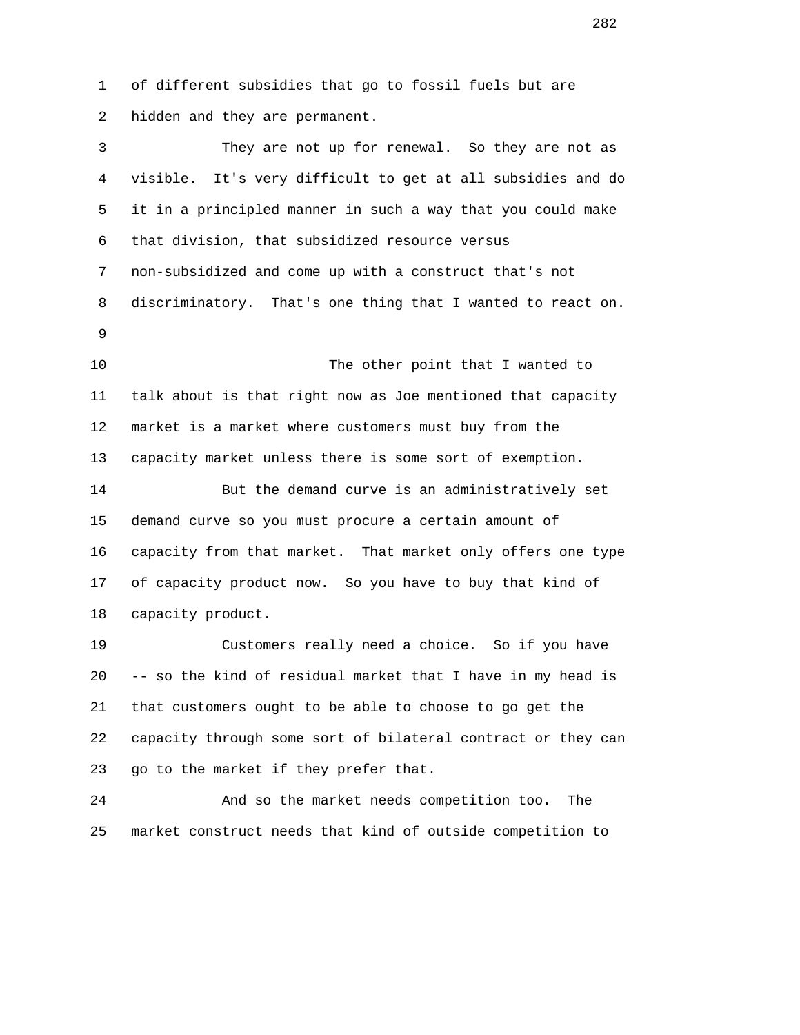of different subsidies that go to fossil fuels but are hidden and they are permanent.

They are not up for renewal. So they are not as visible. It's very difficult to get at all subsidies and do it in a principled manner in such a way that you could make that division, that subsidized resource versus non-subsidized and come up with a construct that's not discriminatory. That's one thing that I wanted to react on.

The other point that I wanted to talk about is that right now as Joe mentioned that capacity market is a market where customers must buy from the capacity market unless there is some sort of exemption.

But the demand curve is an administratively set demand curve so you must procure a certain amount of capacity from that market. That market only offers one type of capacity product now. So you have to buy that kind of capacity product.

Customers really need a choice. So if you have -- so the kind of residual market that I have in my head is that customers ought to be able to choose to go get the capacity through some sort of bilateral contract or they can go to the market if they prefer that.

And so the market needs competition too. The market construct needs that kind of outside competition to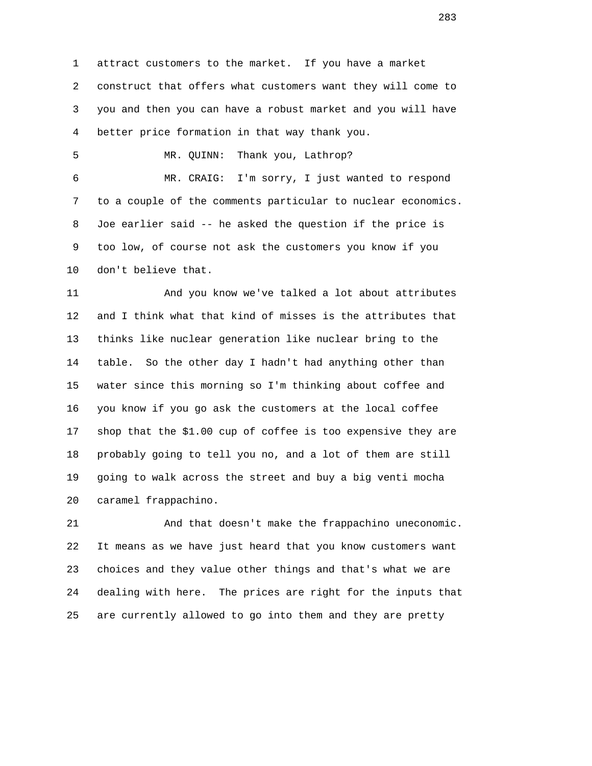attract customers to the market. If you have a market construct that offers what customers want they will come to you and then you can have a robust market and you will have better price formation in that way thank you.

MR. QUINN: Thank you, Lathrop?

MR. CRAIG: I'm sorry, I just wanted to respond to a couple of the comments particular to nuclear economics. Joe earlier said -- he asked the question if the price is too low, of course not ask the customers you know if you don't believe that.

And you know we've talked a lot about attributes and I think what that kind of misses is the attributes that thinks like nuclear generation like nuclear bring to the table. So the other day I hadn't had anything other than water since this morning so I'm thinking about coffee and you know if you go ask the customers at the local coffee shop that the $1.00 cup of coffee is too expensive they are probably going to tell you no, and a lot of them are still going to walk across the street and buy a big venti mocha caramel frappachino.

And that doesn't make the frappachino uneconomic. It means as we have just heard that you know customers want choices and they value other things and that's what we are dealing with here. The prices are right for the inputs that are currently allowed to go into them and they are pretty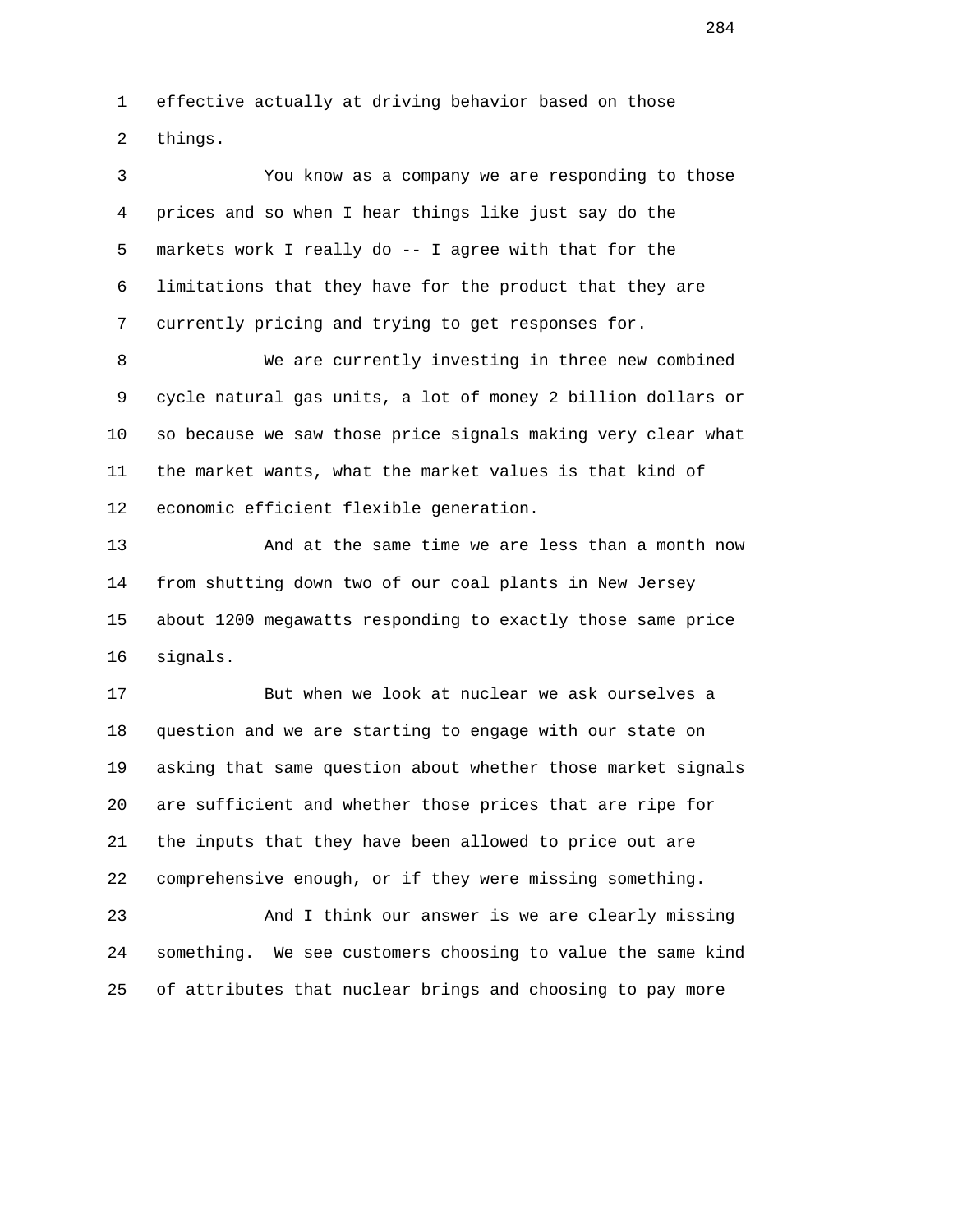effective actually at driving behavior based on those things.

You know as a company we are responding to those prices and so when I hear things like just say do the markets work I really do -- I agree with that for the limitations that they have for the product that they are currently pricing and trying to get responses for.

We are currently investing in three new combined cycle natural gas units, a lot of money 2 billion dollars or so because we saw those price signals making very clear what the market wants, what the market values is that kind of economic efficient flexible generation.

And at the same time we are less than a month now from shutting down two of our coal plants in New Jersey about 1200 megawatts responding to exactly those same price signals.

But when we look at nuclear we ask ourselves a question and we are starting to engage with our state on asking that same question about whether those market signals are sufficient and whether those prices that are ripe for the inputs that they have been allowed to price out are comprehensive enough, or if they were missing something.

And I think our answer is we are clearly missing something. We see customers choosing to value the same kind of attributes that nuclear brings and choosing to pay more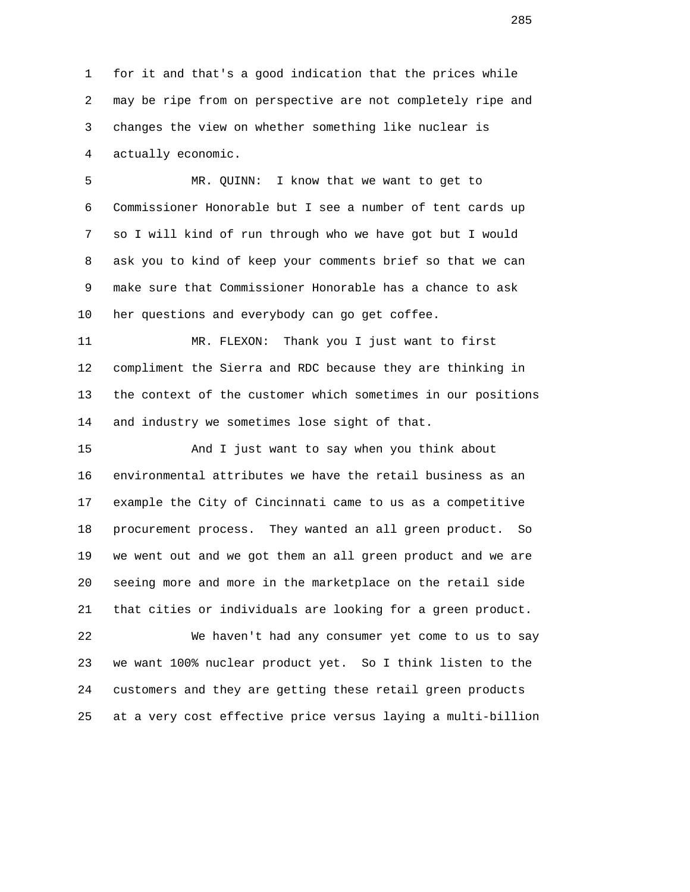for it and that's a good indication that the prices while may be ripe from on perspective are not completely ripe and changes the view on whether something like nuclear is actually economic.

MR. QUINN: I know that we want to get to Commissioner Honorable but I see a number of tent cards up so I will kind of run through who we have got but I would ask you to kind of keep your comments brief so that we can make sure that Commissioner Honorable has a chance to ask her questions and everybody can go get coffee.

MR. FLEXON: Thank you I just want to first compliment the Sierra and RDC because they are thinking in the context of the customer which sometimes in our positions and industry we sometimes lose sight of that.

And I just want to say when you think about environmental attributes we have the retail business as an example the City of Cincinnati came to us as a competitive procurement process. They wanted an all green product. So we went out and we got them an all green product and we are seeing more and more in the marketplace on the retail side that cities or individuals are looking for a green product.

We haven't had any consumer yet come to us to say we want 100% nuclear product yet. So I think listen to the customers and they are getting these retail green products at a very cost effective price versus laying a multi-billion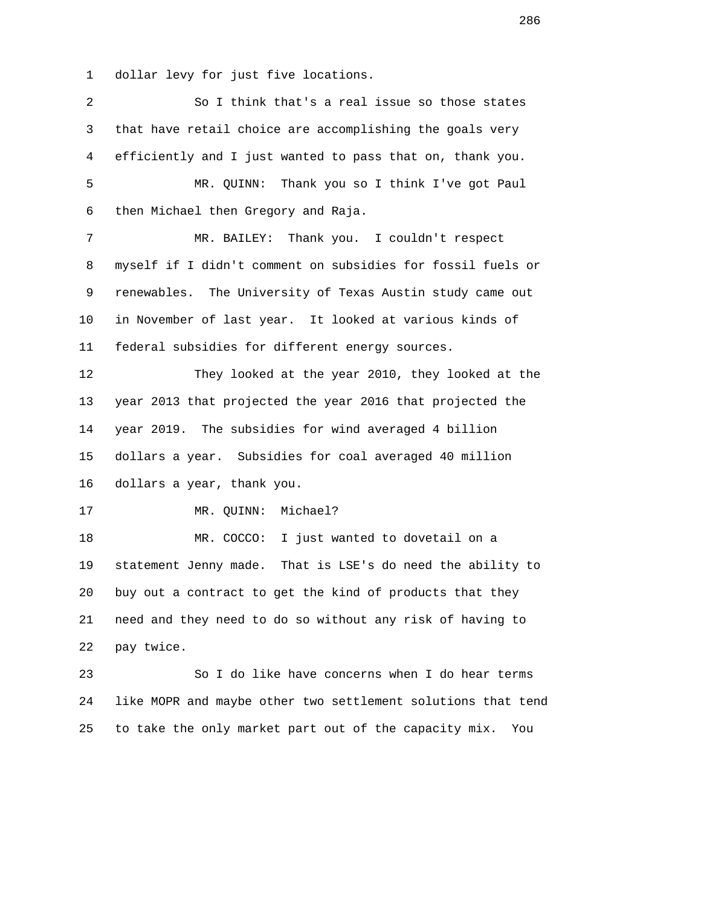1 dollar levy for just five locations.

2 So I think that's a real issue so those states

3 that have retail choice are accomplishing the goals very

4 efficiently and I just wanted to pass that on, thank you.

5 MR. QUINN: Thank you so I think I've got Paul

6 then Michael then Gregory and Raja.

7 MR. BAILEY: Thank you. I couldn't respect

8 myself if I didn't comment on subsidies for fossil fuels or

9 renewables. The University of Texas Austin study came out

10 in November of last year. It looked at various kinds of

11 federal subsidies for different energy sources.

12 They looked at the year 2010, they looked at the

13 year 2013 that projected the year 2016 that projected the

14 year 2019. The subsidies for wind averaged 4 billion

15 dollars a year. Subsidies for coal averaged 40 million

16 dollars a year, thank you.

17 MR. QUINN: Michael?

18 MR. COCCO: I just wanted to dovetail on a

19 statement Jenny made. That is LSE's do need the ability to

20 buy out a contract to get the kind of products that they

21 need and they need to do so without any risk of having to

22 pay twice.

23 So I do like have concerns when I do hear terms

24 like MOPR and maybe other two settlement solutions that tend

25 to take the only market part out of the capacity mix. You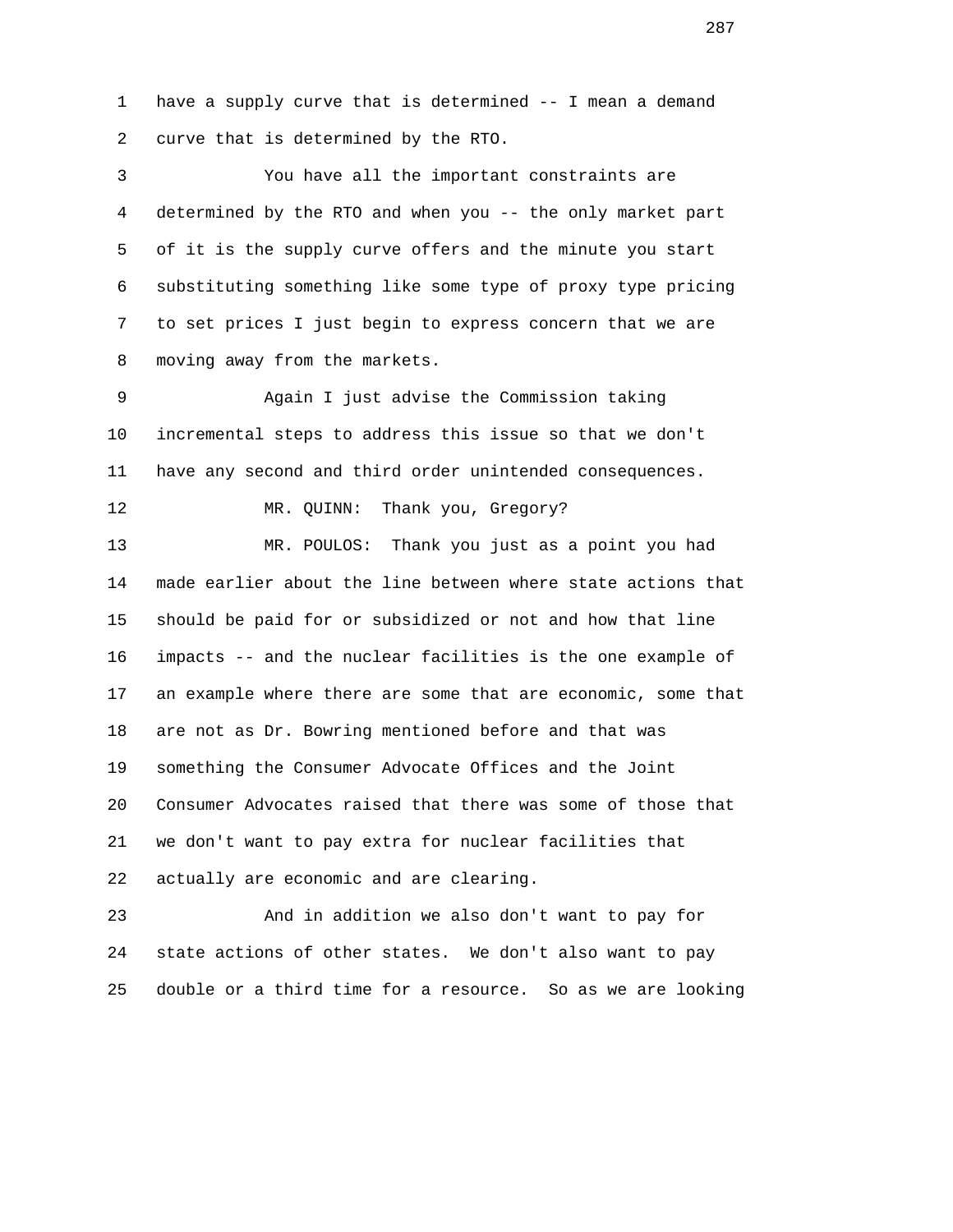have a supply curve that is determined -- I mean a demand curve that is determined by the RTO.

You have all the important constraints are determined by the RTO and when you -- the only market part of it is the supply curve offers and the minute you start substituting something like some type of proxy type pricing to set prices I just begin to express concern that we are moving away from the markets.

Again I just advise the Commission taking incremental steps to address this issue so that we don't have any second and third order unintended consequences.

MR. QUINN: Thank you, Gregory?

MR. POULOS: Thank you just as a point you had made earlier about the line between where state actions that should be paid for or subsidized or not and how that line impacts -- and the nuclear facilities is the one example of an example where there are some that are economic, some that are not as Dr. Bowring mentioned before and that was something the Consumer Advocate Offices and the Joint Consumer Advocates raised that there was some of those that we don't want to pay extra for nuclear facilities that actually are economic and are clearing.

And in addition we also don't want to pay for state actions of other states. We don't also want to pay double or a third time for a resource. So as we are looking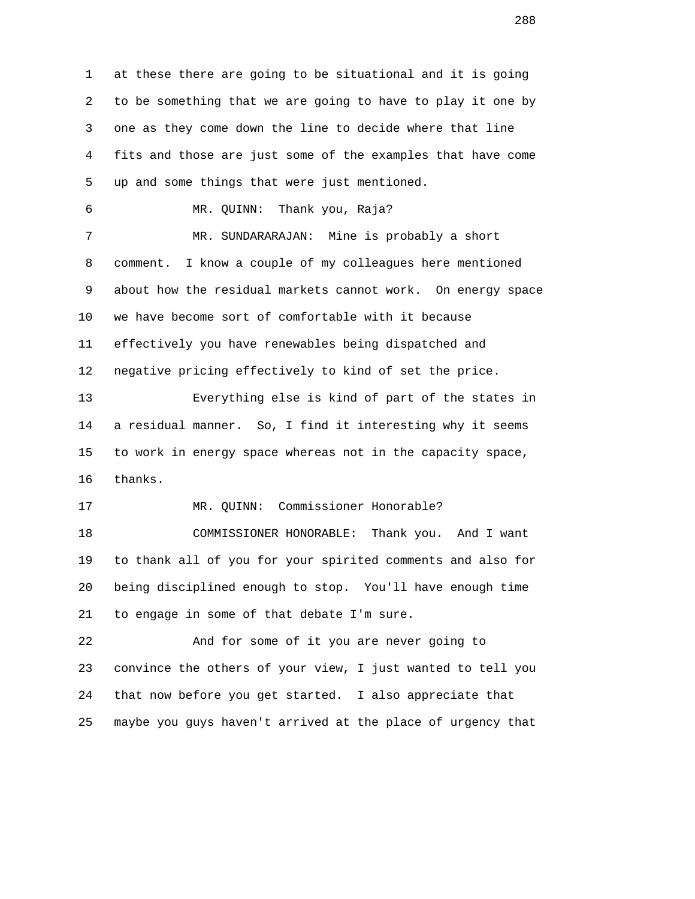at these there are going to be situational and it is going to be something that we are going to have to play it one by one as they come down the line to decide where that line fits and those are just some of the examples that have come up and some things that were just mentioned.

MR. QUINN: Thank you, Raja?

MR. SUNDARARAJAN: Mine is probably a short comment. I know a couple of my colleagues here mentioned about how the residual markets cannot work. On energy space we have become sort of comfortable with it because effectively you have renewables being dispatched and negative pricing effectively to kind of set the price.

Everything else is kind of part of the states in a residual manner. So, I find it interesting why it seems to work in energy space whereas not in the capacity space, thanks.

MR. QUINN: Commissioner Honorable?

COMMISSIONER HONORABLE: Thank you. And I want to thank all of you for your spirited comments and also for being disciplined enough to stop. You'll have enough time to engage in some of that debate I'm sure.

And for some of it you are never going to convince the others of your view, I just wanted to tell you that now before you get started. I also appreciate that maybe you guys haven't arrived at the place of urgency that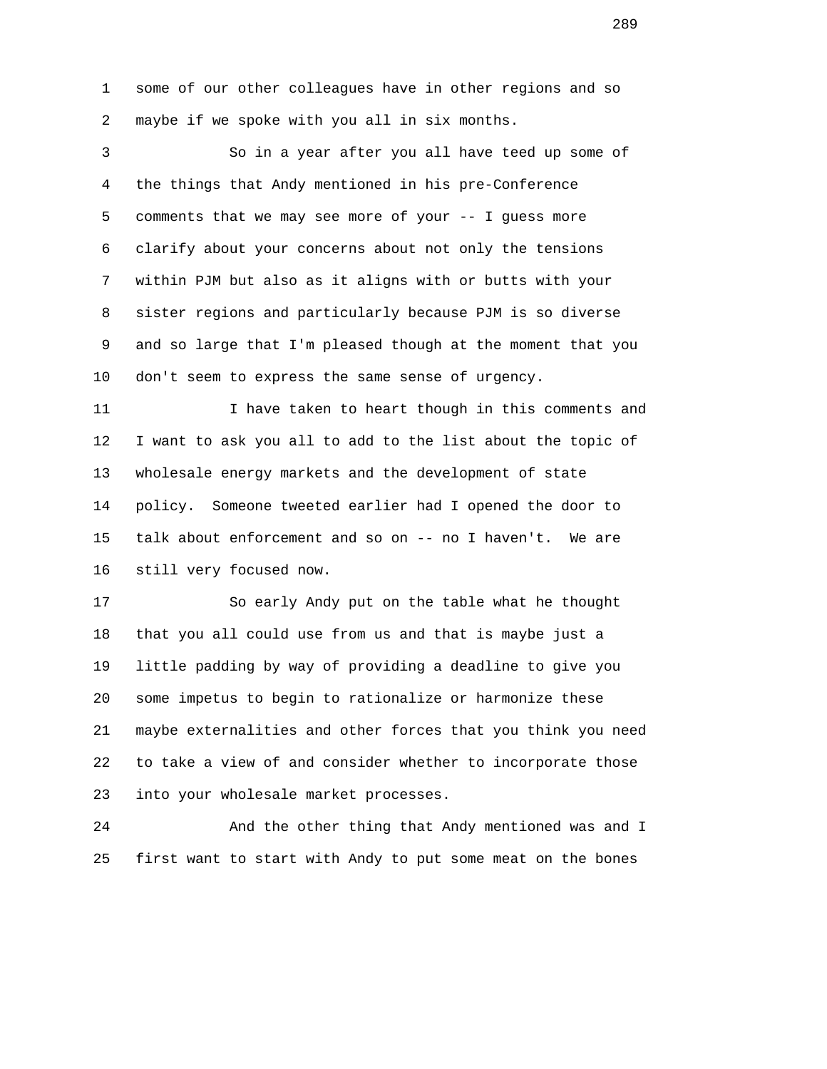some of our other colleagues have in other regions and so maybe if we spoke with you all in six months.

So in a year after you all have teed up some of the things that Andy mentioned in his pre-Conference comments that we may see more of your -- I guess more clarify about your concerns about not only the tensions within PJM but also as it aligns with or butts with your sister regions and particularly because PJM is so diverse and so large that I'm pleased though at the moment that you don't seem to express the same sense of urgency.

I have taken to heart though in this comments and I want to ask you all to add to the list about the topic of wholesale energy markets and the development of state policy. Someone tweeted earlier had I opened the door to talk about enforcement and so on -- no I haven't. We are still very focused now.

So early Andy put on the table what he thought that you all could use from us and that is maybe just a little padding by way of providing a deadline to give you some impetus to begin to rationalize or harmonize these maybe externalities and other forces that you think you need to take a view of and consider whether to incorporate those into your wholesale market processes.

And the other thing that Andy mentioned was and I first want to start with Andy to put some meat on the bones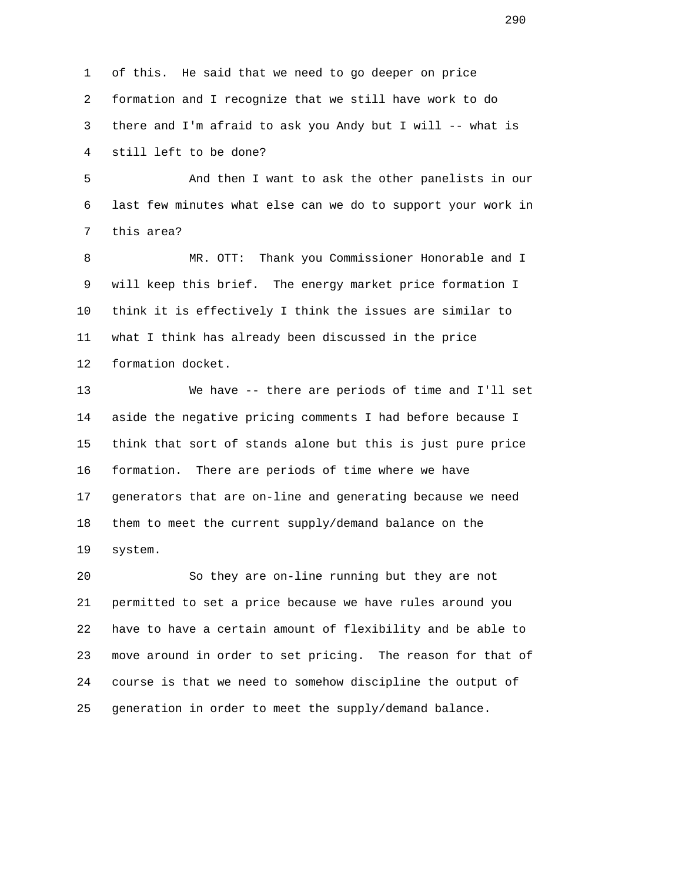of this. He said that we need to go deeper on price formation and I recognize that we still have work to do there and I'm afraid to ask you Andy but I will -- what is still left to be done?

And then I want to ask the other panelists in our last few minutes what else can we do to support your work in this area?

MR. OTT: Thank you Commissioner Honorable and I will keep this brief. The energy market price formation I think it is effectively I think the issues are similar to what I think has already been discussed in the price formation docket.

We have -- there are periods of time and I'll set aside the negative pricing comments I had before because I think that sort of stands alone but this is just pure price formation. There are periods of time where we have generators that are on-line and generating because we need them to meet the current supply/demand balance on the system.

So they are on-line running but they are not permitted to set a price because we have rules around you have to have a certain amount of flexibility and be able to move around in order to set pricing. The reason for that of course is that we need to somehow discipline the output of generation in order to meet the supply/demand balance.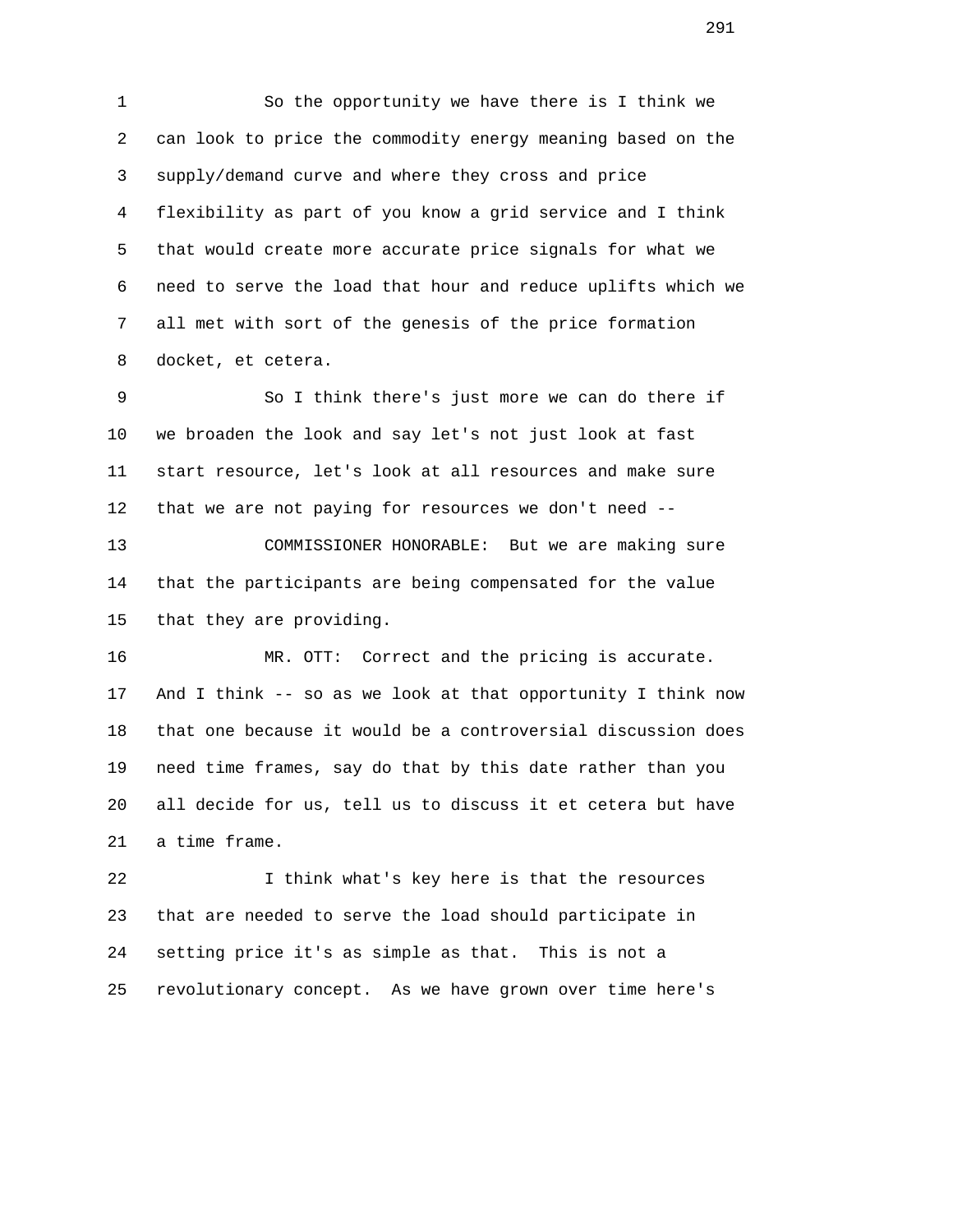So the opportunity we have there is I think we can look to price the commodity energy meaning based on the supply/demand curve and where they cross and price flexibility as part of you know a grid service and I think that would create more accurate price signals for what we need to serve the load that hour and reduce uplifts which we all met with sort of the genesis of the price formation docket, et cetera.

So I think there's just more we can do there if we broaden the look and say let's not just look at fast start resource, let's look at all resources and make sure that we are not paying for resources we don't need --

COMMISSIONER HONORABLE: But we are making sure that the participants are being compensated for the value that they are providing.

MR. OTT: Correct and the pricing is accurate. And I think -- so as we look at that opportunity I think now that one because it would be a controversial discussion does need time frames, say do that by this date rather than you all decide for us, tell us to discuss it et cetera but have a time frame.

I think what's key here is that the resources that are needed to serve the load should participate in setting price it's as simple as that. This is not a revolutionary concept. As we have grown over time here's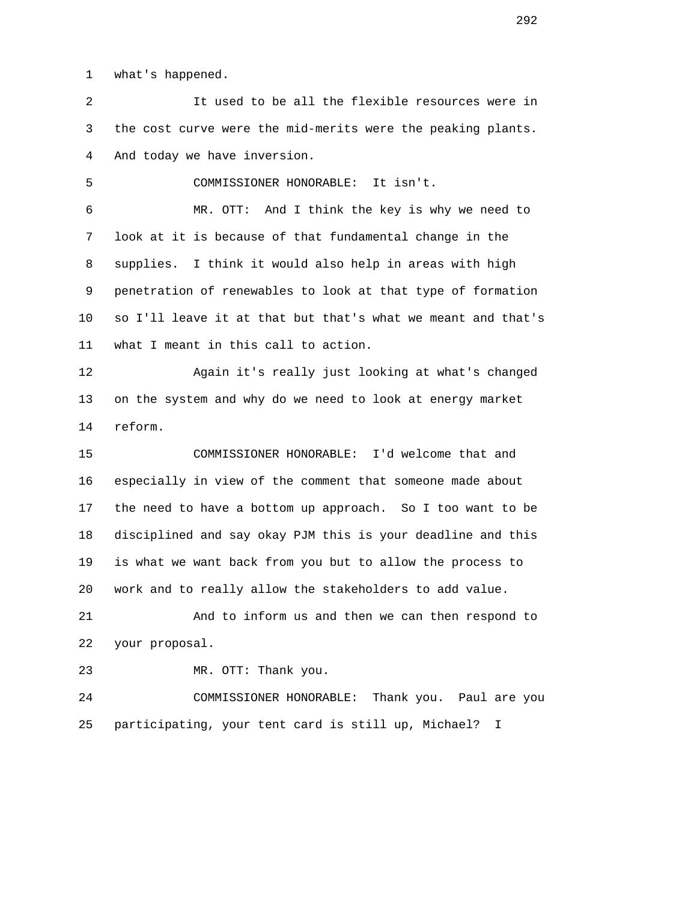what's happened.

It used to be all the flexible resources were in the cost curve were the mid-merits were the peaking plants. And today we have inversion.

COMMISSIONER HONORABLE: It isn't.

MR. OTT: And I think the key is why we need to look at it is because of that fundamental change in the supplies. I think it would also help in areas with high penetration of renewables to look at that type of formation so I'll leave it at that but that's what we meant and that's what I meant in this call to action.

Again it's really just looking at what's changed on the system and why do we need to look at energy market reform.

COMMISSIONER HONORABLE: I'd welcome that and especially in view of the comment that someone made about the need to have a bottom up approach. So I too want to be disciplined and say okay PJM this is your deadline and this is what we want back from you but to allow the process to work and to really allow the stakeholders to add value.

And to inform us and then we can then respond to your proposal.

MR. OTT: Thank you.

COMMISSIONER HONORABLE: Thank you. Paul are you participating, your tent card is still up, Michael? I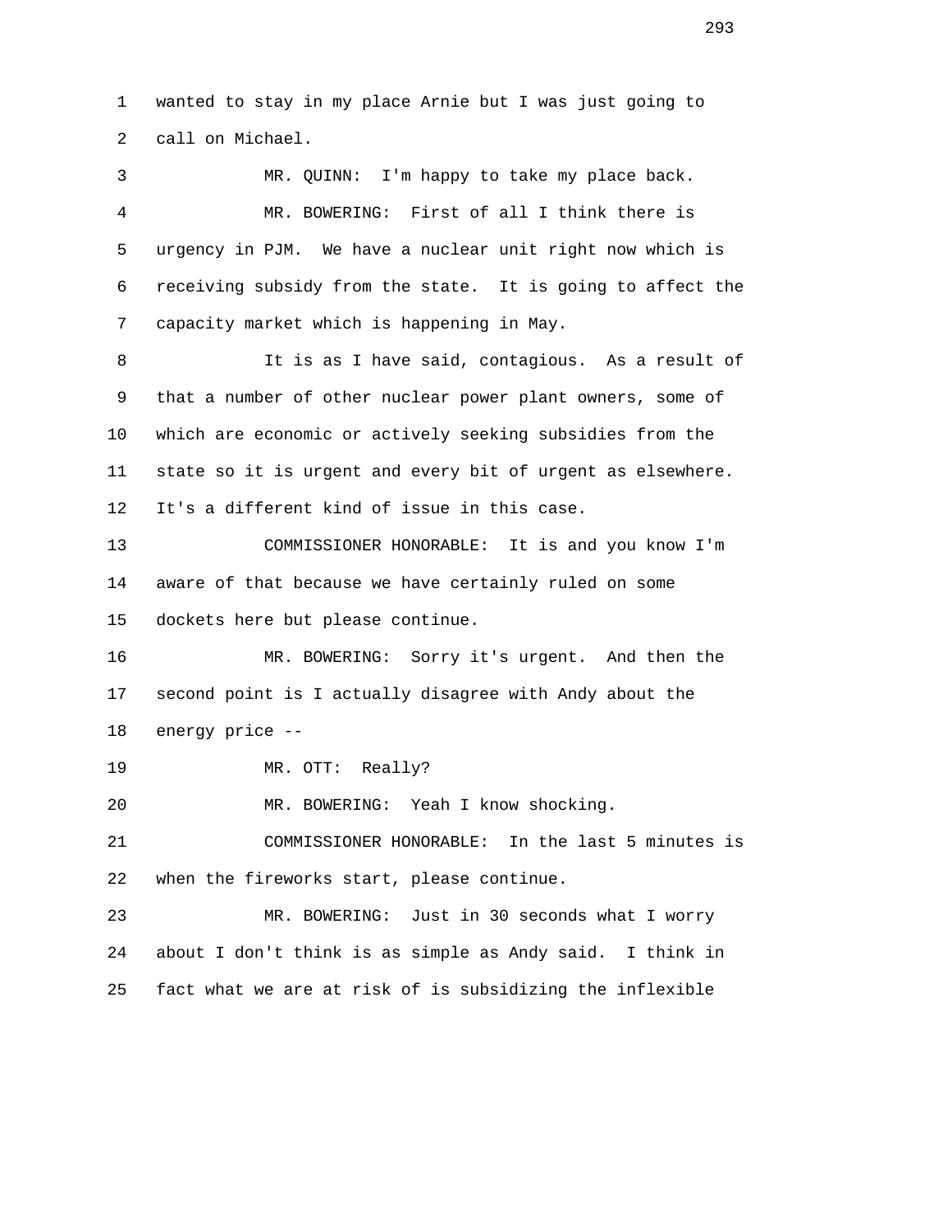wanted to stay in my place Arnie but I was just going to call on Michael.

MR. QUINN: I'm happy to take my place back.

MR. BOWERING: First of all I think there is urgency in PJM. We have a nuclear unit right now which is receiving subsidy from the state. It is going to affect the capacity market which is happening in May.

It is as I have said, contagious. As a result of that a number of other nuclear power plant owners, some of which are economic or actively seeking subsidies from the state so it is urgent and every bit of urgent as elsewhere. It's a different kind of issue in this case.

COMMISSIONER HONORABLE: It is and you know I'm aware of that because we have certainly ruled on some dockets here but please continue.

MR. BOWERING: Sorry it's urgent. And then the second point is I actually disagree with Andy about the energy price --

MR. OTT: Really?

MR. BOWERING: Yeah I know shocking.

COMMISSIONER HONORABLE: In the last 5 minutes is when the fireworks start, please continue.

MR. BOWERING: Just in 30 seconds what I worry about I don't think is as simple as Andy said. I think in fact what we are at risk of is subsidizing the inflexible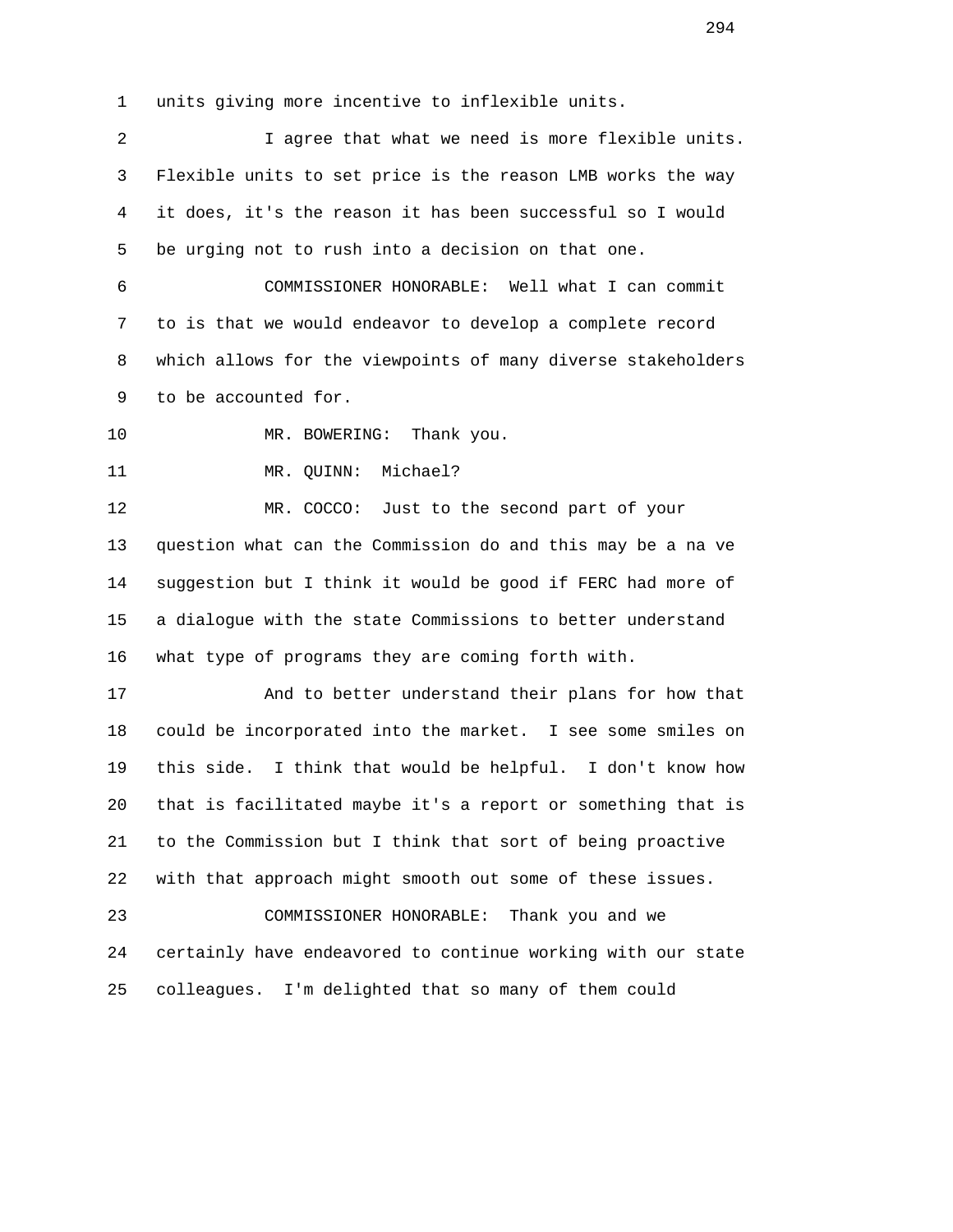units giving more incentive to inflexible units.

I agree that what we need is more flexible units. Flexible units to set price is the reason LMB works the way it does, it's the reason it has been successful so I would be urging not to rush into a decision on that one.

COMMISSIONER HONORABLE: Well what I can commit to is that we would endeavor to develop a complete record which allows for the viewpoints of many diverse stakeholders to be accounted for.

MR. BOWERING: Thank you.

MR. QUINN: Michael?

MR. COCCO: Just to the second part of your question what can the Commission do and this may be a na ve suggestion but I think it would be good if FERC had more of a dialogue with the state Commissions to better understand what type of programs they are coming forth with.

And to better understand their plans for how that could be incorporated into the market. I see some smiles on this side. I think that would be helpful. I don't know how that is facilitated maybe it's a report or something that is to the Commission but I think that sort of being proactive with that approach might smooth out some of these issues.

COMMISSIONER HONORABLE: Thank you and we certainly have endeavored to continue working with our state colleagues. I'm delighted that so many of them could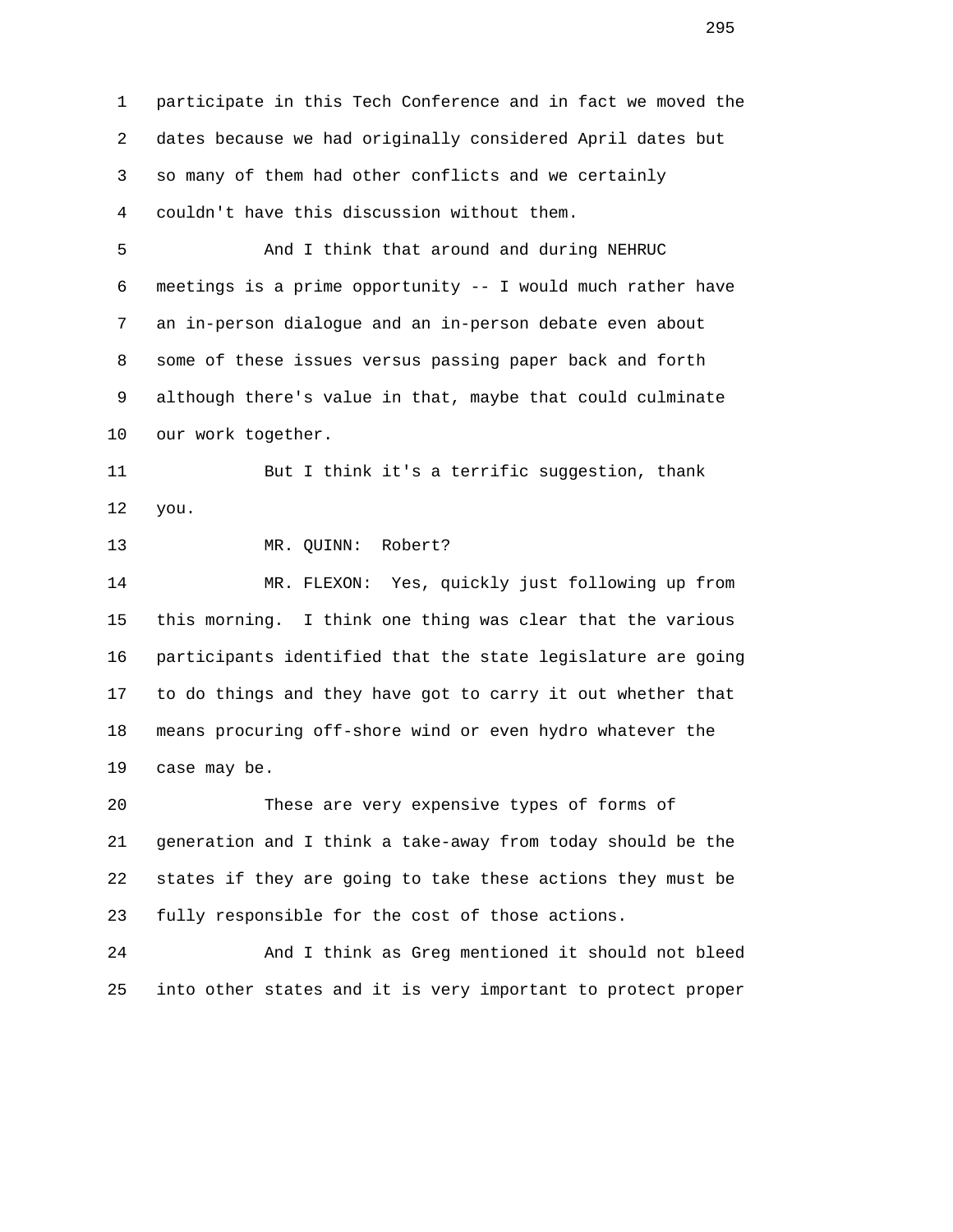participate in this Tech Conference and in fact we moved the dates because we had originally considered April dates but so many of them had other conflicts and we certainly couldn't have this discussion without them.

And I think that around and during NEHRUC meetings is a prime opportunity -- I would much rather have an in-person dialogue and an in-person debate even about some of these issues versus passing paper back and forth although there's value in that, maybe that could culminate our work together.

But I think it's a terrific suggestion, thank you.

MR. QUINN: Robert?

MR. FLEXON: Yes, quickly just following up from this morning. I think one thing was clear that the various participants identified that the state legislature are going to do things and they have got to carry it out whether that means procuring off-shore wind or even hydro whatever the case may be.

These are very expensive types of forms of generation and I think a take-away from today should be the states if they are going to take these actions they must be fully responsible for the cost of those actions.

And I think as Greg mentioned it should not bleed into other states and it is very important to protect proper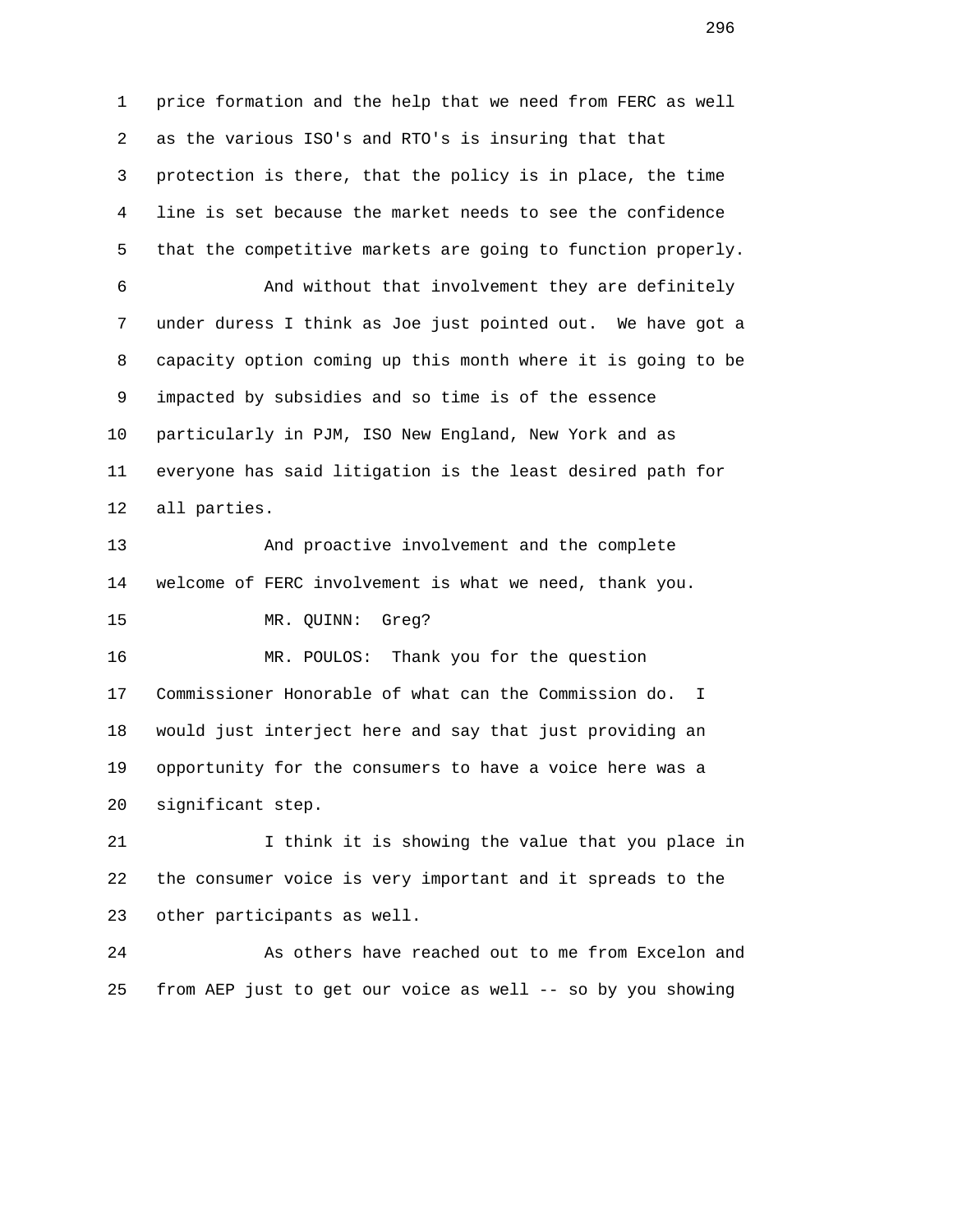price formation and the help that we need from FERC as well as the various ISO's and RTO's is insuring that that protection is there, that the policy is in place, the time line is set because the market needs to see the confidence that the competitive markets are going to function properly.

And without that involvement they are definitely under duress I think as Joe just pointed out. We have got a capacity option coming up this month where it is going to be impacted by subsidies and so time is of the essence particularly in PJM, ISO New England, New York and as everyone has said litigation is the least desired path for all parties.

And proactive involvement and the complete welcome of FERC involvement is what we need, thank you.

MR. QUINN: Greg?

MR. POULOS: Thank you for the question Commissioner Honorable of what can the Commission do. I would just interject here and say that just providing an opportunity for the consumers to have a voice here was a significant step.

I think it is showing the value that you place in the consumer voice is very important and it spreads to the other participants as well.

As others have reached out to me from Excelon and from AEP just to get our voice as well -- so by you showing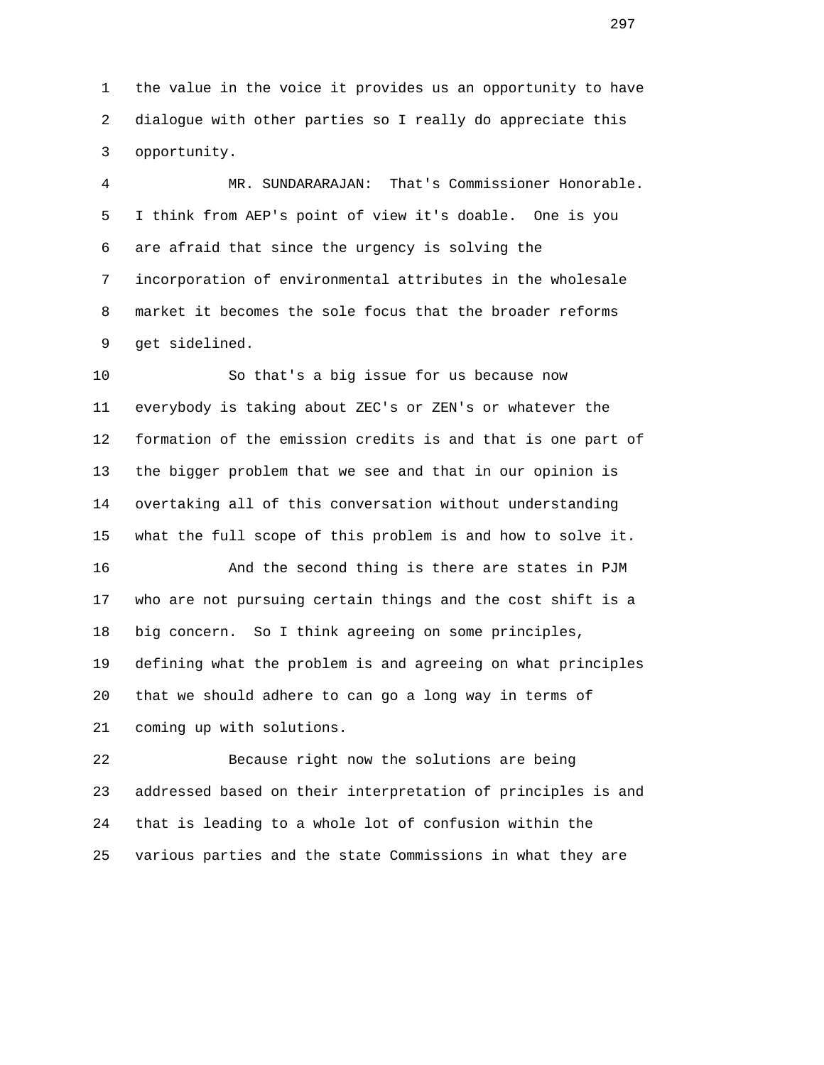the value in the voice it provides us an opportunity to have dialogue with other parties so I really do appreciate this opportunity.

MR. SUNDARARAJAN: That's Commissioner Honorable. I think from AEP's point of view it's doable. One is you are afraid that since the urgency is solving the incorporation of environmental attributes in the wholesale market it becomes the sole focus that the broader reforms get sidelined.

So that's a big issue for us because now everybody is taking about ZEC's or ZEN's or whatever the formation of the emission credits is and that is one part of the bigger problem that we see and that in our opinion is overtaking all of this conversation without understanding what the full scope of this problem is and how to solve it.

And the second thing is there are states in PJM who are not pursuing certain things and the cost shift is a big concern. So I think agreeing on some principles, defining what the problem is and agreeing on what principles that we should adhere to can go a long way in terms of coming up with solutions.

Because right now the solutions are being addressed based on their interpretation of principles is and that is leading to a whole lot of confusion within the various parties and the state Commissions in what they are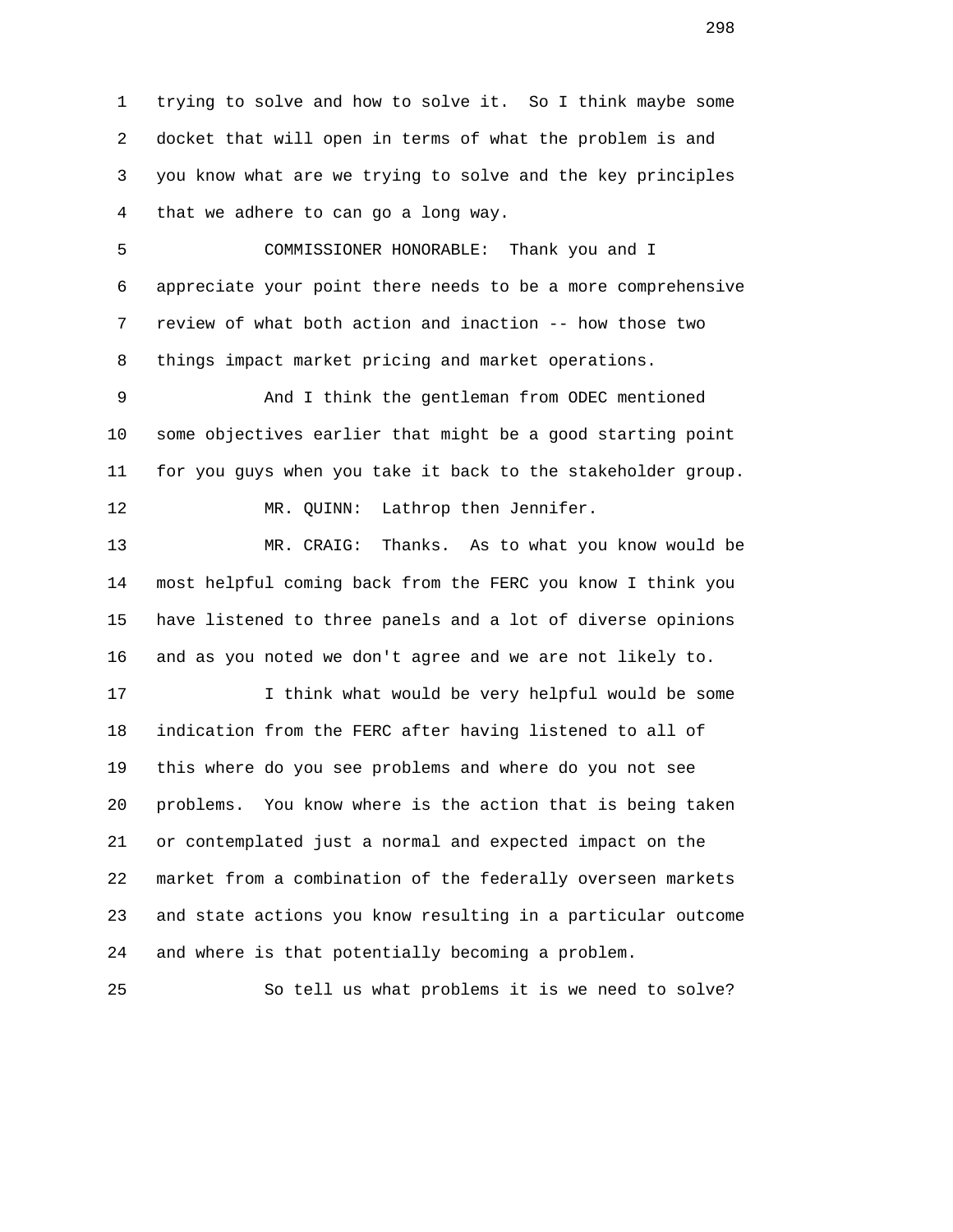trying to solve and how to solve it. So I think maybe some docket that will open in terms of what the problem is and you know what are we trying to solve and the key principles that we adhere to can go a long way.

COMMISSIONER HONORABLE: Thank you and I appreciate your point there needs to be a more comprehensive review of what both action and inaction -- how those two things impact market pricing and market operations.

And I think the gentleman from ODEC mentioned some objectives earlier that might be a good starting point for you guys when you take it back to the stakeholder group.

MR. QUINN: Lathrop then Jennifer.

MR. CRAIG: Thanks. As to what you know would be most helpful coming back from the FERC you know I think you have listened to three panels and a lot of diverse opinions and as you noted we don't agree and we are not likely to.

I think what would be very helpful would be some indication from the FERC after having listened to all of this where do you see problems and where do you not see problems. You know where is the action that is being taken or contemplated just a normal and expected impact on the market from a combination of the federally overseen markets and state actions you know resulting in a particular outcome and where is that potentially becoming a problem.

So tell us what problems it is we need to solve?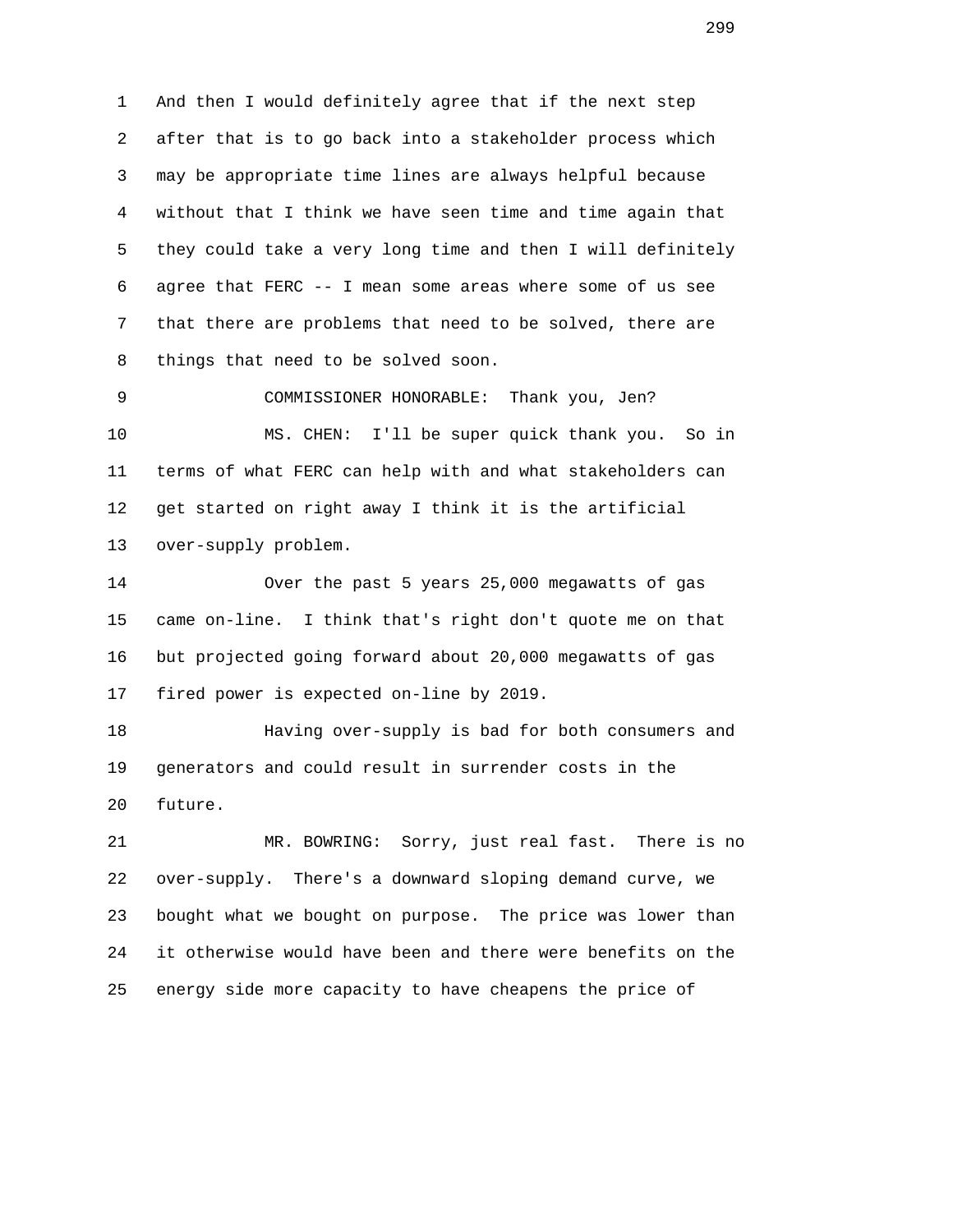And then I would definitely agree that if the next step after that is to go back into a stakeholder process which may be appropriate time lines are always helpful because without that I think we have seen time and time again that they could take a very long time and then I will definitely agree that FERC -- I mean some areas where some of us see that there are problems that need to be solved, there are things that need to be solved soon.

COMMISSIONER HONORABLE: Thank you, Jen?

MS. CHEN: I'll be super quick thank you. So in terms of what FERC can help with and what stakeholders can get started on right away I think it is the artificial over-supply problem.

Over the past 5 years 25,000 megawatts of gas came on-line. I think that's right don't quote me on that but projected going forward about 20,000 megawatts of gas fired power is expected on-line by 2019.

Having over-supply is bad for both consumers and generators and could result in surrender costs in the future.

MR. BOWRING: Sorry, just real fast. There is no over-supply. There's a downward sloping demand curve, we bought what we bought on purpose. The price was lower than it otherwise would have been and there were benefits on the energy side more capacity to have cheapens the price of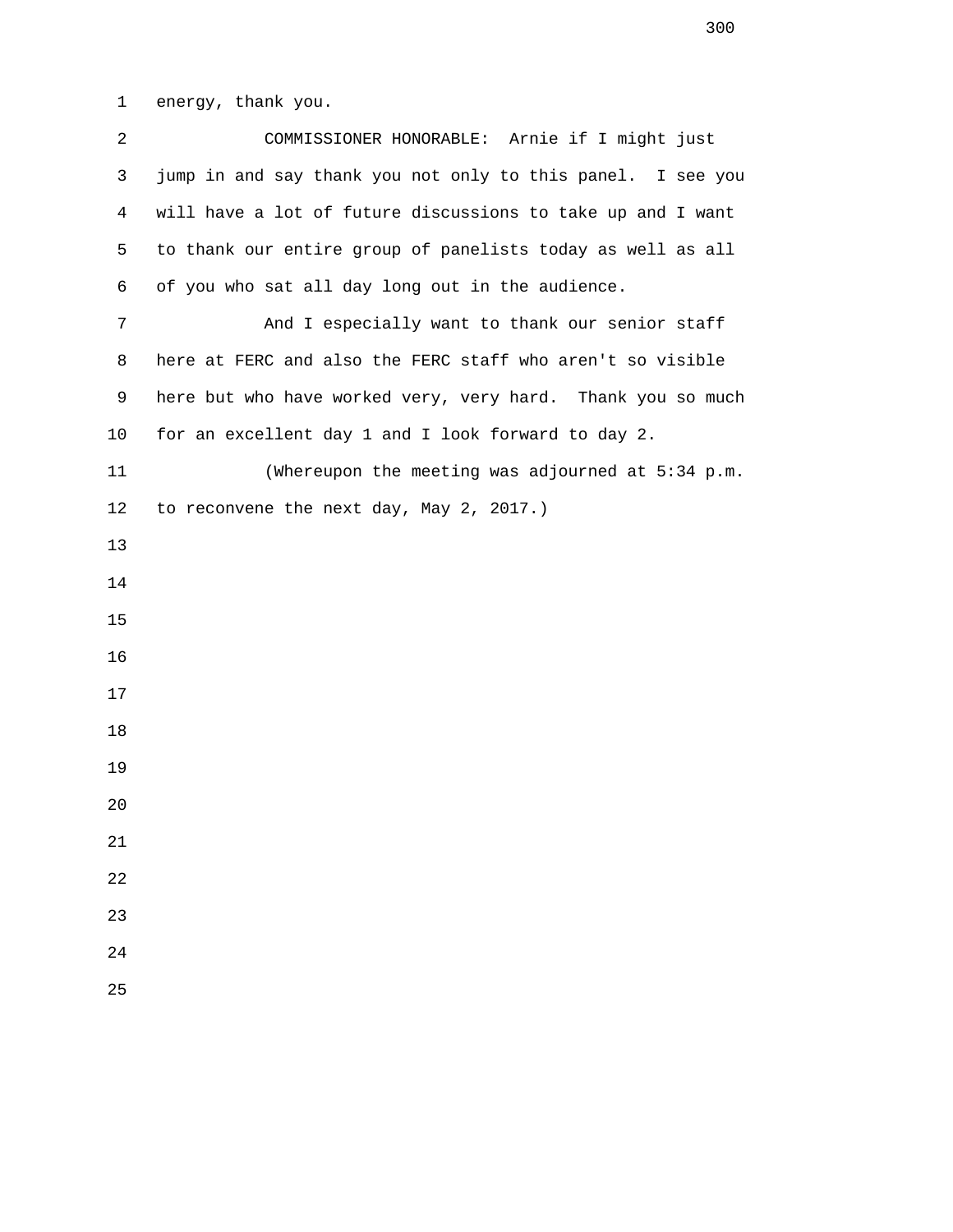energy, thank you.

COMMISSIONER HONORABLE: Arnie if I might just jump in and say thank you not only to this panel. I see you will have a lot of future discussions to take up and I want to thank our entire group of panelists today as well as all of you who sat all day long out in the audience.

And I especially want to thank our senior staff here at FERC and also the FERC staff who aren't so visible here but who have worked very, very hard. Thank you so much for an excellent day 1 and I look forward to day 2.

(Whereupon the meeting was adjourned at 5:34 p.m. to reconvene the next day, May 2, 2017.)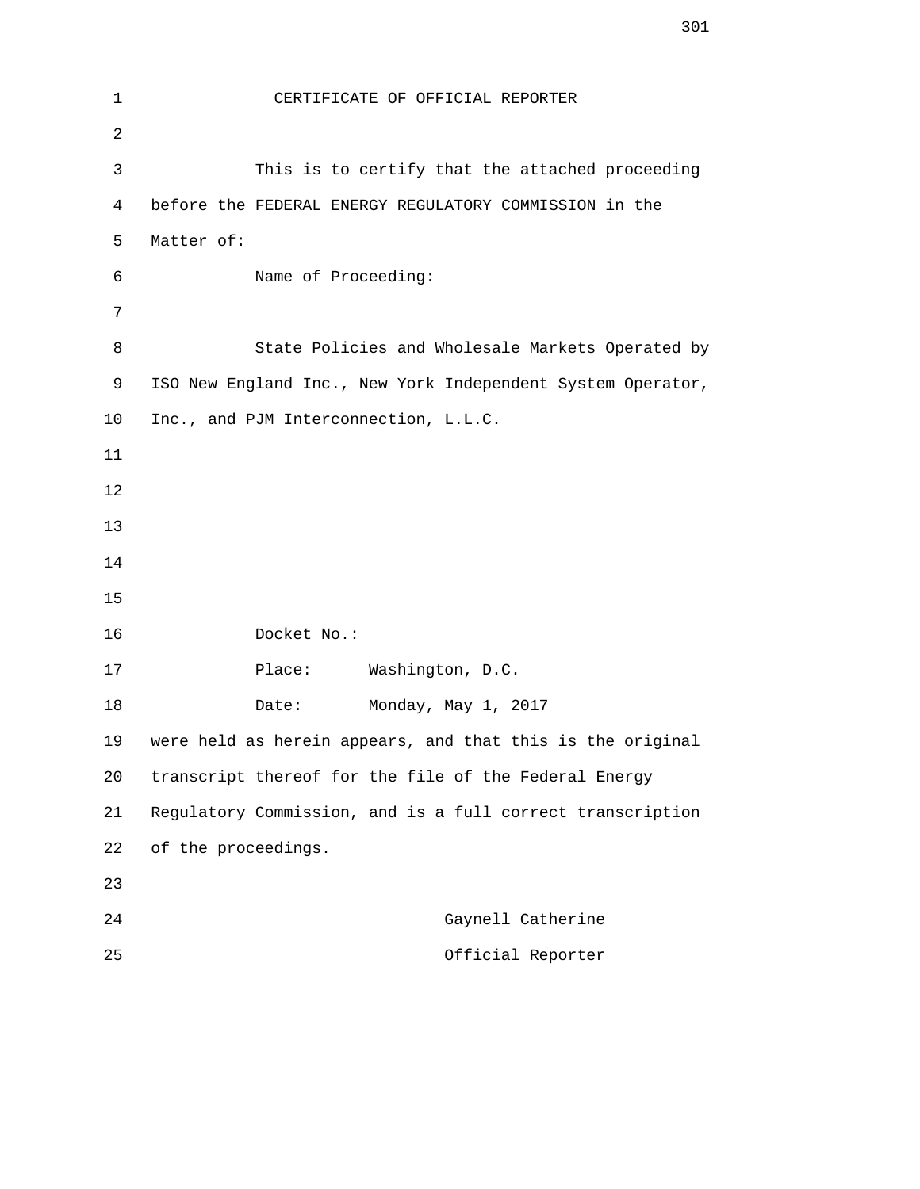# CERTIFICATE OF OFFICIAL REPORTER

This is to certify that the attached proceeding before the FEDERAL ENERGY REGULATORY COMMISSION in the Matter of:

Name of Proceeding:

State Policies and Wholesale Markets Operated by ISO New England Inc., New York Independent System Operator, Inc., and PJM Interconnection, L.L.C.

Docket No.:

Place: Washington, D.C.

Date: Monday, May 1, 2017

were held as herein appears, and that this is the original transcript thereof for the file of the Federal Energy Regulatory Commission, and is a full correct transcription of the proceedings.

Gaynell Catherine

Official Reporter